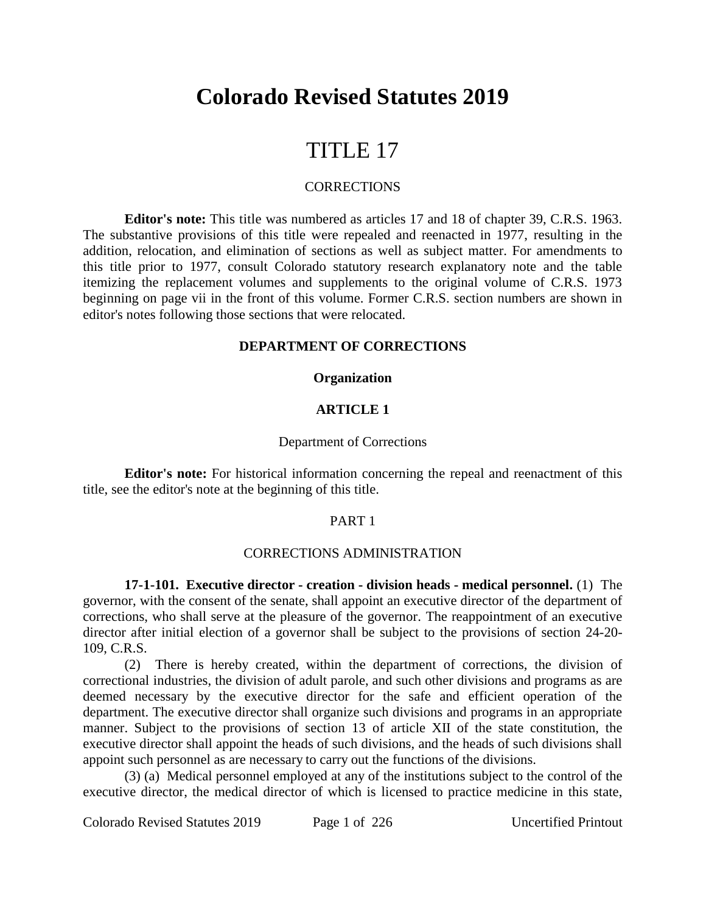# Colorado Revised Statutes 2019

# TITLE 17

## CORRECTIONS

**Editor's note:** This title was numbered as articles 17 and 18 of chapter 39, C.R.S. 1963. The substantive provisions of this title were repealed and reenacted in 1977, resulting in the addition, relocation, and elimination of sections as well as subject matter. For amendments to this title prior to 1977, consult Colorado statutory research explanatory note and the table itemizing the replacement volumes and supplements to the original volume of C.R.S. 1973 beginning on page vii in the front of this volume. Former C.R.S. section numbers are shown in editor's notes following those sections that were relocated.

**DEPARTMENT OF CORRECTIONS**

**Organization**

**ARTICLE 1**

Department of Corrections

**Editor's note:** For historical information concerning the repeal and reenactment of this title, see the editor's note at the beginning of this title.

PART 1

CORRECTIONS ADMINISTRATION

**17-1-101. Executive director - creation - division heads - medical personnel.** (1) The governor, with the consent of the senate, shall appoint an executive director of the department of corrections, who shall serve at the pleasure of the governor. The reappointment of an executive director after initial election of a governor shall be subject to the provisions of section 24-20-109, C.R.S.

(2) There is hereby created, within the department of corrections, the division of correctional industries, the division of adult parole, and such other divisions and programs as are deemed necessary by the executive director for the safe and efficient operation of the department. The executive director shall organize such divisions and programs in an appropriate manner. Subject to the provisions of section 13 of article XII of the state constitution, the executive director shall appoint the heads of such divisions, and the heads of such divisions shall appoint such personnel as are necessary to carry out the functions of the divisions.

(3) (a) Medical personnel employed at any of the institutions subject to the control of the executive director, the medical director of which is licensed to practice medicine in this state,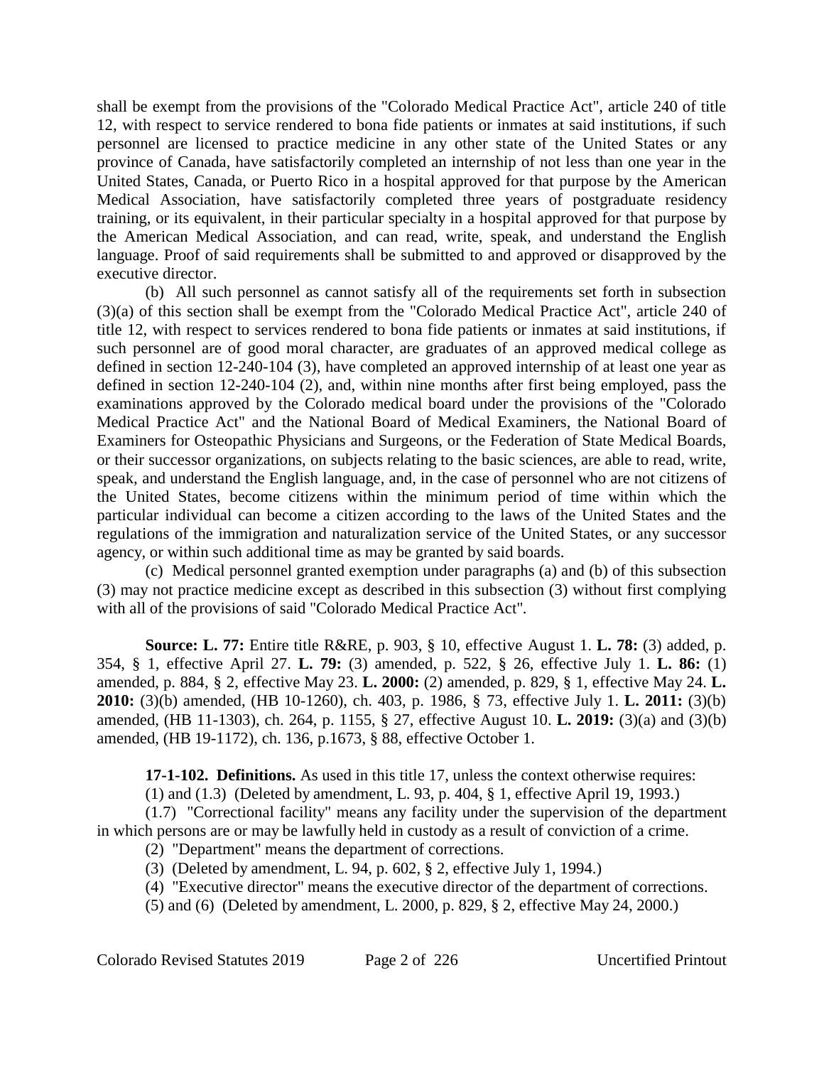shall be exempt from the provisions of the "Colorado Medical Practice Act", article 240 of title 12, with respect to service rendered to bona fide patients or inmates at said institutions, if such personnel are licensed to practice medicine in any other state of the United States or any province of Canada, have satisfactorily completed an internship of not less than one year in the United States, Canada, or Puerto Rico in a hospital approved for that purpose by the American Medical Association, have satisfactorily completed three years of postgraduate residency training, or its equivalent, in their particular specialty in a hospital approved for that purpose by the American Medical Association, and can read, write, speak, and understand the English language. Proof of said requirements shall be submitted to and approved or disapproved by the executive director.

(b) All such personnel as cannot satisfy all of the requirements set forth in subsection (3)(a) of this section shall be exempt from the "Colorado Medical Practice Act", article 240 of title 12, with respect to services rendered to bona fide patients or inmates at said institutions, if such personnel are of good moral character, are graduates of an approved medical college as defined in section 12-240-104 (3), have completed an approved internship of at least one year as defined in section 12-240-104 (2), and, within nine months after first being employed, pass the examinations approved by the Colorado medical board under the provisions of the "Colorado Medical Practice Act" and the National Board of Medical Examiners, the National Board of Examiners for Osteopathic Physicians and Surgeons, or the Federation of State Medical Boards, or their successor organizations, on subjects relating to the basic sciences, are able to read, write, speak, and understand the English language, and, in the case of personnel who are not citizens of the United States, become citizens within the minimum period of time within which the particular individual can become a citizen according to the laws of the United States and the regulations of the immigration and naturalization service of the United States, or any successor agency, or within such additional time as may be granted by said boards.

(c) Medical personnel granted exemption under paragraphs (a) and (b) of this subsection (3) may not practice medicine except as described in this subsection (3) without first complying with all of the provisions of said "Colorado Medical Practice Act".

**Source: L. 77:** Entire title R&RE, p. 903, § 10, effective August 1. **L. 78:** (3) added, p. 354, § 1, effective April 27. **L. 79:** (3) amended, p. 522, § 26, effective July 1. **L. 86:** (1) amended, p. 884, § 2, effective May 23. **L. 2000:** (2) amended, p. 829, § 1, effective May 24. **L. 2010:** (3)(b) amended, (HB 10-1260), ch. 403, p. 1986, § 73, effective July 1. **L. 2011:** (3)(b) amended, (HB 11-1303), ch. 264, p. 1155, § 27, effective August 10. **L. 2019:** (3)(a) and (3)(b) amended, (HB 19-1172), ch. 136, p.1673, § 88, effective October 1.

**17-1-102. Definitions.** As used in this title 17, unless the context otherwise requires:

(1) and (1.3) (Deleted by amendment, L. 93, p. 404, § 1, effective April 19, 1993.)

(1.7) "Correctional facility" means any facility under the supervision of the department in which persons are or may be lawfully held in custody as a result of conviction of a crime.

(2) "Department" means the department of corrections.

(3) (Deleted by amendment, L. 94, p. 602, § 2, effective July 1, 1994.)

(4) "Executive director" means the executive director of the department of corrections.

(5) and (6) (Deleted by amendment, L. 2000, p. 829, § 2, effective May 24, 2000.)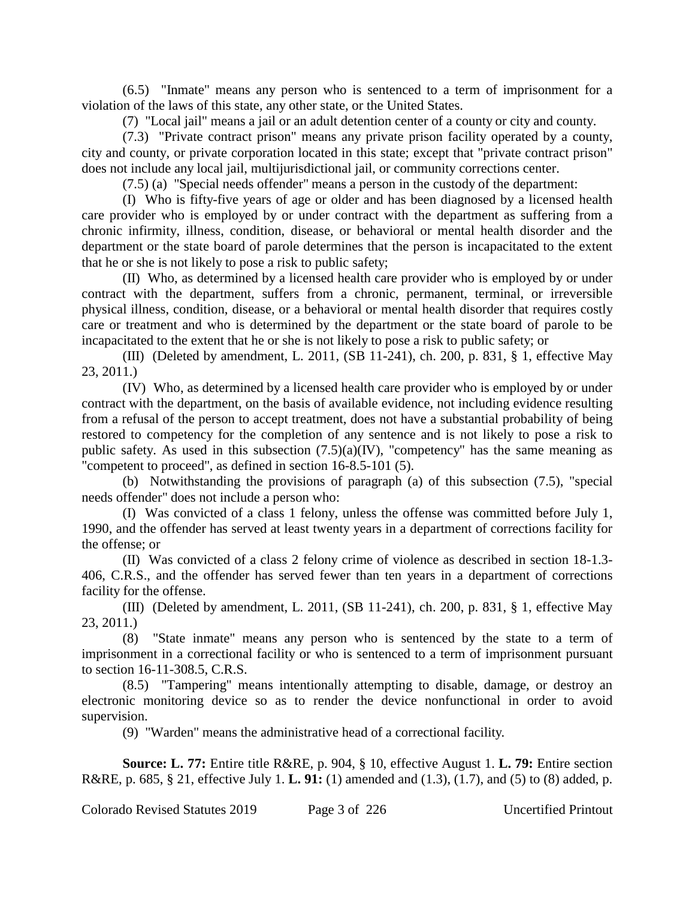(6.5) "Inmate" means any person who is sentenced to a term of imprisonment for a violation of the laws of this state, any other state, or the United States.

(7) "Local jail" means a jail or an adult detention center of a county or city and county.

(7.3) "Private contract prison" means any private prison facility operated by a county, city and county, or private corporation located in this state; except that "private contract prison" does not include any local jail, multijurisdictional jail, or community corrections center.

(7.5) (a) "Special needs offender" means a person in the custody of the department:

(I) Who is fifty-five years of age or older and has been diagnosed by a licensed health care provider who is employed by or under contract with the department as suffering from a chronic infirmity, illness, condition, disease, or behavioral or mental health disorder and the department or the state board of parole determines that the person is incapacitated to the extent that he or she is not likely to pose a risk to public safety;

(II) Who, as determined by a licensed health care provider who is employed by or under contract with the department, suffers from a chronic, permanent, terminal, or irreversible physical illness, condition, disease, or a behavioral or mental health disorder that requires costly care or treatment and who is determined by the department or the state board of parole to be incapacitated to the extent that he or she is not likely to pose a risk to public safety; or

(III) (Deleted by amendment, L. 2011, (SB 11-241), ch. 200, p. 831, § 1, effective May 23, 2011.)

(IV) Who, as determined by a licensed health care provider who is employed by or under contract with the department, on the basis of available evidence, not including evidence resulting from a refusal of the person to accept treatment, does not have a substantial probability of being restored to competency for the completion of any sentence and is not likely to pose a risk to public safety. As used in this subsection (7.5)(a)(IV), "competency" has the same meaning as "competent to proceed", as defined in section 16-8.5-101 (5).

(b) Notwithstanding the provisions of paragraph (a) of this subsection (7.5), "special needs offender" does not include a person who:

(I) Was convicted of a class 1 felony, unless the offense was committed before July 1, 1990, and the offender has served at least twenty years in a department of corrections facility for the offense; or

(II) Was convicted of a class 2 felony crime of violence as described in section 18-1.3-406, C.R.S., and the offender has served fewer than ten years in a department of corrections facility for the offense.

(III) (Deleted by amendment, L. 2011, (SB 11-241), ch. 200, p. 831, § 1, effective May 23, 2011.)

(8) "State inmate" means any person who is sentenced by the state to a term of imprisonment in a correctional facility or who is sentenced to a term of imprisonment pursuant to section 16-11-308.5, C.R.S.

(8.5) "Tampering" means intentionally attempting to disable, damage, or destroy an electronic monitoring device so as to render the device nonfunctional in order to avoid supervision.

(9) "Warden" means the administrative head of a correctional facility.

**Source: L. 77:** Entire title R&RE, p. 904, § 10, effective August 1. **L. 79:** Entire section R&RE, p. 685, § 21, effective July 1. **L. 91:** (1) amended and (1.3), (1.7), and (5) to (8) added, p.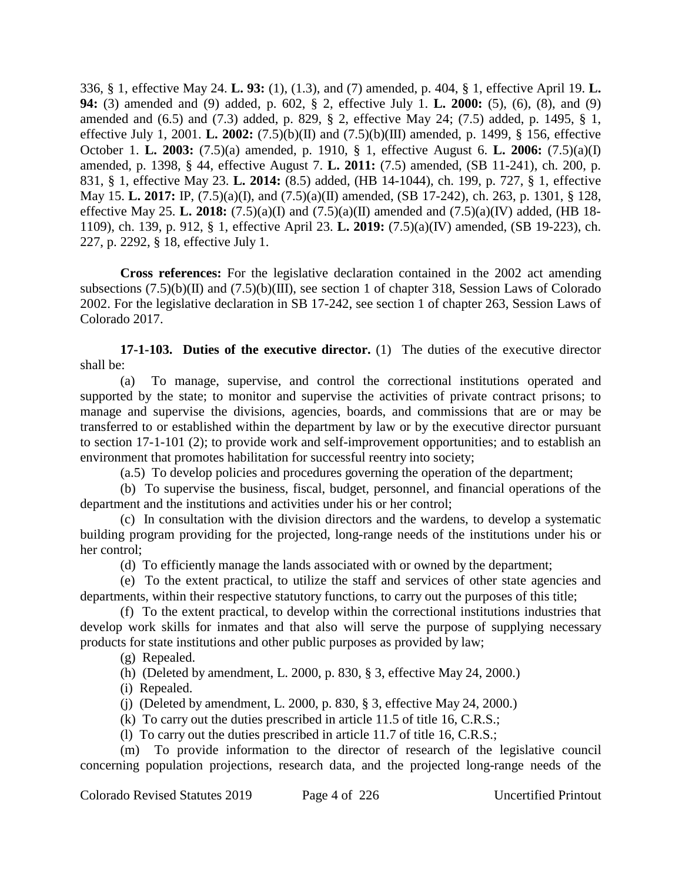336, § 1, effective May 24. **L. 93:** (1), (1.3), and (7) amended, p. 404, § 1, effective April 19. **L. 94:** (3) amended and (9) added, p. 602, § 2, effective July 1. **L. 2000:** (5), (6), (8), and (9) amended and (6.5) and (7.3) added, p. 829, § 2, effective May 24; (7.5) added, p. 1495, § 1, effective July 1, 2001. **L. 2002:** (7.5)(b)(II) and (7.5)(b)(III) amended, p. 1499, § 156, effective October 1. **L. 2003:** (7.5)(a) amended, p. 1910, § 1, effective August 6. **L. 2006:** (7.5)(a)(I) amended, p. 1398, § 44, effective August 7. **L. 2011:** (7.5) amended, (SB 11-241), ch. 200, p. 831, § 1, effective May 23. **L. 2014:** (8.5) added, (HB 14-1044), ch. 199, p. 727, § 1, effective May 15. **L. 2017:** IP, (7.5)(a)(I), and (7.5)(a)(II) amended, (SB 17-242), ch. 263, p. 1301, § 128, effective May 25. **L. 2018:** (7.5)(a)(I) and (7.5)(a)(II) amended and (7.5)(a)(IV) added, (HB 18-1109), ch. 139, p. 912, § 1, effective April 23. **L. 2019:** (7.5)(a)(IV) amended, (SB 19-223), ch. 227, p. 2292, § 18, effective July 1.

**Cross references:** For the legislative declaration contained in the 2002 act amending subsections (7.5)(b)(II) and (7.5)(b)(III), see section 1 of chapter 318, Session Laws of Colorado 2002. For the legislative declaration in SB 17-242, see section 1 of chapter 263, Session Laws of Colorado 2017.

**17-1-103. Duties of the executive director.** (1) The duties of the executive director shall be:

(a) To manage, supervise, and control the correctional institutions operated and supported by the state; to monitor and supervise the activities of private contract prisons; to manage and supervise the divisions, agencies, boards, and commissions that are or may be transferred to or established within the department by law or by the executive director pursuant to section 17-1-101 (2); to provide work and self-improvement opportunities; and to establish an environment that promotes habilitation for successful reentry into society;

(a.5) To develop policies and procedures governing the operation of the department;

(b) To supervise the business, fiscal, budget, personnel, and financial operations of the department and the institutions and activities under his or her control;

(c) In consultation with the division directors and the wardens, to develop a systematic building program providing for the projected, long-range needs of the institutions under his or her control;

(d) To efficiently manage the lands associated with or owned by the department;

(e) To the extent practical, to utilize the staff and services of other state agencies and departments, within their respective statutory functions, to carry out the purposes of this title;

(f) To the extent practical, to develop within the correctional institutions industries that develop work skills for inmates and that also will serve the purpose of supplying necessary products for state institutions and other public purposes as provided by law;

(g) Repealed.

(h) (Deleted by amendment, L. 2000, p. 830, § 3, effective May 24, 2000.)

(i) Repealed.

(j) (Deleted by amendment, L. 2000, p. 830, § 3, effective May 24, 2000.)

(k) To carry out the duties prescribed in article 11.5 of title 16, C.R.S.;

(l) To carry out the duties prescribed in article 11.7 of title 16, C.R.S.;

(m) To provide information to the director of research of the legislative council concerning population projections, research data, and the projected long-range needs of the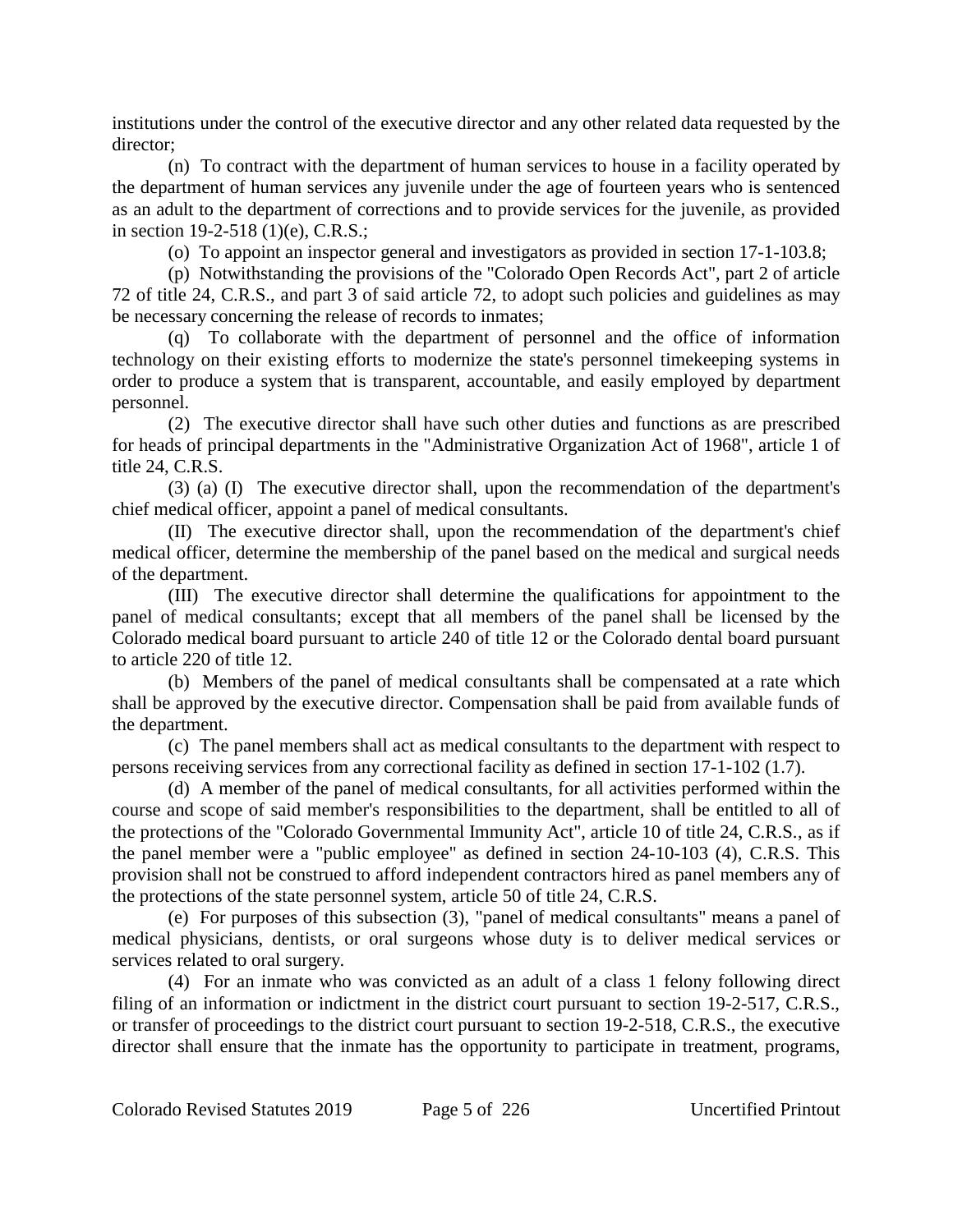institutions under the control of the executive director and any other related data requested by the director;

(n) To contract with the department of human services to house in a facility operated by the department of human services any juvenile under the age of fourteen years who is sentenced as an adult to the department of corrections and to provide services for the juvenile, as provided in section 19-2-518 (1)(e), C.R.S.;

(o) To appoint an inspector general and investigators as provided in section 17-1-103.8;

(p) Notwithstanding the provisions of the "Colorado Open Records Act", part 2 of article 72 of title 24, C.R.S., and part 3 of said article 72, to adopt such policies and guidelines as may be necessary concerning the release of records to inmates;

(q) To collaborate with the department of personnel and the office of information technology on their existing efforts to modernize the state's personnel timekeeping systems in order to produce a system that is transparent, accountable, and easily employed by department personnel.

(2) The executive director shall have such other duties and functions as are prescribed for heads of principal departments in the "Administrative Organization Act of 1968", article 1 of title 24, C.R.S.

(3) (a) (I) The executive director shall, upon the recommendation of the department's chief medical officer, appoint a panel of medical consultants.

(II) The executive director shall, upon the recommendation of the department's chief medical officer, determine the membership of the panel based on the medical and surgical needs of the department.

(III) The executive director shall determine the qualifications for appointment to the panel of medical consultants; except that all members of the panel shall be licensed by the Colorado medical board pursuant to article 240 of title 12 or the Colorado dental board pursuant to article 220 of title 12.

(b) Members of the panel of medical consultants shall be compensated at a rate which shall be approved by the executive director. Compensation shall be paid from available funds of the department.

(c) The panel members shall act as medical consultants to the department with respect to persons receiving services from any correctional facility as defined in section 17-1-102 (1.7).

(d) A member of the panel of medical consultants, for all activities performed within the course and scope of said member's responsibilities to the department, shall be entitled to all of the protections of the "Colorado Governmental Immunity Act", article 10 of title 24, C.R.S., as if the panel member were a "public employee" as defined in section 24-10-103 (4), C.R.S. This provision shall not be construed to afford independent contractors hired as panel members any of the protections of the state personnel system, article 50 of title 24, C.R.S.

(e) For purposes of this subsection (3), "panel of medical consultants" means a panel of medical physicians, dentists, or oral surgeons whose duty is to deliver medical services or services related to oral surgery.

(4) For an inmate who was convicted as an adult of a class 1 felony following direct filing of an information or indictment in the district court pursuant to section 19-2-517, C.R.S., or transfer of proceedings to the district court pursuant to section 19-2-518, C.R.S., the executive director shall ensure that the inmate has the opportunity to participate in treatment, programs,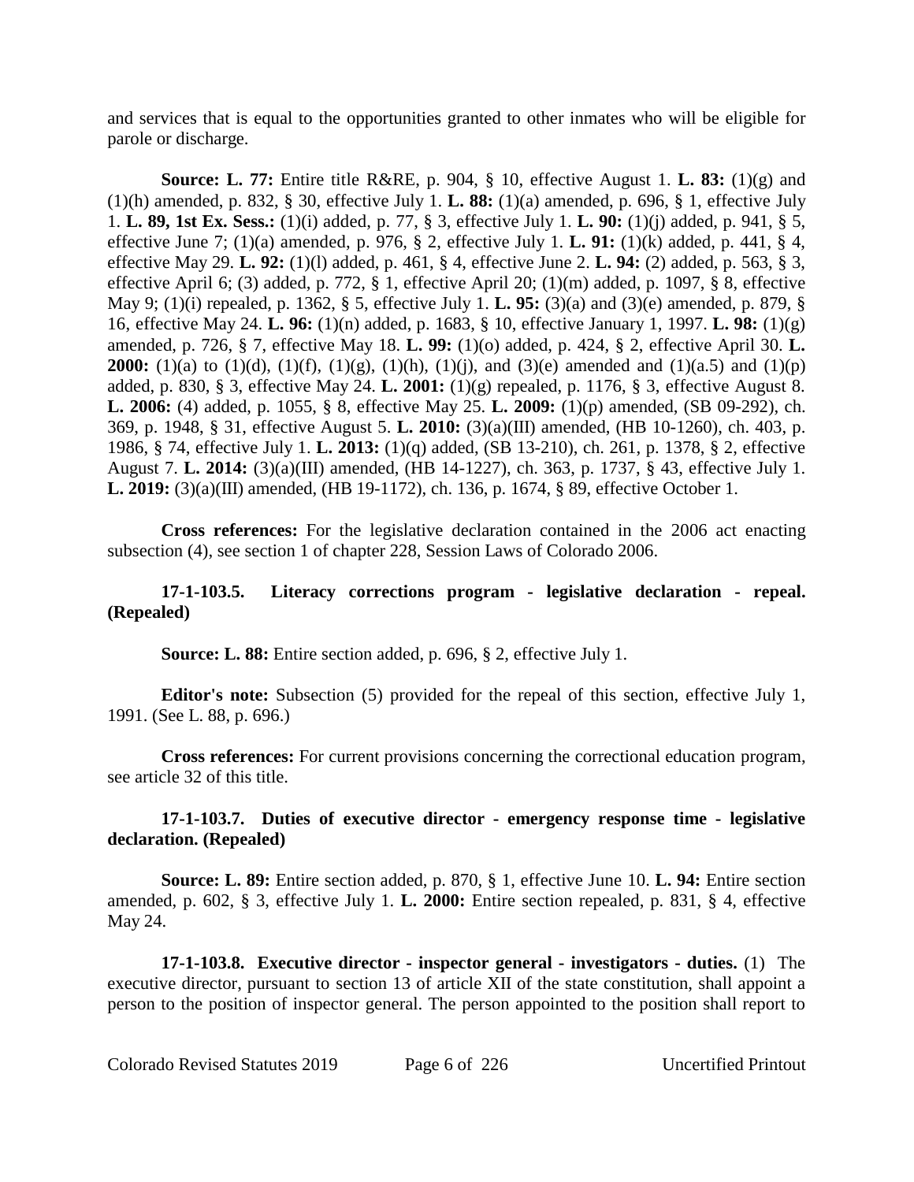and services that is equal to the opportunities granted to other inmates who will be eligible for parole or discharge.

**Source: L. 77:** Entire title R&RE, p. 904, § 10, effective August 1. **L. 83:** (1)(g) and (1)(h) amended, p. 832, § 30, effective July 1. **L. 88:** (1)(a) amended, p. 696, § 1, effective July 1. **L. 89, 1st Ex. Sess.:** (1)(i) added, p. 77, § 3, effective July 1. **L. 90:** (1)(j) added, p. 941, § 5, effective June 7; (1)(a) amended, p. 976, § 2, effective July 1. **L. 91:** (1)(k) added, p. 441, § 4, effective May 29. **L. 92:** (1)(l) added, p. 461, § 4, effective June 2. **L. 94:** (2) added, p. 563, § 3, effective April 6; (3) added, p. 772, § 1, effective April 20; (1)(m) added, p. 1097, § 8, effective May 9; (1)(i) repealed, p. 1362, § 5, effective July 1. **L. 95:** (3)(a) and (3)(e) amended, p. 879, § 16, effective May 24. **L. 96:** (1)(n) added, p. 1683, § 10, effective January 1, 1997. **L. 98:** (1)(g) amended, p. 726, § 7, effective May 18. **L. 99:** (1)(o) added, p. 424, § 2, effective April 30. **L. 2000:** (1)(a) to (1)(d), (1)(f), (1)(g), (1)(h), (1)(j), and (3)(e) amended and (1)(a.5) and (1)(p) added, p. 830, § 3, effective May 24. **L. 2001:** (1)(g) repealed, p. 1176, § 3, effective August 8. **L. 2006:** (4) added, p. 1055, § 8, effective May 25. **L. 2009:** (1)(p) amended, (SB 09-292), ch. 369, p. 1948, § 31, effective August 5. **L. 2010:** (3)(a)(III) amended, (HB 10-1260), ch. 403, p. 1986, § 74, effective July 1. **L. 2013:** (1)(q) added, (SB 13-210), ch. 261, p. 1378, § 2, effective August 7. **L. 2014:** (3)(a)(III) amended, (HB 14-1227), ch. 363, p. 1737, § 43, effective July 1. **L. 2019:** (3)(a)(III) amended, (HB 19-1172), ch. 136, p. 1674, § 89, effective October 1.

**Cross references:** For the legislative declaration contained in the 2006 act enacting subsection (4), see section 1 of chapter 228, Session Laws of Colorado 2006.

**17-1-103.5. Literacy corrections program - legislative declaration - repeal. (Repealed)**

**Source: L. 88:** Entire section added, p. 696, § 2, effective July 1.

**Editor's note:** Subsection (5) provided for the repeal of this section, effective July 1, 1991. (See L. 88, p. 696.)

**Cross references:** For current provisions concerning the correctional education program, see article 32 of this title.

**17-1-103.7. Duties of executive director - emergency response time - legislative declaration. (Repealed)**

**Source: L. 89:** Entire section added, p. 870, § 1, effective June 10. **L. 94:** Entire section amended, p. 602, § 3, effective July 1. **L. 2000:** Entire section repealed, p. 831, § 4, effective May 24.

**17-1-103.8. Executive director - inspector general - investigators - duties.** (1) The executive director, pursuant to section 13 of article XII of the state constitution, shall appoint a person to the position of inspector general. The person appointed to the position shall report to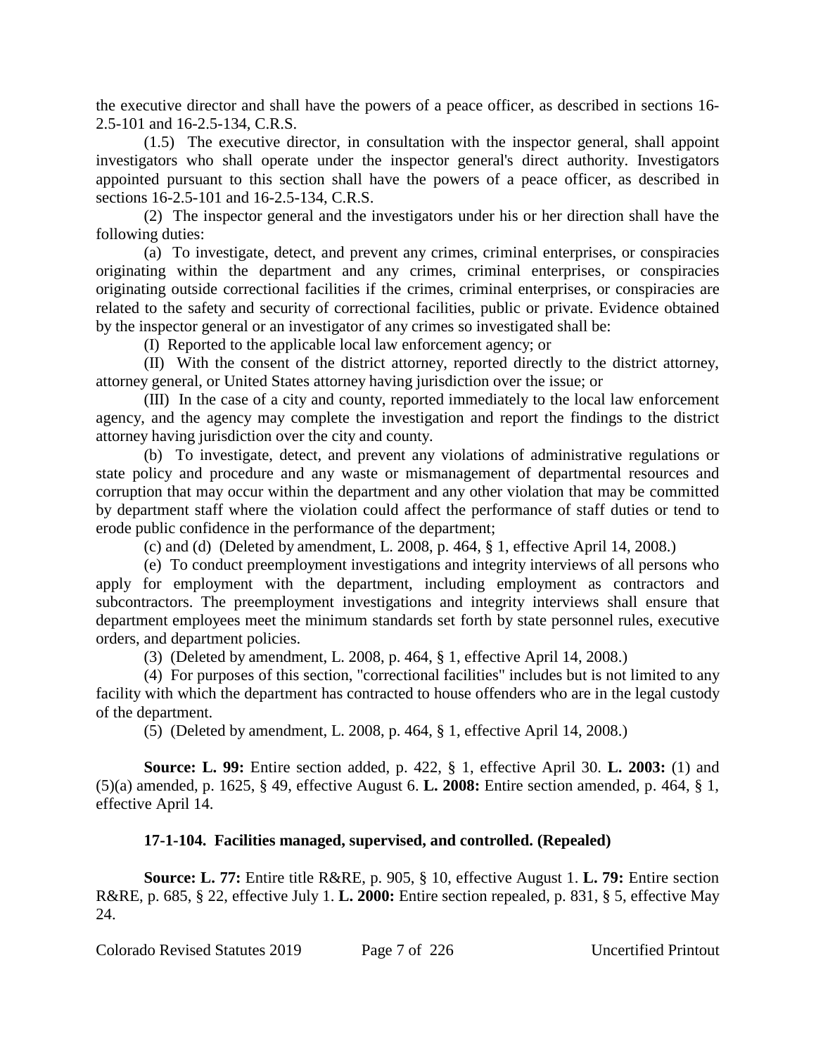the executive director and shall have the powers of a peace officer, as described in sections 16-2.5-101 and 16-2.5-134, C.R.S.

(1.5) The executive director, in consultation with the inspector general, shall appoint investigators who shall operate under the inspector general's direct authority. Investigators appointed pursuant to this section shall have the powers of a peace officer, as described in sections 16-2.5-101 and 16-2.5-134, C.R.S.

(2) The inspector general and the investigators under his or her direction shall have the following duties:

(a) To investigate, detect, and prevent any crimes, criminal enterprises, or conspiracies originating within the department and any crimes, criminal enterprises, or conspiracies originating outside correctional facilities if the crimes, criminal enterprises, or conspiracies are related to the safety and security of correctional facilities, public or private. Evidence obtained by the inspector general or an investigator of any crimes so investigated shall be:

(I) Reported to the applicable local law enforcement agency; or

(II) With the consent of the district attorney, reported directly to the district attorney, attorney general, or United States attorney having jurisdiction over the issue; or

(III) In the case of a city and county, reported immediately to the local law enforcement agency, and the agency may complete the investigation and report the findings to the district attorney having jurisdiction over the city and county.

(b) To investigate, detect, and prevent any violations of administrative regulations or state policy and procedure and any waste or mismanagement of departmental resources and corruption that may occur within the department and any other violation that may be committed by department staff where the violation could affect the performance of staff duties or tend to erode public confidence in the performance of the department;

(c) and (d) (Deleted by amendment, L. 2008, p. 464, § 1, effective April 14, 2008.)

(e) To conduct preemployment investigations and integrity interviews of all persons who apply for employment with the department, including employment as contractors and subcontractors. The preemployment investigations and integrity interviews shall ensure that department employees meet the minimum standards set forth by state personnel rules, executive orders, and department policies.

(3) (Deleted by amendment, L. 2008, p. 464, § 1, effective April 14, 2008.)

(4) For purposes of this section, "correctional facilities" includes but is not limited to any facility with which the department has contracted to house offenders who are in the legal custody of the department.

(5) (Deleted by amendment, L. 2008, p. 464, § 1, effective April 14, 2008.)

**Source: L. 99:** Entire section added, p. 422, § 1, effective April 30. **L. 2003:** (1) and (5)(a) amended, p. 1625, § 49, effective August 6. **L. 2008:** Entire section amended, p. 464, § 1, effective April 14.

**17-1-104. Facilities managed, supervised, and controlled. (Repealed)**

**Source: L. 77:** Entire title R&RE, p. 905, § 10, effective August 1. **L. 79:** Entire section R&RE, p. 685, § 22, effective July 1. **L. 2000:** Entire section repealed, p. 831, § 5, effective May 24.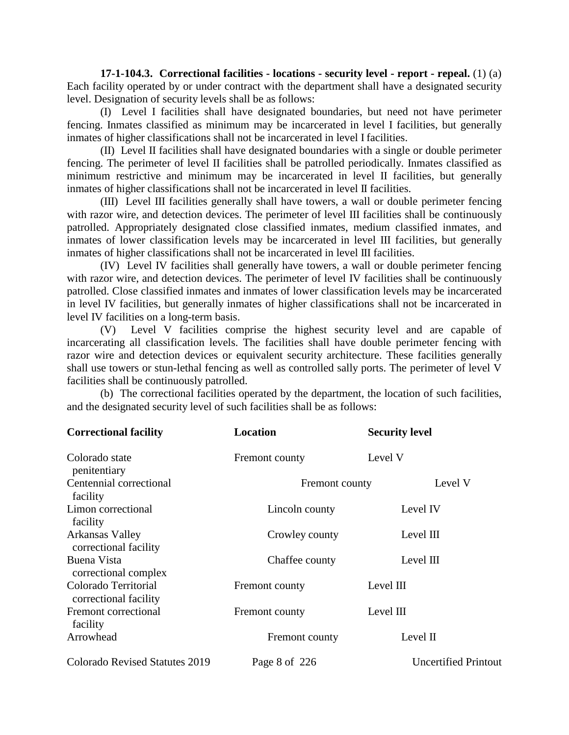**17-1-104.3. Correctional facilities - locations - security level - report - repeal.** (1) (a) Each facility operated by or under contract with the department shall have a designated security level. Designation of security levels shall be as follows:

(I) Level I facilities shall have designated boundaries, but need not have perimeter fencing. Inmates classified as minimum may be incarcerated in level I facilities, but generally inmates of higher classifications shall not be incarcerated in level I facilities.

(II) Level II facilities shall have designated boundaries with a single or double perimeter fencing. The perimeter of level II facilities shall be patrolled periodically. Inmates classified as minimum restrictive and minimum may be incarcerated in level II facilities, but generally inmates of higher classifications shall not be incarcerated in level II facilities.

(III) Level III facilities generally shall have towers, a wall or double perimeter fencing with razor wire, and detection devices. The perimeter of level III facilities shall be continuously patrolled. Appropriately designated close classified inmates, medium classified inmates, and inmates of lower classification levels may be incarcerated in level III facilities, but generally inmates of higher classifications shall not be incarcerated in level III facilities.

(IV) Level IV facilities shall generally have towers, a wall or double perimeter fencing with razor wire, and detection devices. The perimeter of level IV facilities shall be continuously patrolled. Close classified inmates and inmates of lower classification levels may be incarcerated in level IV facilities, but generally inmates of higher classifications shall not be incarcerated in level IV facilities on a long-term basis.

(V) Level V facilities comprise the highest security level and are capable of incarcerating all classification levels. The facilities shall have double perimeter fencing with razor wire and detection devices or equivalent security architecture. These facilities generally shall use towers or stun-lethal fencing as well as controlled sally ports. The perimeter of level V facilities shall be continuously patrolled.

(b) The correctional facilities operated by the department, the location of such facilities, and the designated security level of such facilities shall be as follows:

| Correctional facility | Location | Security level |
|---|---|---|
| Colorado state penitentiary | Fremont county | Level V |
| Centennial correctional facility | Fremont county | Level V |
| Limon correctional facility | Lincoln county | Level IV |
| Arkansas Valley correctional facility | Crowley county | Level III |
| Buena Vista correctional complex | Chaffee county | Level III |
| Colorado Territorial correctional facility | Fremont county | Level III |
| Fremont correctional facility | Fremont county | Level III |
| Arrowhead | Fremont county | Level II |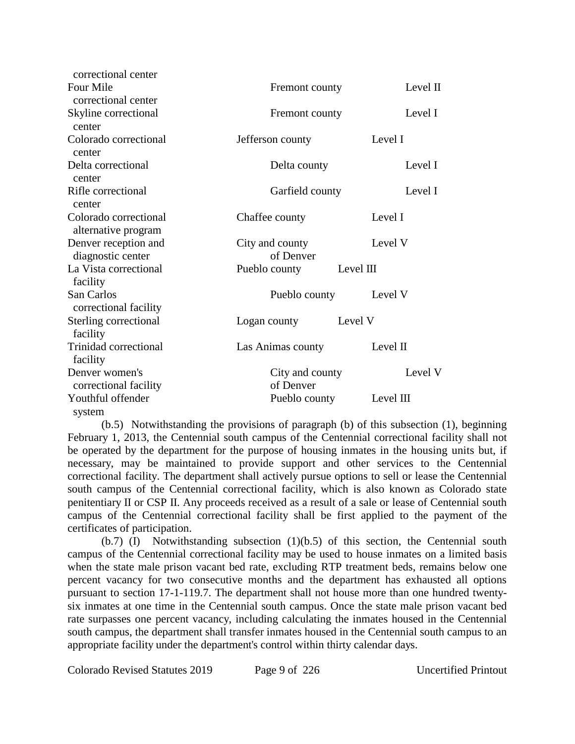| | | |
|---|---|---|
| correctional center | | |
| Four Mile correctional center | Fremont county | Level II |
| Skyline correctional center | Fremont county | Level I |
| Colorado correctional center | Jefferson county | Level I |
| Delta correctional center | Delta county | Level I |
| Rifle correctional center | Garfield county | Level I |
| Colorado correctional alternative program | Chaffee county | Level I |
| Denver reception and diagnostic center | City and county of Denver | Level V |
| La Vista correctional facility | Pueblo county | Level III |
| San Carlos correctional facility | Pueblo county | Level V |
| Sterling correctional facility | Logan county | Level V |
| Trinidad correctional facility | Las Animas county | Level II |
| Denver women's correctional facility | City and county of Denver | Level V |
| Youthful offender system | Pueblo county | Level III |

(b.5) Notwithstanding the provisions of paragraph (b) of this subsection (1), beginning February 1, 2013, the Centennial south campus of the Centennial correctional facility shall not be operated by the department for the purpose of housing inmates in the housing units but, if necessary, may be maintained to provide support and other services to the Centennial correctional facility. The department shall actively pursue options to sell or lease the Centennial south campus of the Centennial correctional facility, which is also known as Colorado state penitentiary II or CSP II. Any proceeds received as a result of a sale or lease of Centennial south campus of the Centennial correctional facility shall be first applied to the payment of the certificates of participation.

(b.7) (I) Notwithstanding subsection (1)(b.5) of this section, the Centennial south campus of the Centennial correctional facility may be used to house inmates on a limited basis when the state male prison vacant bed rate, excluding RTP treatment beds, remains below one percent vacancy for two consecutive months and the department has exhausted all options pursuant to section 17-1-119.7. The department shall not house more than one hundred twenty-six inmates at one time in the Centennial south campus. Once the state male prison vacant bed rate surpasses one percent vacancy, including calculating the inmates housed in the Centennial south campus, the department shall transfer inmates housed in the Centennial south campus to an appropriate facility under the department's control within thirty calendar days.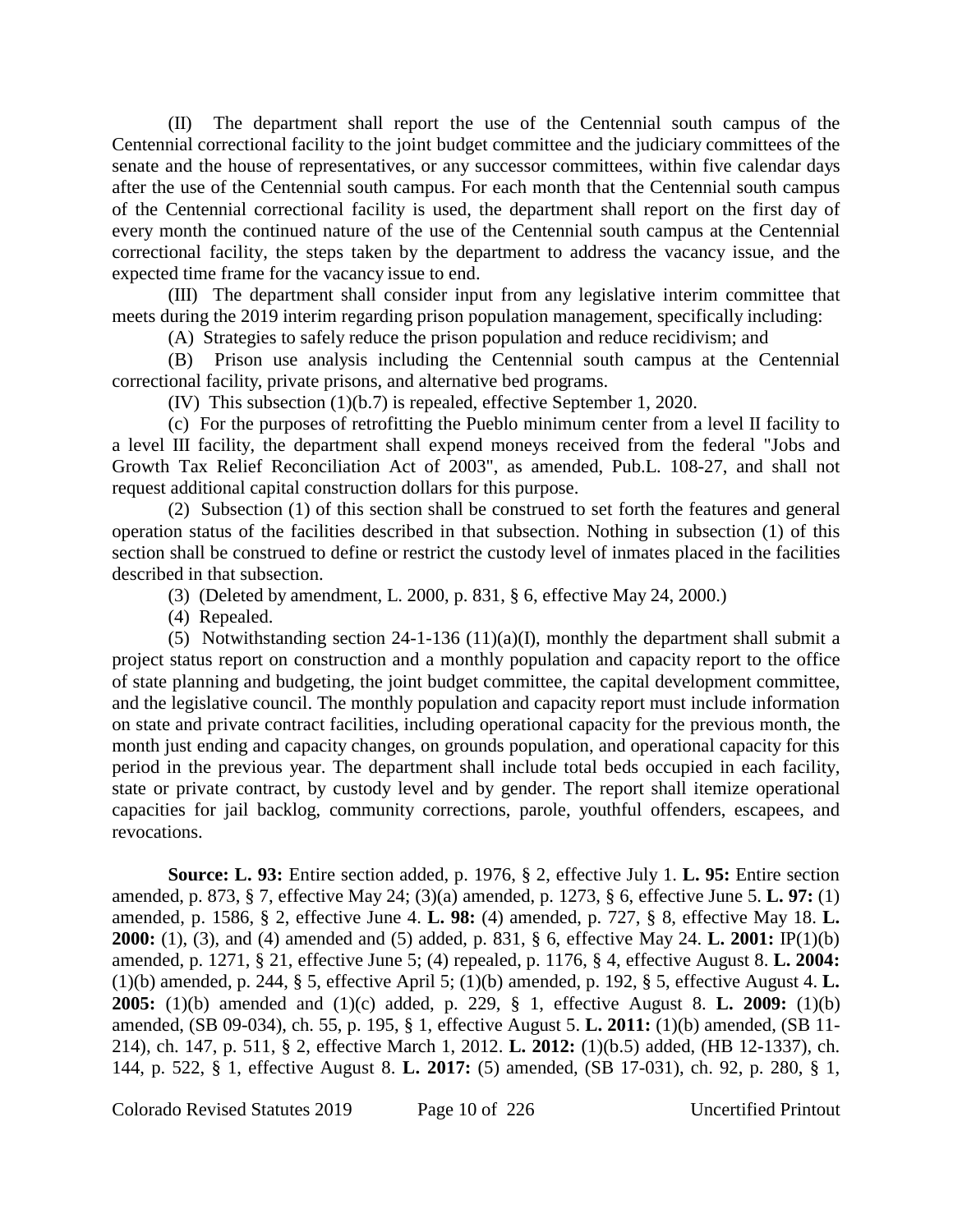(II) The department shall report the use of the Centennial south campus of the Centennial correctional facility to the joint budget committee and the judiciary committees of the senate and the house of representatives, or any successor committees, within five calendar days after the use of the Centennial south campus. For each month that the Centennial south campus of the Centennial correctional facility is used, the department shall report on the first day of every month the continued nature of the use of the Centennial south campus at the Centennial correctional facility, the steps taken by the department to address the vacancy issue, and the expected time frame for the vacancy issue to end.

(III) The department shall consider input from any legislative interim committee that meets during the 2019 interim regarding prison population management, specifically including:

(A) Strategies to safely reduce the prison population and reduce recidivism; and

(B) Prison use analysis including the Centennial south campus at the Centennial correctional facility, private prisons, and alternative bed programs.

(IV) This subsection (1)(b.7) is repealed, effective September 1, 2020.

(c) For the purposes of retrofitting the Pueblo minimum center from a level II facility to a level III facility, the department shall expend moneys received from the federal "Jobs and Growth Tax Relief Reconciliation Act of 2003", as amended, Pub.L. 108-27, and shall not request additional capital construction dollars for this purpose.

(2) Subsection (1) of this section shall be construed to set forth the features and general operation status of the facilities described in that subsection. Nothing in subsection (1) of this section shall be construed to define or restrict the custody level of inmates placed in the facilities described in that subsection.

(3) (Deleted by amendment, L. 2000, p. 831, § 6, effective May 24, 2000.)

(4) Repealed.

(5) Notwithstanding section 24-1-136 (11)(a)(I), monthly the department shall submit a project status report on construction and a monthly population and capacity report to the office of state planning and budgeting, the joint budget committee, the capital development committee, and the legislative council. The monthly population and capacity report must include information on state and private contract facilities, including operational capacity for the previous month, the month just ending and capacity changes, on grounds population, and operational capacity for this period in the previous year. The department shall include total beds occupied in each facility, state or private contract, by custody level and by gender. The report shall itemize operational capacities for jail backlog, community corrections, parole, youthful offenders, escapees, and revocations.

**Source: L. 93:** Entire section added, p. 1976, § 2, effective July 1. **L. 95:** Entire section amended, p. 873, § 7, effective May 24; (3)(a) amended, p. 1273, § 6, effective June 5. **L. 97:** (1) amended, p. 1586, § 2, effective June 4. **L. 98:** (4) amended, p. 727, § 8, effective May 18. **L. 2000:** (1), (3), and (4) amended and (5) added, p. 831, § 6, effective May 24. **L. 2001:** IP(1)(b) amended, p. 1271, § 21, effective June 5; (4) repealed, p. 1176, § 4, effective August 8. **L. 2004:** (1)(b) amended, p. 244, § 5, effective April 5; (1)(b) amended, p. 192, § 5, effective August 4. **L. 2005:** (1)(b) amended and (1)(c) added, p. 229, § 1, effective August 8. **L. 2009:** (1)(b) amended, (SB 09-034), ch. 55, p. 195, § 1, effective August 5. **L. 2011:** (1)(b) amended, (SB 11-214), ch. 147, p. 511, § 2, effective March 1, 2012. **L. 2012:** (1)(b.5) added, (HB 12-1337), ch. 144, p. 522, § 1, effective August 8. **L. 2017:** (5) amended, (SB 17-031), ch. 92, p. 280, § 1,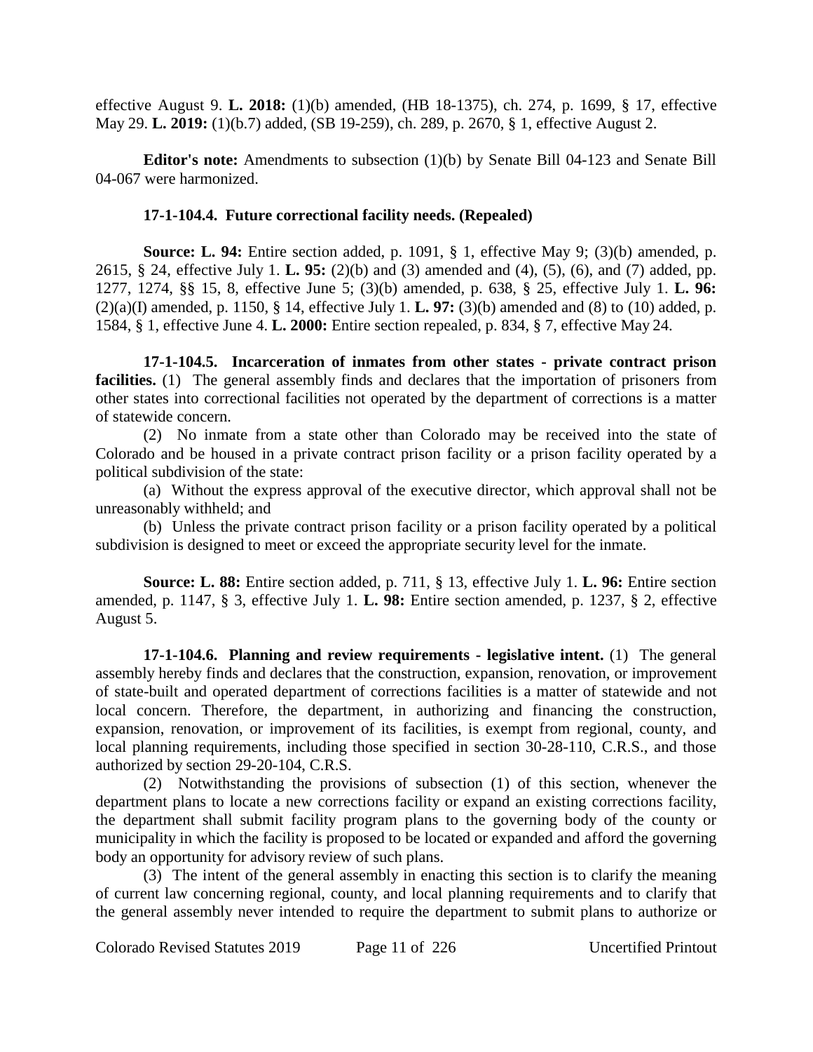effective August 9. **L. 2018:** (1)(b) amended, (HB 18-1375), ch. 274, p. 1699, § 17, effective May 29. **L. 2019:** (1)(b.7) added, (SB 19-259), ch. 289, p. 2670, § 1, effective August 2.

**Editor's note:** Amendments to subsection (1)(b) by Senate Bill 04-123 and Senate Bill 04-067 were harmonized.

**17-1-104.4. Future correctional facility needs. (Repealed)**

**Source: L. 94:** Entire section added, p. 1091, § 1, effective May 9; (3)(b) amended, p. 2615, § 24, effective July 1. **L. 95:** (2)(b) and (3) amended and (4), (5), (6), and (7) added, pp. 1277, 1274, §§ 15, 8, effective June 5; (3)(b) amended, p. 638, § 25, effective July 1. **L. 96:** (2)(a)(I) amended, p. 1150, § 14, effective July 1. **L. 97:** (3)(b) amended and (8) to (10) added, p. 1584, § 1, effective June 4. **L. 2000:** Entire section repealed, p. 834, § 7, effective May 24.

**17-1-104.5. Incarceration of inmates from other states - private contract prison facilities.** (1) The general assembly finds and declares that the importation of prisoners from other states into correctional facilities not operated by the department of corrections is a matter of statewide concern.

(2) No inmate from a state other than Colorado may be received into the state of Colorado and be housed in a private contract prison facility or a prison facility operated by a political subdivision of the state:

(a) Without the express approval of the executive director, which approval shall not be unreasonably withheld; and

(b) Unless the private contract prison facility or a prison facility operated by a political subdivision is designed to meet or exceed the appropriate security level for the inmate.

**Source: L. 88:** Entire section added, p. 711, § 13, effective July 1. **L. 96:** Entire section amended, p. 1147, § 3, effective July 1. **L. 98:** Entire section amended, p. 1237, § 2, effective August 5.

**17-1-104.6. Planning and review requirements - legislative intent.** (1) The general assembly hereby finds and declares that the construction, expansion, renovation, or improvement of state-built and operated department of corrections facilities is a matter of statewide and not local concern. Therefore, the department, in authorizing and financing the construction, expansion, renovation, or improvement of its facilities, is exempt from regional, county, and local planning requirements, including those specified in section 30-28-110, C.R.S., and those authorized by section 29-20-104, C.R.S.

(2) Notwithstanding the provisions of subsection (1) of this section, whenever the department plans to locate a new corrections facility or expand an existing corrections facility, the department shall submit facility program plans to the governing body of the county or municipality in which the facility is proposed to be located or expanded and afford the governing body an opportunity for advisory review of such plans.

(3) The intent of the general assembly in enacting this section is to clarify the meaning of current law concerning regional, county, and local planning requirements and to clarify that the general assembly never intended to require the department to submit plans to authorize or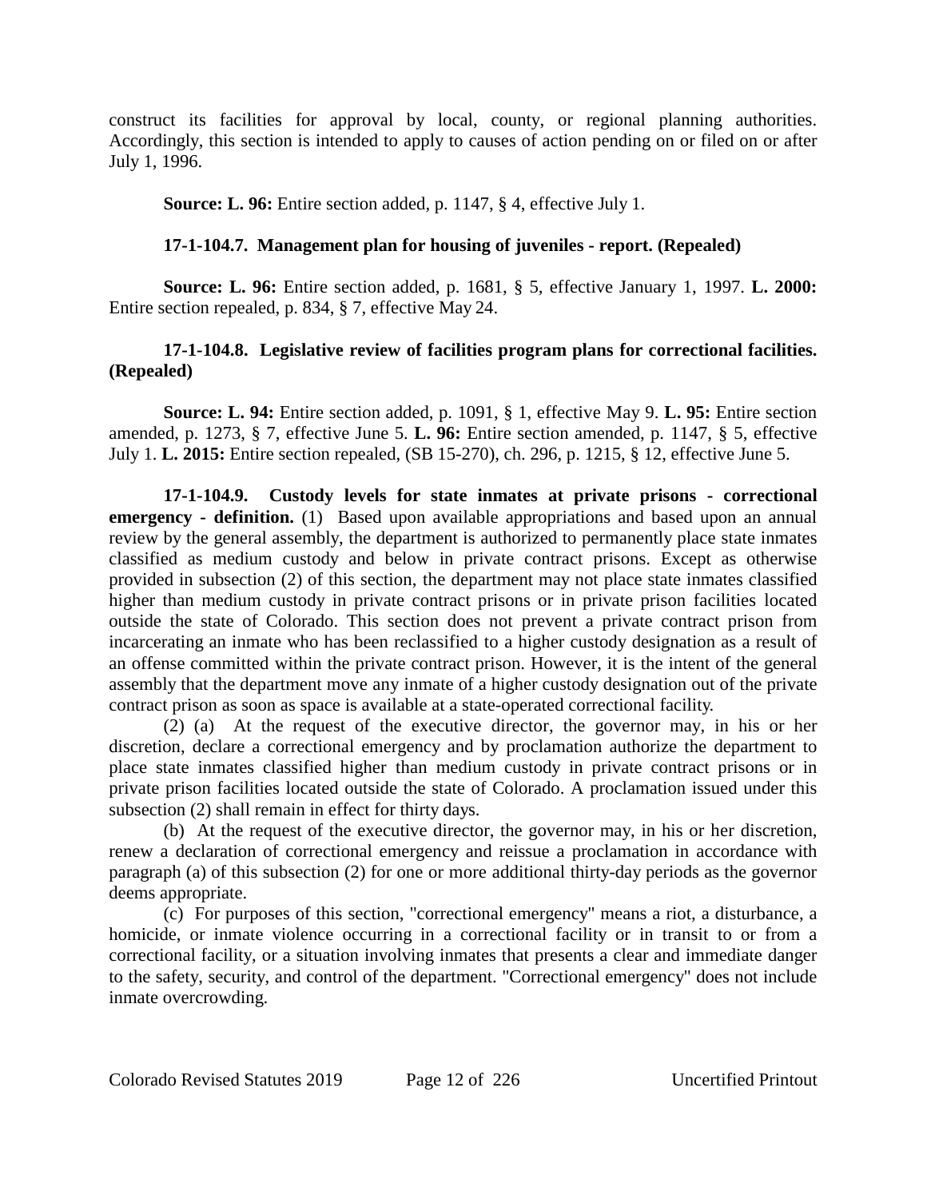construct its facilities for approval by local, county, or regional planning authorities. Accordingly, this section is intended to apply to causes of action pending on or filed on or after July 1, 1996.

**Source: L. 96:** Entire section added, p. 1147, § 4, effective July 1.

**17-1-104.7. Management plan for housing of juveniles - report. (Repealed)**

**Source: L. 96:** Entire section added, p. 1681, § 5, effective January 1, 1997. **L. 2000:** Entire section repealed, p. 834, § 7, effective May 24.

**17-1-104.8. Legislative review of facilities program plans for correctional facilities. (Repealed)**

**Source: L. 94:** Entire section added, p. 1091, § 1, effective May 9. **L. 95:** Entire section amended, p. 1273, § 7, effective June 5. **L. 96:** Entire section amended, p. 1147, § 5, effective July 1. **L. 2015:** Entire section repealed, (SB 15-270), ch. 296, p. 1215, § 12, effective June 5.

**17-1-104.9. Custody levels for state inmates at private prisons - correctional emergency - definition.** (1) Based upon available appropriations and based upon an annual review by the general assembly, the department is authorized to permanently place state inmates classified as medium custody and below in private contract prisons. Except as otherwise provided in subsection (2) of this section, the department may not place state inmates classified higher than medium custody in private contract prisons or in private prison facilities located outside the state of Colorado. This section does not prevent a private contract prison from incarcerating an inmate who has been reclassified to a higher custody designation as a result of an offense committed within the private contract prison. However, it is the intent of the general assembly that the department move any inmate of a higher custody designation out of the private contract prison as soon as space is available at a state-operated correctional facility.

(2) (a) At the request of the executive director, the governor may, in his or her discretion, declare a correctional emergency and by proclamation authorize the department to place state inmates classified higher than medium custody in private contract prisons or in private prison facilities located outside the state of Colorado. A proclamation issued under this subsection (2) shall remain in effect for thirty days.

(b) At the request of the executive director, the governor may, in his or her discretion, renew a declaration of correctional emergency and reissue a proclamation in accordance with paragraph (a) of this subsection (2) for one or more additional thirty-day periods as the governor deems appropriate.

(c) For purposes of this section, "correctional emergency" means a riot, a disturbance, a homicide, or inmate violence occurring in a correctional facility or in transit to or from a correctional facility, or a situation involving inmates that presents a clear and immediate danger to the safety, security, and control of the department. "Correctional emergency" does not include inmate overcrowding.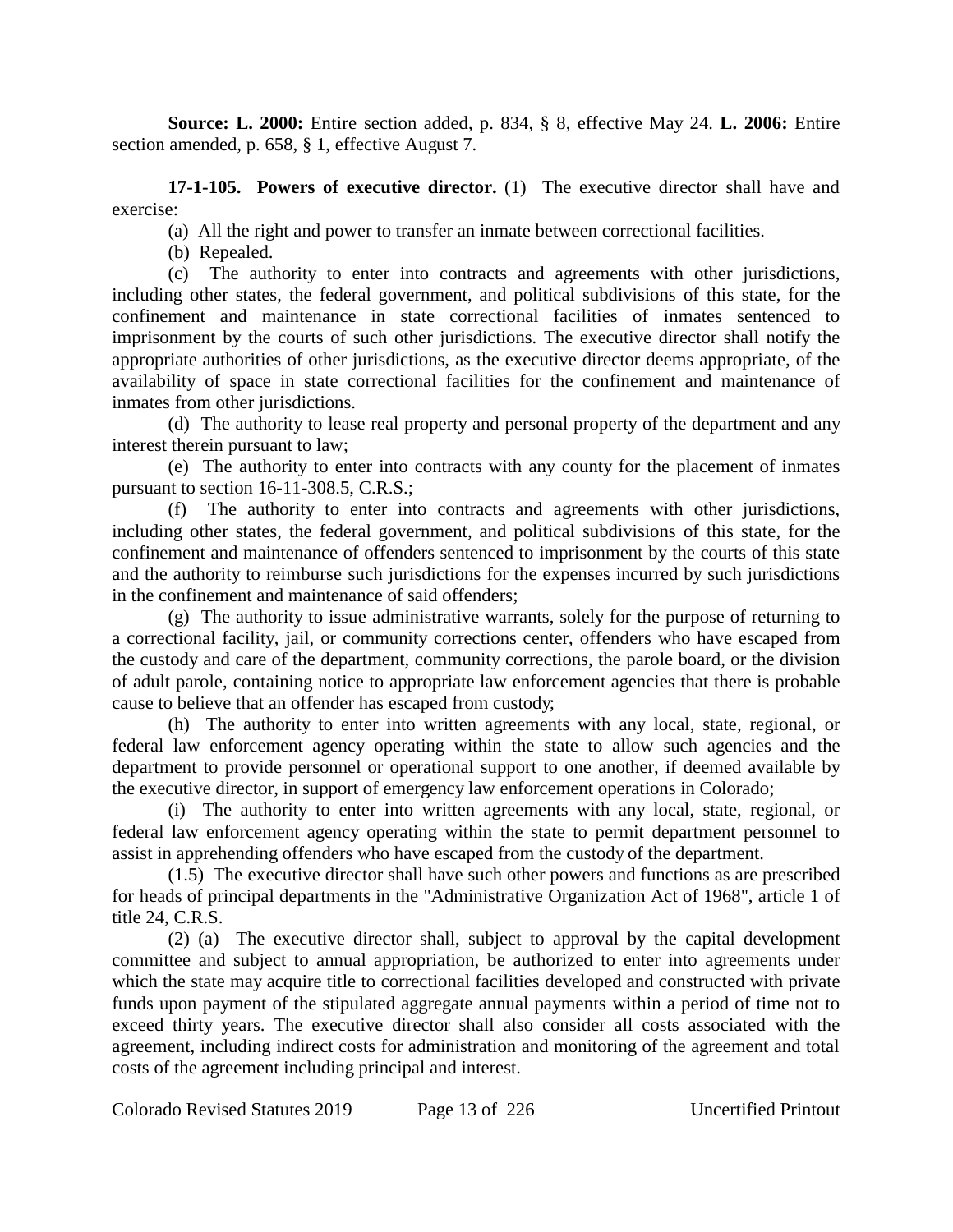**Source: L. 2000:** Entire section added, p. 834, § 8, effective May 24. **L. 2006:** Entire section amended, p. 658, § 1, effective August 7.

**17-1-105. Powers of executive director.** (1) The executive director shall have and exercise:

(a) All the right and power to transfer an inmate between correctional facilities.

(b) Repealed.

(c) The authority to enter into contracts and agreements with other jurisdictions, including other states, the federal government, and political subdivisions of this state, for the confinement and maintenance in state correctional facilities of inmates sentenced to imprisonment by the courts of such other jurisdictions. The executive director shall notify the appropriate authorities of other jurisdictions, as the executive director deems appropriate, of the availability of space in state correctional facilities for the confinement and maintenance of inmates from other jurisdictions.

(d) The authority to lease real property and personal property of the department and any interest therein pursuant to law;

(e) The authority to enter into contracts with any county for the placement of inmates pursuant to section 16-11-308.5, C.R.S.;

(f) The authority to enter into contracts and agreements with other jurisdictions, including other states, the federal government, and political subdivisions of this state, for the confinement and maintenance of offenders sentenced to imprisonment by the courts of this state and the authority to reimburse such jurisdictions for the expenses incurred by such jurisdictions in the confinement and maintenance of said offenders;

(g) The authority to issue administrative warrants, solely for the purpose of returning to a correctional facility, jail, or community corrections center, offenders who have escaped from the custody and care of the department, community corrections, the parole board, or the division of adult parole, containing notice to appropriate law enforcement agencies that there is probable cause to believe that an offender has escaped from custody;

(h) The authority to enter into written agreements with any local, state, regional, or federal law enforcement agency operating within the state to allow such agencies and the department to provide personnel or operational support to one another, if deemed available by the executive director, in support of emergency law enforcement operations in Colorado;

(i) The authority to enter into written agreements with any local, state, regional, or federal law enforcement agency operating within the state to permit department personnel to assist in apprehending offenders who have escaped from the custody of the department.

(1.5) The executive director shall have such other powers and functions as are prescribed for heads of principal departments in the "Administrative Organization Act of 1968", article 1 of title 24, C.R.S.

(2) (a) The executive director shall, subject to approval by the capital development committee and subject to annual appropriation, be authorized to enter into agreements under which the state may acquire title to correctional facilities developed and constructed with private funds upon payment of the stipulated aggregate annual payments within a period of time not to exceed thirty years. The executive director shall also consider all costs associated with the agreement, including indirect costs for administration and monitoring of the agreement and total costs of the agreement including principal and interest.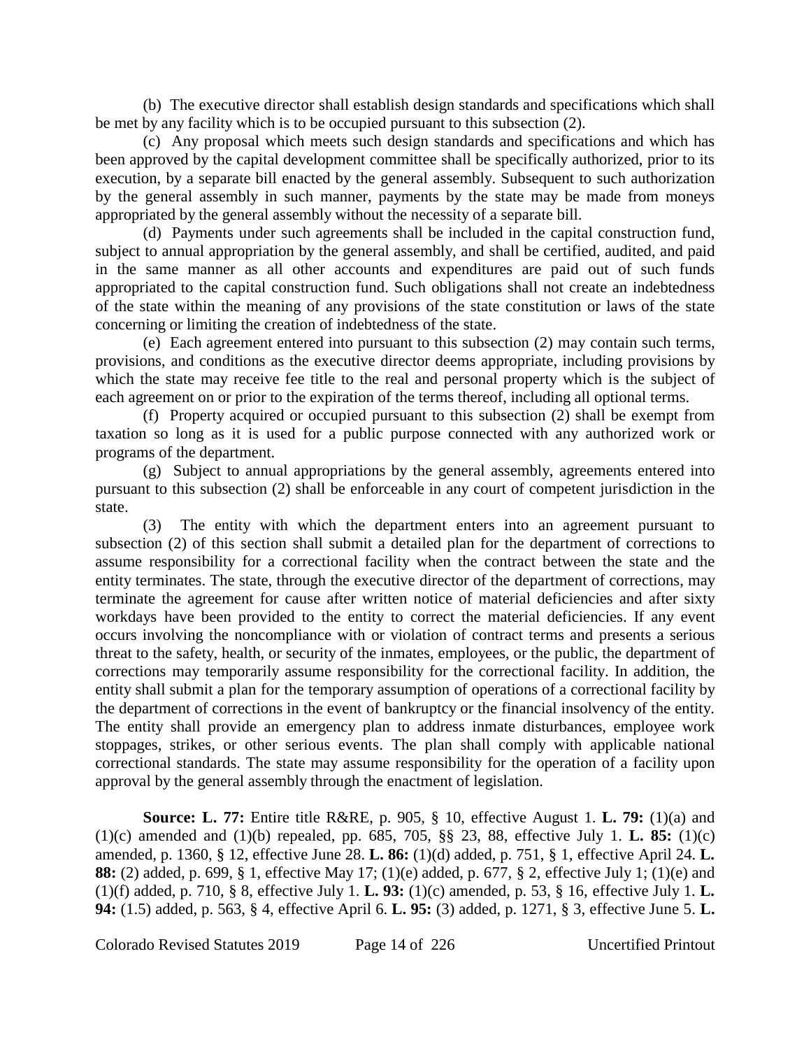(b) The executive director shall establish design standards and specifications which shall be met by any facility which is to be occupied pursuant to this subsection (2).

(c) Any proposal which meets such design standards and specifications and which has been approved by the capital development committee shall be specifically authorized, prior to its execution, by a separate bill enacted by the general assembly. Subsequent to such authorization by the general assembly in such manner, payments by the state may be made from moneys appropriated by the general assembly without the necessity of a separate bill.

(d) Payments under such agreements shall be included in the capital construction fund, subject to annual appropriation by the general assembly, and shall be certified, audited, and paid in the same manner as all other accounts and expenditures are paid out of such funds appropriated to the capital construction fund. Such obligations shall not create an indebtedness of the state within the meaning of any provisions of the state constitution or laws of the state concerning or limiting the creation of indebtedness of the state.

(e) Each agreement entered into pursuant to this subsection (2) may contain such terms, provisions, and conditions as the executive director deems appropriate, including provisions by which the state may receive fee title to the real and personal property which is the subject of each agreement on or prior to the expiration of the terms thereof, including all optional terms.

(f) Property acquired or occupied pursuant to this subsection (2) shall be exempt from taxation so long as it is used for a public purpose connected with any authorized work or programs of the department.

(g) Subject to annual appropriations by the general assembly, agreements entered into pursuant to this subsection (2) shall be enforceable in any court of competent jurisdiction in the state.

(3) The entity with which the department enters into an agreement pursuant to subsection (2) of this section shall submit a detailed plan for the department of corrections to assume responsibility for a correctional facility when the contract between the state and the entity terminates. The state, through the executive director of the department of corrections, may terminate the agreement for cause after written notice of material deficiencies and after sixty workdays have been provided to the entity to correct the material deficiencies. If any event occurs involving the noncompliance with or violation of contract terms and presents a serious threat to the safety, health, or security of the inmates, employees, or the public, the department of corrections may temporarily assume responsibility for the correctional facility. In addition, the entity shall submit a plan for the temporary assumption of operations of a correctional facility by the department of corrections in the event of bankruptcy or the financial insolvency of the entity. The entity shall provide an emergency plan to address inmate disturbances, employee work stoppages, strikes, or other serious events. The plan shall comply with applicable national correctional standards. The state may assume responsibility for the operation of a facility upon approval by the general assembly through the enactment of legislation.

**Source: L. 77:** Entire title R&RE, p. 905, § 10, effective August 1. **L. 79:** (1)(a) and (1)(c) amended and (1)(b) repealed, pp. 685, 705, §§ 23, 88, effective July 1. **L. 85:** (1)(c) amended, p. 1360, § 12, effective June 28. **L. 86:** (1)(d) added, p. 751, § 1, effective April 24. **L. 88:** (2) added, p. 699, § 1, effective May 17; (1)(e) added, p. 677, § 2, effective July 1; (1)(e) and (1)(f) added, p. 710, § 8, effective July 1. **L. 93:** (1)(c) amended, p. 53, § 16, effective July 1. **L. 94:** (1.5) added, p. 563, § 4, effective April 6. **L. 95:** (3) added, p. 1271, § 3, effective June 5. **L.**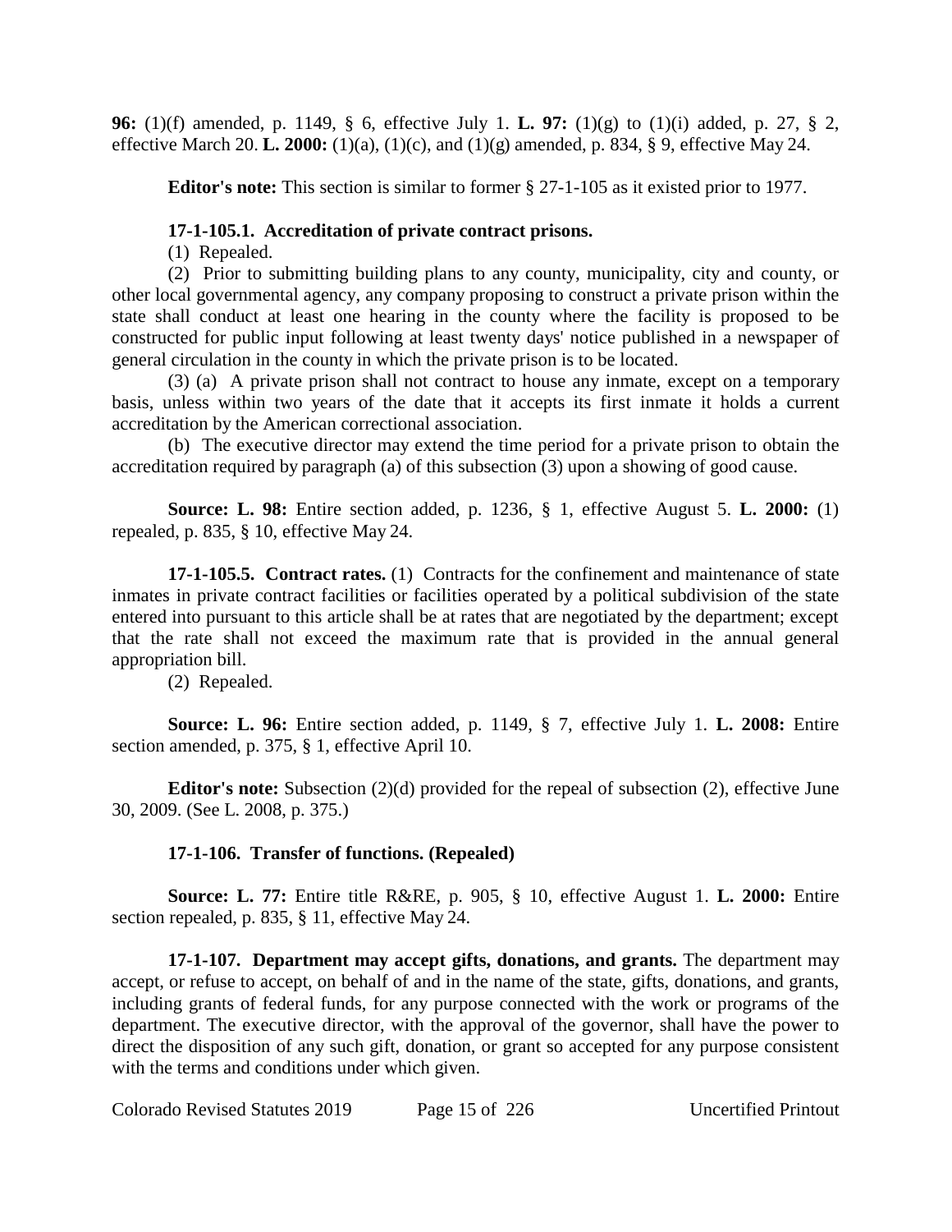**96:** (1)(f) amended, p. 1149, § 6, effective July 1. **L. 97:** (1)(g) to (1)(i) added, p. 27, § 2, effective March 20. **L. 2000:** (1)(a), (1)(c), and (1)(g) amended, p. 834, § 9, effective May 24.

**Editor's note:** This section is similar to former § 27-1-105 as it existed prior to 1977.

**17-1-105.1. Accreditation of private contract prisons.**

(1) Repealed.

(2) Prior to submitting building plans to any county, municipality, city and county, or other local governmental agency, any company proposing to construct a private prison within the state shall conduct at least one hearing in the county where the facility is proposed to be constructed for public input following at least twenty days' notice published in a newspaper of general circulation in the county in which the private prison is to be located.

(3) (a) A private prison shall not contract to house any inmate, except on a temporary basis, unless within two years of the date that it accepts its first inmate it holds a current accreditation by the American correctional association.

(b) The executive director may extend the time period for a private prison to obtain the accreditation required by paragraph (a) of this subsection (3) upon a showing of good cause.

**Source: L. 98:** Entire section added, p. 1236, § 1, effective August 5. **L. 2000:** (1) repealed, p. 835, § 10, effective May 24.

**17-1-105.5. Contract rates.** (1) Contracts for the confinement and maintenance of state inmates in private contract facilities or facilities operated by a political subdivision of the state entered into pursuant to this article shall be at rates that are negotiated by the department; except that the rate shall not exceed the maximum rate that is provided in the annual general appropriation bill.

(2) Repealed.

**Source: L. 96:** Entire section added, p. 1149, § 7, effective July 1. **L. 2008:** Entire section amended, p. 375, § 1, effective April 10.

**Editor's note:** Subsection (2)(d) provided for the repeal of subsection (2), effective June 30, 2009. (See L. 2008, p. 375.)

**17-1-106. Transfer of functions. (Repealed)**

**Source: L. 77:** Entire title R&RE, p. 905, § 10, effective August 1. **L. 2000:** Entire section repealed, p. 835, § 11, effective May 24.

**17-1-107. Department may accept gifts, donations, and grants.** The department may accept, or refuse to accept, on behalf of and in the name of the state, gifts, donations, and grants, including grants of federal funds, for any purpose connected with the work or programs of the department. The executive director, with the approval of the governor, shall have the power to direct the disposition of any such gift, donation, or grant so accepted for any purpose consistent with the terms and conditions under which given.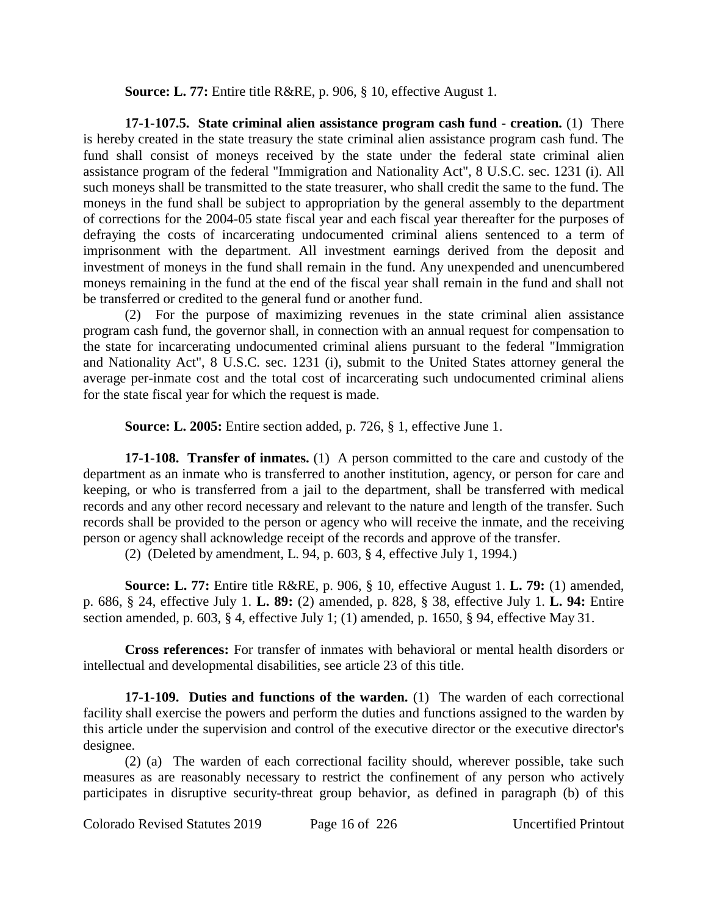**Source: L. 77:** Entire title R&RE, p. 906, § 10, effective August 1.

**17-1-107.5. State criminal alien assistance program cash fund - creation.** (1) There is hereby created in the state treasury the state criminal alien assistance program cash fund. The fund shall consist of moneys received by the state under the federal state criminal alien assistance program of the federal "Immigration and Nationality Act", 8 U.S.C. sec. 1231 (i). All such moneys shall be transmitted to the state treasurer, who shall credit the same to the fund. The moneys in the fund shall be subject to appropriation by the general assembly to the department of corrections for the 2004-05 state fiscal year and each fiscal year thereafter for the purposes of defraying the costs of incarcerating undocumented criminal aliens sentenced to a term of imprisonment with the department. All investment earnings derived from the deposit and investment of moneys in the fund shall remain in the fund. Any unexpended and unencumbered moneys remaining in the fund at the end of the fiscal year shall remain in the fund and shall not be transferred or credited to the general fund or another fund.

(2) For the purpose of maximizing revenues in the state criminal alien assistance program cash fund, the governor shall, in connection with an annual request for compensation to the state for incarcerating undocumented criminal aliens pursuant to the federal "Immigration and Nationality Act", 8 U.S.C. sec. 1231 (i), submit to the United States attorney general the average per-inmate cost and the total cost of incarcerating such undocumented criminal aliens for the state fiscal year for which the request is made.

**Source: L. 2005:** Entire section added, p. 726, § 1, effective June 1.

**17-1-108. Transfer of inmates.** (1) A person committed to the care and custody of the department as an inmate who is transferred to another institution, agency, or person for care and keeping, or who is transferred from a jail to the department, shall be transferred with medical records and any other record necessary and relevant to the nature and length of the transfer. Such records shall be provided to the person or agency who will receive the inmate, and the receiving person or agency shall acknowledge receipt of the records and approve of the transfer.

(2) (Deleted by amendment, L. 94, p. 603, § 4, effective July 1, 1994.)

**Source: L. 77:** Entire title R&RE, p. 906, § 10, effective August 1. **L. 79:** (1) amended, p. 686, § 24, effective July 1. **L. 89:** (2) amended, p. 828, § 38, effective July 1. **L. 94:** Entire section amended, p. 603, § 4, effective July 1; (1) amended, p. 1650, § 94, effective May 31.

**Cross references:** For transfer of inmates with behavioral or mental health disorders or intellectual and developmental disabilities, see article 23 of this title.

**17-1-109. Duties and functions of the warden.** (1) The warden of each correctional facility shall exercise the powers and perform the duties and functions assigned to the warden by this article under the supervision and control of the executive director or the executive director's designee.

(2) (a) The warden of each correctional facility should, wherever possible, take such measures as are reasonably necessary to restrict the confinement of any person who actively participates in disruptive security-threat group behavior, as defined in paragraph (b) of this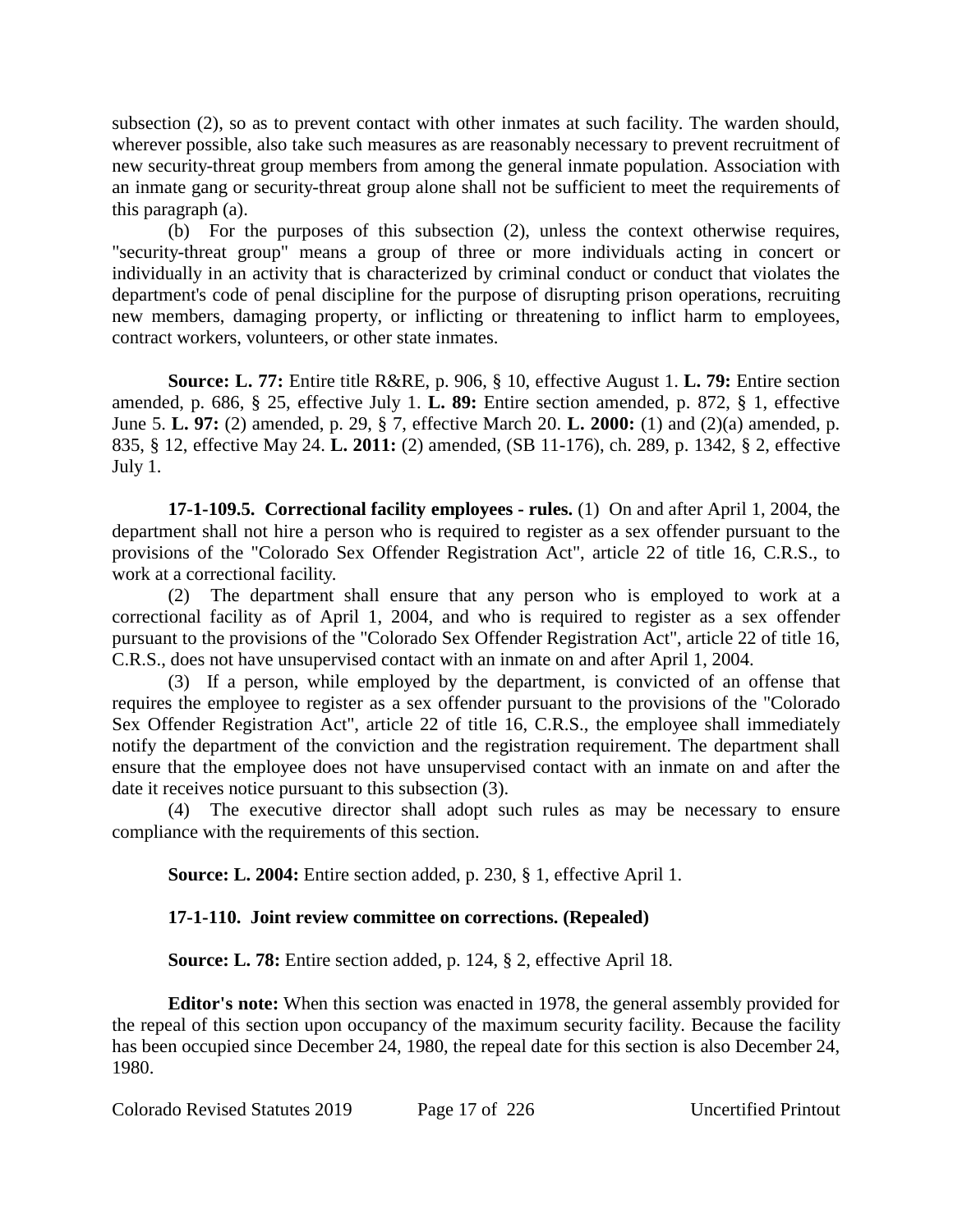subsection (2), so as to prevent contact with other inmates at such facility. The warden should, wherever possible, also take such measures as are reasonably necessary to prevent recruitment of new security-threat group members from among the general inmate population. Association with an inmate gang or security-threat group alone shall not be sufficient to meet the requirements of this paragraph (a).

(b) For the purposes of this subsection (2), unless the context otherwise requires, "security-threat group" means a group of three or more individuals acting in concert or individually in an activity that is characterized by criminal conduct or conduct that violates the department's code of penal discipline for the purpose of disrupting prison operations, recruiting new members, damaging property, or inflicting or threatening to inflict harm to employees, contract workers, volunteers, or other state inmates.

**Source: L. 77:** Entire title R&RE, p. 906, § 10, effective August 1. **L. 79:** Entire section amended, p. 686, § 25, effective July 1. **L. 89:** Entire section amended, p. 872, § 1, effective June 5. **L. 97:** (2) amended, p. 29, § 7, effective March 20. **L. 2000:** (1) and (2)(a) amended, p. 835, § 12, effective May 24. **L. 2011:** (2) amended, (SB 11-176), ch. 289, p. 1342, § 2, effective July 1.

**17-1-109.5. Correctional facility employees - rules.** (1) On and after April 1, 2004, the department shall not hire a person who is required to register as a sex offender pursuant to the provisions of the "Colorado Sex Offender Registration Act", article 22 of title 16, C.R.S., to work at a correctional facility.

(2) The department shall ensure that any person who is employed to work at a correctional facility as of April 1, 2004, and who is required to register as a sex offender pursuant to the provisions of the "Colorado Sex Offender Registration Act", article 22 of title 16, C.R.S., does not have unsupervised contact with an inmate on and after April 1, 2004.

(3) If a person, while employed by the department, is convicted of an offense that requires the employee to register as a sex offender pursuant to the provisions of the "Colorado Sex Offender Registration Act", article 22 of title 16, C.R.S., the employee shall immediately notify the department of the conviction and the registration requirement. The department shall ensure that the employee does not have unsupervised contact with an inmate on and after the date it receives notice pursuant to this subsection (3).

(4) The executive director shall adopt such rules as may be necessary to ensure compliance with the requirements of this section.

**Source: L. 2004:** Entire section added, p. 230, § 1, effective April 1.

**17-1-110. Joint review committee on corrections. (Repealed)**

**Source: L. 78:** Entire section added, p. 124, § 2, effective April 18.

**Editor's note:** When this section was enacted in 1978, the general assembly provided for the repeal of this section upon occupancy of the maximum security facility. Because the facility has been occupied since December 24, 1980, the repeal date for this section is also December 24, 1980.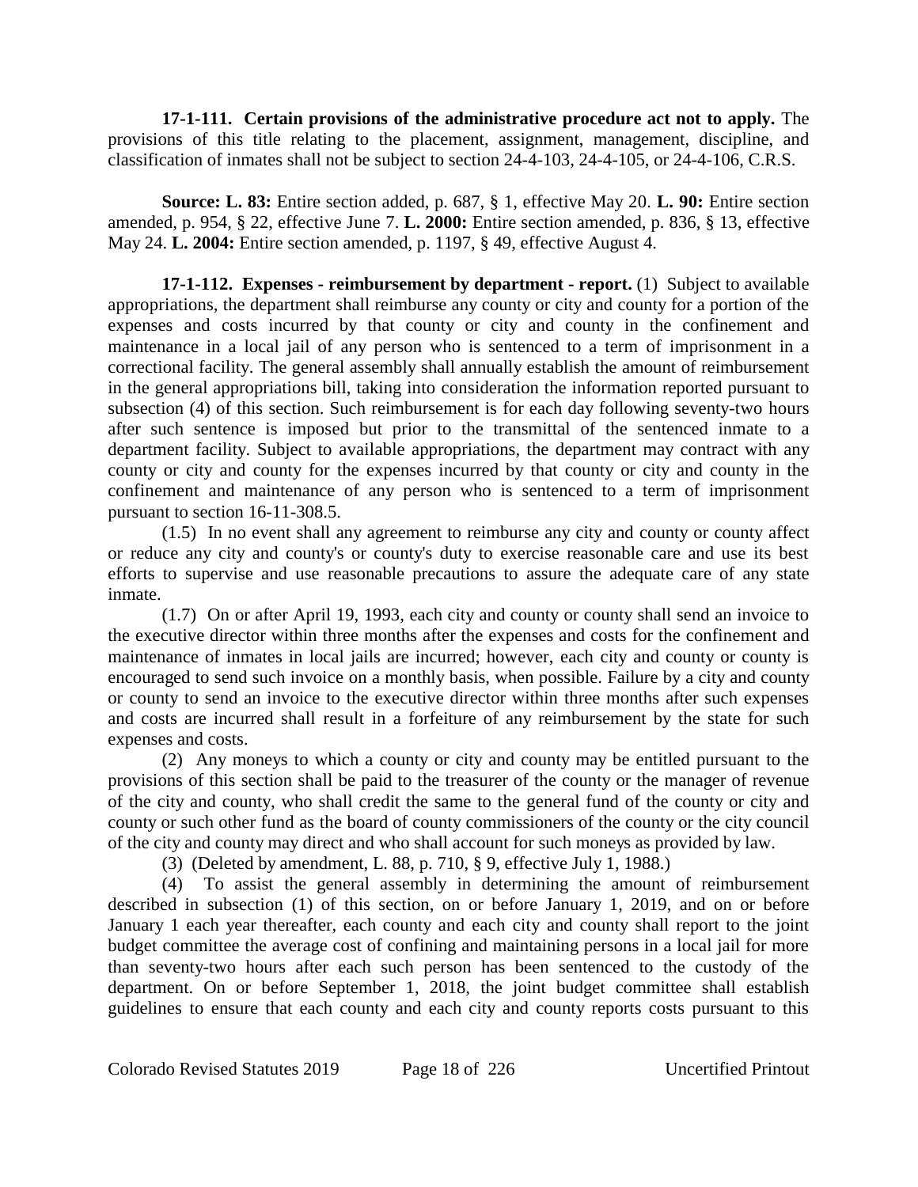**17-1-111. Certain provisions of the administrative procedure act not to apply.** The provisions of this title relating to the placement, assignment, management, discipline, and classification of inmates shall not be subject to section 24-4-103, 24-4-105, or 24-4-106, C.R.S.

**Source: L. 83:** Entire section added, p. 687, § 1, effective May 20. **L. 90:** Entire section amended, p. 954, § 22, effective June 7. **L. 2000:** Entire section amended, p. 836, § 13, effective May 24. **L. 2004:** Entire section amended, p. 1197, § 49, effective August 4.

**17-1-112. Expenses - reimbursement by department - report.** (1) Subject to available appropriations, the department shall reimburse any county or city and county for a portion of the expenses and costs incurred by that county or city and county in the confinement and maintenance in a local jail of any person who is sentenced to a term of imprisonment in a correctional facility. The general assembly shall annually establish the amount of reimbursement in the general appropriations bill, taking into consideration the information reported pursuant to subsection (4) of this section. Such reimbursement is for each day following seventy-two hours after such sentence is imposed but prior to the transmittal of the sentenced inmate to a department facility. Subject to available appropriations, the department may contract with any county or city and county for the expenses incurred by that county or city and county in the confinement and maintenance of any person who is sentenced to a term of imprisonment pursuant to section 16-11-308.5.

(1.5) In no event shall any agreement to reimburse any city and county or county affect or reduce any city and county's or county's duty to exercise reasonable care and use its best efforts to supervise and use reasonable precautions to assure the adequate care of any state inmate.

(1.7) On or after April 19, 1993, each city and county or county shall send an invoice to the executive director within three months after the expenses and costs for the confinement and maintenance of inmates in local jails are incurred; however, each city and county or county is encouraged to send such invoice on a monthly basis, when possible. Failure by a city and county or county to send an invoice to the executive director within three months after such expenses and costs are incurred shall result in a forfeiture of any reimbursement by the state for such expenses and costs.

(2) Any moneys to which a county or city and county may be entitled pursuant to the provisions of this section shall be paid to the treasurer of the county or the manager of revenue of the city and county, who shall credit the same to the general fund of the county or city and county or such other fund as the board of county commissioners of the county or the city council of the city and county may direct and who shall account for such moneys as provided by law.

(3) (Deleted by amendment, L. 88, p. 710, § 9, effective July 1, 1988.)

(4) To assist the general assembly in determining the amount of reimbursement described in subsection (1) of this section, on or before January 1, 2019, and on or before January 1 each year thereafter, each county and each city and county shall report to the joint budget committee the average cost of confining and maintaining persons in a local jail for more than seventy-two hours after each such person has been sentenced to the custody of the department. On or before September 1, 2018, the joint budget committee shall establish guidelines to ensure that each county and each city and county reports costs pursuant to this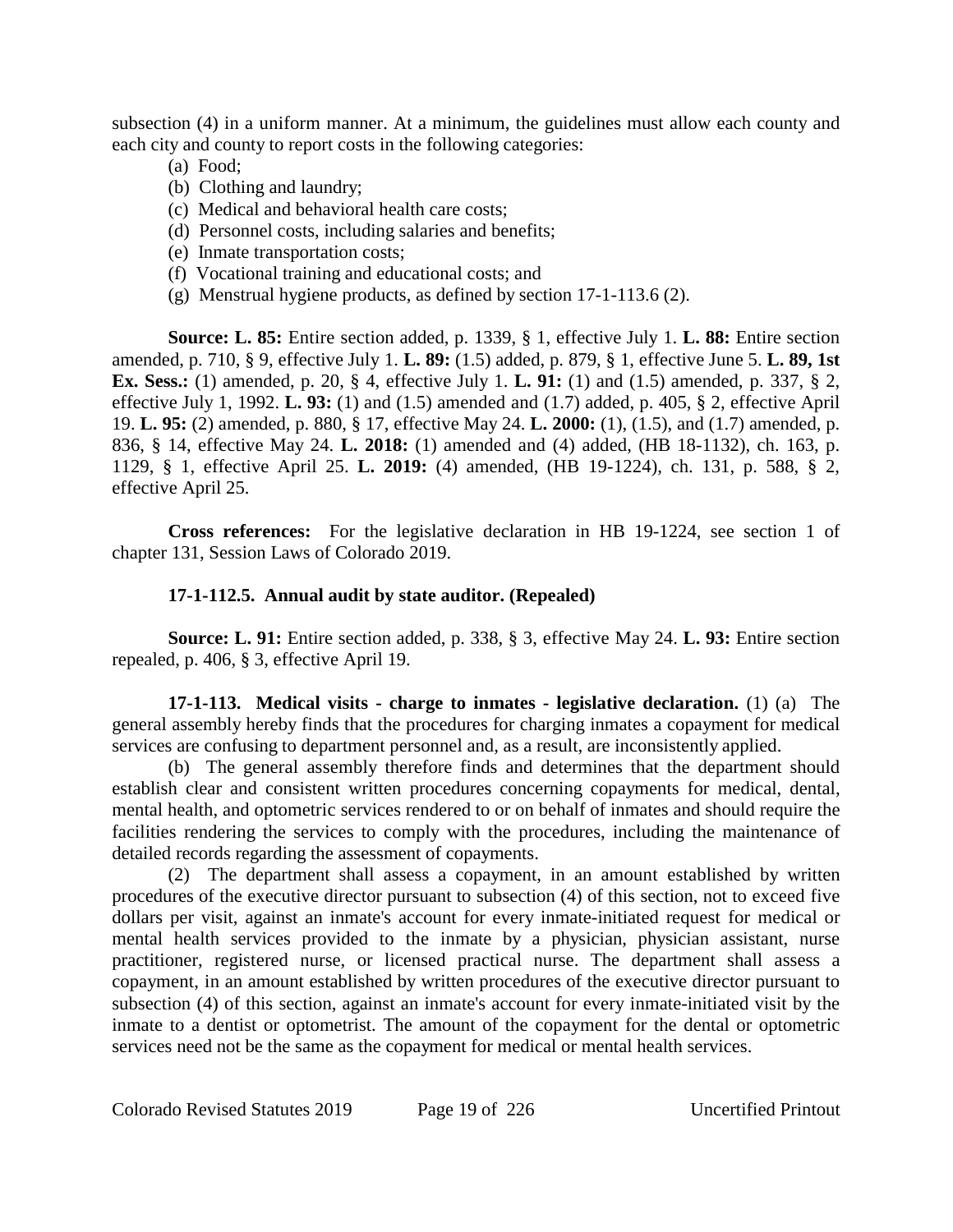subsection (4) in a uniform manner. At a minimum, the guidelines must allow each county and each city and county to report costs in the following categories:

(a) Food;

(b) Clothing and laundry;

(c) Medical and behavioral health care costs;

(d) Personnel costs, including salaries and benefits;

(e) Inmate transportation costs;

(f) Vocational training and educational costs; and

(g) Menstrual hygiene products, as defined by section 17-1-113.6 (2).

**Source: L. 85:** Entire section added, p. 1339, § 1, effective July 1. **L. 88:** Entire section amended, p. 710, § 9, effective July 1. **L. 89:** (1.5) added, p. 879, § 1, effective June 5. **L. 89, 1st Ex. Sess.:** (1) amended, p. 20, § 4, effective July 1. **L. 91:** (1) and (1.5) amended, p. 337, § 2, effective July 1, 1992. **L. 93:** (1) and (1.5) amended and (1.7) added, p. 405, § 2, effective April 19. **L. 95:** (2) amended, p. 880, § 17, effective May 24. **L. 2000:** (1), (1.5), and (1.7) amended, p. 836, § 14, effective May 24. **L. 2018:** (1) amended and (4) added, (HB 18-1132), ch. 163, p. 1129, § 1, effective April 25. **L. 2019:** (4) amended, (HB 19-1224), ch. 131, p. 588, § 2, effective April 25.

**Cross references:** For the legislative declaration in HB 19-1224, see section 1 of chapter 131, Session Laws of Colorado 2019.

**17-1-112.5. Annual audit by state auditor. (Repealed)**

**Source: L. 91:** Entire section added, p. 338, § 3, effective May 24. **L. 93:** Entire section repealed, p. 406, § 3, effective April 19.

**17-1-113. Medical visits - charge to inmates - legislative declaration.** (1) (a) The general assembly hereby finds that the procedures for charging inmates a copayment for medical services are confusing to department personnel and, as a result, are inconsistently applied.

(b) The general assembly therefore finds and determines that the department should establish clear and consistent written procedures concerning copayments for medical, dental, mental health, and optometric services rendered to or on behalf of inmates and should require the facilities rendering the services to comply with the procedures, including the maintenance of detailed records regarding the assessment of copayments.

(2) The department shall assess a copayment, in an amount established by written procedures of the executive director pursuant to subsection (4) of this section, not to exceed five dollars per visit, against an inmate's account for every inmate-initiated request for medical or mental health services provided to the inmate by a physician, physician assistant, nurse practitioner, registered nurse, or licensed practical nurse. The department shall assess a copayment, in an amount established by written procedures of the executive director pursuant to subsection (4) of this section, against an inmate's account for every inmate-initiated visit by the inmate to a dentist or optometrist. The amount of the copayment for the dental or optometric services need not be the same as the copayment for medical or mental health services.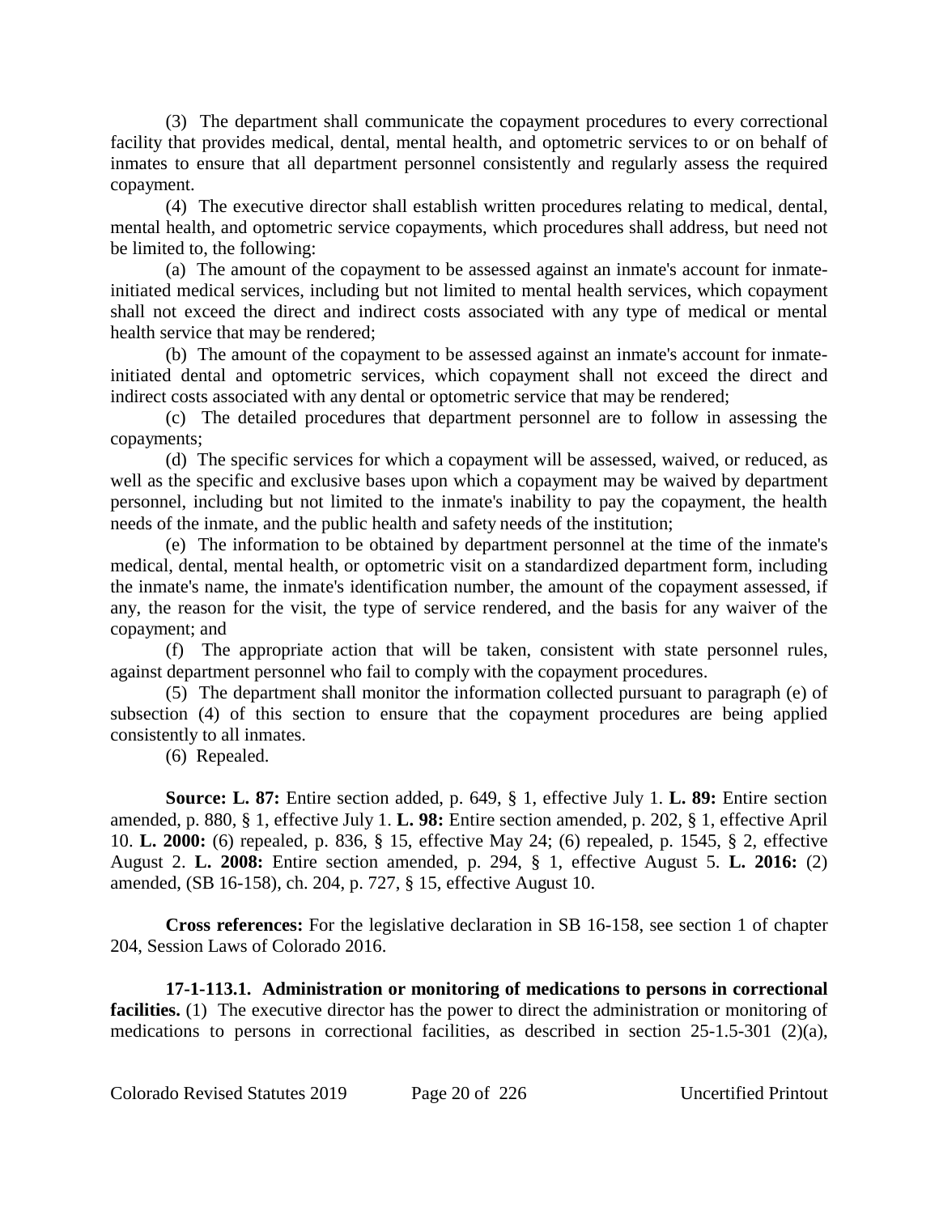(3) The department shall communicate the copayment procedures to every correctional facility that provides medical, dental, mental health, and optometric services to or on behalf of inmates to ensure that all department personnel consistently and regularly assess the required copayment.

(4) The executive director shall establish written procedures relating to medical, dental, mental health, and optometric service copayments, which procedures shall address, but need not be limited to, the following:

(a) The amount of the copayment to be assessed against an inmate's account for inmate-initiated medical services, including but not limited to mental health services, which copayment shall not exceed the direct and indirect costs associated with any type of medical or mental health service that may be rendered;

(b) The amount of the copayment to be assessed against an inmate's account for inmate-initiated dental and optometric services, which copayment shall not exceed the direct and indirect costs associated with any dental or optometric service that may be rendered;

(c) The detailed procedures that department personnel are to follow in assessing the copayments;

(d) The specific services for which a copayment will be assessed, waived, or reduced, as well as the specific and exclusive bases upon which a copayment may be waived by department personnel, including but not limited to the inmate's inability to pay the copayment, the health needs of the inmate, and the public health and safety needs of the institution;

(e) The information to be obtained by department personnel at the time of the inmate's medical, dental, mental health, or optometric visit on a standardized department form, including the inmate's name, the inmate's identification number, the amount of the copayment assessed, if any, the reason for the visit, the type of service rendered, and the basis for any waiver of the copayment; and

(f) The appropriate action that will be taken, consistent with state personnel rules, against department personnel who fail to comply with the copayment procedures.

(5) The department shall monitor the information collected pursuant to paragraph (e) of subsection (4) of this section to ensure that the copayment procedures are being applied consistently to all inmates.

(6) Repealed.

**Source: L. 87:** Entire section added, p. 649, § 1, effective July 1. **L. 89:** Entire section amended, p. 880, § 1, effective July 1. **L. 98:** Entire section amended, p. 202, § 1, effective April 10. **L. 2000:** (6) repealed, p. 836, § 15, effective May 24; (6) repealed, p. 1545, § 2, effective August 2. **L. 2008:** Entire section amended, p. 294, § 1, effective August 5. **L. 2016:** (2) amended, (SB 16-158), ch. 204, p. 727, § 15, effective August 10.

**Cross references:** For the legislative declaration in SB 16-158, see section 1 of chapter 204, Session Laws of Colorado 2016.

**17-1-113.1. Administration or monitoring of medications to persons in correctional facilities.** (1) The executive director has the power to direct the administration or monitoring of medications to persons in correctional facilities, as described in section 25-1.5-301 (2)(a),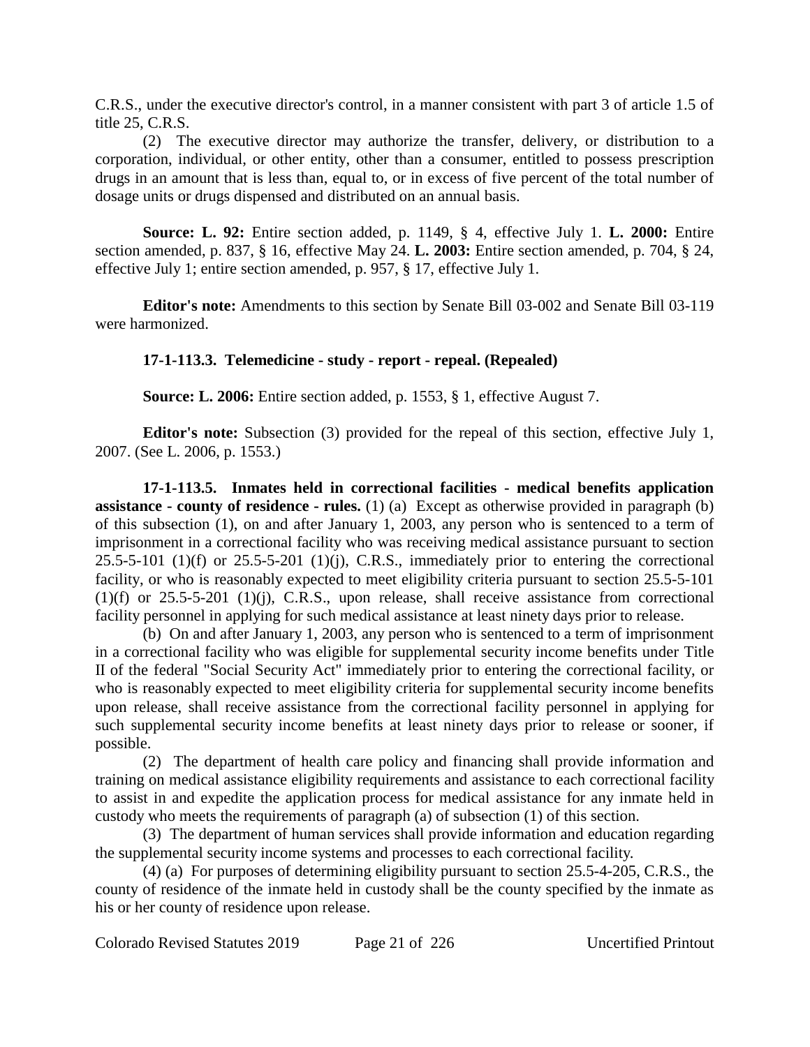C.R.S., under the executive director's control, in a manner consistent with part 3 of article 1.5 of title 25, C.R.S.

(2) The executive director may authorize the transfer, delivery, or distribution to a corporation, individual, or other entity, other than a consumer, entitled to possess prescription drugs in an amount that is less than, equal to, or in excess of five percent of the total number of dosage units or drugs dispensed and distributed on an annual basis.

**Source: L. 92:** Entire section added, p. 1149, § 4, effective July 1. **L. 2000:** Entire section amended, p. 837, § 16, effective May 24. **L. 2003:** Entire section amended, p. 704, § 24, effective July 1; entire section amended, p. 957, § 17, effective July 1.

**Editor's note:** Amendments to this section by Senate Bill 03-002 and Senate Bill 03-119 were harmonized.

**17-1-113.3. Telemedicine - study - report - repeal. (Repealed)**

**Source: L. 2006:** Entire section added, p. 1553, § 1, effective August 7.

**Editor's note:** Subsection (3) provided for the repeal of this section, effective July 1, 2007. (See L. 2006, p. 1553.)

**17-1-113.5. Inmates held in correctional facilities - medical benefits application assistance - county of residence - rules.** (1) (a) Except as otherwise provided in paragraph (b) of this subsection (1), on and after January 1, 2003, any person who is sentenced to a term of imprisonment in a correctional facility who was receiving medical assistance pursuant to section 25.5-5-101 (1)(f) or 25.5-5-201 (1)(j), C.R.S., immediately prior to entering the correctional facility, or who is reasonably expected to meet eligibility criteria pursuant to section 25.5-5-101 (1)(f) or 25.5-5-201 (1)(j), C.R.S., upon release, shall receive assistance from correctional facility personnel in applying for such medical assistance at least ninety days prior to release.

(b) On and after January 1, 2003, any person who is sentenced to a term of imprisonment in a correctional facility who was eligible for supplemental security income benefits under Title II of the federal "Social Security Act" immediately prior to entering the correctional facility, or who is reasonably expected to meet eligibility criteria for supplemental security income benefits upon release, shall receive assistance from the correctional facility personnel in applying for such supplemental security income benefits at least ninety days prior to release or sooner, if possible.

(2) The department of health care policy and financing shall provide information and training on medical assistance eligibility requirements and assistance to each correctional facility to assist in and expedite the application process for medical assistance for any inmate held in custody who meets the requirements of paragraph (a) of subsection (1) of this section.

(3) The department of human services shall provide information and education regarding the supplemental security income systems and processes to each correctional facility.

(4) (a) For purposes of determining eligibility pursuant to section 25.5-4-205, C.R.S., the county of residence of the inmate held in custody shall be the county specified by the inmate as his or her county of residence upon release.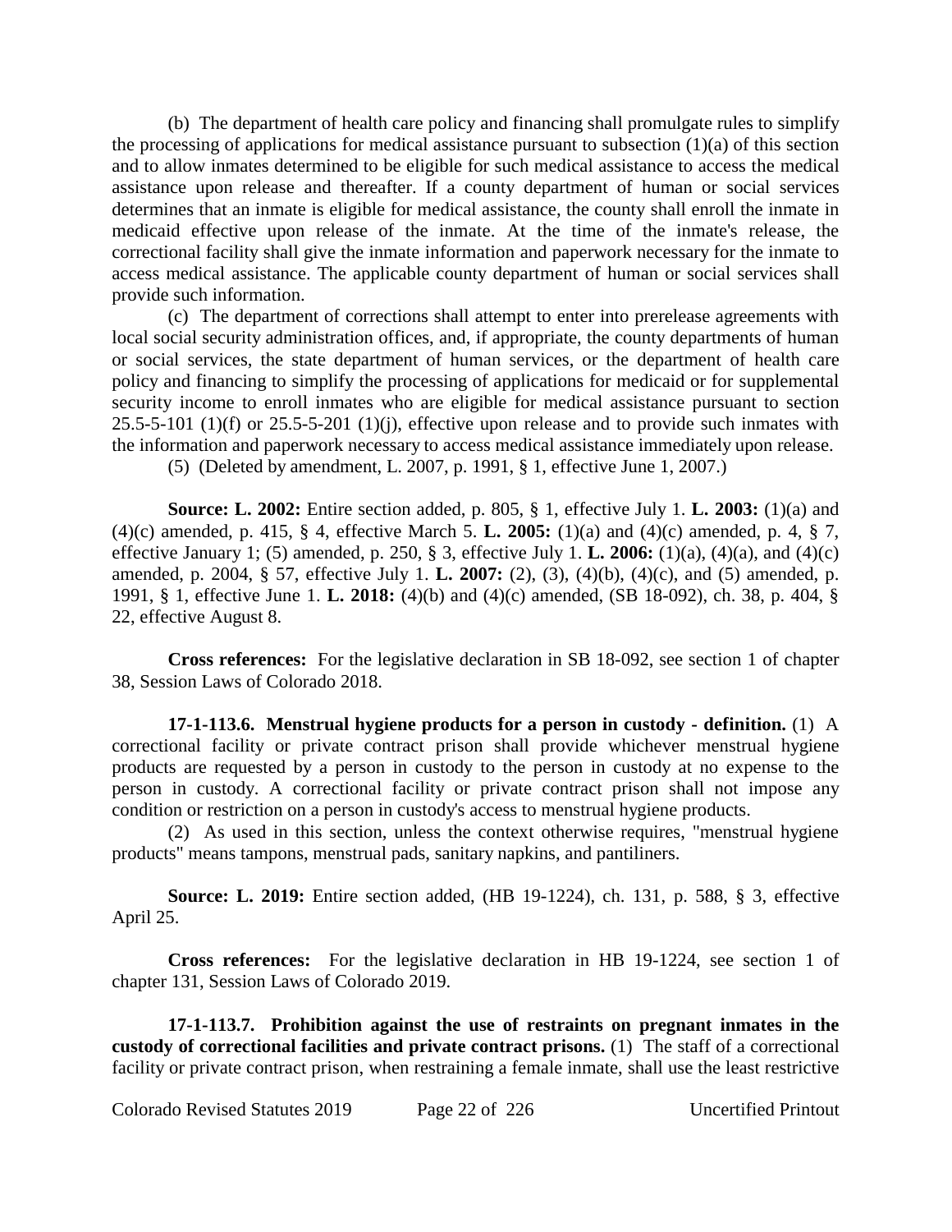(b) The department of health care policy and financing shall promulgate rules to simplify the processing of applications for medical assistance pursuant to subsection (1)(a) of this section and to allow inmates determined to be eligible for such medical assistance to access the medical assistance upon release and thereafter. If a county department of human or social services determines that an inmate is eligible for medical assistance, the county shall enroll the inmate in medicaid effective upon release of the inmate. At the time of the inmate's release, the correctional facility shall give the inmate information and paperwork necessary for the inmate to access medical assistance. The applicable county department of human or social services shall provide such information.

(c) The department of corrections shall attempt to enter into prerelease agreements with local social security administration offices, and, if appropriate, the county departments of human or social services, the state department of human services, or the department of health care policy and financing to simplify the processing of applications for medicaid or for supplemental security income to enroll inmates who are eligible for medical assistance pursuant to section 25.5-5-101 (1)(f) or 25.5-5-201 (1)(j), effective upon release and to provide such inmates with the information and paperwork necessary to access medical assistance immediately upon release.

(5) (Deleted by amendment, L. 2007, p. 1991, § 1, effective June 1, 2007.)

**Source: L. 2002:** Entire section added, p. 805, § 1, effective July 1. **L. 2003:** (1)(a) and (4)(c) amended, p. 415, § 4, effective March 5. **L. 2005:** (1)(a) and (4)(c) amended, p. 4, § 7, effective January 1; (5) amended, p. 250, § 3, effective July 1. **L. 2006:** (1)(a), (4)(a), and (4)(c) amended, p. 2004, § 57, effective July 1. **L. 2007:** (2), (3), (4)(b), (4)(c), and (5) amended, p. 1991, § 1, effective June 1. **L. 2018:** (4)(b) and (4)(c) amended, (SB 18-092), ch. 38, p. 404, § 22, effective August 8.

**Cross references:** For the legislative declaration in SB 18-092, see section 1 of chapter 38, Session Laws of Colorado 2018.

**17-1-113.6. Menstrual hygiene products for a person in custody - definition.** (1) A correctional facility or private contract prison shall provide whichever menstrual hygiene products are requested by a person in custody to the person in custody at no expense to the person in custody. A correctional facility or private contract prison shall not impose any condition or restriction on a person in custody's access to menstrual hygiene products.

(2) As used in this section, unless the context otherwise requires, "menstrual hygiene products" means tampons, menstrual pads, sanitary napkins, and pantiliners.

**Source: L. 2019:** Entire section added, (HB 19-1224), ch. 131, p. 588, § 3, effective April 25.

**Cross references:** For the legislative declaration in HB 19-1224, see section 1 of chapter 131, Session Laws of Colorado 2019.

**17-1-113.7. Prohibition against the use of restraints on pregnant inmates in the custody of correctional facilities and private contract prisons.** (1) The staff of a correctional facility or private contract prison, when restraining a female inmate, shall use the least restrictive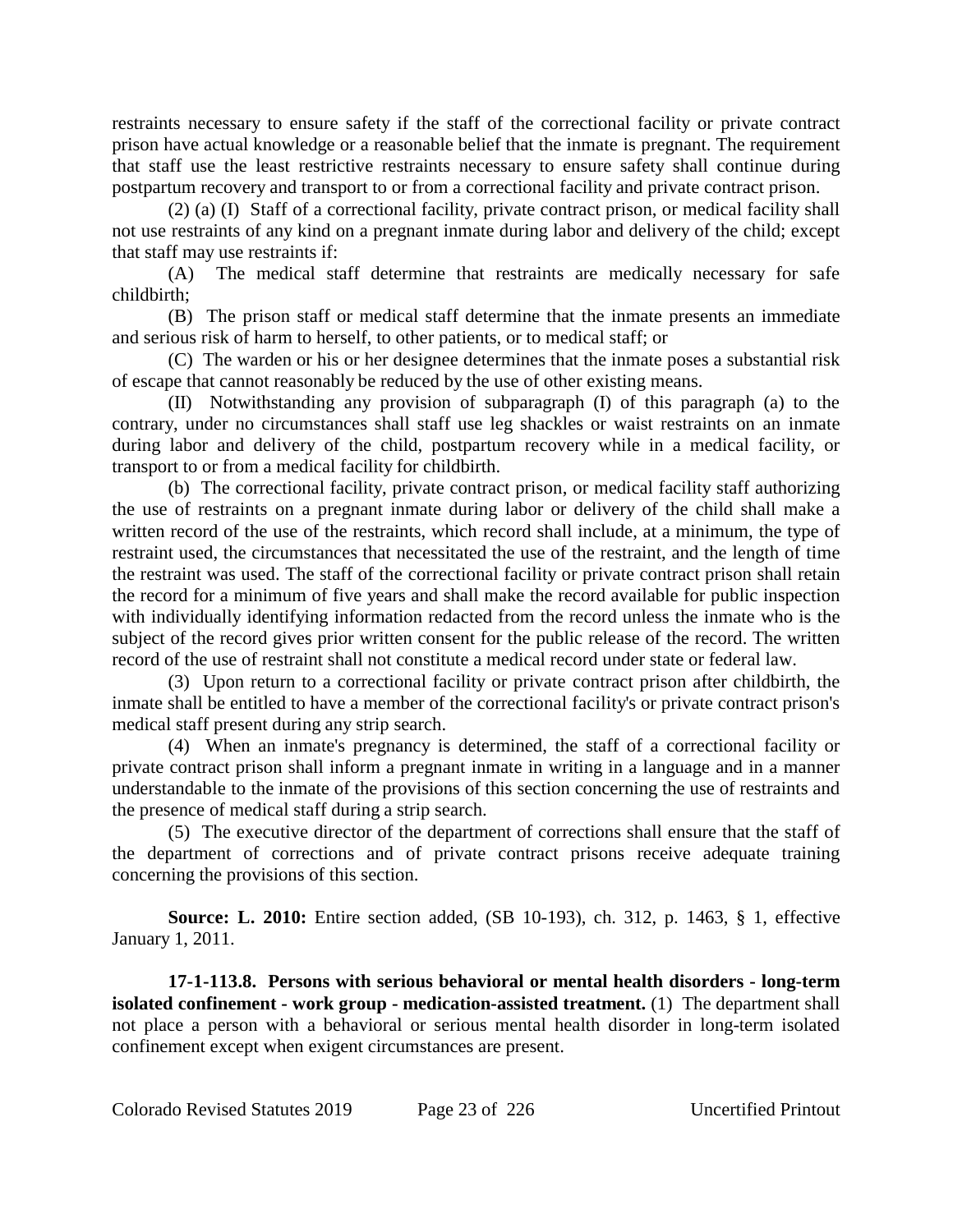restraints necessary to ensure safety if the staff of the correctional facility or private contract prison have actual knowledge or a reasonable belief that the inmate is pregnant. The requirement that staff use the least restrictive restraints necessary to ensure safety shall continue during postpartum recovery and transport to or from a correctional facility and private contract prison.

(2) (a) (I) Staff of a correctional facility, private contract prison, or medical facility shall not use restraints of any kind on a pregnant inmate during labor and delivery of the child; except that staff may use restraints if:

(A) The medical staff determine that restraints are medically necessary for safe childbirth;

(B) The prison staff or medical staff determine that the inmate presents an immediate and serious risk of harm to herself, to other patients, or to medical staff; or

(C) The warden or his or her designee determines that the inmate poses a substantial risk of escape that cannot reasonably be reduced by the use of other existing means.

(II) Notwithstanding any provision of subparagraph (I) of this paragraph (a) to the contrary, under no circumstances shall staff use leg shackles or waist restraints on an inmate during labor and delivery of the child, postpartum recovery while in a medical facility, or transport to or from a medical facility for childbirth.

(b) The correctional facility, private contract prison, or medical facility staff authorizing the use of restraints on a pregnant inmate during labor or delivery of the child shall make a written record of the use of the restraints, which record shall include, at a minimum, the type of restraint used, the circumstances that necessitated the use of the restraint, and the length of time the restraint was used. The staff of the correctional facility or private contract prison shall retain the record for a minimum of five years and shall make the record available for public inspection with individually identifying information redacted from the record unless the inmate who is the subject of the record gives prior written consent for the public release of the record. The written record of the use of restraint shall not constitute a medical record under state or federal law.

(3) Upon return to a correctional facility or private contract prison after childbirth, the inmate shall be entitled to have a member of the correctional facility's or private contract prison's medical staff present during any strip search.

(4) When an inmate's pregnancy is determined, the staff of a correctional facility or private contract prison shall inform a pregnant inmate in writing in a language and in a manner understandable to the inmate of the provisions of this section concerning the use of restraints and the presence of medical staff during a strip search.

(5) The executive director of the department of corrections shall ensure that the staff of the department of corrections and of private contract prisons receive adequate training concerning the provisions of this section.

**Source: L. 2010:** Entire section added, (SB 10-193), ch. 312, p. 1463, § 1, effective January 1, 2011.

**17-1-113.8. Persons with serious behavioral or mental health disorders - long-term isolated confinement - work group - medication-assisted treatment.** (1) The department shall not place a person with a behavioral or serious mental health disorder in long-term isolated confinement except when exigent circumstances are present.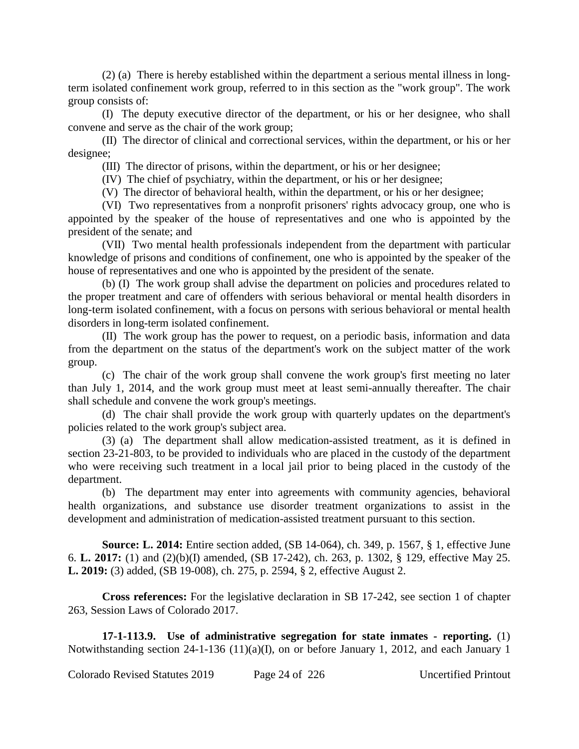(2) (a) There is hereby established within the department a serious mental illness in long-term isolated confinement work group, referred to in this section as the "work group". The work group consists of:

(I) The deputy executive director of the department, or his or her designee, who shall convene and serve as the chair of the work group;

(II) The director of clinical and correctional services, within the department, or his or her designee;

(III) The director of prisons, within the department, or his or her designee;

(IV) The chief of psychiatry, within the department, or his or her designee;

(V) The director of behavioral health, within the department, or his or her designee;

(VI) Two representatives from a nonprofit prisoners' rights advocacy group, one who is appointed by the speaker of the house of representatives and one who is appointed by the president of the senate; and

(VII) Two mental health professionals independent from the department with particular knowledge of prisons and conditions of confinement, one who is appointed by the speaker of the house of representatives and one who is appointed by the president of the senate.

(b) (I) The work group shall advise the department on policies and procedures related to the proper treatment and care of offenders with serious behavioral or mental health disorders in long-term isolated confinement, with a focus on persons with serious behavioral or mental health disorders in long-term isolated confinement.

(II) The work group has the power to request, on a periodic basis, information and data from the department on the status of the department's work on the subject matter of the work group.

(c) The chair of the work group shall convene the work group's first meeting no later than July 1, 2014, and the work group must meet at least semi-annually thereafter. The chair shall schedule and convene the work group's meetings.

(d) The chair shall provide the work group with quarterly updates on the department's policies related to the work group's subject area.

(3) (a) The department shall allow medication-assisted treatment, as it is defined in section 23-21-803, to be provided to individuals who are placed in the custody of the department who were receiving such treatment in a local jail prior to being placed in the custody of the department.

(b) The department may enter into agreements with community agencies, behavioral health organizations, and substance use disorder treatment organizations to assist in the development and administration of medication-assisted treatment pursuant to this section.

**Source: L. 2014:** Entire section added, (SB 14-064), ch. 349, p. 1567, § 1, effective June 6. **L. 2017:** (1) and (2)(b)(I) amended, (SB 17-242), ch. 263, p. 1302, § 129, effective May 25. **L. 2019:** (3) added, (SB 19-008), ch. 275, p. 2594, § 2, effective August 2.

**Cross references:** For the legislative declaration in SB 17-242, see section 1 of chapter 263, Session Laws of Colorado 2017.

**17-1-113.9. Use of administrative segregation for state inmates - reporting.** (1) Notwithstanding section 24-1-136 (11)(a)(I), on or before January 1, 2012, and each January 1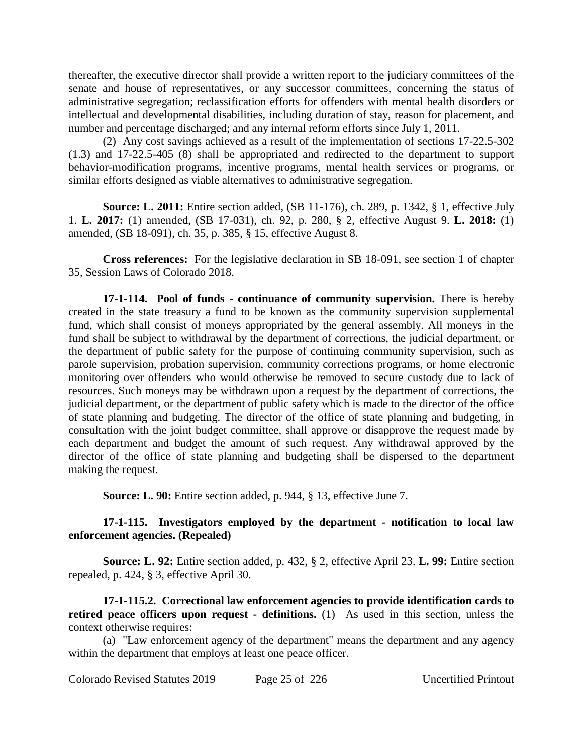thereafter, the executive director shall provide a written report to the judiciary committees of the senate and house of representatives, or any successor committees, concerning the status of administrative segregation; reclassification efforts for offenders with mental health disorders or intellectual and developmental disabilities, including duration of stay, reason for placement, and number and percentage discharged; and any internal reform efforts since July 1, 2011.

(2) Any cost savings achieved as a result of the implementation of sections 17-22.5-302 (1.3) and 17-22.5-405 (8) shall be appropriated and redirected to the department to support behavior-modification programs, incentive programs, mental health services or programs, or similar efforts designed as viable alternatives to administrative segregation.

**Source: L. 2011:** Entire section added, (SB 11-176), ch. 289, p. 1342, § 1, effective July 1. **L. 2017:** (1) amended, (SB 17-031), ch. 92, p. 280, § 2, effective August 9. **L. 2018:** (1) amended, (SB 18-091), ch. 35, p. 385, § 15, effective August 8.

**Cross references:** For the legislative declaration in SB 18-091, see section 1 of chapter 35, Session Laws of Colorado 2018.

**17-1-114. Pool of funds - continuance of community supervision.** There is hereby created in the state treasury a fund to be known as the community supervision supplemental fund, which shall consist of moneys appropriated by the general assembly. All moneys in the fund shall be subject to withdrawal by the department of corrections, the judicial department, or the department of public safety for the purpose of continuing community supervision, such as parole supervision, probation supervision, community corrections programs, or home electronic monitoring over offenders who would otherwise be removed to secure custody due to lack of resources. Such moneys may be withdrawn upon a request by the department of corrections, the judicial department, or the department of public safety which is made to the director of the office of state planning and budgeting. The director of the office of state planning and budgeting, in consultation with the joint budget committee, shall approve or disapprove the request made by each department and budget the amount of such request. Any withdrawal approved by the director of the office of state planning and budgeting shall be dispersed to the department making the request.

**Source: L. 90:** Entire section added, p. 944, § 13, effective June 7.

**17-1-115. Investigators employed by the department - notification to local law enforcement agencies. (Repealed)**

**Source: L. 92:** Entire section added, p. 432, § 2, effective April 23. **L. 99:** Entire section repealed, p. 424, § 3, effective April 30.

**17-1-115.2. Correctional law enforcement agencies to provide identification cards to retired peace officers upon request - definitions.** (1) As used in this section, unless the context otherwise requires:

(a) "Law enforcement agency of the department" means the department and any agency within the department that employs at least one peace officer.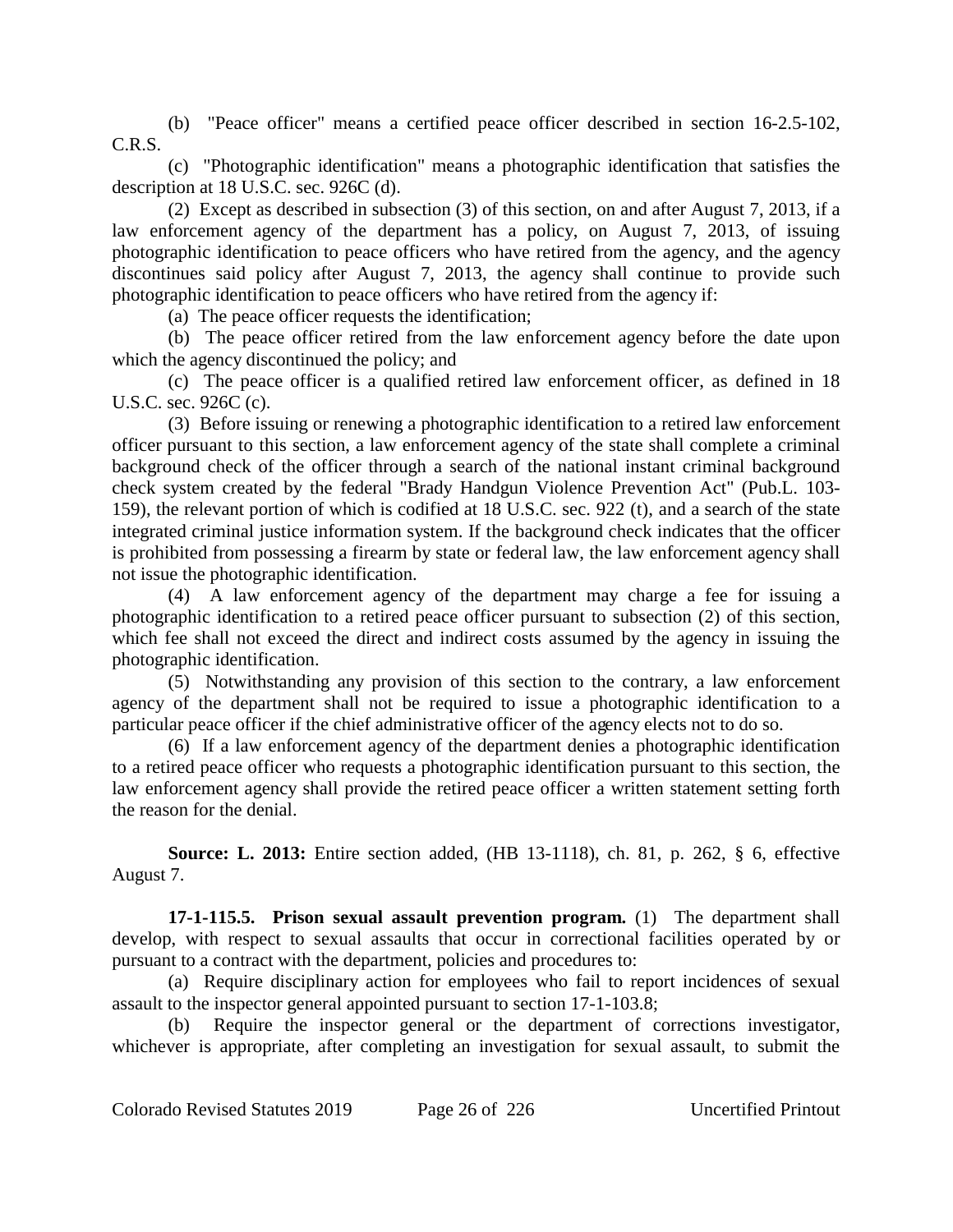(b) "Peace officer" means a certified peace officer described in section 16-2.5-102, C.R.S.

(c) "Photographic identification" means a photographic identification that satisfies the description at 18 U.S.C. sec. 926C (d).

(2) Except as described in subsection (3) of this section, on and after August 7, 2013, if a law enforcement agency of the department has a policy, on August 7, 2013, of issuing photographic identification to peace officers who have retired from the agency, and the agency discontinues said policy after August 7, 2013, the agency shall continue to provide such photographic identification to peace officers who have retired from the agency if:

(a) The peace officer requests the identification;

(b) The peace officer retired from the law enforcement agency before the date upon which the agency discontinued the policy; and

(c) The peace officer is a qualified retired law enforcement officer, as defined in 18 U.S.C. sec. 926C (c).

(3) Before issuing or renewing a photographic identification to a retired law enforcement officer pursuant to this section, a law enforcement agency of the state shall complete a criminal background check of the officer through a search of the national instant criminal background check system created by the federal "Brady Handgun Violence Prevention Act" (Pub.L. 103-159), the relevant portion of which is codified at 18 U.S.C. sec. 922 (t), and a search of the state integrated criminal justice information system. If the background check indicates that the officer is prohibited from possessing a firearm by state or federal law, the law enforcement agency shall not issue the photographic identification.

(4) A law enforcement agency of the department may charge a fee for issuing a photographic identification to a retired peace officer pursuant to subsection (2) of this section, which fee shall not exceed the direct and indirect costs assumed by the agency in issuing the photographic identification.

(5) Notwithstanding any provision of this section to the contrary, a law enforcement agency of the department shall not be required to issue a photographic identification to a particular peace officer if the chief administrative officer of the agency elects not to do so.

(6) If a law enforcement agency of the department denies a photographic identification to a retired peace officer who requests a photographic identification pursuant to this section, the law enforcement agency shall provide the retired peace officer a written statement setting forth the reason for the denial.

**Source: L. 2013:** Entire section added, (HB 13-1118), ch. 81, p. 262, § 6, effective August 7.

**17-1-115.5. Prison sexual assault prevention program.** (1) The department shall develop, with respect to sexual assaults that occur in correctional facilities operated by or pursuant to a contract with the department, policies and procedures to:

(a) Require disciplinary action for employees who fail to report incidences of sexual assault to the inspector general appointed pursuant to section 17-1-103.8;

(b) Require the inspector general or the department of corrections investigator, whichever is appropriate, after completing an investigation for sexual assault, to submit the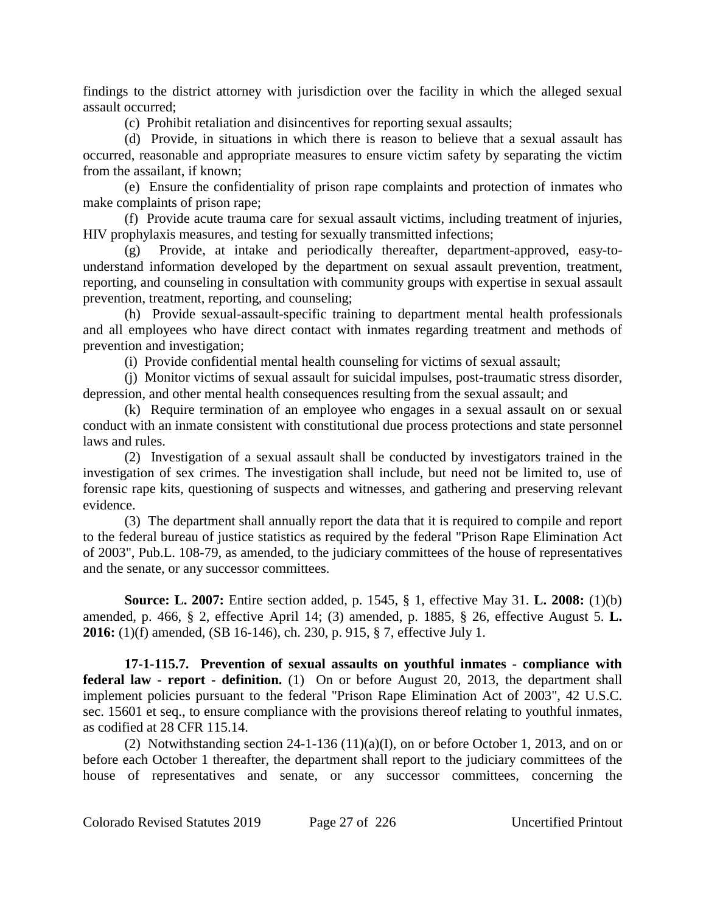findings to the district attorney with jurisdiction over the facility in which the alleged sexual assault occurred;

(c) Prohibit retaliation and disincentives for reporting sexual assaults;

(d) Provide, in situations in which there is reason to believe that a sexual assault has occurred, reasonable and appropriate measures to ensure victim safety by separating the victim from the assailant, if known;

(e) Ensure the confidentiality of prison rape complaints and protection of inmates who make complaints of prison rape;

(f) Provide acute trauma care for sexual assault victims, including treatment of injuries, HIV prophylaxis measures, and testing for sexually transmitted infections;

(g) Provide, at intake and periodically thereafter, department-approved, easy-to-understand information developed by the department on sexual assault prevention, treatment, reporting, and counseling in consultation with community groups with expertise in sexual assault prevention, treatment, reporting, and counseling;

(h) Provide sexual-assault-specific training to department mental health professionals and all employees who have direct contact with inmates regarding treatment and methods of prevention and investigation;

(i) Provide confidential mental health counseling for victims of sexual assault;

(j) Monitor victims of sexual assault for suicidal impulses, post-traumatic stress disorder, depression, and other mental health consequences resulting from the sexual assault; and

(k) Require termination of an employee who engages in a sexual assault on or sexual conduct with an inmate consistent with constitutional due process protections and state personnel laws and rules.

(2) Investigation of a sexual assault shall be conducted by investigators trained in the investigation of sex crimes. The investigation shall include, but need not be limited to, use of forensic rape kits, questioning of suspects and witnesses, and gathering and preserving relevant evidence.

(3) The department shall annually report the data that it is required to compile and report to the federal bureau of justice statistics as required by the federal "Prison Rape Elimination Act of 2003", Pub.L. 108-79, as amended, to the judiciary committees of the house of representatives and the senate, or any successor committees.

**Source: L. 2007:** Entire section added, p. 1545, § 1, effective May 31. **L. 2008:** (1)(b) amended, p. 466, § 2, effective April 14; (3) amended, p. 1885, § 26, effective August 5. **L. 2016:** (1)(f) amended, (SB 16-146), ch. 230, p. 915, § 7, effective July 1.

**17-1-115.7. Prevention of sexual assaults on youthful inmates - compliance with federal law - report - definition.** (1) On or before August 20, 2013, the department shall implement policies pursuant to the federal "Prison Rape Elimination Act of 2003", 42 U.S.C. sec. 15601 et seq., to ensure compliance with the provisions thereof relating to youthful inmates, as codified at 28 CFR 115.14.

(2) Notwithstanding section 24-1-136 (11)(a)(I), on or before October 1, 2013, and on or before each October 1 thereafter, the department shall report to the judiciary committees of the house of representatives and senate, or any successor committees, concerning the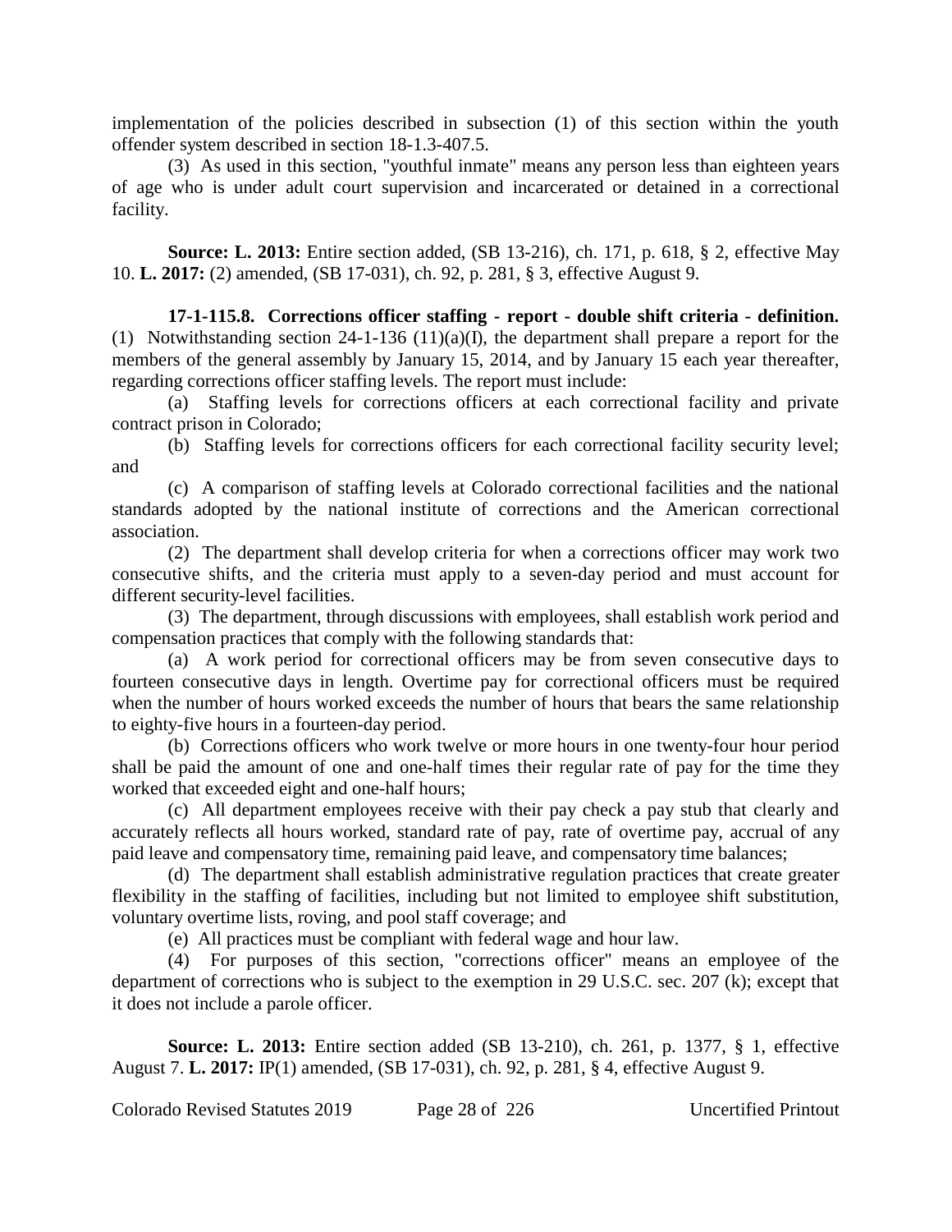implementation of the policies described in subsection (1) of this section within the youth offender system described in section 18-1.3-407.5.

(3) As used in this section, "youthful inmate" means any person less than eighteen years of age who is under adult court supervision and incarcerated or detained in a correctional facility.

**Source: L. 2013:** Entire section added, (SB 13-216), ch. 171, p. 618, § 2, effective May 10. **L. 2017:** (2) amended, (SB 17-031), ch. 92, p. 281, § 3, effective August 9.

**17-1-115.8. Corrections officer staffing - report - double shift criteria - definition.** (1) Notwithstanding section 24-1-136 (11)(a)(I), the department shall prepare a report for the members of the general assembly by January 15, 2014, and by January 15 each year thereafter, regarding corrections officer staffing levels. The report must include:

(a) Staffing levels for corrections officers at each correctional facility and private contract prison in Colorado;

(b) Staffing levels for corrections officers for each correctional facility security level; and

(c) A comparison of staffing levels at Colorado correctional facilities and the national standards adopted by the national institute of corrections and the American correctional association.

(2) The department shall develop criteria for when a corrections officer may work two consecutive shifts, and the criteria must apply to a seven-day period and must account for different security-level facilities.

(3) The department, through discussions with employees, shall establish work period and compensation practices that comply with the following standards that:

(a) A work period for correctional officers may be from seven consecutive days to fourteen consecutive days in length. Overtime pay for correctional officers must be required when the number of hours worked exceeds the number of hours that bears the same relationship to eighty-five hours in a fourteen-day period.

(b) Corrections officers who work twelve or more hours in one twenty-four hour period shall be paid the amount of one and one-half times their regular rate of pay for the time they worked that exceeded eight and one-half hours;

(c) All department employees receive with their pay check a pay stub that clearly and accurately reflects all hours worked, standard rate of pay, rate of overtime pay, accrual of any paid leave and compensatory time, remaining paid leave, and compensatory time balances;

(d) The department shall establish administrative regulation practices that create greater flexibility in the staffing of facilities, including but not limited to employee shift substitution, voluntary overtime lists, roving, and pool staff coverage; and

(e) All practices must be compliant with federal wage and hour law.

(4) For purposes of this section, "corrections officer" means an employee of the department of corrections who is subject to the exemption in 29 U.S.C. sec. 207 (k); except that it does not include a parole officer.

**Source: L. 2013:** Entire section added (SB 13-210), ch. 261, p. 1377, § 1, effective August 7. **L. 2017:** IP(1) amended, (SB 17-031), ch. 92, p. 281, § 4, effective August 9.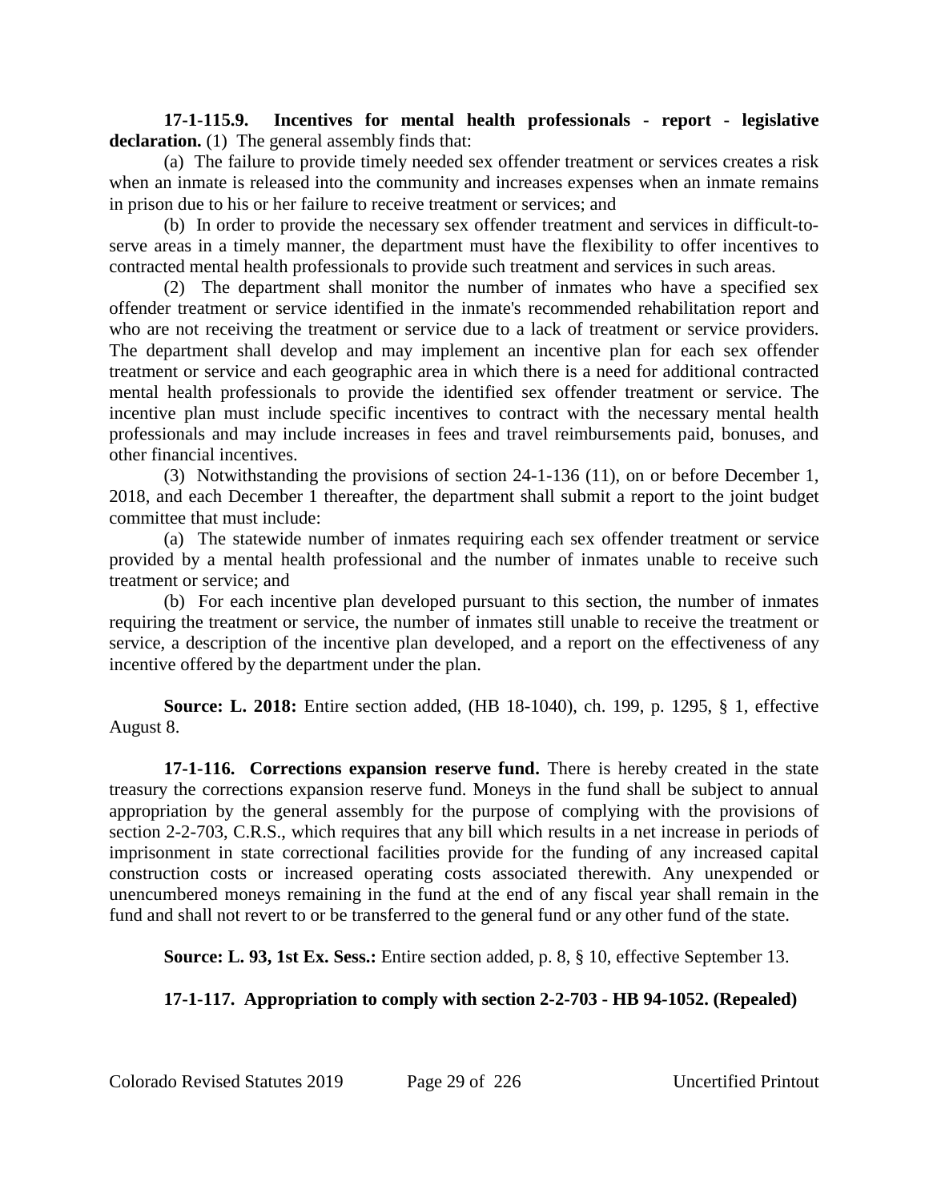**17-1-115.9. Incentives for mental health professionals - report - legislative declaration.** (1) The general assembly finds that:

(a) The failure to provide timely needed sex offender treatment or services creates a risk when an inmate is released into the community and increases expenses when an inmate remains in prison due to his or her failure to receive treatment or services; and

(b) In order to provide the necessary sex offender treatment and services in difficult-to-serve areas in a timely manner, the department must have the flexibility to offer incentives to contracted mental health professionals to provide such treatment and services in such areas.

(2) The department shall monitor the number of inmates who have a specified sex offender treatment or service identified in the inmate's recommended rehabilitation report and who are not receiving the treatment or service due to a lack of treatment or service providers. The department shall develop and may implement an incentive plan for each sex offender treatment or service and each geographic area in which there is a need for additional contracted mental health professionals to provide the identified sex offender treatment or service. The incentive plan must include specific incentives to contract with the necessary mental health professionals and may include increases in fees and travel reimbursements paid, bonuses, and other financial incentives.

(3) Notwithstanding the provisions of section 24-1-136 (11), on or before December 1, 2018, and each December 1 thereafter, the department shall submit a report to the joint budget committee that must include:

(a) The statewide number of inmates requiring each sex offender treatment or service provided by a mental health professional and the number of inmates unable to receive such treatment or service; and

(b) For each incentive plan developed pursuant to this section, the number of inmates requiring the treatment or service, the number of inmates still unable to receive the treatment or service, a description of the incentive plan developed, and a report on the effectiveness of any incentive offered by the department under the plan.

**Source: L. 2018:** Entire section added, (HB 18-1040), ch. 199, p. 1295, § 1, effective August 8.

**17-1-116. Corrections expansion reserve fund.** There is hereby created in the state treasury the corrections expansion reserve fund. Moneys in the fund shall be subject to annual appropriation by the general assembly for the purpose of complying with the provisions of section 2-2-703, C.R.S., which requires that any bill which results in a net increase in periods of imprisonment in state correctional facilities provide for the funding of any increased capital construction costs or increased operating costs associated therewith. Any unexpended or unencumbered moneys remaining in the fund at the end of any fiscal year shall remain in the fund and shall not revert to or be transferred to the general fund or any other fund of the state.

**Source: L. 93, 1st Ex. Sess.:** Entire section added, p. 8, § 10, effective September 13.

**17-1-117. Appropriation to comply with section 2-2-703 - HB 94-1052. (Repealed)**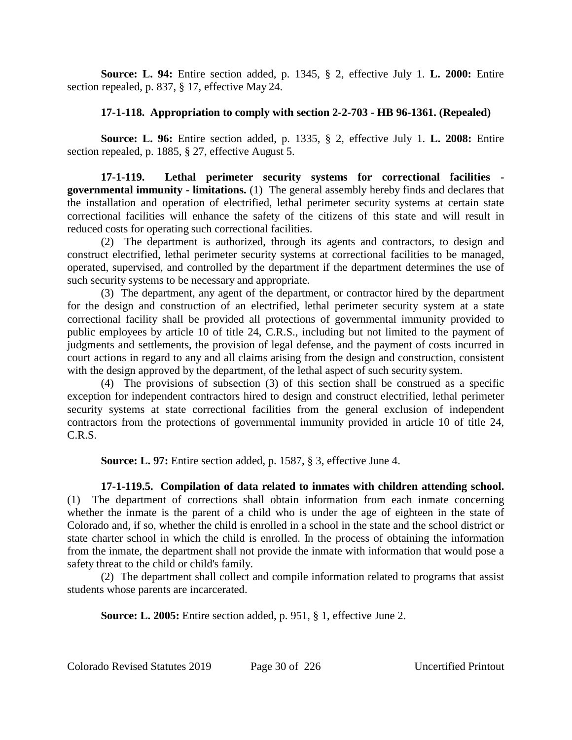**Source: L. 94:** Entire section added, p. 1345, § 2, effective July 1. **L. 2000:** Entire section repealed, p. 837, § 17, effective May 24.

**17-1-118. Appropriation to comply with section 2-2-703 - HB 96-1361. (Repealed)**

**Source: L. 96:** Entire section added, p. 1335, § 2, effective July 1. **L. 2008:** Entire section repealed, p. 1885, § 27, effective August 5.

**17-1-119. Lethal perimeter security systems for correctional facilities - governmental immunity - limitations.** (1) The general assembly hereby finds and declares that the installation and operation of electrified, lethal perimeter security systems at certain state correctional facilities will enhance the safety of the citizens of this state and will result in reduced costs for operating such correctional facilities.

(2) The department is authorized, through its agents and contractors, to design and construct electrified, lethal perimeter security systems at correctional facilities to be managed, operated, supervised, and controlled by the department if the department determines the use of such security systems to be necessary and appropriate.

(3) The department, any agent of the department, or contractor hired by the department for the design and construction of an electrified, lethal perimeter security system at a state correctional facility shall be provided all protections of governmental immunity provided to public employees by article 10 of title 24, C.R.S., including but not limited to the payment of judgments and settlements, the provision of legal defense, and the payment of costs incurred in court actions in regard to any and all claims arising from the design and construction, consistent with the design approved by the department, of the lethal aspect of such security system.

(4) The provisions of subsection (3) of this section shall be construed as a specific exception for independent contractors hired to design and construct electrified, lethal perimeter security systems at state correctional facilities from the general exclusion of independent contractors from the protections of governmental immunity provided in article 10 of title 24, C.R.S.

**Source: L. 97:** Entire section added, p. 1587, § 3, effective June 4.

**17-1-119.5. Compilation of data related to inmates with children attending school.** (1) The department of corrections shall obtain information from each inmate concerning whether the inmate is the parent of a child who is under the age of eighteen in the state of Colorado and, if so, whether the child is enrolled in a school in the state and the school district or state charter school in which the child is enrolled. In the process of obtaining the information from the inmate, the department shall not provide the inmate with information that would pose a safety threat to the child or child's family.

(2) The department shall collect and compile information related to programs that assist students whose parents are incarcerated.

**Source: L. 2005:** Entire section added, p. 951, § 1, effective June 2.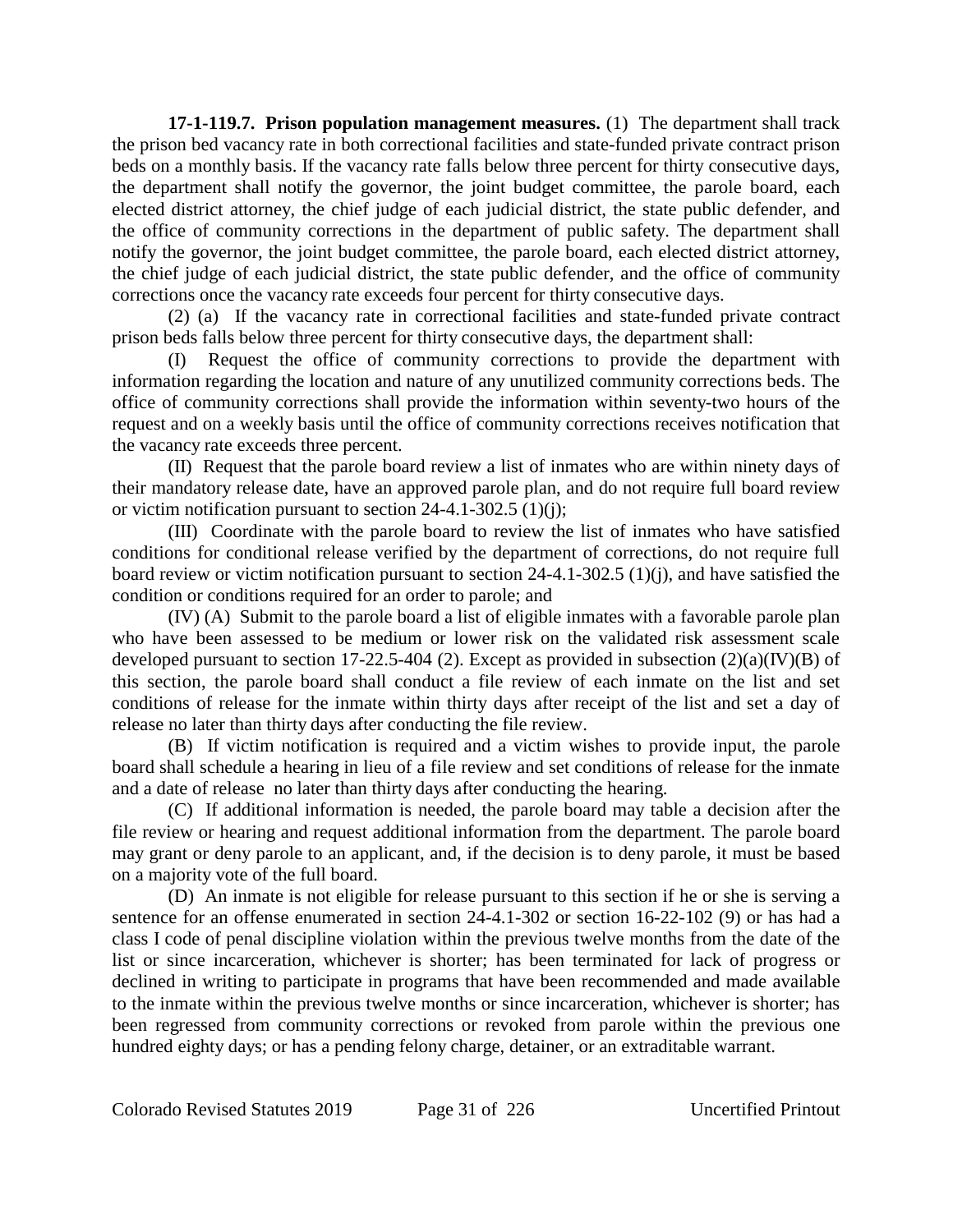**17-1-119.7. Prison population management measures.** (1) The department shall track the prison bed vacancy rate in both correctional facilities and state-funded private contract prison beds on a monthly basis. If the vacancy rate falls below three percent for thirty consecutive days, the department shall notify the governor, the joint budget committee, the parole board, each elected district attorney, the chief judge of each judicial district, the state public defender, and the office of community corrections in the department of public safety. The department shall notify the governor, the joint budget committee, the parole board, each elected district attorney, the chief judge of each judicial district, the state public defender, and the office of community corrections once the vacancy rate exceeds four percent for thirty consecutive days.

(2) (a) If the vacancy rate in correctional facilities and state-funded private contract prison beds falls below three percent for thirty consecutive days, the department shall:

(I) Request the office of community corrections to provide the department with information regarding the location and nature of any unutilized community corrections beds. The office of community corrections shall provide the information within seventy-two hours of the request and on a weekly basis until the office of community corrections receives notification that the vacancy rate exceeds three percent.

(II) Request that the parole board review a list of inmates who are within ninety days of their mandatory release date, have an approved parole plan, and do not require full board review or victim notification pursuant to section 24-4.1-302.5 (1)(j);

(III) Coordinate with the parole board to review the list of inmates who have satisfied conditions for conditional release verified by the department of corrections, do not require full board review or victim notification pursuant to section 24-4.1-302.5 (1)(j), and have satisfied the condition or conditions required for an order to parole; and

(IV) (A) Submit to the parole board a list of eligible inmates with a favorable parole plan who have been assessed to be medium or lower risk on the validated risk assessment scale developed pursuant to section 17-22.5-404 (2). Except as provided in subsection (2)(a)(IV)(B) of this section, the parole board shall conduct a file review of each inmate on the list and set conditions of release for the inmate within thirty days after receipt of the list and set a day of release no later than thirty days after conducting the file review.

(B) If victim notification is required and a victim wishes to provide input, the parole board shall schedule a hearing in lieu of a file review and set conditions of release for the inmate and a date of release no later than thirty days after conducting the hearing.

(C) If additional information is needed, the parole board may table a decision after the file review or hearing and request additional information from the department. The parole board may grant or deny parole to an applicant, and, if the decision is to deny parole, it must be based on a majority vote of the full board.

(D) An inmate is not eligible for release pursuant to this section if he or she is serving a sentence for an offense enumerated in section 24-4.1-302 or section 16-22-102 (9) or has had a class I code of penal discipline violation within the previous twelve months from the date of the list or since incarceration, whichever is shorter; has been terminated for lack of progress or declined in writing to participate in programs that have been recommended and made available to the inmate within the previous twelve months or since incarceration, whichever is shorter; has been regressed from community corrections or revoked from parole within the previous one hundred eighty days; or has a pending felony charge, detainer, or an extraditable warrant.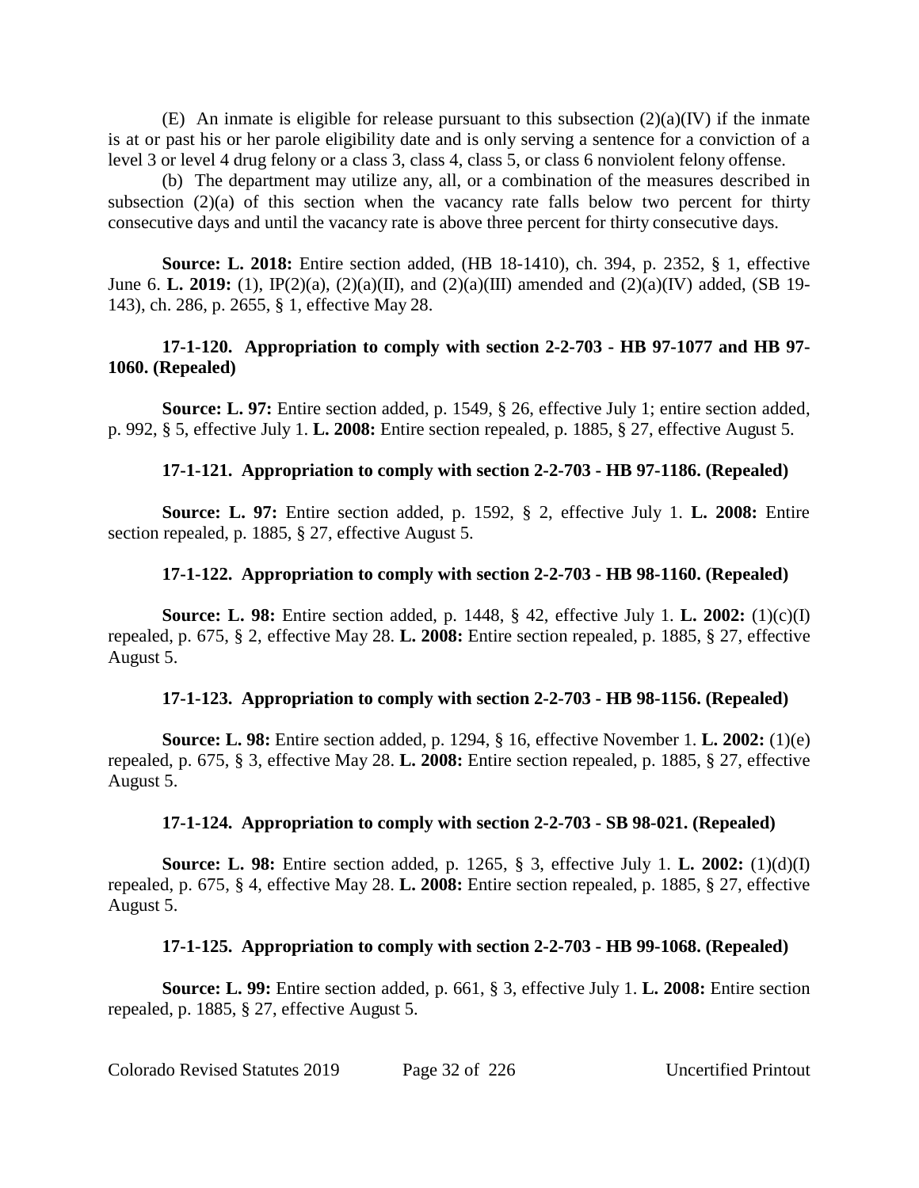(E) An inmate is eligible for release pursuant to this subsection (2)(a)(IV) if the inmate is at or past his or her parole eligibility date and is only serving a sentence for a conviction of a level 3 or level 4 drug felony or a class 3, class 4, class 5, or class 6 nonviolent felony offense.

(b) The department may utilize any, all, or a combination of the measures described in subsection (2)(a) of this section when the vacancy rate falls below two percent for thirty consecutive days and until the vacancy rate is above three percent for thirty consecutive days.

**Source: L. 2018:** Entire section added, (HB 18-1410), ch. 394, p. 2352, § 1, effective June 6. **L. 2019:** (1), IP(2)(a), (2)(a)(II), and (2)(a)(III) amended and (2)(a)(IV) added, (SB 19-143), ch. 286, p. 2655, § 1, effective May 28.

**17-1-120. Appropriation to comply with section 2-2-703 - HB 97-1077 and HB 97-1060. (Repealed)**

**Source: L. 97:** Entire section added, p. 1549, § 26, effective July 1; entire section added, p. 992, § 5, effective July 1. **L. 2008:** Entire section repealed, p. 1885, § 27, effective August 5.

**17-1-121. Appropriation to comply with section 2-2-703 - HB 97-1186. (Repealed)**

**Source: L. 97:** Entire section added, p. 1592, § 2, effective July 1. **L. 2008:** Entire section repealed, p. 1885, § 27, effective August 5.

**17-1-122. Appropriation to comply with section 2-2-703 - HB 98-1160. (Repealed)**

**Source: L. 98:** Entire section added, p. 1448, § 42, effective July 1. **L. 2002:** (1)(c)(I) repealed, p. 675, § 2, effective May 28. **L. 2008:** Entire section repealed, p. 1885, § 27, effective August 5.

**17-1-123. Appropriation to comply with section 2-2-703 - HB 98-1156. (Repealed)**

**Source: L. 98:** Entire section added, p. 1294, § 16, effective November 1. **L. 2002:** (1)(e) repealed, p. 675, § 3, effective May 28. **L. 2008:** Entire section repealed, p. 1885, § 27, effective August 5.

**17-1-124. Appropriation to comply with section 2-2-703 - SB 98-021. (Repealed)**

**Source: L. 98:** Entire section added, p. 1265, § 3, effective July 1. **L. 2002:** (1)(d)(I) repealed, p. 675, § 4, effective May 28. **L. 2008:** Entire section repealed, p. 1885, § 27, effective August 5.

**17-1-125. Appropriation to comply with section 2-2-703 - HB 99-1068. (Repealed)**

**Source: L. 99:** Entire section added, p. 661, § 3, effective July 1. **L. 2008:** Entire section repealed, p. 1885, § 27, effective August 5.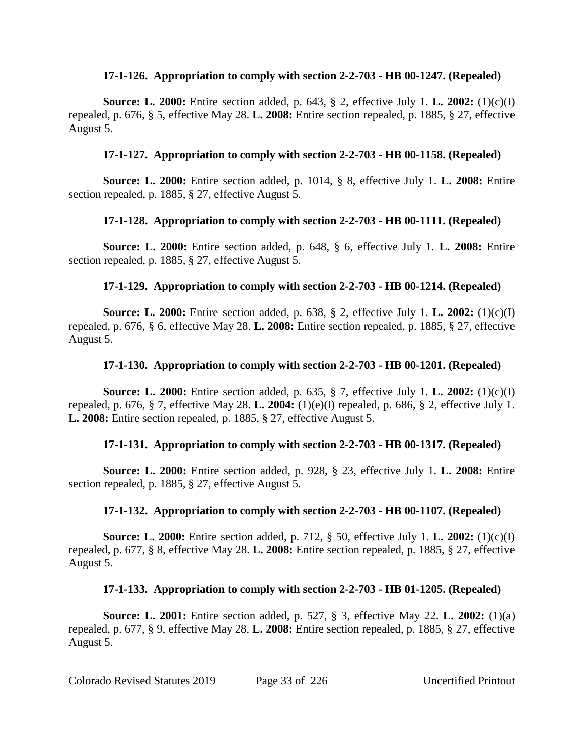**17-1-126. Appropriation to comply with section 2-2-703 - HB 00-1247. (Repealed)**

**Source: L. 2000:** Entire section added, p. 643, § 2, effective July 1. **L. 2002:** (1)(c)(I) repealed, p. 676, § 5, effective May 28. **L. 2008:** Entire section repealed, p. 1885, § 27, effective August 5.

**17-1-127. Appropriation to comply with section 2-2-703 - HB 00-1158. (Repealed)**

**Source: L. 2000:** Entire section added, p. 1014, § 8, effective July 1. **L. 2008:** Entire section repealed, p. 1885, § 27, effective August 5.

**17-1-128. Appropriation to comply with section 2-2-703 - HB 00-1111. (Repealed)**

**Source: L. 2000:** Entire section added, p. 648, § 6, effective July 1. **L. 2008:** Entire section repealed, p. 1885, § 27, effective August 5.

**17-1-129. Appropriation to comply with section 2-2-703 - HB 00-1214. (Repealed)**

**Source: L. 2000:** Entire section added, p. 638, § 2, effective July 1. **L. 2002:** (1)(c)(I) repealed, p. 676, § 6, effective May 28. **L. 2008:** Entire section repealed, p. 1885, § 27, effective August 5.

**17-1-130. Appropriation to comply with section 2-2-703 - HB 00-1201. (Repealed)**

**Source: L. 2000:** Entire section added, p. 635, § 7, effective July 1. **L. 2002:** (1)(c)(I) repealed, p. 676, § 7, effective May 28. **L. 2004:** (1)(e)(I) repealed, p. 686, § 2, effective July 1. **L. 2008:** Entire section repealed, p. 1885, § 27, effective August 5.

**17-1-131. Appropriation to comply with section 2-2-703 - HB 00-1317. (Repealed)**

**Source: L. 2000:** Entire section added, p. 928, § 23, effective July 1. **L. 2008:** Entire section repealed, p. 1885, § 27, effective August 5.

**17-1-132. Appropriation to comply with section 2-2-703 - HB 00-1107. (Repealed)**

**Source: L. 2000:** Entire section added, p. 712, § 50, effective July 1. **L. 2002:** (1)(c)(I) repealed, p. 677, § 8, effective May 28. **L. 2008:** Entire section repealed, p. 1885, § 27, effective August 5.

**17-1-133. Appropriation to comply with section 2-2-703 - HB 01-1205. (Repealed)**

**Source: L. 2001:** Entire section added, p. 527, § 3, effective May 22. **L. 2002:** (1)(a) repealed, p. 677, § 9, effective May 28. **L. 2008:** Entire section repealed, p. 1885, § 27, effective August 5.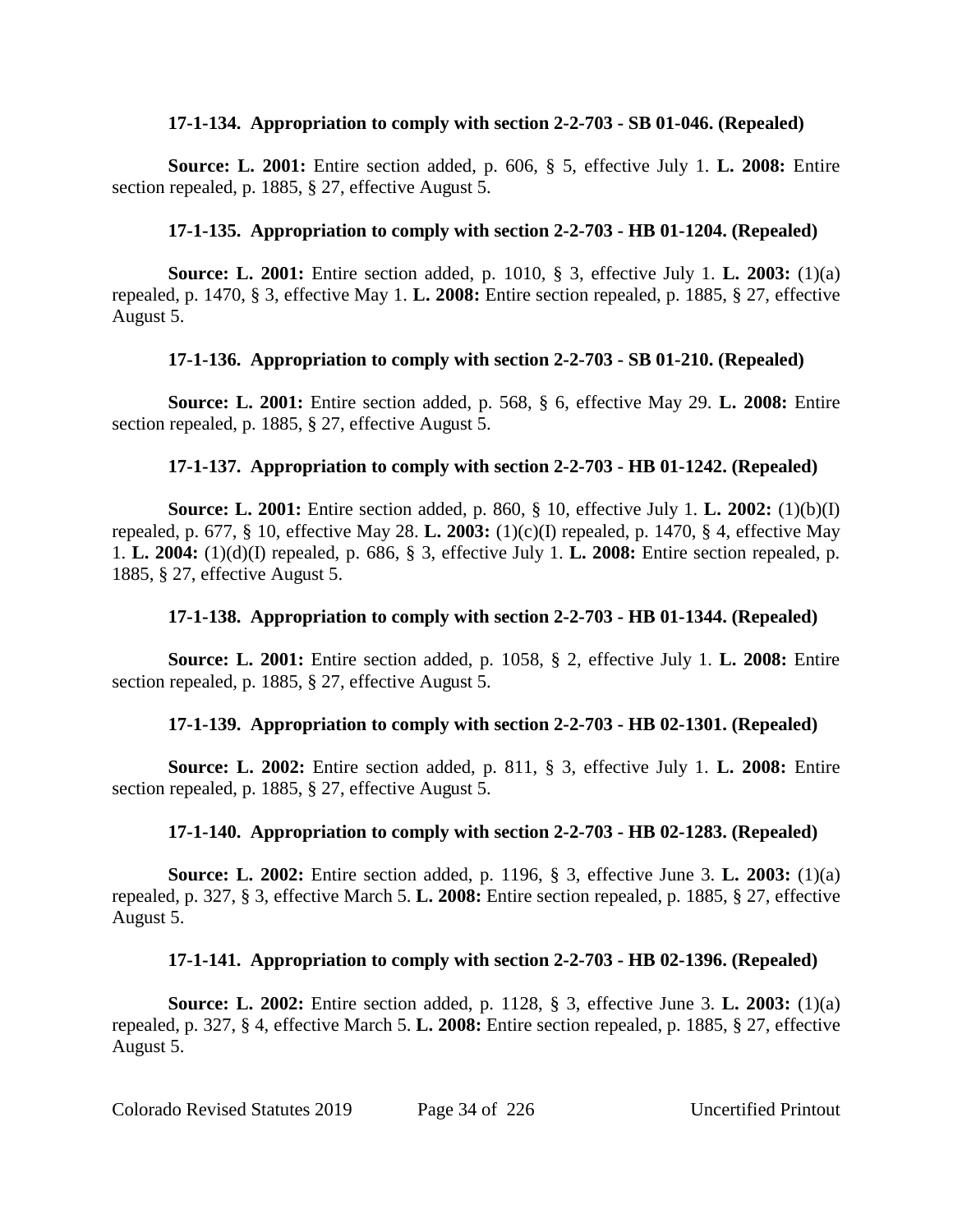**17-1-134. Appropriation to comply with section 2-2-703 - SB 01-046. (Repealed)**

**Source: L. 2001:** Entire section added, p. 606, § 5, effective July 1. **L. 2008:** Entire section repealed, p. 1885, § 27, effective August 5.

**17-1-135. Appropriation to comply with section 2-2-703 - HB 01-1204. (Repealed)**

**Source: L. 2001:** Entire section added, p. 1010, § 3, effective July 1. **L. 2003:** (1)(a) repealed, p. 1470, § 3, effective May 1. **L. 2008:** Entire section repealed, p. 1885, § 27, effective August 5.

**17-1-136. Appropriation to comply with section 2-2-703 - SB 01-210. (Repealed)**

**Source: L. 2001:** Entire section added, p. 568, § 6, effective May 29. **L. 2008:** Entire section repealed, p. 1885, § 27, effective August 5.

**17-1-137. Appropriation to comply with section 2-2-703 - HB 01-1242. (Repealed)**

**Source: L. 2001:** Entire section added, p. 860, § 10, effective July 1. **L. 2002:** (1)(b)(I) repealed, p. 677, § 10, effective May 28. **L. 2003:** (1)(c)(I) repealed, p. 1470, § 4, effective May 1. **L. 2004:** (1)(d)(I) repealed, p. 686, § 3, effective July 1. **L. 2008:** Entire section repealed, p. 1885, § 27, effective August 5.

**17-1-138. Appropriation to comply with section 2-2-703 - HB 01-1344. (Repealed)**

**Source: L. 2001:** Entire section added, p. 1058, § 2, effective July 1. **L. 2008:** Entire section repealed, p. 1885, § 27, effective August 5.

**17-1-139. Appropriation to comply with section 2-2-703 - HB 02-1301. (Repealed)**

**Source: L. 2002:** Entire section added, p. 811, § 3, effective July 1. **L. 2008:** Entire section repealed, p. 1885, § 27, effective August 5.

**17-1-140. Appropriation to comply with section 2-2-703 - HB 02-1283. (Repealed)**

**Source: L. 2002:** Entire section added, p. 1196, § 3, effective June 3. **L. 2003:** (1)(a) repealed, p. 327, § 3, effective March 5. **L. 2008:** Entire section repealed, p. 1885, § 27, effective August 5.

**17-1-141. Appropriation to comply with section 2-2-703 - HB 02-1396. (Repealed)**

**Source: L. 2002:** Entire section added, p. 1128, § 3, effective June 3. **L. 2003:** (1)(a) repealed, p. 327, § 4, effective March 5. **L. 2008:** Entire section repealed, p. 1885, § 27, effective August 5.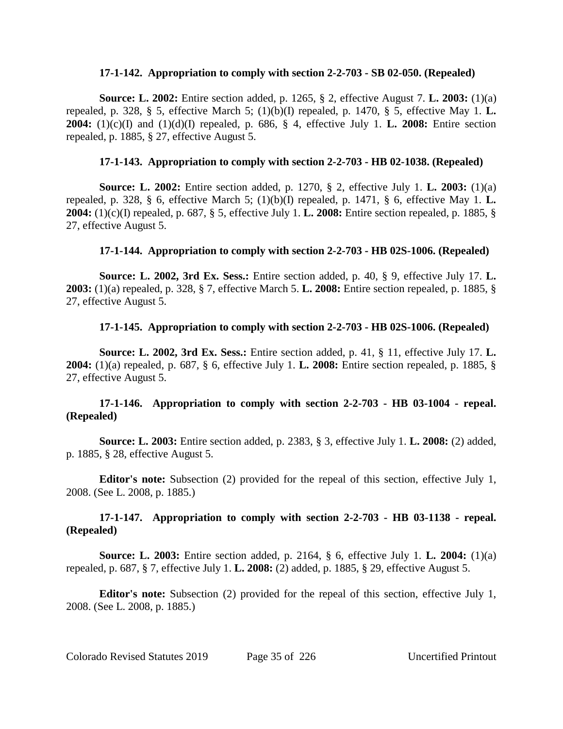**17-1-142. Appropriation to comply with section 2-2-703 - SB 02-050. (Repealed)**

**Source: L. 2002:** Entire section added, p. 1265, § 2, effective August 7. **L. 2003:** (1)(a) repealed, p. 328, § 5, effective March 5; (1)(b)(I) repealed, p. 1470, § 5, effective May 1. **L. 2004:** (1)(c)(I) and (1)(d)(I) repealed, p. 686, § 4, effective July 1. **L. 2008:** Entire section repealed, p. 1885, § 27, effective August 5.

**17-1-143. Appropriation to comply with section 2-2-703 - HB 02-1038. (Repealed)**

**Source: L. 2002:** Entire section added, p. 1270, § 2, effective July 1. **L. 2003:** (1)(a) repealed, p. 328, § 6, effective March 5; (1)(b)(I) repealed, p. 1471, § 6, effective May 1. **L. 2004:** (1)(c)(I) repealed, p. 687, § 5, effective July 1. **L. 2008:** Entire section repealed, p. 1885, § 27, effective August 5.

**17-1-144. Appropriation to comply with section 2-2-703 - HB 02S-1006. (Repealed)**

**Source: L. 2002, 3rd Ex. Sess.:** Entire section added, p. 40, § 9, effective July 17. **L. 2003:** (1)(a) repealed, p. 328, § 7, effective March 5. **L. 2008:** Entire section repealed, p. 1885, § 27, effective August 5.

**17-1-145. Appropriation to comply with section 2-2-703 - HB 02S-1006. (Repealed)**

**Source: L. 2002, 3rd Ex. Sess.:** Entire section added, p. 41, § 11, effective July 17. **L. 2004:** (1)(a) repealed, p. 687, § 6, effective July 1. **L. 2008:** Entire section repealed, p. 1885, § 27, effective August 5.

**17-1-146. Appropriation to comply with section 2-2-703 - HB 03-1004 - repeal. (Repealed)**

**Source: L. 2003:** Entire section added, p. 2383, § 3, effective July 1. **L. 2008:** (2) added, p. 1885, § 28, effective August 5.

**Editor's note:** Subsection (2) provided for the repeal of this section, effective July 1, 2008. (See L. 2008, p. 1885.)

**17-1-147. Appropriation to comply with section 2-2-703 - HB 03-1138 - repeal. (Repealed)**

**Source: L. 2003:** Entire section added, p. 2164, § 6, effective July 1. **L. 2004:** (1)(a) repealed, p. 687, § 7, effective July 1. **L. 2008:** (2) added, p. 1885, § 29, effective August 5.

**Editor's note:** Subsection (2) provided for the repeal of this section, effective July 1, 2008. (See L. 2008, p. 1885.)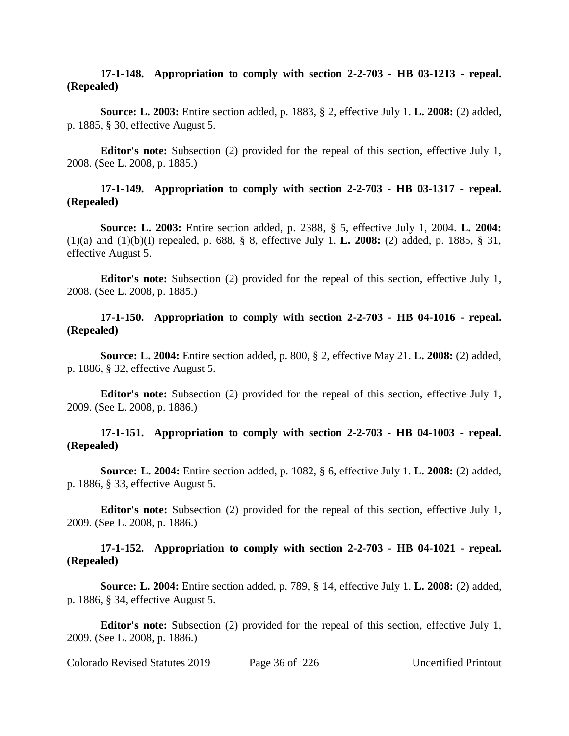**17-1-148. Appropriation to comply with section 2-2-703 - HB 03-1213 - repeal. (Repealed)**

**Source: L. 2003:** Entire section added, p. 1883, § 2, effective July 1. **L. 2008:** (2) added, p. 1885, § 30, effective August 5.

**Editor's note:** Subsection (2) provided for the repeal of this section, effective July 1, 2008. (See L. 2008, p. 1885.)

**17-1-149. Appropriation to comply with section 2-2-703 - HB 03-1317 - repeal. (Repealed)**

**Source: L. 2003:** Entire section added, p. 2388, § 5, effective July 1, 2004. **L. 2004:** (1)(a) and (1)(b)(I) repealed, p. 688, § 8, effective July 1. **L. 2008:** (2) added, p. 1885, § 31, effective August 5.

**Editor's note:** Subsection (2) provided for the repeal of this section, effective July 1, 2008. (See L. 2008, p. 1885.)

**17-1-150. Appropriation to comply with section 2-2-703 - HB 04-1016 - repeal. (Repealed)**

**Source: L. 2004:** Entire section added, p. 800, § 2, effective May 21. **L. 2008:** (2) added, p. 1886, § 32, effective August 5.

**Editor's note:** Subsection (2) provided for the repeal of this section, effective July 1, 2009. (See L. 2008, p. 1886.)

**17-1-151. Appropriation to comply with section 2-2-703 - HB 04-1003 - repeal. (Repealed)**

**Source: L. 2004:** Entire section added, p. 1082, § 6, effective July 1. **L. 2008:** (2) added, p. 1886, § 33, effective August 5.

**Editor's note:** Subsection (2) provided for the repeal of this section, effective July 1, 2009. (See L. 2008, p. 1886.)

**17-1-152. Appropriation to comply with section 2-2-703 - HB 04-1021 - repeal. (Repealed)**

**Source: L. 2004:** Entire section added, p. 789, § 14, effective July 1. **L. 2008:** (2) added, p. 1886, § 34, effective August 5.

**Editor's note:** Subsection (2) provided for the repeal of this section, effective July 1, 2009. (See L. 2008, p. 1886.)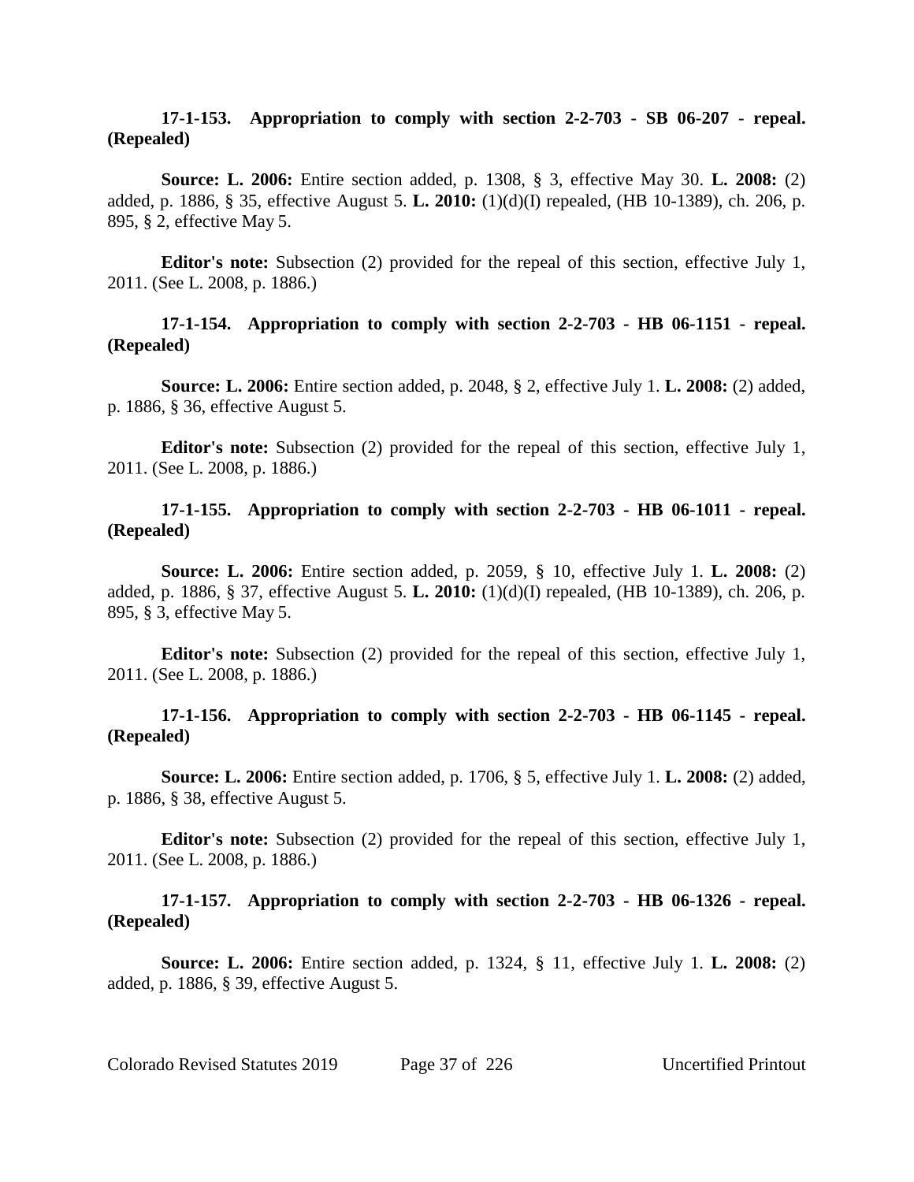**17-1-153. Appropriation to comply with section 2-2-703 - SB 06-207 - repeal. (Repealed)**

**Source: L. 2006:** Entire section added, p. 1308, § 3, effective May 30. **L. 2008:** (2) added, p. 1886, § 35, effective August 5. **L. 2010:** (1)(d)(I) repealed, (HB 10-1389), ch. 206, p. 895, § 2, effective May 5.

**Editor's note:** Subsection (2) provided for the repeal of this section, effective July 1, 2011. (See L. 2008, p. 1886.)

**17-1-154. Appropriation to comply with section 2-2-703 - HB 06-1151 - repeal. (Repealed)**

**Source: L. 2006:** Entire section added, p. 2048, § 2, effective July 1. **L. 2008:** (2) added, p. 1886, § 36, effective August 5.

**Editor's note:** Subsection (2) provided for the repeal of this section, effective July 1, 2011. (See L. 2008, p. 1886.)

**17-1-155. Appropriation to comply with section 2-2-703 - HB 06-1011 - repeal. (Repealed)**

**Source: L. 2006:** Entire section added, p. 2059, § 10, effective July 1. **L. 2008:** (2) added, p. 1886, § 37, effective August 5. **L. 2010:** (1)(d)(I) repealed, (HB 10-1389), ch. 206, p. 895, § 3, effective May 5.

**Editor's note:** Subsection (2) provided for the repeal of this section, effective July 1, 2011. (See L. 2008, p. 1886.)

**17-1-156. Appropriation to comply with section 2-2-703 - HB 06-1145 - repeal. (Repealed)**

**Source: L. 2006:** Entire section added, p. 1706, § 5, effective July 1. **L. 2008:** (2) added, p. 1886, § 38, effective August 5.

**Editor's note:** Subsection (2) provided for the repeal of this section, effective July 1, 2011. (See L. 2008, p. 1886.)

**17-1-157. Appropriation to comply with section 2-2-703 - HB 06-1326 - repeal. (Repealed)**

**Source: L. 2006:** Entire section added, p. 1324, § 11, effective July 1. **L. 2008:** (2) added, p. 1886, § 39, effective August 5.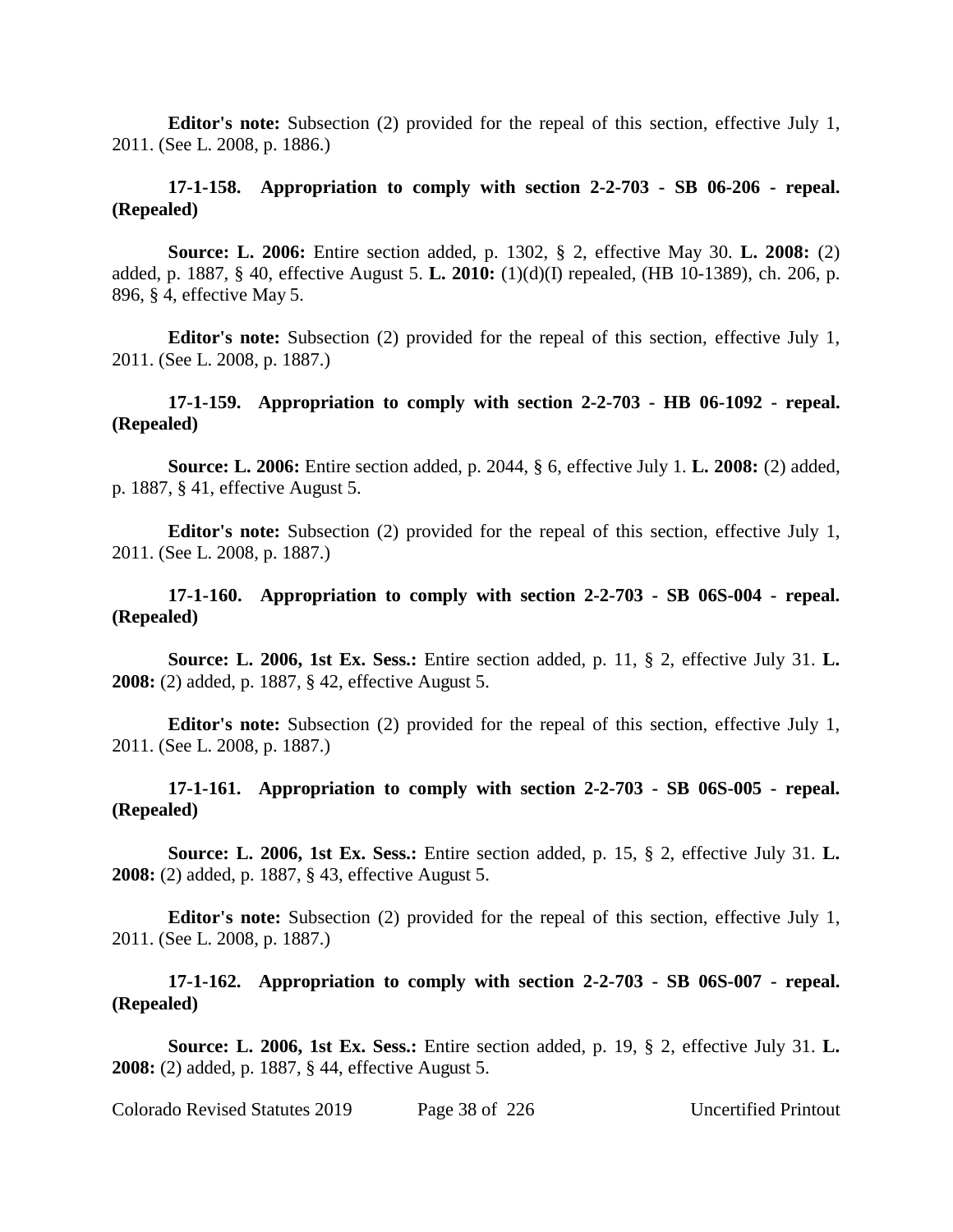**Editor's note:** Subsection (2) provided for the repeal of this section, effective July 1, 2011. (See L. 2008, p. 1886.)

**17-1-158. Appropriation to comply with section 2-2-703 - SB 06-206 - repeal. (Repealed)**

**Source: L. 2006:** Entire section added, p. 1302, § 2, effective May 30. **L. 2008:** (2) added, p. 1887, § 40, effective August 5. **L. 2010:** (1)(d)(I) repealed, (HB 10-1389), ch. 206, p. 896, § 4, effective May 5.

**Editor's note:** Subsection (2) provided for the repeal of this section, effective July 1, 2011. (See L. 2008, p. 1887.)

**17-1-159. Appropriation to comply with section 2-2-703 - HB 06-1092 - repeal. (Repealed)**

**Source: L. 2006:** Entire section added, p. 2044, § 6, effective July 1. **L. 2008:** (2) added, p. 1887, § 41, effective August 5.

**Editor's note:** Subsection (2) provided for the repeal of this section, effective July 1, 2011. (See L. 2008, p. 1887.)

**17-1-160. Appropriation to comply with section 2-2-703 - SB 06S-004 - repeal. (Repealed)**

**Source: L. 2006, 1st Ex. Sess.:** Entire section added, p. 11, § 2, effective July 31. **L. 2008:** (2) added, p. 1887, § 42, effective August 5.

**Editor's note:** Subsection (2) provided for the repeal of this section, effective July 1, 2011. (See L. 2008, p. 1887.)

**17-1-161. Appropriation to comply with section 2-2-703 - SB 06S-005 - repeal. (Repealed)**

**Source: L. 2006, 1st Ex. Sess.:** Entire section added, p. 15, § 2, effective July 31. **L. 2008:** (2) added, p. 1887, § 43, effective August 5.

**Editor's note:** Subsection (2) provided for the repeal of this section, effective July 1, 2011. (See L. 2008, p. 1887.)

**17-1-162. Appropriation to comply with section 2-2-703 - SB 06S-007 - repeal. (Repealed)**

**Source: L. 2006, 1st Ex. Sess.:** Entire section added, p. 19, § 2, effective July 31. **L. 2008:** (2) added, p. 1887, § 44, effective August 5.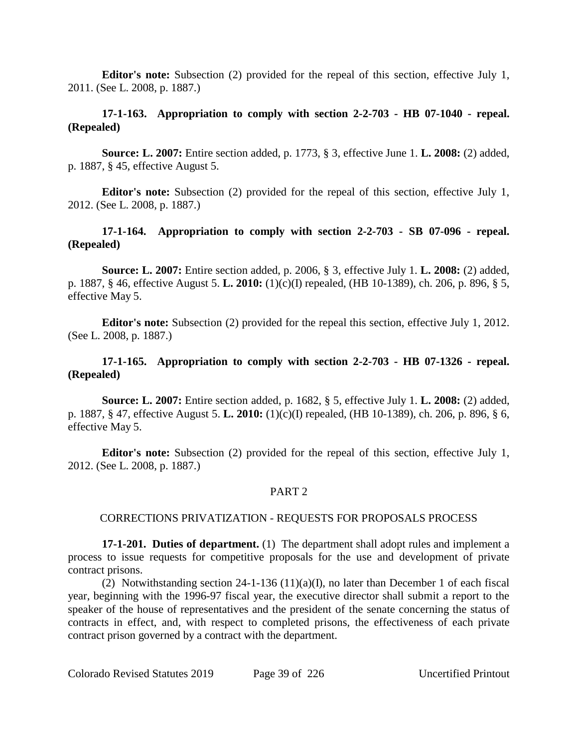**Editor's note:** Subsection (2) provided for the repeal of this section, effective July 1, 2011. (See L. 2008, p. 1887.)

**17-1-163. Appropriation to comply with section 2-2-703 - HB 07-1040 - repeal. (Repealed)**

**Source: L. 2007:** Entire section added, p. 1773, § 3, effective June 1. **L. 2008:** (2) added, p. 1887, § 45, effective August 5.

**Editor's note:** Subsection (2) provided for the repeal of this section, effective July 1, 2012. (See L. 2008, p. 1887.)

**17-1-164. Appropriation to comply with section 2-2-703 - SB 07-096 - repeal. (Repealed)**

**Source: L. 2007:** Entire section added, p. 2006, § 3, effective July 1. **L. 2008:** (2) added, p. 1887, § 46, effective August 5. **L. 2010:** (1)(c)(I) repealed, (HB 10-1389), ch. 206, p. 896, § 5, effective May 5.

**Editor's note:** Subsection (2) provided for the repeal this section, effective July 1, 2012. (See L. 2008, p. 1887.)

**17-1-165. Appropriation to comply with section 2-2-703 - HB 07-1326 - repeal. (Repealed)**

**Source: L. 2007:** Entire section added, p. 1682, § 5, effective July 1. **L. 2008:** (2) added, p. 1887, § 47, effective August 5. **L. 2010:** (1)(c)(I) repealed, (HB 10-1389), ch. 206, p. 896, § 6, effective May 5.

**Editor's note:** Subsection (2) provided for the repeal of this section, effective July 1, 2012. (See L. 2008, p. 1887.)

## PART 2

## CORRECTIONS PRIVATIZATION - REQUESTS FOR PROPOSALS PROCESS

**17-1-201. Duties of department.** (1) The department shall adopt rules and implement a process to issue requests for competitive proposals for the use and development of private contract prisons.

(2) Notwithstanding section 24-1-136 (11)(a)(I), no later than December 1 of each fiscal year, beginning with the 1996-97 fiscal year, the executive director shall submit a report to the speaker of the house of representatives and the president of the senate concerning the status of contracts in effect, and, with respect to completed prisons, the effectiveness of each private contract prison governed by a contract with the department.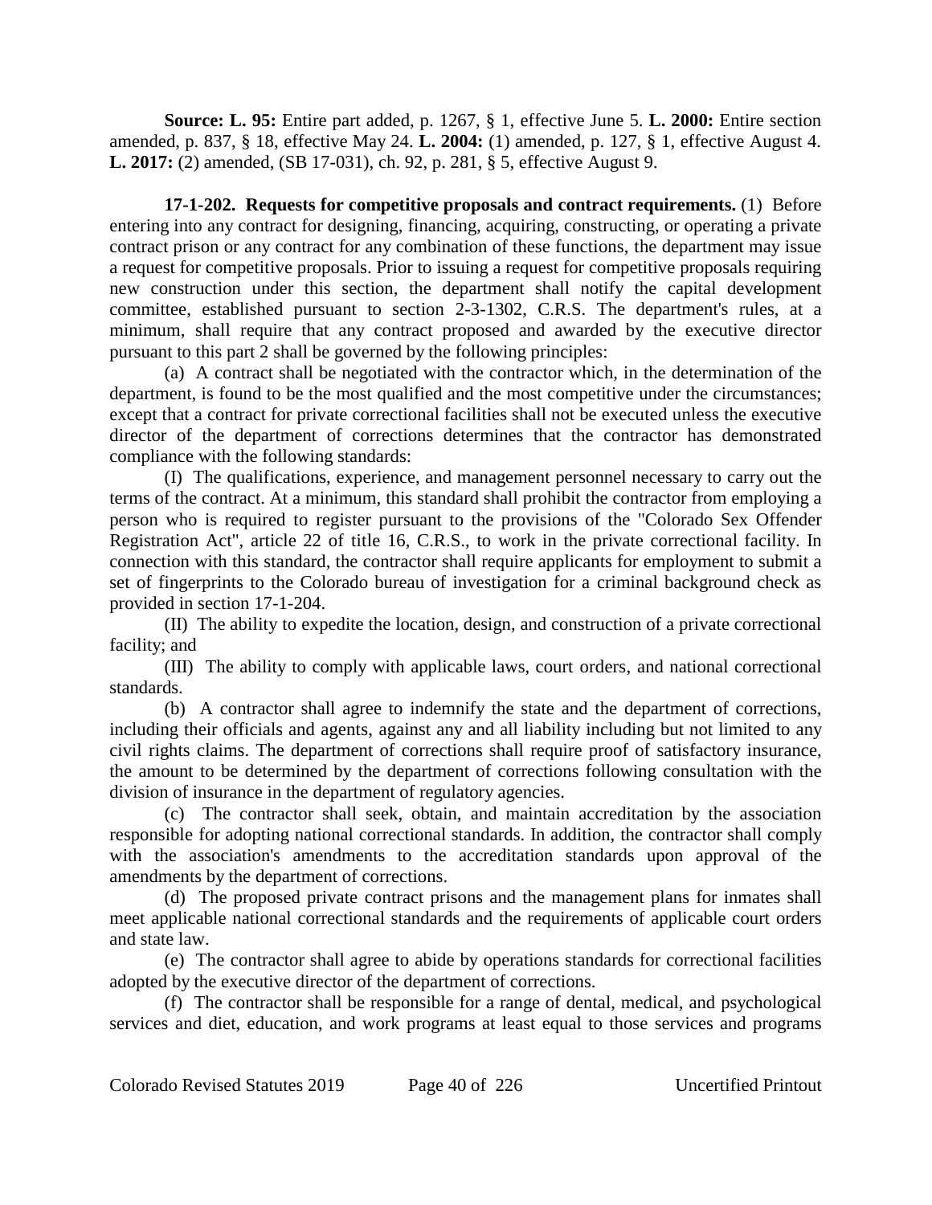**Source: L. 95:** Entire part added, p. 1267, § 1, effective June 5. **L. 2000:** Entire section amended, p. 837, § 18, effective May 24. **L. 2004:** (1) amended, p. 127, § 1, effective August 4. **L. 2017:** (2) amended, (SB 17-031), ch. 92, p. 281, § 5, effective August 9.

**17-1-202. Requests for competitive proposals and contract requirements.** (1) Before entering into any contract for designing, financing, acquiring, constructing, or operating a private contract prison or any contract for any combination of these functions, the department may issue a request for competitive proposals. Prior to issuing a request for competitive proposals requiring new construction under this section, the department shall notify the capital development committee, established pursuant to section 2-3-1302, C.R.S. The department's rules, at a minimum, shall require that any contract proposed and awarded by the executive director pursuant to this part 2 shall be governed by the following principles:

(a) A contract shall be negotiated with the contractor which, in the determination of the department, is found to be the most qualified and the most competitive under the circumstances; except that a contract for private correctional facilities shall not be executed unless the executive director of the department of corrections determines that the contractor has demonstrated compliance with the following standards:

(I) The qualifications, experience, and management personnel necessary to carry out the terms of the contract. At a minimum, this standard shall prohibit the contractor from employing a person who is required to register pursuant to the provisions of the "Colorado Sex Offender Registration Act", article 22 of title 16, C.R.S., to work in the private correctional facility. In connection with this standard, the contractor shall require applicants for employment to submit a set of fingerprints to the Colorado bureau of investigation for a criminal background check as provided in section 17-1-204.

(II) The ability to expedite the location, design, and construction of a private correctional facility; and

(III) The ability to comply with applicable laws, court orders, and national correctional standards.

(b) A contractor shall agree to indemnify the state and the department of corrections, including their officials and agents, against any and all liability including but not limited to any civil rights claims. The department of corrections shall require proof of satisfactory insurance, the amount to be determined by the department of corrections following consultation with the division of insurance in the department of regulatory agencies.

(c) The contractor shall seek, obtain, and maintain accreditation by the association responsible for adopting national correctional standards. In addition, the contractor shall comply with the association's amendments to the accreditation standards upon approval of the amendments by the department of corrections.

(d) The proposed private contract prisons and the management plans for inmates shall meet applicable national correctional standards and the requirements of applicable court orders and state law.

(e) The contractor shall agree to abide by operations standards for correctional facilities adopted by the executive director of the department of corrections.

(f) The contractor shall be responsible for a range of dental, medical, and psychological services and diet, education, and work programs at least equal to those services and programs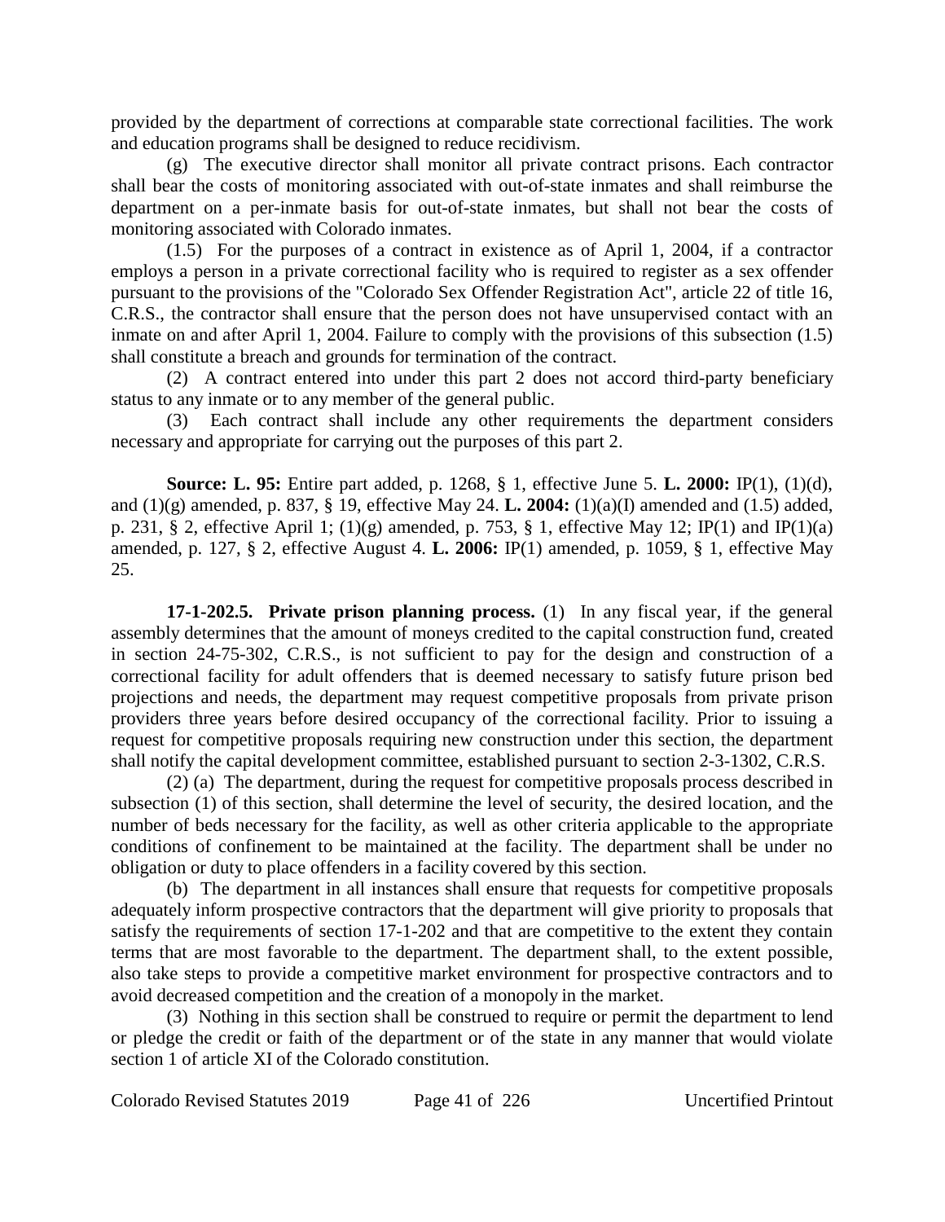provided by the department of corrections at comparable state correctional facilities. The work and education programs shall be designed to reduce recidivism.

(g) The executive director shall monitor all private contract prisons. Each contractor shall bear the costs of monitoring associated with out-of-state inmates and shall reimburse the department on a per-inmate basis for out-of-state inmates, but shall not bear the costs of monitoring associated with Colorado inmates.

(1.5) For the purposes of a contract in existence as of April 1, 2004, if a contractor employs a person in a private correctional facility who is required to register as a sex offender pursuant to the provisions of the "Colorado Sex Offender Registration Act", article 22 of title 16, C.R.S., the contractor shall ensure that the person does not have unsupervised contact with an inmate on and after April 1, 2004. Failure to comply with the provisions of this subsection (1.5) shall constitute a breach and grounds for termination of the contract.

(2) A contract entered into under this part 2 does not accord third-party beneficiary status to any inmate or to any member of the general public.

(3) Each contract shall include any other requirements the department considers necessary and appropriate for carrying out the purposes of this part 2.

**Source: L. 95:** Entire part added, p. 1268, § 1, effective June 5. **L. 2000:** IP(1), (1)(d), and (1)(g) amended, p. 837, § 19, effective May 24. **L. 2004:** (1)(a)(I) amended and (1.5) added, p. 231, § 2, effective April 1; (1)(g) amended, p. 753, § 1, effective May 12; IP(1) and IP(1)(a) amended, p. 127, § 2, effective August 4. **L. 2006:** IP(1) amended, p. 1059, § 1, effective May 25.

**17-1-202.5. Private prison planning process.** (1) In any fiscal year, if the general assembly determines that the amount of moneys credited to the capital construction fund, created in section 24-75-302, C.R.S., is not sufficient to pay for the design and construction of a correctional facility for adult offenders that is deemed necessary to satisfy future prison bed projections and needs, the department may request competitive proposals from private prison providers three years before desired occupancy of the correctional facility. Prior to issuing a request for competitive proposals requiring new construction under this section, the department shall notify the capital development committee, established pursuant to section 2-3-1302, C.R.S.

(2) (a) The department, during the request for competitive proposals process described in subsection (1) of this section, shall determine the level of security, the desired location, and the number of beds necessary for the facility, as well as other criteria applicable to the appropriate conditions of confinement to be maintained at the facility. The department shall be under no obligation or duty to place offenders in a facility covered by this section.

(b) The department in all instances shall ensure that requests for competitive proposals adequately inform prospective contractors that the department will give priority to proposals that satisfy the requirements of section 17-1-202 and that are competitive to the extent they contain terms that are most favorable to the department. The department shall, to the extent possible, also take steps to provide a competitive market environment for prospective contractors and to avoid decreased competition and the creation of a monopoly in the market.

(3) Nothing in this section shall be construed to require or permit the department to lend or pledge the credit or faith of the department or of the state in any manner that would violate section 1 of article XI of the Colorado constitution.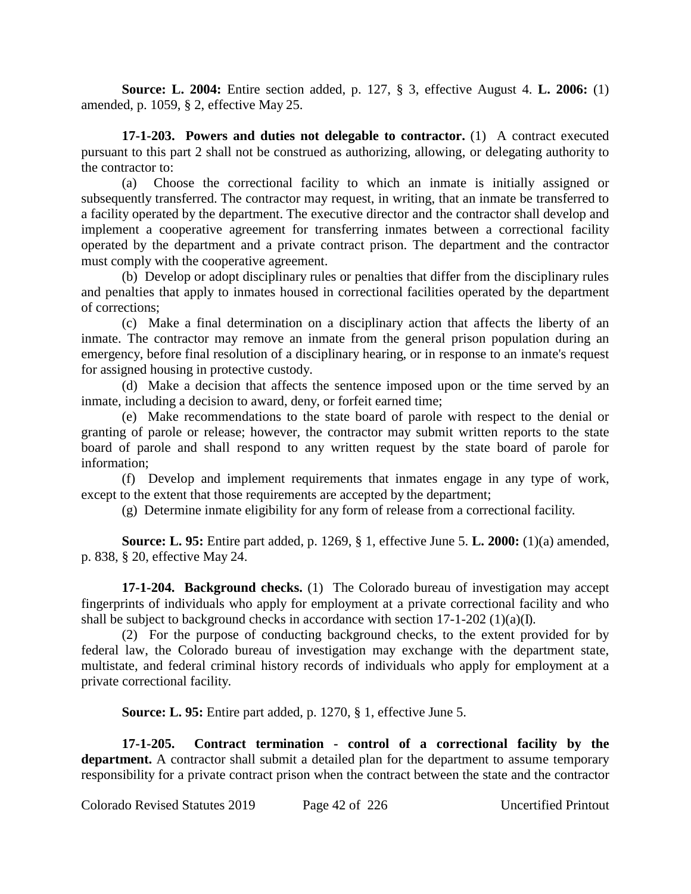**Source: L. 2004:** Entire section added, p. 127, § 3, effective August 4. **L. 2006:** (1) amended, p. 1059, § 2, effective May 25.

**17-1-203. Powers and duties not delegable to contractor.** (1) A contract executed pursuant to this part 2 shall not be construed as authorizing, allowing, or delegating authority to the contractor to:

(a) Choose the correctional facility to which an inmate is initially assigned or subsequently transferred. The contractor may request, in writing, that an inmate be transferred to a facility operated by the department. The executive director and the contractor shall develop and implement a cooperative agreement for transferring inmates between a correctional facility operated by the department and a private contract prison. The department and the contractor must comply with the cooperative agreement.

(b) Develop or adopt disciplinary rules or penalties that differ from the disciplinary rules and penalties that apply to inmates housed in correctional facilities operated by the department of corrections;

(c) Make a final determination on a disciplinary action that affects the liberty of an inmate. The contractor may remove an inmate from the general prison population during an emergency, before final resolution of a disciplinary hearing, or in response to an inmate's request for assigned housing in protective custody.

(d) Make a decision that affects the sentence imposed upon or the time served by an inmate, including a decision to award, deny, or forfeit earned time;

(e) Make recommendations to the state board of parole with respect to the denial or granting of parole or release; however, the contractor may submit written reports to the state board of parole and shall respond to any written request by the state board of parole for information;

(f) Develop and implement requirements that inmates engage in any type of work, except to the extent that those requirements are accepted by the department;

(g) Determine inmate eligibility for any form of release from a correctional facility.

**Source: L. 95:** Entire part added, p. 1269, § 1, effective June 5. **L. 2000:** (1)(a) amended, p. 838, § 20, effective May 24.

**17-1-204. Background checks.** (1) The Colorado bureau of investigation may accept fingerprints of individuals who apply for employment at a private correctional facility and who shall be subject to background checks in accordance with section 17-1-202 (1)(a)(I).

(2) For the purpose of conducting background checks, to the extent provided for by federal law, the Colorado bureau of investigation may exchange with the department state, multistate, and federal criminal history records of individuals who apply for employment at a private correctional facility.

**Source: L. 95:** Entire part added, p. 1270, § 1, effective June 5.

**17-1-205. Contract termination - control of a correctional facility by the department.** A contractor shall submit a detailed plan for the department to assume temporary responsibility for a private contract prison when the contract between the state and the contractor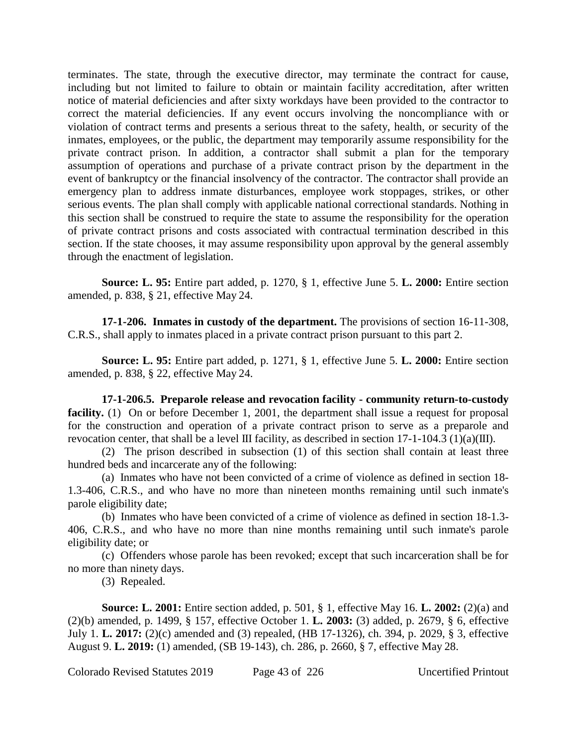terminates. The state, through the executive director, may terminate the contract for cause, including but not limited to failure to obtain or maintain facility accreditation, after written notice of material deficiencies and after sixty workdays have been provided to the contractor to correct the material deficiencies. If any event occurs involving the noncompliance with or violation of contract terms and presents a serious threat to the safety, health, or security of the inmates, employees, or the public, the department may temporarily assume responsibility for the private contract prison. In addition, a contractor shall submit a plan for the temporary assumption of operations and purchase of a private contract prison by the department in the event of bankruptcy or the financial insolvency of the contractor. The contractor shall provide an emergency plan to address inmate disturbances, employee work stoppages, strikes, or other serious events. The plan shall comply with applicable national correctional standards. Nothing in this section shall be construed to require the state to assume the responsibility for the operation of private contract prisons and costs associated with contractual termination described in this section. If the state chooses, it may assume responsibility upon approval by the general assembly through the enactment of legislation.

**Source: L. 95:** Entire part added, p. 1270, § 1, effective June 5. **L. 2000:** Entire section amended, p. 838, § 21, effective May 24.

**17-1-206. Inmates in custody of the department.** The provisions of section 16-11-308, C.R.S., shall apply to inmates placed in a private contract prison pursuant to this part 2.

**Source: L. 95:** Entire part added, p. 1271, § 1, effective June 5. **L. 2000:** Entire section amended, p. 838, § 22, effective May 24.

**17-1-206.5. Preparole release and revocation facility - community return-to-custody facility.** (1) On or before December 1, 2001, the department shall issue a request for proposal for the construction and operation of a private contract prison to serve as a preparole and revocation center, that shall be a level III facility, as described in section 17-1-104.3 (1)(a)(III).

(2) The prison described in subsection (1) of this section shall contain at least three hundred beds and incarcerate any of the following:

(a) Inmates who have not been convicted of a crime of violence as defined in section 18-1.3-406, C.R.S., and who have no more than nineteen months remaining until such inmate's parole eligibility date;

(b) Inmates who have been convicted of a crime of violence as defined in section 18-1.3-406, C.R.S., and who have no more than nine months remaining until such inmate's parole eligibility date; or

(c) Offenders whose parole has been revoked; except that such incarceration shall be for no more than ninety days.

(3) Repealed.

**Source: L. 2001:** Entire section added, p. 501, § 1, effective May 16. **L. 2002:** (2)(a) and (2)(b) amended, p. 1499, § 157, effective October 1. **L. 2003:** (3) added, p. 2679, § 6, effective July 1. **L. 2017:** (2)(c) amended and (3) repealed, (HB 17-1326), ch. 394, p. 2029, § 3, effective August 9. **L. 2019:** (1) amended, (SB 19-143), ch. 286, p. 2660, § 7, effective May 28.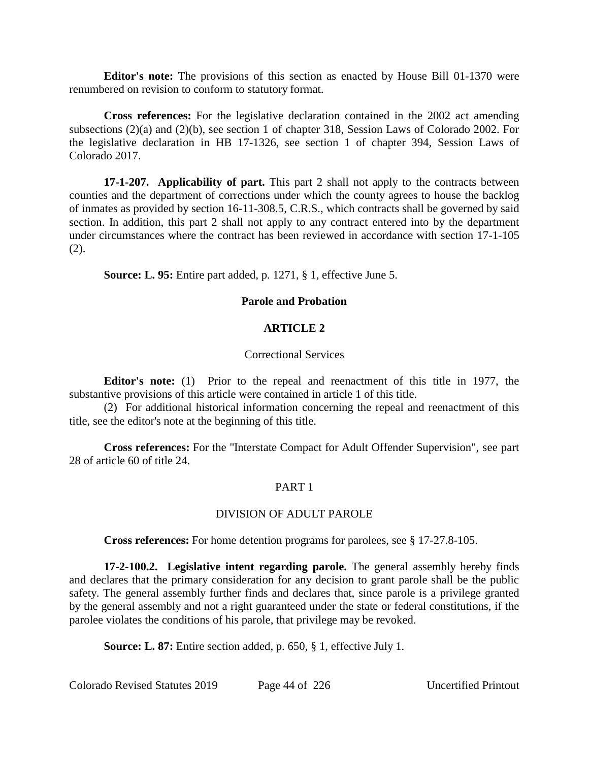**Editor's note:** The provisions of this section as enacted by House Bill 01-1370 were renumbered on revision to conform to statutory format.

**Cross references:** For the legislative declaration contained in the 2002 act amending subsections (2)(a) and (2)(b), see section 1 of chapter 318, Session Laws of Colorado 2002. For the legislative declaration in HB 17-1326, see section 1 of chapter 394, Session Laws of Colorado 2017.

**17-1-207. Applicability of part.** This part 2 shall not apply to the contracts between counties and the department of corrections under which the county agrees to house the backlog of inmates as provided by section 16-11-308.5, C.R.S., which contracts shall be governed by said section. In addition, this part 2 shall not apply to any contract entered into by the department under circumstances where the contract has been reviewed in accordance with section 17-1-105 (2).

**Source: L. 95:** Entire part added, p. 1271, § 1, effective June 5.

## Parole and Probation

## ARTICLE 2

### Correctional Services

**Editor's note:** (1) Prior to the repeal and reenactment of this title in 1977, the substantive provisions of this article were contained in article 1 of this title.

(2) For additional historical information concerning the repeal and reenactment of this title, see the editor's note at the beginning of this title.

**Cross references:** For the "Interstate Compact for Adult Offender Supervision", see part 28 of article 60 of title 24.

### PART 1

### DIVISION OF ADULT PAROLE

**Cross references:** For home detention programs for parolees, see § 17-27.8-105.

**17-2-100.2. Legislative intent regarding parole.** The general assembly hereby finds and declares that the primary consideration for any decision to grant parole shall be the public safety. The general assembly further finds and declares that, since parole is a privilege granted by the general assembly and not a right guaranteed under the state or federal constitutions, if the parolee violates the conditions of his parole, that privilege may be revoked.

**Source: L. 87:** Entire section added, p. 650, § 1, effective July 1.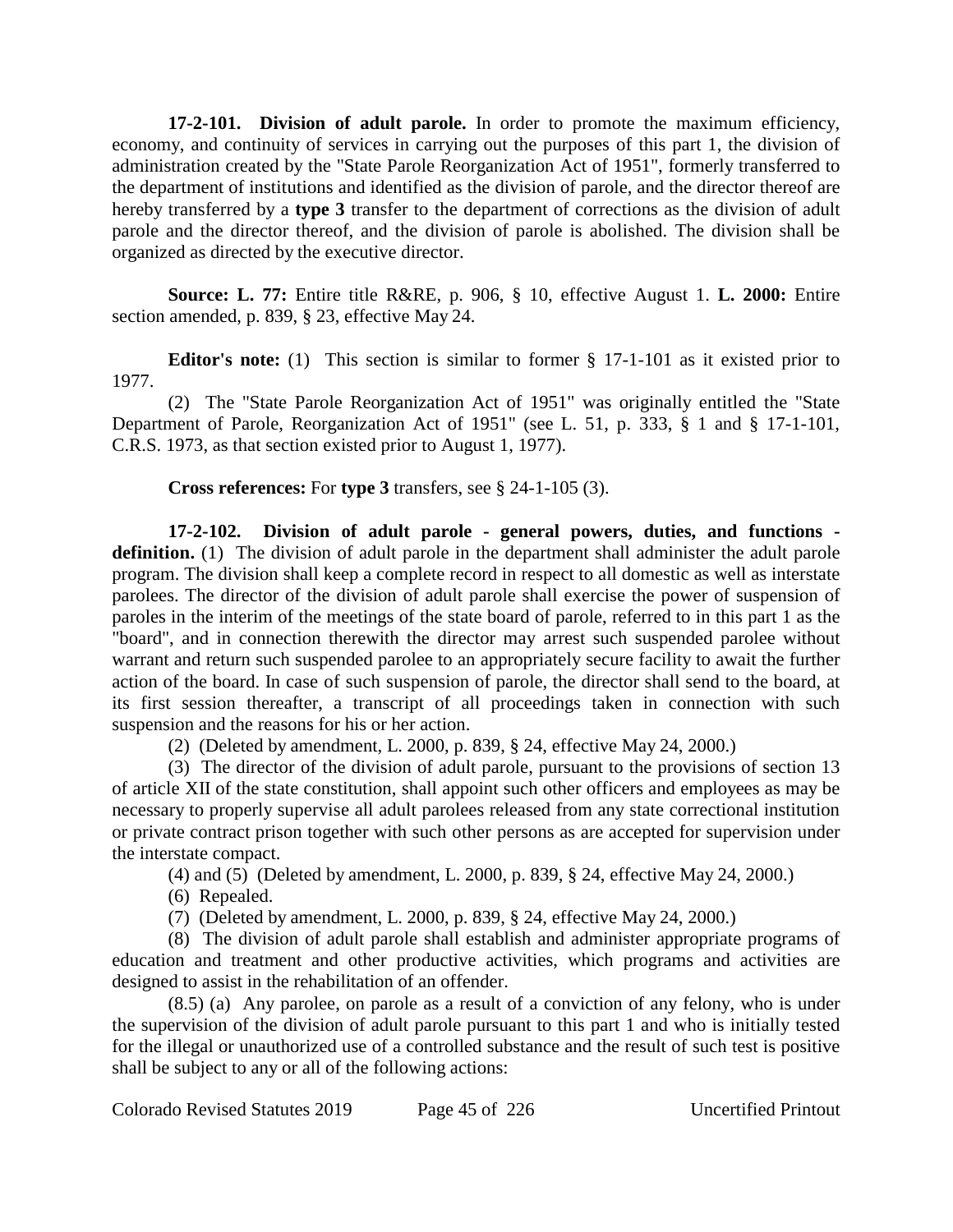**17-2-101. Division of adult parole.** In order to promote the maximum efficiency, economy, and continuity of services in carrying out the purposes of this part 1, the division of administration created by the "State Parole Reorganization Act of 1951", formerly transferred to the department of institutions and identified as the division of parole, and the director thereof are hereby transferred by a **type 3** transfer to the department of corrections as the division of adult parole and the director thereof, and the division of parole is abolished. The division shall be organized as directed by the executive director.

**Source: L. 77:** Entire title R&RE, p. 906, § 10, effective August 1. **L. 2000:** Entire section amended, p. 839, § 23, effective May 24.

**Editor's note:** (1) This section is similar to former § 17-1-101 as it existed prior to 1977.

(2) The "State Parole Reorganization Act of 1951" was originally entitled the "State Department of Parole, Reorganization Act of 1951" (see L. 51, p. 333, § 1 and § 17-1-101, C.R.S. 1973, as that section existed prior to August 1, 1977).

**Cross references:** For **type 3** transfers, see § 24-1-105 (3).

**17-2-102. Division of adult parole - general powers, duties, and functions - definition.** (1) The division of adult parole in the department shall administer the adult parole program. The division shall keep a complete record in respect to all domestic as well as interstate parolees. The director of the division of adult parole shall exercise the power of suspension of paroles in the interim of the meetings of the state board of parole, referred to in this part 1 as the "board", and in connection therewith the director may arrest such suspended parolee without warrant and return such suspended parolee to an appropriately secure facility to await the further action of the board. In case of such suspension of parole, the director shall send to the board, at its first session thereafter, a transcript of all proceedings taken in connection with such suspension and the reasons for his or her action.

(2) (Deleted by amendment, L. 2000, p. 839, § 24, effective May 24, 2000.)

(3) The director of the division of adult parole, pursuant to the provisions of section 13 of article XII of the state constitution, shall appoint such other officers and employees as may be necessary to properly supervise all adult parolees released from any state correctional institution or private contract prison together with such other persons as are accepted for supervision under the interstate compact.

(4) and (5) (Deleted by amendment, L. 2000, p. 839, § 24, effective May 24, 2000.)

(6) Repealed.

(7) (Deleted by amendment, L. 2000, p. 839, § 24, effective May 24, 2000.)

(8) The division of adult parole shall establish and administer appropriate programs of education and treatment and other productive activities, which programs and activities are designed to assist in the rehabilitation of an offender.

(8.5) (a) Any parolee, on parole as a result of a conviction of any felony, who is under the supervision of the division of adult parole pursuant to this part 1 and who is initially tested for the illegal or unauthorized use of a controlled substance and the result of such test is positive shall be subject to any or all of the following actions: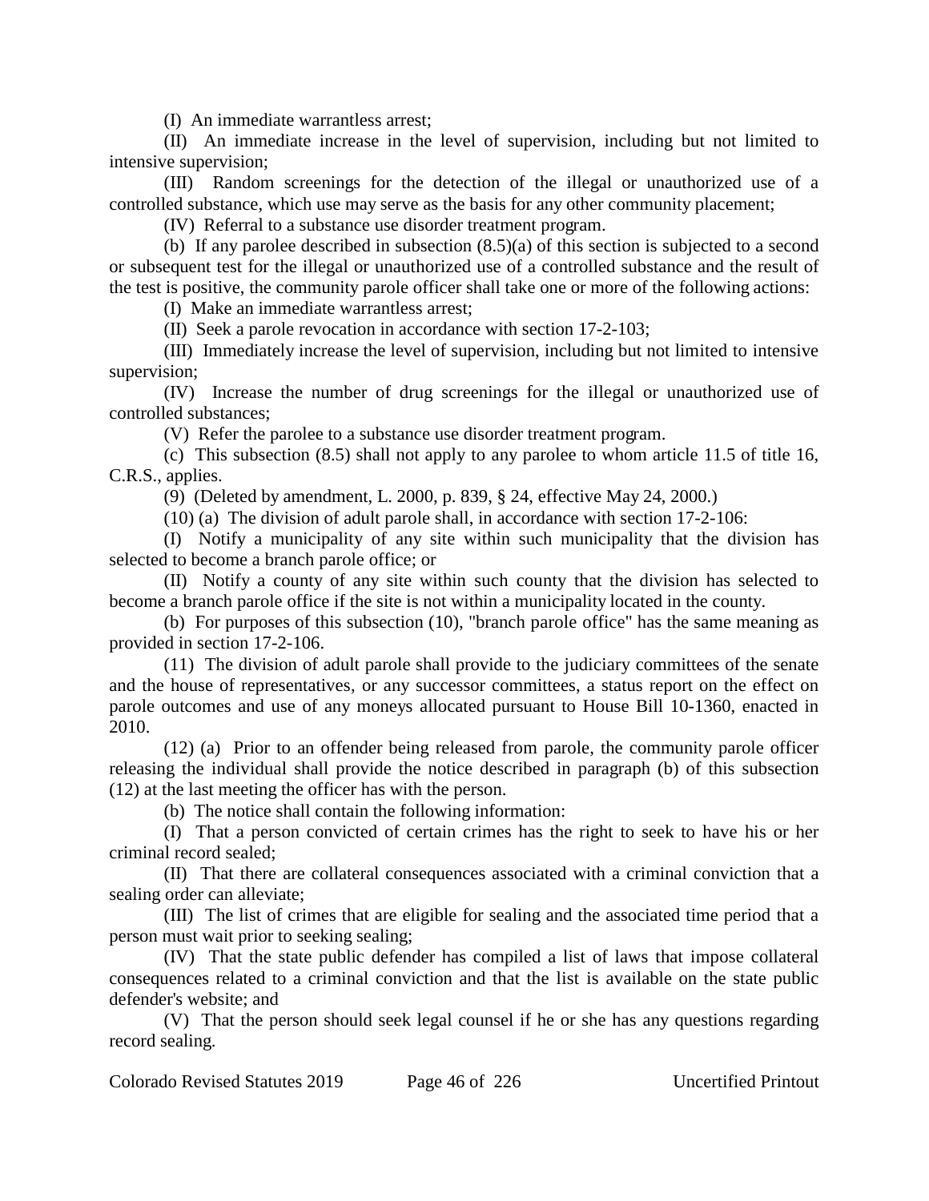(I) An immediate warrantless arrest;

(II) An immediate increase in the level of supervision, including but not limited to intensive supervision;

(III) Random screenings for the detection of the illegal or unauthorized use of a controlled substance, which use may serve as the basis for any other community placement;

(IV) Referral to a substance use disorder treatment program.

(b) If any parolee described in subsection (8.5)(a) of this section is subjected to a second or subsequent test for the illegal or unauthorized use of a controlled substance and the result of the test is positive, the community parole officer shall take one or more of the following actions:

(I) Make an immediate warrantless arrest;

(II) Seek a parole revocation in accordance with section 17-2-103;

(III) Immediately increase the level of supervision, including but not limited to intensive supervision;

(IV) Increase the number of drug screenings for the illegal or unauthorized use of controlled substances;

(V) Refer the parolee to a substance use disorder treatment program.

(c) This subsection (8.5) shall not apply to any parolee to whom article 11.5 of title 16, C.R.S., applies.

(9) (Deleted by amendment, L. 2000, p. 839, § 24, effective May 24, 2000.)

(10) (a) The division of adult parole shall, in accordance with section 17-2-106:

(I) Notify a municipality of any site within such municipality that the division has selected to become a branch parole office; or

(II) Notify a county of any site within such county that the division has selected to become a branch parole office if the site is not within a municipality located in the county.

(b) For purposes of this subsection (10), "branch parole office" has the same meaning as provided in section 17-2-106.

(11) The division of adult parole shall provide to the judiciary committees of the senate and the house of representatives, or any successor committees, a status report on the effect on parole outcomes and use of any moneys allocated pursuant to House Bill 10-1360, enacted in 2010.

(12) (a) Prior to an offender being released from parole, the community parole officer releasing the individual shall provide the notice described in paragraph (b) of this subsection (12) at the last meeting the officer has with the person.

(b) The notice shall contain the following information:

(I) That a person convicted of certain crimes has the right to seek to have his or her criminal record sealed;

(II) That there are collateral consequences associated with a criminal conviction that a sealing order can alleviate;

(III) The list of crimes that are eligible for sealing and the associated time period that a person must wait prior to seeking sealing;

(IV) That the state public defender has compiled a list of laws that impose collateral consequences related to a criminal conviction and that the list is available on the state public defender's website; and

(V) That the person should seek legal counsel if he or she has any questions regarding record sealing.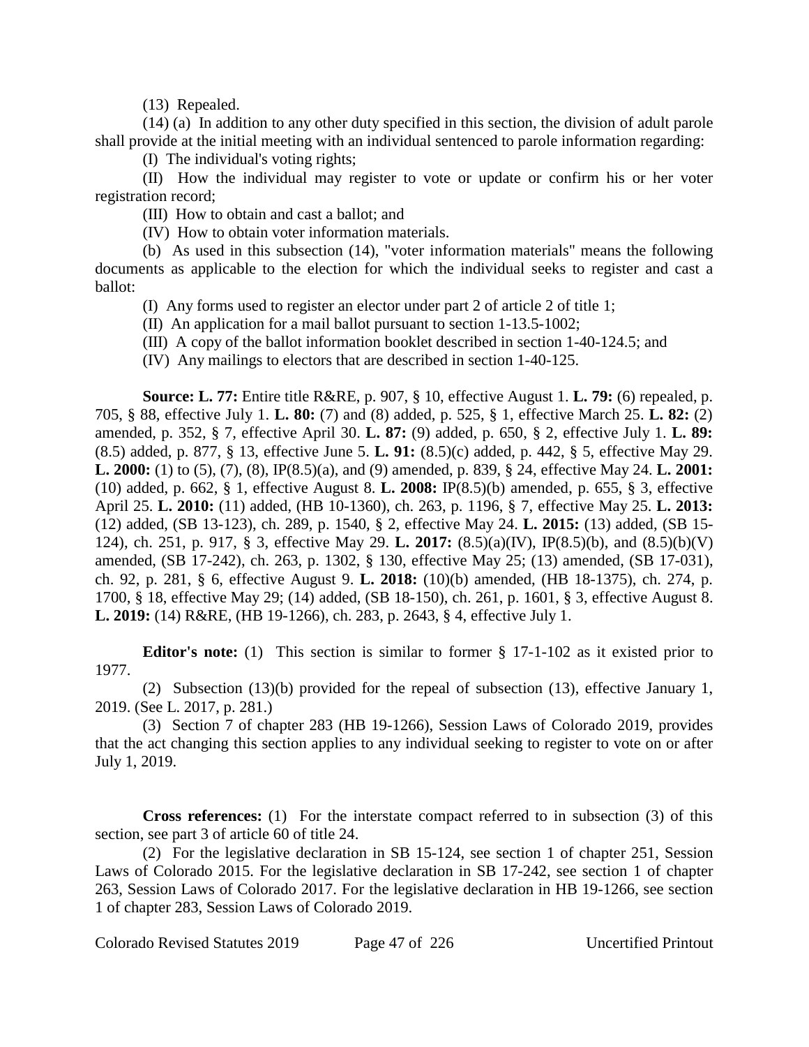(13) Repealed.

(14) (a) In addition to any other duty specified in this section, the division of adult parole shall provide at the initial meeting with an individual sentenced to parole information regarding:

(I) The individual's voting rights;

(II) How the individual may register to vote or update or confirm his or her voter registration record;

(III) How to obtain and cast a ballot; and

(IV) How to obtain voter information materials.

(b) As used in this subsection (14), "voter information materials" means the following documents as applicable to the election for which the individual seeks to register and cast a ballot:

(I) Any forms used to register an elector under part 2 of article 2 of title 1;

(II) An application for a mail ballot pursuant to section 1-13.5-1002;

(III) A copy of the ballot information booklet described in section 1-40-124.5; and

(IV) Any mailings to electors that are described in section 1-40-125.

**Source: L. 77:** Entire title R&RE, p. 907, § 10, effective August 1. **L. 79:** (6) repealed, p. 705, § 88, effective July 1. **L. 80:** (7) and (8) added, p. 525, § 1, effective March 25. **L. 82:** (2) amended, p. 352, § 7, effective April 30. **L. 87:** (9) added, p. 650, § 2, effective July 1. **L. 89:** (8.5) added, p. 877, § 13, effective June 5. **L. 91:** (8.5)(c) added, p. 442, § 5, effective May 29. **L. 2000:** (1) to (5), (7), (8), IP(8.5)(a), and (9) amended, p. 839, § 24, effective May 24. **L. 2001:** (10) added, p. 662, § 1, effective August 8. **L. 2008:** IP(8.5)(b) amended, p. 655, § 3, effective April 25. **L. 2010:** (11) added, (HB 10-1360), ch. 263, p. 1196, § 7, effective May 25. **L. 2013:** (12) added, (SB 13-123), ch. 289, p. 1540, § 2, effective May 24. **L. 2015:** (13) added, (SB 15-124), ch. 251, p. 917, § 3, effective May 29. **L. 2017:** (8.5)(a)(IV), IP(8.5)(b), and (8.5)(b)(V) amended, (SB 17-242), ch. 263, p. 1302, § 130, effective May 25; (13) amended, (SB 17-031), ch. 92, p. 281, § 6, effective August 9. **L. 2018:** (10)(b) amended, (HB 18-1375), ch. 274, p. 1700, § 18, effective May 29; (14) added, (SB 18-150), ch. 261, p. 1601, § 3, effective August 8. **L. 2019:** (14) R&RE, (HB 19-1266), ch. 283, p. 2643, § 4, effective July 1.

**Editor's note:** (1) This section is similar to former § 17-1-102 as it existed prior to 1977.

(2) Subsection (13)(b) provided for the repeal of subsection (13), effective January 1, 2019. (See L. 2017, p. 281.)

(3) Section 7 of chapter 283 (HB 19-1266), Session Laws of Colorado 2019, provides that the act changing this section applies to any individual seeking to register to vote on or after July 1, 2019.

**Cross references:** (1) For the interstate compact referred to in subsection (3) of this section, see part 3 of article 60 of title 24.

(2) For the legislative declaration in SB 15-124, see section 1 of chapter 251, Session Laws of Colorado 2015. For the legislative declaration in SB 17-242, see section 1 of chapter 263, Session Laws of Colorado 2017. For the legislative declaration in HB 19-1266, see section 1 of chapter 283, Session Laws of Colorado 2019.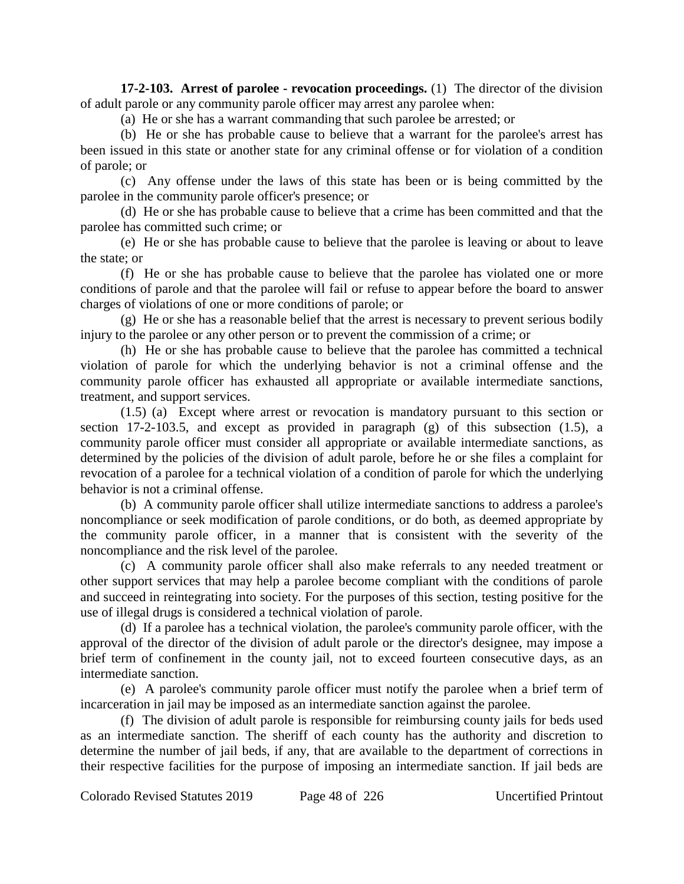**17-2-103. Arrest of parolee - revocation proceedings.** (1) The director of the division of adult parole or any community parole officer may arrest any parolee when:

(a) He or she has a warrant commanding that such parolee be arrested; or

(b) He or she has probable cause to believe that a warrant for the parolee's arrest has been issued in this state or another state for any criminal offense or for violation of a condition of parole; or

(c) Any offense under the laws of this state has been or is being committed by the parolee in the community parole officer's presence; or

(d) He or she has probable cause to believe that a crime has been committed and that the parolee has committed such crime; or

(e) He or she has probable cause to believe that the parolee is leaving or about to leave the state; or

(f) He or she has probable cause to believe that the parolee has violated one or more conditions of parole and that the parolee will fail or refuse to appear before the board to answer charges of violations of one or more conditions of parole; or

(g) He or she has a reasonable belief that the arrest is necessary to prevent serious bodily injury to the parolee or any other person or to prevent the commission of a crime; or

(h) He or she has probable cause to believe that the parolee has committed a technical violation of parole for which the underlying behavior is not a criminal offense and the community parole officer has exhausted all appropriate or available intermediate sanctions, treatment, and support services.

(1.5) (a) Except where arrest or revocation is mandatory pursuant to this section or section 17-2-103.5, and except as provided in paragraph (g) of this subsection (1.5), a community parole officer must consider all appropriate or available intermediate sanctions, as determined by the policies of the division of adult parole, before he or she files a complaint for revocation of a parolee for a technical violation of a condition of parole for which the underlying behavior is not a criminal offense.

(b) A community parole officer shall utilize intermediate sanctions to address a parolee's noncompliance or seek modification of parole conditions, or do both, as deemed appropriate by the community parole officer, in a manner that is consistent with the severity of the noncompliance and the risk level of the parolee.

(c) A community parole officer shall also make referrals to any needed treatment or other support services that may help a parolee become compliant with the conditions of parole and succeed in reintegrating into society. For the purposes of this section, testing positive for the use of illegal drugs is considered a technical violation of parole.

(d) If a parolee has a technical violation, the parolee's community parole officer, with the approval of the director of the division of adult parole or the director's designee, may impose a brief term of confinement in the county jail, not to exceed fourteen consecutive days, as an intermediate sanction.

(e) A parolee's community parole officer must notify the parolee when a brief term of incarceration in jail may be imposed as an intermediate sanction against the parolee.

(f) The division of adult parole is responsible for reimbursing county jails for beds used as an intermediate sanction. The sheriff of each county has the authority and discretion to determine the number of jail beds, if any, that are available to the department of corrections in their respective facilities for the purpose of imposing an intermediate sanction. If jail beds are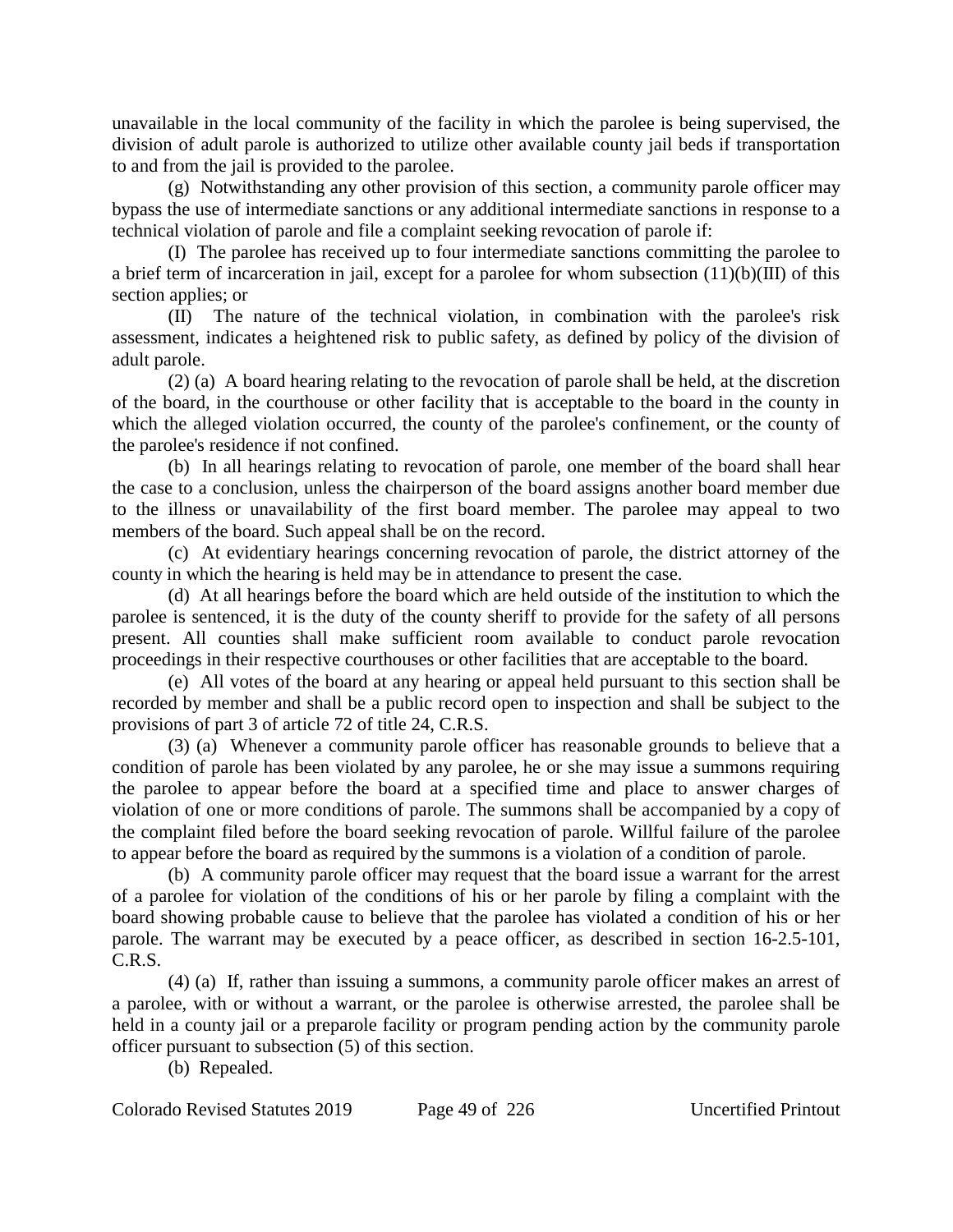unavailable in the local community of the facility in which the parolee is being supervised, the division of adult parole is authorized to utilize other available county jail beds if transportation to and from the jail is provided to the parolee.

(g) Notwithstanding any other provision of this section, a community parole officer may bypass the use of intermediate sanctions or any additional intermediate sanctions in response to a technical violation of parole and file a complaint seeking revocation of parole if:

(I) The parolee has received up to four intermediate sanctions committing the parolee to a brief term of incarceration in jail, except for a parolee for whom subsection (11)(b)(III) of this section applies; or

(II) The nature of the technical violation, in combination with the parolee's risk assessment, indicates a heightened risk to public safety, as defined by policy of the division of adult parole.

(2) (a) A board hearing relating to the revocation of parole shall be held, at the discretion of the board, in the courthouse or other facility that is acceptable to the board in the county in which the alleged violation occurred, the county of the parolee's confinement, or the county of the parolee's residence if not confined.

(b) In all hearings relating to revocation of parole, one member of the board shall hear the case to a conclusion, unless the chairperson of the board assigns another board member due to the illness or unavailability of the first board member. The parolee may appeal to two members of the board. Such appeal shall be on the record.

(c) At evidentiary hearings concerning revocation of parole, the district attorney of the county in which the hearing is held may be in attendance to present the case.

(d) At all hearings before the board which are held outside of the institution to which the parolee is sentenced, it is the duty of the county sheriff to provide for the safety of all persons present. All counties shall make sufficient room available to conduct parole revocation proceedings in their respective courthouses or other facilities that are acceptable to the board.

(e) All votes of the board at any hearing or appeal held pursuant to this section shall be recorded by member and shall be a public record open to inspection and shall be subject to the provisions of part 3 of article 72 of title 24, C.R.S.

(3) (a) Whenever a community parole officer has reasonable grounds to believe that a condition of parole has been violated by any parolee, he or she may issue a summons requiring the parolee to appear before the board at a specified time and place to answer charges of violation of one or more conditions of parole. The summons shall be accompanied by a copy of the complaint filed before the board seeking revocation of parole. Willful failure of the parolee to appear before the board as required by the summons is a violation of a condition of parole.

(b) A community parole officer may request that the board issue a warrant for the arrest of a parolee for violation of the conditions of his or her parole by filing a complaint with the board showing probable cause to believe that the parolee has violated a condition of his or her parole. The warrant may be executed by a peace officer, as described in section 16-2.5-101, C.R.S.

(4) (a) If, rather than issuing a summons, a community parole officer makes an arrest of a parolee, with or without a warrant, or the parolee is otherwise arrested, the parolee shall be held in a county jail or a preparole facility or program pending action by the community parole officer pursuant to subsection (5) of this section.

(b) Repealed.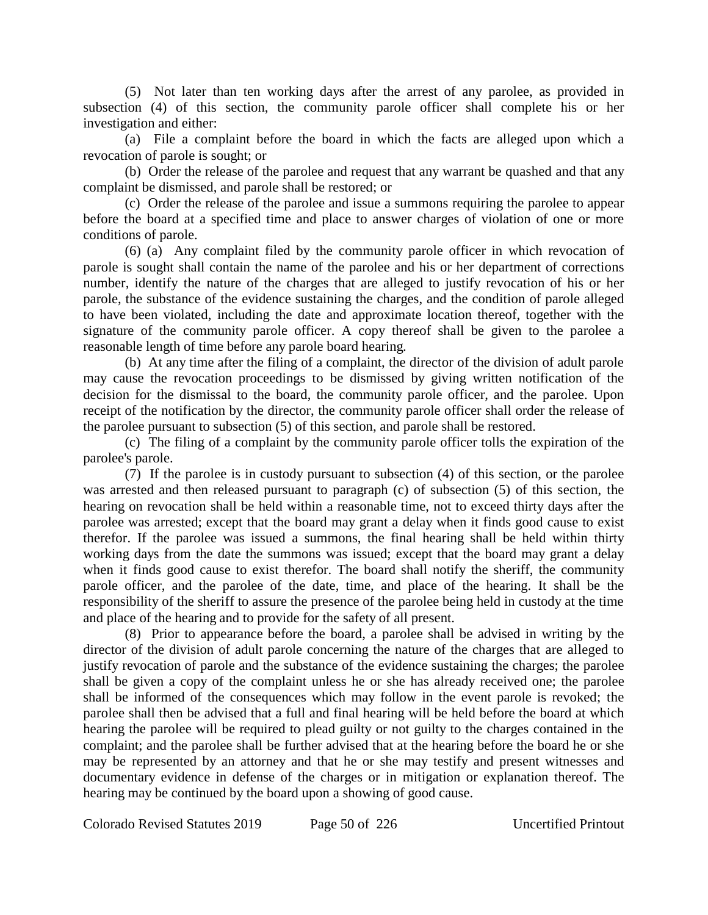(5) Not later than ten working days after the arrest of any parolee, as provided in subsection (4) of this section, the community parole officer shall complete his or her investigation and either:

(a) File a complaint before the board in which the facts are alleged upon which a revocation of parole is sought; or

(b) Order the release of the parolee and request that any warrant be quashed and that any complaint be dismissed, and parole shall be restored; or

(c) Order the release of the parolee and issue a summons requiring the parolee to appear before the board at a specified time and place to answer charges of violation of one or more conditions of parole.

(6) (a) Any complaint filed by the community parole officer in which revocation of parole is sought shall contain the name of the parolee and his or her department of corrections number, identify the nature of the charges that are alleged to justify revocation of his or her parole, the substance of the evidence sustaining the charges, and the condition of parole alleged to have been violated, including the date and approximate location thereof, together with the signature of the community parole officer. A copy thereof shall be given to the parolee a reasonable length of time before any parole board hearing.

(b) At any time after the filing of a complaint, the director of the division of adult parole may cause the revocation proceedings to be dismissed by giving written notification of the decision for the dismissal to the board, the community parole officer, and the parolee. Upon receipt of the notification by the director, the community parole officer shall order the release of the parolee pursuant to subsection (5) of this section, and parole shall be restored.

(c) The filing of a complaint by the community parole officer tolls the expiration of the parolee's parole.

(7) If the parolee is in custody pursuant to subsection (4) of this section, or the parolee was arrested and then released pursuant to paragraph (c) of subsection (5) of this section, the hearing on revocation shall be held within a reasonable time, not to exceed thirty days after the parolee was arrested; except that the board may grant a delay when it finds good cause to exist therefor. If the parolee was issued a summons, the final hearing shall be held within thirty working days from the date the summons was issued; except that the board may grant a delay when it finds good cause to exist therefor. The board shall notify the sheriff, the community parole officer, and the parolee of the date, time, and place of the hearing. It shall be the responsibility of the sheriff to assure the presence of the parolee being held in custody at the time and place of the hearing and to provide for the safety of all present.

(8) Prior to appearance before the board, a parolee shall be advised in writing by the director of the division of adult parole concerning the nature of the charges that are alleged to justify revocation of parole and the substance of the evidence sustaining the charges; the parolee shall be given a copy of the complaint unless he or she has already received one; the parolee shall be informed of the consequences which may follow in the event parole is revoked; the parolee shall then be advised that a full and final hearing will be held before the board at which hearing the parolee will be required to plead guilty or not guilty to the charges contained in the complaint; and the parolee shall be further advised that at the hearing before the board he or she may be represented by an attorney and that he or she may testify and present witnesses and documentary evidence in defense of the charges or in mitigation or explanation thereof. The hearing may be continued by the board upon a showing of good cause.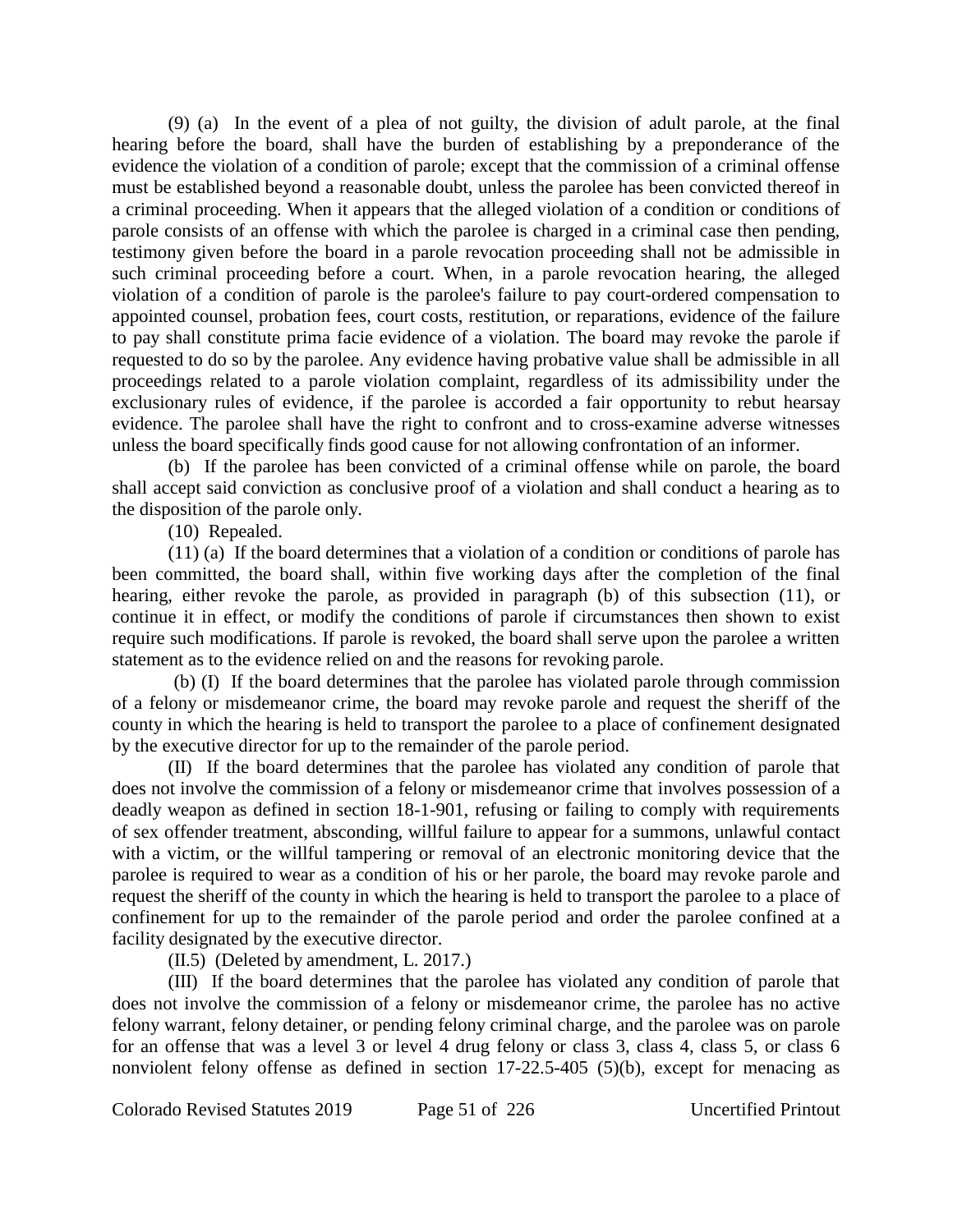(9) (a) In the event of a plea of not guilty, the division of adult parole, at the final hearing before the board, shall have the burden of establishing by a preponderance of the evidence the violation of a condition of parole; except that the commission of a criminal offense must be established beyond a reasonable doubt, unless the parolee has been convicted thereof in a criminal proceeding. When it appears that the alleged violation of a condition or conditions of parole consists of an offense with which the parolee is charged in a criminal case then pending, testimony given before the board in a parole revocation proceeding shall not be admissible in such criminal proceeding before a court. When, in a parole revocation hearing, the alleged violation of a condition of parole is the parolee's failure to pay court-ordered compensation to appointed counsel, probation fees, court costs, restitution, or reparations, evidence of the failure to pay shall constitute prima facie evidence of a violation. The board may revoke the parole if requested to do so by the parolee. Any evidence having probative value shall be admissible in all proceedings related to a parole violation complaint, regardless of its admissibility under the exclusionary rules of evidence, if the parolee is accorded a fair opportunity to rebut hearsay evidence. The parolee shall have the right to confront and to cross-examine adverse witnesses unless the board specifically finds good cause for not allowing confrontation of an informer.

(b) If the parolee has been convicted of a criminal offense while on parole, the board shall accept said conviction as conclusive proof of a violation and shall conduct a hearing as to the disposition of the parole only.

(10) Repealed.

(11) (a) If the board determines that a violation of a condition or conditions of parole has been committed, the board shall, within five working days after the completion of the final hearing, either revoke the parole, as provided in paragraph (b) of this subsection (11), or continue it in effect, or modify the conditions of parole if circumstances then shown to exist require such modifications. If parole is revoked, the board shall serve upon the parolee a written statement as to the evidence relied on and the reasons for revoking parole.

(b) (I) If the board determines that the parolee has violated parole through commission of a felony or misdemeanor crime, the board may revoke parole and request the sheriff of the county in which the hearing is held to transport the parolee to a place of confinement designated by the executive director for up to the remainder of the parole period.

(II) If the board determines that the parolee has violated any condition of parole that does not involve the commission of a felony or misdemeanor crime that involves possession of a deadly weapon as defined in section 18-1-901, refusing or failing to comply with requirements of sex offender treatment, absconding, willful failure to appear for a summons, unlawful contact with a victim, or the willful tampering or removal of an electronic monitoring device that the parolee is required to wear as a condition of his or her parole, the board may revoke parole and request the sheriff of the county in which the hearing is held to transport the parolee to a place of confinement for up to the remainder of the parole period and order the parolee confined at a facility designated by the executive director.

(II.5) (Deleted by amendment, L. 2017.)

(III) If the board determines that the parolee has violated any condition of parole that does not involve the commission of a felony or misdemeanor crime, the parolee has no active felony warrant, felony detainer, or pending felony criminal charge, and the parolee was on parole for an offense that was a level 3 or level 4 drug felony or class 3, class 4, class 5, or class 6 nonviolent felony offense as defined in section 17-22.5-405 (5)(b), except for menacing as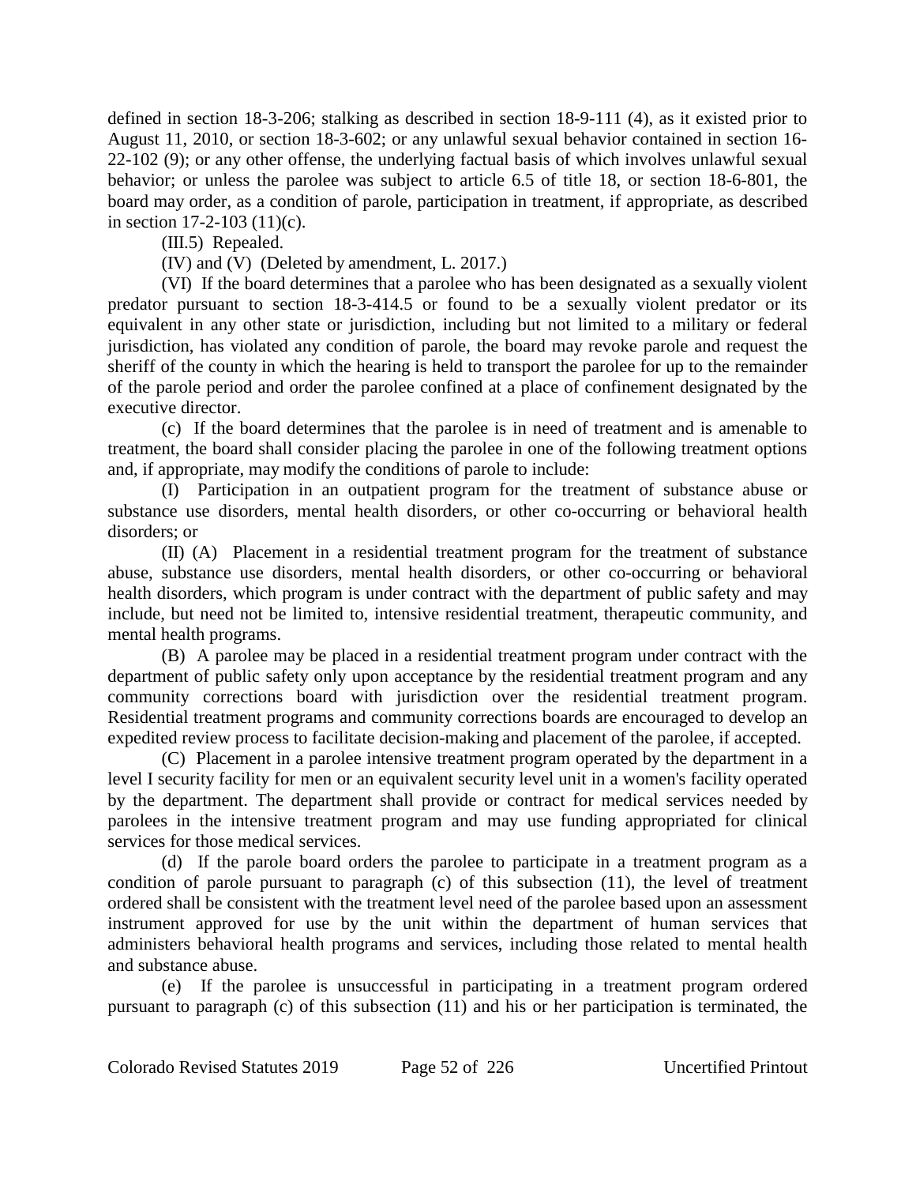defined in section 18-3-206; stalking as described in section 18-9-111 (4), as it existed prior to August 11, 2010, or section 18-3-602; or any unlawful sexual behavior contained in section 16-22-102 (9); or any other offense, the underlying factual basis of which involves unlawful sexual behavior; or unless the parolee was subject to article 6.5 of title 18, or section 18-6-801, the board may order, as a condition of parole, participation in treatment, if appropriate, as described in section 17-2-103 (11)(c).

(III.5) Repealed.

(IV) and (V) (Deleted by amendment, L. 2017.)

(VI) If the board determines that a parolee who has been designated as a sexually violent predator pursuant to section 18-3-414.5 or found to be a sexually violent predator or its equivalent in any other state or jurisdiction, including but not limited to a military or federal jurisdiction, has violated any condition of parole, the board may revoke parole and request the sheriff of the county in which the hearing is held to transport the parolee for up to the remainder of the parole period and order the parolee confined at a place of confinement designated by the executive director.

(c) If the board determines that the parolee is in need of treatment and is amenable to treatment, the board shall consider placing the parolee in one of the following treatment options and, if appropriate, may modify the conditions of parole to include:

(I) Participation in an outpatient program for the treatment of substance abuse or substance use disorders, mental health disorders, or other co-occurring or behavioral health disorders; or

(II) (A) Placement in a residential treatment program for the treatment of substance abuse, substance use disorders, mental health disorders, or other co-occurring or behavioral health disorders, which program is under contract with the department of public safety and may include, but need not be limited to, intensive residential treatment, therapeutic community, and mental health programs.

(B) A parolee may be placed in a residential treatment program under contract with the department of public safety only upon acceptance by the residential treatment program and any community corrections board with jurisdiction over the residential treatment program. Residential treatment programs and community corrections boards are encouraged to develop an expedited review process to facilitate decision-making and placement of the parolee, if accepted.

(C) Placement in a parolee intensive treatment program operated by the department in a level I security facility for men or an equivalent security level unit in a women's facility operated by the department. The department shall provide or contract for medical services needed by parolees in the intensive treatment program and may use funding appropriated for clinical services for those medical services.

(d) If the parole board orders the parolee to participate in a treatment program as a condition of parole pursuant to paragraph (c) of this subsection (11), the level of treatment ordered shall be consistent with the treatment level need of the parolee based upon an assessment instrument approved for use by the unit within the department of human services that administers behavioral health programs and services, including those related to mental health and substance abuse.

(e) If the parolee is unsuccessful in participating in a treatment program ordered pursuant to paragraph (c) of this subsection (11) and his or her participation is terminated, the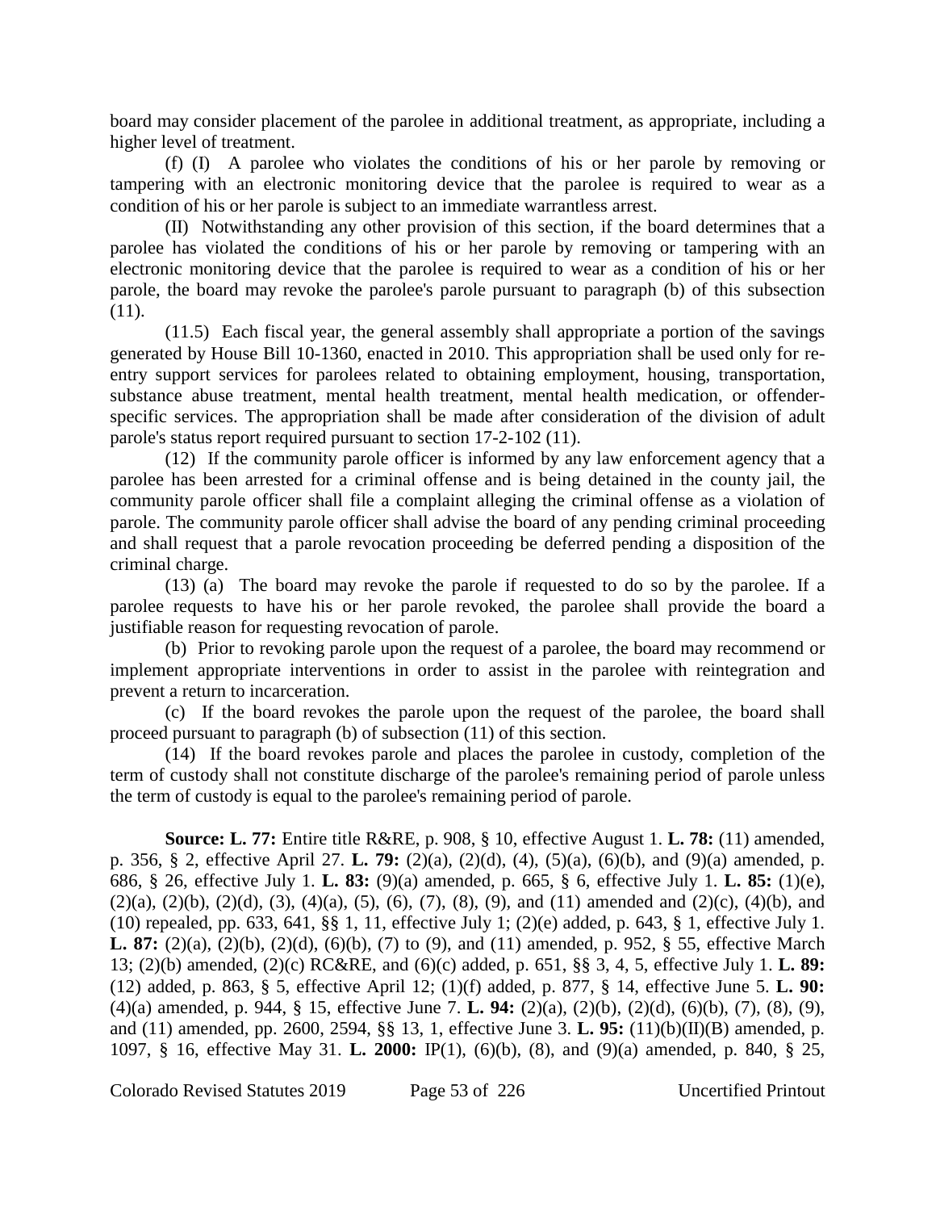board may consider placement of the parolee in additional treatment, as appropriate, including a higher level of treatment.

(f) (I) A parolee who violates the conditions of his or her parole by removing or tampering with an electronic monitoring device that the parolee is required to wear as a condition of his or her parole is subject to an immediate warrantless arrest.

(II) Notwithstanding any other provision of this section, if the board determines that a parolee has violated the conditions of his or her parole by removing or tampering with an electronic monitoring device that the parolee is required to wear as a condition of his or her parole, the board may revoke the parolee's parole pursuant to paragraph (b) of this subsection (11).

(11.5) Each fiscal year, the general assembly shall appropriate a portion of the savings generated by House Bill 10-1360, enacted in 2010. This appropriation shall be used only for re-entry support services for parolees related to obtaining employment, housing, transportation, substance abuse treatment, mental health treatment, mental health medication, or offender-specific services. The appropriation shall be made after consideration of the division of adult parole's status report required pursuant to section 17-2-102 (11).

(12) If the community parole officer is informed by any law enforcement agency that a parolee has been arrested for a criminal offense and is being detained in the county jail, the community parole officer shall file a complaint alleging the criminal offense as a violation of parole. The community parole officer shall advise the board of any pending criminal proceeding and shall request that a parole revocation proceeding be deferred pending a disposition of the criminal charge.

(13) (a) The board may revoke the parole if requested to do so by the parolee. If a parolee requests to have his or her parole revoked, the parolee shall provide the board a justifiable reason for requesting revocation of parole.

(b) Prior to revoking parole upon the request of a parolee, the board may recommend or implement appropriate interventions in order to assist in the parolee with reintegration and prevent a return to incarceration.

(c) If the board revokes the parole upon the request of the parolee, the board shall proceed pursuant to paragraph (b) of subsection (11) of this section.

(14) If the board revokes parole and places the parolee in custody, completion of the term of custody shall not constitute discharge of the parolee's remaining period of parole unless the term of custody is equal to the parolee's remaining period of parole.

**Source: L. 77:** Entire title R&RE, p. 908, § 10, effective August 1. **L. 78:** (11) amended, p. 356, § 2, effective April 27. **L. 79:** (2)(a), (2)(d), (4), (5)(a), (6)(b), and (9)(a) amended, p. 686, § 26, effective July 1. **L. 83:** (9)(a) amended, p. 665, § 6, effective July 1. **L. 85:** (1)(e), (2)(a), (2)(b), (2)(d), (3), (4)(a), (5), (6), (7), (8), (9), and (11) amended and (2)(c), (4)(b), and (10) repealed, pp. 633, 641, §§ 1, 11, effective July 1; (2)(e) added, p. 643, § 1, effective July 1. **L. 87:** (2)(a), (2)(b), (2)(d), (6)(b), (7) to (9), and (11) amended, p. 952, § 55, effective March 13; (2)(b) amended, (2)(c) RC&RE, and (6)(c) added, p. 651, §§ 3, 4, 5, effective July 1. **L. 89:** (12) added, p. 863, § 5, effective April 12; (1)(f) added, p. 877, § 14, effective June 5. **L. 90:** (4)(a) amended, p. 944, § 15, effective June 7. **L. 94:** (2)(a), (2)(b), (2)(d), (6)(b), (7), (8), (9), and (11) amended, pp. 2600, 2594, §§ 13, 1, effective June 3. **L. 95:** (11)(b)(II)(B) amended, p. 1097, § 16, effective May 31. **L. 2000:** IP(1), (6)(b), (8), and (9)(a) amended, p. 840, § 25,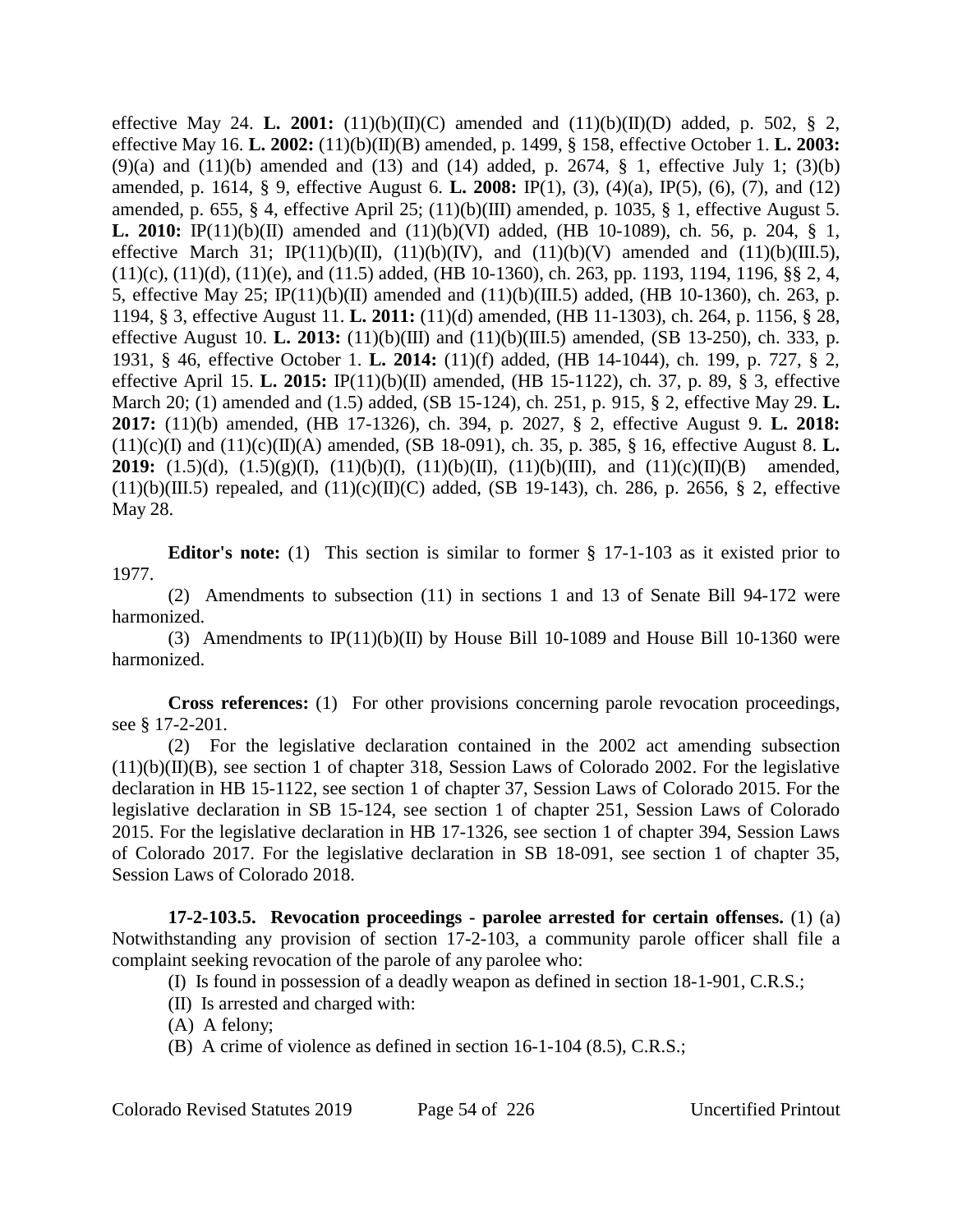effective May 24. **L. 2001:** (11)(b)(II)(C) amended and (11)(b)(II)(D) added, p. 502, § 2, effective May 16. **L. 2002:** (11)(b)(II)(B) amended, p. 1499, § 158, effective October 1. **L. 2003:** (9)(a) and (11)(b) amended and (13) and (14) added, p. 2674, § 1, effective July 1; (3)(b) amended, p. 1614, § 9, effective August 6. **L. 2008:** IP(1), (3), (4)(a), IP(5), (6), (7), and (12) amended, p. 655, § 4, effective April 25; (11)(b)(III) amended, p. 1035, § 1, effective August 5. **L. 2010:** IP(11)(b)(II) amended and (11)(b)(VI) added, (HB 10-1089), ch. 56, p. 204, § 1, effective March 31; IP(11)(b)(II), (11)(b)(IV), and (11)(b)(V) amended and (11)(b)(III.5), (11)(c), (11)(d), (11)(e), and (11.5) added, (HB 10-1360), ch. 263, pp. 1193, 1194, 1196, §§ 2, 4, 5, effective May 25; IP(11)(b)(II) amended and (11)(b)(III.5) added, (HB 10-1360), ch. 263, p. 1194, § 3, effective August 11. **L. 2011:** (11)(d) amended, (HB 11-1303), ch. 264, p. 1156, § 28, effective August 10. **L. 2013:** (11)(b)(III) and (11)(b)(III.5) amended, (SB 13-250), ch. 333, p. 1931, § 46, effective October 1. **L. 2014:** (11)(f) added, (HB 14-1044), ch. 199, p. 727, § 2, effective April 15. **L. 2015:** IP(11)(b)(II) amended, (HB 15-1122), ch. 37, p. 89, § 3, effective March 20; (1) amended and (1.5) added, (SB 15-124), ch. 251, p. 915, § 2, effective May 29. **L. 2017:** (11)(b) amended, (HB 17-1326), ch. 394, p. 2027, § 2, effective August 9. **L. 2018:** (11)(c)(I) and (11)(c)(II)(A) amended, (SB 18-091), ch. 35, p. 385, § 16, effective August 8. **L. 2019:** (1.5)(d), (1.5)(g)(I), (11)(b)(I), (11)(b)(II), (11)(b)(III), and (11)(c)(II)(B) amended, (11)(b)(III.5) repealed, and (11)(c)(II)(C) added, (SB 19-143), ch. 286, p. 2656, § 2, effective May 28.

**Editor's note:** (1) This section is similar to former § 17-1-103 as it existed prior to 1977.

(2) Amendments to subsection (11) in sections 1 and 13 of Senate Bill 94-172 were harmonized.

(3) Amendments to IP(11)(b)(II) by House Bill 10-1089 and House Bill 10-1360 were harmonized.

**Cross references:** (1) For other provisions concerning parole revocation proceedings, see § 17-2-201.

(2) For the legislative declaration contained in the 2002 act amending subsection (11)(b)(II)(B), see section 1 of chapter 318, Session Laws of Colorado 2002. For the legislative declaration in HB 15-1122, see section 1 of chapter 37, Session Laws of Colorado 2015. For the legislative declaration in SB 15-124, see section 1 of chapter 251, Session Laws of Colorado 2015. For the legislative declaration in HB 17-1326, see section 1 of chapter 394, Session Laws of Colorado 2017. For the legislative declaration in SB 18-091, see section 1 of chapter 35, Session Laws of Colorado 2018.

**17-2-103.5. Revocation proceedings - parolee arrested for certain offenses.** (1) (a) Notwithstanding any provision of section 17-2-103, a community parole officer shall file a complaint seeking revocation of the parole of any parolee who:

(I) Is found in possession of a deadly weapon as defined in section 18-1-901, C.R.S.;

(II) Is arrested and charged with:

(A) A felony;

(B) A crime of violence as defined in section 16-1-104 (8.5), C.R.S.;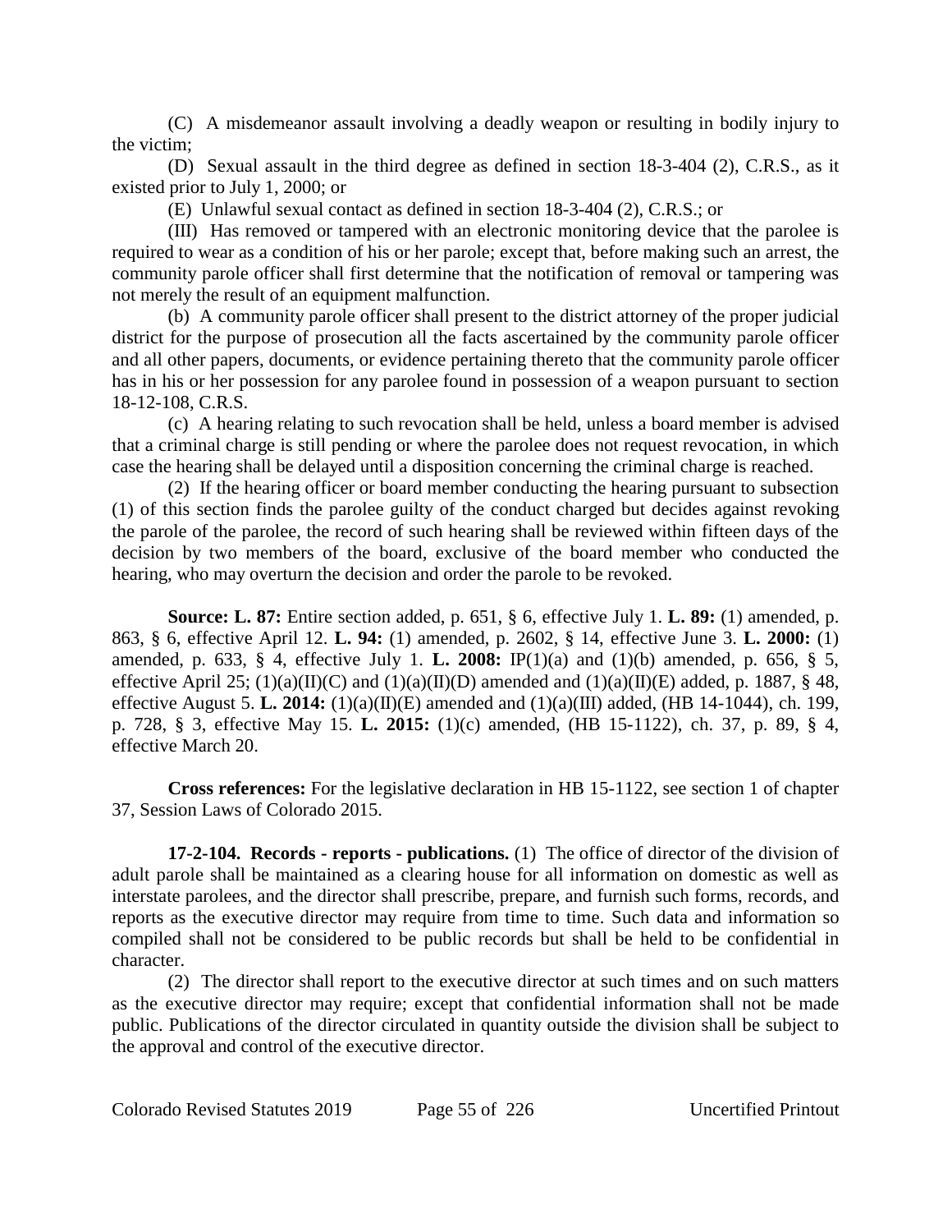(C) A misdemeanor assault involving a deadly weapon or resulting in bodily injury to the victim;

(D) Sexual assault in the third degree as defined in section 18-3-404 (2), C.R.S., as it existed prior to July 1, 2000; or

(E) Unlawful sexual contact as defined in section 18-3-404 (2), C.R.S.; or

(III) Has removed or tampered with an electronic monitoring device that the parolee is required to wear as a condition of his or her parole; except that, before making such an arrest, the community parole officer shall first determine that the notification of removal or tampering was not merely the result of an equipment malfunction.

(b) A community parole officer shall present to the district attorney of the proper judicial district for the purpose of prosecution all the facts ascertained by the community parole officer and all other papers, documents, or evidence pertaining thereto that the community parole officer has in his or her possession for any parolee found in possession of a weapon pursuant to section 18-12-108, C.R.S.

(c) A hearing relating to such revocation shall be held, unless a board member is advised that a criminal charge is still pending or where the parolee does not request revocation, in which case the hearing shall be delayed until a disposition concerning the criminal charge is reached.

(2) If the hearing officer or board member conducting the hearing pursuant to subsection (1) of this section finds the parolee guilty of the conduct charged but decides against revoking the parole of the parolee, the record of such hearing shall be reviewed within fifteen days of the decision by two members of the board, exclusive of the board member who conducted the hearing, who may overturn the decision and order the parole to be revoked.

**Source: L. 87:** Entire section added, p. 651, § 6, effective July 1. **L. 89:** (1) amended, p. 863, § 6, effective April 12. **L. 94:** (1) amended, p. 2602, § 14, effective June 3. **L. 2000:** (1) amended, p. 633, § 4, effective July 1. **L. 2008:** IP(1)(a) and (1)(b) amended, p. 656, § 5, effective April 25; (1)(a)(II)(C) and (1)(a)(II)(D) amended and (1)(a)(II)(E) added, p. 1887, § 48, effective August 5. **L. 2014:** (1)(a)(II)(E) amended and (1)(a)(III) added, (HB 14-1044), ch. 199, p. 728, § 3, effective May 15. **L. 2015:** (1)(c) amended, (HB 15-1122), ch. 37, p. 89, § 4, effective March 20.

**Cross references:** For the legislative declaration in HB 15-1122, see section 1 of chapter 37, Session Laws of Colorado 2015.

**17-2-104. Records - reports - publications.** (1) The office of director of the division of adult parole shall be maintained as a clearing house for all information on domestic as well as interstate parolees, and the director shall prescribe, prepare, and furnish such forms, records, and reports as the executive director may require from time to time. Such data and information so compiled shall not be considered to be public records but shall be held to be confidential in character.

(2) The director shall report to the executive director at such times and on such matters as the executive director may require; except that confidential information shall not be made public. Publications of the director circulated in quantity outside the division shall be subject to the approval and control of the executive director.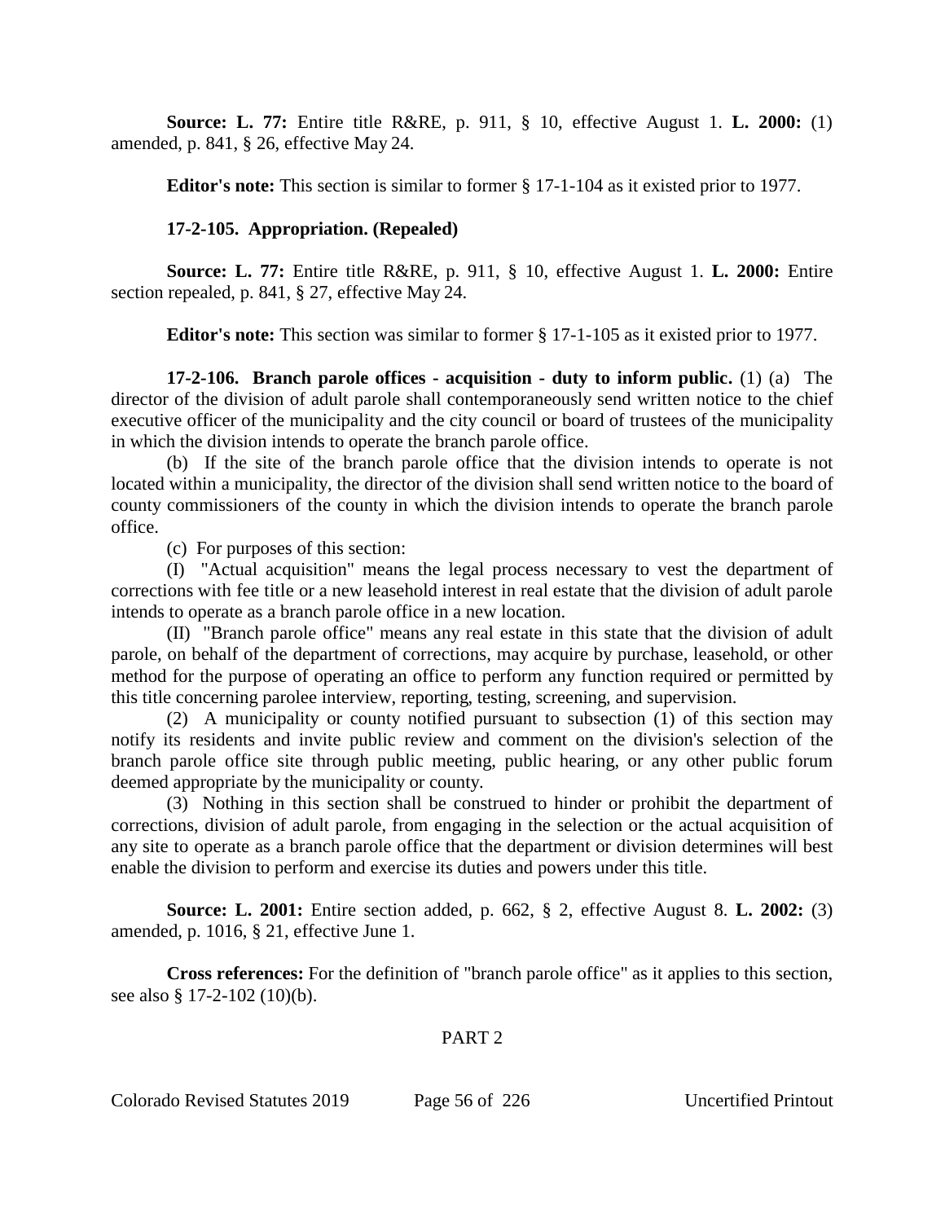**Source: L. 77:** Entire title R&RE, p. 911, § 10, effective August 1. **L. 2000:** (1) amended, p. 841, § 26, effective May 24.

**Editor's note:** This section is similar to former § 17-1-104 as it existed prior to 1977.

**17-2-105. Appropriation. (Repealed)**

**Source: L. 77:** Entire title R&RE, p. 911, § 10, effective August 1. **L. 2000:** Entire section repealed, p. 841, § 27, effective May 24.

**Editor's note:** This section was similar to former § 17-1-105 as it existed prior to 1977.

**17-2-106. Branch parole offices - acquisition - duty to inform public.** (1) (a) The director of the division of adult parole shall contemporaneously send written notice to the chief executive officer of the municipality and the city council or board of trustees of the municipality in which the division intends to operate the branch parole office.

(b) If the site of the branch parole office that the division intends to operate is not located within a municipality, the director of the division shall send written notice to the board of county commissioners of the county in which the division intends to operate the branch parole office.

(c) For purposes of this section:

(I) "Actual acquisition" means the legal process necessary to vest the department of corrections with fee title or a new leasehold interest in real estate that the division of adult parole intends to operate as a branch parole office in a new location.

(II) "Branch parole office" means any real estate in this state that the division of adult parole, on behalf of the department of corrections, may acquire by purchase, leasehold, or other method for the purpose of operating an office to perform any function required or permitted by this title concerning parolee interview, reporting, testing, screening, and supervision.

(2) A municipality or county notified pursuant to subsection (1) of this section may notify its residents and invite public review and comment on the division's selection of the branch parole office site through public meeting, public hearing, or any other public forum deemed appropriate by the municipality or county.

(3) Nothing in this section shall be construed to hinder or prohibit the department of corrections, division of adult parole, from engaging in the selection or the actual acquisition of any site to operate as a branch parole office that the department or division determines will best enable the division to perform and exercise its duties and powers under this title.

**Source: L. 2001:** Entire section added, p. 662, § 2, effective August 8. **L. 2002:** (3) amended, p. 1016, § 21, effective June 1.

**Cross references:** For the definition of "branch parole office" as it applies to this section, see also § 17-2-102 (10)(b).

PART 2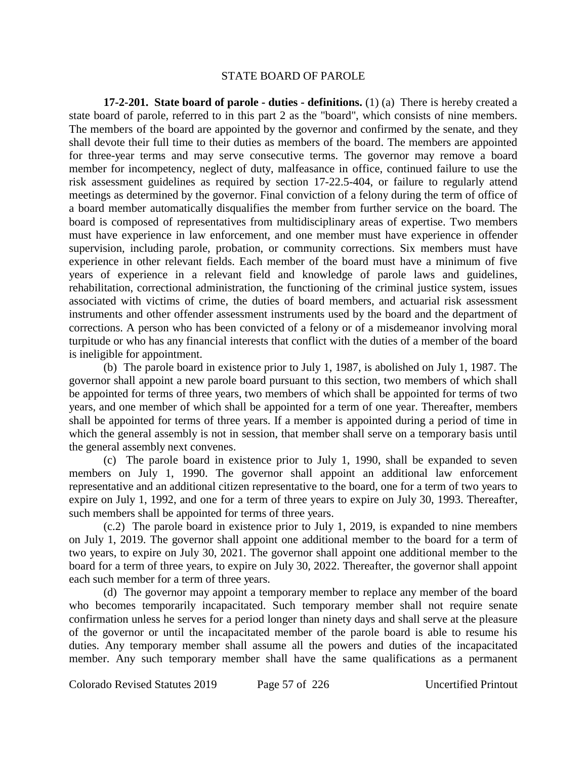## STATE BOARD OF PAROLE

**17-2-201. State board of parole - duties - definitions.** (1) (a) There is hereby created a state board of parole, referred to in this part 2 as the "board", which consists of nine members. The members of the board are appointed by the governor and confirmed by the senate, and they shall devote their full time to their duties as members of the board. The members are appointed for three-year terms and may serve consecutive terms. The governor may remove a board member for incompetency, neglect of duty, malfeasance in office, continued failure to use the risk assessment guidelines as required by section 17-22.5-404, or failure to regularly attend meetings as determined by the governor. Final conviction of a felony during the term of office of a board member automatically disqualifies the member from further service on the board. The board is composed of representatives from multidisciplinary areas of expertise. Two members must have experience in law enforcement, and one member must have experience in offender supervision, including parole, probation, or community corrections. Six members must have experience in other relevant fields. Each member of the board must have a minimum of five years of experience in a relevant field and knowledge of parole laws and guidelines, rehabilitation, correctional administration, the functioning of the criminal justice system, issues associated with victims of crime, the duties of board members, and actuarial risk assessment instruments and other offender assessment instruments used by the board and the department of corrections. A person who has been convicted of a felony or of a misdemeanor involving moral turpitude or who has any financial interests that conflict with the duties of a member of the board is ineligible for appointment.

(b) The parole board in existence prior to July 1, 1987, is abolished on July 1, 1987. The governor shall appoint a new parole board pursuant to this section, two members of which shall be appointed for terms of three years, two members of which shall be appointed for terms of two years, and one member of which shall be appointed for a term of one year. Thereafter, members shall be appointed for terms of three years. If a member is appointed during a period of time in which the general assembly is not in session, that member shall serve on a temporary basis until the general assembly next convenes.

(c) The parole board in existence prior to July 1, 1990, shall be expanded to seven members on July 1, 1990. The governor shall appoint an additional law enforcement representative and an additional citizen representative to the board, one for a term of two years to expire on July 1, 1992, and one for a term of three years to expire on July 30, 1993. Thereafter, such members shall be appointed for terms of three years.

(c.2) The parole board in existence prior to July 1, 2019, is expanded to nine members on July 1, 2019. The governor shall appoint one additional member to the board for a term of two years, to expire on July 30, 2021. The governor shall appoint one additional member to the board for a term of three years, to expire on July 30, 2022. Thereafter, the governor shall appoint each such member for a term of three years.

(d) The governor may appoint a temporary member to replace any member of the board who becomes temporarily incapacitated. Such temporary member shall not require senate confirmation unless he serves for a period longer than ninety days and shall serve at the pleasure of the governor or until the incapacitated member of the parole board is able to resume his duties. Any temporary member shall assume all the powers and duties of the incapacitated member. Any such temporary member shall have the same qualifications as a permanent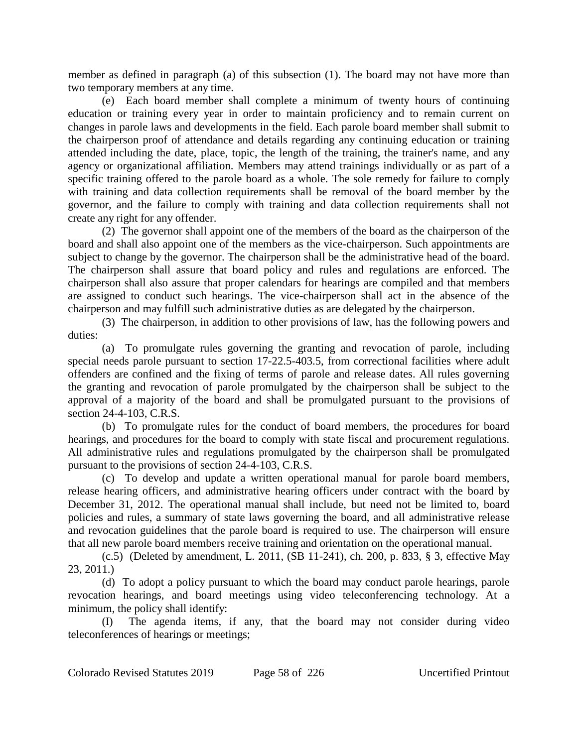member as defined in paragraph (a) of this subsection (1). The board may not have more than two temporary members at any time.

(e) Each board member shall complete a minimum of twenty hours of continuing education or training every year in order to maintain proficiency and to remain current on changes in parole laws and developments in the field. Each parole board member shall submit to the chairperson proof of attendance and details regarding any continuing education or training attended including the date, place, topic, the length of the training, the trainer's name, and any agency or organizational affiliation. Members may attend trainings individually or as part of a specific training offered to the parole board as a whole. The sole remedy for failure to comply with training and data collection requirements shall be removal of the board member by the governor, and the failure to comply with training and data collection requirements shall not create any right for any offender.

(2) The governor shall appoint one of the members of the board as the chairperson of the board and shall also appoint one of the members as the vice-chairperson. Such appointments are subject to change by the governor. The chairperson shall be the administrative head of the board. The chairperson shall assure that board policy and rules and regulations are enforced. The chairperson shall also assure that proper calendars for hearings are compiled and that members are assigned to conduct such hearings. The vice-chairperson shall act in the absence of the chairperson and may fulfill such administrative duties as are delegated by the chairperson.

(3) The chairperson, in addition to other provisions of law, has the following powers and duties:

(a) To promulgate rules governing the granting and revocation of parole, including special needs parole pursuant to section 17-22.5-403.5, from correctional facilities where adult offenders are confined and the fixing of terms of parole and release dates. All rules governing the granting and revocation of parole promulgated by the chairperson shall be subject to the approval of a majority of the board and shall be promulgated pursuant to the provisions of section 24-4-103, C.R.S.

(b) To promulgate rules for the conduct of board members, the procedures for board hearings, and procedures for the board to comply with state fiscal and procurement regulations. All administrative rules and regulations promulgated by the chairperson shall be promulgated pursuant to the provisions of section 24-4-103, C.R.S.

(c) To develop and update a written operational manual for parole board members, release hearing officers, and administrative hearing officers under contract with the board by December 31, 2012. The operational manual shall include, but need not be limited to, board policies and rules, a summary of state laws governing the board, and all administrative release and revocation guidelines that the parole board is required to use. The chairperson will ensure that all new parole board members receive training and orientation on the operational manual.

(c.5) (Deleted by amendment, L. 2011, (SB 11-241), ch. 200, p. 833, § 3, effective May 23, 2011.)

(d) To adopt a policy pursuant to which the board may conduct parole hearings, parole revocation hearings, and board meetings using video teleconferencing technology. At a minimum, the policy shall identify:

(I) The agenda items, if any, that the board may not consider during video teleconferences of hearings or meetings;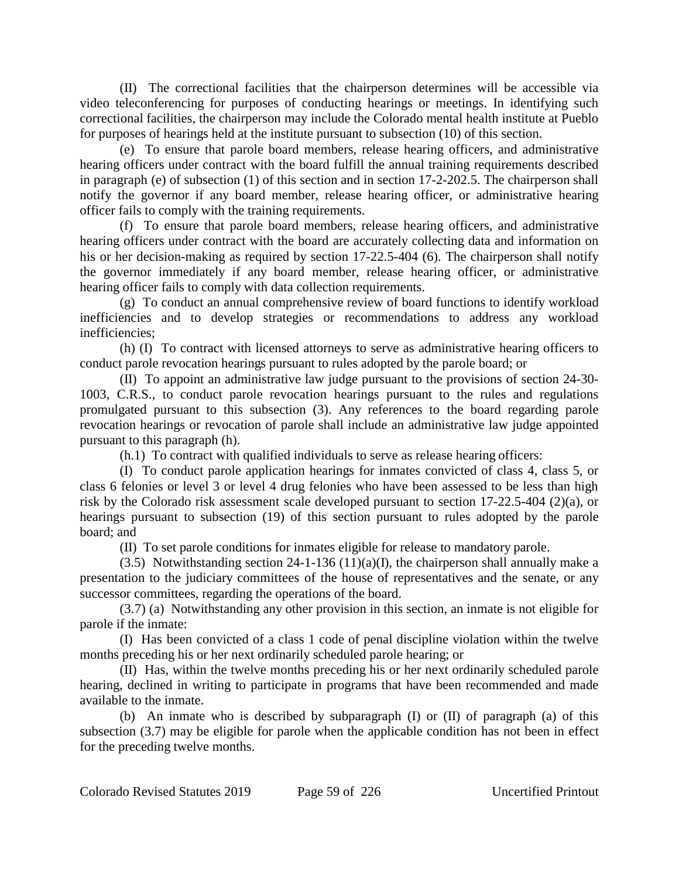(II) The correctional facilities that the chairperson determines will be accessible via video teleconferencing for purposes of conducting hearings or meetings. In identifying such correctional facilities, the chairperson may include the Colorado mental health institute at Pueblo for purposes of hearings held at the institute pursuant to subsection (10) of this section.

(e) To ensure that parole board members, release hearing officers, and administrative hearing officers under contract with the board fulfill the annual training requirements described in paragraph (e) of subsection (1) of this section and in section 17-2-202.5. The chairperson shall notify the governor if any board member, release hearing officer, or administrative hearing officer fails to comply with the training requirements.

(f) To ensure that parole board members, release hearing officers, and administrative hearing officers under contract with the board are accurately collecting data and information on his or her decision-making as required by section 17-22.5-404 (6). The chairperson shall notify the governor immediately if any board member, release hearing officer, or administrative hearing officer fails to comply with data collection requirements.

(g) To conduct an annual comprehensive review of board functions to identify workload inefficiencies and to develop strategies or recommendations to address any workload inefficiencies;

(h) (I) To contract with licensed attorneys to serve as administrative hearing officers to conduct parole revocation hearings pursuant to rules adopted by the parole board; or

(II) To appoint an administrative law judge pursuant to the provisions of section 24-30-1003, C.R.S., to conduct parole revocation hearings pursuant to the rules and regulations promulgated pursuant to this subsection (3). Any references to the board regarding parole revocation hearings or revocation of parole shall include an administrative law judge appointed pursuant to this paragraph (h).

(h.1) To contract with qualified individuals to serve as release hearing officers:

(I) To conduct parole application hearings for inmates convicted of class 4, class 5, or class 6 felonies or level 3 or level 4 drug felonies who have been assessed to be less than high risk by the Colorado risk assessment scale developed pursuant to section 17-22.5-404 (2)(a), or hearings pursuant to subsection (19) of this section pursuant to rules adopted by the parole board; and

(II) To set parole conditions for inmates eligible for release to mandatory parole.

(3.5) Notwithstanding section 24-1-136 (11)(a)(I), the chairperson shall annually make a presentation to the judiciary committees of the house of representatives and the senate, or any successor committees, regarding the operations of the board.

(3.7) (a) Notwithstanding any other provision in this section, an inmate is not eligible for parole if the inmate:

(I) Has been convicted of a class 1 code of penal discipline violation within the twelve months preceding his or her next ordinarily scheduled parole hearing; or

(II) Has, within the twelve months preceding his or her next ordinarily scheduled parole hearing, declined in writing to participate in programs that have been recommended and made available to the inmate.

(b) An inmate who is described by subparagraph (I) or (II) of paragraph (a) of this subsection (3.7) may be eligible for parole when the applicable condition has not been in effect for the preceding twelve months.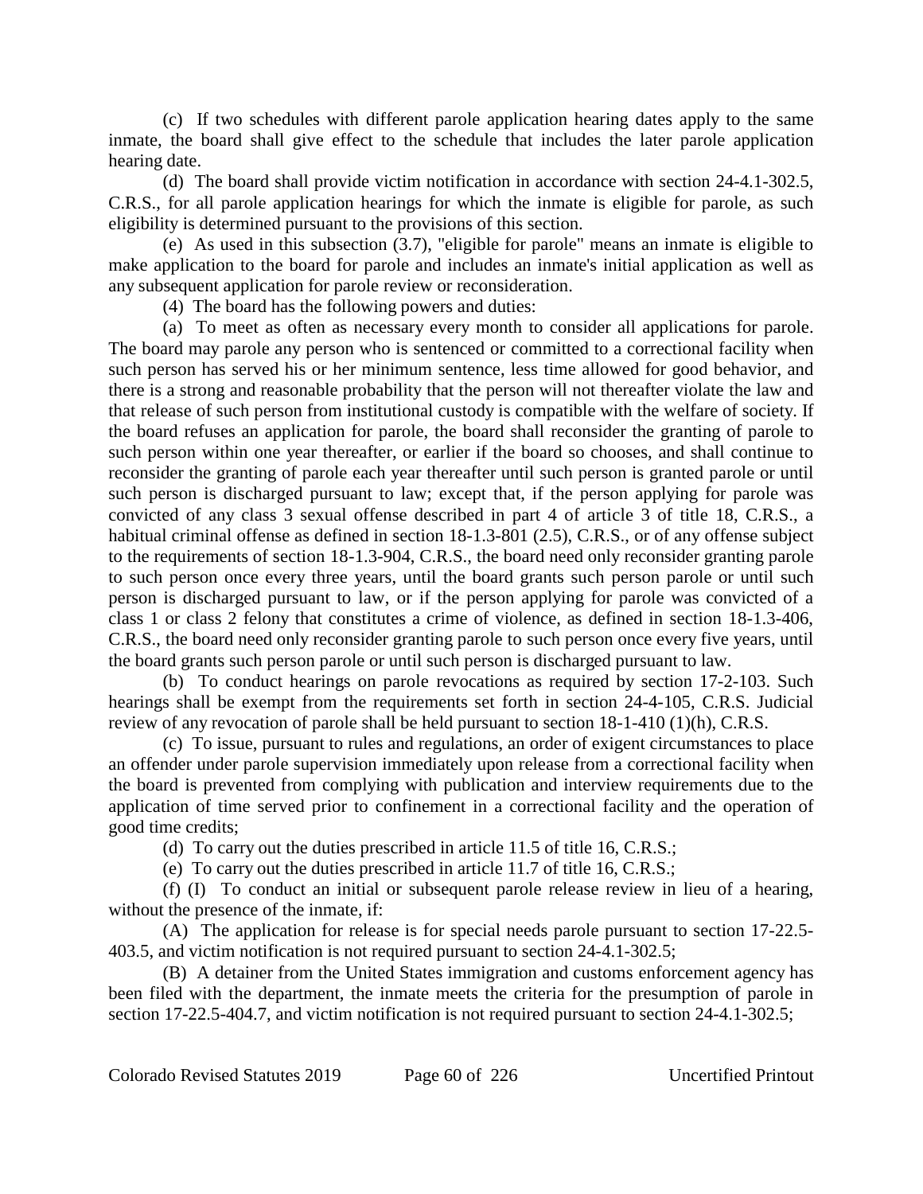(c) If two schedules with different parole application hearing dates apply to the same inmate, the board shall give effect to the schedule that includes the later parole application hearing date.

(d) The board shall provide victim notification in accordance with section 24-4.1-302.5, C.R.S., for all parole application hearings for which the inmate is eligible for parole, as such eligibility is determined pursuant to the provisions of this section.

(e) As used in this subsection (3.7), "eligible for parole" means an inmate is eligible to make application to the board for parole and includes an inmate's initial application as well as any subsequent application for parole review or reconsideration.

(4) The board has the following powers and duties:

(a) To meet as often as necessary every month to consider all applications for parole. The board may parole any person who is sentenced or committed to a correctional facility when such person has served his or her minimum sentence, less time allowed for good behavior, and there is a strong and reasonable probability that the person will not thereafter violate the law and that release of such person from institutional custody is compatible with the welfare of society. If the board refuses an application for parole, the board shall reconsider the granting of parole to such person within one year thereafter, or earlier if the board so chooses, and shall continue to reconsider the granting of parole each year thereafter until such person is granted parole or until such person is discharged pursuant to law; except that, if the person applying for parole was convicted of any class 3 sexual offense described in part 4 of article 3 of title 18, C.R.S., a habitual criminal offense as defined in section 18-1.3-801 (2.5), C.R.S., or of any offense subject to the requirements of section 18-1.3-904, C.R.S., the board need only reconsider granting parole to such person once every three years, until the board grants such person parole or until such person is discharged pursuant to law, or if the person applying for parole was convicted of a class 1 or class 2 felony that constitutes a crime of violence, as defined in section 18-1.3-406, C.R.S., the board need only reconsider granting parole to such person once every five years, until the board grants such person parole or until such person is discharged pursuant to law.

(b) To conduct hearings on parole revocations as required by section 17-2-103. Such hearings shall be exempt from the requirements set forth in section 24-4-105, C.R.S. Judicial review of any revocation of parole shall be held pursuant to section 18-1-410 (1)(h), C.R.S.

(c) To issue, pursuant to rules and regulations, an order of exigent circumstances to place an offender under parole supervision immediately upon release from a correctional facility when the board is prevented from complying with publication and interview requirements due to the application of time served prior to confinement in a correctional facility and the operation of good time credits;

(d) To carry out the duties prescribed in article 11.5 of title 16, C.R.S.;

(e) To carry out the duties prescribed in article 11.7 of title 16, C.R.S.;

(f) (I) To conduct an initial or subsequent parole release review in lieu of a hearing, without the presence of the inmate, if:

(A) The application for release is for special needs parole pursuant to section 17-22.5-403.5, and victim notification is not required pursuant to section 24-4.1-302.5;

(B) A detainer from the United States immigration and customs enforcement agency has been filed with the department, the inmate meets the criteria for the presumption of parole in section 17-22.5-404.7, and victim notification is not required pursuant to section 24-4.1-302.5;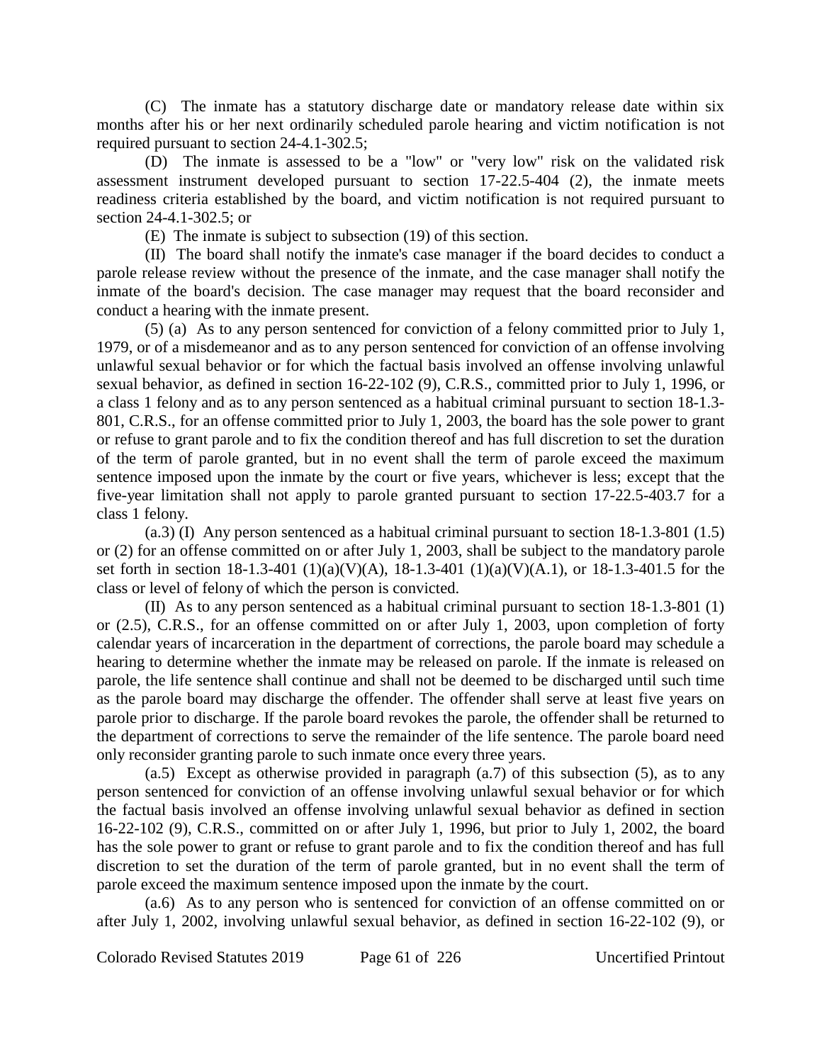(C) The inmate has a statutory discharge date or mandatory release date within six months after his or her next ordinarily scheduled parole hearing and victim notification is not required pursuant to section 24-4.1-302.5;

(D) The inmate is assessed to be a "low" or "very low" risk on the validated risk assessment instrument developed pursuant to section 17-22.5-404 (2), the inmate meets readiness criteria established by the board, and victim notification is not required pursuant to section 24-4.1-302.5; or

(E) The inmate is subject to subsection (19) of this section.

(II) The board shall notify the inmate's case manager if the board decides to conduct a parole release review without the presence of the inmate, and the case manager shall notify the inmate of the board's decision. The case manager may request that the board reconsider and conduct a hearing with the inmate present.

(5) (a) As to any person sentenced for conviction of a felony committed prior to July 1, 1979, or of a misdemeanor and as to any person sentenced for conviction of an offense involving unlawful sexual behavior or for which the factual basis involved an offense involving unlawful sexual behavior, as defined in section 16-22-102 (9), C.R.S., committed prior to July 1, 1996, or a class 1 felony and as to any person sentenced as a habitual criminal pursuant to section 18-1.3-801, C.R.S., for an offense committed prior to July 1, 2003, the board has the sole power to grant or refuse to grant parole and to fix the condition thereof and has full discretion to set the duration of the term of parole granted, but in no event shall the term of parole exceed the maximum sentence imposed upon the inmate by the court or five years, whichever is less; except that the five-year limitation shall not apply to parole granted pursuant to section 17-22.5-403.7 for a class 1 felony.

(a.3) (I) Any person sentenced as a habitual criminal pursuant to section 18-1.3-801 (1.5) or (2) for an offense committed on or after July 1, 2003, shall be subject to the mandatory parole set forth in section 18-1.3-401 (1)(a)(V)(A), 18-1.3-401 (1)(a)(V)(A.1), or 18-1.3-401.5 for the class or level of felony of which the person is convicted.

(II) As to any person sentenced as a habitual criminal pursuant to section 18-1.3-801 (1) or (2.5), C.R.S., for an offense committed on or after July 1, 2003, upon completion of forty calendar years of incarceration in the department of corrections, the parole board may schedule a hearing to determine whether the inmate may be released on parole. If the inmate is released on parole, the life sentence shall continue and shall not be deemed to be discharged until such time as the parole board may discharge the offender. The offender shall serve at least five years on parole prior to discharge. If the parole board revokes the parole, the offender shall be returned to the department of corrections to serve the remainder of the life sentence. The parole board need only reconsider granting parole to such inmate once every three years.

(a.5) Except as otherwise provided in paragraph (a.7) of this subsection (5), as to any person sentenced for conviction of an offense involving unlawful sexual behavior or for which the factual basis involved an offense involving unlawful sexual behavior as defined in section 16-22-102 (9), C.R.S., committed on or after July 1, 1996, but prior to July 1, 2002, the board has the sole power to grant or refuse to grant parole and to fix the condition thereof and has full discretion to set the duration of the term of parole granted, but in no event shall the term of parole exceed the maximum sentence imposed upon the inmate by the court.

(a.6) As to any person who is sentenced for conviction of an offense committed on or after July 1, 2002, involving unlawful sexual behavior, as defined in section 16-22-102 (9), or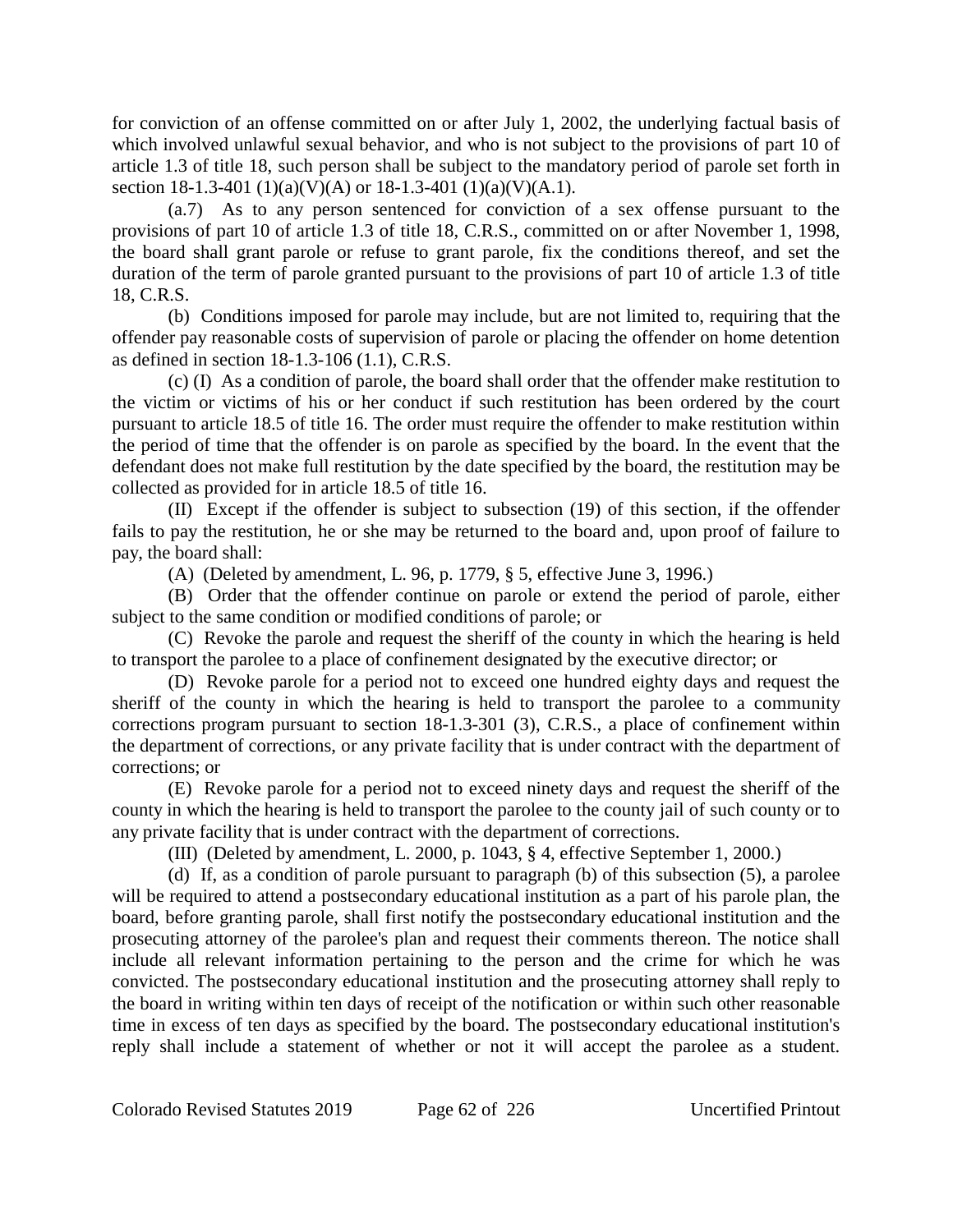for conviction of an offense committed on or after July 1, 2002, the underlying factual basis of which involved unlawful sexual behavior, and who is not subject to the provisions of part 10 of article 1.3 of title 18, such person shall be subject to the mandatory period of parole set forth in section 18-1.3-401 (1)(a)(V)(A) or 18-1.3-401 (1)(a)(V)(A.1).

(a.7) As to any person sentenced for conviction of a sex offense pursuant to the provisions of part 10 of article 1.3 of title 18, C.R.S., committed on or after November 1, 1998, the board shall grant parole or refuse to grant parole, fix the conditions thereof, and set the duration of the term of parole granted pursuant to the provisions of part 10 of article 1.3 of title 18, C.R.S.

(b) Conditions imposed for parole may include, but are not limited to, requiring that the offender pay reasonable costs of supervision of parole or placing the offender on home detention as defined in section 18-1.3-106 (1.1), C.R.S.

(c) (I) As a condition of parole, the board shall order that the offender make restitution to the victim or victims of his or her conduct if such restitution has been ordered by the court pursuant to article 18.5 of title 16. The order must require the offender to make restitution within the period of time that the offender is on parole as specified by the board. In the event that the defendant does not make full restitution by the date specified by the board, the restitution may be collected as provided for in article 18.5 of title 16.

(II) Except if the offender is subject to subsection (19) of this section, if the offender fails to pay the restitution, he or she may be returned to the board and, upon proof of failure to pay, the board shall:

(A) (Deleted by amendment, L. 96, p. 1779, § 5, effective June 3, 1996.)

(B) Order that the offender continue on parole or extend the period of parole, either subject to the same condition or modified conditions of parole; or

(C) Revoke the parole and request the sheriff of the county in which the hearing is held to transport the parolee to a place of confinement designated by the executive director; or

(D) Revoke parole for a period not to exceed one hundred eighty days and request the sheriff of the county in which the hearing is held to transport the parolee to a community corrections program pursuant to section 18-1.3-301 (3), C.R.S., a place of confinement within the department of corrections, or any private facility that is under contract with the department of corrections; or

(E) Revoke parole for a period not to exceed ninety days and request the sheriff of the county in which the hearing is held to transport the parolee to the county jail of such county or to any private facility that is under contract with the department of corrections.

(III) (Deleted by amendment, L. 2000, p. 1043, § 4, effective September 1, 2000.)

(d) If, as a condition of parole pursuant to paragraph (b) of this subsection (5), a parolee will be required to attend a postsecondary educational institution as a part of his parole plan, the board, before granting parole, shall first notify the postsecondary educational institution and the prosecuting attorney of the parolee's plan and request their comments thereon. The notice shall include all relevant information pertaining to the person and the crime for which he was convicted. The postsecondary educational institution and the prosecuting attorney shall reply to the board in writing within ten days of receipt of the notification or within such other reasonable time in excess of ten days as specified by the board. The postsecondary educational institution's reply shall include a statement of whether or not it will accept the parolee as a student.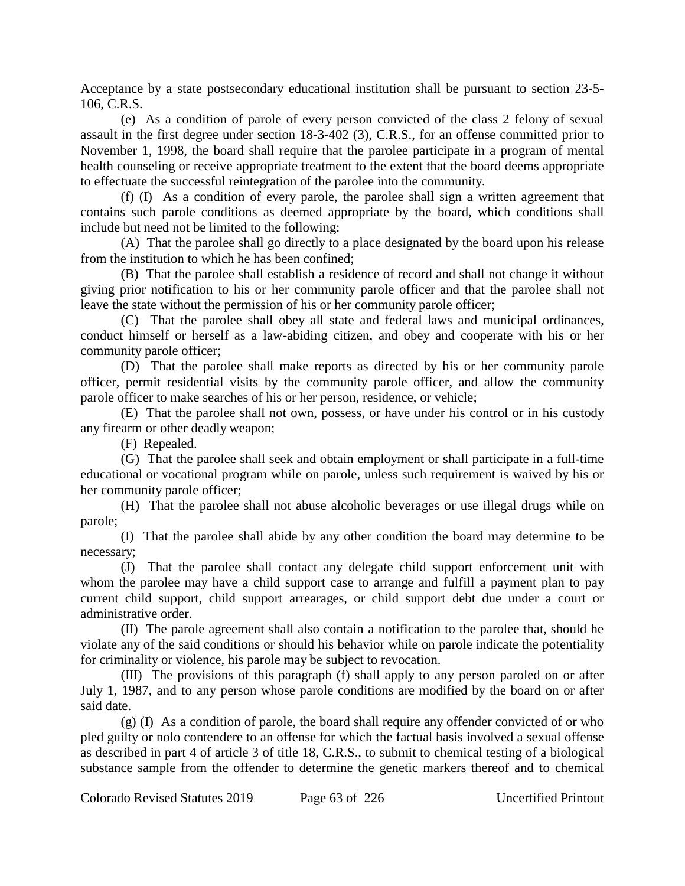Acceptance by a state postsecondary educational institution shall be pursuant to section 23-5-106, C.R.S.

(e) As a condition of parole of every person convicted of the class 2 felony of sexual assault in the first degree under section 18-3-402 (3), C.R.S., for an offense committed prior to November 1, 1998, the board shall require that the parolee participate in a program of mental health counseling or receive appropriate treatment to the extent that the board deems appropriate to effectuate the successful reintegration of the parolee into the community.

(f) (I) As a condition of every parole, the parolee shall sign a written agreement that contains such parole conditions as deemed appropriate by the board, which conditions shall include but need not be limited to the following:

(A) That the parolee shall go directly to a place designated by the board upon his release from the institution to which he has been confined;

(B) That the parolee shall establish a residence of record and shall not change it without giving prior notification to his or her community parole officer and that the parolee shall not leave the state without the permission of his or her community parole officer;

(C) That the parolee shall obey all state and federal laws and municipal ordinances, conduct himself or herself as a law-abiding citizen, and obey and cooperate with his or her community parole officer;

(D) That the parolee shall make reports as directed by his or her community parole officer, permit residential visits by the community parole officer, and allow the community parole officer to make searches of his or her person, residence, or vehicle;

(E) That the parolee shall not own, possess, or have under his control or in his custody any firearm or other deadly weapon;

(F) Repealed.

(G) That the parolee shall seek and obtain employment or shall participate in a full-time educational or vocational program while on parole, unless such requirement is waived by his or her community parole officer;

(H) That the parolee shall not abuse alcoholic beverages or use illegal drugs while on parole;

(I) That the parolee shall abide by any other condition the board may determine to be necessary;

(J) That the parolee shall contact any delegate child support enforcement unit with whom the parolee may have a child support case to arrange and fulfill a payment plan to pay current child support, child support arrearages, or child support debt due under a court or administrative order.

(II) The parole agreement shall also contain a notification to the parolee that, should he violate any of the said conditions or should his behavior while on parole indicate the potentiality for criminality or violence, his parole may be subject to revocation.

(III) The provisions of this paragraph (f) shall apply to any person paroled on or after July 1, 1987, and to any person whose parole conditions are modified by the board on or after said date.

(g) (I) As a condition of parole, the board shall require any offender convicted of or who pled guilty or nolo contendere to an offense for which the factual basis involved a sexual offense as described in part 4 of article 3 of title 18, C.R.S., to submit to chemical testing of a biological substance sample from the offender to determine the genetic markers thereof and to chemical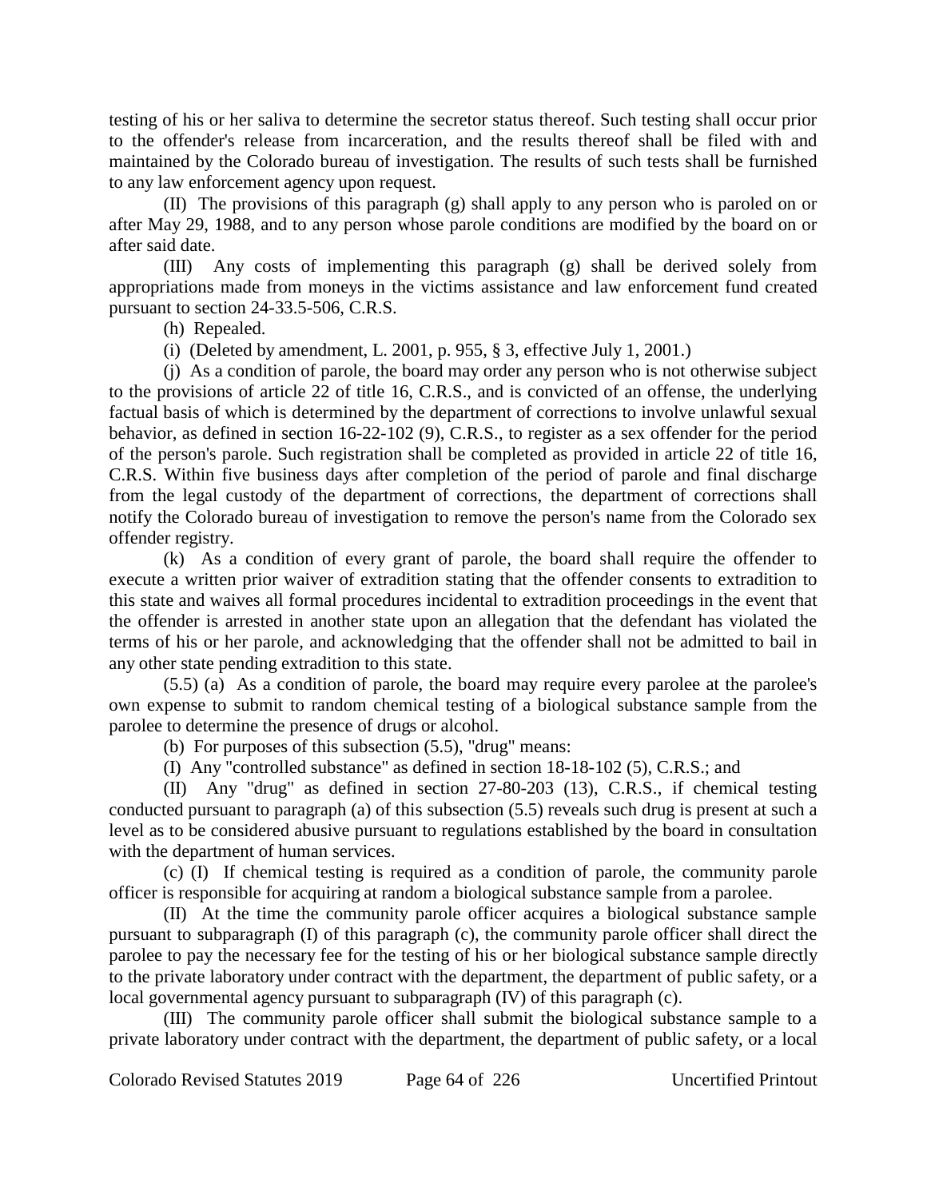testing of his or her saliva to determine the secretor status thereof. Such testing shall occur prior to the offender's release from incarceration, and the results thereof shall be filed with and maintained by the Colorado bureau of investigation. The results of such tests shall be furnished to any law enforcement agency upon request.

(II) The provisions of this paragraph (g) shall apply to any person who is paroled on or after May 29, 1988, and to any person whose parole conditions are modified by the board on or after said date.

(III) Any costs of implementing this paragraph (g) shall be derived solely from appropriations made from moneys in the victims assistance and law enforcement fund created pursuant to section 24-33.5-506, C.R.S.

(h) Repealed.

(i) (Deleted by amendment, L. 2001, p. 955, § 3, effective July 1, 2001.)

(j) As a condition of parole, the board may order any person who is not otherwise subject to the provisions of article 22 of title 16, C.R.S., and is convicted of an offense, the underlying factual basis of which is determined by the department of corrections to involve unlawful sexual behavior, as defined in section 16-22-102 (9), C.R.S., to register as a sex offender for the period of the person's parole. Such registration shall be completed as provided in article 22 of title 16, C.R.S. Within five business days after completion of the period of parole and final discharge from the legal custody of the department of corrections, the department of corrections shall notify the Colorado bureau of investigation to remove the person's name from the Colorado sex offender registry.

(k) As a condition of every grant of parole, the board shall require the offender to execute a written prior waiver of extradition stating that the offender consents to extradition to this state and waives all formal procedures incidental to extradition proceedings in the event that the offender is arrested in another state upon an allegation that the defendant has violated the terms of his or her parole, and acknowledging that the offender shall not be admitted to bail in any other state pending extradition to this state.

(5.5) (a) As a condition of parole, the board may require every parolee at the parolee's own expense to submit to random chemical testing of a biological substance sample from the parolee to determine the presence of drugs or alcohol.

(b) For purposes of this subsection (5.5), "drug" means:

(I) Any "controlled substance" as defined in section 18-18-102 (5), C.R.S.; and

(II) Any "drug" as defined in section 27-80-203 (13), C.R.S., if chemical testing conducted pursuant to paragraph (a) of this subsection (5.5) reveals such drug is present at such a level as to be considered abusive pursuant to regulations established by the board in consultation with the department of human services.

(c) (I) If chemical testing is required as a condition of parole, the community parole officer is responsible for acquiring at random a biological substance sample from a parolee.

(II) At the time the community parole officer acquires a biological substance sample pursuant to subparagraph (I) of this paragraph (c), the community parole officer shall direct the parolee to pay the necessary fee for the testing of his or her biological substance sample directly to the private laboratory under contract with the department, the department of public safety, or a local governmental agency pursuant to subparagraph (IV) of this paragraph (c).

(III) The community parole officer shall submit the biological substance sample to a private laboratory under contract with the department, the department of public safety, or a local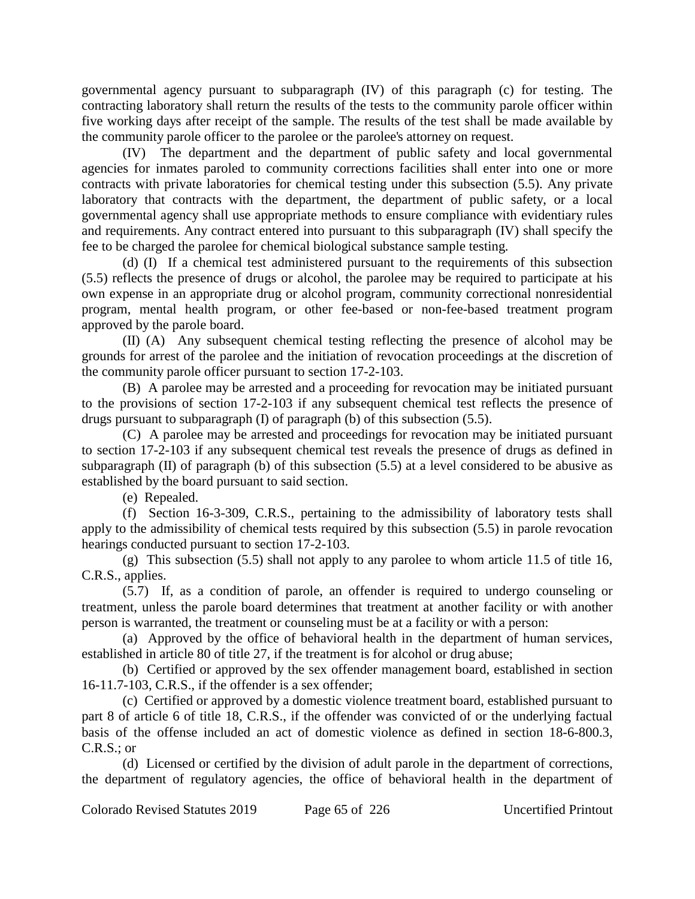governmental agency pursuant to subparagraph (IV) of this paragraph (c) for testing. The contracting laboratory shall return the results of the tests to the community parole officer within five working days after receipt of the sample. The results of the test shall be made available by the community parole officer to the parolee or the parolee's attorney on request.

(IV) The department and the department of public safety and local governmental agencies for inmates paroled to community corrections facilities shall enter into one or more contracts with private laboratories for chemical testing under this subsection (5.5). Any private laboratory that contracts with the department, the department of public safety, or a local governmental agency shall use appropriate methods to ensure compliance with evidentiary rules and requirements. Any contract entered into pursuant to this subparagraph (IV) shall specify the fee to be charged the parolee for chemical biological substance sample testing.

(d) (I) If a chemical test administered pursuant to the requirements of this subsection (5.5) reflects the presence of drugs or alcohol, the parolee may be required to participate at his own expense in an appropriate drug or alcohol program, community correctional nonresidential program, mental health program, or other fee-based or non-fee-based treatment program approved by the parole board.

(II) (A) Any subsequent chemical testing reflecting the presence of alcohol may be grounds for arrest of the parolee and the initiation of revocation proceedings at the discretion of the community parole officer pursuant to section 17-2-103.

(B) A parolee may be arrested and a proceeding for revocation may be initiated pursuant to the provisions of section 17-2-103 if any subsequent chemical test reflects the presence of drugs pursuant to subparagraph (I) of paragraph (b) of this subsection (5.5).

(C) A parolee may be arrested and proceedings for revocation may be initiated pursuant to section 17-2-103 if any subsequent chemical test reveals the presence of drugs as defined in subparagraph (II) of paragraph (b) of this subsection (5.5) at a level considered to be abusive as established by the board pursuant to said section.

(e) Repealed.

(f) Section 16-3-309, C.R.S., pertaining to the admissibility of laboratory tests shall apply to the admissibility of chemical tests required by this subsection (5.5) in parole revocation hearings conducted pursuant to section 17-2-103.

(g) This subsection (5.5) shall not apply to any parolee to whom article 11.5 of title 16, C.R.S., applies.

(5.7) If, as a condition of parole, an offender is required to undergo counseling or treatment, unless the parole board determines that treatment at another facility or with another person is warranted, the treatment or counseling must be at a facility or with a person:

(a) Approved by the office of behavioral health in the department of human services, established in article 80 of title 27, if the treatment is for alcohol or drug abuse;

(b) Certified or approved by the sex offender management board, established in section 16-11.7-103, C.R.S., if the offender is a sex offender;

(c) Certified or approved by a domestic violence treatment board, established pursuant to part 8 of article 6 of title 18, C.R.S., if the offender was convicted of or the underlying factual basis of the offense included an act of domestic violence as defined in section 18-6-800.3, C.R.S.; or

(d) Licensed or certified by the division of adult parole in the department of corrections, the department of regulatory agencies, the office of behavioral health in the department of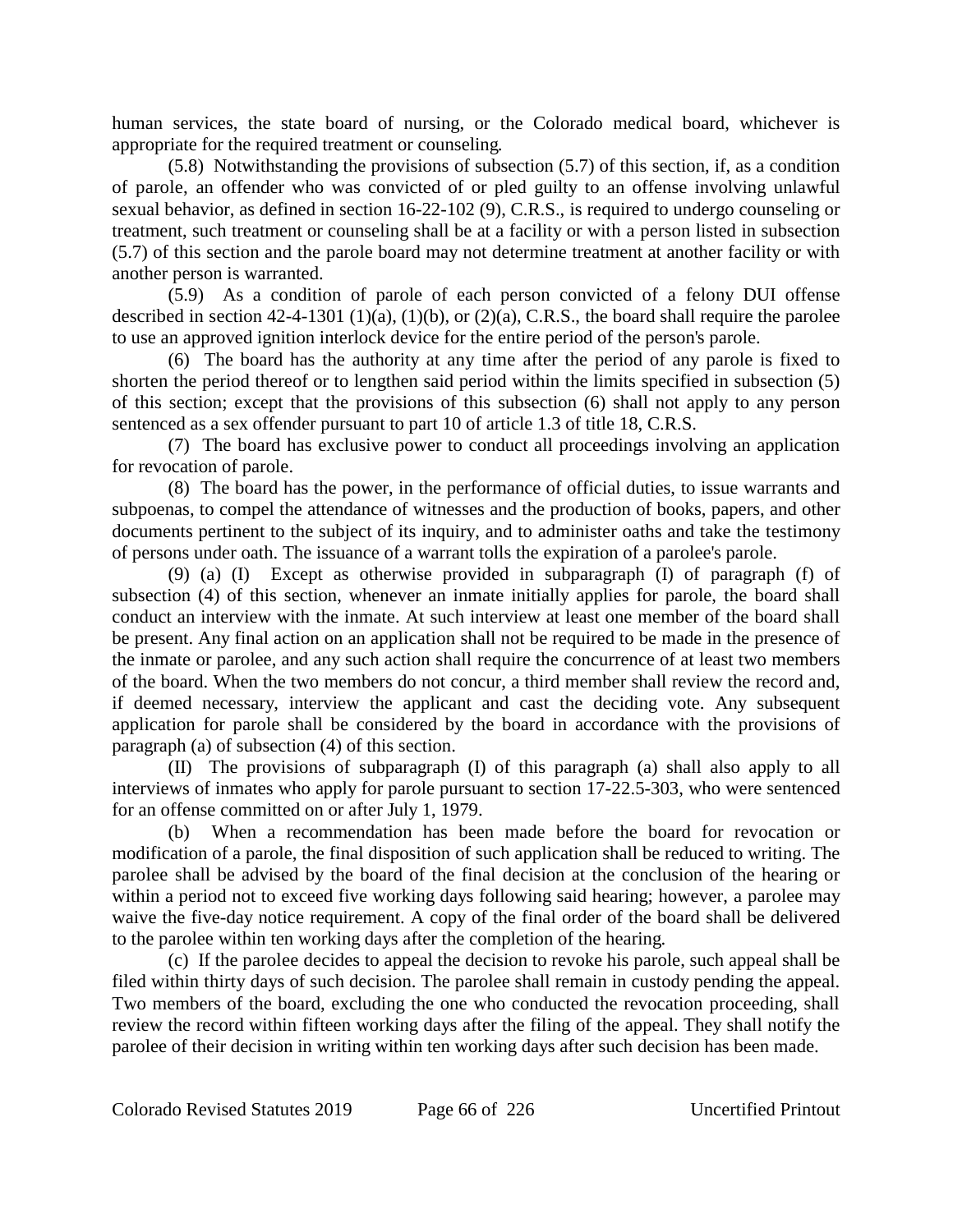human services, the state board of nursing, or the Colorado medical board, whichever is appropriate for the required treatment or counseling.

(5.8) Notwithstanding the provisions of subsection (5.7) of this section, if, as a condition of parole, an offender who was convicted of or pled guilty to an offense involving unlawful sexual behavior, as defined in section 16-22-102 (9), C.R.S., is required to undergo counseling or treatment, such treatment or counseling shall be at a facility or with a person listed in subsection (5.7) of this section and the parole board may not determine treatment at another facility or with another person is warranted.

(5.9) As a condition of parole of each person convicted of a felony DUI offense described in section 42-4-1301 (1)(a), (1)(b), or (2)(a), C.R.S., the board shall require the parolee to use an approved ignition interlock device for the entire period of the person's parole.

(6) The board has the authority at any time after the period of any parole is fixed to shorten the period thereof or to lengthen said period within the limits specified in subsection (5) of this section; except that the provisions of this subsection (6) shall not apply to any person sentenced as a sex offender pursuant to part 10 of article 1.3 of title 18, C.R.S.

(7) The board has exclusive power to conduct all proceedings involving an application for revocation of parole.

(8) The board has the power, in the performance of official duties, to issue warrants and subpoenas, to compel the attendance of witnesses and the production of books, papers, and other documents pertinent to the subject of its inquiry, and to administer oaths and take the testimony of persons under oath. The issuance of a warrant tolls the expiration of a parolee's parole.

(9) (a) (I) Except as otherwise provided in subparagraph (I) of paragraph (f) of subsection (4) of this section, whenever an inmate initially applies for parole, the board shall conduct an interview with the inmate. At such interview at least one member of the board shall be present. Any final action on an application shall not be required to be made in the presence of the inmate or parolee, and any such action shall require the concurrence of at least two members of the board. When the two members do not concur, a third member shall review the record and, if deemed necessary, interview the applicant and cast the deciding vote. Any subsequent application for parole shall be considered by the board in accordance with the provisions of paragraph (a) of subsection (4) of this section.

(II) The provisions of subparagraph (I) of this paragraph (a) shall also apply to all interviews of inmates who apply for parole pursuant to section 17-22.5-303, who were sentenced for an offense committed on or after July 1, 1979.

(b) When a recommendation has been made before the board for revocation or modification of a parole, the final disposition of such application shall be reduced to writing. The parolee shall be advised by the board of the final decision at the conclusion of the hearing or within a period not to exceed five working days following said hearing; however, a parolee may waive the five-day notice requirement. A copy of the final order of the board shall be delivered to the parolee within ten working days after the completion of the hearing.

(c) If the parolee decides to appeal the decision to revoke his parole, such appeal shall be filed within thirty days of such decision. The parolee shall remain in custody pending the appeal. Two members of the board, excluding the one who conducted the revocation proceeding, shall review the record within fifteen working days after the filing of the appeal. They shall notify the parolee of their decision in writing within ten working days after such decision has been made.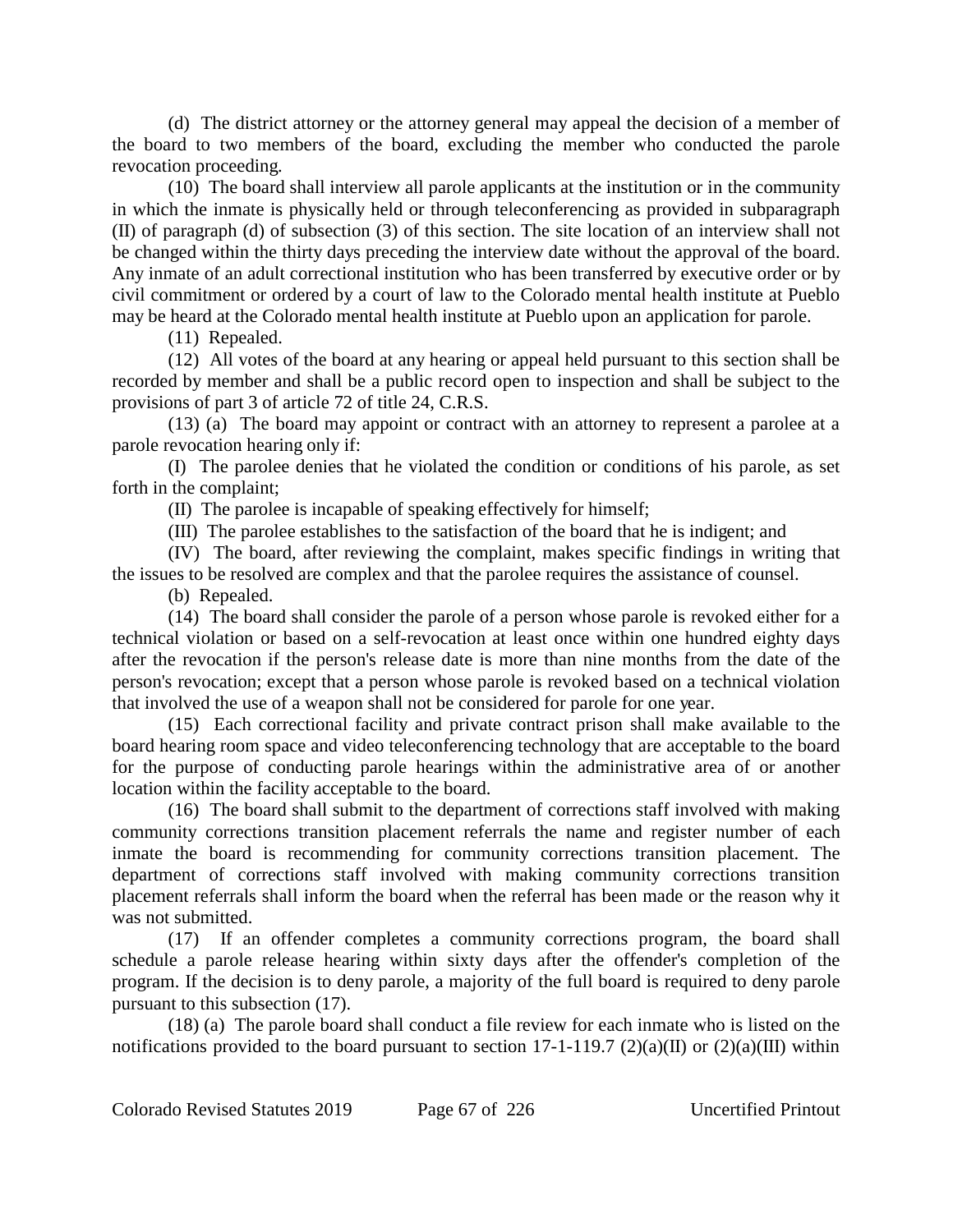(d) The district attorney or the attorney general may appeal the decision of a member of the board to two members of the board, excluding the member who conducted the parole revocation proceeding.

(10) The board shall interview all parole applicants at the institution or in the community in which the inmate is physically held or through teleconferencing as provided in subparagraph (II) of paragraph (d) of subsection (3) of this section. The site location of an interview shall not be changed within the thirty days preceding the interview date without the approval of the board. Any inmate of an adult correctional institution who has been transferred by executive order or by civil commitment or ordered by a court of law to the Colorado mental health institute at Pueblo may be heard at the Colorado mental health institute at Pueblo upon an application for parole.

(11) Repealed.

(12) All votes of the board at any hearing or appeal held pursuant to this section shall be recorded by member and shall be a public record open to inspection and shall be subject to the provisions of part 3 of article 72 of title 24, C.R.S.

(13) (a) The board may appoint or contract with an attorney to represent a parolee at a parole revocation hearing only if:

(I) The parolee denies that he violated the condition or conditions of his parole, as set forth in the complaint;

(II) The parolee is incapable of speaking effectively for himself;

(III) The parolee establishes to the satisfaction of the board that he is indigent; and

(IV) The board, after reviewing the complaint, makes specific findings in writing that the issues to be resolved are complex and that the parolee requires the assistance of counsel.

(b) Repealed.

(14) The board shall consider the parole of a person whose parole is revoked either for a technical violation or based on a self-revocation at least once within one hundred eighty days after the revocation if the person's release date is more than nine months from the date of the person's revocation; except that a person whose parole is revoked based on a technical violation that involved the use of a weapon shall not be considered for parole for one year.

(15) Each correctional facility and private contract prison shall make available to the board hearing room space and video teleconferencing technology that are acceptable to the board for the purpose of conducting parole hearings within the administrative area of or another location within the facility acceptable to the board.

(16) The board shall submit to the department of corrections staff involved with making community corrections transition placement referrals the name and register number of each inmate the board is recommending for community corrections transition placement. The department of corrections staff involved with making community corrections transition placement referrals shall inform the board when the referral has been made or the reason why it was not submitted.

(17) If an offender completes a community corrections program, the board shall schedule a parole release hearing within sixty days after the offender's completion of the program. If the decision is to deny parole, a majority of the full board is required to deny parole pursuant to this subsection (17).

(18) (a) The parole board shall conduct a file review for each inmate who is listed on the notifications provided to the board pursuant to section 17-1-119.7 (2)(a)(II) or (2)(a)(III) within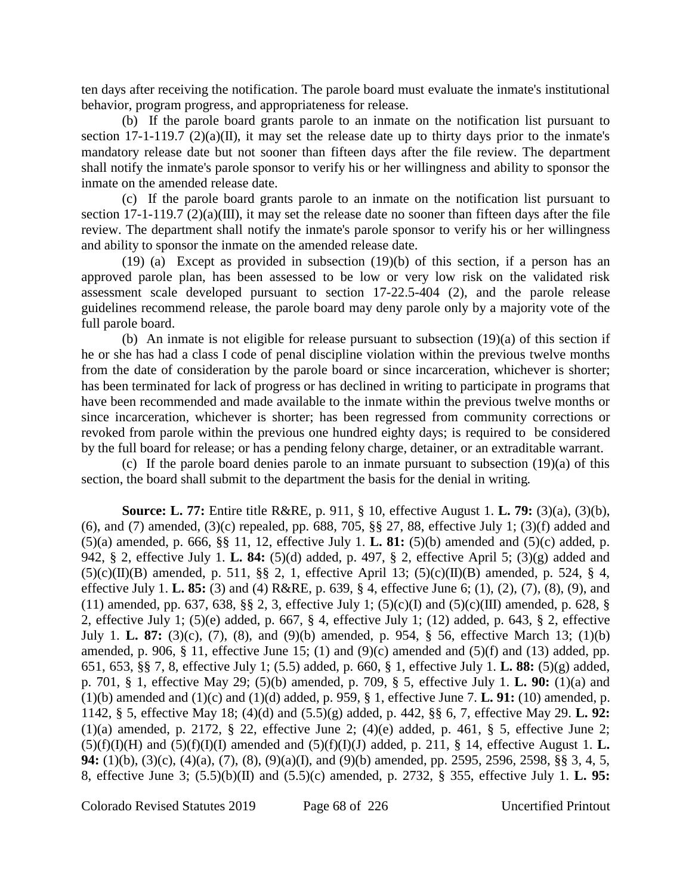ten days after receiving the notification. The parole board must evaluate the inmate's institutional behavior, program progress, and appropriateness for release.

(b) If the parole board grants parole to an inmate on the notification list pursuant to section 17-1-119.7 (2)(a)(II), it may set the release date up to thirty days prior to the inmate's mandatory release date but not sooner than fifteen days after the file review. The department shall notify the inmate's parole sponsor to verify his or her willingness and ability to sponsor the inmate on the amended release date.

(c) If the parole board grants parole to an inmate on the notification list pursuant to section 17-1-119.7 (2)(a)(III), it may set the release date no sooner than fifteen days after the file review. The department shall notify the inmate's parole sponsor to verify his or her willingness and ability to sponsor the inmate on the amended release date.

(19) (a) Except as provided in subsection (19)(b) of this section, if a person has an approved parole plan, has been assessed to be low or very low risk on the validated risk assessment scale developed pursuant to section 17-22.5-404 (2), and the parole release guidelines recommend release, the parole board may deny parole only by a majority vote of the full parole board.

(b) An inmate is not eligible for release pursuant to subsection (19)(a) of this section if he or she has had a class I code of penal discipline violation within the previous twelve months from the date of consideration by the parole board or since incarceration, whichever is shorter; has been terminated for lack of progress or has declined in writing to participate in programs that have been recommended and made available to the inmate within the previous twelve months or since incarceration, whichever is shorter; has been regressed from community corrections or revoked from parole within the previous one hundred eighty days; is required to be considered by the full board for release; or has a pending felony charge, detainer, or an extraditable warrant.

(c) If the parole board denies parole to an inmate pursuant to subsection (19)(a) of this section, the board shall submit to the department the basis for the denial in writing.

**Source: L. 77:** Entire title R&RE, p. 911, § 10, effective August 1. **L. 79:** (3)(a), (3)(b), (6), and (7) amended, (3)(c) repealed, pp. 688, 705, §§ 27, 88, effective July 1; (3)(f) added and (5)(a) amended, p. 666, §§ 11, 12, effective July 1. **L. 81:** (5)(b) amended and (5)(c) added, p. 942, § 2, effective July 1. **L. 84:** (5)(d) added, p. 497, § 2, effective April 5; (3)(g) added and (5)(c)(II)(B) amended, p. 511, §§ 2, 1, effective April 13; (5)(c)(II)(B) amended, p. 524, § 4, effective July 1. **L. 85:** (3) and (4) R&RE, p. 639, § 4, effective June 6; (1), (2), (7), (8), (9), and (11) amended, pp. 637, 638, §§ 2, 3, effective July 1; (5)(c)(I) and (5)(c)(III) amended, p. 628, § 2, effective July 1; (5)(e) added, p. 667, § 4, effective July 1; (12) added, p. 643, § 2, effective July 1. **L. 87:** (3)(c), (7), (8), and (9)(b) amended, p. 954, § 56, effective March 13; (1)(b) amended, p. 906, § 11, effective June 15; (1) and (9)(c) amended and (5)(f) and (13) added, pp. 651, 653, §§ 7, 8, effective July 1; (5.5) added, p. 660, § 1, effective July 1. **L. 88:** (5)(g) added, p. 701, § 1, effective May 29; (5)(b) amended, p. 709, § 5, effective July 1. **L. 90:** (1)(a) and (1)(b) amended and (1)(c) and (1)(d) added, p. 959, § 1, effective June 7. **L. 91:** (10) amended, p. 1142, § 5, effective May 18; (4)(d) and (5.5)(g) added, p. 442, §§ 6, 7, effective May 29. **L. 92:** (1)(a) amended, p. 2172, § 22, effective June 2; (4)(e) added, p. 461, § 5, effective June 2; (5)(f)(I)(H) and (5)(f)(I)(I) amended and (5)(f)(I)(J) added, p. 211, § 14, effective August 1. **L. 94:** (1)(b), (3)(c), (4)(a), (7), (8), (9)(a)(I), and (9)(b) amended, pp. 2595, 2596, 2598, §§ 3, 4, 5, 8, effective June 3; (5.5)(b)(II) and (5.5)(c) amended, p. 2732, § 355, effective July 1. **L. 95:**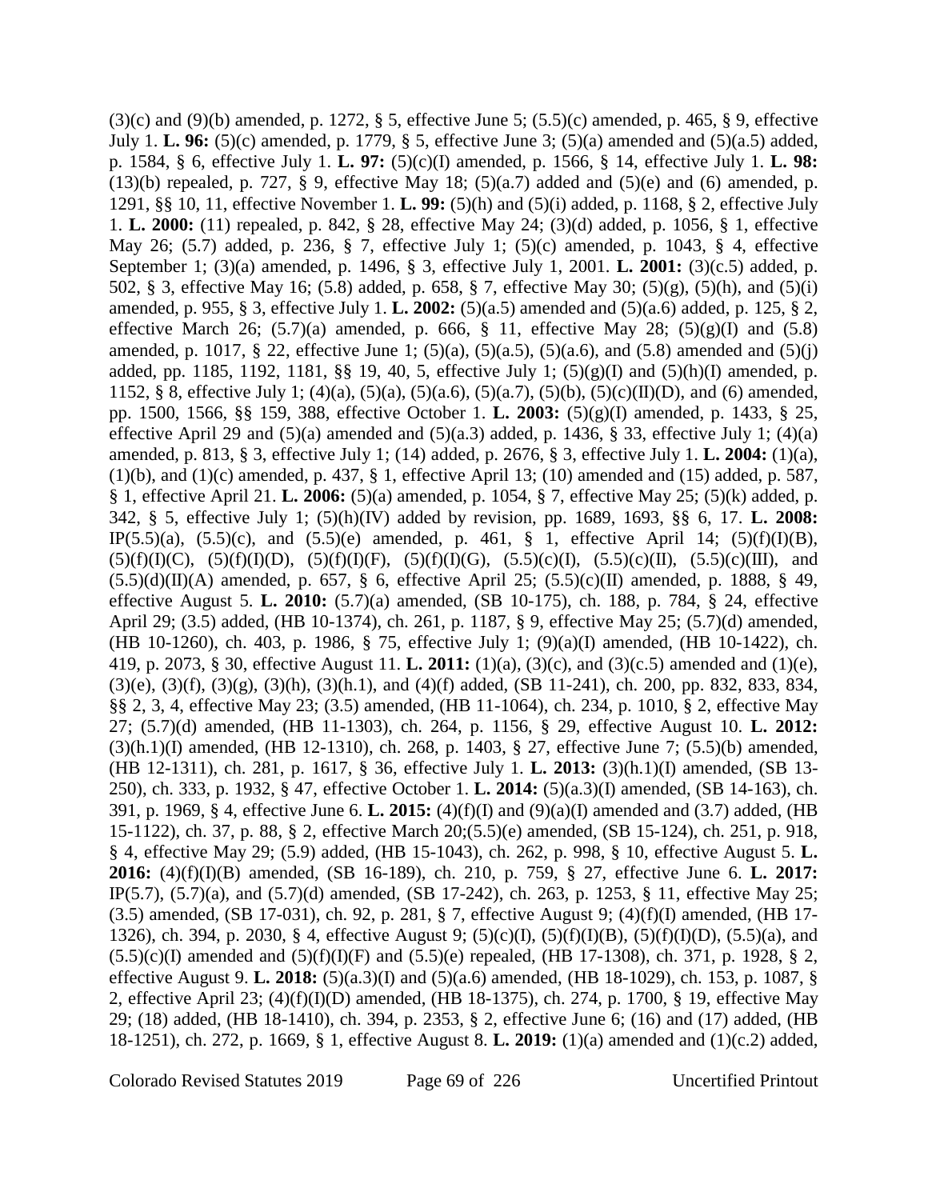(3)(c) and (9)(b) amended, p. 1272, § 5, effective June 5; (5.5)(c) amended, p. 465, § 9, effective July 1. **L. 96:** (5)(c) amended, p. 1779, § 5, effective June 3; (5)(a) amended and (5)(a.5) added, p. 1584, § 6, effective July 1. **L. 97:** (5)(c)(I) amended, p. 1566, § 14, effective July 1. **L. 98:** (13)(b) repealed, p. 727, § 9, effective May 18; (5)(a.7) added and (5)(e) and (6) amended, p. 1291, §§ 10, 11, effective November 1. **L. 99:** (5)(h) and (5)(i) added, p. 1168, § 2, effective July 1. **L. 2000:** (11) repealed, p. 842, § 28, effective May 24; (3)(d) added, p. 1056, § 1, effective May 26; (5.7) added, p. 236, § 7, effective July 1; (5)(c) amended, p. 1043, § 4, effective September 1; (3)(a) amended, p. 1496, § 3, effective July 1, 2001. **L. 2001:** (3)(c.5) added, p. 502, § 3, effective May 16; (5.8) added, p. 658, § 7, effective May 30; (5)(g), (5)(h), and (5)(i) amended, p. 955, § 3, effective July 1. **L. 2002:** (5)(a.5) amended and (5)(a.6) added, p. 125, § 2, effective March 26; (5.7)(a) amended, p. 666, § 11, effective May 28; (5)(g)(I) and (5.8) amended, p. 1017, § 22, effective June 1; (5)(a), (5)(a.5), (5)(a.6), and (5.8) amended and (5)(j) added, pp. 1185, 1192, 1181, §§ 19, 40, 5, effective July 1; (5)(g)(I) and (5)(h)(I) amended, p. 1152, § 8, effective July 1; (4)(a), (5)(a), (5)(a.6), (5)(a.7), (5)(b), (5)(c)(II)(D), and (6) amended, pp. 1500, 1566, §§ 159, 388, effective October 1. **L. 2003:** (5)(g)(I) amended, p. 1433, § 25, effective April 29 and (5)(a) amended and (5)(a.3) added, p. 1436, § 33, effective July 1; (4)(a) amended, p. 813, § 3, effective July 1; (14) added, p. 2676, § 3, effective July 1. **L. 2004:** (1)(a), (1)(b), and (1)(c) amended, p. 437, § 1, effective April 13; (10) amended and (15) added, p. 587, § 1, effective April 21. **L. 2006:** (5)(a) amended, p. 1054, § 7, effective May 25; (5)(k) added, p. 342, § 5, effective July 1; (5)(h)(IV) added by revision, pp. 1689, 1693, §§ 6, 17. **L. 2008:** IP(5.5)(a), (5.5)(c), and (5.5)(e) amended, p. 461, § 1, effective April 14; (5)(f)(I)(B), (5)(f)(I)(C), (5)(f)(I)(D), (5)(f)(I)(F), (5)(f)(I)(G), (5.5)(c)(I), (5.5)(c)(II), (5.5)(c)(III), and (5.5)(d)(II)(A) amended, p. 657, § 6, effective April 25; (5.5)(c)(II) amended, p. 1888, § 49, effective August 5. **L. 2010:** (5.7)(a) amended, (SB 10-175), ch. 188, p. 784, § 24, effective April 29; (3.5) added, (HB 10-1374), ch. 261, p. 1187, § 9, effective May 25; (5.7)(d) amended, (HB 10-1260), ch. 403, p. 1986, § 75, effective July 1; (9)(a)(I) amended, (HB 10-1422), ch. 419, p. 2073, § 30, effective August 11. **L. 2011:** (1)(a), (3)(c), and (3)(c.5) amended and (1)(e), (3)(e), (3)(f), (3)(g), (3)(h), (3)(h.1), and (4)(f) added, (SB 11-241), ch. 200, pp. 832, 833, 834, §§ 2, 3, 4, effective May 23; (3.5) amended, (HB 11-1064), ch. 234, p. 1010, § 2, effective May 27; (5.7)(d) amended, (HB 11-1303), ch. 264, p. 1156, § 29, effective August 10. **L. 2012:** (3)(h.1)(I) amended, (HB 12-1310), ch. 268, p. 1403, § 27, effective June 7; (5.5)(b) amended, (HB 12-1311), ch. 281, p. 1617, § 36, effective July 1. **L. 2013:** (3)(h.1)(I) amended, (SB 13-250), ch. 333, p. 1932, § 47, effective October 1. **L. 2014:** (5)(a.3)(I) amended, (SB 14-163), ch. 391, p. 1969, § 4, effective June 6. **L. 2015:** (4)(f)(I) and (9)(a)(I) amended and (3.7) added, (HB 15-1122), ch. 37, p. 88, § 2, effective March 20;(5.5)(e) amended, (SB 15-124), ch. 251, p. 918, § 4, effective May 29; (5.9) added, (HB 15-1043), ch. 262, p. 998, § 10, effective August 5. **L. 2016:** (4)(f)(I)(B) amended, (SB 16-189), ch. 210, p. 759, § 27, effective June 6. **L. 2017:** IP(5.7), (5.7)(a), and (5.7)(d) amended, (SB 17-242), ch. 263, p. 1253, § 11, effective May 25; (3.5) amended, (SB 17-031), ch. 92, p. 281, § 7, effective August 9; (4)(f)(I) amended, (HB 17-1326), ch. 394, p. 2030, § 4, effective August 9; (5)(c)(I), (5)(f)(I)(B), (5)(f)(I)(D), (5.5)(a), and (5.5)(c)(I) amended and (5)(f)(I)(F) and (5.5)(e) repealed, (HB 17-1308), ch. 371, p. 1928, § 2, effective August 9. **L. 2018:** (5)(a.3)(I) and (5)(a.6) amended, (HB 18-1029), ch. 153, p. 1087, § 2, effective April 23; (4)(f)(I)(D) amended, (HB 18-1375), ch. 274, p. 1700, § 19, effective May 29; (18) added, (HB 18-1410), ch. 394, p. 2353, § 2, effective June 6; (16) and (17) added, (HB 18-1251), ch. 272, p. 1669, § 1, effective August 8. **L. 2019:** (1)(a) amended and (1)(c.2) added,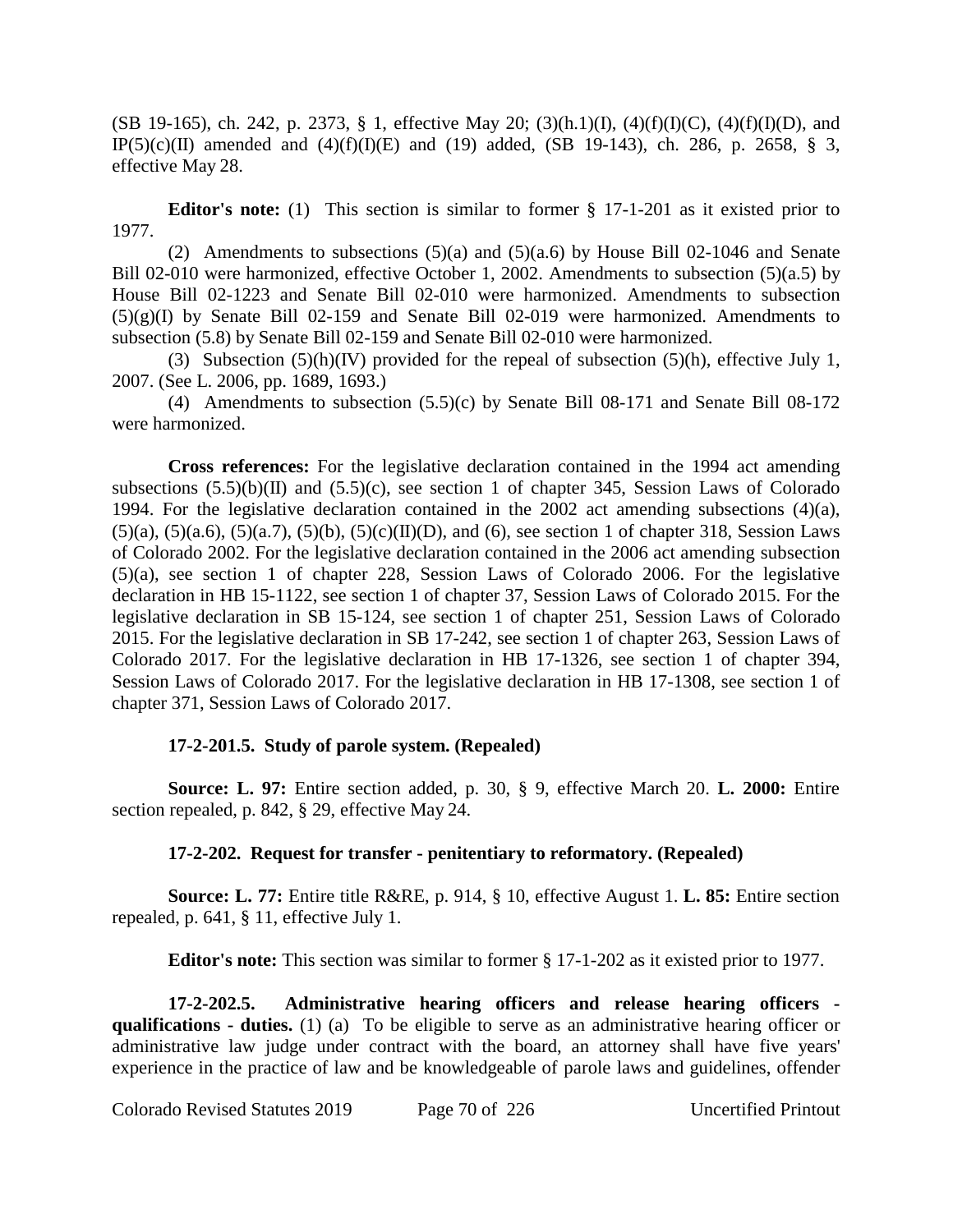(SB 19-165), ch. 242, p. 2373, § 1, effective May 20; (3)(h.1)(I), (4)(f)(I)(C), (4)(f)(I)(D), and IP(5)(c)(II) amended and (4)(f)(I)(E) and (19) added, (SB 19-143), ch. 286, p. 2658, § 3, effective May 28.

**Editor's note:** (1) This section is similar to former § 17-1-201 as it existed prior to 1977.

(2) Amendments to subsections (5)(a) and (5)(a.6) by House Bill 02-1046 and Senate Bill 02-010 were harmonized, effective October 1, 2002. Amendments to subsection (5)(a.5) by House Bill 02-1223 and Senate Bill 02-010 were harmonized. Amendments to subsection (5)(g)(I) by Senate Bill 02-159 and Senate Bill 02-019 were harmonized. Amendments to subsection (5.8) by Senate Bill 02-159 and Senate Bill 02-010 were harmonized.

(3) Subsection (5)(h)(IV) provided for the repeal of subsection (5)(h), effective July 1, 2007. (See L. 2006, pp. 1689, 1693.)

(4) Amendments to subsection (5.5)(c) by Senate Bill 08-171 and Senate Bill 08-172 were harmonized.

**Cross references:** For the legislative declaration contained in the 1994 act amending subsections (5.5)(b)(II) and (5.5)(c), see section 1 of chapter 345, Session Laws of Colorado 1994. For the legislative declaration contained in the 2002 act amending subsections (4)(a), (5)(a), (5)(a.6), (5)(a.7), (5)(b), (5)(c)(II)(D), and (6), see section 1 of chapter 318, Session Laws of Colorado 2002. For the legislative declaration contained in the 2006 act amending subsection (5)(a), see section 1 of chapter 228, Session Laws of Colorado 2006. For the legislative declaration in HB 15-1122, see section 1 of chapter 37, Session Laws of Colorado 2015. For the legislative declaration in SB 15-124, see section 1 of chapter 251, Session Laws of Colorado 2015. For the legislative declaration in SB 17-242, see section 1 of chapter 263, Session Laws of Colorado 2017. For the legislative declaration in HB 17-1326, see section 1 of chapter 394, Session Laws of Colorado 2017. For the legislative declaration in HB 17-1308, see section 1 of chapter 371, Session Laws of Colorado 2017.

**17-2-201.5. Study of parole system. (Repealed)**

**Source: L. 97:** Entire section added, p. 30, § 9, effective March 20. **L. 2000:** Entire section repealed, p. 842, § 29, effective May 24.

**17-2-202. Request for transfer - penitentiary to reformatory. (Repealed)**

**Source: L. 77:** Entire title R&RE, p. 914, § 10, effective August 1. **L. 85:** Entire section repealed, p. 641, § 11, effective July 1.

**Editor's note:** This section was similar to former § 17-1-202 as it existed prior to 1977.

**17-2-202.5. Administrative hearing officers and release hearing officers - qualifications - duties.** (1) (a) To be eligible to serve as an administrative hearing officer or administrative law judge under contract with the board, an attorney shall have five years' experience in the practice of law and be knowledgeable of parole laws and guidelines, offender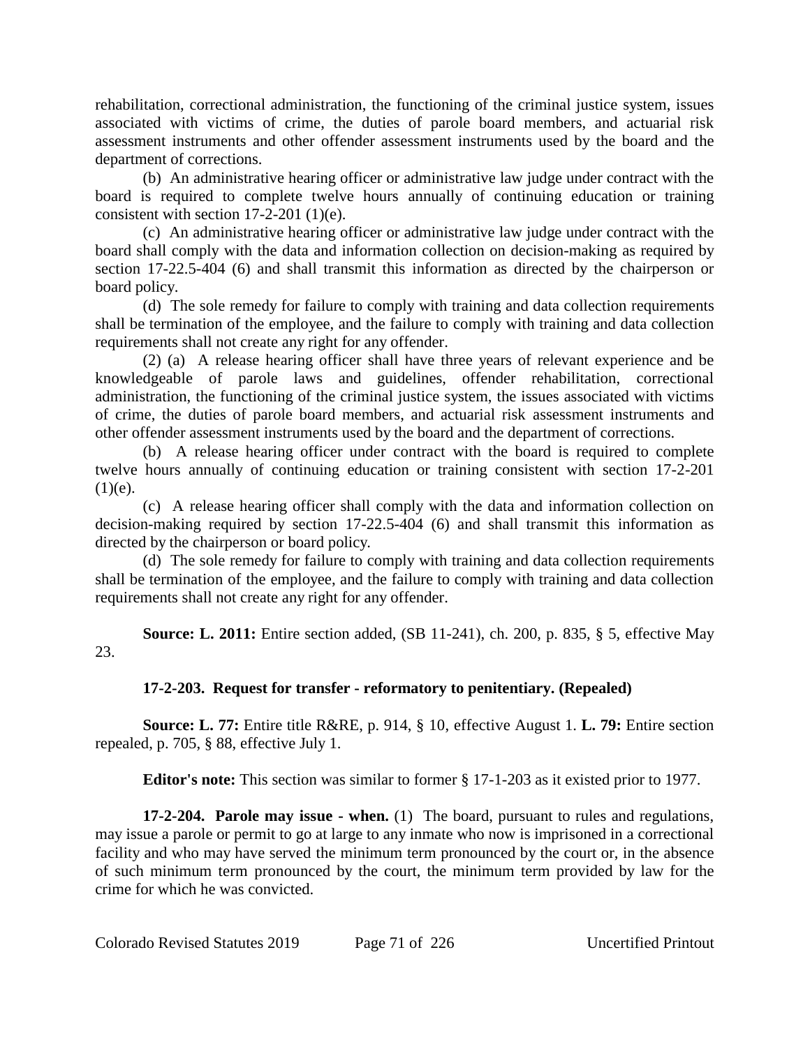rehabilitation, correctional administration, the functioning of the criminal justice system, issues associated with victims of crime, the duties of parole board members, and actuarial risk assessment instruments and other offender assessment instruments used by the board and the department of corrections.

(b) An administrative hearing officer or administrative law judge under contract with the board is required to complete twelve hours annually of continuing education or training consistent with section 17-2-201 (1)(e).

(c) An administrative hearing officer or administrative law judge under contract with the board shall comply with the data and information collection on decision-making as required by section 17-22.5-404 (6) and shall transmit this information as directed by the chairperson or board policy.

(d) The sole remedy for failure to comply with training and data collection requirements shall be termination of the employee, and the failure to comply with training and data collection requirements shall not create any right for any offender.

(2) (a) A release hearing officer shall have three years of relevant experience and be knowledgeable of parole laws and guidelines, offender rehabilitation, correctional administration, the functioning of the criminal justice system, the issues associated with victims of crime, the duties of parole board members, and actuarial risk assessment instruments and other offender assessment instruments used by the board and the department of corrections.

(b) A release hearing officer under contract with the board is required to complete twelve hours annually of continuing education or training consistent with section 17-2-201 (1)(e).

(c) A release hearing officer shall comply with the data and information collection on decision-making required by section 17-22.5-404 (6) and shall transmit this information as directed by the chairperson or board policy.

(d) The sole remedy for failure to comply with training and data collection requirements shall be termination of the employee, and the failure to comply with training and data collection requirements shall not create any right for any offender.

**Source: L. 2011:** Entire section added, (SB 11-241), ch. 200, p. 835, § 5, effective May 23.

**17-2-203. Request for transfer - reformatory to penitentiary. (Repealed)**

**Source: L. 77:** Entire title R&RE, p. 914, § 10, effective August 1. **L. 79:** Entire section repealed, p. 705, § 88, effective July 1.

**Editor's note:** This section was similar to former § 17-1-203 as it existed prior to 1977.

**17-2-204. Parole may issue - when.** (1) The board, pursuant to rules and regulations, may issue a parole or permit to go at large to any inmate who now is imprisoned in a correctional facility and who may have served the minimum term pronounced by the court or, in the absence of such minimum term pronounced by the court, the minimum term provided by law for the crime for which he was convicted.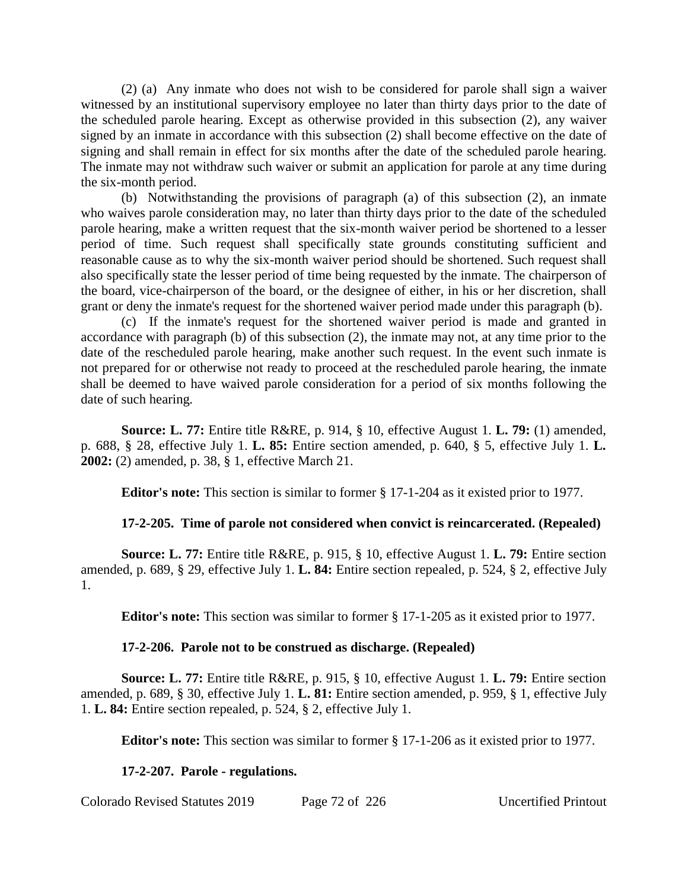(2) (a) Any inmate who does not wish to be considered for parole shall sign a waiver witnessed by an institutional supervisory employee no later than thirty days prior to the date of the scheduled parole hearing. Except as otherwise provided in this subsection (2), any waiver signed by an inmate in accordance with this subsection (2) shall become effective on the date of signing and shall remain in effect for six months after the date of the scheduled parole hearing. The inmate may not withdraw such waiver or submit an application for parole at any time during the six-month period.

(b) Notwithstanding the provisions of paragraph (a) of this subsection (2), an inmate who waives parole consideration may, no later than thirty days prior to the date of the scheduled parole hearing, make a written request that the six-month waiver period be shortened to a lesser period of time. Such request shall specifically state grounds constituting sufficient and reasonable cause as to why the six-month waiver period should be shortened. Such request shall also specifically state the lesser period of time being requested by the inmate. The chairperson of the board, vice-chairperson of the board, or the designee of either, in his or her discretion, shall grant or deny the inmate's request for the shortened waiver period made under this paragraph (b).

(c) If the inmate's request for the shortened waiver period is made and granted in accordance with paragraph (b) of this subsection (2), the inmate may not, at any time prior to the date of the rescheduled parole hearing, make another such request. In the event such inmate is not prepared for or otherwise not ready to proceed at the rescheduled parole hearing, the inmate shall be deemed to have waived parole consideration for a period of six months following the date of such hearing.

**Source: L. 77:** Entire title R&RE, p. 914, § 10, effective August 1. **L. 79:** (1) amended, p. 688, § 28, effective July 1. **L. 85:** Entire section amended, p. 640, § 5, effective July 1. **L. 2002:** (2) amended, p. 38, § 1, effective March 21.

**Editor's note:** This section is similar to former § 17-1-204 as it existed prior to 1977.

**17-2-205. Time of parole not considered when convict is reincarcerated. (Repealed)**

**Source: L. 77:** Entire title R&RE, p. 915, § 10, effective August 1. **L. 79:** Entire section amended, p. 689, § 29, effective July 1. **L. 84:** Entire section repealed, p. 524, § 2, effective July 1.

**Editor's note:** This section was similar to former § 17-1-205 as it existed prior to 1977.

**17-2-206. Parole not to be construed as discharge. (Repealed)**

**Source: L. 77:** Entire title R&RE, p. 915, § 10, effective August 1. **L. 79:** Entire section amended, p. 689, § 30, effective July 1. **L. 81:** Entire section amended, p. 959, § 1, effective July 1. **L. 84:** Entire section repealed, p. 524, § 2, effective July 1.

**Editor's note:** This section was similar to former § 17-1-206 as it existed prior to 1977.

**17-2-207. Parole - regulations.**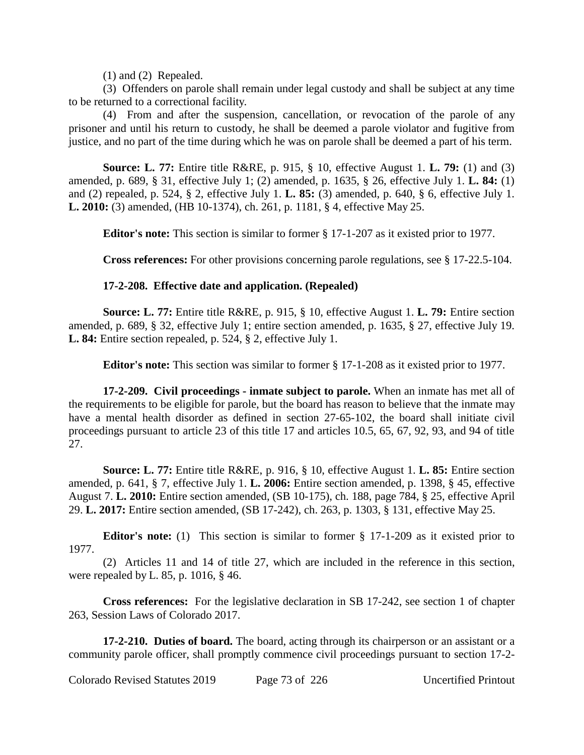(1) and (2) Repealed.

(3) Offenders on parole shall remain under legal custody and shall be subject at any time to be returned to a correctional facility.

(4) From and after the suspension, cancellation, or revocation of the parole of any prisoner and until his return to custody, he shall be deemed a parole violator and fugitive from justice, and no part of the time during which he was on parole shall be deemed a part of his term.

**Source: L. 77:** Entire title R&RE, p. 915, § 10, effective August 1. **L. 79:** (1) and (3) amended, p. 689, § 31, effective July 1; (2) amended, p. 1635, § 26, effective July 1. **L. 84:** (1) and (2) repealed, p. 524, § 2, effective July 1. **L. 85:** (3) amended, p. 640, § 6, effective July 1. **L. 2010:** (3) amended, (HB 10-1374), ch. 261, p. 1181, § 4, effective May 25.

**Editor's note:** This section is similar to former § 17-1-207 as it existed prior to 1977.

**Cross references:** For other provisions concerning parole regulations, see § 17-22.5-104.

**17-2-208. Effective date and application. (Repealed)**

**Source: L. 77:** Entire title R&RE, p. 915, § 10, effective August 1. **L. 79:** Entire section amended, p. 689, § 32, effective July 1; entire section amended, p. 1635, § 27, effective July 19. **L. 84:** Entire section repealed, p. 524, § 2, effective July 1.

**Editor's note:** This section was similar to former § 17-1-208 as it existed prior to 1977.

**17-2-209. Civil proceedings - inmate subject to parole.** When an inmate has met all of the requirements to be eligible for parole, but the board has reason to believe that the inmate may have a mental health disorder as defined in section 27-65-102, the board shall initiate civil proceedings pursuant to article 23 of this title 17 and articles 10.5, 65, 67, 92, 93, and 94 of title 27.

**Source: L. 77:** Entire title R&RE, p. 916, § 10, effective August 1. **L. 85:** Entire section amended, p. 641, § 7, effective July 1. **L. 2006:** Entire section amended, p. 1398, § 45, effective August 7. **L. 2010:** Entire section amended, (SB 10-175), ch. 188, page 784, § 25, effective April 29. **L. 2017:** Entire section amended, (SB 17-242), ch. 263, p. 1303, § 131, effective May 25.

**Editor's note:** (1) This section is similar to former § 17-1-209 as it existed prior to 1977.

(2) Articles 11 and 14 of title 27, which are included in the reference in this section, were repealed by L. 85, p. 1016, § 46.

**Cross references:** For the legislative declaration in SB 17-242, see section 1 of chapter 263, Session Laws of Colorado 2017.

**17-2-210. Duties of board.** The board, acting through its chairperson or an assistant or a community parole officer, shall promptly commence civil proceedings pursuant to section 17-2-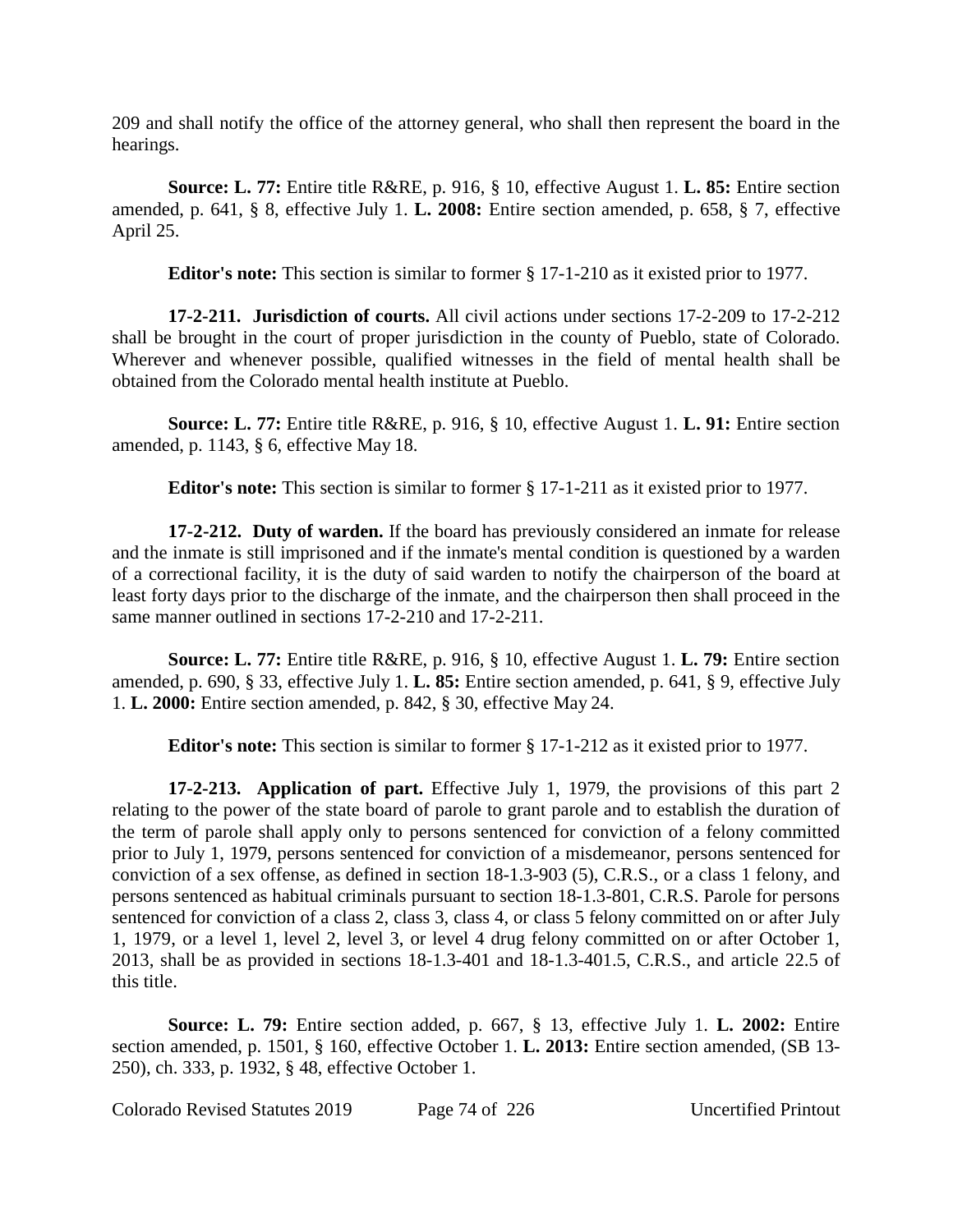209 and shall notify the office of the attorney general, who shall then represent the board in the hearings.

**Source: L. 77:** Entire title R&RE, p. 916, § 10, effective August 1. **L. 85:** Entire section amended, p. 641, § 8, effective July 1. **L. 2008:** Entire section amended, p. 658, § 7, effective April 25.

**Editor's note:** This section is similar to former § 17-1-210 as it existed prior to 1977.

**17-2-211. Jurisdiction of courts.** All civil actions under sections 17-2-209 to 17-2-212 shall be brought in the court of proper jurisdiction in the county of Pueblo, state of Colorado. Wherever and whenever possible, qualified witnesses in the field of mental health shall be obtained from the Colorado mental health institute at Pueblo.

**Source: L. 77:** Entire title R&RE, p. 916, § 10, effective August 1. **L. 91:** Entire section amended, p. 1143, § 6, effective May 18.

**Editor's note:** This section is similar to former § 17-1-211 as it existed prior to 1977.

**17-2-212. Duty of warden.** If the board has previously considered an inmate for release and the inmate is still imprisoned and if the inmate's mental condition is questioned by a warden of a correctional facility, it is the duty of said warden to notify the chairperson of the board at least forty days prior to the discharge of the inmate, and the chairperson then shall proceed in the same manner outlined in sections 17-2-210 and 17-2-211.

**Source: L. 77:** Entire title R&RE, p. 916, § 10, effective August 1. **L. 79:** Entire section amended, p. 690, § 33, effective July 1. **L. 85:** Entire section amended, p. 641, § 9, effective July 1. **L. 2000:** Entire section amended, p. 842, § 30, effective May 24.

**Editor's note:** This section is similar to former § 17-1-212 as it existed prior to 1977.

**17-2-213. Application of part.** Effective July 1, 1979, the provisions of this part 2 relating to the power of the state board of parole to grant parole and to establish the duration of the term of parole shall apply only to persons sentenced for conviction of a felony committed prior to July 1, 1979, persons sentenced for conviction of a misdemeanor, persons sentenced for conviction of a sex offense, as defined in section 18-1.3-903 (5), C.R.S., or a class 1 felony, and persons sentenced as habitual criminals pursuant to section 18-1.3-801, C.R.S. Parole for persons sentenced for conviction of a class 2, class 3, class 4, or class 5 felony committed on or after July 1, 1979, or a level 1, level 2, level 3, or level 4 drug felony committed on or after October 1, 2013, shall be as provided in sections 18-1.3-401 and 18-1.3-401.5, C.R.S., and article 22.5 of this title.

**Source: L. 79:** Entire section added, p. 667, § 13, effective July 1. **L. 2002:** Entire section amended, p. 1501, § 160, effective October 1. **L. 2013:** Entire section amended, (SB 13-250), ch. 333, p. 1932, § 48, effective October 1.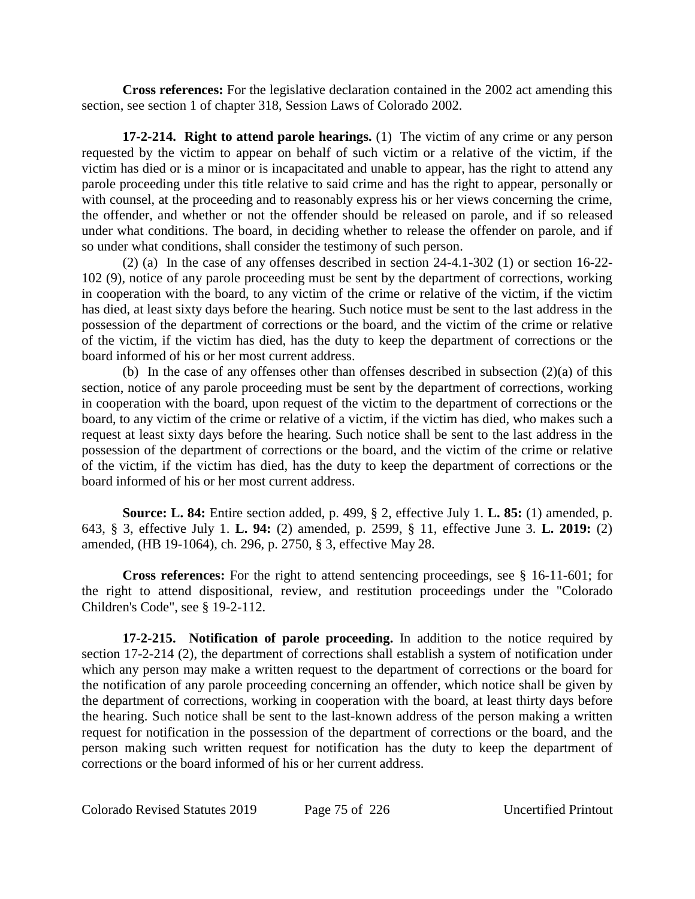**Cross references:** For the legislative declaration contained in the 2002 act amending this section, see section 1 of chapter 318, Session Laws of Colorado 2002.

**17-2-214. Right to attend parole hearings.** (1) The victim of any crime or any person requested by the victim to appear on behalf of such victim or a relative of the victim, if the victim has died or is a minor or is incapacitated and unable to appear, has the right to attend any parole proceeding under this title relative to said crime and has the right to appear, personally or with counsel, at the proceeding and to reasonably express his or her views concerning the crime, the offender, and whether or not the offender should be released on parole, and if so released under what conditions. The board, in deciding whether to release the offender on parole, and if so under what conditions, shall consider the testimony of such person.

(2) (a) In the case of any offenses described in section 24-4.1-302 (1) or section 16-22-102 (9), notice of any parole proceeding must be sent by the department of corrections, working in cooperation with the board, to any victim of the crime or relative of the victim, if the victim has died, at least sixty days before the hearing. Such notice must be sent to the last address in the possession of the department of corrections or the board, and the victim of the crime or relative of the victim, if the victim has died, has the duty to keep the department of corrections or the board informed of his or her most current address.

(b) In the case of any offenses other than offenses described in subsection (2)(a) of this section, notice of any parole proceeding must be sent by the department of corrections, working in cooperation with the board, upon request of the victim to the department of corrections or the board, to any victim of the crime or relative of a victim, if the victim has died, who makes such a request at least sixty days before the hearing. Such notice shall be sent to the last address in the possession of the department of corrections or the board, and the victim of the crime or relative of the victim, if the victim has died, has the duty to keep the department of corrections or the board informed of his or her most current address.

**Source: L. 84:** Entire section added, p. 499, § 2, effective July 1. **L. 85:** (1) amended, p. 643, § 3, effective July 1. **L. 94:** (2) amended, p. 2599, § 11, effective June 3. **L. 2019:** (2) amended, (HB 19-1064), ch. 296, p. 2750, § 3, effective May 28.

**Cross references:** For the right to attend sentencing proceedings, see § 16-11-601; for the right to attend dispositional, review, and restitution proceedings under the "Colorado Children's Code", see § 19-2-112.

**17-2-215. Notification of parole proceeding.** In addition to the notice required by section 17-2-214 (2), the department of corrections shall establish a system of notification under which any person may make a written request to the department of corrections or the board for the notification of any parole proceeding concerning an offender, which notice shall be given by the department of corrections, working in cooperation with the board, at least thirty days before the hearing. Such notice shall be sent to the last-known address of the person making a written request for notification in the possession of the department of corrections or the board, and the person making such written request for notification has the duty to keep the department of corrections or the board informed of his or her current address.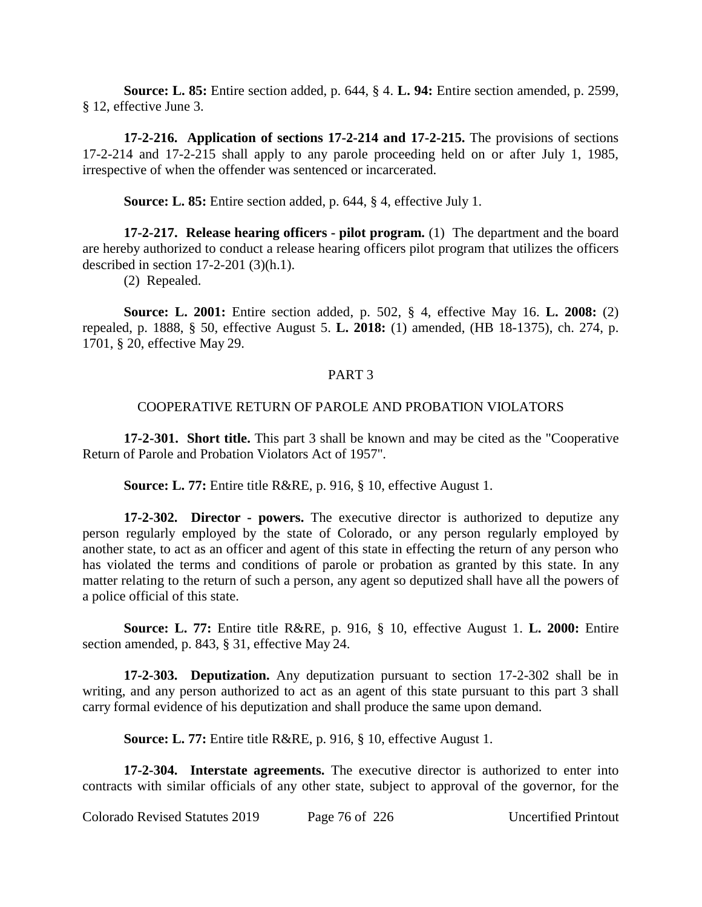**Source: L. 85:** Entire section added, p. 644, § 4. **L. 94:** Entire section amended, p. 2599, § 12, effective June 3.

**17-2-216. Application of sections 17-2-214 and 17-2-215.** The provisions of sections 17-2-214 and 17-2-215 shall apply to any parole proceeding held on or after July 1, 1985, irrespective of when the offender was sentenced or incarcerated.

**Source: L. 85:** Entire section added, p. 644, § 4, effective July 1.

**17-2-217. Release hearing officers - pilot program.** (1) The department and the board are hereby authorized to conduct a release hearing officers pilot program that utilizes the officers described in section 17-2-201 (3)(h.1).

(2) Repealed.

**Source: L. 2001:** Entire section added, p. 502, § 4, effective May 16. **L. 2008:** (2) repealed, p. 1888, § 50, effective August 5. **L. 2018:** (1) amended, (HB 18-1375), ch. 274, p. 1701, § 20, effective May 29.

## PART 3

## COOPERATIVE RETURN OF PAROLE AND PROBATION VIOLATORS

**17-2-301. Short title.** This part 3 shall be known and may be cited as the "Cooperative Return of Parole and Probation Violators Act of 1957".

**Source: L. 77:** Entire title R&RE, p. 916, § 10, effective August 1.

**17-2-302. Director - powers.** The executive director is authorized to deputize any person regularly employed by the state of Colorado, or any person regularly employed by another state, to act as an officer and agent of this state in effecting the return of any person who has violated the terms and conditions of parole or probation as granted by this state. In any matter relating to the return of such a person, any agent so deputized shall have all the powers of a police official of this state.

**Source: L. 77:** Entire title R&RE, p. 916, § 10, effective August 1. **L. 2000:** Entire section amended, p. 843, § 31, effective May 24.

**17-2-303. Deputization.** Any deputization pursuant to section 17-2-302 shall be in writing, and any person authorized to act as an agent of this state pursuant to this part 3 shall carry formal evidence of his deputization and shall produce the same upon demand.

**Source: L. 77:** Entire title R&RE, p. 916, § 10, effective August 1.

**17-2-304. Interstate agreements.** The executive director is authorized to enter into contracts with similar officials of any other state, subject to approval of the governor, for the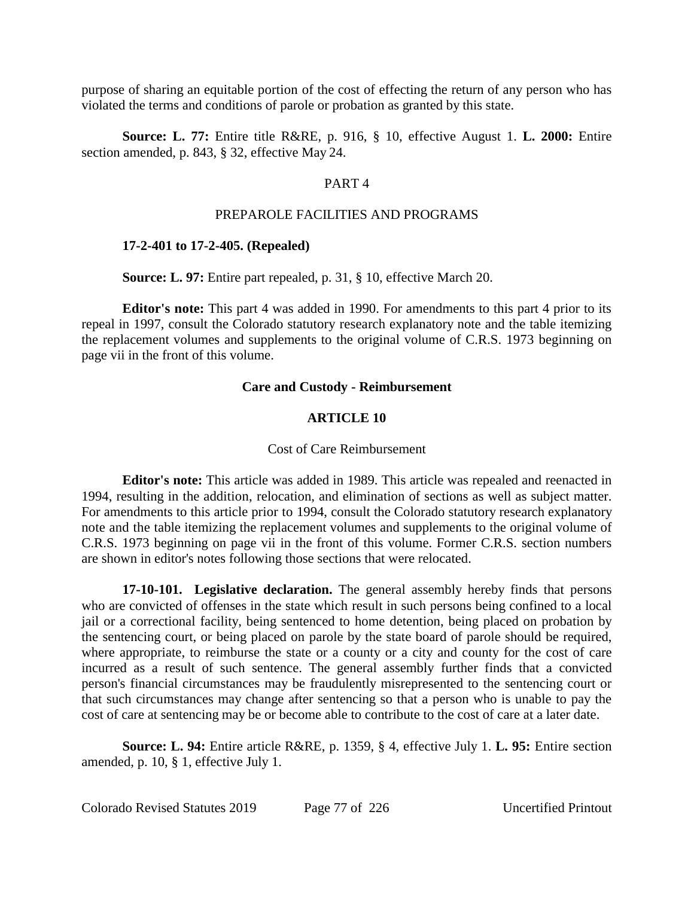purpose of sharing an equitable portion of the cost of effecting the return of any person who has violated the terms and conditions of parole or probation as granted by this state.

**Source: L. 77:** Entire title R&RE, p. 916, § 10, effective August 1. **L. 2000:** Entire section amended, p. 843, § 32, effective May 24.

## PART 4

## PREPAROLE FACILITIES AND PROGRAMS

**17-2-401 to 17-2-405. (Repealed)**

**Source: L. 97:** Entire part repealed, p. 31, § 10, effective March 20.

**Editor's note:** This part 4 was added in 1990. For amendments to this part 4 prior to its repeal in 1997, consult the Colorado statutory research explanatory note and the table itemizing the replacement volumes and supplements to the original volume of C.R.S. 1973 beginning on page vii in the front of this volume.

## Care and Custody - Reimbursement

## ARTICLE 10

## Cost of Care Reimbursement

**Editor's note:** This article was added in 1989. This article was repealed and reenacted in 1994, resulting in the addition, relocation, and elimination of sections as well as subject matter. For amendments to this article prior to 1994, consult the Colorado statutory research explanatory note and the table itemizing the replacement volumes and supplements to the original volume of C.R.S. 1973 beginning on page vii in the front of this volume. Former C.R.S. section numbers are shown in editor's notes following those sections that were relocated.

**17-10-101. Legislative declaration.** The general assembly hereby finds that persons who are convicted of offenses in the state which result in such persons being confined to a local jail or a correctional facility, being sentenced to home detention, being placed on probation by the sentencing court, or being placed on parole by the state board of parole should be required, where appropriate, to reimburse the state or a county or a city and county for the cost of care incurred as a result of such sentence. The general assembly further finds that a convicted person's financial circumstances may be fraudulently misrepresented to the sentencing court or that such circumstances may change after sentencing so that a person who is unable to pay the cost of care at sentencing may be or become able to contribute to the cost of care at a later date.

**Source: L. 94:** Entire article R&RE, p. 1359, § 4, effective July 1. **L. 95:** Entire section amended, p. 10, § 1, effective July 1.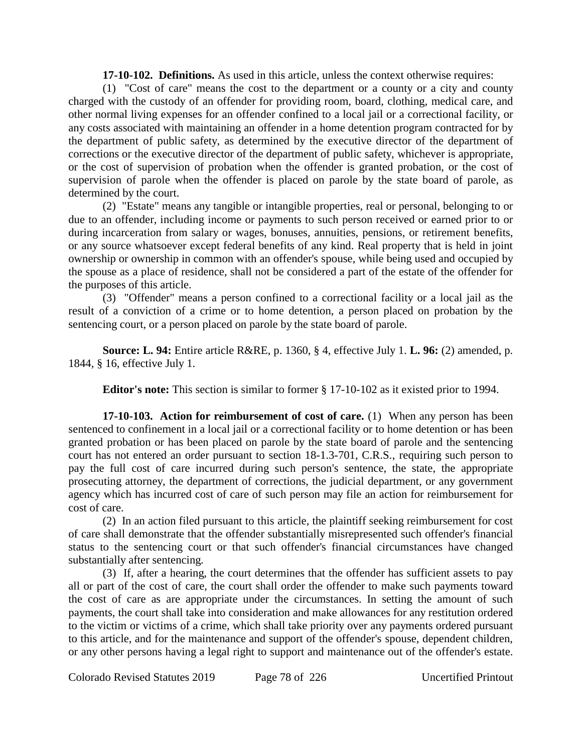**17-10-102. Definitions.** As used in this article, unless the context otherwise requires:

(1) "Cost of care" means the cost to the department or a county or a city and county charged with the custody of an offender for providing room, board, clothing, medical care, and other normal living expenses for an offender confined to a local jail or a correctional facility, or any costs associated with maintaining an offender in a home detention program contracted for by the department of public safety, as determined by the executive director of the department of corrections or the executive director of the department of public safety, whichever is appropriate, or the cost of supervision of probation when the offender is granted probation, or the cost of supervision of parole when the offender is placed on parole by the state board of parole, as determined by the court.

(2) "Estate" means any tangible or intangible properties, real or personal, belonging to or due to an offender, including income or payments to such person received or earned prior to or during incarceration from salary or wages, bonuses, annuities, pensions, or retirement benefits, or any source whatsoever except federal benefits of any kind. Real property that is held in joint ownership or ownership in common with an offender's spouse, while being used and occupied by the spouse as a place of residence, shall not be considered a part of the estate of the offender for the purposes of this article.

(3) "Offender" means a person confined to a correctional facility or a local jail as the result of a conviction of a crime or to home detention, a person placed on probation by the sentencing court, or a person placed on parole by the state board of parole.

**Source: L. 94:** Entire article R&RE, p. 1360, § 4, effective July 1. **L. 96:** (2) amended, p. 1844, § 16, effective July 1.

**Editor's note:** This section is similar to former § 17-10-102 as it existed prior to 1994.

**17-10-103. Action for reimbursement of cost of care.** (1) When any person has been sentenced to confinement in a local jail or a correctional facility or to home detention or has been granted probation or has been placed on parole by the state board of parole and the sentencing court has not entered an order pursuant to section 18-1.3-701, C.R.S., requiring such person to pay the full cost of care incurred during such person's sentence, the state, the appropriate prosecuting attorney, the department of corrections, the judicial department, or any government agency which has incurred cost of care of such person may file an action for reimbursement for cost of care.

(2) In an action filed pursuant to this article, the plaintiff seeking reimbursement for cost of care shall demonstrate that the offender substantially misrepresented such offender's financial status to the sentencing court or that such offender's financial circumstances have changed substantially after sentencing.

(3) If, after a hearing, the court determines that the offender has sufficient assets to pay all or part of the cost of care, the court shall order the offender to make such payments toward the cost of care as are appropriate under the circumstances. In setting the amount of such payments, the court shall take into consideration and make allowances for any restitution ordered to the victim or victims of a crime, which shall take priority over any payments ordered pursuant to this article, and for the maintenance and support of the offender's spouse, dependent children, or any other persons having a legal right to support and maintenance out of the offender's estate.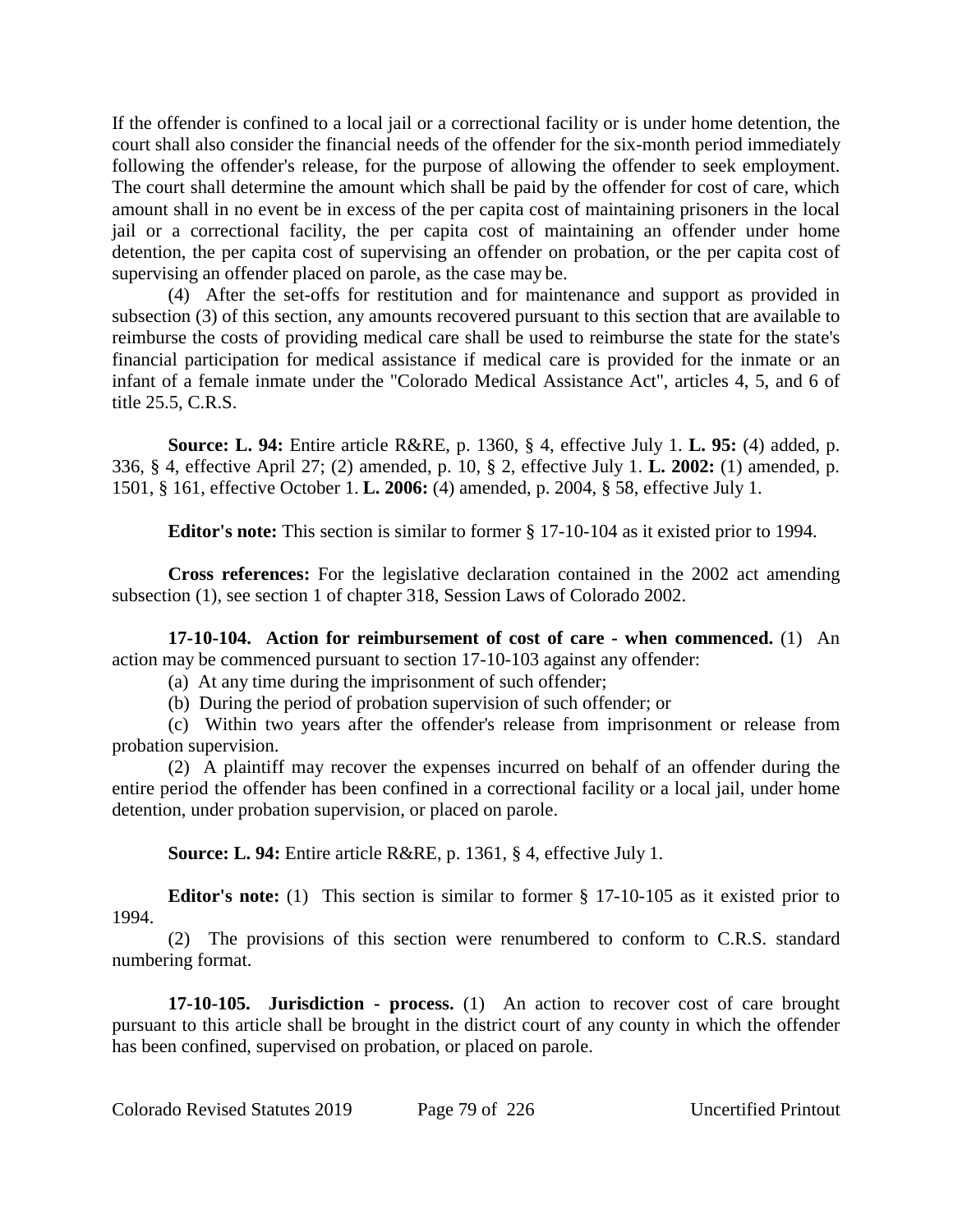If the offender is confined to a local jail or a correctional facility or is under home detention, the court shall also consider the financial needs of the offender for the six-month period immediately following the offender's release, for the purpose of allowing the offender to seek employment. The court shall determine the amount which shall be paid by the offender for cost of care, which amount shall in no event be in excess of the per capita cost of maintaining prisoners in the local jail or a correctional facility, the per capita cost of maintaining an offender under home detention, the per capita cost of supervising an offender on probation, or the per capita cost of supervising an offender placed on parole, as the case may be.

(4) After the set-offs for restitution and for maintenance and support as provided in subsection (3) of this section, any amounts recovered pursuant to this section that are available to reimburse the costs of providing medical care shall be used to reimburse the state for the state's financial participation for medical assistance if medical care is provided for the inmate or an infant of a female inmate under the "Colorado Medical Assistance Act", articles 4, 5, and 6 of title 25.5, C.R.S.

**Source: L. 94:** Entire article R&RE, p. 1360, § 4, effective July 1. **L. 95:** (4) added, p. 336, § 4, effective April 27; (2) amended, p. 10, § 2, effective July 1. **L. 2002:** (1) amended, p. 1501, § 161, effective October 1. **L. 2006:** (4) amended, p. 2004, § 58, effective July 1.

**Editor's note:** This section is similar to former § 17-10-104 as it existed prior to 1994.

**Cross references:** For the legislative declaration contained in the 2002 act amending subsection (1), see section 1 of chapter 318, Session Laws of Colorado 2002.

**17-10-104. Action for reimbursement of cost of care - when commenced.** (1) An action may be commenced pursuant to section 17-10-103 against any offender:

(a) At any time during the imprisonment of such offender;

(b) During the period of probation supervision of such offender; or

(c) Within two years after the offender's release from imprisonment or release from probation supervision.

(2) A plaintiff may recover the expenses incurred on behalf of an offender during the entire period the offender has been confined in a correctional facility or a local jail, under home detention, under probation supervision, or placed on parole.

**Source: L. 94:** Entire article R&RE, p. 1361, § 4, effective July 1.

**Editor's note:** (1) This section is similar to former § 17-10-105 as it existed prior to 1994.

(2) The provisions of this section were renumbered to conform to C.R.S. standard numbering format.

**17-10-105. Jurisdiction - process.** (1) An action to recover cost of care brought pursuant to this article shall be brought in the district court of any county in which the offender has been confined, supervised on probation, or placed on parole.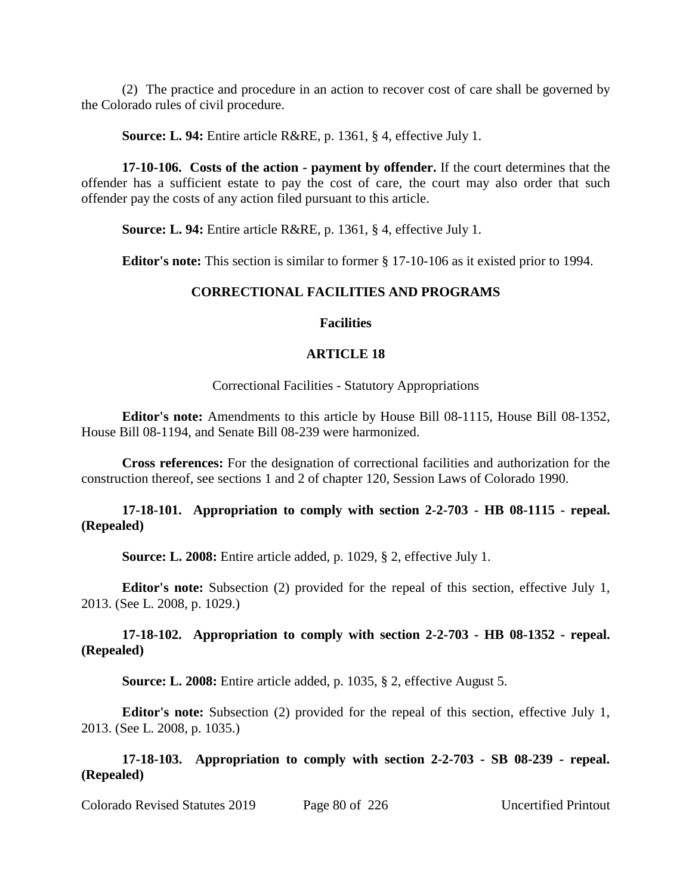(2) The practice and procedure in an action to recover cost of care shall be governed by the Colorado rules of civil procedure.

**Source: L. 94:** Entire article R&RE, p. 1361, § 4, effective July 1.

**17-10-106. Costs of the action - payment by offender.** If the court determines that the offender has a sufficient estate to pay the cost of care, the court may also order that such offender pay the costs of any action filed pursuant to this article.

**Source: L. 94:** Entire article R&RE, p. 1361, § 4, effective July 1.

**Editor's note:** This section is similar to former § 17-10-106 as it existed prior to 1994.

## CORRECTIONAL FACILITIES AND PROGRAMS

### Facilities

### ARTICLE 18

Correctional Facilities - Statutory Appropriations

**Editor's note:** Amendments to this article by House Bill 08-1115, House Bill 08-1352, House Bill 08-1194, and Senate Bill 08-239 were harmonized.

**Cross references:** For the designation of correctional facilities and authorization for the construction thereof, see sections 1 and 2 of chapter 120, Session Laws of Colorado 1990.

**17-18-101. Appropriation to comply with section 2-2-703 - HB 08-1115 - repeal. (Repealed)**

**Source: L. 2008:** Entire article added, p. 1029, § 2, effective July 1.

**Editor's note:** Subsection (2) provided for the repeal of this section, effective July 1, 2013. (See L. 2008, p. 1029.)

**17-18-102. Appropriation to comply with section 2-2-703 - HB 08-1352 - repeal. (Repealed)**

**Source: L. 2008:** Entire article added, p. 1035, § 2, effective August 5.

**Editor's note:** Subsection (2) provided for the repeal of this section, effective July 1, 2013. (See L. 2008, p. 1035.)

**17-18-103. Appropriation to comply with section 2-2-703 - SB 08-239 - repeal. (Repealed)**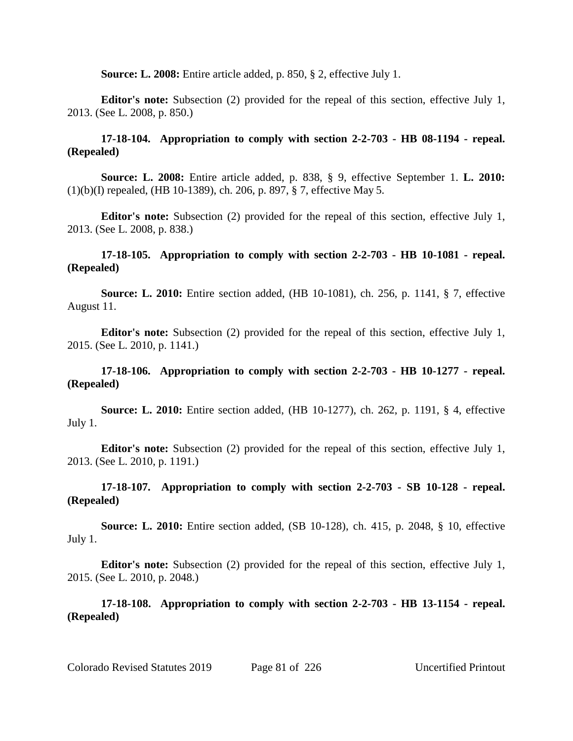**Source: L. 2008:** Entire article added, p. 850, § 2, effective July 1.

**Editor's note:** Subsection (2) provided for the repeal of this section, effective July 1, 2013. (See L. 2008, p. 850.)

**17-18-104. Appropriation to comply with section 2-2-703 - HB 08-1194 - repeal. (Repealed)**

**Source: L. 2008:** Entire article added, p. 838, § 9, effective September 1. **L. 2010:** (1)(b)(I) repealed, (HB 10-1389), ch. 206, p. 897, § 7, effective May 5.

**Editor's note:** Subsection (2) provided for the repeal of this section, effective July 1, 2013. (See L. 2008, p. 838.)

**17-18-105. Appropriation to comply with section 2-2-703 - HB 10-1081 - repeal. (Repealed)**

**Source: L. 2010:** Entire section added, (HB 10-1081), ch. 256, p. 1141, § 7, effective August 11.

**Editor's note:** Subsection (2) provided for the repeal of this section, effective July 1, 2015. (See L. 2010, p. 1141.)

**17-18-106. Appropriation to comply with section 2-2-703 - HB 10-1277 - repeal. (Repealed)**

**Source: L. 2010:** Entire section added, (HB 10-1277), ch. 262, p. 1191, § 4, effective July 1.

**Editor's note:** Subsection (2) provided for the repeal of this section, effective July 1, 2013. (See L. 2010, p. 1191.)

**17-18-107. Appropriation to comply with section 2-2-703 - SB 10-128 - repeal. (Repealed)**

**Source: L. 2010:** Entire section added, (SB 10-128), ch. 415, p. 2048, § 10, effective July 1.

**Editor's note:** Subsection (2) provided for the repeal of this section, effective July 1, 2015. (See L. 2010, p. 2048.)

**17-18-108. Appropriation to comply with section 2-2-703 - HB 13-1154 - repeal. (Repealed)**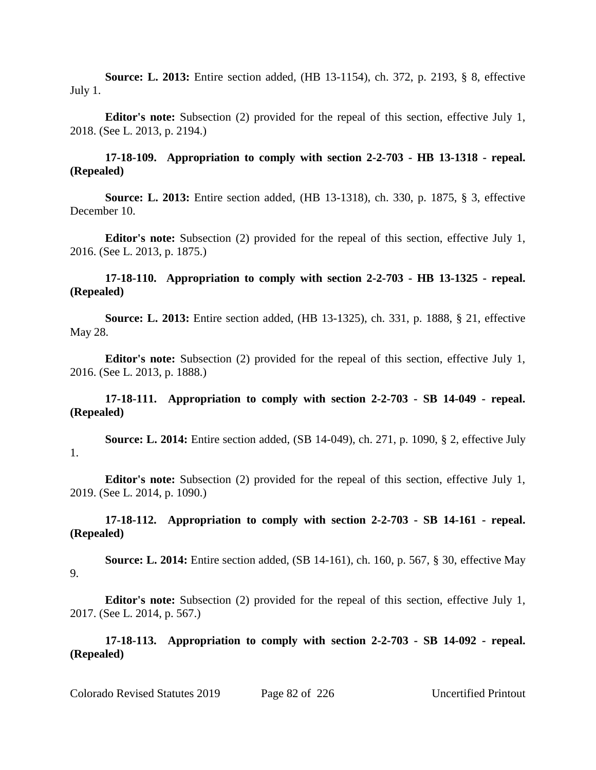**Source: L. 2013:** Entire section added, (HB 13-1154), ch. 372, p. 2193, § 8, effective July 1.

**Editor's note:** Subsection (2) provided for the repeal of this section, effective July 1, 2018. (See L. 2013, p. 2194.)

**17-18-109. Appropriation to comply with section 2-2-703 - HB 13-1318 - repeal. (Repealed)**

**Source: L. 2013:** Entire section added, (HB 13-1318), ch. 330, p. 1875, § 3, effective December 10.

**Editor's note:** Subsection (2) provided for the repeal of this section, effective July 1, 2016. (See L. 2013, p. 1875.)

**17-18-110. Appropriation to comply with section 2-2-703 - HB 13-1325 - repeal. (Repealed)**

**Source: L. 2013:** Entire section added, (HB 13-1325), ch. 331, p. 1888, § 21, effective May 28.

**Editor's note:** Subsection (2) provided for the repeal of this section, effective July 1, 2016. (See L. 2013, p. 1888.)

**17-18-111. Appropriation to comply with section 2-2-703 - SB 14-049 - repeal. (Repealed)**

**Source: L. 2014:** Entire section added, (SB 14-049), ch. 271, p. 1090, § 2, effective July 1.

**Editor's note:** Subsection (2) provided for the repeal of this section, effective July 1, 2019. (See L. 2014, p. 1090.)

**17-18-112. Appropriation to comply with section 2-2-703 - SB 14-161 - repeal. (Repealed)**

**Source: L. 2014:** Entire section added, (SB 14-161), ch. 160, p. 567, § 30, effective May 9.

**Editor's note:** Subsection (2) provided for the repeal of this section, effective July 1, 2017. (See L. 2014, p. 567.)

**17-18-113. Appropriation to comply with section 2-2-703 - SB 14-092 - repeal. (Repealed)**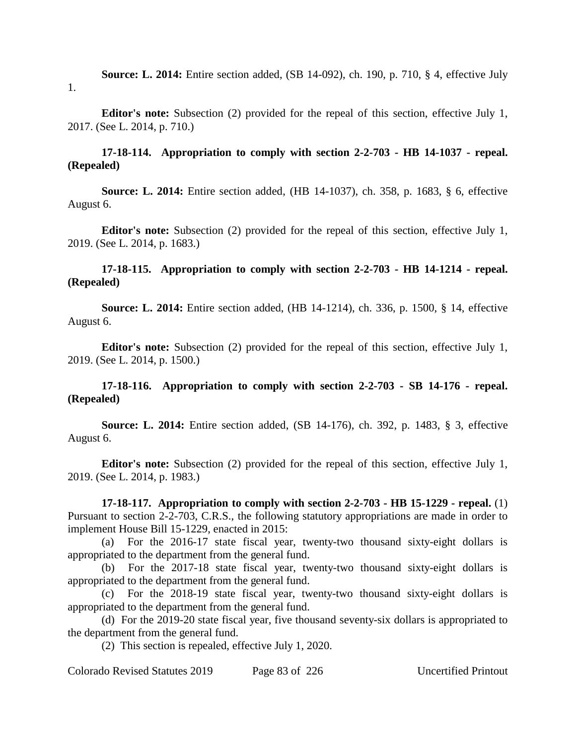**Source: L. 2014:** Entire section added, (SB 14-092), ch. 190, p. 710, § 4, effective July 1.

**Editor's note:** Subsection (2) provided for the repeal of this section, effective July 1, 2017. (See L. 2014, p. 710.)

**17-18-114. Appropriation to comply with section 2-2-703 - HB 14-1037 - repeal. (Repealed)**

**Source: L. 2014:** Entire section added, (HB 14-1037), ch. 358, p. 1683, § 6, effective August 6.

**Editor's note:** Subsection (2) provided for the repeal of this section, effective July 1, 2019. (See L. 2014, p. 1683.)

**17-18-115. Appropriation to comply with section 2-2-703 - HB 14-1214 - repeal. (Repealed)**

**Source: L. 2014:** Entire section added, (HB 14-1214), ch. 336, p. 1500, § 14, effective August 6.

**Editor's note:** Subsection (2) provided for the repeal of this section, effective July 1, 2019. (See L. 2014, p. 1500.)

**17-18-116. Appropriation to comply with section 2-2-703 - SB 14-176 - repeal. (Repealed)**

**Source: L. 2014:** Entire section added, (SB 14-176), ch. 392, p. 1483, § 3, effective August 6.

**Editor's note:** Subsection (2) provided for the repeal of this section, effective July 1, 2019. (See L. 2014, p. 1983.)

**17-18-117. Appropriation to comply with section 2-2-703 - HB 15-1229 - repeal.** (1) Pursuant to section 2-2-703, C.R.S., the following statutory appropriations are made in order to implement House Bill 15-1229, enacted in 2015:

(a) For the 2016-17 state fiscal year, twenty-two thousand sixty-eight dollars is appropriated to the department from the general fund.

(b) For the 2017-18 state fiscal year, twenty-two thousand sixty-eight dollars is appropriated to the department from the general fund.

(c) For the 2018-19 state fiscal year, twenty-two thousand sixty-eight dollars is appropriated to the department from the general fund.

(d) For the 2019-20 state fiscal year, five thousand seventy-six dollars is appropriated to the department from the general fund.

(2) This section is repealed, effective July 1, 2020.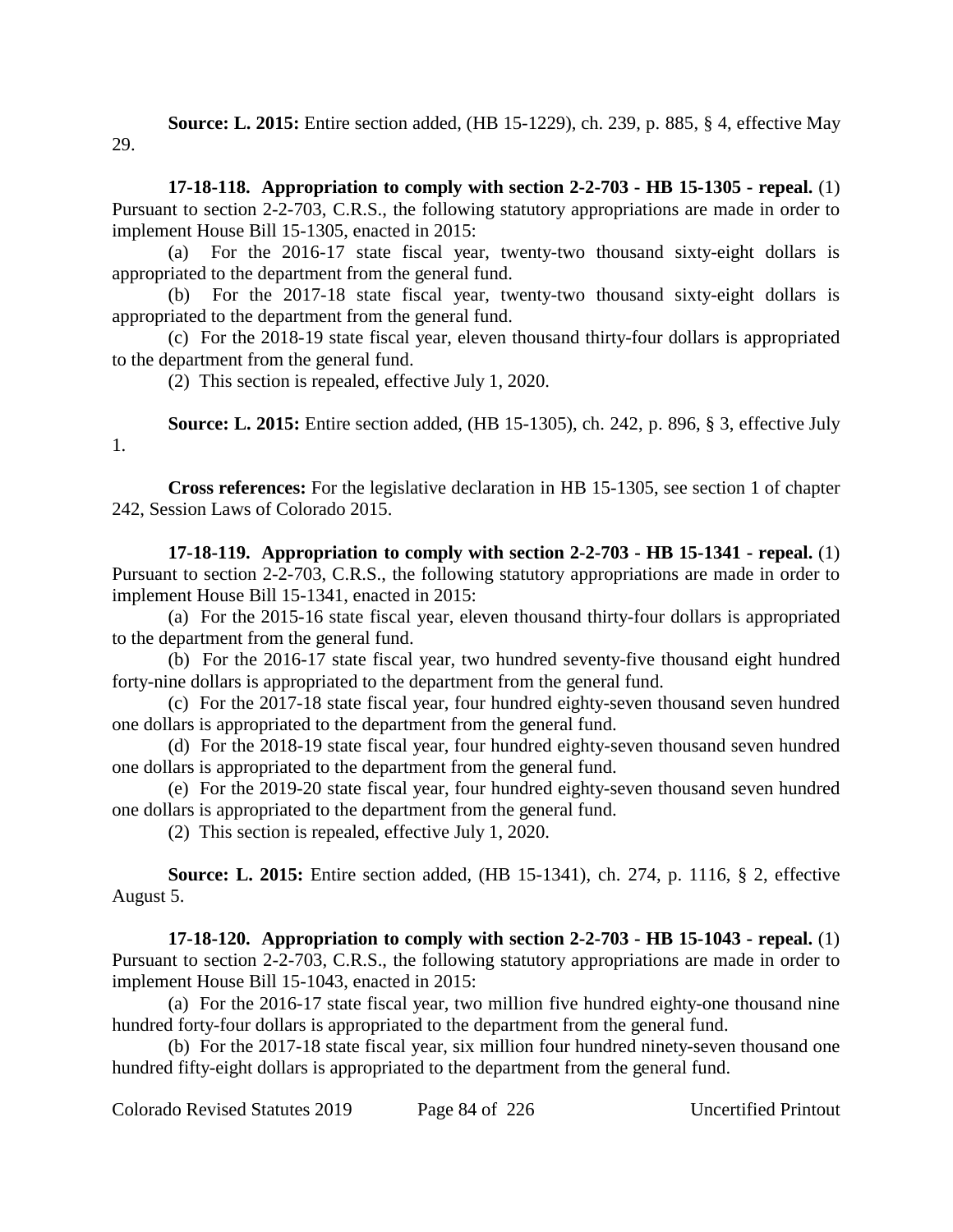**Source: L. 2015:** Entire section added, (HB 15-1229), ch. 239, p. 885, § 4, effective May 29.

**17-18-118. Appropriation to comply with section 2-2-703 - HB 15-1305 - repeal.** (1) Pursuant to section 2-2-703, C.R.S., the following statutory appropriations are made in order to implement House Bill 15-1305, enacted in 2015:

(a) For the 2016-17 state fiscal year, twenty-two thousand sixty-eight dollars is appropriated to the department from the general fund.

(b) For the 2017-18 state fiscal year, twenty-two thousand sixty-eight dollars is appropriated to the department from the general fund.

(c) For the 2018-19 state fiscal year, eleven thousand thirty-four dollars is appropriated to the department from the general fund.

(2) This section is repealed, effective July 1, 2020.

**Source: L. 2015:** Entire section added, (HB 15-1305), ch. 242, p. 896, § 3, effective July 1.

**Cross references:** For the legislative declaration in HB 15-1305, see section 1 of chapter 242, Session Laws of Colorado 2015.

**17-18-119. Appropriation to comply with section 2-2-703 - HB 15-1341 - repeal.** (1) Pursuant to section 2-2-703, C.R.S., the following statutory appropriations are made in order to implement House Bill 15-1341, enacted in 2015:

(a) For the 2015-16 state fiscal year, eleven thousand thirty-four dollars is appropriated to the department from the general fund.

(b) For the 2016-17 state fiscal year, two hundred seventy-five thousand eight hundred forty-nine dollars is appropriated to the department from the general fund.

(c) For the 2017-18 state fiscal year, four hundred eighty-seven thousand seven hundred one dollars is appropriated to the department from the general fund.

(d) For the 2018-19 state fiscal year, four hundred eighty-seven thousand seven hundred one dollars is appropriated to the department from the general fund.

(e) For the 2019-20 state fiscal year, four hundred eighty-seven thousand seven hundred one dollars is appropriated to the department from the general fund.

(2) This section is repealed, effective July 1, 2020.

**Source: L. 2015:** Entire section added, (HB 15-1341), ch. 274, p. 1116, § 2, effective August 5.

**17-18-120. Appropriation to comply with section 2-2-703 - HB 15-1043 - repeal.** (1) Pursuant to section 2-2-703, C.R.S., the following statutory appropriations are made in order to implement House Bill 15-1043, enacted in 2015:

(a) For the 2016-17 state fiscal year, two million five hundred eighty-one thousand nine hundred forty-four dollars is appropriated to the department from the general fund.

(b) For the 2017-18 state fiscal year, six million four hundred ninety-seven thousand one hundred fifty-eight dollars is appropriated to the department from the general fund.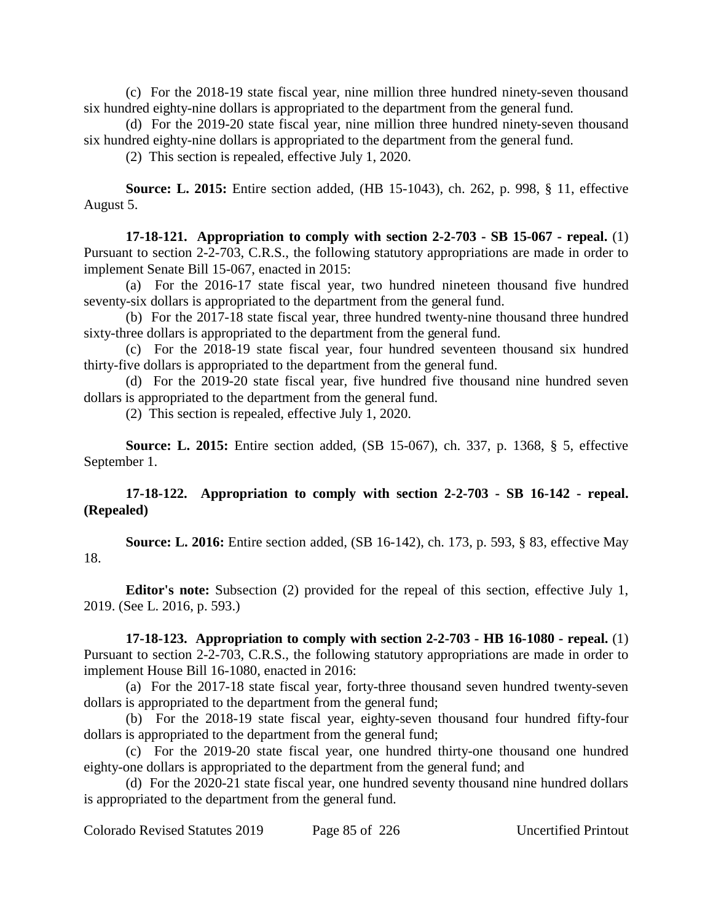(c) For the 2018-19 state fiscal year, nine million three hundred ninety-seven thousand six hundred eighty-nine dollars is appropriated to the department from the general fund.

(d) For the 2019-20 state fiscal year, nine million three hundred ninety-seven thousand six hundred eighty-nine dollars is appropriated to the department from the general fund.

(2) This section is repealed, effective July 1, 2020.

**Source: L. 2015:** Entire section added, (HB 15-1043), ch. 262, p. 998, § 11, effective August 5.

**17-18-121. Appropriation to comply with section 2-2-703 - SB 15-067 - repeal.** (1) Pursuant to section 2-2-703, C.R.S., the following statutory appropriations are made in order to implement Senate Bill 15-067, enacted in 2015:

(a) For the 2016-17 state fiscal year, two hundred nineteen thousand five hundred seventy-six dollars is appropriated to the department from the general fund.

(b) For the 2017-18 state fiscal year, three hundred twenty-nine thousand three hundred sixty-three dollars is appropriated to the department from the general fund.

(c) For the 2018-19 state fiscal year, four hundred seventeen thousand six hundred thirty-five dollars is appropriated to the department from the general fund.

(d) For the 2019-20 state fiscal year, five hundred five thousand nine hundred seven dollars is appropriated to the department from the general fund.

(2) This section is repealed, effective July 1, 2020.

**Source: L. 2015:** Entire section added, (SB 15-067), ch. 337, p. 1368, § 5, effective September 1.

**17-18-122. Appropriation to comply with section 2-2-703 - SB 16-142 - repeal. (Repealed)**

**Source: L. 2016:** Entire section added, (SB 16-142), ch. 173, p. 593, § 83, effective May 18.

**Editor's note:** Subsection (2) provided for the repeal of this section, effective July 1, 2019. (See L. 2016, p. 593.)

**17-18-123. Appropriation to comply with section 2-2-703 - HB 16-1080 - repeal.** (1) Pursuant to section 2-2-703, C.R.S., the following statutory appropriations are made in order to implement House Bill 16-1080, enacted in 2016:

(a) For the 2017-18 state fiscal year, forty-three thousand seven hundred twenty-seven dollars is appropriated to the department from the general fund;

(b) For the 2018-19 state fiscal year, eighty-seven thousand four hundred fifty-four dollars is appropriated to the department from the general fund;

(c) For the 2019-20 state fiscal year, one hundred thirty-one thousand one hundred eighty-one dollars is appropriated to the department from the general fund; and

(d) For the 2020-21 state fiscal year, one hundred seventy thousand nine hundred dollars is appropriated to the department from the general fund.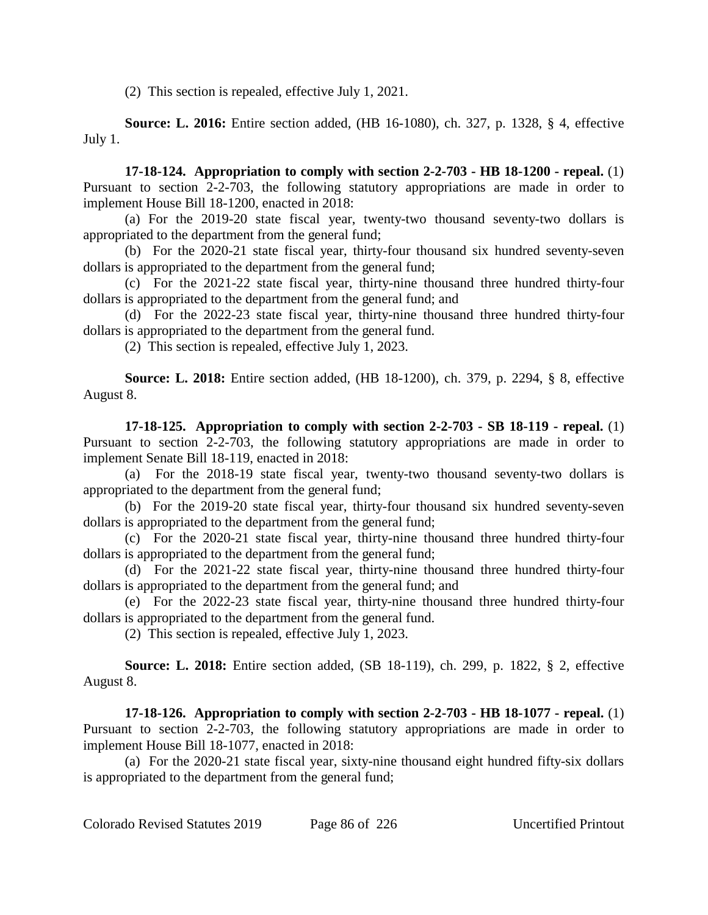(2) This section is repealed, effective July 1, 2021.

**Source: L. 2016:** Entire section added, (HB 16-1080), ch. 327, p. 1328, § 4, effective July 1.

**17-18-124. Appropriation to comply with section 2-2-703 - HB 18-1200 - repeal.** (1) Pursuant to section 2-2-703, the following statutory appropriations are made in order to implement House Bill 18-1200, enacted in 2018:

(a) For the 2019-20 state fiscal year, twenty-two thousand seventy-two dollars is appropriated to the department from the general fund;

(b) For the 2020-21 state fiscal year, thirty-four thousand six hundred seventy-seven dollars is appropriated to the department from the general fund;

(c) For the 2021-22 state fiscal year, thirty-nine thousand three hundred thirty-four dollars is appropriated to the department from the general fund; and

(d) For the 2022-23 state fiscal year, thirty-nine thousand three hundred thirty-four dollars is appropriated to the department from the general fund.

(2) This section is repealed, effective July 1, 2023.

**Source: L. 2018:** Entire section added, (HB 18-1200), ch. 379, p. 2294, § 8, effective August 8.

**17-18-125. Appropriation to comply with section 2-2-703 - SB 18-119 - repeal.** (1) Pursuant to section 2-2-703, the following statutory appropriations are made in order to implement Senate Bill 18-119, enacted in 2018:

(a) For the 2018-19 state fiscal year, twenty-two thousand seventy-two dollars is appropriated to the department from the general fund;

(b) For the 2019-20 state fiscal year, thirty-four thousand six hundred seventy-seven dollars is appropriated to the department from the general fund;

(c) For the 2020-21 state fiscal year, thirty-nine thousand three hundred thirty-four dollars is appropriated to the department from the general fund;

(d) For the 2021-22 state fiscal year, thirty-nine thousand three hundred thirty-four dollars is appropriated to the department from the general fund; and

(e) For the 2022-23 state fiscal year, thirty-nine thousand three hundred thirty-four dollars is appropriated to the department from the general fund.

(2) This section is repealed, effective July 1, 2023.

**Source: L. 2018:** Entire section added, (SB 18-119), ch. 299, p. 1822, § 2, effective August 8.

**17-18-126. Appropriation to comply with section 2-2-703 - HB 18-1077 - repeal.** (1) Pursuant to section 2-2-703, the following statutory appropriations are made in order to implement House Bill 18-1077, enacted in 2018:

(a) For the 2020-21 state fiscal year, sixty-nine thousand eight hundred fifty-six dollars is appropriated to the department from the general fund;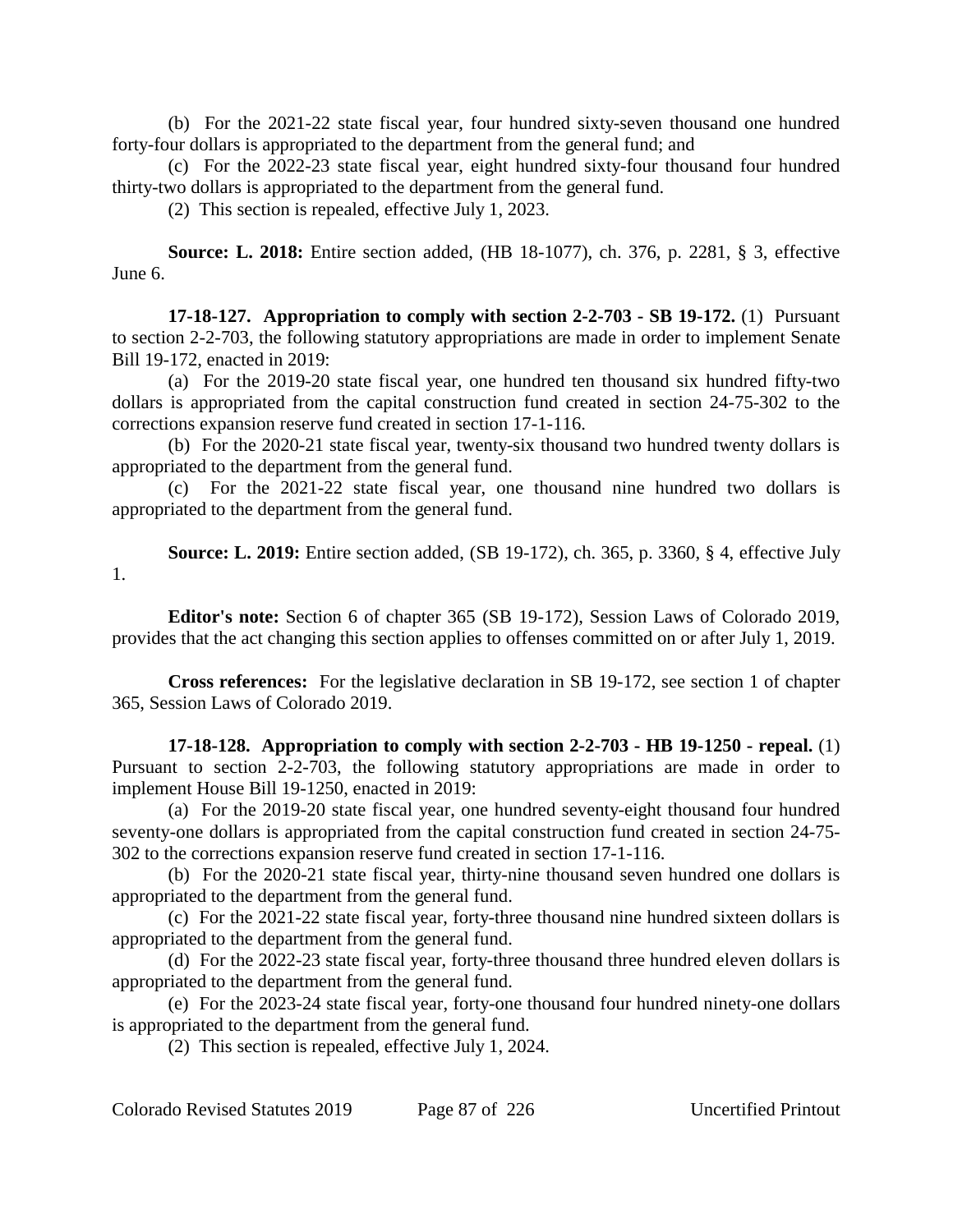(b) For the 2021-22 state fiscal year, four hundred sixty-seven thousand one hundred forty-four dollars is appropriated to the department from the general fund; and

(c) For the 2022-23 state fiscal year, eight hundred sixty-four thousand four hundred thirty-two dollars is appropriated to the department from the general fund.

(2) This section is repealed, effective July 1, 2023.

**Source: L. 2018:** Entire section added, (HB 18-1077), ch. 376, p. 2281, § 3, effective June 6.

**17-18-127. Appropriation to comply with section 2-2-703 - SB 19-172.** (1) Pursuant to section 2-2-703, the following statutory appropriations are made in order to implement Senate Bill 19-172, enacted in 2019:

(a) For the 2019-20 state fiscal year, one hundred ten thousand six hundred fifty-two dollars is appropriated from the capital construction fund created in section 24-75-302 to the corrections expansion reserve fund created in section 17-1-116.

(b) For the 2020-21 state fiscal year, twenty-six thousand two hundred twenty dollars is appropriated to the department from the general fund.

(c) For the 2021-22 state fiscal year, one thousand nine hundred two dollars is appropriated to the department from the general fund.

**Source: L. 2019:** Entire section added, (SB 19-172), ch. 365, p. 3360, § 4, effective July 1.

**Editor's note:** Section 6 of chapter 365 (SB 19-172), Session Laws of Colorado 2019, provides that the act changing this section applies to offenses committed on or after July 1, 2019.

**Cross references:** For the legislative declaration in SB 19-172, see section 1 of chapter 365, Session Laws of Colorado 2019.

**17-18-128. Appropriation to comply with section 2-2-703 - HB 19-1250 - repeal.** (1) Pursuant to section 2-2-703, the following statutory appropriations are made in order to implement House Bill 19-1250, enacted in 2019:

(a) For the 2019-20 state fiscal year, one hundred seventy-eight thousand four hundred seventy-one dollars is appropriated from the capital construction fund created in section 24-75-302 to the corrections expansion reserve fund created in section 17-1-116.

(b) For the 2020-21 state fiscal year, thirty-nine thousand seven hundred one dollars is appropriated to the department from the general fund.

(c) For the 2021-22 state fiscal year, forty-three thousand nine hundred sixteen dollars is appropriated to the department from the general fund.

(d) For the 2022-23 state fiscal year, forty-three thousand three hundred eleven dollars is appropriated to the department from the general fund.

(e) For the 2023-24 state fiscal year, forty-one thousand four hundred ninety-one dollars is appropriated to the department from the general fund.

(2) This section is repealed, effective July 1, 2024.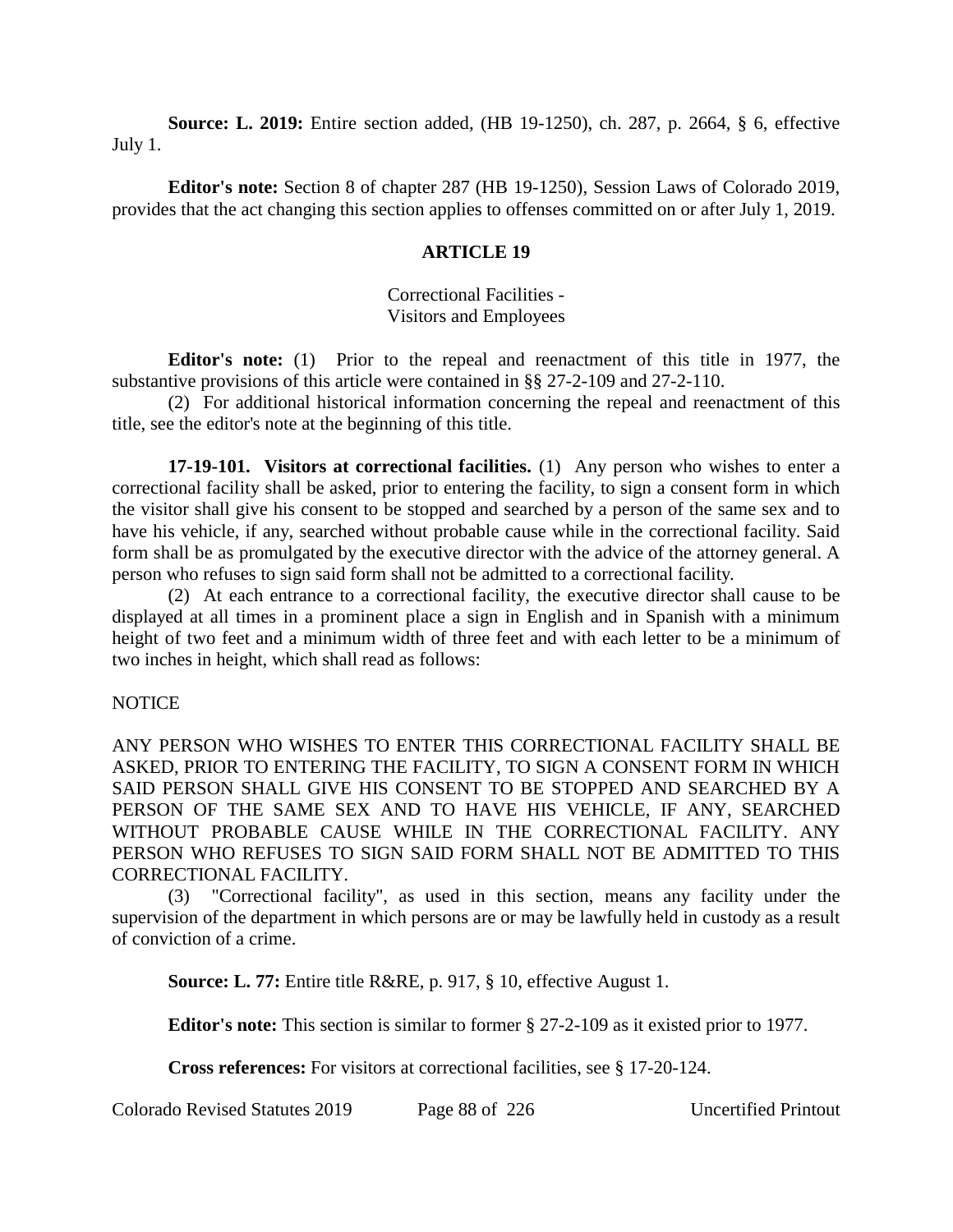**Source: L. 2019:** Entire section added, (HB 19-1250), ch. 287, p. 2664, § 6, effective July 1.

**Editor's note:** Section 8 of chapter 287 (HB 19-1250), Session Laws of Colorado 2019, provides that the act changing this section applies to offenses committed on or after July 1, 2019.

## ARTICLE 19

### Correctional Facilities - Visitors and Employees

**Editor's note:** (1) Prior to the repeal and reenactment of this title in 1977, the substantive provisions of this article were contained in §§ 27-2-109 and 27-2-110.

(2) For additional historical information concerning the repeal and reenactment of this title, see the editor's note at the beginning of this title.

**17-19-101. Visitors at correctional facilities.** (1) Any person who wishes to enter a correctional facility shall be asked, prior to entering the facility, to sign a consent form in which the visitor shall give his consent to be stopped and searched by a person of the same sex and to have his vehicle, if any, searched without probable cause while in the correctional facility. Said form shall be as promulgated by the executive director with the advice of the attorney general. A person who refuses to sign said form shall not be admitted to a correctional facility.

(2) At each entrance to a correctional facility, the executive director shall cause to be displayed at all times in a prominent place a sign in English and in Spanish with a minimum height of two feet and a minimum width of three feet and with each letter to be a minimum of two inches in height, which shall read as follows:

NOTICE

ANY PERSON WHO WISHES TO ENTER THIS CORRECTIONAL FACILITY SHALL BE ASKED, PRIOR TO ENTERING THE FACILITY, TO SIGN A CONSENT FORM IN WHICH SAID PERSON SHALL GIVE HIS CONSENT TO BE STOPPED AND SEARCHED BY A PERSON OF THE SAME SEX AND TO HAVE HIS VEHICLE, IF ANY, SEARCHED WITHOUT PROBABLE CAUSE WHILE IN THE CORRECTIONAL FACILITY. ANY PERSON WHO REFUSES TO SIGN SAID FORM SHALL NOT BE ADMITTED TO THIS CORRECTIONAL FACILITY.

(3) "Correctional facility", as used in this section, means any facility under the supervision of the department in which persons are or may be lawfully held in custody as a result of conviction of a crime.

**Source: L. 77:** Entire title R&RE, p. 917, § 10, effective August 1.

**Editor's note:** This section is similar to former § 27-2-109 as it existed prior to 1977.

**Cross references:** For visitors at correctional facilities, see § 17-20-124.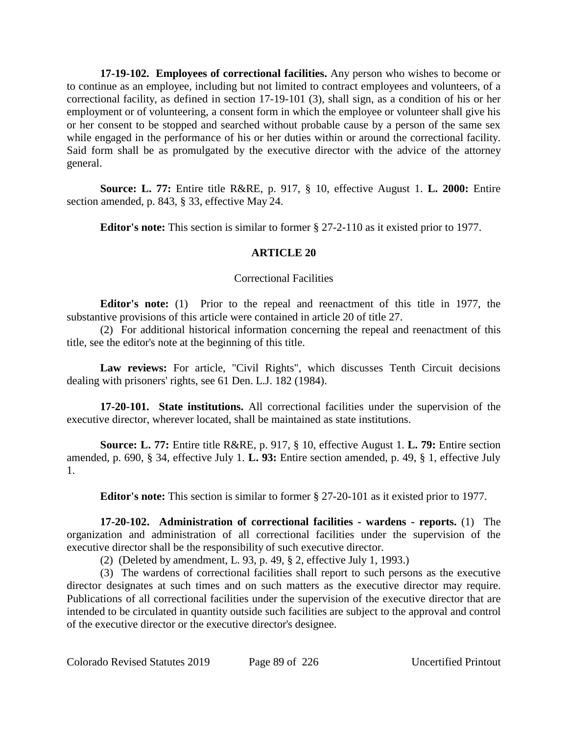**17-19-102. Employees of correctional facilities.** Any person who wishes to become or to continue as an employee, including but not limited to contract employees and volunteers, of a correctional facility, as defined in section 17-19-101 (3), shall sign, as a condition of his or her employment or of volunteering, a consent form in which the employee or volunteer shall give his or her consent to be stopped and searched without probable cause by a person of the same sex while engaged in the performance of his or her duties within or around the correctional facility. Said form shall be as promulgated by the executive director with the advice of the attorney general.

**Source: L. 77:** Entire title R&RE, p. 917, § 10, effective August 1. **L. 2000:** Entire section amended, p. 843, § 33, effective May 24.

**Editor's note:** This section is similar to former § 27-2-110 as it existed prior to 1977.

## ARTICLE 20

### Correctional Facilities

**Editor's note:** (1) Prior to the repeal and reenactment of this title in 1977, the substantive provisions of this article were contained in article 20 of title 27.

(2) For additional historical information concerning the repeal and reenactment of this title, see the editor's note at the beginning of this title.

**Law reviews:** For article, "Civil Rights", which discusses Tenth Circuit decisions dealing with prisoners' rights, see 61 Den. L.J. 182 (1984).

**17-20-101. State institutions.** All correctional facilities under the supervision of the executive director, wherever located, shall be maintained as state institutions.

**Source: L. 77:** Entire title R&RE, p. 917, § 10, effective August 1. **L. 79:** Entire section amended, p. 690, § 34, effective July 1. **L. 93:** Entire section amended, p. 49, § 1, effective July 1.

**Editor's note:** This section is similar to former § 27-20-101 as it existed prior to 1977.

**17-20-102. Administration of correctional facilities - wardens - reports.** (1) The organization and administration of all correctional facilities under the supervision of the executive director shall be the responsibility of such executive director.

(2) (Deleted by amendment, L. 93, p. 49, § 2, effective July 1, 1993.)

(3) The wardens of correctional facilities shall report to such persons as the executive director designates at such times and on such matters as the executive director may require. Publications of all correctional facilities under the supervision of the executive director that are intended to be circulated in quantity outside such facilities are subject to the approval and control of the executive director or the executive director's designee.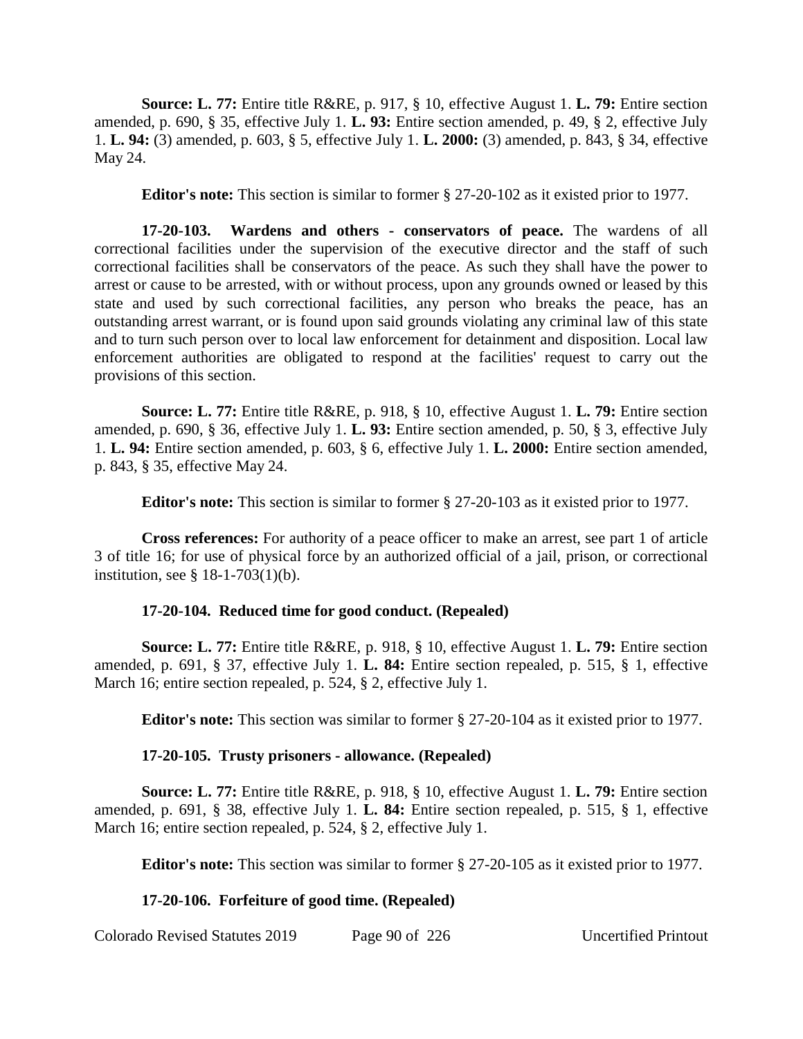**Source: L. 77:** Entire title R&RE, p. 917, § 10, effective August 1. **L. 79:** Entire section amended, p. 690, § 35, effective July 1. **L. 93:** Entire section amended, p. 49, § 2, effective July 1. **L. 94:** (3) amended, p. 603, § 5, effective July 1. **L. 2000:** (3) amended, p. 843, § 34, effective May 24.

**Editor's note:** This section is similar to former § 27-20-102 as it existed prior to 1977.

**17-20-103. Wardens and others - conservators of peace.** The wardens of all correctional facilities under the supervision of the executive director and the staff of such correctional facilities shall be conservators of the peace. As such they shall have the power to arrest or cause to be arrested, with or without process, upon any grounds owned or leased by this state and used by such correctional facilities, any person who breaks the peace, has an outstanding arrest warrant, or is found upon said grounds violating any criminal law of this state and to turn such person over to local law enforcement for detainment and disposition. Local law enforcement authorities are obligated to respond at the facilities' request to carry out the provisions of this section.

**Source: L. 77:** Entire title R&RE, p. 918, § 10, effective August 1. **L. 79:** Entire section amended, p. 690, § 36, effective July 1. **L. 93:** Entire section amended, p. 50, § 3, effective July 1. **L. 94:** Entire section amended, p. 603, § 6, effective July 1. **L. 2000:** Entire section amended, p. 843, § 35, effective May 24.

**Editor's note:** This section is similar to former § 27-20-103 as it existed prior to 1977.

**Cross references:** For authority of a peace officer to make an arrest, see part 1 of article 3 of title 16; for use of physical force by an authorized official of a jail, prison, or correctional institution, see § 18-1-703(1)(b).

**17-20-104. Reduced time for good conduct. (Repealed)**

**Source: L. 77:** Entire title R&RE, p. 918, § 10, effective August 1. **L. 79:** Entire section amended, p. 691, § 37, effective July 1. **L. 84:** Entire section repealed, p. 515, § 1, effective March 16; entire section repealed, p. 524, § 2, effective July 1.

**Editor's note:** This section was similar to former § 27-20-104 as it existed prior to 1977.

**17-20-105. Trusty prisoners - allowance. (Repealed)**

**Source: L. 77:** Entire title R&RE, p. 918, § 10, effective August 1. **L. 79:** Entire section amended, p. 691, § 38, effective July 1. **L. 84:** Entire section repealed, p. 515, § 1, effective March 16; entire section repealed, p. 524, § 2, effective July 1.

**Editor's note:** This section was similar to former § 27-20-105 as it existed prior to 1977.

**17-20-106. Forfeiture of good time. (Repealed)**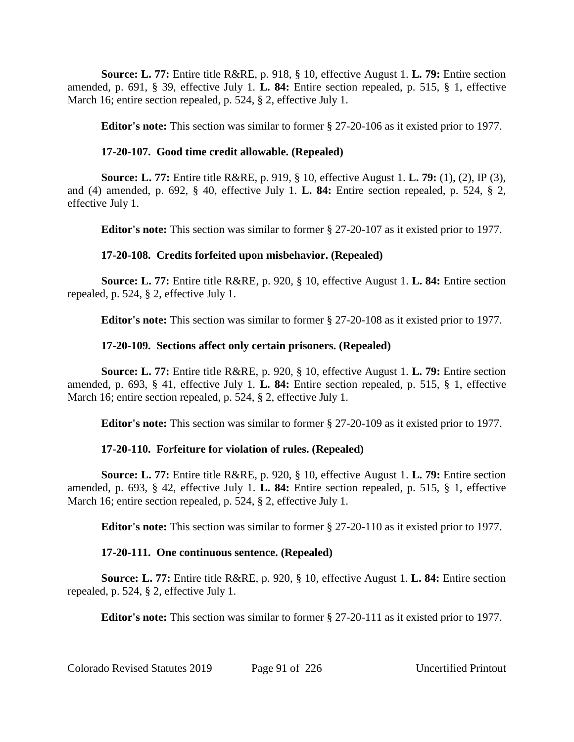**Source: L. 77:** Entire title R&RE, p. 918, § 10, effective August 1. **L. 79:** Entire section amended, p. 691, § 39, effective July 1. **L. 84:** Entire section repealed, p. 515, § 1, effective March 16; entire section repealed, p. 524, § 2, effective July 1.

**Editor's note:** This section was similar to former § 27-20-106 as it existed prior to 1977.

**17-20-107. Good time credit allowable. (Repealed)**

**Source: L. 77:** Entire title R&RE, p. 919, § 10, effective August 1. **L. 79:** (1), (2), IP (3), and (4) amended, p. 692, § 40, effective July 1. **L. 84:** Entire section repealed, p. 524, § 2, effective July 1.

**Editor's note:** This section was similar to former § 27-20-107 as it existed prior to 1977.

**17-20-108. Credits forfeited upon misbehavior. (Repealed)**

**Source: L. 77:** Entire title R&RE, p. 920, § 10, effective August 1. **L. 84:** Entire section repealed, p. 524, § 2, effective July 1.

**Editor's note:** This section was similar to former § 27-20-108 as it existed prior to 1977.

**17-20-109. Sections affect only certain prisoners. (Repealed)**

**Source: L. 77:** Entire title R&RE, p. 920, § 10, effective August 1. **L. 79:** Entire section amended, p. 693, § 41, effective July 1. **L. 84:** Entire section repealed, p. 515, § 1, effective March 16; entire section repealed, p. 524, § 2, effective July 1.

**Editor's note:** This section was similar to former § 27-20-109 as it existed prior to 1977.

**17-20-110. Forfeiture for violation of rules. (Repealed)**

**Source: L. 77:** Entire title R&RE, p. 920, § 10, effective August 1. **L. 79:** Entire section amended, p. 693, § 42, effective July 1. **L. 84:** Entire section repealed, p. 515, § 1, effective March 16; entire section repealed, p. 524, § 2, effective July 1.

**Editor's note:** This section was similar to former § 27-20-110 as it existed prior to 1977.

**17-20-111. One continuous sentence. (Repealed)**

**Source: L. 77:** Entire title R&RE, p. 920, § 10, effective August 1. **L. 84:** Entire section repealed, p. 524, § 2, effective July 1.

**Editor's note:** This section was similar to former § 27-20-111 as it existed prior to 1977.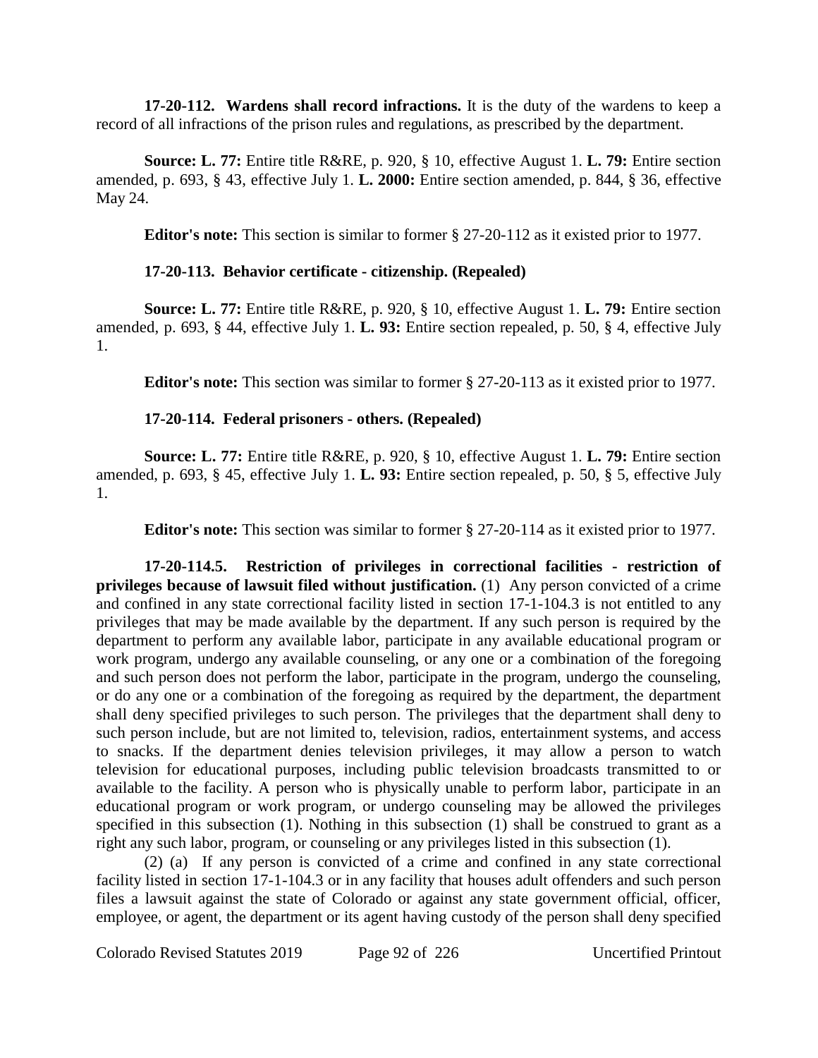**17-20-112. Wardens shall record infractions.** It is the duty of the wardens to keep a record of all infractions of the prison rules and regulations, as prescribed by the department.

**Source: L. 77:** Entire title R&RE, p. 920, § 10, effective August 1. **L. 79:** Entire section amended, p. 693, § 43, effective July 1. **L. 2000:** Entire section amended, p. 844, § 36, effective May 24.

**Editor's note:** This section is similar to former § 27-20-112 as it existed prior to 1977.

**17-20-113. Behavior certificate - citizenship. (Repealed)**

**Source: L. 77:** Entire title R&RE, p. 920, § 10, effective August 1. **L. 79:** Entire section amended, p. 693, § 44, effective July 1. **L. 93:** Entire section repealed, p. 50, § 4, effective July 1.

**Editor's note:** This section was similar to former § 27-20-113 as it existed prior to 1977.

**17-20-114. Federal prisoners - others. (Repealed)**

**Source: L. 77:** Entire title R&RE, p. 920, § 10, effective August 1. **L. 79:** Entire section amended, p. 693, § 45, effective July 1. **L. 93:** Entire section repealed, p. 50, § 5, effective July 1.

**Editor's note:** This section was similar to former § 27-20-114 as it existed prior to 1977.

**17-20-114.5. Restriction of privileges in correctional facilities - restriction of privileges because of lawsuit filed without justification.** (1) Any person convicted of a crime and confined in any state correctional facility listed in section 17-1-104.3 is not entitled to any privileges that may be made available by the department. If any such person is required by the department to perform any available labor, participate in any available educational program or work program, undergo any available counseling, or any one or a combination of the foregoing and such person does not perform the labor, participate in the program, undergo the counseling, or do any one or a combination of the foregoing as required by the department, the department shall deny specified privileges to such person. The privileges that the department shall deny to such person include, but are not limited to, television, radios, entertainment systems, and access to snacks. If the department denies television privileges, it may allow a person to watch television for educational purposes, including public television broadcasts transmitted to or available to the facility. A person who is physically unable to perform labor, participate in an educational program or work program, or undergo counseling may be allowed the privileges specified in this subsection (1). Nothing in this subsection (1) shall be construed to grant as a right any such labor, program, or counseling or any privileges listed in this subsection (1).

(2) (a) If any person is convicted of a crime and confined in any state correctional facility listed in section 17-1-104.3 or in any facility that houses adult offenders and such person files a lawsuit against the state of Colorado or against any state government official, officer, employee, or agent, the department or its agent having custody of the person shall deny specified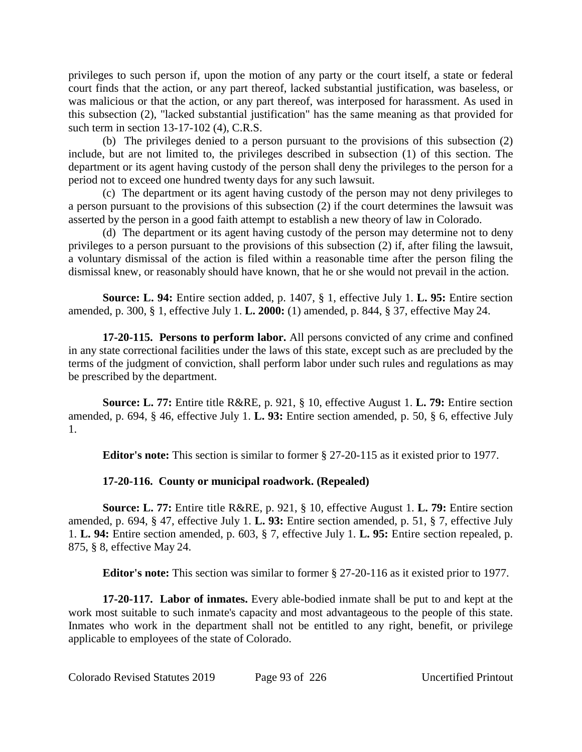privileges to such person if, upon the motion of any party or the court itself, a state or federal court finds that the action, or any part thereof, lacked substantial justification, was baseless, or was malicious or that the action, or any part thereof, was interposed for harassment. As used in this subsection (2), "lacked substantial justification" has the same meaning as that provided for such term in section 13-17-102 (4), C.R.S.

(b) The privileges denied to a person pursuant to the provisions of this subsection (2) include, but are not limited to, the privileges described in subsection (1) of this section. The department or its agent having custody of the person shall deny the privileges to the person for a period not to exceed one hundred twenty days for any such lawsuit.

(c) The department or its agent having custody of the person may not deny privileges to a person pursuant to the provisions of this subsection (2) if the court determines the lawsuit was asserted by the person in a good faith attempt to establish a new theory of law in Colorado.

(d) The department or its agent having custody of the person may determine not to deny privileges to a person pursuant to the provisions of this subsection (2) if, after filing the lawsuit, a voluntary dismissal of the action is filed within a reasonable time after the person filing the dismissal knew, or reasonably should have known, that he or she would not prevail in the action.

**Source: L. 94:** Entire section added, p. 1407, § 1, effective July 1. **L. 95:** Entire section amended, p. 300, § 1, effective July 1. **L. 2000:** (1) amended, p. 844, § 37, effective May 24.

**17-20-115. Persons to perform labor.** All persons convicted of any crime and confined in any state correctional facilities under the laws of this state, except such as are precluded by the terms of the judgment of conviction, shall perform labor under such rules and regulations as may be prescribed by the department.

**Source: L. 77:** Entire title R&RE, p. 921, § 10, effective August 1. **L. 79:** Entire section amended, p. 694, § 46, effective July 1. **L. 93:** Entire section amended, p. 50, § 6, effective July 1.

**Editor's note:** This section is similar to former § 27-20-115 as it existed prior to 1977.

**17-20-116. County or municipal roadwork. (Repealed)**

**Source: L. 77:** Entire title R&RE, p. 921, § 10, effective August 1. **L. 79:** Entire section amended, p. 694, § 47, effective July 1. **L. 93:** Entire section amended, p. 51, § 7, effective July 1. **L. 94:** Entire section amended, p. 603, § 7, effective July 1. **L. 95:** Entire section repealed, p. 875, § 8, effective May 24.

**Editor's note:** This section was similar to former § 27-20-116 as it existed prior to 1977.

**17-20-117. Labor of inmates.** Every able-bodied inmate shall be put to and kept at the work most suitable to such inmate's capacity and most advantageous to the people of this state. Inmates who work in the department shall not be entitled to any right, benefit, or privilege applicable to employees of the state of Colorado.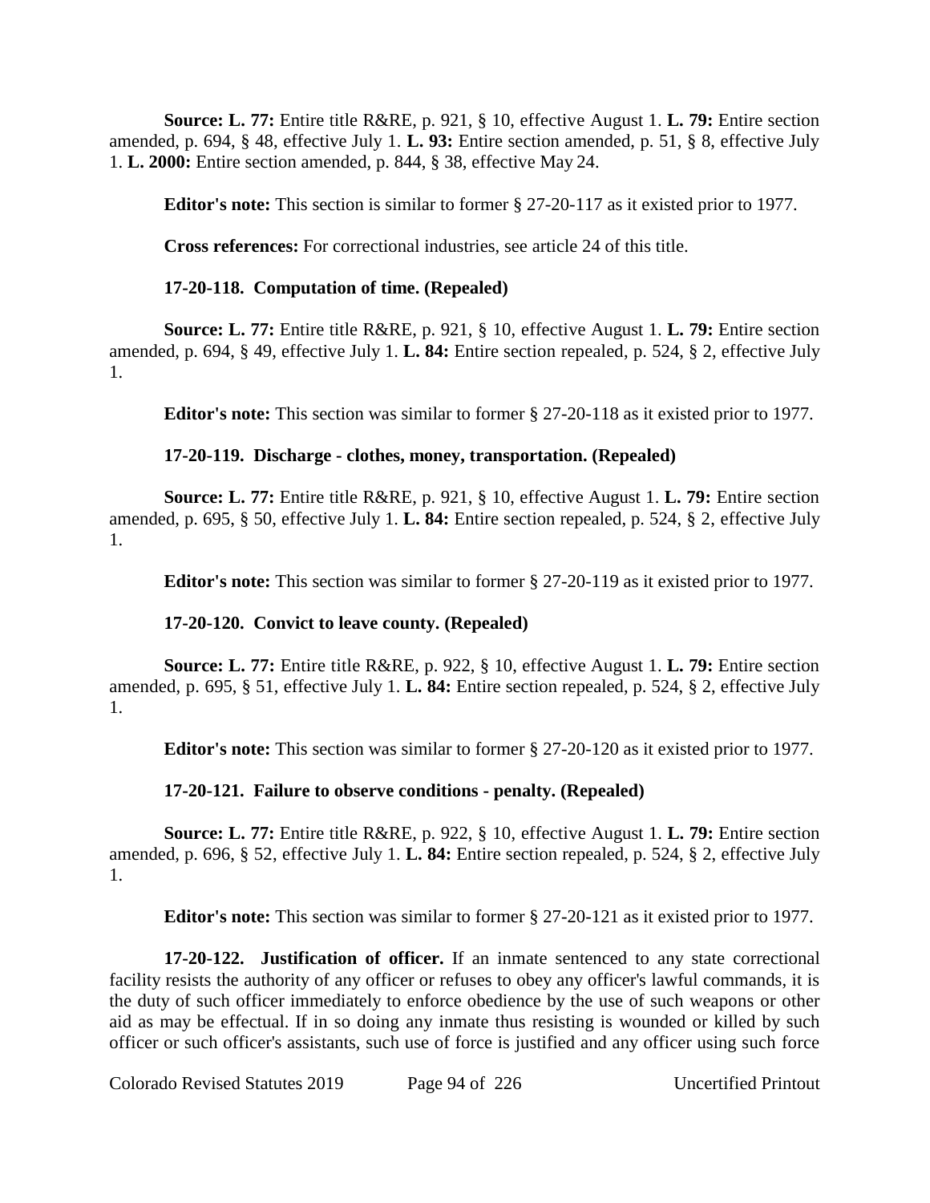**Source: L. 77:** Entire title R&RE, p. 921, § 10, effective August 1. **L. 79:** Entire section amended, p. 694, § 48, effective July 1. **L. 93:** Entire section amended, p. 51, § 8, effective July 1. **L. 2000:** Entire section amended, p. 844, § 38, effective May 24.

**Editor's note:** This section is similar to former § 27-20-117 as it existed prior to 1977.

**Cross references:** For correctional industries, see article 24 of this title.

**17-20-118. Computation of time. (Repealed)**

**Source: L. 77:** Entire title R&RE, p. 921, § 10, effective August 1. **L. 79:** Entire section amended, p. 694, § 49, effective July 1. **L. 84:** Entire section repealed, p. 524, § 2, effective July 1.

**Editor's note:** This section was similar to former § 27-20-118 as it existed prior to 1977.

**17-20-119. Discharge - clothes, money, transportation. (Repealed)**

**Source: L. 77:** Entire title R&RE, p. 921, § 10, effective August 1. **L. 79:** Entire section amended, p. 695, § 50, effective July 1. **L. 84:** Entire section repealed, p. 524, § 2, effective July 1.

**Editor's note:** This section was similar to former § 27-20-119 as it existed prior to 1977.

**17-20-120. Convict to leave county. (Repealed)**

**Source: L. 77:** Entire title R&RE, p. 922, § 10, effective August 1. **L. 79:** Entire section amended, p. 695, § 51, effective July 1. **L. 84:** Entire section repealed, p. 524, § 2, effective July 1.

**Editor's note:** This section was similar to former § 27-20-120 as it existed prior to 1977.

**17-20-121. Failure to observe conditions - penalty. (Repealed)**

**Source: L. 77:** Entire title R&RE, p. 922, § 10, effective August 1. **L. 79:** Entire section amended, p. 696, § 52, effective July 1. **L. 84:** Entire section repealed, p. 524, § 2, effective July 1.

**Editor's note:** This section was similar to former § 27-20-121 as it existed prior to 1977.

**17-20-122. Justification of officer.** If an inmate sentenced to any state correctional facility resists the authority of any officer or refuses to obey any officer's lawful commands, it is the duty of such officer immediately to enforce obedience by the use of such weapons or other aid as may be effectual. If in so doing any inmate thus resisting is wounded or killed by such officer or such officer's assistants, such use of force is justified and any officer using such force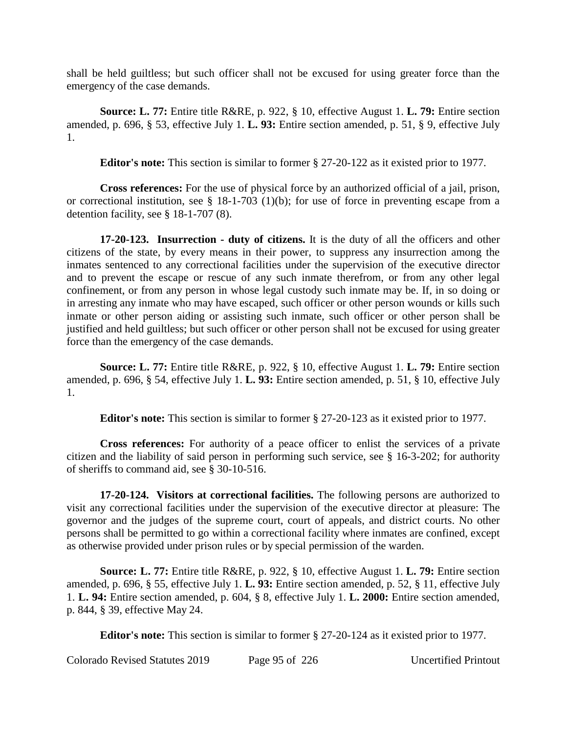shall be held guiltless; but such officer shall not be excused for using greater force than the emergency of the case demands.

**Source: L. 77:** Entire title R&RE, p. 922, § 10, effective August 1. **L. 79:** Entire section amended, p. 696, § 53, effective July 1. **L. 93:** Entire section amended, p. 51, § 9, effective July 1.

**Editor's note:** This section is similar to former § 27-20-122 as it existed prior to 1977.

**Cross references:** For the use of physical force by an authorized official of a jail, prison, or correctional institution, see § 18-1-703 (1)(b); for use of force in preventing escape from a detention facility, see § 18-1-707 (8).

**17-20-123. Insurrection - duty of citizens.** It is the duty of all the officers and other citizens of the state, by every means in their power, to suppress any insurrection among the inmates sentenced to any correctional facilities under the supervision of the executive director and to prevent the escape or rescue of any such inmate therefrom, or from any other legal confinement, or from any person in whose legal custody such inmate may be. If, in so doing or in arresting any inmate who may have escaped, such officer or other person wounds or kills such inmate or other person aiding or assisting such inmate, such officer or other person shall be justified and held guiltless; but such officer or other person shall not be excused for using greater force than the emergency of the case demands.

**Source: L. 77:** Entire title R&RE, p. 922, § 10, effective August 1. **L. 79:** Entire section amended, p. 696, § 54, effective July 1. **L. 93:** Entire section amended, p. 51, § 10, effective July 1.

**Editor's note:** This section is similar to former § 27-20-123 as it existed prior to 1977.

**Cross references:** For authority of a peace officer to enlist the services of a private citizen and the liability of said person in performing such service, see § 16-3-202; for authority of sheriffs to command aid, see § 30-10-516.

**17-20-124. Visitors at correctional facilities.** The following persons are authorized to visit any correctional facilities under the supervision of the executive director at pleasure: The governor and the judges of the supreme court, court of appeals, and district courts. No other persons shall be permitted to go within a correctional facility where inmates are confined, except as otherwise provided under prison rules or by special permission of the warden.

**Source: L. 77:** Entire title R&RE, p. 922, § 10, effective August 1. **L. 79:** Entire section amended, p. 696, § 55, effective July 1. **L. 93:** Entire section amended, p. 52, § 11, effective July 1. **L. 94:** Entire section amended, p. 604, § 8, effective July 1. **L. 2000:** Entire section amended, p. 844, § 39, effective May 24.

**Editor's note:** This section is similar to former § 27-20-124 as it existed prior to 1977.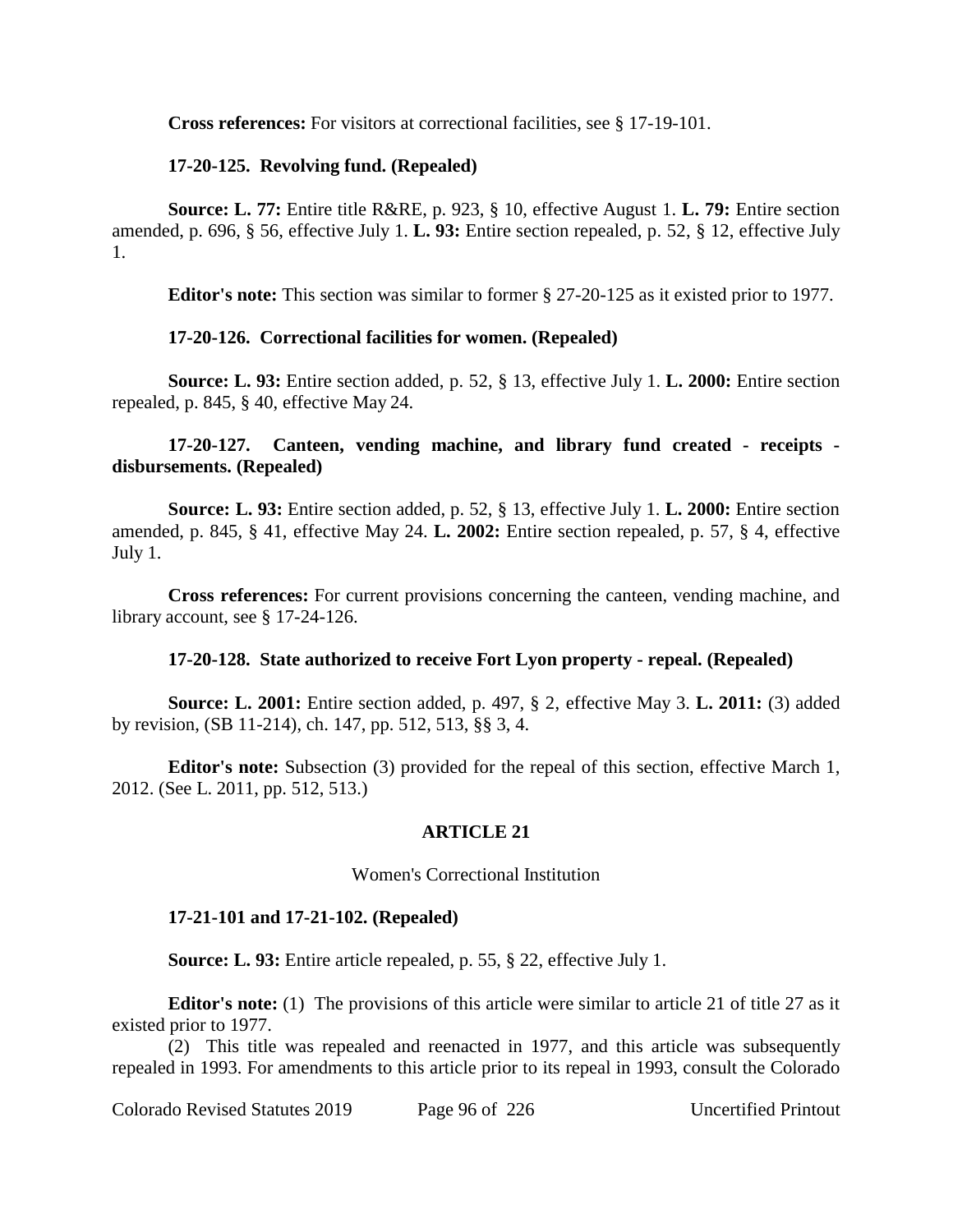**Cross references:** For visitors at correctional facilities, see § 17-19-101.

**17-20-125. Revolving fund. (Repealed)**

**Source: L. 77:** Entire title R&RE, p. 923, § 10, effective August 1. **L. 79:** Entire section amended, p. 696, § 56, effective July 1. **L. 93:** Entire section repealed, p. 52, § 12, effective July 1.

**Editor's note:** This section was similar to former § 27-20-125 as it existed prior to 1977.

**17-20-126. Correctional facilities for women. (Repealed)**

**Source: L. 93:** Entire section added, p. 52, § 13, effective July 1. **L. 2000:** Entire section repealed, p. 845, § 40, effective May 24.

**17-20-127. Canteen, vending machine, and library fund created - receipts - disbursements. (Repealed)**

**Source: L. 93:** Entire section added, p. 52, § 13, effective July 1. **L. 2000:** Entire section amended, p. 845, § 41, effective May 24. **L. 2002:** Entire section repealed, p. 57, § 4, effective July 1.

**Cross references:** For current provisions concerning the canteen, vending machine, and library account, see § 17-24-126.

**17-20-128. State authorized to receive Fort Lyon property - repeal. (Repealed)**

**Source: L. 2001:** Entire section added, p. 497, § 2, effective May 3. **L. 2011:** (3) added by revision, (SB 11-214), ch. 147, pp. 512, 513, §§ 3, 4.

**Editor's note:** Subsection (3) provided for the repeal of this section, effective March 1, 2012. (See L. 2011, pp. 512, 513.)

## ARTICLE 21

Women's Correctional Institution

**17-21-101 and 17-21-102. (Repealed)**

**Source: L. 93:** Entire article repealed, p. 55, § 22, effective July 1.

**Editor's note:** (1) The provisions of this article were similar to article 21 of title 27 as it existed prior to 1977.

(2) This title was repealed and reenacted in 1977, and this article was subsequently repealed in 1993. For amendments to this article prior to its repeal in 1993, consult the Colorado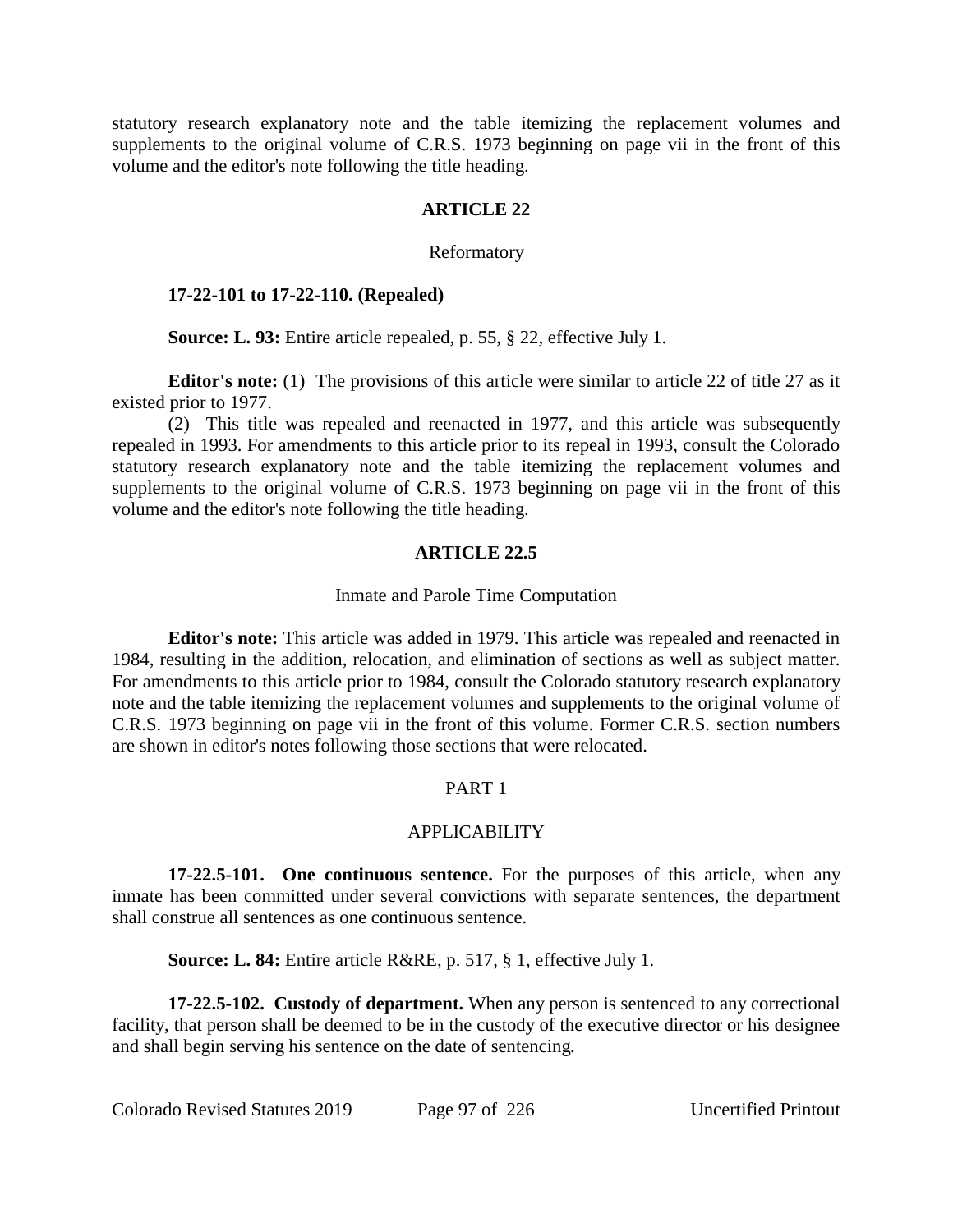statutory research explanatory note and the table itemizing the replacement volumes and supplements to the original volume of C.R.S. 1973 beginning on page vii in the front of this volume and the editor's note following the title heading.

## ARTICLE 22

Reformatory

**17-22-101 to 17-22-110. (Repealed)**

**Source: L. 93:** Entire article repealed, p. 55, § 22, effective July 1.

**Editor's note:** (1) The provisions of this article were similar to article 22 of title 27 as it existed prior to 1977.

(2) This title was repealed and reenacted in 1977, and this article was subsequently repealed in 1993. For amendments to this article prior to its repeal in 1993, consult the Colorado statutory research explanatory note and the table itemizing the replacement volumes and supplements to the original volume of C.R.S. 1973 beginning on page vii in the front of this volume and the editor's note following the title heading.

## ARTICLE 22.5

Inmate and Parole Time Computation

**Editor's note:** This article was added in 1979. This article was repealed and reenacted in 1984, resulting in the addition, relocation, and elimination of sections as well as subject matter. For amendments to this article prior to 1984, consult the Colorado statutory research explanatory note and the table itemizing the replacement volumes and supplements to the original volume of C.R.S. 1973 beginning on page vii in the front of this volume. Former C.R.S. section numbers are shown in editor's notes following those sections that were relocated.

### PART 1

### APPLICABILITY

**17-22.5-101. One continuous sentence.** For the purposes of this article, when any inmate has been committed under several convictions with separate sentences, the department shall construe all sentences as one continuous sentence.

**Source: L. 84:** Entire article R&RE, p. 517, § 1, effective July 1.

**17-22.5-102. Custody of department.** When any person is sentenced to any correctional facility, that person shall be deemed to be in the custody of the executive director or his designee and shall begin serving his sentence on the date of sentencing.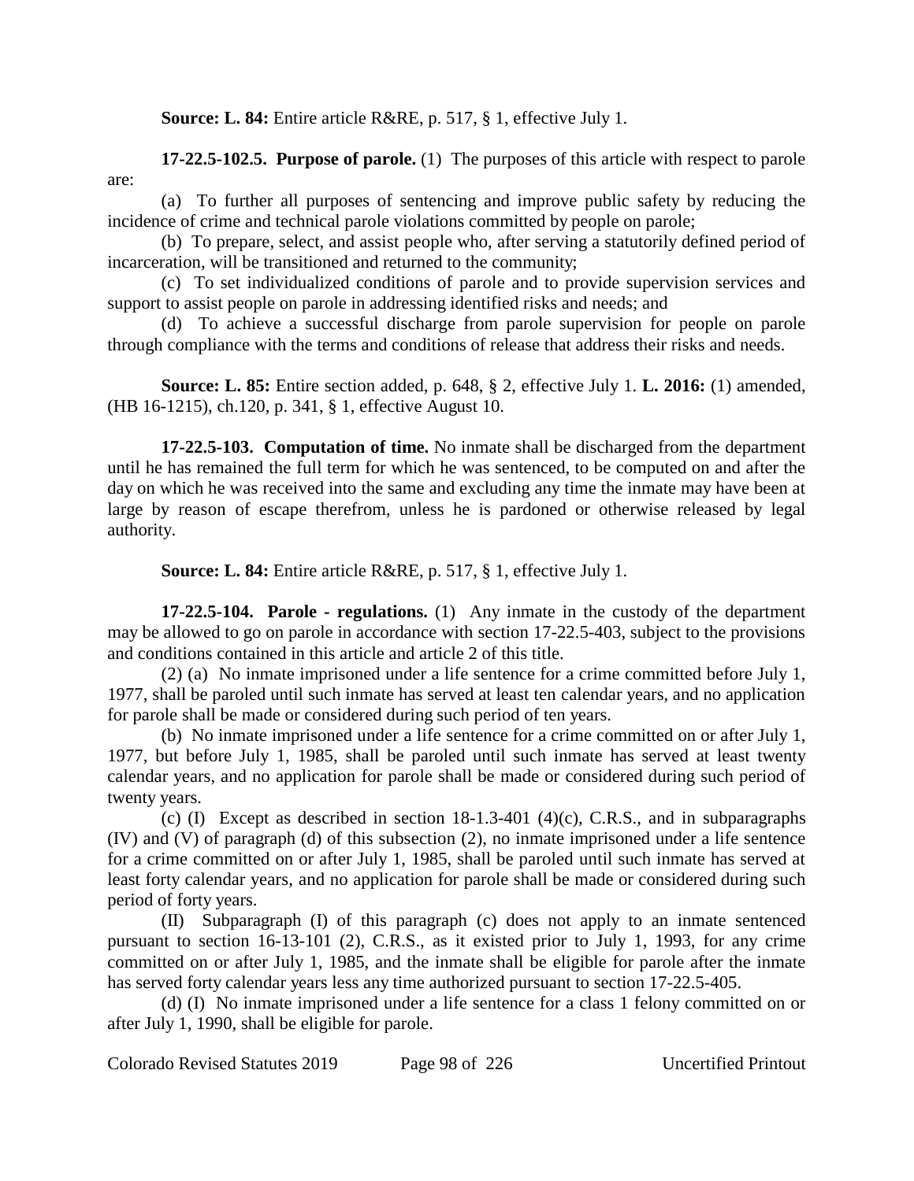**Source: L. 84:** Entire article R&RE, p. 517, § 1, effective July 1.

**17-22.5-102.5. Purpose of parole.** (1) The purposes of this article with respect to parole are:

(a) To further all purposes of sentencing and improve public safety by reducing the incidence of crime and technical parole violations committed by people on parole;

(b) To prepare, select, and assist people who, after serving a statutorily defined period of incarceration, will be transitioned and returned to the community;

(c) To set individualized conditions of parole and to provide supervision services and support to assist people on parole in addressing identified risks and needs; and

(d) To achieve a successful discharge from parole supervision for people on parole through compliance with the terms and conditions of release that address their risks and needs.

**Source: L. 85:** Entire section added, p. 648, § 2, effective July 1. **L. 2016:** (1) amended, (HB 16-1215), ch.120, p. 341, § 1, effective August 10.

**17-22.5-103. Computation of time.** No inmate shall be discharged from the department until he has remained the full term for which he was sentenced, to be computed on and after the day on which he was received into the same and excluding any time the inmate may have been at large by reason of escape therefrom, unless he is pardoned or otherwise released by legal authority.

**Source: L. 84:** Entire article R&RE, p. 517, § 1, effective July 1.

**17-22.5-104. Parole - regulations.** (1) Any inmate in the custody of the department may be allowed to go on parole in accordance with section 17-22.5-403, subject to the provisions and conditions contained in this article and article 2 of this title.

(2) (a) No inmate imprisoned under a life sentence for a crime committed before July 1, 1977, shall be paroled until such inmate has served at least ten calendar years, and no application for parole shall be made or considered during such period of ten years.

(b) No inmate imprisoned under a life sentence for a crime committed on or after July 1, 1977, but before July 1, 1985, shall be paroled until such inmate has served at least twenty calendar years, and no application for parole shall be made or considered during such period of twenty years.

(c) (I) Except as described in section 18-1.3-401 (4)(c), C.R.S., and in subparagraphs (IV) and (V) of paragraph (d) of this subsection (2), no inmate imprisoned under a life sentence for a crime committed on or after July 1, 1985, shall be paroled until such inmate has served at least forty calendar years, and no application for parole shall be made or considered during such period of forty years.

(II) Subparagraph (I) of this paragraph (c) does not apply to an inmate sentenced pursuant to section 16-13-101 (2), C.R.S., as it existed prior to July 1, 1993, for any crime committed on or after July 1, 1985, and the inmate shall be eligible for parole after the inmate has served forty calendar years less any time authorized pursuant to section 17-22.5-405.

(d) (I) No inmate imprisoned under a life sentence for a class 1 felony committed on or after July 1, 1990, shall be eligible for parole.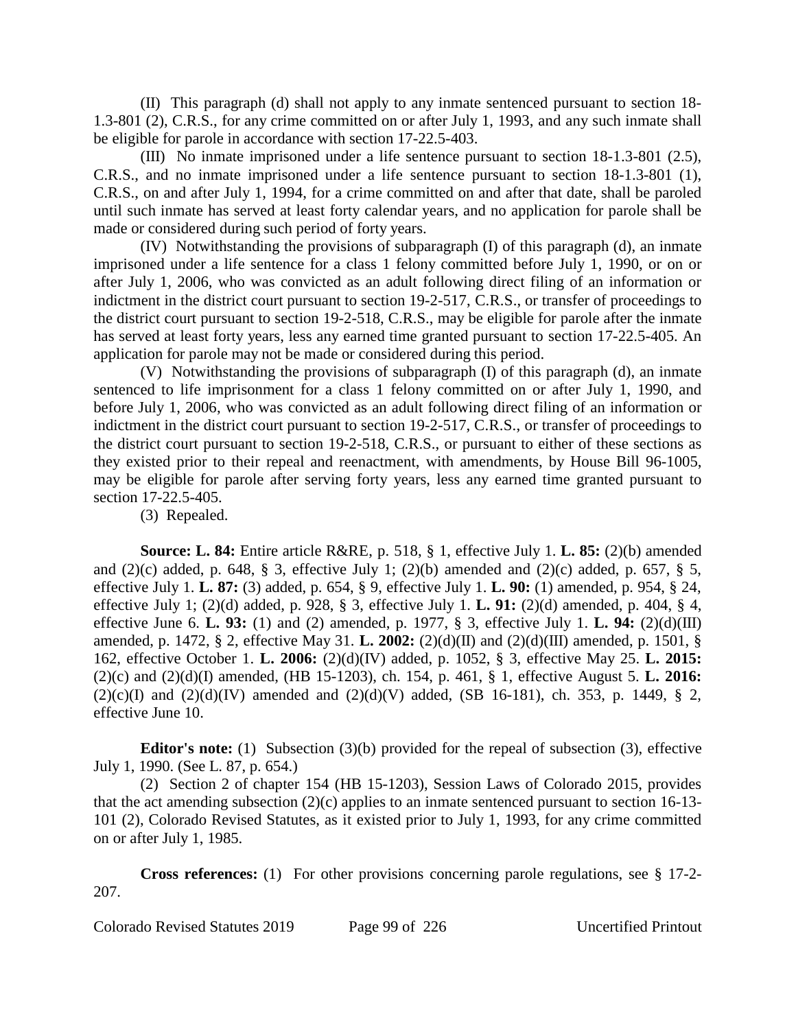(II) This paragraph (d) shall not apply to any inmate sentenced pursuant to section 18-1.3-801 (2), C.R.S., for any crime committed on or after July 1, 1993, and any such inmate shall be eligible for parole in accordance with section 17-22.5-403.

(III) No inmate imprisoned under a life sentence pursuant to section 18-1.3-801 (2.5), C.R.S., and no inmate imprisoned under a life sentence pursuant to section 18-1.3-801 (1), C.R.S., on and after July 1, 1994, for a crime committed on and after that date, shall be paroled until such inmate has served at least forty calendar years, and no application for parole shall be made or considered during such period of forty years.

(IV) Notwithstanding the provisions of subparagraph (I) of this paragraph (d), an inmate imprisoned under a life sentence for a class 1 felony committed before July 1, 1990, or on or after July 1, 2006, who was convicted as an adult following direct filing of an information or indictment in the district court pursuant to section 19-2-517, C.R.S., or transfer of proceedings to the district court pursuant to section 19-2-518, C.R.S., may be eligible for parole after the inmate has served at least forty years, less any earned time granted pursuant to section 17-22.5-405. An application for parole may not be made or considered during this period.

(V) Notwithstanding the provisions of subparagraph (I) of this paragraph (d), an inmate sentenced to life imprisonment for a class 1 felony committed on or after July 1, 1990, and before July 1, 2006, who was convicted as an adult following direct filing of an information or indictment in the district court pursuant to section 19-2-517, C.R.S., or transfer of proceedings to the district court pursuant to section 19-2-518, C.R.S., or pursuant to either of these sections as they existed prior to their repeal and reenactment, with amendments, by House Bill 96-1005, may be eligible for parole after serving forty years, less any earned time granted pursuant to section 17-22.5-405.

(3) Repealed.

**Source: L. 84:** Entire article R&RE, p. 518, § 1, effective July 1. **L. 85:** (2)(b) amended and (2)(c) added, p. 648, § 3, effective July 1; (2)(b) amended and (2)(c) added, p. 657, § 5, effective July 1. **L. 87:** (3) added, p. 654, § 9, effective July 1. **L. 90:** (1) amended, p. 954, § 24, effective July 1; (2)(d) added, p. 928, § 3, effective July 1. **L. 91:** (2)(d) amended, p. 404, § 4, effective June 6. **L. 93:** (1) and (2) amended, p. 1977, § 3, effective July 1. **L. 94:** (2)(d)(III) amended, p. 1472, § 2, effective May 31. **L. 2002:** (2)(d)(II) and (2)(d)(III) amended, p. 1501, § 162, effective October 1. **L. 2006:** (2)(d)(IV) added, p. 1052, § 3, effective May 25. **L. 2015:** (2)(c) and (2)(d)(I) amended, (HB 15-1203), ch. 154, p. 461, § 1, effective August 5. **L. 2016:** (2)(c)(I) and (2)(d)(IV) amended and (2)(d)(V) added, (SB 16-181), ch. 353, p. 1449, § 2, effective June 10.

**Editor's note:** (1) Subsection (3)(b) provided for the repeal of subsection (3), effective July 1, 1990. (See L. 87, p. 654.)

(2) Section 2 of chapter 154 (HB 15-1203), Session Laws of Colorado 2015, provides that the act amending subsection (2)(c) applies to an inmate sentenced pursuant to section 16-13-101 (2), Colorado Revised Statutes, as it existed prior to July 1, 1993, for any crime committed on or after July 1, 1985.

**Cross references:** (1) For other provisions concerning parole regulations, see § 17-2-207.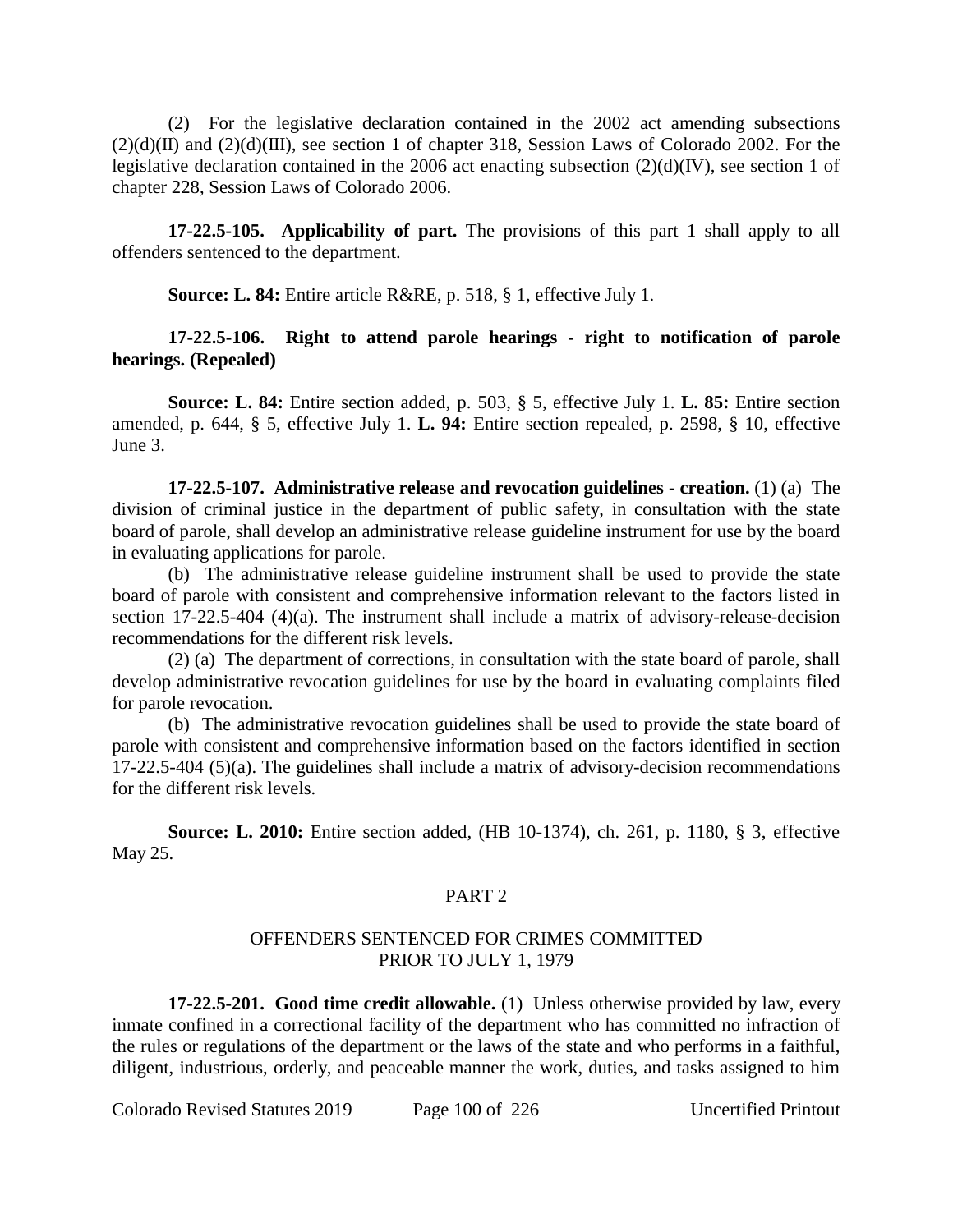(2) For the legislative declaration contained in the 2002 act amending subsections (2)(d)(II) and (2)(d)(III), see section 1 of chapter 318, Session Laws of Colorado 2002. For the legislative declaration contained in the 2006 act enacting subsection (2)(d)(IV), see section 1 of chapter 228, Session Laws of Colorado 2006.

**17-22.5-105. Applicability of part.** The provisions of this part 1 shall apply to all offenders sentenced to the department.

**Source: L. 84:** Entire article R&RE, p. 518, § 1, effective July 1.

**17-22.5-106. Right to attend parole hearings - right to notification of parole hearings. (Repealed)**

**Source: L. 84:** Entire section added, p. 503, § 5, effective July 1. **L. 85:** Entire section amended, p. 644, § 5, effective July 1. **L. 94:** Entire section repealed, p. 2598, § 10, effective June 3.

**17-22.5-107. Administrative release and revocation guidelines - creation.** (1) (a) The division of criminal justice in the department of public safety, in consultation with the state board of parole, shall develop an administrative release guideline instrument for use by the board in evaluating applications for parole.

(b) The administrative release guideline instrument shall be used to provide the state board of parole with consistent and comprehensive information relevant to the factors listed in section 17-22.5-404 (4)(a). The instrument shall include a matrix of advisory-release-decision recommendations for the different risk levels.

(2) (a) The department of corrections, in consultation with the state board of parole, shall develop administrative revocation guidelines for use by the board in evaluating complaints filed for parole revocation.

(b) The administrative revocation guidelines shall be used to provide the state board of parole with consistent and comprehensive information based on the factors identified in section 17-22.5-404 (5)(a). The guidelines shall include a matrix of advisory-decision recommendations for the different risk levels.

**Source: L. 2010:** Entire section added, (HB 10-1374), ch. 261, p. 1180, § 3, effective May 25.

## PART 2

## OFFENDERS SENTENCED FOR CRIMES COMMITTED PRIOR TO JULY 1, 1979

**17-22.5-201. Good time credit allowable.** (1) Unless otherwise provided by law, every inmate confined in a correctional facility of the department who has committed no infraction of the rules or regulations of the department or the laws of the state and who performs in a faithful, diligent, industrious, orderly, and peaceable manner the work, duties, and tasks assigned to him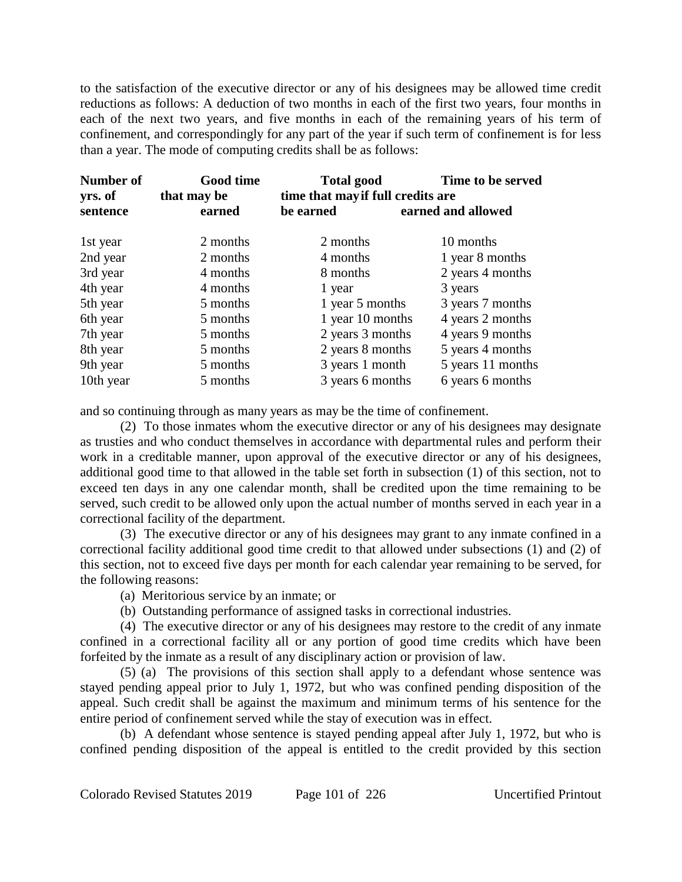to the satisfaction of the executive director or any of his designees may be allowed time credit reductions as follows: A deduction of two months in each of the first two years, four months in each of the next two years, and five months in each of the remaining years of his term of confinement, and correspondingly for any part of the year if such term of confinement is for less than a year. The mode of computing credits shall be as follows:

| **Number of yrs. of sentence** | **Good time that may be earned** | **Total good time that may be earned** | **Time to be served if full credits are earned and allowed** |
|---|---|---|---|
| 1st year | 2 months | 2 months | 10 months |
| 2nd year | 2 months | 4 months | 1 year 8 months |
| 3rd year | 4 months | 8 months | 2 years 4 months |
| 4th year | 4 months | 1 year | 3 years |
| 5th year | 5 months | 1 year 5 months | 3 years 7 months |
| 6th year | 5 months | 1 year 10 months | 4 years 2 months |
| 7th year | 5 months | 2 years 3 months | 4 years 9 months |
| 8th year | 5 months | 2 years 8 months | 5 years 4 months |
| 9th year | 5 months | 3 years 1 month | 5 years 11 months |
| 10th year | 5 months | 3 years 6 months | 6 years 6 months |

and so continuing through as many years as may be the time of confinement.

(2) To those inmates whom the executive director or any of his designees may designate as trusties and who conduct themselves in accordance with departmental rules and perform their work in a creditable manner, upon approval of the executive director or any of his designees, additional good time to that allowed in the table set forth in subsection (1) of this section, not to exceed ten days in any one calendar month, shall be credited upon the time remaining to be served, such credit to be allowed only upon the actual number of months served in each year in a correctional facility of the department.

(3) The executive director or any of his designees may grant to any inmate confined in a correctional facility additional good time credit to that allowed under subsections (1) and (2) of this section, not to exceed five days per month for each calendar year remaining to be served, for the following reasons:

(a) Meritorious service by an inmate; or

(b) Outstanding performance of assigned tasks in correctional industries.

(4) The executive director or any of his designees may restore to the credit of any inmate confined in a correctional facility all or any portion of good time credits which have been forfeited by the inmate as a result of any disciplinary action or provision of law.

(5) (a) The provisions of this section shall apply to a defendant whose sentence was stayed pending appeal prior to July 1, 1972, but who was confined pending disposition of the appeal. Such credit shall be against the maximum and minimum terms of his sentence for the entire period of confinement served while the stay of execution was in effect.

(b) A defendant whose sentence is stayed pending appeal after July 1, 1972, but who is confined pending disposition of the appeal is entitled to the credit provided by this section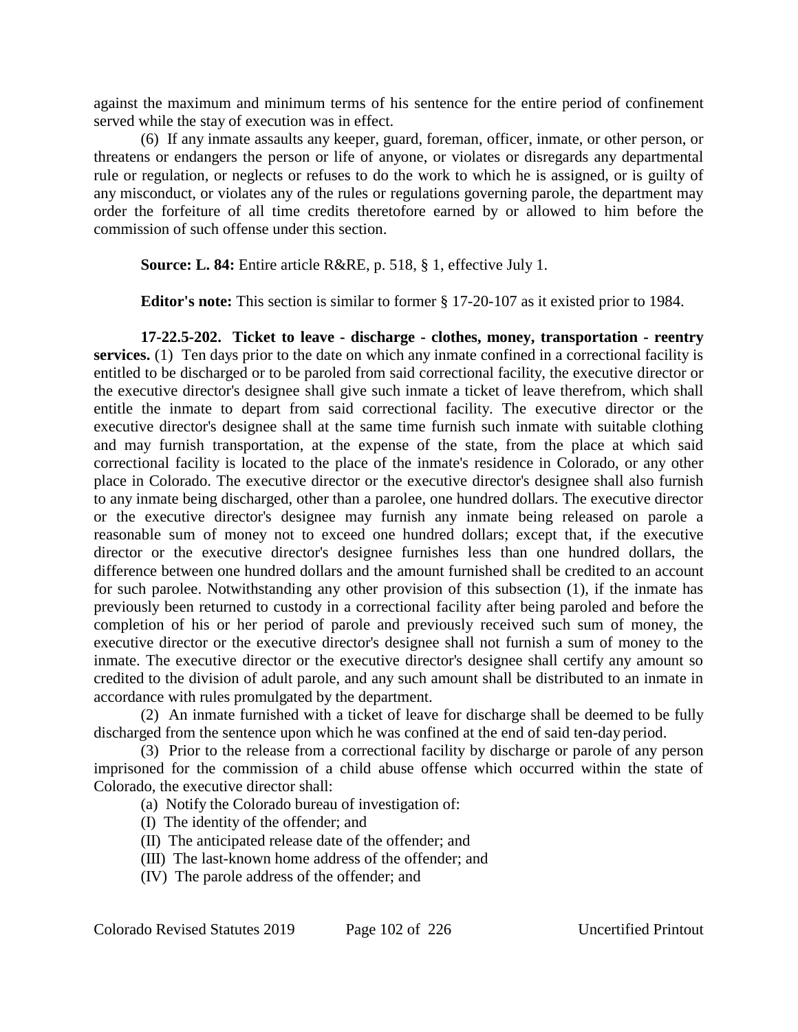against the maximum and minimum terms of his sentence for the entire period of confinement served while the stay of execution was in effect.

(6) If any inmate assaults any keeper, guard, foreman, officer, inmate, or other person, or threatens or endangers the person or life of anyone, or violates or disregards any departmental rule or regulation, or neglects or refuses to do the work to which he is assigned, or is guilty of any misconduct, or violates any of the rules or regulations governing parole, the department may order the forfeiture of all time credits theretofore earned by or allowed to him before the commission of such offense under this section.

**Source: L. 84:** Entire article R&RE, p. 518, § 1, effective July 1.

**Editor's note:** This section is similar to former § 17-20-107 as it existed prior to 1984.

**17-22.5-202. Ticket to leave - discharge - clothes, money, transportation - reentry services.** (1) Ten days prior to the date on which any inmate confined in a correctional facility is entitled to be discharged or to be paroled from said correctional facility, the executive director or the executive director's designee shall give such inmate a ticket of leave therefrom, which shall entitle the inmate to depart from said correctional facility. The executive director or the executive director's designee shall at the same time furnish such inmate with suitable clothing and may furnish transportation, at the expense of the state, from the place at which said correctional facility is located to the place of the inmate's residence in Colorado, or any other place in Colorado. The executive director or the executive director's designee shall also furnish to any inmate being discharged, other than a parolee, one hundred dollars. The executive director or the executive director's designee may furnish any inmate being released on parole a reasonable sum of money not to exceed one hundred dollars; except that, if the executive director or the executive director's designee furnishes less than one hundred dollars, the difference between one hundred dollars and the amount furnished shall be credited to an account for such parolee. Notwithstanding any other provision of this subsection (1), if the inmate has previously been returned to custody in a correctional facility after being paroled and before the completion of his or her period of parole and previously received such sum of money, the executive director or the executive director's designee shall not furnish a sum of money to the inmate. The executive director or the executive director's designee shall certify any amount so credited to the division of adult parole, and any such amount shall be distributed to an inmate in accordance with rules promulgated by the department.

(2) An inmate furnished with a ticket of leave for discharge shall be deemed to be fully discharged from the sentence upon which he was confined at the end of said ten-day period.

(3) Prior to the release from a correctional facility by discharge or parole of any person imprisoned for the commission of a child abuse offense which occurred within the state of Colorado, the executive director shall:

(a) Notify the Colorado bureau of investigation of:

(I) The identity of the offender; and

(II) The anticipated release date of the offender; and

(III) The last-known home address of the offender; and

(IV) The parole address of the offender; and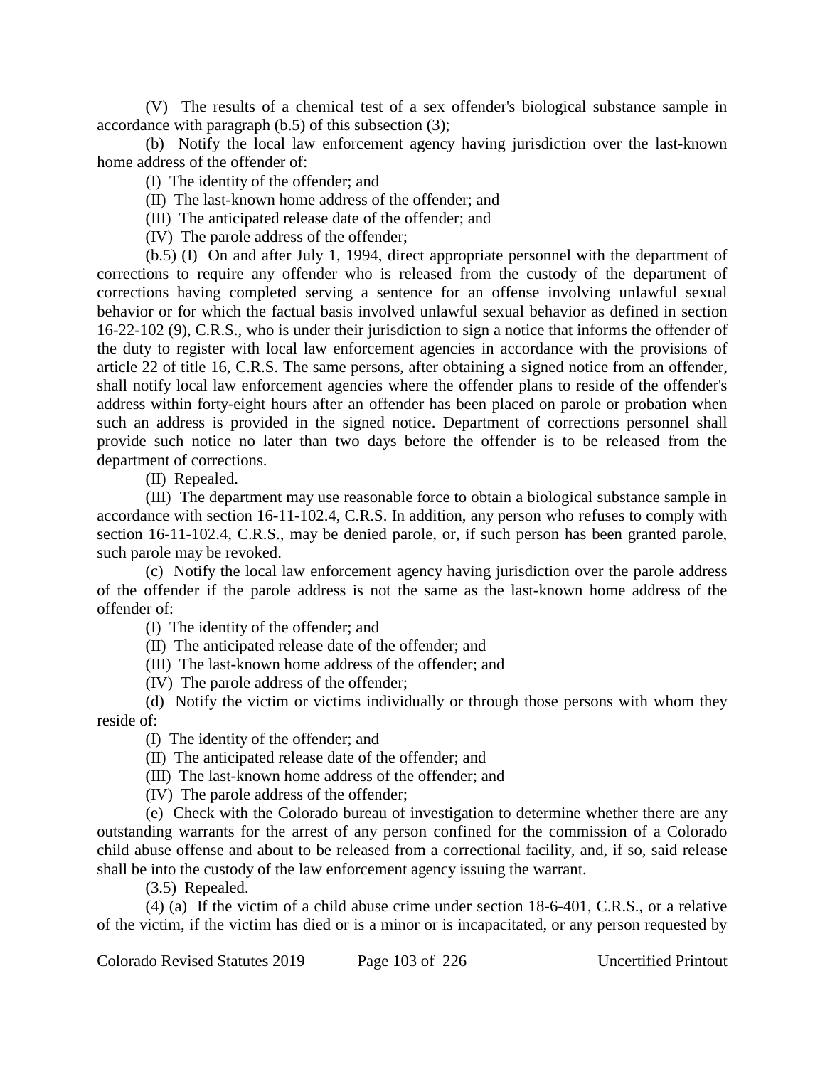(V) The results of a chemical test of a sex offender's biological substance sample in accordance with paragraph (b.5) of this subsection (3);

(b) Notify the local law enforcement agency having jurisdiction over the last-known home address of the offender of:

(I) The identity of the offender; and

(II) The last-known home address of the offender; and

(III) The anticipated release date of the offender; and

(IV) The parole address of the offender;

(b.5) (I) On and after July 1, 1994, direct appropriate personnel with the department of corrections to require any offender who is released from the custody of the department of corrections having completed serving a sentence for an offense involving unlawful sexual behavior or for which the factual basis involved unlawful sexual behavior as defined in section 16-22-102 (9), C.R.S., who is under their jurisdiction to sign a notice that informs the offender of the duty to register with local law enforcement agencies in accordance with the provisions of article 22 of title 16, C.R.S. The same persons, after obtaining a signed notice from an offender, shall notify local law enforcement agencies where the offender plans to reside of the offender's address within forty-eight hours after an offender has been placed on parole or probation when such an address is provided in the signed notice. Department of corrections personnel shall provide such notice no later than two days before the offender is to be released from the department of corrections.

(II) Repealed.

(III) The department may use reasonable force to obtain a biological substance sample in accordance with section 16-11-102.4, C.R.S. In addition, any person who refuses to comply with section 16-11-102.4, C.R.S., may be denied parole, or, if such person has been granted parole, such parole may be revoked.

(c) Notify the local law enforcement agency having jurisdiction over the parole address of the offender if the parole address is not the same as the last-known home address of the offender of:

(I) The identity of the offender; and

(II) The anticipated release date of the offender; and

(III) The last-known home address of the offender; and

(IV) The parole address of the offender;

(d) Notify the victim or victims individually or through those persons with whom they reside of:

(I) The identity of the offender; and

(II) The anticipated release date of the offender; and

(III) The last-known home address of the offender; and

(IV) The parole address of the offender;

(e) Check with the Colorado bureau of investigation to determine whether there are any outstanding warrants for the arrest of any person confined for the commission of a Colorado child abuse offense and about to be released from a correctional facility, and, if so, said release shall be into the custody of the law enforcement agency issuing the warrant.

(3.5) Repealed.

(4) (a) If the victim of a child abuse crime under section 18-6-401, C.R.S., or a relative of the victim, if the victim has died or is a minor or is incapacitated, or any person requested by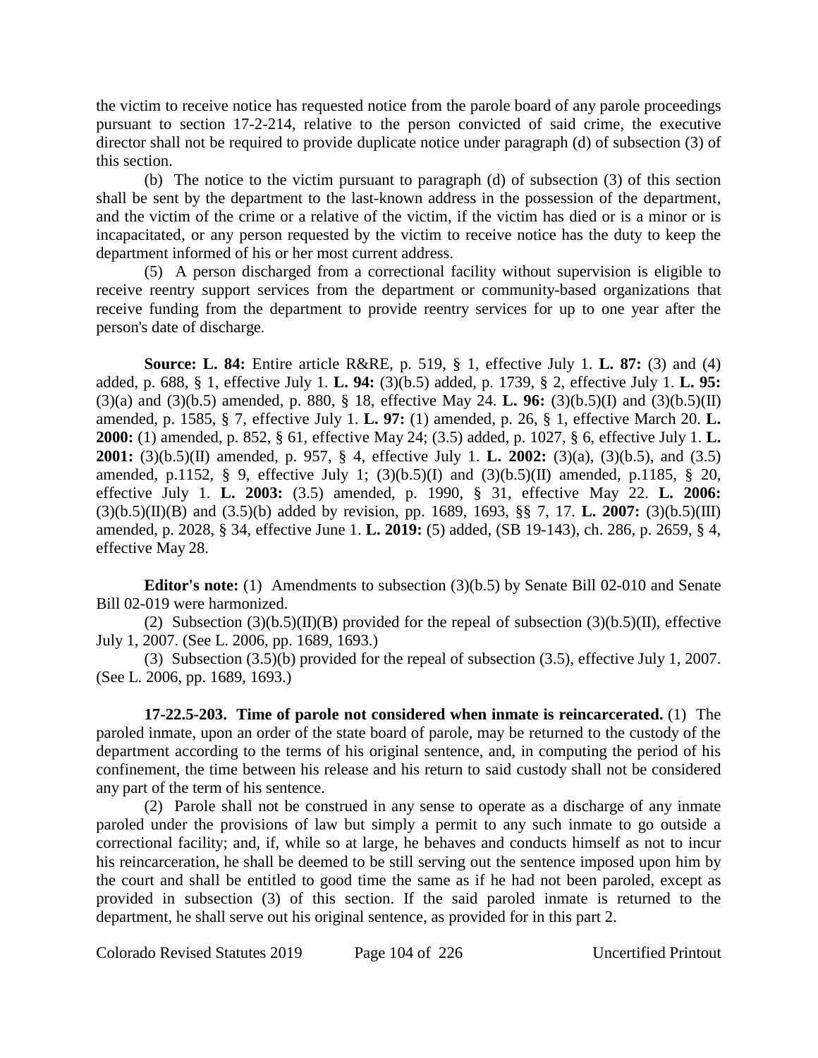the victim to receive notice has requested notice from the parole board of any parole proceedings pursuant to section 17-2-214, relative to the person convicted of said crime, the executive director shall not be required to provide duplicate notice under paragraph (d) of subsection (3) of this section.

(b) The notice to the victim pursuant to paragraph (d) of subsection (3) of this section shall be sent by the department to the last-known address in the possession of the department, and the victim of the crime or a relative of the victim, if the victim has died or is a minor or is incapacitated, or any person requested by the victim to receive notice has the duty to keep the department informed of his or her most current address.

(5) A person discharged from a correctional facility without supervision is eligible to receive reentry support services from the department or community-based organizations that receive funding from the department to provide reentry services for up to one year after the person's date of discharge.

**Source: L. 84:** Entire article R&RE, p. 519, § 1, effective July 1. **L. 87:** (3) and (4) added, p. 688, § 1, effective July 1. **L. 94:** (3)(b.5) added, p. 1739, § 2, effective July 1. **L. 95:** (3)(a) and (3)(b.5) amended, p. 880, § 18, effective May 24. **L. 96:** (3)(b.5)(I) and (3)(b.5)(II) amended, p. 1585, § 7, effective July 1. **L. 97:** (1) amended, p. 26, § 1, effective March 20. **L. 2000:** (1) amended, p. 852, § 61, effective May 24; (3.5) added, p. 1027, § 6, effective July 1. **L. 2001:** (3)(b.5)(II) amended, p. 957, § 4, effective July 1. **L. 2002:** (3)(a), (3)(b.5), and (3.5) amended, p.1152, § 9, effective July 1; (3)(b.5)(I) and (3)(b.5)(II) amended, p.1185, § 20, effective July 1. **L. 2003:** (3.5) amended, p. 1990, § 31, effective May 22. **L. 2006:** (3)(b.5)(II)(B) and (3.5)(b) added by revision, pp. 1689, 1693, §§ 7, 17. **L. 2007:** (3)(b.5)(III) amended, p. 2028, § 34, effective June 1. **L. 2019:** (5) added, (SB 19-143), ch. 286, p. 2659, § 4, effective May 28.

**Editor's note:** (1) Amendments to subsection (3)(b.5) by Senate Bill 02-010 and Senate Bill 02-019 were harmonized.

(2) Subsection (3)(b.5)(II)(B) provided for the repeal of subsection (3)(b.5)(II), effective July 1, 2007. (See L. 2006, pp. 1689, 1693.)

(3) Subsection (3.5)(b) provided for the repeal of subsection (3.5), effective July 1, 2007. (See L. 2006, pp. 1689, 1693.)

**17-22.5-203. Time of parole not considered when inmate is reincarcerated.** (1) The paroled inmate, upon an order of the state board of parole, may be returned to the custody of the department according to the terms of his original sentence, and, in computing the period of his confinement, the time between his release and his return to said custody shall not be considered any part of the term of his sentence.

(2) Parole shall not be construed in any sense to operate as a discharge of any inmate paroled under the provisions of law but simply a permit to any such inmate to go outside a correctional facility; and, if, while so at large, he behaves and conducts himself as not to incur his reincarceration, he shall be deemed to be still serving out the sentence imposed upon him by the court and shall be entitled to good time the same as if he had not been paroled, except as provided in subsection (3) of this section. If the said paroled inmate is returned to the department, he shall serve out his original sentence, as provided for in this part 2.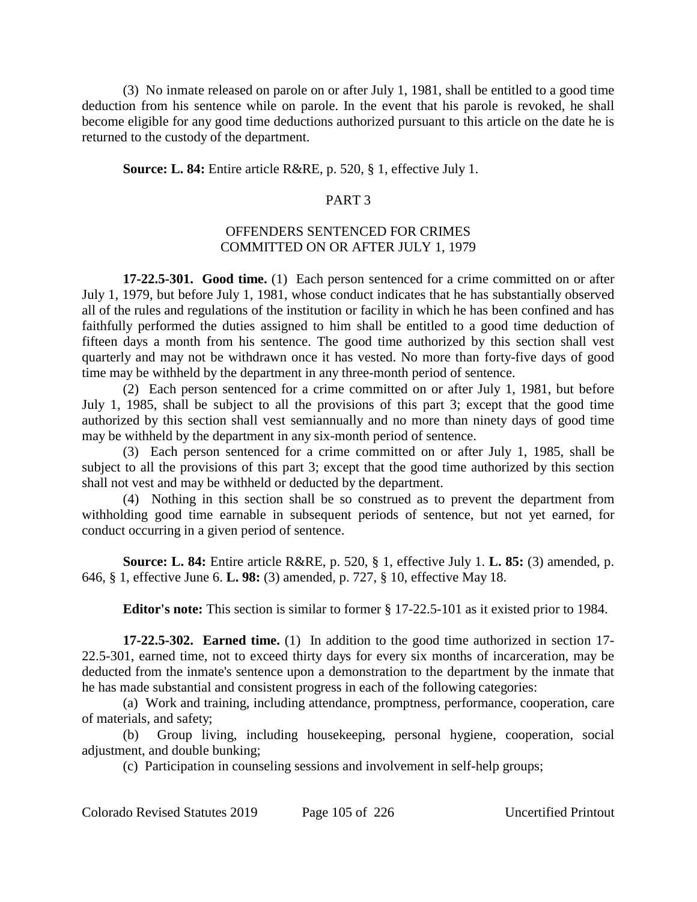(3) No inmate released on parole on or after July 1, 1981, shall be entitled to a good time deduction from his sentence while on parole. In the event that his parole is revoked, he shall become eligible for any good time deductions authorized pursuant to this article on the date he is returned to the custody of the department.

**Source: L. 84:** Entire article R&RE, p. 520, § 1, effective July 1.

## PART 3

## OFFENDERS SENTENCED FOR CRIMES COMMITTED ON OR AFTER JULY 1, 1979

**17-22.5-301. Good time.** (1) Each person sentenced for a crime committed on or after July 1, 1979, but before July 1, 1981, whose conduct indicates that he has substantially observed all of the rules and regulations of the institution or facility in which he has been confined and has faithfully performed the duties assigned to him shall be entitled to a good time deduction of fifteen days a month from his sentence. The good time authorized by this section shall vest quarterly and may not be withdrawn once it has vested. No more than forty-five days of good time may be withheld by the department in any three-month period of sentence.

(2) Each person sentenced for a crime committed on or after July 1, 1981, but before July 1, 1985, shall be subject to all the provisions of this part 3; except that the good time authorized by this section shall vest semiannually and no more than ninety days of good time may be withheld by the department in any six-month period of sentence.

(3) Each person sentenced for a crime committed on or after July 1, 1985, shall be subject to all the provisions of this part 3; except that the good time authorized by this section shall not vest and may be withheld or deducted by the department.

(4) Nothing in this section shall be so construed as to prevent the department from withholding good time earnable in subsequent periods of sentence, but not yet earned, for conduct occurring in a given period of sentence.

**Source: L. 84:** Entire article R&RE, p. 520, § 1, effective July 1. **L. 85:** (3) amended, p. 646, § 1, effective June 6. **L. 98:** (3) amended, p. 727, § 10, effective May 18.

**Editor's note:** This section is similar to former § 17-22.5-101 as it existed prior to 1984.

**17-22.5-302. Earned time.** (1) In addition to the good time authorized in section 17-22.5-301, earned time, not to exceed thirty days for every six months of incarceration, may be deducted from the inmate's sentence upon a demonstration to the department by the inmate that he has made substantial and consistent progress in each of the following categories:

(a) Work and training, including attendance, promptness, performance, cooperation, care of materials, and safety;

(b) Group living, including housekeeping, personal hygiene, cooperation, social adjustment, and double bunking;

(c) Participation in counseling sessions and involvement in self-help groups;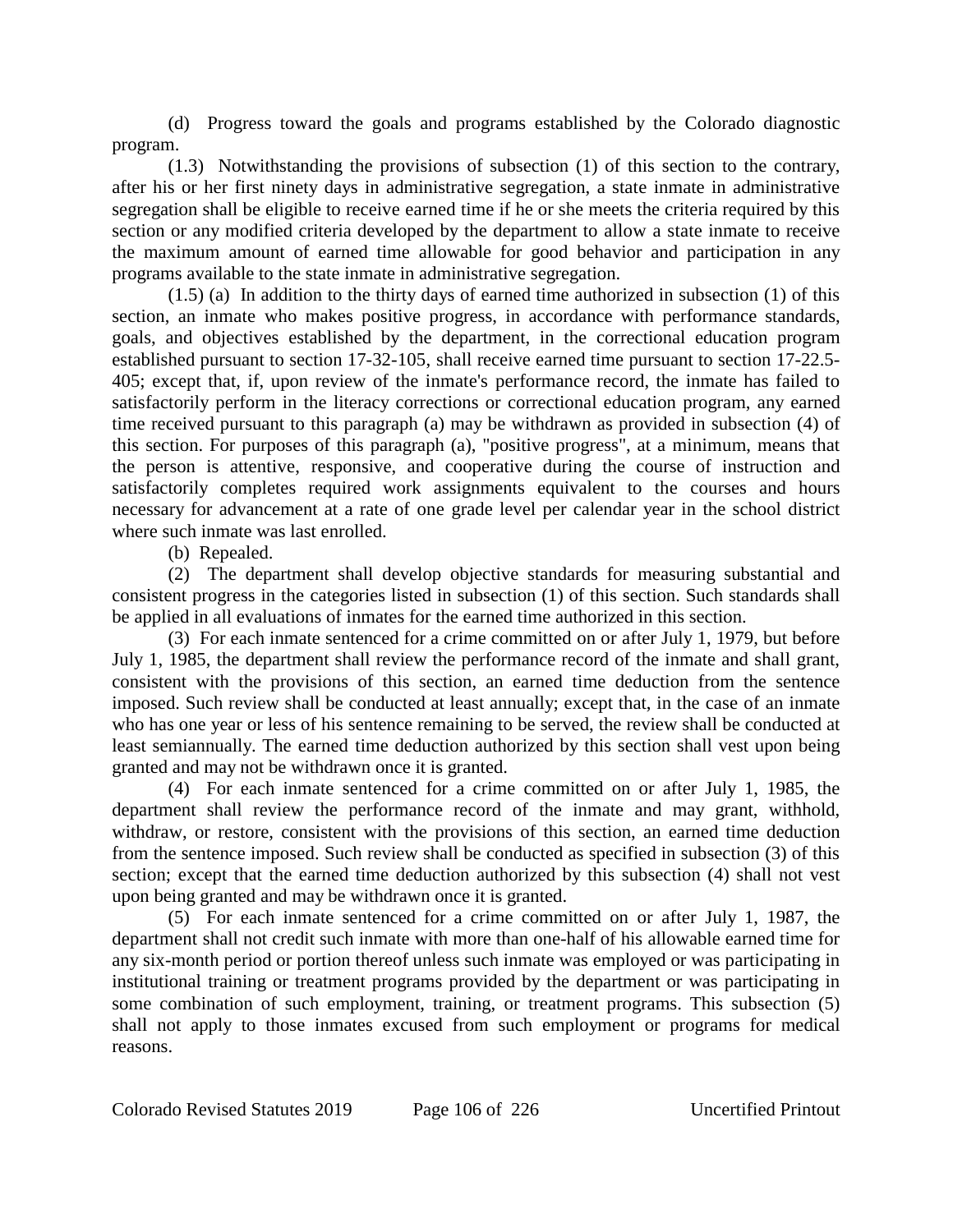(d) Progress toward the goals and programs established by the Colorado diagnostic program.

(1.3) Notwithstanding the provisions of subsection (1) of this section to the contrary, after his or her first ninety days in administrative segregation, a state inmate in administrative segregation shall be eligible to receive earned time if he or she meets the criteria required by this section or any modified criteria developed by the department to allow a state inmate to receive the maximum amount of earned time allowable for good behavior and participation in any programs available to the state inmate in administrative segregation.

(1.5) (a) In addition to the thirty days of earned time authorized in subsection (1) of this section, an inmate who makes positive progress, in accordance with performance standards, goals, and objectives established by the department, in the correctional education program established pursuant to section 17-32-105, shall receive earned time pursuant to section 17-22.5-405; except that, if, upon review of the inmate's performance record, the inmate has failed to satisfactorily perform in the literacy corrections or correctional education program, any earned time received pursuant to this paragraph (a) may be withdrawn as provided in subsection (4) of this section. For purposes of this paragraph (a), "positive progress", at a minimum, means that the person is attentive, responsive, and cooperative during the course of instruction and satisfactorily completes required work assignments equivalent to the courses and hours necessary for advancement at a rate of one grade level per calendar year in the school district where such inmate was last enrolled.

(b) Repealed.

(2) The department shall develop objective standards for measuring substantial and consistent progress in the categories listed in subsection (1) of this section. Such standards shall be applied in all evaluations of inmates for the earned time authorized in this section.

(3) For each inmate sentenced for a crime committed on or after July 1, 1979, but before July 1, 1985, the department shall review the performance record of the inmate and shall grant, consistent with the provisions of this section, an earned time deduction from the sentence imposed. Such review shall be conducted at least annually; except that, in the case of an inmate who has one year or less of his sentence remaining to be served, the review shall be conducted at least semiannually. The earned time deduction authorized by this section shall vest upon being granted and may not be withdrawn once it is granted.

(4) For each inmate sentenced for a crime committed on or after July 1, 1985, the department shall review the performance record of the inmate and may grant, withhold, withdraw, or restore, consistent with the provisions of this section, an earned time deduction from the sentence imposed. Such review shall be conducted as specified in subsection (3) of this section; except that the earned time deduction authorized by this subsection (4) shall not vest upon being granted and may be withdrawn once it is granted.

(5) For each inmate sentenced for a crime committed on or after July 1, 1987, the department shall not credit such inmate with more than one-half of his allowable earned time for any six-month period or portion thereof unless such inmate was employed or was participating in institutional training or treatment programs provided by the department or was participating in some combination of such employment, training, or treatment programs. This subsection (5) shall not apply to those inmates excused from such employment or programs for medical reasons.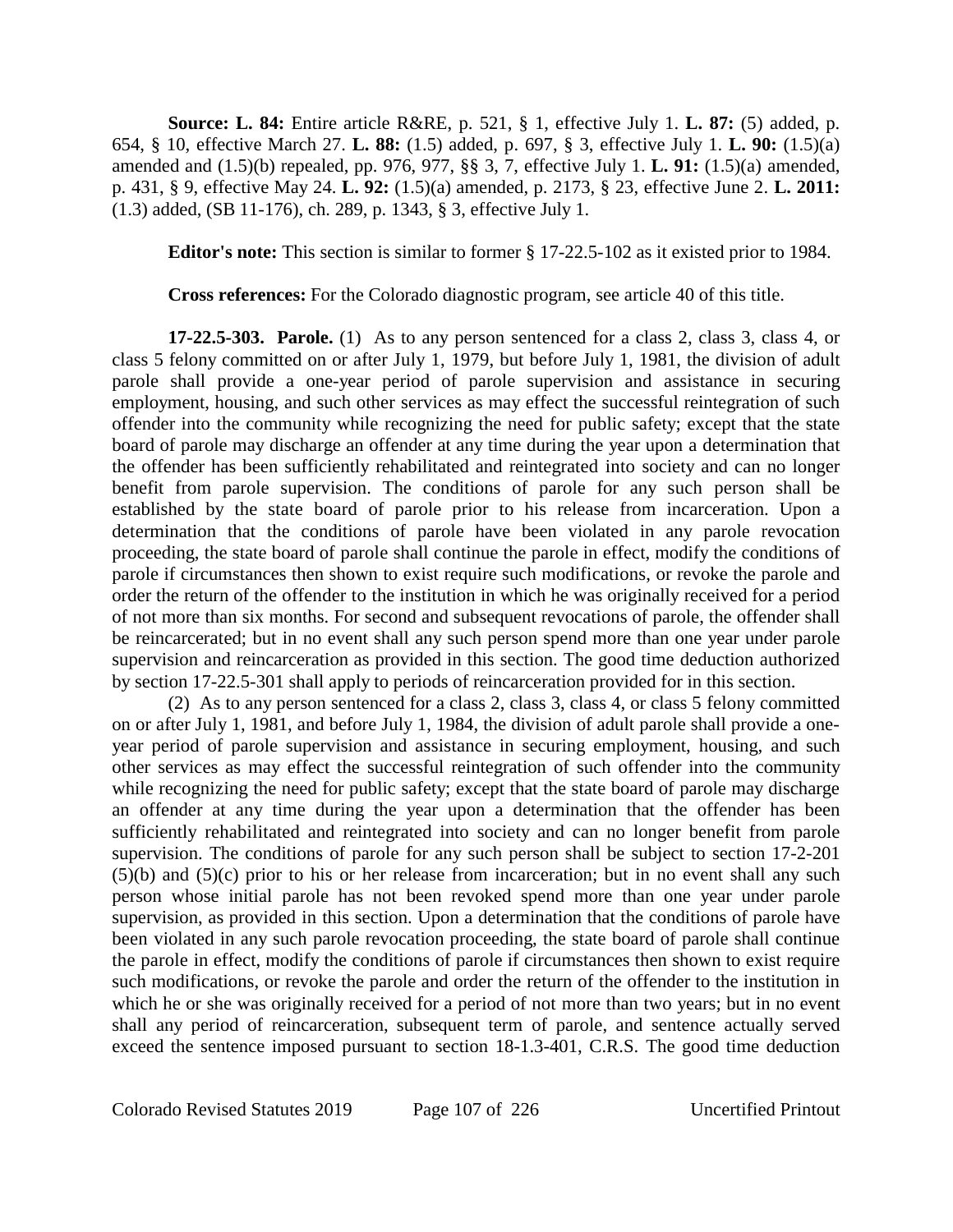**Source: L. 84:** Entire article R&RE, p. 521, § 1, effective July 1. **L. 87:** (5) added, p. 654, § 10, effective March 27. **L. 88:** (1.5) added, p. 697, § 3, effective July 1. **L. 90:** (1.5)(a) amended and (1.5)(b) repealed, pp. 976, 977, §§ 3, 7, effective July 1. **L. 91:** (1.5)(a) amended, p. 431, § 9, effective May 24. **L. 92:** (1.5)(a) amended, p. 2173, § 23, effective June 2. **L. 2011:** (1.3) added, (SB 11-176), ch. 289, p. 1343, § 3, effective July 1.

**Editor's note:** This section is similar to former § 17-22.5-102 as it existed prior to 1984.

**Cross references:** For the Colorado diagnostic program, see article 40 of this title.

**17-22.5-303. Parole.** (1) As to any person sentenced for a class 2, class 3, class 4, or class 5 felony committed on or after July 1, 1979, but before July 1, 1981, the division of adult parole shall provide a one-year period of parole supervision and assistance in securing employment, housing, and such other services as may effect the successful reintegration of such offender into the community while recognizing the need for public safety; except that the state board of parole may discharge an offender at any time during the year upon a determination that the offender has been sufficiently rehabilitated and reintegrated into society and can no longer benefit from parole supervision. The conditions of parole for any such person shall be established by the state board of parole prior to his release from incarceration. Upon a determination that the conditions of parole have been violated in any parole revocation proceeding, the state board of parole shall continue the parole in effect, modify the conditions of parole if circumstances then shown to exist require such modifications, or revoke the parole and order the return of the offender to the institution in which he was originally received for a period of not more than six months. For second and subsequent revocations of parole, the offender shall be reincarcerated; but in no event shall any such person spend more than one year under parole supervision and reincarceration as provided in this section. The good time deduction authorized by section 17-22.5-301 shall apply to periods of reincarceration provided for in this section.

(2) As to any person sentenced for a class 2, class 3, class 4, or class 5 felony committed on or after July 1, 1981, and before July 1, 1984, the division of adult parole shall provide a one-year period of parole supervision and assistance in securing employment, housing, and such other services as may effect the successful reintegration of such offender into the community while recognizing the need for public safety; except that the state board of parole may discharge an offender at any time during the year upon a determination that the offender has been sufficiently rehabilitated and reintegrated into society and can no longer benefit from parole supervision. The conditions of parole for any such person shall be subject to section 17-2-201 (5)(b) and (5)(c) prior to his or her release from incarceration; but in no event shall any such person whose initial parole has not been revoked spend more than one year under parole supervision, as provided in this section. Upon a determination that the conditions of parole have been violated in any such parole revocation proceeding, the state board of parole shall continue the parole in effect, modify the conditions of parole if circumstances then shown to exist require such modifications, or revoke the parole and order the return of the offender to the institution in which he or she was originally received for a period of not more than two years; but in no event shall any period of reincarceration, subsequent term of parole, and sentence actually served exceed the sentence imposed pursuant to section 18-1.3-401, C.R.S. The good time deduction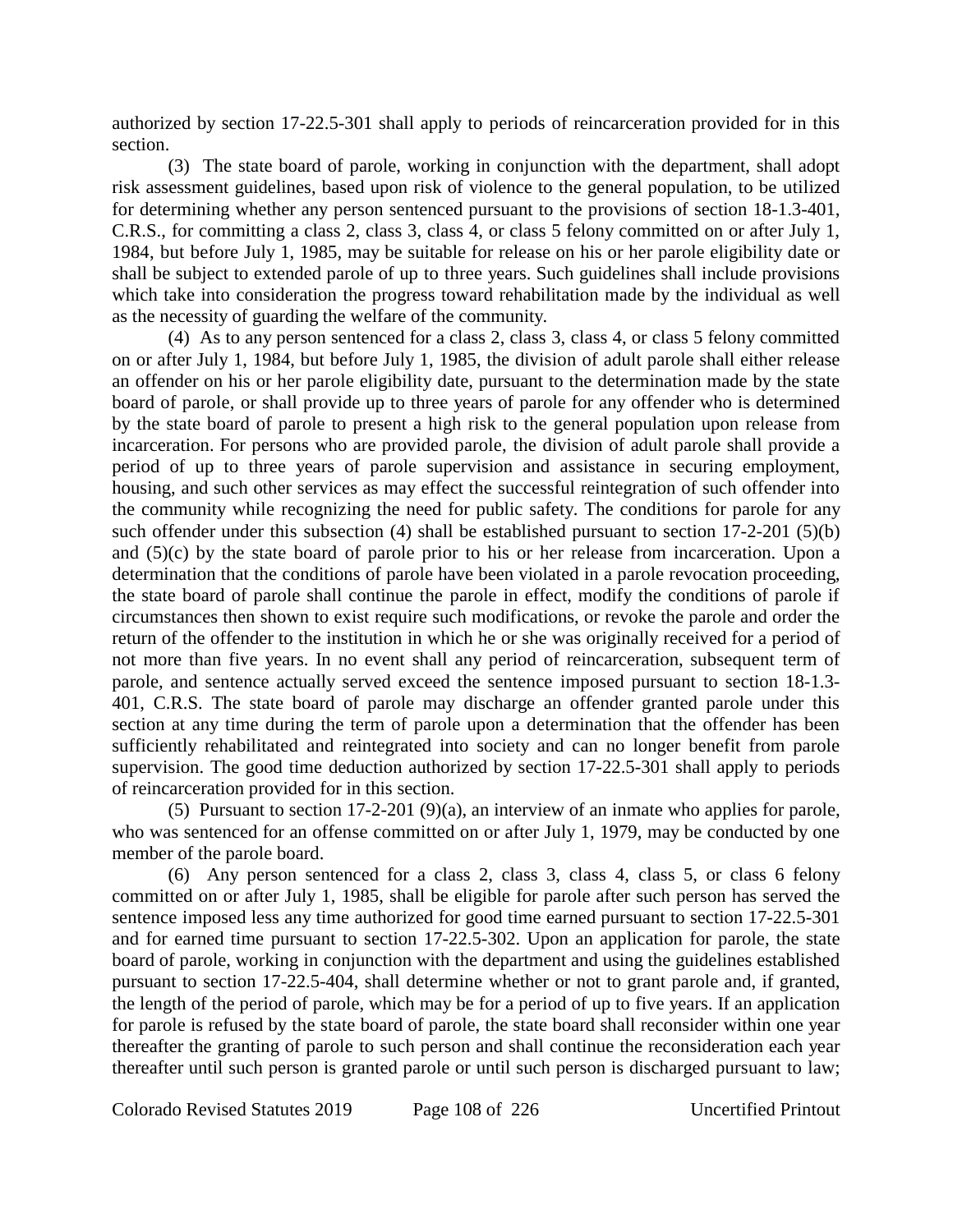authorized by section 17-22.5-301 shall apply to periods of reincarceration provided for in this section.

(3) The state board of parole, working in conjunction with the department, shall adopt risk assessment guidelines, based upon risk of violence to the general population, to be utilized for determining whether any person sentenced pursuant to the provisions of section 18-1.3-401, C.R.S., for committing a class 2, class 3, class 4, or class 5 felony committed on or after July 1, 1984, but before July 1, 1985, may be suitable for release on his or her parole eligibility date or shall be subject to extended parole of up to three years. Such guidelines shall include provisions which take into consideration the progress toward rehabilitation made by the individual as well as the necessity of guarding the welfare of the community.

(4) As to any person sentenced for a class 2, class 3, class 4, or class 5 felony committed on or after July 1, 1984, but before July 1, 1985, the division of adult parole shall either release an offender on his or her parole eligibility date, pursuant to the determination made by the state board of parole, or shall provide up to three years of parole for any offender who is determined by the state board of parole to present a high risk to the general population upon release from incarceration. For persons who are provided parole, the division of adult parole shall provide a period of up to three years of parole supervision and assistance in securing employment, housing, and such other services as may effect the successful reintegration of such offender into the community while recognizing the need for public safety. The conditions for parole for any such offender under this subsection (4) shall be established pursuant to section 17-2-201 (5)(b) and (5)(c) by the state board of parole prior to his or her release from incarceration. Upon a determination that the conditions of parole have been violated in a parole revocation proceeding, the state board of parole shall continue the parole in effect, modify the conditions of parole if circumstances then shown to exist require such modifications, or revoke the parole and order the return of the offender to the institution in which he or she was originally received for a period of not more than five years. In no event shall any period of reincarceration, subsequent term of parole, and sentence actually served exceed the sentence imposed pursuant to section 18-1.3-401, C.R.S. The state board of parole may discharge an offender granted parole under this section at any time during the term of parole upon a determination that the offender has been sufficiently rehabilitated and reintegrated into society and can no longer benefit from parole supervision. The good time deduction authorized by section 17-22.5-301 shall apply to periods of reincarceration provided for in this section.

(5) Pursuant to section 17-2-201 (9)(a), an interview of an inmate who applies for parole, who was sentenced for an offense committed on or after July 1, 1979, may be conducted by one member of the parole board.

(6) Any person sentenced for a class 2, class 3, class 4, class 5, or class 6 felony committed on or after July 1, 1985, shall be eligible for parole after such person has served the sentence imposed less any time authorized for good time earned pursuant to section 17-22.5-301 and for earned time pursuant to section 17-22.5-302. Upon an application for parole, the state board of parole, working in conjunction with the department and using the guidelines established pursuant to section 17-22.5-404, shall determine whether or not to grant parole and, if granted, the length of the period of parole, which may be for a period of up to five years. If an application for parole is refused by the state board of parole, the state board shall reconsider within one year thereafter the granting of parole to such person and shall continue the reconsideration each year thereafter until such person is granted parole or until such person is discharged pursuant to law;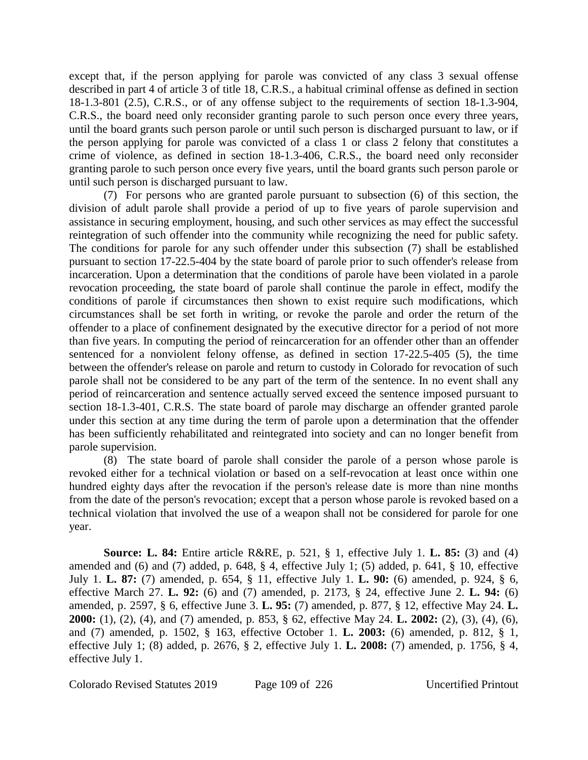except that, if the person applying for parole was convicted of any class 3 sexual offense described in part 4 of article 3 of title 18, C.R.S., a habitual criminal offense as defined in section 18-1.3-801 (2.5), C.R.S., or of any offense subject to the requirements of section 18-1.3-904, C.R.S., the board need only reconsider granting parole to such person once every three years, until the board grants such person parole or until such person is discharged pursuant to law, or if the person applying for parole was convicted of a class 1 or class 2 felony that constitutes a crime of violence, as defined in section 18-1.3-406, C.R.S., the board need only reconsider granting parole to such person once every five years, until the board grants such person parole or until such person is discharged pursuant to law.

(7) For persons who are granted parole pursuant to subsection (6) of this section, the division of adult parole shall provide a period of up to five years of parole supervision and assistance in securing employment, housing, and such other services as may effect the successful reintegration of such offender into the community while recognizing the need for public safety. The conditions for parole for any such offender under this subsection (7) shall be established pursuant to section 17-22.5-404 by the state board of parole prior to such offender's release from incarceration. Upon a determination that the conditions of parole have been violated in a parole revocation proceeding, the state board of parole shall continue the parole in effect, modify the conditions of parole if circumstances then shown to exist require such modifications, which circumstances shall be set forth in writing, or revoke the parole and order the return of the offender to a place of confinement designated by the executive director for a period of not more than five years. In computing the period of reincarceration for an offender other than an offender sentenced for a nonviolent felony offense, as defined in section 17-22.5-405 (5), the time between the offender's release on parole and return to custody in Colorado for revocation of such parole shall not be considered to be any part of the term of the sentence. In no event shall any period of reincarceration and sentence actually served exceed the sentence imposed pursuant to section 18-1.3-401, C.R.S. The state board of parole may discharge an offender granted parole under this section at any time during the term of parole upon a determination that the offender has been sufficiently rehabilitated and reintegrated into society and can no longer benefit from parole supervision.

(8) The state board of parole shall consider the parole of a person whose parole is revoked either for a technical violation or based on a self-revocation at least once within one hundred eighty days after the revocation if the person's release date is more than nine months from the date of the person's revocation; except that a person whose parole is revoked based on a technical violation that involved the use of a weapon shall not be considered for parole for one year.

**Source: L. 84:** Entire article R&RE, p. 521, § 1, effective July 1. **L. 85:** (3) and (4) amended and (6) and (7) added, p. 648, § 4, effective July 1; (5) added, p. 641, § 10, effective July 1. **L. 87:** (7) amended, p. 654, § 11, effective July 1. **L. 90:** (6) amended, p. 924, § 6, effective March 27. **L. 92:** (6) and (7) amended, p. 2173, § 24, effective June 2. **L. 94:** (6) amended, p. 2597, § 6, effective June 3. **L. 95:** (7) amended, p. 877, § 12, effective May 24. **L. 2000:** (1), (2), (4), and (7) amended, p. 853, § 62, effective May 24. **L. 2002:** (2), (3), (4), (6), and (7) amended, p. 1502, § 163, effective October 1. **L. 2003:** (6) amended, p. 812, § 1, effective July 1; (8) added, p. 2676, § 2, effective July 1. **L. 2008:** (7) amended, p. 1756, § 4, effective July 1.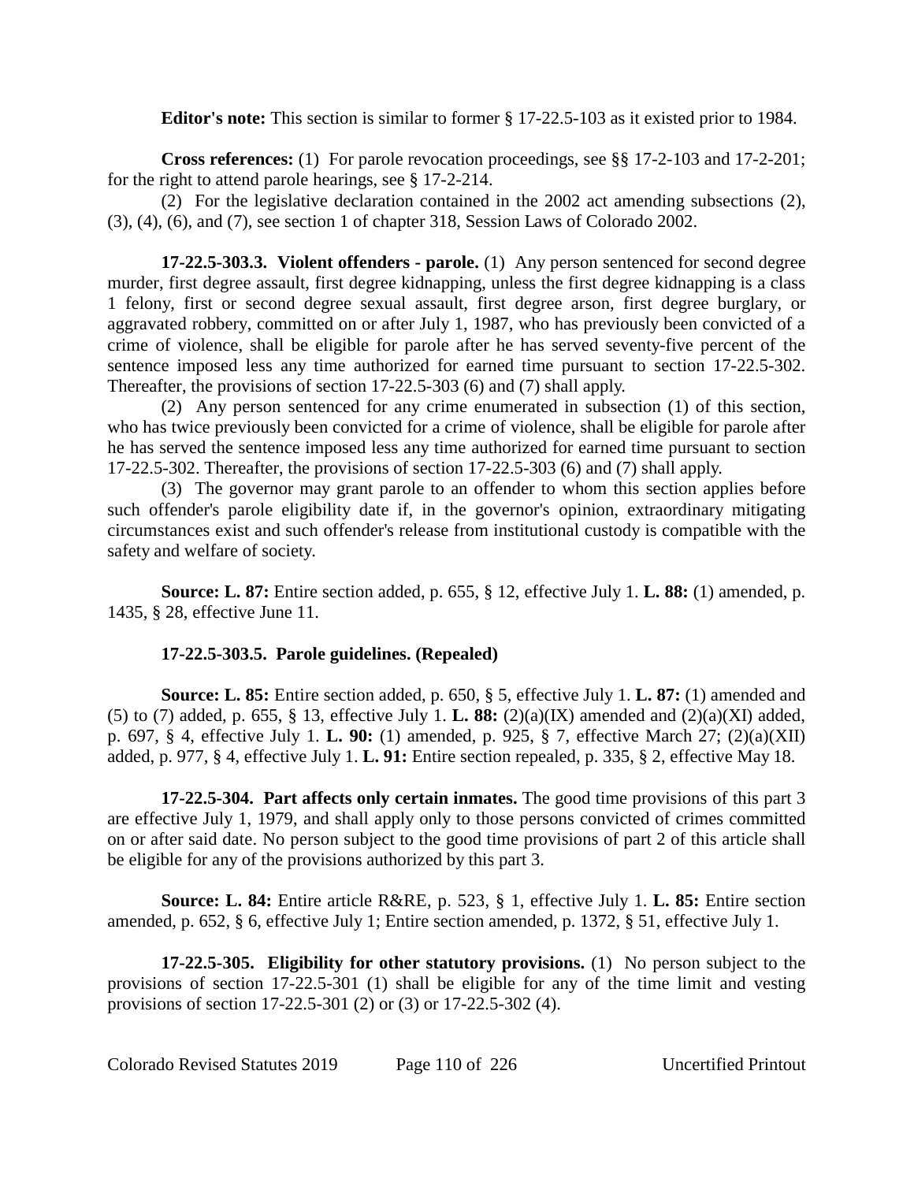**Editor's note:** This section is similar to former § 17-22.5-103 as it existed prior to 1984.

**Cross references:** (1) For parole revocation proceedings, see §§ 17-2-103 and 17-2-201; for the right to attend parole hearings, see § 17-2-214.

(2) For the legislative declaration contained in the 2002 act amending subsections (2), (3), (4), (6), and (7), see section 1 of chapter 318, Session Laws of Colorado 2002.

**17-22.5-303.3. Violent offenders - parole.** (1) Any person sentenced for second degree murder, first degree assault, first degree kidnapping, unless the first degree kidnapping is a class 1 felony, first or second degree sexual assault, first degree arson, first degree burglary, or aggravated robbery, committed on or after July 1, 1987, who has previously been convicted of a crime of violence, shall be eligible for parole after he has served seventy-five percent of the sentence imposed less any time authorized for earned time pursuant to section 17-22.5-302. Thereafter, the provisions of section 17-22.5-303 (6) and (7) shall apply.

(2) Any person sentenced for any crime enumerated in subsection (1) of this section, who has twice previously been convicted for a crime of violence, shall be eligible for parole after he has served the sentence imposed less any time authorized for earned time pursuant to section 17-22.5-302. Thereafter, the provisions of section 17-22.5-303 (6) and (7) shall apply.

(3) The governor may grant parole to an offender to whom this section applies before such offender's parole eligibility date if, in the governor's opinion, extraordinary mitigating circumstances exist and such offender's release from institutional custody is compatible with the safety and welfare of society.

**Source: L. 87:** Entire section added, p. 655, § 12, effective July 1. **L. 88:** (1) amended, p. 1435, § 28, effective June 11.

**17-22.5-303.5. Parole guidelines. (Repealed)**

**Source: L. 85:** Entire section added, p. 650, § 5, effective July 1. **L. 87:** (1) amended and (5) to (7) added, p. 655, § 13, effective July 1. **L. 88:** (2)(a)(IX) amended and (2)(a)(XI) added, p. 697, § 4, effective July 1. **L. 90:** (1) amended, p. 925, § 7, effective March 27; (2)(a)(XII) added, p. 977, § 4, effective July 1. **L. 91:** Entire section repealed, p. 335, § 2, effective May 18.

**17-22.5-304. Part affects only certain inmates.** The good time provisions of this part 3 are effective July 1, 1979, and shall apply only to those persons convicted of crimes committed on or after said date. No person subject to the good time provisions of part 2 of this article shall be eligible for any of the provisions authorized by this part 3.

**Source: L. 84:** Entire article R&RE, p. 523, § 1, effective July 1. **L. 85:** Entire section amended, p. 652, § 6, effective July 1; Entire section amended, p. 1372, § 51, effective July 1.

**17-22.5-305. Eligibility for other statutory provisions.** (1) No person subject to the provisions of section 17-22.5-301 (1) shall be eligible for any of the time limit and vesting provisions of section 17-22.5-301 (2) or (3) or 17-22.5-302 (4).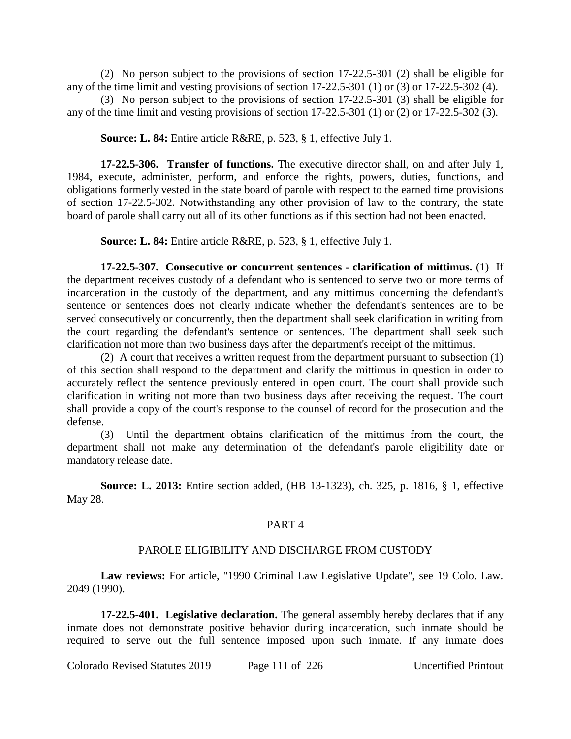(2) No person subject to the provisions of section 17-22.5-301 (2) shall be eligible for any of the time limit and vesting provisions of section 17-22.5-301 (1) or (3) or 17-22.5-302 (4).

(3) No person subject to the provisions of section 17-22.5-301 (3) shall be eligible for any of the time limit and vesting provisions of section 17-22.5-301 (1) or (2) or 17-22.5-302 (3).

**Source: L. 84:** Entire article R&RE, p. 523, § 1, effective July 1.

**17-22.5-306. Transfer of functions.** The executive director shall, on and after July 1, 1984, execute, administer, perform, and enforce the rights, powers, duties, functions, and obligations formerly vested in the state board of parole with respect to the earned time provisions of section 17-22.5-302. Notwithstanding any other provision of law to the contrary, the state board of parole shall carry out all of its other functions as if this section had not been enacted.

**Source: L. 84:** Entire article R&RE, p. 523, § 1, effective July 1.

**17-22.5-307. Consecutive or concurrent sentences - clarification of mittimus.** (1) If the department receives custody of a defendant who is sentenced to serve two or more terms of incarceration in the custody of the department, and any mittimus concerning the defendant's sentence or sentences does not clearly indicate whether the defendant's sentences are to be served consecutively or concurrently, then the department shall seek clarification in writing from the court regarding the defendant's sentence or sentences. The department shall seek such clarification not more than two business days after the department's receipt of the mittimus.

(2) A court that receives a written request from the department pursuant to subsection (1) of this section shall respond to the department and clarify the mittimus in question in order to accurately reflect the sentence previously entered in open court. The court shall provide such clarification in writing not more than two business days after receiving the request. The court shall provide a copy of the court's response to the counsel of record for the prosecution and the defense.

(3) Until the department obtains clarification of the mittimus from the court, the department shall not make any determination of the defendant's parole eligibility date or mandatory release date.

**Source: L. 2013:** Entire section added, (HB 13-1323), ch. 325, p. 1816, § 1, effective May 28.

## PART 4

## PAROLE ELIGIBILITY AND DISCHARGE FROM CUSTODY

**Law reviews:** For article, "1990 Criminal Law Legislative Update", see 19 Colo. Law. 2049 (1990).

**17-22.5-401. Legislative declaration.** The general assembly hereby declares that if any inmate does not demonstrate positive behavior during incarceration, such inmate should be required to serve out the full sentence imposed upon such inmate. If any inmate does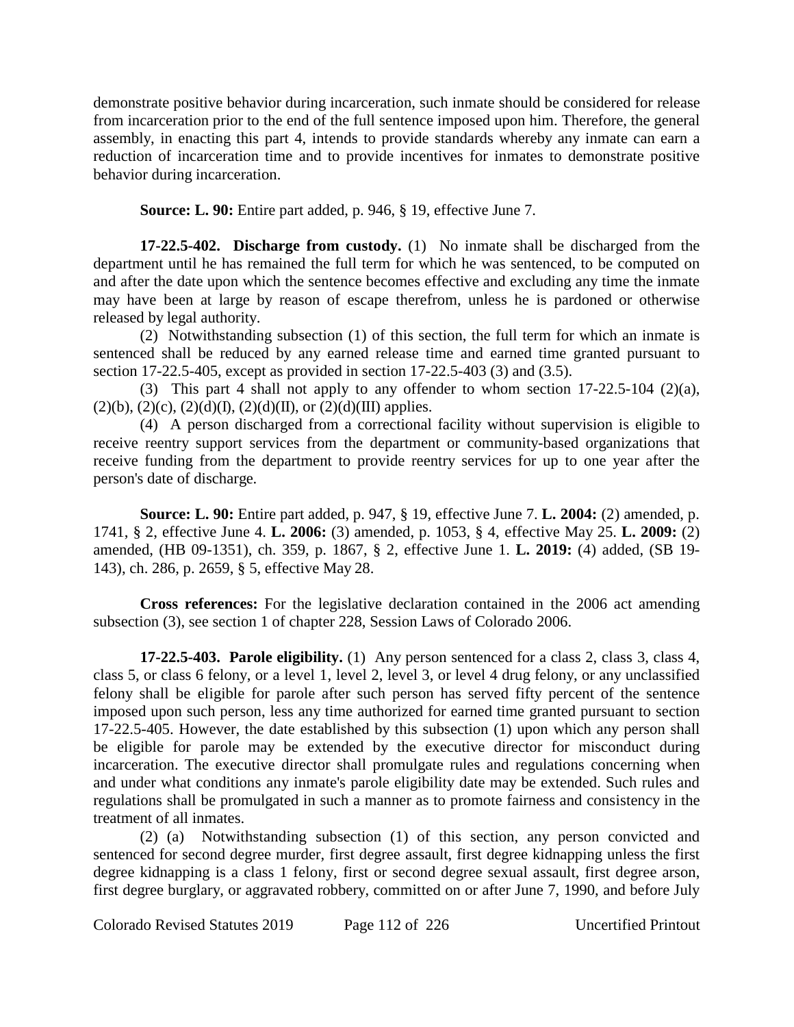demonstrate positive behavior during incarceration, such inmate should be considered for release from incarceration prior to the end of the full sentence imposed upon him. Therefore, the general assembly, in enacting this part 4, intends to provide standards whereby any inmate can earn a reduction of incarceration time and to provide incentives for inmates to demonstrate positive behavior during incarceration.

**Source: L. 90:** Entire part added, p. 946, § 19, effective June 7.

**17-22.5-402. Discharge from custody.** (1) No inmate shall be discharged from the department until he has remained the full term for which he was sentenced, to be computed on and after the date upon which the sentence becomes effective and excluding any time the inmate may have been at large by reason of escape therefrom, unless he is pardoned or otherwise released by legal authority.

(2) Notwithstanding subsection (1) of this section, the full term for which an inmate is sentenced shall be reduced by any earned release time and earned time granted pursuant to section 17-22.5-405, except as provided in section 17-22.5-403 (3) and (3.5).

(3) This part 4 shall not apply to any offender to whom section 17-22.5-104 (2)(a), (2)(b), (2)(c), (2)(d)(I), (2)(d)(II), or (2)(d)(III) applies.

(4) A person discharged from a correctional facility without supervision is eligible to receive reentry support services from the department or community-based organizations that receive funding from the department to provide reentry services for up to one year after the person's date of discharge.

**Source: L. 90:** Entire part added, p. 947, § 19, effective June 7. **L. 2004:** (2) amended, p. 1741, § 2, effective June 4. **L. 2006:** (3) amended, p. 1053, § 4, effective May 25. **L. 2009:** (2) amended, (HB 09-1351), ch. 359, p. 1867, § 2, effective June 1. **L. 2019:** (4) added, (SB 19-143), ch. 286, p. 2659, § 5, effective May 28.

**Cross references:** For the legislative declaration contained in the 2006 act amending subsection (3), see section 1 of chapter 228, Session Laws of Colorado 2006.

**17-22.5-403. Parole eligibility.** (1) Any person sentenced for a class 2, class 3, class 4, class 5, or class 6 felony, or a level 1, level 2, level 3, or level 4 drug felony, or any unclassified felony shall be eligible for parole after such person has served fifty percent of the sentence imposed upon such person, less any time authorized for earned time granted pursuant to section 17-22.5-405. However, the date established by this subsection (1) upon which any person shall be eligible for parole may be extended by the executive director for misconduct during incarceration. The executive director shall promulgate rules and regulations concerning when and under what conditions any inmate's parole eligibility date may be extended. Such rules and regulations shall be promulgated in such a manner as to promote fairness and consistency in the treatment of all inmates.

(2) (a) Notwithstanding subsection (1) of this section, any person convicted and sentenced for second degree murder, first degree assault, first degree kidnapping unless the first degree kidnapping is a class 1 felony, first or second degree sexual assault, first degree arson, first degree burglary, or aggravated robbery, committed on or after June 7, 1990, and before July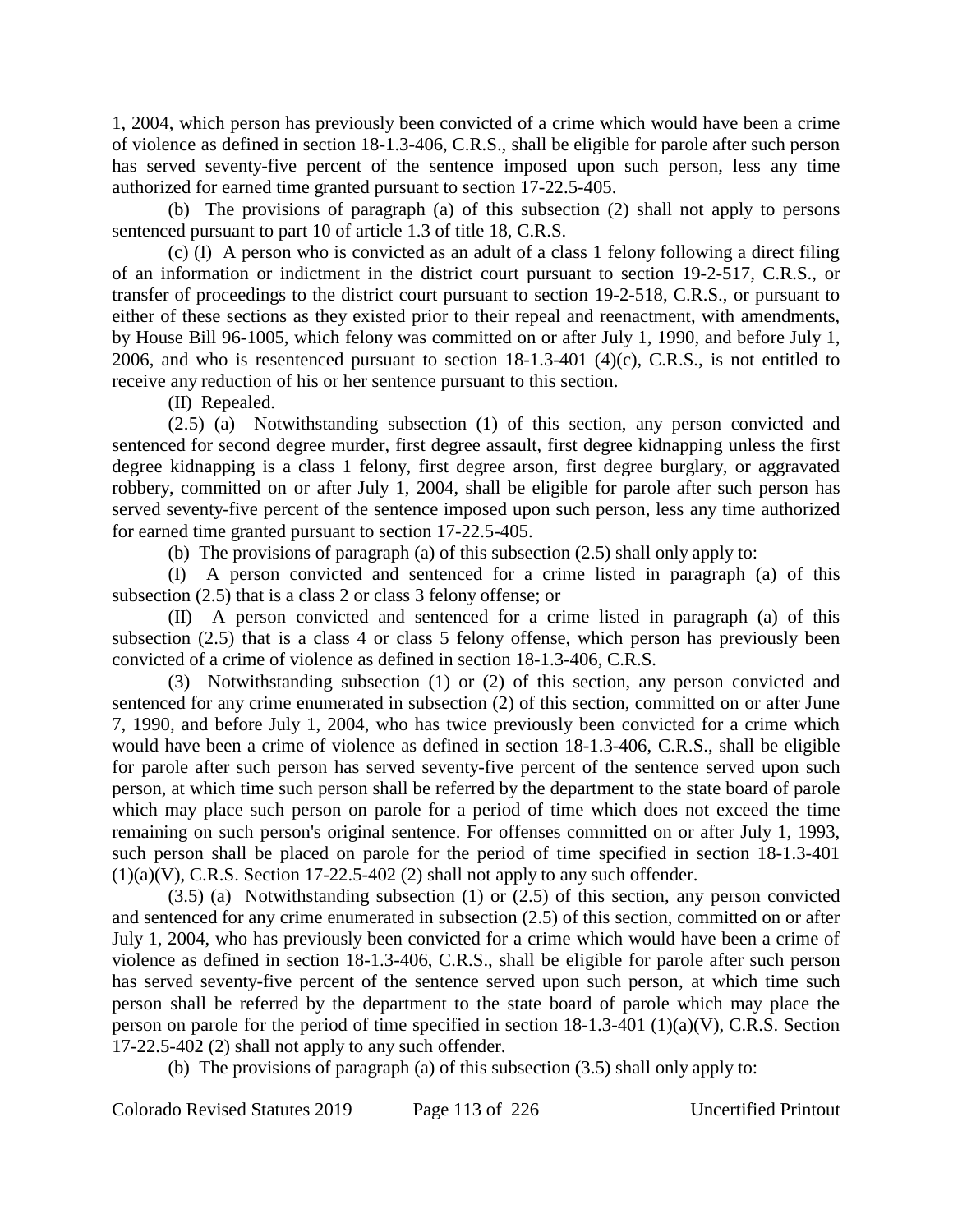1, 2004, which person has previously been convicted of a crime which would have been a crime of violence as defined in section 18-1.3-406, C.R.S., shall be eligible for parole after such person has served seventy-five percent of the sentence imposed upon such person, less any time authorized for earned time granted pursuant to section 17-22.5-405.

(b) The provisions of paragraph (a) of this subsection (2) shall not apply to persons sentenced pursuant to part 10 of article 1.3 of title 18, C.R.S.

(c) (I) A person who is convicted as an adult of a class 1 felony following a direct filing of an information or indictment in the district court pursuant to section 19-2-517, C.R.S., or transfer of proceedings to the district court pursuant to section 19-2-518, C.R.S., or pursuant to either of these sections as they existed prior to their repeal and reenactment, with amendments, by House Bill 96-1005, which felony was committed on or after July 1, 1990, and before July 1, 2006, and who is resentenced pursuant to section 18-1.3-401 (4)(c), C.R.S., is not entitled to receive any reduction of his or her sentence pursuant to this section.

(II) Repealed.

(2.5) (a) Notwithstanding subsection (1) of this section, any person convicted and sentenced for second degree murder, first degree assault, first degree kidnapping unless the first degree kidnapping is a class 1 felony, first degree arson, first degree burglary, or aggravated robbery, committed on or after July 1, 2004, shall be eligible for parole after such person has served seventy-five percent of the sentence imposed upon such person, less any time authorized for earned time granted pursuant to section 17-22.5-405.

(b) The provisions of paragraph (a) of this subsection (2.5) shall only apply to:

(I) A person convicted and sentenced for a crime listed in paragraph (a) of this subsection (2.5) that is a class 2 or class 3 felony offense; or

(II) A person convicted and sentenced for a crime listed in paragraph (a) of this subsection (2.5) that is a class 4 or class 5 felony offense, which person has previously been convicted of a crime of violence as defined in section 18-1.3-406, C.R.S.

(3) Notwithstanding subsection (1) or (2) of this section, any person convicted and sentenced for any crime enumerated in subsection (2) of this section, committed on or after June 7, 1990, and before July 1, 2004, who has twice previously been convicted for a crime which would have been a crime of violence as defined in section 18-1.3-406, C.R.S., shall be eligible for parole after such person has served seventy-five percent of the sentence served upon such person, at which time such person shall be referred by the department to the state board of parole which may place such person on parole for a period of time which does not exceed the time remaining on such person's original sentence. For offenses committed on or after July 1, 1993, such person shall be placed on parole for the period of time specified in section 18-1.3-401 (1)(a)(V), C.R.S. Section 17-22.5-402 (2) shall not apply to any such offender.

(3.5) (a) Notwithstanding subsection (1) or (2.5) of this section, any person convicted and sentenced for any crime enumerated in subsection (2.5) of this section, committed on or after July 1, 2004, who has previously been convicted for a crime which would have been a crime of violence as defined in section 18-1.3-406, C.R.S., shall be eligible for parole after such person has served seventy-five percent of the sentence served upon such person, at which time such person shall be referred by the department to the state board of parole which may place the person on parole for the period of time specified in section 18-1.3-401 (1)(a)(V), C.R.S. Section 17-22.5-402 (2) shall not apply to any such offender.

(b) The provisions of paragraph (a) of this subsection (3.5) shall only apply to: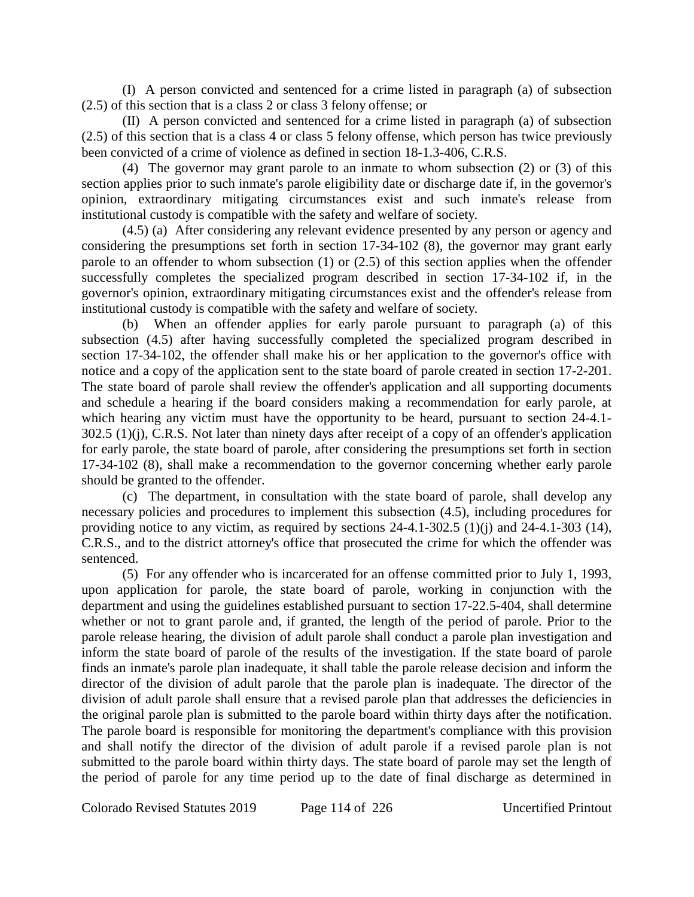(I) A person convicted and sentenced for a crime listed in paragraph (a) of subsection (2.5) of this section that is a class 2 or class 3 felony offense; or

(II) A person convicted and sentenced for a crime listed in paragraph (a) of subsection (2.5) of this section that is a class 4 or class 5 felony offense, which person has twice previously been convicted of a crime of violence as defined in section 18-1.3-406, C.R.S.

(4) The governor may grant parole to an inmate to whom subsection (2) or (3) of this section applies prior to such inmate's parole eligibility date or discharge date if, in the governor's opinion, extraordinary mitigating circumstances exist and such inmate's release from institutional custody is compatible with the safety and welfare of society.

(4.5) (a) After considering any relevant evidence presented by any person or agency and considering the presumptions set forth in section 17-34-102 (8), the governor may grant early parole to an offender to whom subsection (1) or (2.5) of this section applies when the offender successfully completes the specialized program described in section 17-34-102 if, in the governor's opinion, extraordinary mitigating circumstances exist and the offender's release from institutional custody is compatible with the safety and welfare of society.

(b) When an offender applies for early parole pursuant to paragraph (a) of this subsection (4.5) after having successfully completed the specialized program described in section 17-34-102, the offender shall make his or her application to the governor's office with notice and a copy of the application sent to the state board of parole created in section 17-2-201. The state board of parole shall review the offender's application and all supporting documents and schedule a hearing if the board considers making a recommendation for early parole, at which hearing any victim must have the opportunity to be heard, pursuant to section 24-4.1-302.5 (1)(j), C.R.S. Not later than ninety days after receipt of a copy of an offender's application for early parole, the state board of parole, after considering the presumptions set forth in section 17-34-102 (8), shall make a recommendation to the governor concerning whether early parole should be granted to the offender.

(c) The department, in consultation with the state board of parole, shall develop any necessary policies and procedures to implement this subsection (4.5), including procedures for providing notice to any victim, as required by sections 24-4.1-302.5 (1)(j) and 24-4.1-303 (14), C.R.S., and to the district attorney's office that prosecuted the crime for which the offender was sentenced.

(5) For any offender who is incarcerated for an offense committed prior to July 1, 1993, upon application for parole, the state board of parole, working in conjunction with the department and using the guidelines established pursuant to section 17-22.5-404, shall determine whether or not to grant parole and, if granted, the length of the period of parole. Prior to the parole release hearing, the division of adult parole shall conduct a parole plan investigation and inform the state board of parole of the results of the investigation. If the state board of parole finds an inmate's parole plan inadequate, it shall table the parole release decision and inform the director of the division of adult parole that the parole plan is inadequate. The director of the division of adult parole shall ensure that a revised parole plan that addresses the deficiencies in the original parole plan is submitted to the parole board within thirty days after the notification. The parole board is responsible for monitoring the department's compliance with this provision and shall notify the director of the division of adult parole if a revised parole plan is not submitted to the parole board within thirty days. The state board of parole may set the length of the period of parole for any time period up to the date of final discharge as determined in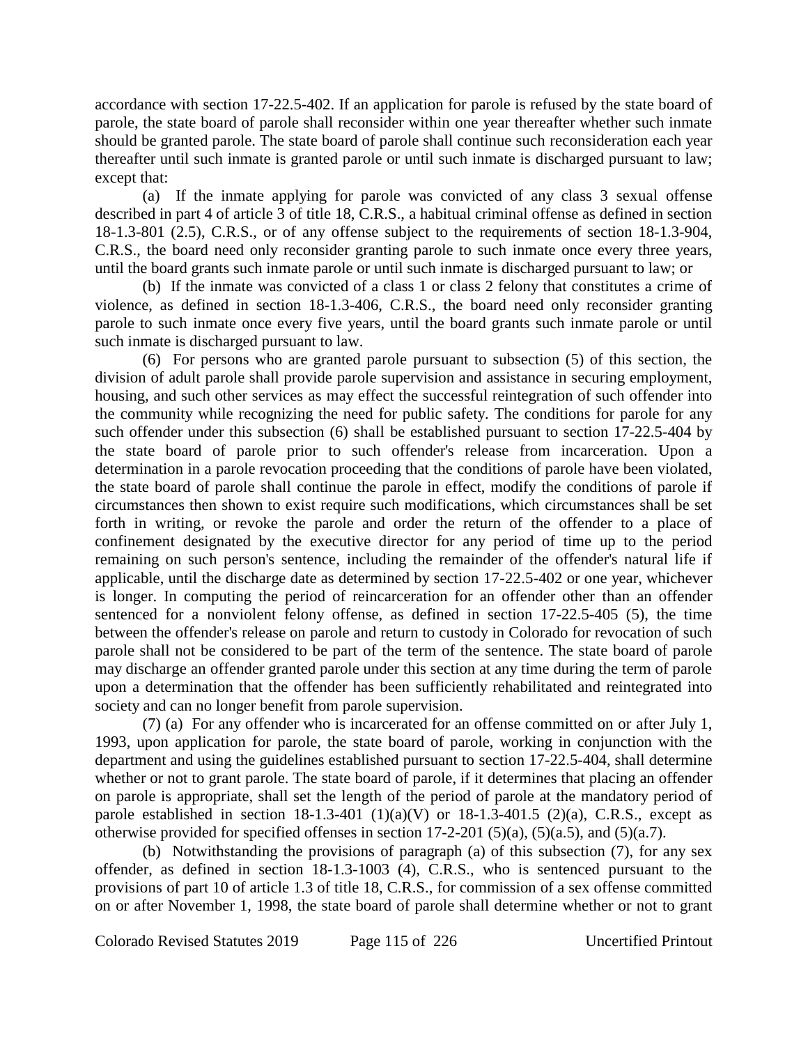accordance with section 17-22.5-402. If an application for parole is refused by the state board of parole, the state board of parole shall reconsider within one year thereafter whether such inmate should be granted parole. The state board of parole shall continue such reconsideration each year thereafter until such inmate is granted parole or until such inmate is discharged pursuant to law; except that:

(a) If the inmate applying for parole was convicted of any class 3 sexual offense described in part 4 of article 3 of title 18, C.R.S., a habitual criminal offense as defined in section 18-1.3-801 (2.5), C.R.S., or of any offense subject to the requirements of section 18-1.3-904, C.R.S., the board need only reconsider granting parole to such inmate once every three years, until the board grants such inmate parole or until such inmate is discharged pursuant to law; or

(b) If the inmate was convicted of a class 1 or class 2 felony that constitutes a crime of violence, as defined in section 18-1.3-406, C.R.S., the board need only reconsider granting parole to such inmate once every five years, until the board grants such inmate parole or until such inmate is discharged pursuant to law.

(6) For persons who are granted parole pursuant to subsection (5) of this section, the division of adult parole shall provide parole supervision and assistance in securing employment, housing, and such other services as may effect the successful reintegration of such offender into the community while recognizing the need for public safety. The conditions for parole for any such offender under this subsection (6) shall be established pursuant to section 17-22.5-404 by the state board of parole prior to such offender's release from incarceration. Upon a determination in a parole revocation proceeding that the conditions of parole have been violated, the state board of parole shall continue the parole in effect, modify the conditions of parole if circumstances then shown to exist require such modifications, which circumstances shall be set forth in writing, or revoke the parole and order the return of the offender to a place of confinement designated by the executive director for any period of time up to the period remaining on such person's sentence, including the remainder of the offender's natural life if applicable, until the discharge date as determined by section 17-22.5-402 or one year, whichever is longer. In computing the period of reincarceration for an offender other than an offender sentenced for a nonviolent felony offense, as defined in section 17-22.5-405 (5), the time between the offender's release on parole and return to custody in Colorado for revocation of such parole shall not be considered to be part of the term of the sentence. The state board of parole may discharge an offender granted parole under this section at any time during the term of parole upon a determination that the offender has been sufficiently rehabilitated and reintegrated into society and can no longer benefit from parole supervision.

(7) (a) For any offender who is incarcerated for an offense committed on or after July 1, 1993, upon application for parole, the state board of parole, working in conjunction with the department and using the guidelines established pursuant to section 17-22.5-404, shall determine whether or not to grant parole. The state board of parole, if it determines that placing an offender on parole is appropriate, shall set the length of the period of parole at the mandatory period of parole established in section 18-1.3-401 (1)(a)(V) or 18-1.3-401.5 (2)(a), C.R.S., except as otherwise provided for specified offenses in section 17-2-201 (5)(a), (5)(a.5), and (5)(a.7).

(b) Notwithstanding the provisions of paragraph (a) of this subsection (7), for any sex offender, as defined in section 18-1.3-1003 (4), C.R.S., who is sentenced pursuant to the provisions of part 10 of article 1.3 of title 18, C.R.S., for commission of a sex offense committed on or after November 1, 1998, the state board of parole shall determine whether or not to grant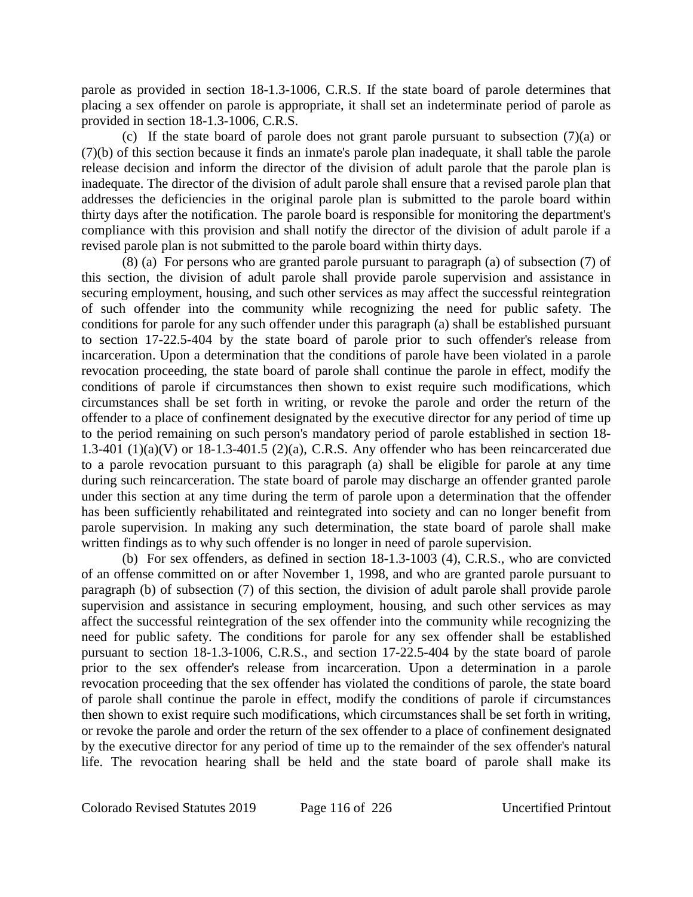parole as provided in section 18-1.3-1006, C.R.S. If the state board of parole determines that placing a sex offender on parole is appropriate, it shall set an indeterminate period of parole as provided in section 18-1.3-1006, C.R.S.

(c) If the state board of parole does not grant parole pursuant to subsection (7)(a) or (7)(b) of this section because it finds an inmate's parole plan inadequate, it shall table the parole release decision and inform the director of the division of adult parole that the parole plan is inadequate. The director of the division of adult parole shall ensure that a revised parole plan that addresses the deficiencies in the original parole plan is submitted to the parole board within thirty days after the notification. The parole board is responsible for monitoring the department's compliance with this provision and shall notify the director of the division of adult parole if a revised parole plan is not submitted to the parole board within thirty days.

(8) (a) For persons who are granted parole pursuant to paragraph (a) of subsection (7) of this section, the division of adult parole shall provide parole supervision and assistance in securing employment, housing, and such other services as may affect the successful reintegration of such offender into the community while recognizing the need for public safety. The conditions for parole for any such offender under this paragraph (a) shall be established pursuant to section 17-22.5-404 by the state board of parole prior to such offender's release from incarceration. Upon a determination that the conditions of parole have been violated in a parole revocation proceeding, the state board of parole shall continue the parole in effect, modify the conditions of parole if circumstances then shown to exist require such modifications, which circumstances shall be set forth in writing, or revoke the parole and order the return of the offender to a place of confinement designated by the executive director for any period of time up to the period remaining on such person's mandatory period of parole established in section 18-1.3-401 (1)(a)(V) or 18-1.3-401.5 (2)(a), C.R.S. Any offender who has been reincarcerated due to a parole revocation pursuant to this paragraph (a) shall be eligible for parole at any time during such reincarceration. The state board of parole may discharge an offender granted parole under this section at any time during the term of parole upon a determination that the offender has been sufficiently rehabilitated and reintegrated into society and can no longer benefit from parole supervision. In making any such determination, the state board of parole shall make written findings as to why such offender is no longer in need of parole supervision.

(b) For sex offenders, as defined in section 18-1.3-1003 (4), C.R.S., who are convicted of an offense committed on or after November 1, 1998, and who are granted parole pursuant to paragraph (b) of subsection (7) of this section, the division of adult parole shall provide parole supervision and assistance in securing employment, housing, and such other services as may affect the successful reintegration of the sex offender into the community while recognizing the need for public safety. The conditions for parole for any sex offender shall be established pursuant to section 18-1.3-1006, C.R.S., and section 17-22.5-404 by the state board of parole prior to the sex offender's release from incarceration. Upon a determination in a parole revocation proceeding that the sex offender has violated the conditions of parole, the state board of parole shall continue the parole in effect, modify the conditions of parole if circumstances then shown to exist require such modifications, which circumstances shall be set forth in writing, or revoke the parole and order the return of the sex offender to a place of confinement designated by the executive director for any period of time up to the remainder of the sex offender's natural life. The revocation hearing shall be held and the state board of parole shall make its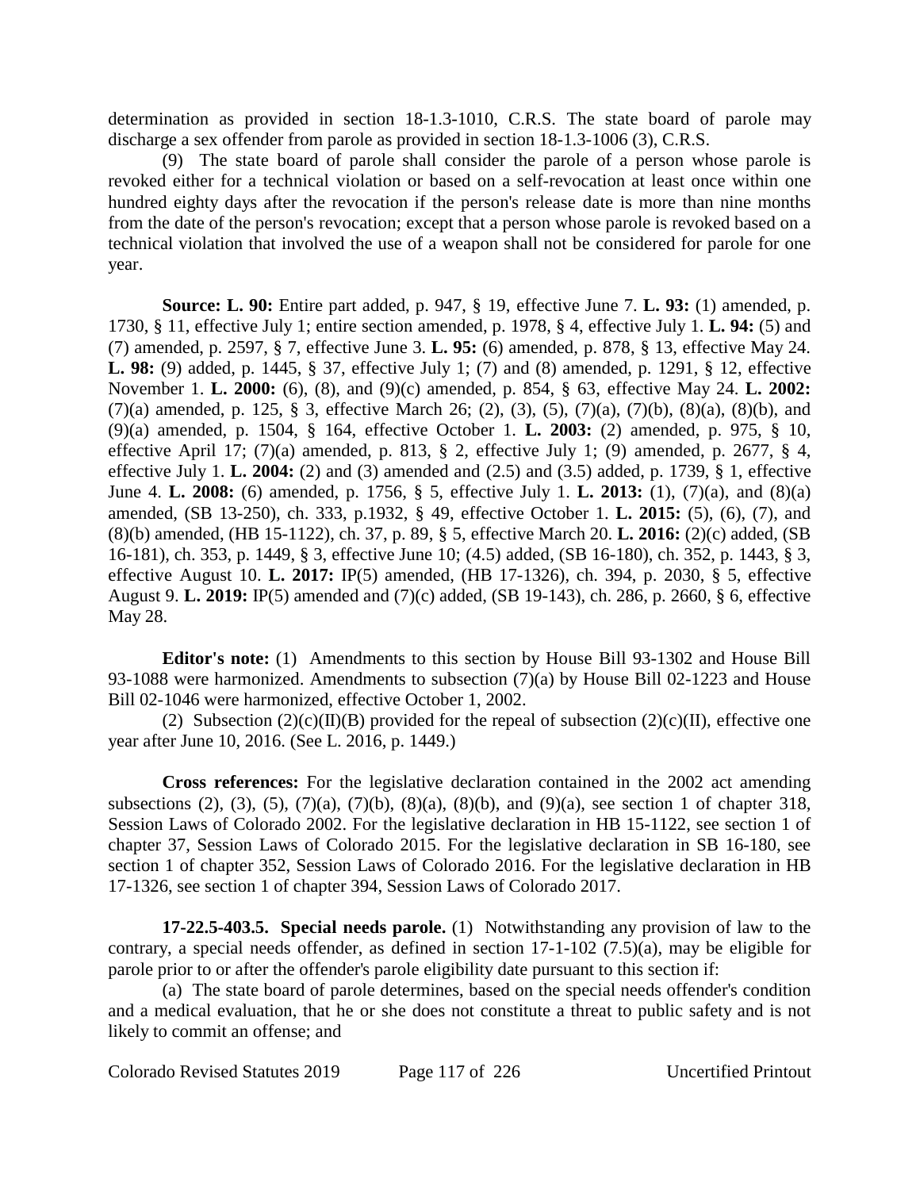determination as provided in section 18-1.3-1010, C.R.S. The state board of parole may discharge a sex offender from parole as provided in section 18-1.3-1006 (3), C.R.S.

(9) The state board of parole shall consider the parole of a person whose parole is revoked either for a technical violation or based on a self-revocation at least once within one hundred eighty days after the revocation if the person's release date is more than nine months from the date of the person's revocation; except that a person whose parole is revoked based on a technical violation that involved the use of a weapon shall not be considered for parole for one year.

**Source: L. 90:** Entire part added, p. 947, § 19, effective June 7. **L. 93:** (1) amended, p. 1730, § 11, effective July 1; entire section amended, p. 1978, § 4, effective July 1. **L. 94:** (5) and (7) amended, p. 2597, § 7, effective June 3. **L. 95:** (6) amended, p. 878, § 13, effective May 24. **L. 98:** (9) added, p. 1445, § 37, effective July 1; (7) and (8) amended, p. 1291, § 12, effective November 1. **L. 2000:** (6), (8), and (9)(c) amended, p. 854, § 63, effective May 24. **L. 2002:** (7)(a) amended, p. 125, § 3, effective March 26; (2), (3), (5), (7)(a), (7)(b), (8)(a), (8)(b), and (9)(a) amended, p. 1504, § 164, effective October 1. **L. 2003:** (2) amended, p. 975, § 10, effective April 17; (7)(a) amended, p. 813, § 2, effective July 1; (9) amended, p. 2677, § 4, effective July 1. **L. 2004:** (2) and (3) amended and (2.5) and (3.5) added, p. 1739, § 1, effective June 4. **L. 2008:** (6) amended, p. 1756, § 5, effective July 1. **L. 2013:** (1), (7)(a), and (8)(a) amended, (SB 13-250), ch. 333, p.1932, § 49, effective October 1. **L. 2015:** (5), (6), (7), and (8)(b) amended, (HB 15-1122), ch. 37, p. 89, § 5, effective March 20. **L. 2016:** (2)(c) added, (SB 16-181), ch. 353, p. 1449, § 3, effective June 10; (4.5) added, (SB 16-180), ch. 352, p. 1443, § 3, effective August 10. **L. 2017:** IP(5) amended, (HB 17-1326), ch. 394, p. 2030, § 5, effective August 9. **L. 2019:** IP(5) amended and (7)(c) added, (SB 19-143), ch. 286, p. 2660, § 6, effective May 28.

**Editor's note:** (1) Amendments to this section by House Bill 93-1302 and House Bill 93-1088 were harmonized. Amendments to subsection (7)(a) by House Bill 02-1223 and House Bill 02-1046 were harmonized, effective October 1, 2002.

(2) Subsection (2)(c)(II)(B) provided for the repeal of subsection (2)(c)(II), effective one year after June 10, 2016. (See L. 2016, p. 1449.)

**Cross references:** For the legislative declaration contained in the 2002 act amending subsections (2), (3), (5), (7)(a), (7)(b), (8)(a), (8)(b), and (9)(a), see section 1 of chapter 318, Session Laws of Colorado 2002. For the legislative declaration in HB 15-1122, see section 1 of chapter 37, Session Laws of Colorado 2015. For the legislative declaration in SB 16-180, see section 1 of chapter 352, Session Laws of Colorado 2016. For the legislative declaration in HB 17-1326, see section 1 of chapter 394, Session Laws of Colorado 2017.

**17-22.5-403.5. Special needs parole.** (1) Notwithstanding any provision of law to the contrary, a special needs offender, as defined in section 17-1-102 (7.5)(a), may be eligible for parole prior to or after the offender's parole eligibility date pursuant to this section if:

(a) The state board of parole determines, based on the special needs offender's condition and a medical evaluation, that he or she does not constitute a threat to public safety and is not likely to commit an offense; and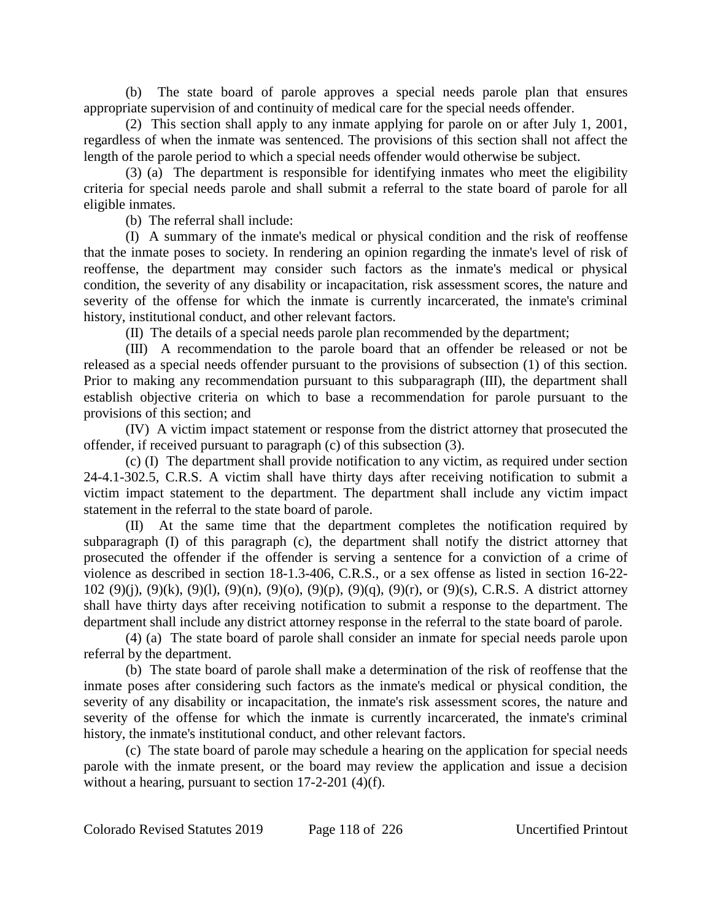(b) The state board of parole approves a special needs parole plan that ensures appropriate supervision of and continuity of medical care for the special needs offender.

(2) This section shall apply to any inmate applying for parole on or after July 1, 2001, regardless of when the inmate was sentenced. The provisions of this section shall not affect the length of the parole period to which a special needs offender would otherwise be subject.

(3) (a) The department is responsible for identifying inmates who meet the eligibility criteria for special needs parole and shall submit a referral to the state board of parole for all eligible inmates.

(b) The referral shall include:

(I) A summary of the inmate's medical or physical condition and the risk of reoffense that the inmate poses to society. In rendering an opinion regarding the inmate's level of risk of reoffense, the department may consider such factors as the inmate's medical or physical condition, the severity of any disability or incapacitation, risk assessment scores, the nature and severity of the offense for which the inmate is currently incarcerated, the inmate's criminal history, institutional conduct, and other relevant factors.

(II) The details of a special needs parole plan recommended by the department;

(III) A recommendation to the parole board that an offender be released or not be released as a special needs offender pursuant to the provisions of subsection (1) of this section. Prior to making any recommendation pursuant to this subparagraph (III), the department shall establish objective criteria on which to base a recommendation for parole pursuant to the provisions of this section; and

(IV) A victim impact statement or response from the district attorney that prosecuted the offender, if received pursuant to paragraph (c) of this subsection (3).

(c) (I) The department shall provide notification to any victim, as required under section 24-4.1-302.5, C.R.S. A victim shall have thirty days after receiving notification to submit a victim impact statement to the department. The department shall include any victim impact statement in the referral to the state board of parole.

(II) At the same time that the department completes the notification required by subparagraph (I) of this paragraph (c), the department shall notify the district attorney that prosecuted the offender if the offender is serving a sentence for a conviction of a crime of violence as described in section 18-1.3-406, C.R.S., or a sex offense as listed in section 16-22-102 (9)(j), (9)(k), (9)(l), (9)(n), (9)(o), (9)(p), (9)(q), (9)(r), or (9)(s), C.R.S. A district attorney shall have thirty days after receiving notification to submit a response to the department. The department shall include any district attorney response in the referral to the state board of parole.

(4) (a) The state board of parole shall consider an inmate for special needs parole upon referral by the department.

(b) The state board of parole shall make a determination of the risk of reoffense that the inmate poses after considering such factors as the inmate's medical or physical condition, the severity of any disability or incapacitation, the inmate's risk assessment scores, the nature and severity of the offense for which the inmate is currently incarcerated, the inmate's criminal history, the inmate's institutional conduct, and other relevant factors.

(c) The state board of parole may schedule a hearing on the application for special needs parole with the inmate present, or the board may review the application and issue a decision without a hearing, pursuant to section 17-2-201 (4)(f).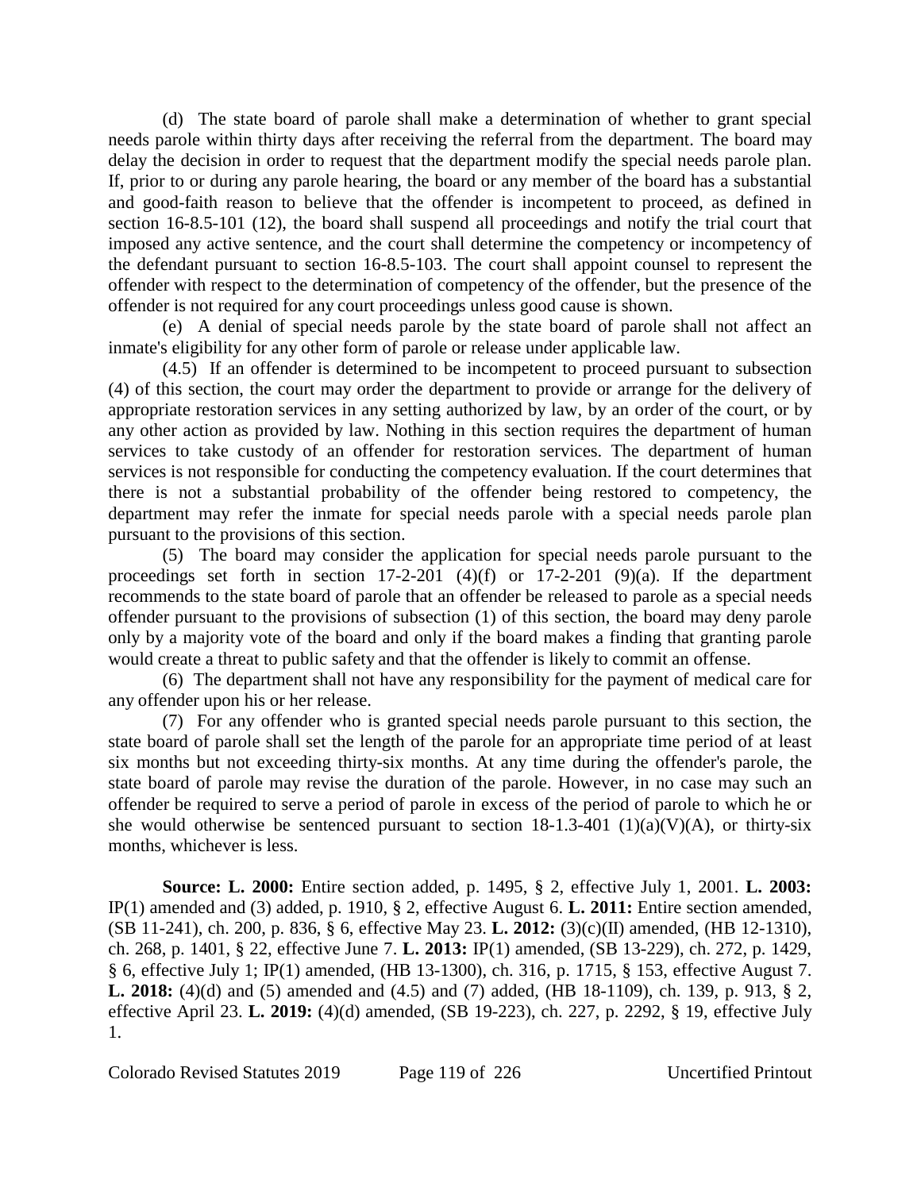(d) The state board of parole shall make a determination of whether to grant special needs parole within thirty days after receiving the referral from the department. The board may delay the decision in order to request that the department modify the special needs parole plan. If, prior to or during any parole hearing, the board or any member of the board has a substantial and good-faith reason to believe that the offender is incompetent to proceed, as defined in section 16-8.5-101 (12), the board shall suspend all proceedings and notify the trial court that imposed any active sentence, and the court shall determine the competency or incompetency of the defendant pursuant to section 16-8.5-103. The court shall appoint counsel to represent the offender with respect to the determination of competency of the offender, but the presence of the offender is not required for any court proceedings unless good cause is shown.

(e) A denial of special needs parole by the state board of parole shall not affect an inmate's eligibility for any other form of parole or release under applicable law.

(4.5) If an offender is determined to be incompetent to proceed pursuant to subsection (4) of this section, the court may order the department to provide or arrange for the delivery of appropriate restoration services in any setting authorized by law, by an order of the court, or by any other action as provided by law. Nothing in this section requires the department of human services to take custody of an offender for restoration services. The department of human services is not responsible for conducting the competency evaluation. If the court determines that there is not a substantial probability of the offender being restored to competency, the department may refer the inmate for special needs parole with a special needs parole plan pursuant to the provisions of this section.

(5) The board may consider the application for special needs parole pursuant to the proceedings set forth in section 17-2-201 (4)(f) or 17-2-201 (9)(a). If the department recommends to the state board of parole that an offender be released to parole as a special needs offender pursuant to the provisions of subsection (1) of this section, the board may deny parole only by a majority vote of the board and only if the board makes a finding that granting parole would create a threat to public safety and that the offender is likely to commit an offense.

(6) The department shall not have any responsibility for the payment of medical care for any offender upon his or her release.

(7) For any offender who is granted special needs parole pursuant to this section, the state board of parole shall set the length of the parole for an appropriate time period of at least six months but not exceeding thirty-six months. At any time during the offender's parole, the state board of parole may revise the duration of the parole. However, in no case may such an offender be required to serve a period of parole in excess of the period of parole to which he or she would otherwise be sentenced pursuant to section 18-1.3-401 (1)(a)(V)(A), or thirty-six months, whichever is less.

**Source: L. 2000:** Entire section added, p. 1495, § 2, effective July 1, 2001. **L. 2003:** IP(1) amended and (3) added, p. 1910, § 2, effective August 6. **L. 2011:** Entire section amended, (SB 11-241), ch. 200, p. 836, § 6, effective May 23. **L. 2012:** (3)(c)(II) amended, (HB 12-1310), ch. 268, p. 1401, § 22, effective June 7. **L. 2013:** IP(1) amended, (SB 13-229), ch. 272, p. 1429, § 6, effective July 1; IP(1) amended, (HB 13-1300), ch. 316, p. 1715, § 153, effective August 7. **L. 2018:** (4)(d) and (5) amended and (4.5) and (7) added, (HB 18-1109), ch. 139, p. 913, § 2, effective April 23. **L. 2019:** (4)(d) amended, (SB 19-223), ch. 227, p. 2292, § 19, effective July 1.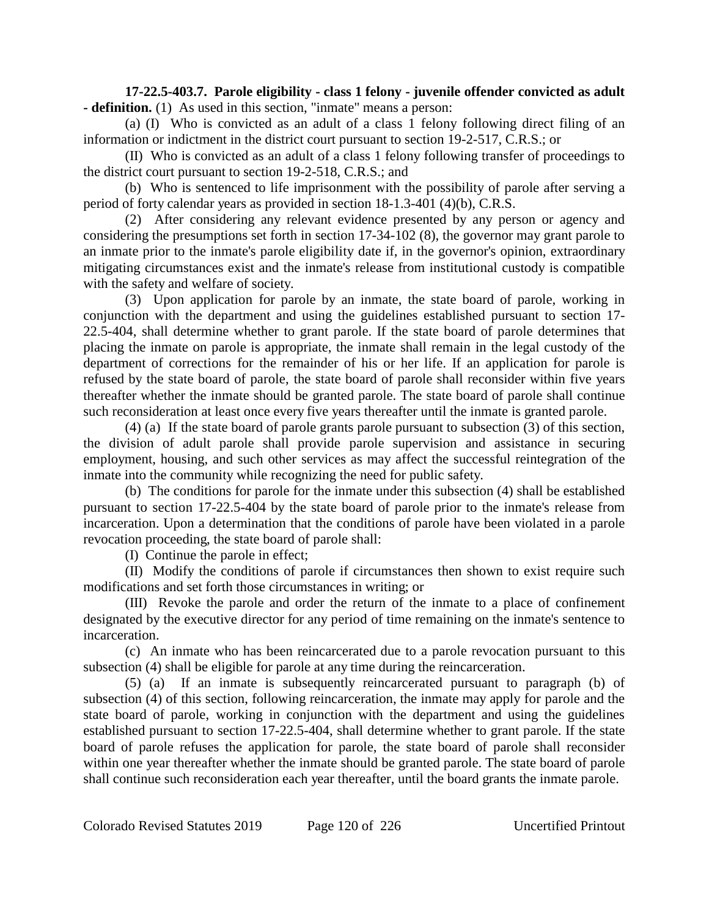**17-22.5-403.7. Parole eligibility - class 1 felony - juvenile offender convicted as adult - definition.** (1) As used in this section, "inmate" means a person:

(a) (I) Who is convicted as an adult of a class 1 felony following direct filing of an information or indictment in the district court pursuant to section 19-2-517, C.R.S.; or

(II) Who is convicted as an adult of a class 1 felony following transfer of proceedings to the district court pursuant to section 19-2-518, C.R.S.; and

(b) Who is sentenced to life imprisonment with the possibility of parole after serving a period of forty calendar years as provided in section 18-1.3-401 (4)(b), C.R.S.

(2) After considering any relevant evidence presented by any person or agency and considering the presumptions set forth in section 17-34-102 (8), the governor may grant parole to an inmate prior to the inmate's parole eligibility date if, in the governor's opinion, extraordinary mitigating circumstances exist and the inmate's release from institutional custody is compatible with the safety and welfare of society.

(3) Upon application for parole by an inmate, the state board of parole, working in conjunction with the department and using the guidelines established pursuant to section 17-22.5-404, shall determine whether to grant parole. If the state board of parole determines that placing the inmate on parole is appropriate, the inmate shall remain in the legal custody of the department of corrections for the remainder of his or her life. If an application for parole is refused by the state board of parole, the state board of parole shall reconsider within five years thereafter whether the inmate should be granted parole. The state board of parole shall continue such reconsideration at least once every five years thereafter until the inmate is granted parole.

(4) (a) If the state board of parole grants parole pursuant to subsection (3) of this section, the division of adult parole shall provide parole supervision and assistance in securing employment, housing, and such other services as may affect the successful reintegration of the inmate into the community while recognizing the need for public safety.

(b) The conditions for parole for the inmate under this subsection (4) shall be established pursuant to section 17-22.5-404 by the state board of parole prior to the inmate's release from incarceration. Upon a determination that the conditions of parole have been violated in a parole revocation proceeding, the state board of parole shall:

(I) Continue the parole in effect;

(II) Modify the conditions of parole if circumstances then shown to exist require such modifications and set forth those circumstances in writing; or

(III) Revoke the parole and order the return of the inmate to a place of confinement designated by the executive director for any period of time remaining on the inmate's sentence to incarceration.

(c) An inmate who has been reincarcerated due to a parole revocation pursuant to this subsection (4) shall be eligible for parole at any time during the reincarceration.

(5) (a) If an inmate is subsequently reincarcerated pursuant to paragraph (b) of subsection (4) of this section, following reincarceration, the inmate may apply for parole and the state board of parole, working in conjunction with the department and using the guidelines established pursuant to section 17-22.5-404, shall determine whether to grant parole. If the state board of parole refuses the application for parole, the state board of parole shall reconsider within one year thereafter whether the inmate should be granted parole. The state board of parole shall continue such reconsideration each year thereafter, until the board grants the inmate parole.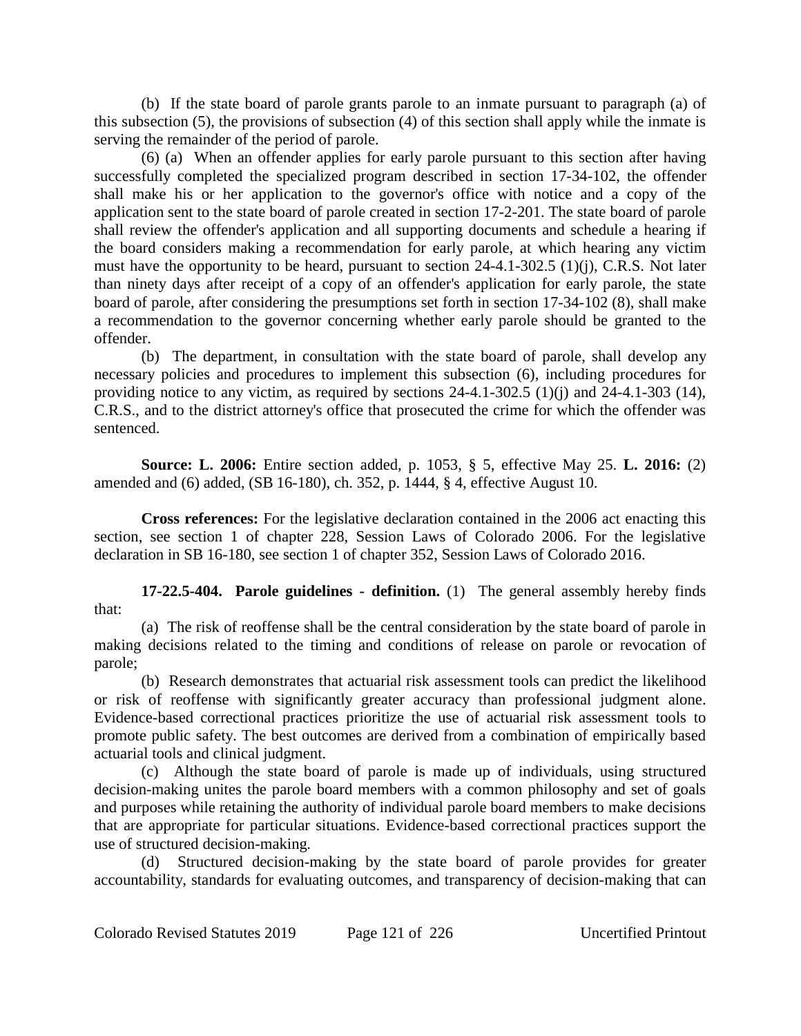(b) If the state board of parole grants parole to an inmate pursuant to paragraph (a) of this subsection (5), the provisions of subsection (4) of this section shall apply while the inmate is serving the remainder of the period of parole.

(6) (a) When an offender applies for early parole pursuant to this section after having successfully completed the specialized program described in section 17-34-102, the offender shall make his or her application to the governor's office with notice and a copy of the application sent to the state board of parole created in section 17-2-201. The state board of parole shall review the offender's application and all supporting documents and schedule a hearing if the board considers making a recommendation for early parole, at which hearing any victim must have the opportunity to be heard, pursuant to section 24-4.1-302.5 (1)(j), C.R.S. Not later than ninety days after receipt of a copy of an offender's application for early parole, the state board of parole, after considering the presumptions set forth in section 17-34-102 (8), shall make a recommendation to the governor concerning whether early parole should be granted to the offender.

(b) The department, in consultation with the state board of parole, shall develop any necessary policies and procedures to implement this subsection (6), including procedures for providing notice to any victim, as required by sections 24-4.1-302.5 (1)(j) and 24-4.1-303 (14), C.R.S., and to the district attorney's office that prosecuted the crime for which the offender was sentenced.

**Source: L. 2006:** Entire section added, p. 1053, § 5, effective May 25. **L. 2016:** (2) amended and (6) added, (SB 16-180), ch. 352, p. 1444, § 4, effective August 10.

**Cross references:** For the legislative declaration contained in the 2006 act enacting this section, see section 1 of chapter 228, Session Laws of Colorado 2006. For the legislative declaration in SB 16-180, see section 1 of chapter 352, Session Laws of Colorado 2016.

**17-22.5-404. Parole guidelines - definition.** (1) The general assembly hereby finds that:

(a) The risk of reoffense shall be the central consideration by the state board of parole in making decisions related to the timing and conditions of release on parole or revocation of parole;

(b) Research demonstrates that actuarial risk assessment tools can predict the likelihood or risk of reoffense with significantly greater accuracy than professional judgment alone. Evidence-based correctional practices prioritize the use of actuarial risk assessment tools to promote public safety. The best outcomes are derived from a combination of empirically based actuarial tools and clinical judgment.

(c) Although the state board of parole is made up of individuals, using structured decision-making unites the parole board members with a common philosophy and set of goals and purposes while retaining the authority of individual parole board members to make decisions that are appropriate for particular situations. Evidence-based correctional practices support the use of structured decision-making.

(d) Structured decision-making by the state board of parole provides for greater accountability, standards for evaluating outcomes, and transparency of decision-making that can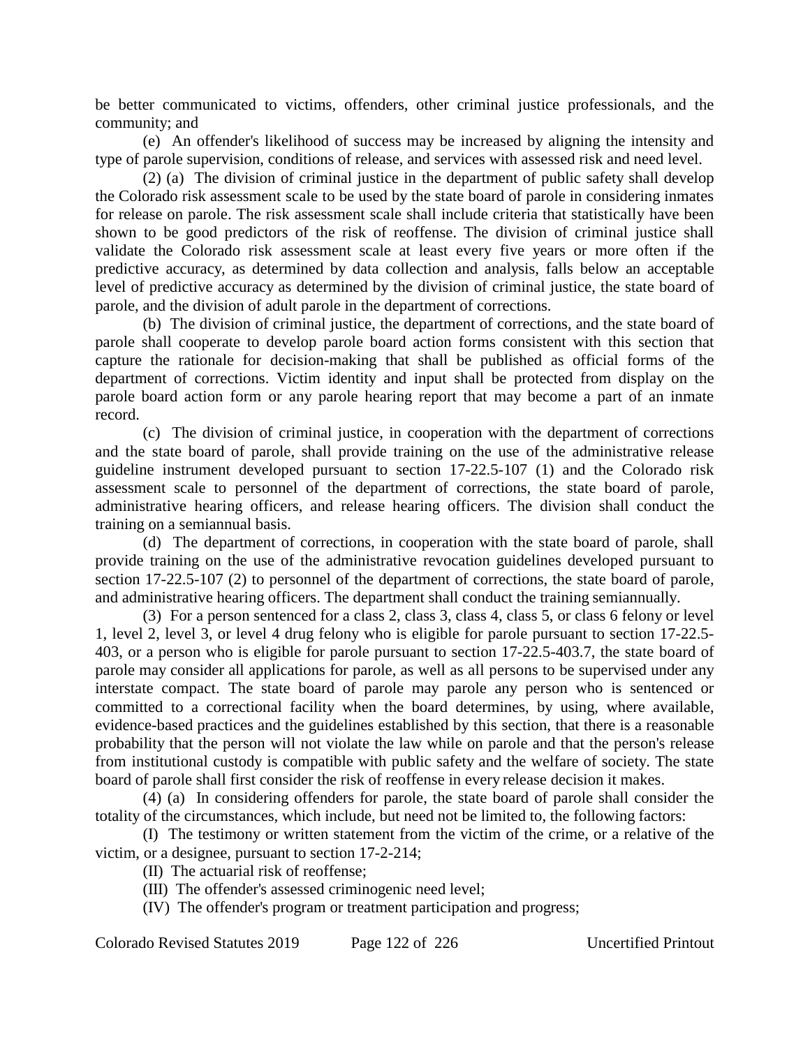be better communicated to victims, offenders, other criminal justice professionals, and the community; and

(e) An offender's likelihood of success may be increased by aligning the intensity and type of parole supervision, conditions of release, and services with assessed risk and need level.

(2) (a) The division of criminal justice in the department of public safety shall develop the Colorado risk assessment scale to be used by the state board of parole in considering inmates for release on parole. The risk assessment scale shall include criteria that statistically have been shown to be good predictors of the risk of reoffense. The division of criminal justice shall validate the Colorado risk assessment scale at least every five years or more often if the predictive accuracy, as determined by data collection and analysis, falls below an acceptable level of predictive accuracy as determined by the division of criminal justice, the state board of parole, and the division of adult parole in the department of corrections.

(b) The division of criminal justice, the department of corrections, and the state board of parole shall cooperate to develop parole board action forms consistent with this section that capture the rationale for decision-making that shall be published as official forms of the department of corrections. Victim identity and input shall be protected from display on the parole board action form or any parole hearing report that may become a part of an inmate record.

(c) The division of criminal justice, in cooperation with the department of corrections and the state board of parole, shall provide training on the use of the administrative release guideline instrument developed pursuant to section 17-22.5-107 (1) and the Colorado risk assessment scale to personnel of the department of corrections, the state board of parole, administrative hearing officers, and release hearing officers. The division shall conduct the training on a semiannual basis.

(d) The department of corrections, in cooperation with the state board of parole, shall provide training on the use of the administrative revocation guidelines developed pursuant to section 17-22.5-107 (2) to personnel of the department of corrections, the state board of parole, and administrative hearing officers. The department shall conduct the training semiannually.

(3) For a person sentenced for a class 2, class 3, class 4, class 5, or class 6 felony or level 1, level 2, level 3, or level 4 drug felony who is eligible for parole pursuant to section 17-22.5-403, or a person who is eligible for parole pursuant to section 17-22.5-403.7, the state board of parole may consider all applications for parole, as well as all persons to be supervised under any interstate compact. The state board of parole may parole any person who is sentenced or committed to a correctional facility when the board determines, by using, where available, evidence-based practices and the guidelines established by this section, that there is a reasonable probability that the person will not violate the law while on parole and that the person's release from institutional custody is compatible with public safety and the welfare of society. The state board of parole shall first consider the risk of reoffense in every release decision it makes.

(4) (a) In considering offenders for parole, the state board of parole shall consider the totality of the circumstances, which include, but need not be limited to, the following factors:

(I) The testimony or written statement from the victim of the crime, or a relative of the victim, or a designee, pursuant to section 17-2-214;

(II) The actuarial risk of reoffense;

(III) The offender's assessed criminogenic need level;

(IV) The offender's program or treatment participation and progress;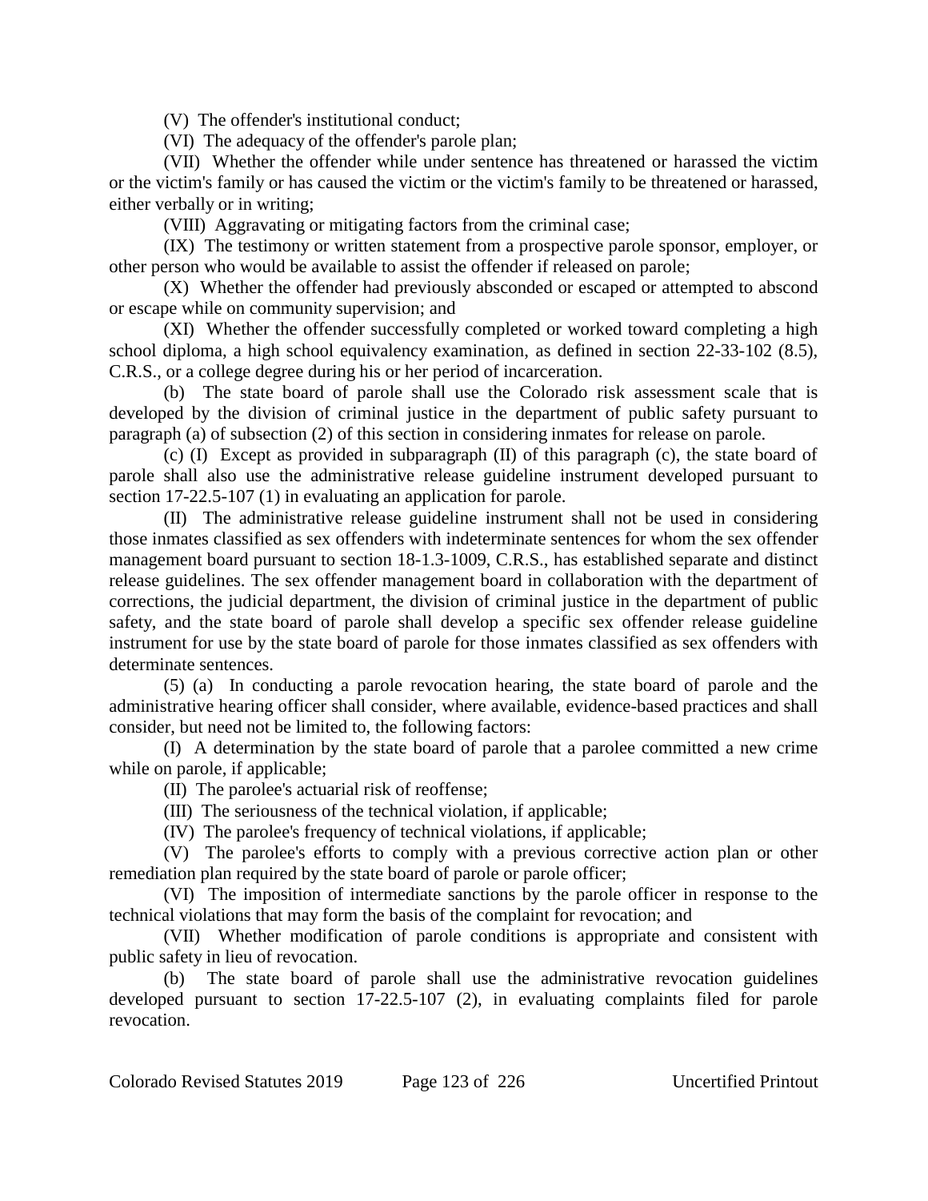(V) The offender's institutional conduct;

(VI) The adequacy of the offender's parole plan;

(VII) Whether the offender while under sentence has threatened or harassed the victim or the victim's family or has caused the victim or the victim's family to be threatened or harassed, either verbally or in writing;

(VIII) Aggravating or mitigating factors from the criminal case;

(IX) The testimony or written statement from a prospective parole sponsor, employer, or other person who would be available to assist the offender if released on parole;

(X) Whether the offender had previously absconded or escaped or attempted to abscond or escape while on community supervision; and

(XI) Whether the offender successfully completed or worked toward completing a high school diploma, a high school equivalency examination, as defined in section 22-33-102 (8.5), C.R.S., or a college degree during his or her period of incarceration.

(b) The state board of parole shall use the Colorado risk assessment scale that is developed by the division of criminal justice in the department of public safety pursuant to paragraph (a) of subsection (2) of this section in considering inmates for release on parole.

(c) (I) Except as provided in subparagraph (II) of this paragraph (c), the state board of parole shall also use the administrative release guideline instrument developed pursuant to section 17-22.5-107 (1) in evaluating an application for parole.

(II) The administrative release guideline instrument shall not be used in considering those inmates classified as sex offenders with indeterminate sentences for whom the sex offender management board pursuant to section 18-1.3-1009, C.R.S., has established separate and distinct release guidelines. The sex offender management board in collaboration with the department of corrections, the judicial department, the division of criminal justice in the department of public safety, and the state board of parole shall develop a specific sex offender release guideline instrument for use by the state board of parole for those inmates classified as sex offenders with determinate sentences.

(5) (a) In conducting a parole revocation hearing, the state board of parole and the administrative hearing officer shall consider, where available, evidence-based practices and shall consider, but need not be limited to, the following factors:

(I) A determination by the state board of parole that a parolee committed a new crime while on parole, if applicable;

(II) The parolee's actuarial risk of reoffense;

(III) The seriousness of the technical violation, if applicable;

(IV) The parolee's frequency of technical violations, if applicable;

(V) The parolee's efforts to comply with a previous corrective action plan or other remediation plan required by the state board of parole or parole officer;

(VI) The imposition of intermediate sanctions by the parole officer in response to the technical violations that may form the basis of the complaint for revocation; and

(VII) Whether modification of parole conditions is appropriate and consistent with public safety in lieu of revocation.

(b) The state board of parole shall use the administrative revocation guidelines developed pursuant to section 17-22.5-107 (2), in evaluating complaints filed for parole revocation.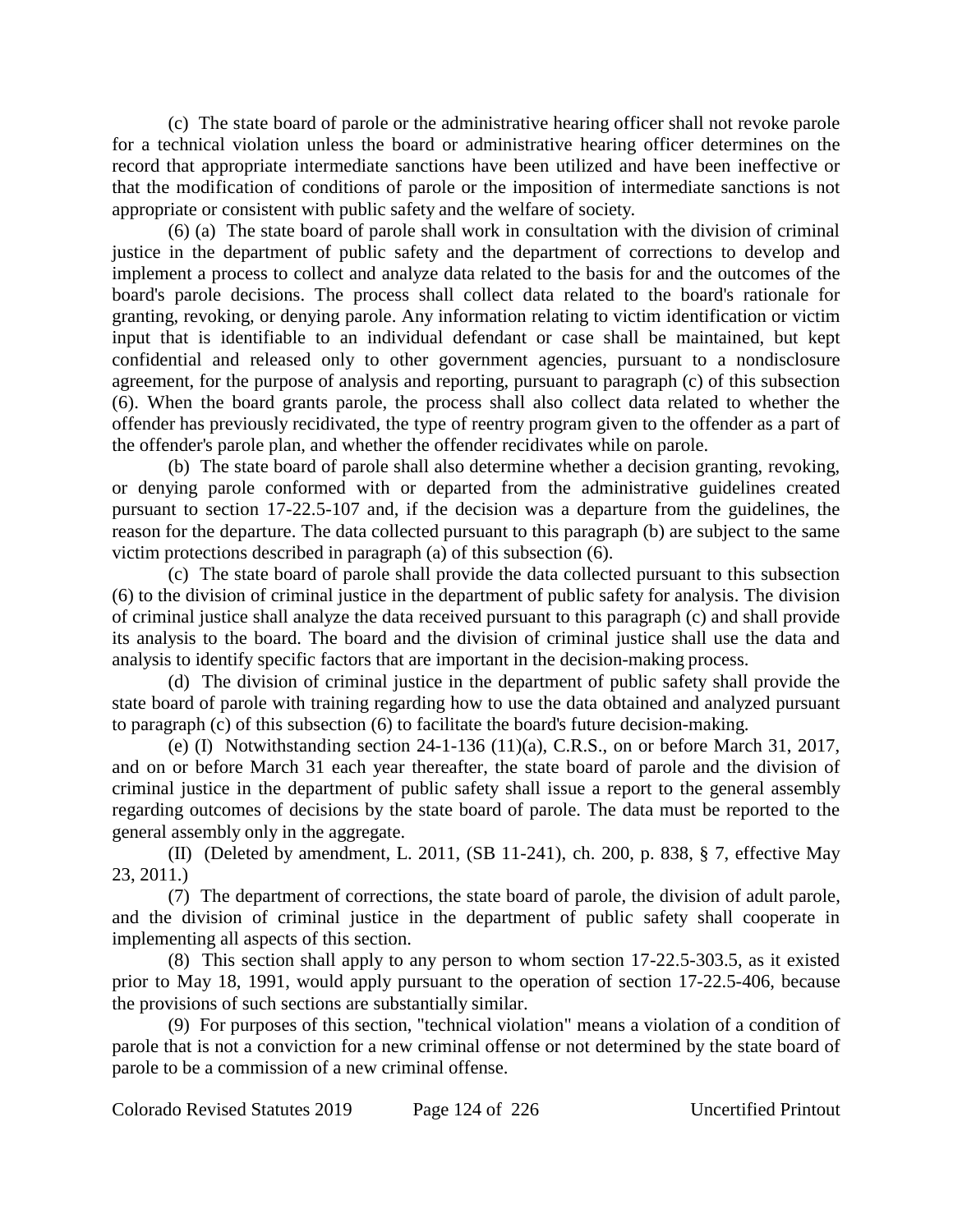(c) The state board of parole or the administrative hearing officer shall not revoke parole for a technical violation unless the board or administrative hearing officer determines on the record that appropriate intermediate sanctions have been utilized and have been ineffective or that the modification of conditions of parole or the imposition of intermediate sanctions is not appropriate or consistent with public safety and the welfare of society.

(6) (a) The state board of parole shall work in consultation with the division of criminal justice in the department of public safety and the department of corrections to develop and implement a process to collect and analyze data related to the basis for and the outcomes of the board's parole decisions. The process shall collect data related to the board's rationale for granting, revoking, or denying parole. Any information relating to victim identification or victim input that is identifiable to an individual defendant or case shall be maintained, but kept confidential and released only to other government agencies, pursuant to a nondisclosure agreement, for the purpose of analysis and reporting, pursuant to paragraph (c) of this subsection (6). When the board grants parole, the process shall also collect data related to whether the offender has previously recidivated, the type of reentry program given to the offender as a part of the offender's parole plan, and whether the offender recidivates while on parole.

(b) The state board of parole shall also determine whether a decision granting, revoking, or denying parole conformed with or departed from the administrative guidelines created pursuant to section 17-22.5-107 and, if the decision was a departure from the guidelines, the reason for the departure. The data collected pursuant to this paragraph (b) are subject to the same victim protections described in paragraph (a) of this subsection (6).

(c) The state board of parole shall provide the data collected pursuant to this subsection (6) to the division of criminal justice in the department of public safety for analysis. The division of criminal justice shall analyze the data received pursuant to this paragraph (c) and shall provide its analysis to the board. The board and the division of criminal justice shall use the data and analysis to identify specific factors that are important in the decision-making process.

(d) The division of criminal justice in the department of public safety shall provide the state board of parole with training regarding how to use the data obtained and analyzed pursuant to paragraph (c) of this subsection (6) to facilitate the board's future decision-making.

(e) (I) Notwithstanding section 24-1-136 (11)(a), C.R.S., on or before March 31, 2017, and on or before March 31 each year thereafter, the state board of parole and the division of criminal justice in the department of public safety shall issue a report to the general assembly regarding outcomes of decisions by the state board of parole. The data must be reported to the general assembly only in the aggregate.

(II) (Deleted by amendment, L. 2011, (SB 11-241), ch. 200, p. 838, § 7, effective May 23, 2011.)

(7) The department of corrections, the state board of parole, the division of adult parole, and the division of criminal justice in the department of public safety shall cooperate in implementing all aspects of this section.

(8) This section shall apply to any person to whom section 17-22.5-303.5, as it existed prior to May 18, 1991, would apply pursuant to the operation of section 17-22.5-406, because the provisions of such sections are substantially similar.

(9) For purposes of this section, "technical violation" means a violation of a condition of parole that is not a conviction for a new criminal offense or not determined by the state board of parole to be a commission of a new criminal offense.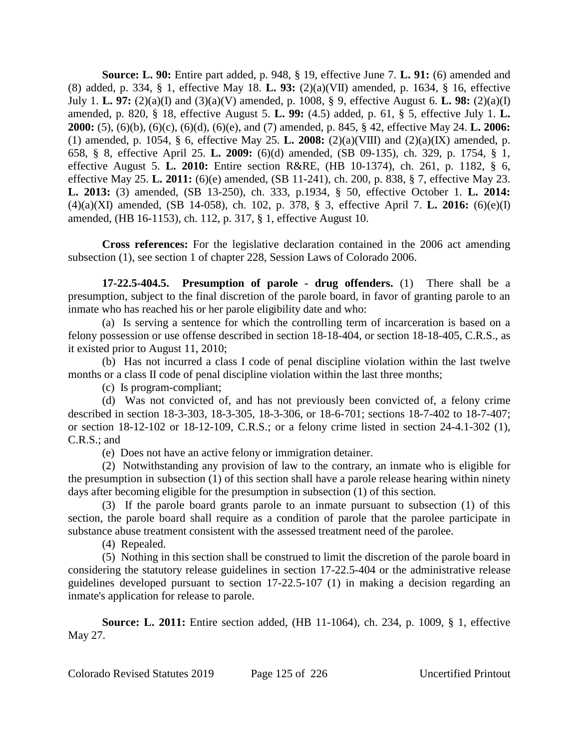**Source: L. 90:** Entire part added, p. 948, § 19, effective June 7. **L. 91:** (6) amended and (8) added, p. 334, § 1, effective May 18. **L. 93:** (2)(a)(VII) amended, p. 1634, § 16, effective July 1. **L. 97:** (2)(a)(I) and (3)(a)(V) amended, p. 1008, § 9, effective August 6. **L. 98:** (2)(a)(I) amended, p. 820, § 18, effective August 5. **L. 99:** (4.5) added, p. 61, § 5, effective July 1. **L. 2000:** (5), (6)(b), (6)(c), (6)(d), (6)(e), and (7) amended, p. 845, § 42, effective May 24. **L. 2006:** (1) amended, p. 1054, § 6, effective May 25. **L. 2008:** (2)(a)(VIII) and (2)(a)(IX) amended, p. 658, § 8, effective April 25. **L. 2009:** (6)(d) amended, (SB 09-135), ch. 329, p. 1754, § 1, effective August 5. **L. 2010:** Entire section R&RE, (HB 10-1374), ch. 261, p. 1182, § 6, effective May 25. **L. 2011:** (6)(e) amended, (SB 11-241), ch. 200, p. 838, § 7, effective May 23. **L. 2013:** (3) amended, (SB 13-250), ch. 333, p.1934, § 50, effective October 1. **L. 2014:** (4)(a)(XI) amended, (SB 14-058), ch. 102, p. 378, § 3, effective April 7. **L. 2016:** (6)(e)(I) amended, (HB 16-1153), ch. 112, p. 317, § 1, effective August 10.

**Cross references:** For the legislative declaration contained in the 2006 act amending subsection (1), see section 1 of chapter 228, Session Laws of Colorado 2006.

**17-22.5-404.5. Presumption of parole - drug offenders.** (1) There shall be a presumption, subject to the final discretion of the parole board, in favor of granting parole to an inmate who has reached his or her parole eligibility date and who:

(a) Is serving a sentence for which the controlling term of incarceration is based on a felony possession or use offense described in section 18-18-404, or section 18-18-405, C.R.S., as it existed prior to August 11, 2010;

(b) Has not incurred a class I code of penal discipline violation within the last twelve months or a class II code of penal discipline violation within the last three months;

(c) Is program-compliant;

(d) Was not convicted of, and has not previously been convicted of, a felony crime described in section 18-3-303, 18-3-305, 18-3-306, or 18-6-701; sections 18-7-402 to 18-7-407; or section 18-12-102 or 18-12-109, C.R.S.; or a felony crime listed in section 24-4.1-302 (1), C.R.S.; and

(e) Does not have an active felony or immigration detainer.

(2) Notwithstanding any provision of law to the contrary, an inmate who is eligible for the presumption in subsection (1) of this section shall have a parole release hearing within ninety days after becoming eligible for the presumption in subsection (1) of this section.

(3) If the parole board grants parole to an inmate pursuant to subsection (1) of this section, the parole board shall require as a condition of parole that the parolee participate in substance abuse treatment consistent with the assessed treatment need of the parolee.

(4) Repealed.

(5) Nothing in this section shall be construed to limit the discretion of the parole board in considering the statutory release guidelines in section 17-22.5-404 or the administrative release guidelines developed pursuant to section 17-22.5-107 (1) in making a decision regarding an inmate's application for release to parole.

**Source: L. 2011:** Entire section added, (HB 11-1064), ch. 234, p. 1009, § 1, effective May 27.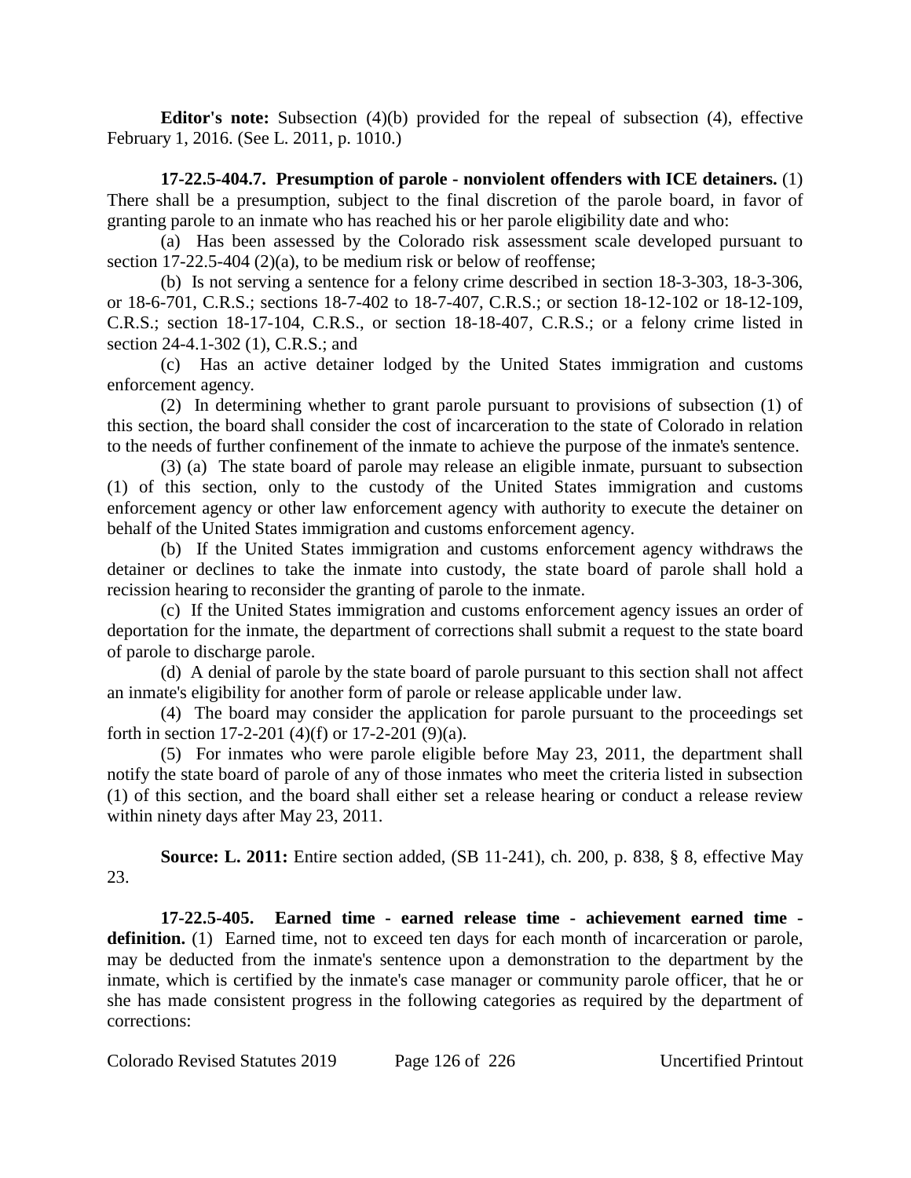**Editor's note:** Subsection (4)(b) provided for the repeal of subsection (4), effective February 1, 2016. (See L. 2011, p. 1010.)

**17-22.5-404.7. Presumption of parole - nonviolent offenders with ICE detainers.** (1) There shall be a presumption, subject to the final discretion of the parole board, in favor of granting parole to an inmate who has reached his or her parole eligibility date and who:

(a) Has been assessed by the Colorado risk assessment scale developed pursuant to section 17-22.5-404 (2)(a), to be medium risk or below of reoffense;

(b) Is not serving a sentence for a felony crime described in section 18-3-303, 18-3-306, or 18-6-701, C.R.S.; sections 18-7-402 to 18-7-407, C.R.S.; or section 18-12-102 or 18-12-109, C.R.S.; section 18-17-104, C.R.S., or section 18-18-407, C.R.S.; or a felony crime listed in section 24-4.1-302 (1), C.R.S.; and

(c) Has an active detainer lodged by the United States immigration and customs enforcement agency.

(2) In determining whether to grant parole pursuant to provisions of subsection (1) of this section, the board shall consider the cost of incarceration to the state of Colorado in relation to the needs of further confinement of the inmate to achieve the purpose of the inmate's sentence.

(3) (a) The state board of parole may release an eligible inmate, pursuant to subsection (1) of this section, only to the custody of the United States immigration and customs enforcement agency or other law enforcement agency with authority to execute the detainer on behalf of the United States immigration and customs enforcement agency.

(b) If the United States immigration and customs enforcement agency withdraws the detainer or declines to take the inmate into custody, the state board of parole shall hold a recission hearing to reconsider the granting of parole to the inmate.

(c) If the United States immigration and customs enforcement agency issues an order of deportation for the inmate, the department of corrections shall submit a request to the state board of parole to discharge parole.

(d) A denial of parole by the state board of parole pursuant to this section shall not affect an inmate's eligibility for another form of parole or release applicable under law.

(4) The board may consider the application for parole pursuant to the proceedings set forth in section 17-2-201 (4)(f) or 17-2-201 (9)(a).

(5) For inmates who were parole eligible before May 23, 2011, the department shall notify the state board of parole of any of those inmates who meet the criteria listed in subsection (1) of this section, and the board shall either set a release hearing or conduct a release review within ninety days after May 23, 2011.

**Source: L. 2011:** Entire section added, (SB 11-241), ch. 200, p. 838, § 8, effective May 23.

**17-22.5-405. Earned time - earned release time - achievement earned time - definition.** (1) Earned time, not to exceed ten days for each month of incarceration or parole, may be deducted from the inmate's sentence upon a demonstration to the department by the inmate, which is certified by the inmate's case manager or community parole officer, that he or she has made consistent progress in the following categories as required by the department of corrections: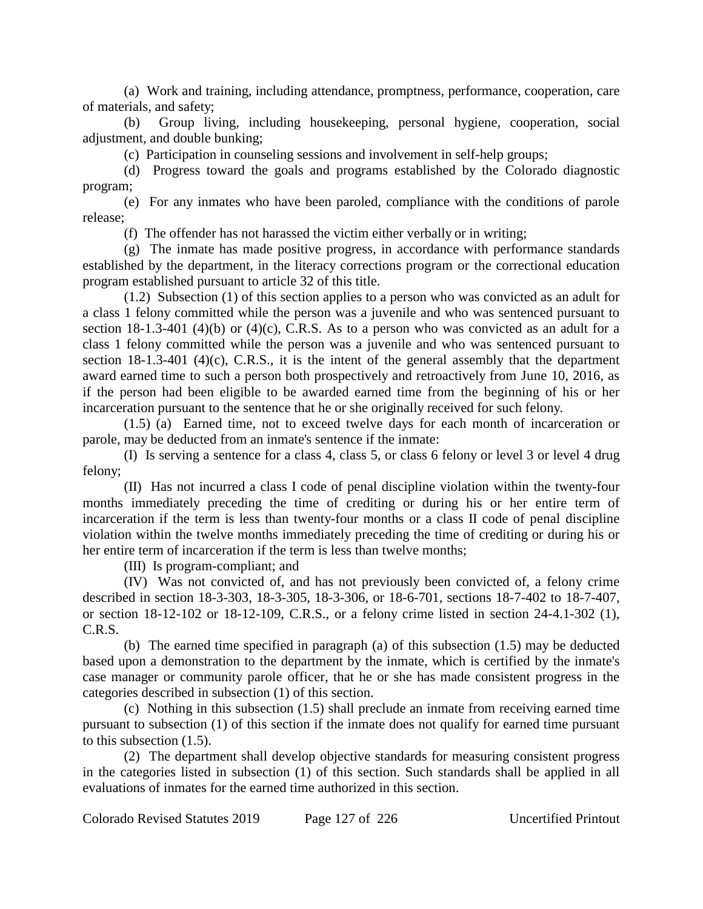(a) Work and training, including attendance, promptness, performance, cooperation, care of materials, and safety;

(b) Group living, including housekeeping, personal hygiene, cooperation, social adjustment, and double bunking;

(c) Participation in counseling sessions and involvement in self-help groups;

(d) Progress toward the goals and programs established by the Colorado diagnostic program;

(e) For any inmates who have been paroled, compliance with the conditions of parole release;

(f) The offender has not harassed the victim either verbally or in writing;

(g) The inmate has made positive progress, in accordance with performance standards established by the department, in the literacy corrections program or the correctional education program established pursuant to article 32 of this title.

(1.2) Subsection (1) of this section applies to a person who was convicted as an adult for a class 1 felony committed while the person was a juvenile and who was sentenced pursuant to section 18-1.3-401 (4)(b) or (4)(c), C.R.S. As to a person who was convicted as an adult for a class 1 felony committed while the person was a juvenile and who was sentenced pursuant to section 18-1.3-401 (4)(c), C.R.S., it is the intent of the general assembly that the department award earned time to such a person both prospectively and retroactively from June 10, 2016, as if the person had been eligible to be awarded earned time from the beginning of his or her incarceration pursuant to the sentence that he or she originally received for such felony.

(1.5) (a) Earned time, not to exceed twelve days for each month of incarceration or parole, may be deducted from an inmate's sentence if the inmate:

(I) Is serving a sentence for a class 4, class 5, or class 6 felony or level 3 or level 4 drug felony;

(II) Has not incurred a class I code of penal discipline violation within the twenty-four months immediately preceding the time of crediting or during his or her entire term of incarceration if the term is less than twenty-four months or a class II code of penal discipline violation within the twelve months immediately preceding the time of crediting or during his or her entire term of incarceration if the term is less than twelve months;

(III) Is program-compliant; and

(IV) Was not convicted of, and has not previously been convicted of, a felony crime described in section 18-3-303, 18-3-305, 18-3-306, or 18-6-701, sections 18-7-402 to 18-7-407, or section 18-12-102 or 18-12-109, C.R.S., or a felony crime listed in section 24-4.1-302 (1), C.R.S.

(b) The earned time specified in paragraph (a) of this subsection (1.5) may be deducted based upon a demonstration to the department by the inmate, which is certified by the inmate's case manager or community parole officer, that he or she has made consistent progress in the categories described in subsection (1) of this section.

(c) Nothing in this subsection (1.5) shall preclude an inmate from receiving earned time pursuant to subsection (1) of this section if the inmate does not qualify for earned time pursuant to this subsection (1.5).

(2) The department shall develop objective standards for measuring consistent progress in the categories listed in subsection (1) of this section. Such standards shall be applied in all evaluations of inmates for the earned time authorized in this section.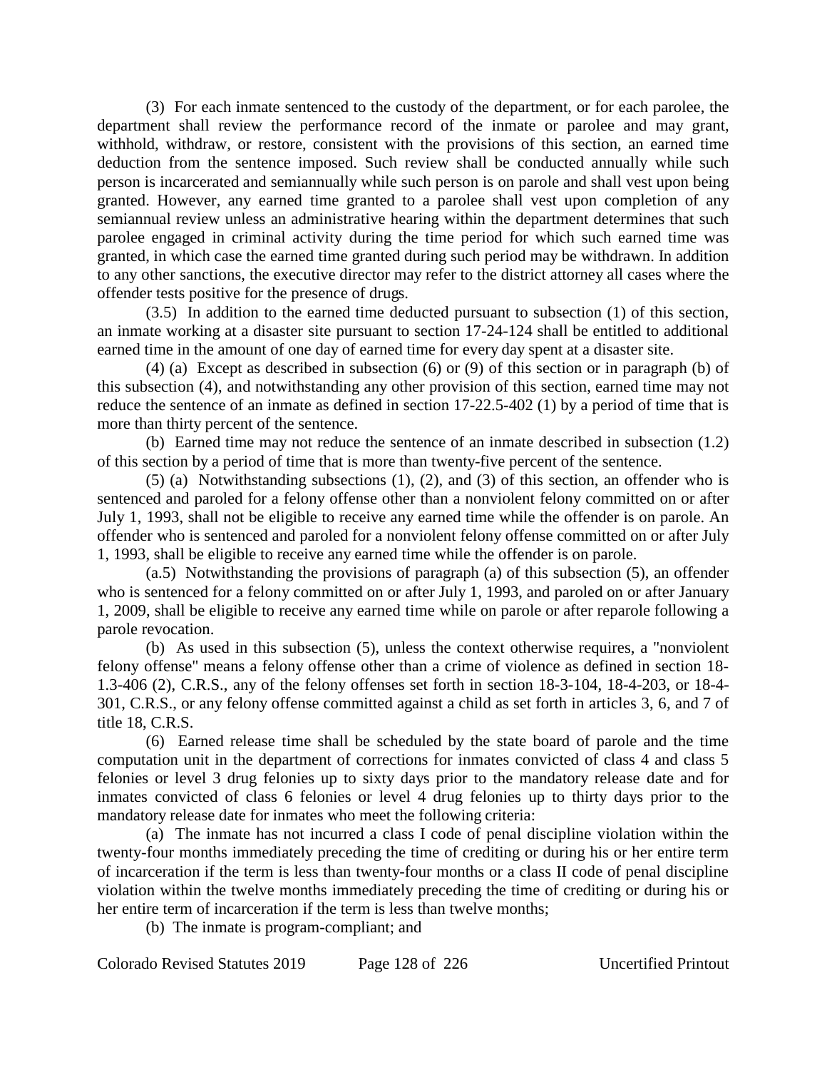(3) For each inmate sentenced to the custody of the department, or for each parolee, the department shall review the performance record of the inmate or parolee and may grant, withhold, withdraw, or restore, consistent with the provisions of this section, an earned time deduction from the sentence imposed. Such review shall be conducted annually while such person is incarcerated and semiannually while such person is on parole and shall vest upon being granted. However, any earned time granted to a parolee shall vest upon completion of any semiannual review unless an administrative hearing within the department determines that such parolee engaged in criminal activity during the time period for which such earned time was granted, in which case the earned time granted during such period may be withdrawn. In addition to any other sanctions, the executive director may refer to the district attorney all cases where the offender tests positive for the presence of drugs.

(3.5) In addition to the earned time deducted pursuant to subsection (1) of this section, an inmate working at a disaster site pursuant to section 17-24-124 shall be entitled to additional earned time in the amount of one day of earned time for every day spent at a disaster site.

(4) (a) Except as described in subsection (6) or (9) of this section or in paragraph (b) of this subsection (4), and notwithstanding any other provision of this section, earned time may not reduce the sentence of an inmate as defined in section 17-22.5-402 (1) by a period of time that is more than thirty percent of the sentence.

(b) Earned time may not reduce the sentence of an inmate described in subsection (1.2) of this section by a period of time that is more than twenty-five percent of the sentence.

(5) (a) Notwithstanding subsections (1), (2), and (3) of this section, an offender who is sentenced and paroled for a felony offense other than a nonviolent felony committed on or after July 1, 1993, shall not be eligible to receive any earned time while the offender is on parole. An offender who is sentenced and paroled for a nonviolent felony offense committed on or after July 1, 1993, shall be eligible to receive any earned time while the offender is on parole.

(a.5) Notwithstanding the provisions of paragraph (a) of this subsection (5), an offender who is sentenced for a felony committed on or after July 1, 1993, and paroled on or after January 1, 2009, shall be eligible to receive any earned time while on parole or after reparole following a parole revocation.

(b) As used in this subsection (5), unless the context otherwise requires, a "nonviolent felony offense" means a felony offense other than a crime of violence as defined in section 18-1.3-406 (2), C.R.S., any of the felony offenses set forth in section 18-3-104, 18-4-203, or 18-4-301, C.R.S., or any felony offense committed against a child as set forth in articles 3, 6, and 7 of title 18, C.R.S.

(6) Earned release time shall be scheduled by the state board of parole and the time computation unit in the department of corrections for inmates convicted of class 4 and class 5 felonies or level 3 drug felonies up to sixty days prior to the mandatory release date and for inmates convicted of class 6 felonies or level 4 drug felonies up to thirty days prior to the mandatory release date for inmates who meet the following criteria:

(a) The inmate has not incurred a class I code of penal discipline violation within the twenty-four months immediately preceding the time of crediting or during his or her entire term of incarceration if the term is less than twenty-four months or a class II code of penal discipline violation within the twelve months immediately preceding the time of crediting or during his or her entire term of incarceration if the term is less than twelve months;

(b) The inmate is program-compliant; and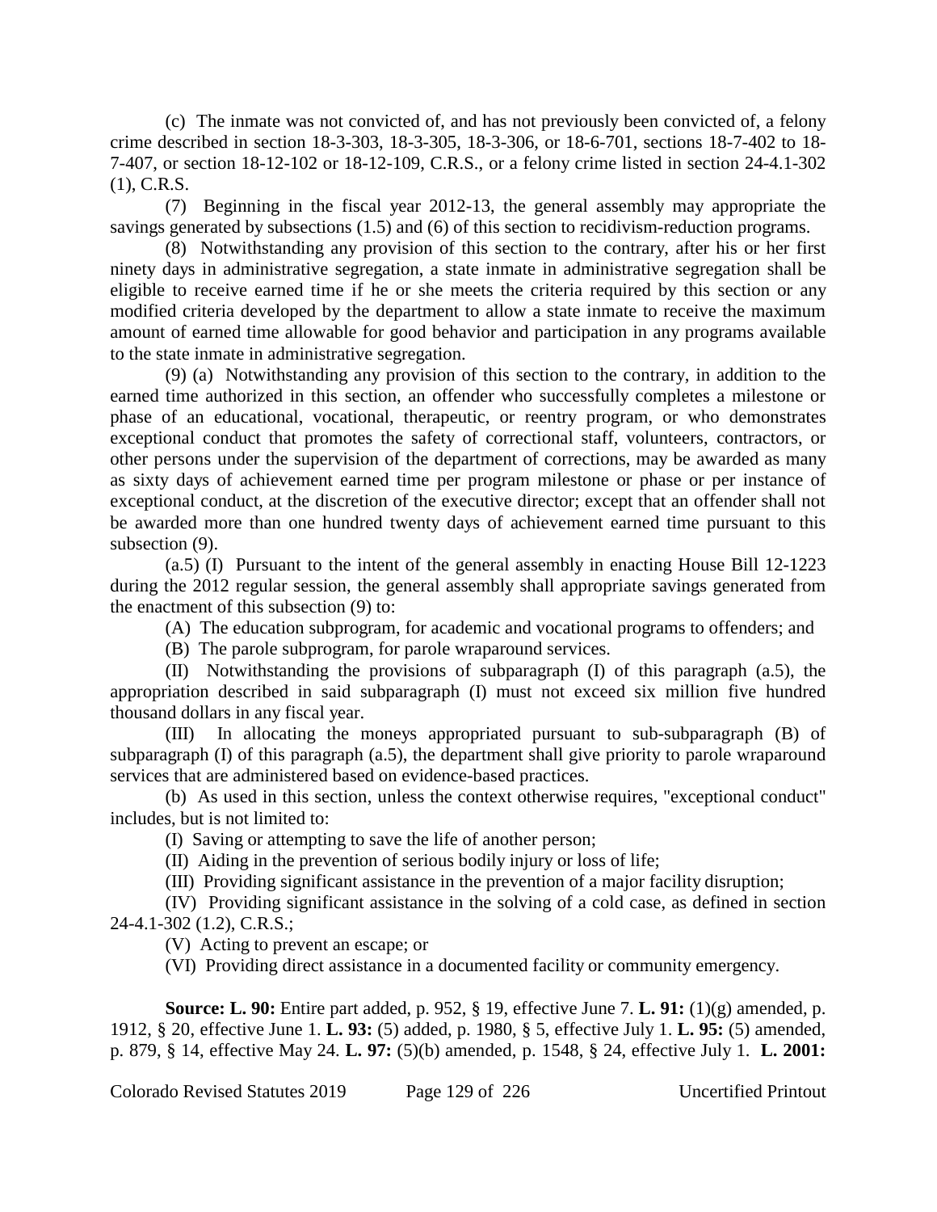(c) The inmate was not convicted of, and has not previously been convicted of, a felony crime described in section 18-3-303, 18-3-305, 18-3-306, or 18-6-701, sections 18-7-402 to 18-7-407, or section 18-12-102 or 18-12-109, C.R.S., or a felony crime listed in section 24-4.1-302 (1), C.R.S.

(7) Beginning in the fiscal year 2012-13, the general assembly may appropriate the savings generated by subsections (1.5) and (6) of this section to recidivism-reduction programs.

(8) Notwithstanding any provision of this section to the contrary, after his or her first ninety days in administrative segregation, a state inmate in administrative segregation shall be eligible to receive earned time if he or she meets the criteria required by this section or any modified criteria developed by the department to allow a state inmate to receive the maximum amount of earned time allowable for good behavior and participation in any programs available to the state inmate in administrative segregation.

(9) (a) Notwithstanding any provision of this section to the contrary, in addition to the earned time authorized in this section, an offender who successfully completes a milestone or phase of an educational, vocational, therapeutic, or reentry program, or who demonstrates exceptional conduct that promotes the safety of correctional staff, volunteers, contractors, or other persons under the supervision of the department of corrections, may be awarded as many as sixty days of achievement earned time per program milestone or phase or per instance of exceptional conduct, at the discretion of the executive director; except that an offender shall not be awarded more than one hundred twenty days of achievement earned time pursuant to this subsection (9).

(a.5) (I) Pursuant to the intent of the general assembly in enacting House Bill 12-1223 during the 2012 regular session, the general assembly shall appropriate savings generated from the enactment of this subsection (9) to:

(A) The education subprogram, for academic and vocational programs to offenders; and

(B) The parole subprogram, for parole wraparound services.

(II) Notwithstanding the provisions of subparagraph (I) of this paragraph (a.5), the appropriation described in said subparagraph (I) must not exceed six million five hundred thousand dollars in any fiscal year.

(III) In allocating the moneys appropriated pursuant to sub-subparagraph (B) of subparagraph (I) of this paragraph (a.5), the department shall give priority to parole wraparound services that are administered based on evidence-based practices.

(b) As used in this section, unless the context otherwise requires, "exceptional conduct" includes, but is not limited to:

(I) Saving or attempting to save the life of another person;

(II) Aiding in the prevention of serious bodily injury or loss of life;

(III) Providing significant assistance in the prevention of a major facility disruption;

(IV) Providing significant assistance in the solving of a cold case, as defined in section 24-4.1-302 (1.2), C.R.S.;

(V) Acting to prevent an escape; or

(VI) Providing direct assistance in a documented facility or community emergency.

**Source: L. 90:** Entire part added, p. 952, § 19, effective June 7. **L. 91:** (1)(g) amended, p. 1912, § 20, effective June 1. **L. 93:** (5) added, p. 1980, § 5, effective July 1. **L. 95:** (5) amended, p. 879, § 14, effective May 24. **L. 97:** (5)(b) amended, p. 1548, § 24, effective July 1. **L. 2001:**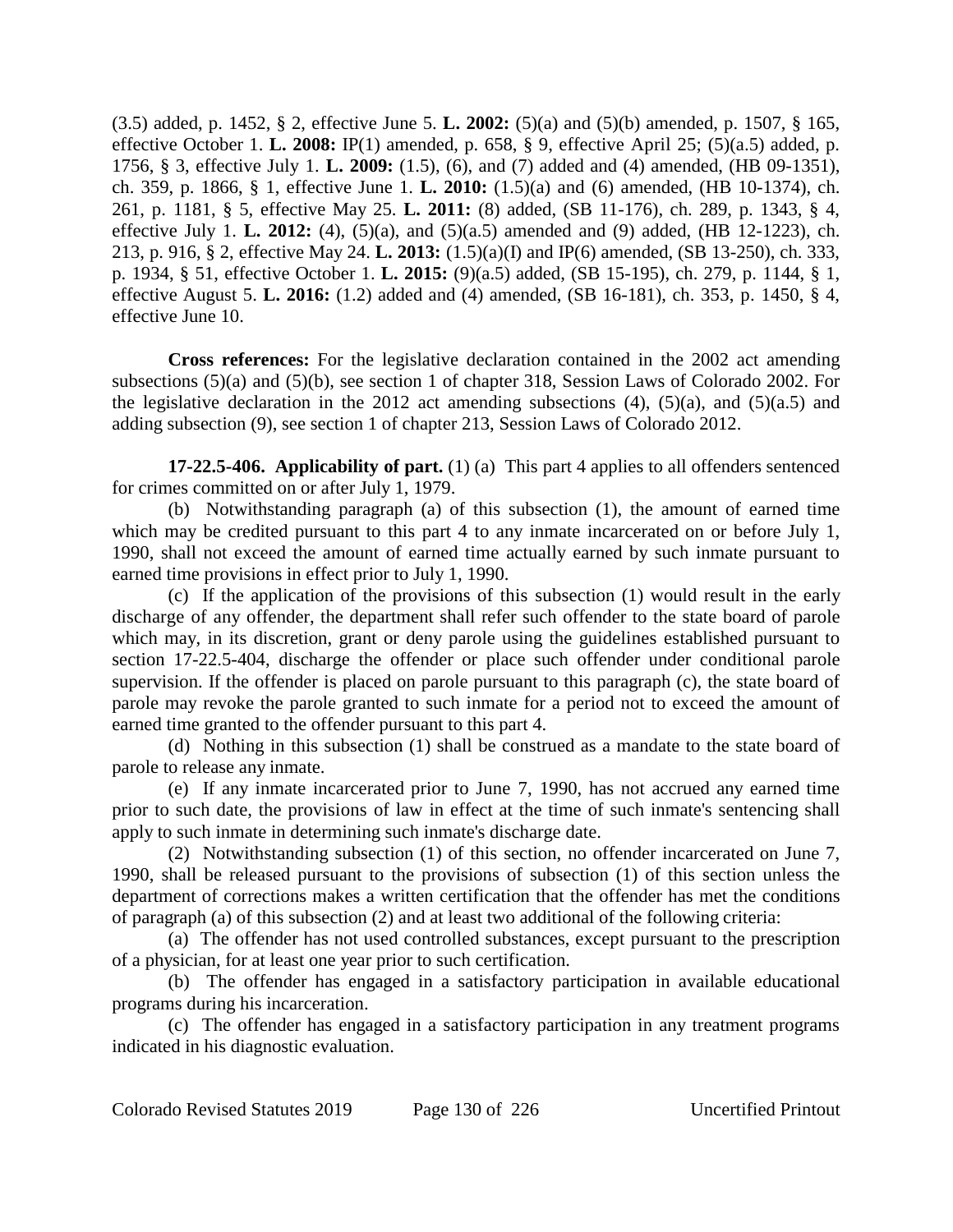(3.5) added, p. 1452, § 2, effective June 5. **L. 2002:** (5)(a) and (5)(b) amended, p. 1507, § 165, effective October 1. **L. 2008:** IP(1) amended, p. 658, § 9, effective April 25; (5)(a.5) added, p. 1756, § 3, effective July 1. **L. 2009:** (1.5), (6), and (7) added and (4) amended, (HB 09-1351), ch. 359, p. 1866, § 1, effective June 1. **L. 2010:** (1.5)(a) and (6) amended, (HB 10-1374), ch. 261, p. 1181, § 5, effective May 25. **L. 2011:** (8) added, (SB 11-176), ch. 289, p. 1343, § 4, effective July 1. **L. 2012:** (4), (5)(a), and (5)(a.5) amended and (9) added, (HB 12-1223), ch. 213, p. 916, § 2, effective May 24. **L. 2013:** (1.5)(a)(I) and IP(6) amended, (SB 13-250), ch. 333, p. 1934, § 51, effective October 1. **L. 2015:** (9)(a.5) added, (SB 15-195), ch. 279, p. 1144, § 1, effective August 5. **L. 2016:** (1.2) added and (4) amended, (SB 16-181), ch. 353, p. 1450, § 4, effective June 10.

**Cross references:** For the legislative declaration contained in the 2002 act amending subsections (5)(a) and (5)(b), see section 1 of chapter 318, Session Laws of Colorado 2002. For the legislative declaration in the 2012 act amending subsections (4), (5)(a), and (5)(a.5) and adding subsection (9), see section 1 of chapter 213, Session Laws of Colorado 2012.

**17-22.5-406. Applicability of part.** (1) (a) This part 4 applies to all offenders sentenced for crimes committed on or after July 1, 1979.

(b) Notwithstanding paragraph (a) of this subsection (1), the amount of earned time which may be credited pursuant to this part 4 to any inmate incarcerated on or before July 1, 1990, shall not exceed the amount of earned time actually earned by such inmate pursuant to earned time provisions in effect prior to July 1, 1990.

(c) If the application of the provisions of this subsection (1) would result in the early discharge of any offender, the department shall refer such offender to the state board of parole which may, in its discretion, grant or deny parole using the guidelines established pursuant to section 17-22.5-404, discharge the offender or place such offender under conditional parole supervision. If the offender is placed on parole pursuant to this paragraph (c), the state board of parole may revoke the parole granted to such inmate for a period not to exceed the amount of earned time granted to the offender pursuant to this part 4.

(d) Nothing in this subsection (1) shall be construed as a mandate to the state board of parole to release any inmate.

(e) If any inmate incarcerated prior to June 7, 1990, has not accrued any earned time prior to such date, the provisions of law in effect at the time of such inmate's sentencing shall apply to such inmate in determining such inmate's discharge date.

(2) Notwithstanding subsection (1) of this section, no offender incarcerated on June 7, 1990, shall be released pursuant to the provisions of subsection (1) of this section unless the department of corrections makes a written certification that the offender has met the conditions of paragraph (a) of this subsection (2) and at least two additional of the following criteria:

(a) The offender has not used controlled substances, except pursuant to the prescription of a physician, for at least one year prior to such certification.

(b) The offender has engaged in a satisfactory participation in available educational programs during his incarceration.

(c) The offender has engaged in a satisfactory participation in any treatment programs indicated in his diagnostic evaluation.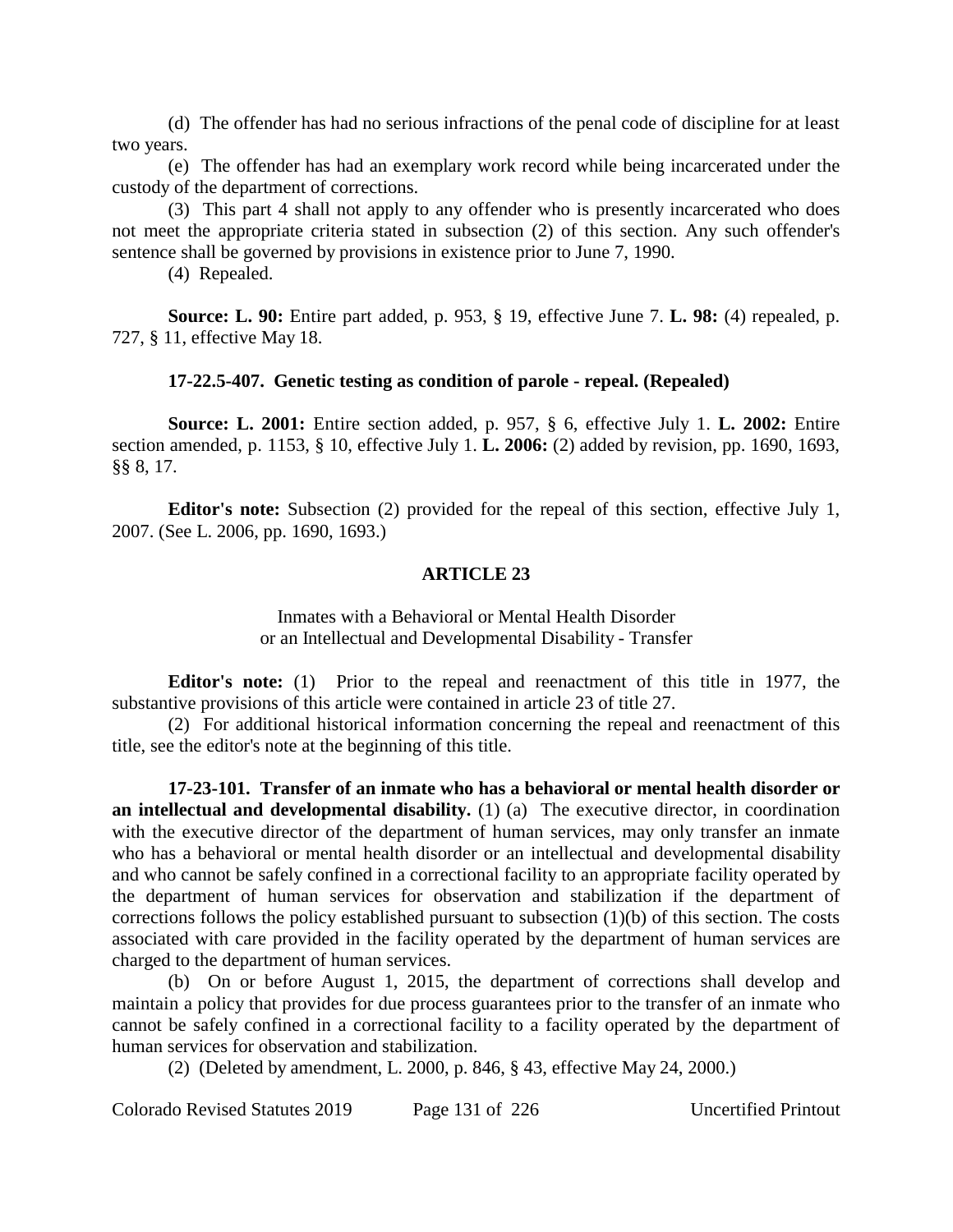(d) The offender has had no serious infractions of the penal code of discipline for at least two years.

(e) The offender has had an exemplary work record while being incarcerated under the custody of the department of corrections.

(3) This part 4 shall not apply to any offender who is presently incarcerated who does not meet the appropriate criteria stated in subsection (2) of this section. Any such offender's sentence shall be governed by provisions in existence prior to June 7, 1990.

(4) Repealed.

**Source: L. 90:** Entire part added, p. 953, § 19, effective June 7. **L. 98:** (4) repealed, p. 727, § 11, effective May 18.

**17-22.5-407. Genetic testing as condition of parole - repeal. (Repealed)**

**Source: L. 2001:** Entire section added, p. 957, § 6, effective July 1. **L. 2002:** Entire section amended, p. 1153, § 10, effective July 1. **L. 2006:** (2) added by revision, pp. 1690, 1693, §§ 8, 17.

**Editor's note:** Subsection (2) provided for the repeal of this section, effective July 1, 2007. (See L. 2006, pp. 1690, 1693.)

## ARTICLE 23

Inmates with a Behavioral or Mental Health Disorder
or an Intellectual and Developmental Disability - Transfer

**Editor's note:** (1) Prior to the repeal and reenactment of this title in 1977, the substantive provisions of this article were contained in article 23 of title 27.

(2) For additional historical information concerning the repeal and reenactment of this title, see the editor's note at the beginning of this title.

**17-23-101. Transfer of an inmate who has a behavioral or mental health disorder or an intellectual and developmental disability.** (1) (a) The executive director, in coordination with the executive director of the department of human services, may only transfer an inmate who has a behavioral or mental health disorder or an intellectual and developmental disability and who cannot be safely confined in a correctional facility to an appropriate facility operated by the department of human services for observation and stabilization if the department of corrections follows the policy established pursuant to subsection (1)(b) of this section. The costs associated with care provided in the facility operated by the department of human services are charged to the department of human services.

(b) On or before August 1, 2015, the department of corrections shall develop and maintain a policy that provides for due process guarantees prior to the transfer of an inmate who cannot be safely confined in a correctional facility to a facility operated by the department of human services for observation and stabilization.

(2) (Deleted by amendment, L. 2000, p. 846, § 43, effective May 24, 2000.)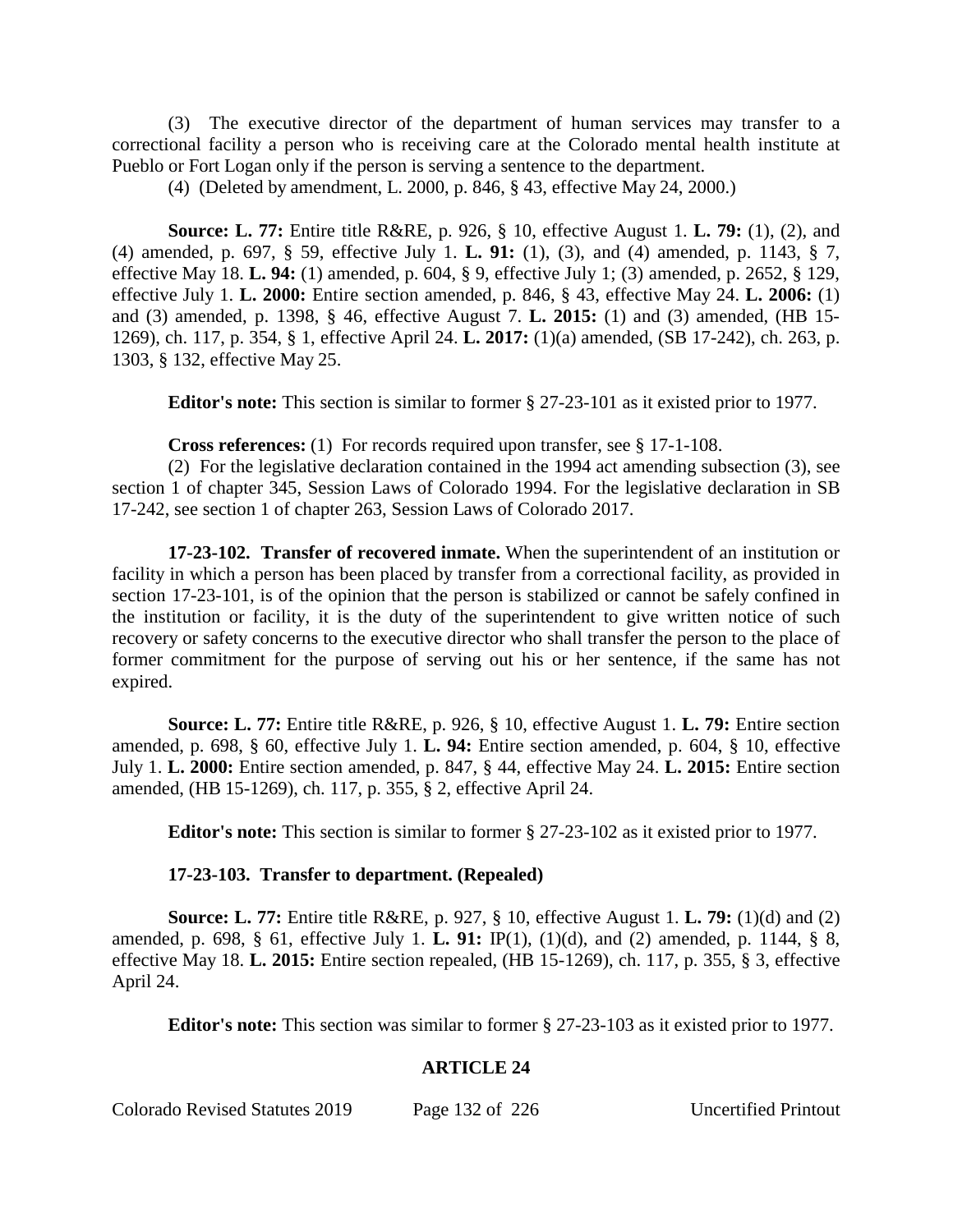(3) The executive director of the department of human services may transfer to a correctional facility a person who is receiving care at the Colorado mental health institute at Pueblo or Fort Logan only if the person is serving a sentence to the department.

(4) (Deleted by amendment, L. 2000, p. 846, § 43, effective May 24, 2000.)

**Source: L. 77:** Entire title R&RE, p. 926, § 10, effective August 1. **L. 79:** (1), (2), and (4) amended, p. 697, § 59, effective July 1. **L. 91:** (1), (3), and (4) amended, p. 1143, § 7, effective May 18. **L. 94:** (1) amended, p. 604, § 9, effective July 1; (3) amended, p. 2652, § 129, effective July 1. **L. 2000:** Entire section amended, p. 846, § 43, effective May 24. **L. 2006:** (1) and (3) amended, p. 1398, § 46, effective August 7. **L. 2015:** (1) and (3) amended, (HB 15-1269), ch. 117, p. 354, § 1, effective April 24. **L. 2017:** (1)(a) amended, (SB 17-242), ch. 263, p. 1303, § 132, effective May 25.

**Editor's note:** This section is similar to former § 27-23-101 as it existed prior to 1977.

**Cross references:** (1) For records required upon transfer, see § 17-1-108.

(2) For the legislative declaration contained in the 1994 act amending subsection (3), see section 1 of chapter 345, Session Laws of Colorado 1994. For the legislative declaration in SB 17-242, see section 1 of chapter 263, Session Laws of Colorado 2017.

**17-23-102. Transfer of recovered inmate.** When the superintendent of an institution or facility in which a person has been placed by transfer from a correctional facility, as provided in section 17-23-101, is of the opinion that the person is stabilized or cannot be safely confined in the institution or facility, it is the duty of the superintendent to give written notice of such recovery or safety concerns to the executive director who shall transfer the person to the place of former commitment for the purpose of serving out his or her sentence, if the same has not expired.

**Source: L. 77:** Entire title R&RE, p. 926, § 10, effective August 1. **L. 79:** Entire section amended, p. 698, § 60, effective July 1. **L. 94:** Entire section amended, p. 604, § 10, effective July 1. **L. 2000:** Entire section amended, p. 847, § 44, effective May 24. **L. 2015:** Entire section amended, (HB 15-1269), ch. 117, p. 355, § 2, effective April 24.

**Editor's note:** This section is similar to former § 27-23-102 as it existed prior to 1977.

**17-23-103. Transfer to department. (Repealed)**

**Source: L. 77:** Entire title R&RE, p. 927, § 10, effective August 1. **L. 79:** (1)(d) and (2) amended, p. 698, § 61, effective July 1. **L. 91:** IP(1), (1)(d), and (2) amended, p. 1144, § 8, effective May 18. **L. 2015:** Entire section repealed, (HB 15-1269), ch. 117, p. 355, § 3, effective April 24.

**Editor's note:** This section was similar to former § 27-23-103 as it existed prior to 1977.

## ARTICLE 24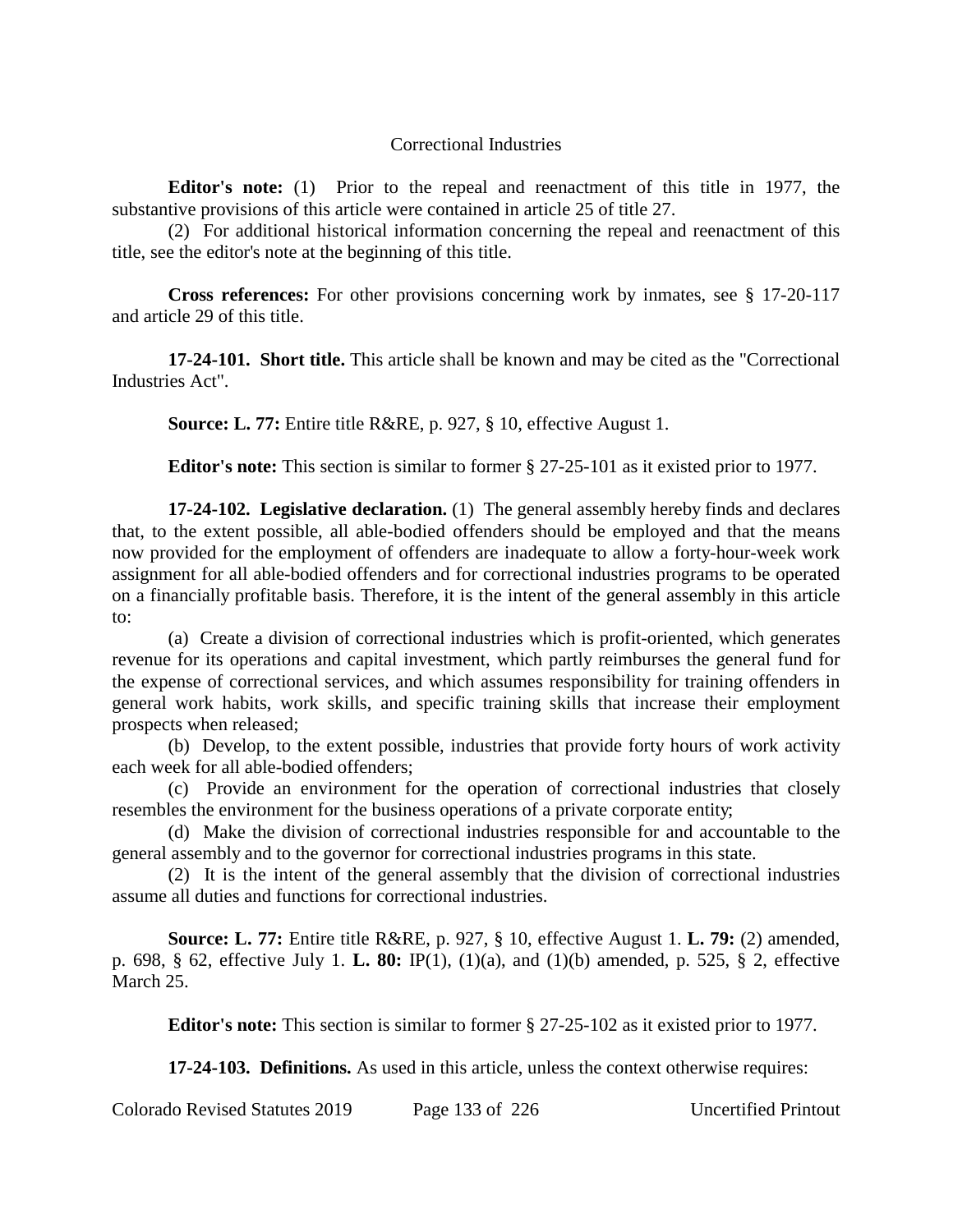Correctional Industries

**Editor's note:** (1) Prior to the repeal and reenactment of this title in 1977, the substantive provisions of this article were contained in article 25 of title 27.

(2) For additional historical information concerning the repeal and reenactment of this title, see the editor's note at the beginning of this title.

**Cross references:** For other provisions concerning work by inmates, see § 17-20-117 and article 29 of this title.

**17-24-101. Short title.** This article shall be known and may be cited as the "Correctional Industries Act".

**Source: L. 77:** Entire title R&RE, p. 927, § 10, effective August 1.

**Editor's note:** This section is similar to former § 27-25-101 as it existed prior to 1977.

**17-24-102. Legislative declaration.** (1) The general assembly hereby finds and declares that, to the extent possible, all able-bodied offenders should be employed and that the means now provided for the employment of offenders are inadequate to allow a forty-hour-week work assignment for all able-bodied offenders and for correctional industries programs to be operated on a financially profitable basis. Therefore, it is the intent of the general assembly in this article to:

(a) Create a division of correctional industries which is profit-oriented, which generates revenue for its operations and capital investment, which partly reimburses the general fund for the expense of correctional services, and which assumes responsibility for training offenders in general work habits, work skills, and specific training skills that increase their employment prospects when released;

(b) Develop, to the extent possible, industries that provide forty hours of work activity each week for all able-bodied offenders;

(c) Provide an environment for the operation of correctional industries that closely resembles the environment for the business operations of a private corporate entity;

(d) Make the division of correctional industries responsible for and accountable to the general assembly and to the governor for correctional industries programs in this state.

(2) It is the intent of the general assembly that the division of correctional industries assume all duties and functions for correctional industries.

**Source: L. 77:** Entire title R&RE, p. 927, § 10, effective August 1. **L. 79:** (2) amended, p. 698, § 62, effective July 1. **L. 80:** IP(1), (1)(a), and (1)(b) amended, p. 525, § 2, effective March 25.

**Editor's note:** This section is similar to former § 27-25-102 as it existed prior to 1977.

**17-24-103. Definitions.** As used in this article, unless the context otherwise requires: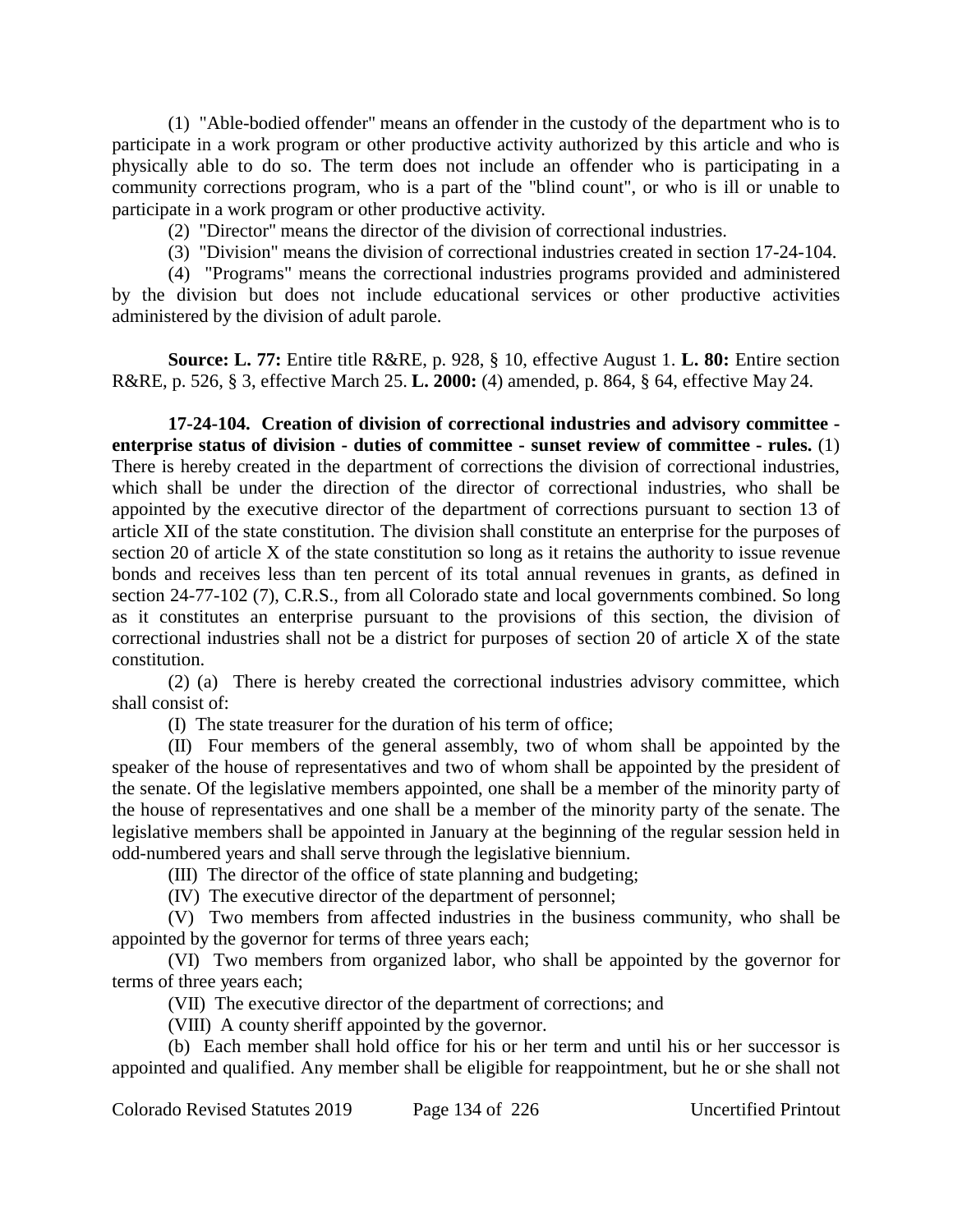(1) "Able-bodied offender" means an offender in the custody of the department who is to participate in a work program or other productive activity authorized by this article and who is physically able to do so. The term does not include an offender who is participating in a community corrections program, who is a part of the "blind count", or who is ill or unable to participate in a work program or other productive activity.

(2) "Director" means the director of the division of correctional industries.

(3) "Division" means the division of correctional industries created in section 17-24-104.

(4) "Programs" means the correctional industries programs provided and administered by the division but does not include educational services or other productive activities administered by the division of adult parole.

**Source: L. 77:** Entire title R&RE, p. 928, § 10, effective August 1. **L. 80:** Entire section R&RE, p. 526, § 3, effective March 25. **L. 2000:** (4) amended, p. 864, § 64, effective May 24.

**17-24-104. Creation of division of correctional industries and advisory committee - enterprise status of division - duties of committee - sunset review of committee - rules.** (1) There is hereby created in the department of corrections the division of correctional industries, which shall be under the direction of the director of correctional industries, who shall be appointed by the executive director of the department of corrections pursuant to section 13 of article XII of the state constitution. The division shall constitute an enterprise for the purposes of section 20 of article X of the state constitution so long as it retains the authority to issue revenue bonds and receives less than ten percent of its total annual revenues in grants, as defined in section 24-77-102 (7), C.R.S., from all Colorado state and local governments combined. So long as it constitutes an enterprise pursuant to the provisions of this section, the division of correctional industries shall not be a district for purposes of section 20 of article X of the state constitution.

(2) (a) There is hereby created the correctional industries advisory committee, which shall consist of:

(I) The state treasurer for the duration of his term of office;

(II) Four members of the general assembly, two of whom shall be appointed by the speaker of the house of representatives and two of whom shall be appointed by the president of the senate. Of the legislative members appointed, one shall be a member of the minority party of the house of representatives and one shall be a member of the minority party of the senate. The legislative members shall be appointed in January at the beginning of the regular session held in odd-numbered years and shall serve through the legislative biennium.

(III) The director of the office of state planning and budgeting;

(IV) The executive director of the department of personnel;

(V) Two members from affected industries in the business community, who shall be appointed by the governor for terms of three years each;

(VI) Two members from organized labor, who shall be appointed by the governor for terms of three years each;

(VII) The executive director of the department of corrections; and

(VIII) A county sheriff appointed by the governor.

(b) Each member shall hold office for his or her term and until his or her successor is appointed and qualified. Any member shall be eligible for reappointment, but he or she shall not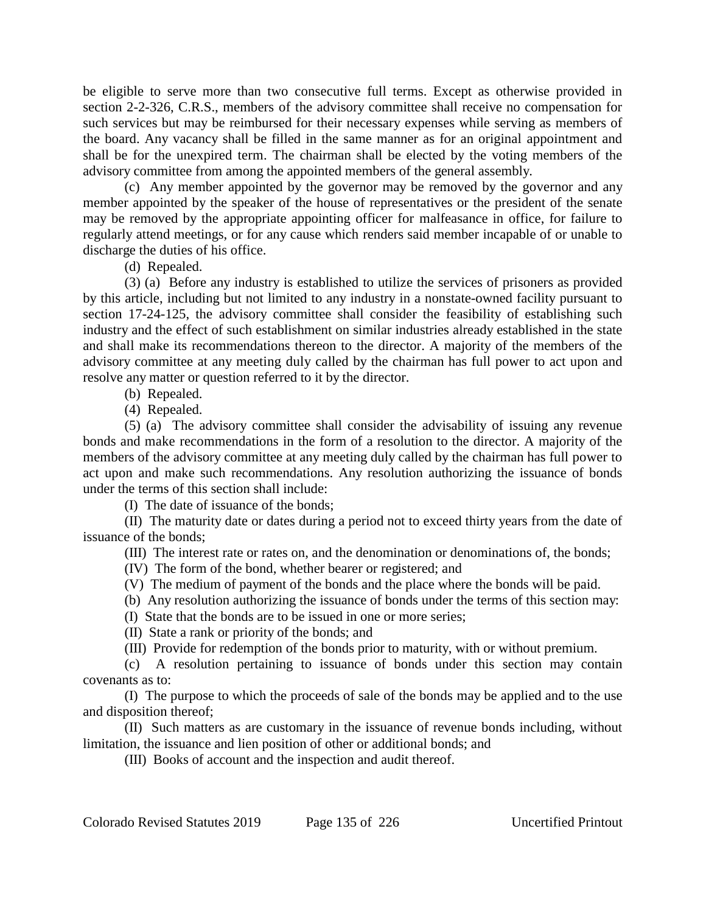be eligible to serve more than two consecutive full terms. Except as otherwise provided in section 2-2-326, C.R.S., members of the advisory committee shall receive no compensation for such services but may be reimbursed for their necessary expenses while serving as members of the board. Any vacancy shall be filled in the same manner as for an original appointment and shall be for the unexpired term. The chairman shall be elected by the voting members of the advisory committee from among the appointed members of the general assembly.

(c) Any member appointed by the governor may be removed by the governor and any member appointed by the speaker of the house of representatives or the president of the senate may be removed by the appropriate appointing officer for malfeasance in office, for failure to regularly attend meetings, or for any cause which renders said member incapable of or unable to discharge the duties of his office.

(d) Repealed.

(3) (a) Before any industry is established to utilize the services of prisoners as provided by this article, including but not limited to any industry in a nonstate-owned facility pursuant to section 17-24-125, the advisory committee shall consider the feasibility of establishing such industry and the effect of such establishment on similar industries already established in the state and shall make its recommendations thereon to the director. A majority of the members of the advisory committee at any meeting duly called by the chairman has full power to act upon and resolve any matter or question referred to it by the director.

(b) Repealed.

(4) Repealed.

(5) (a) The advisory committee shall consider the advisability of issuing any revenue bonds and make recommendations in the form of a resolution to the director. A majority of the members of the advisory committee at any meeting duly called by the chairman has full power to act upon and make such recommendations. Any resolution authorizing the issuance of bonds under the terms of this section shall include:

(I) The date of issuance of the bonds;

(II) The maturity date or dates during a period not to exceed thirty years from the date of issuance of the bonds;

(III) The interest rate or rates on, and the denomination or denominations of, the bonds;

(IV) The form of the bond, whether bearer or registered; and

(V) The medium of payment of the bonds and the place where the bonds will be paid.

(b) Any resolution authorizing the issuance of bonds under the terms of this section may:

(I) State that the bonds are to be issued in one or more series;

(II) State a rank or priority of the bonds; and

(III) Provide for redemption of the bonds prior to maturity, with or without premium.

(c) A resolution pertaining to issuance of bonds under this section may contain covenants as to:

(I) The purpose to which the proceeds of sale of the bonds may be applied and to the use and disposition thereof;

(II) Such matters as are customary in the issuance of revenue bonds including, without limitation, the issuance and lien position of other or additional bonds; and

(III) Books of account and the inspection and audit thereof.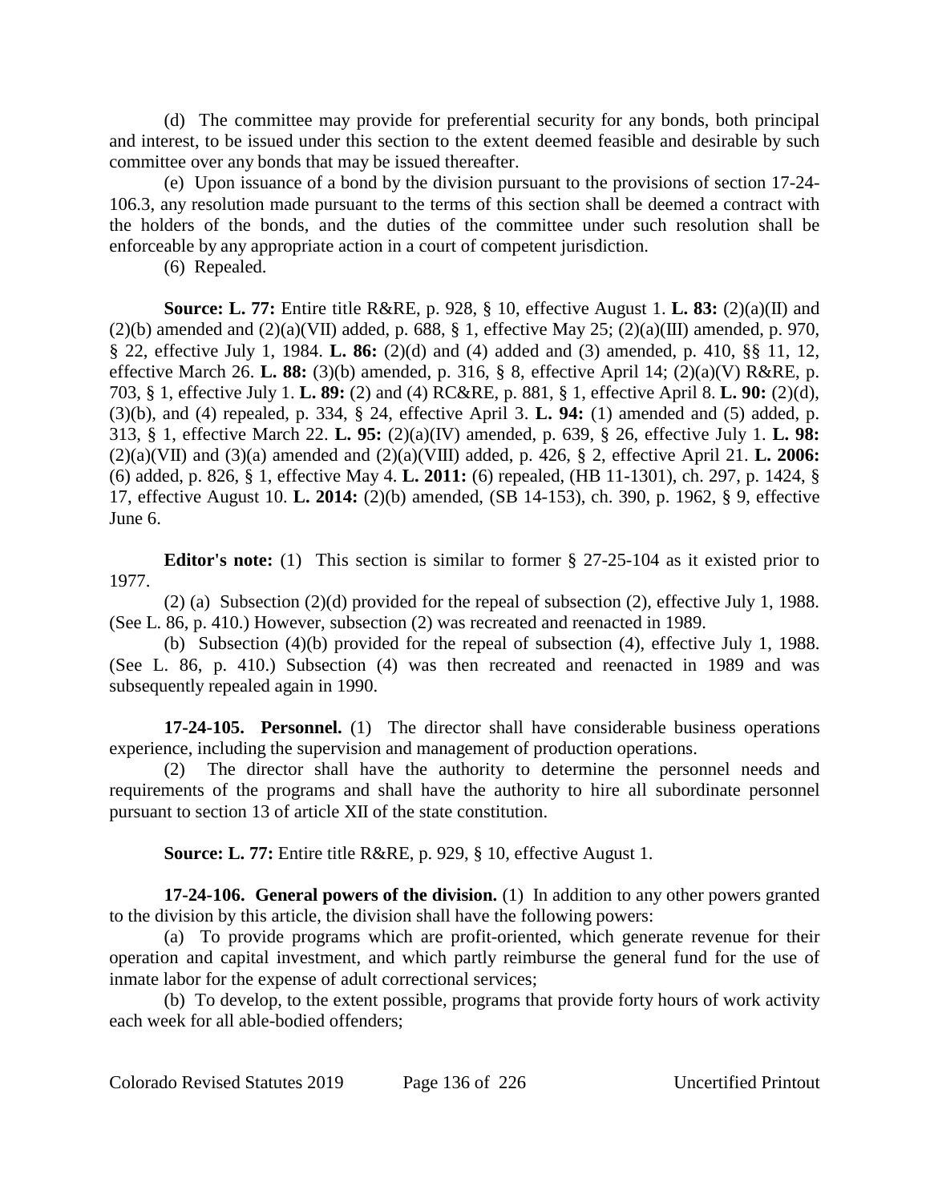(d) The committee may provide for preferential security for any bonds, both principal and interest, to be issued under this section to the extent deemed feasible and desirable by such committee over any bonds that may be issued thereafter.

(e) Upon issuance of a bond by the division pursuant to the provisions of section 17-24-106.3, any resolution made pursuant to the terms of this section shall be deemed a contract with the holders of the bonds, and the duties of the committee under such resolution shall be enforceable by any appropriate action in a court of competent jurisdiction.

(6) Repealed.

**Source: L. 77:** Entire title R&RE, p. 928, § 10, effective August 1. **L. 83:** (2)(a)(II) and (2)(b) amended and (2)(a)(VII) added, p. 688, § 1, effective May 25; (2)(a)(III) amended, p. 970, § 22, effective July 1, 1984. **L. 86:** (2)(d) and (4) added and (3) amended, p. 410, §§ 11, 12, effective March 26. **L. 88:** (3)(b) amended, p. 316, § 8, effective April 14; (2)(a)(V) R&RE, p. 703, § 1, effective July 1. **L. 89:** (2) and (4) RC&RE, p. 881, § 1, effective April 8. **L. 90:** (2)(d), (3)(b), and (4) repealed, p. 334, § 24, effective April 3. **L. 94:** (1) amended and (5) added, p. 313, § 1, effective March 22. **L. 95:** (2)(a)(IV) amended, p. 639, § 26, effective July 1. **L. 98:** (2)(a)(VII) and (3)(a) amended and (2)(a)(VIII) added, p. 426, § 2, effective April 21. **L. 2006:** (6) added, p. 826, § 1, effective May 4. **L. 2011:** (6) repealed, (HB 11-1301), ch. 297, p. 1424, § 17, effective August 10. **L. 2014:** (2)(b) amended, (SB 14-153), ch. 390, p. 1962, § 9, effective June 6.

**Editor's note:** (1) This section is similar to former § 27-25-104 as it existed prior to 1977.

(2) (a) Subsection (2)(d) provided for the repeal of subsection (2), effective July 1, 1988. (See L. 86, p. 410.) However, subsection (2) was recreated and reenacted in 1989.

(b) Subsection (4)(b) provided for the repeal of subsection (4), effective July 1, 1988. (See L. 86, p. 410.) Subsection (4) was then recreated and reenacted in 1989 and was subsequently repealed again in 1990.

**17-24-105. Personnel.** (1) The director shall have considerable business operations experience, including the supervision and management of production operations.

(2) The director shall have the authority to determine the personnel needs and requirements of the programs and shall have the authority to hire all subordinate personnel pursuant to section 13 of article XII of the state constitution.

**Source: L. 77:** Entire title R&RE, p. 929, § 10, effective August 1.

**17-24-106. General powers of the division.** (1) In addition to any other powers granted to the division by this article, the division shall have the following powers:

(a) To provide programs which are profit-oriented, which generate revenue for their operation and capital investment, and which partly reimburse the general fund for the use of inmate labor for the expense of adult correctional services;

(b) To develop, to the extent possible, programs that provide forty hours of work activity each week for all able-bodied offenders;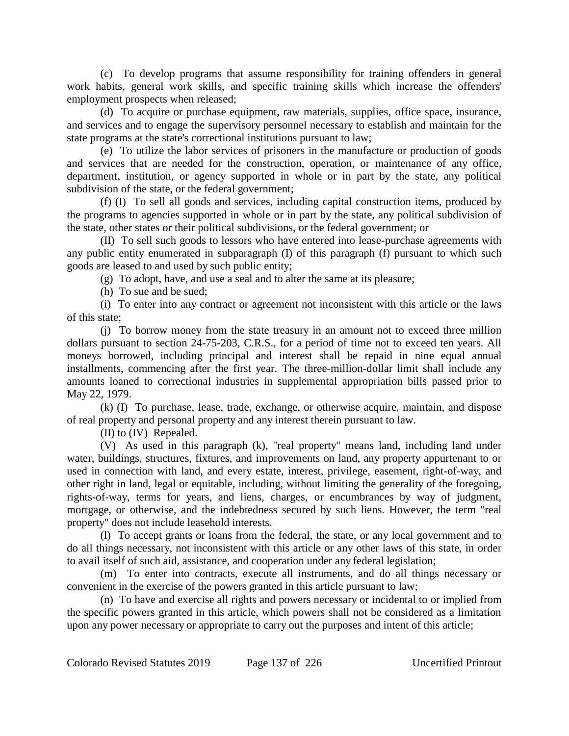(c) To develop programs that assume responsibility for training offenders in general work habits, general work skills, and specific training skills which increase the offenders' employment prospects when released;

(d) To acquire or purchase equipment, raw materials, supplies, office space, insurance, and services and to engage the supervisory personnel necessary to establish and maintain for the state programs at the state's correctional institutions pursuant to law;

(e) To utilize the labor services of prisoners in the manufacture or production of goods and services that are needed for the construction, operation, or maintenance of any office, department, institution, or agency supported in whole or in part by the state, any political subdivision of the state, or the federal government;

(f) (I) To sell all goods and services, including capital construction items, produced by the programs to agencies supported in whole or in part by the state, any political subdivision of the state, other states or their political subdivisions, or the federal government; or

(II) To sell such goods to lessors who have entered into lease-purchase agreements with any public entity enumerated in subparagraph (I) of this paragraph (f) pursuant to which such goods are leased to and used by such public entity;

(g) To adopt, have, and use a seal and to alter the same at its pleasure;

(h) To sue and be sued;

(i) To enter into any contract or agreement not inconsistent with this article or the laws of this state;

(j) To borrow money from the state treasury in an amount not to exceed three million dollars pursuant to section 24-75-203, C.R.S., for a period of time not to exceed ten years. All moneys borrowed, including principal and interest shall be repaid in nine equal annual installments, commencing after the first year. The three-million-dollar limit shall include any amounts loaned to correctional industries in supplemental appropriation bills passed prior to May 22, 1979.

(k) (I) To purchase, lease, trade, exchange, or otherwise acquire, maintain, and dispose of real property and personal property and any interest therein pursuant to law.

(II) to (IV) Repealed.

(V) As used in this paragraph (k), "real property" means land, including land under water, buildings, structures, fixtures, and improvements on land, any property appurtenant to or used in connection with land, and every estate, interest, privilege, easement, right-of-way, and other right in land, legal or equitable, including, without limiting the generality of the foregoing, rights-of-way, terms for years, and liens, charges, or encumbrances by way of judgment, mortgage, or otherwise, and the indebtedness secured by such liens. However, the term "real property" does not include leasehold interests.

(l) To accept grants or loans from the federal, the state, or any local government and to do all things necessary, not inconsistent with this article or any other laws of this state, in order to avail itself of such aid, assistance, and cooperation under any federal legislation;

(m) To enter into contracts, execute all instruments, and do all things necessary or convenient in the exercise of the powers granted in this article pursuant to law;

(n) To have and exercise all rights and powers necessary or incidental to or implied from the specific powers granted in this article, which powers shall not be considered as a limitation upon any power necessary or appropriate to carry out the purposes and intent of this article;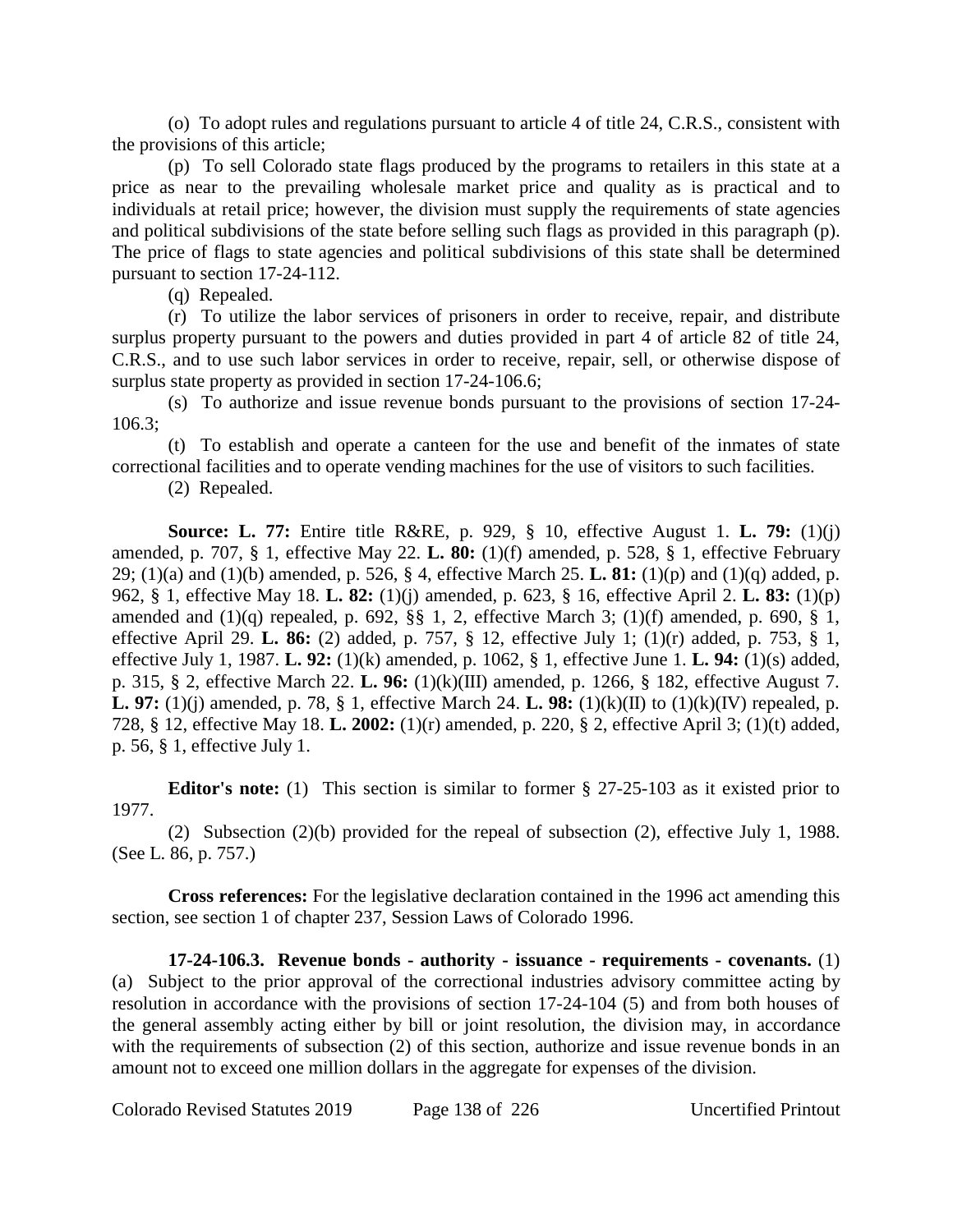(o) To adopt rules and regulations pursuant to article 4 of title 24, C.R.S., consistent with the provisions of this article;

(p) To sell Colorado state flags produced by the programs to retailers in this state at a price as near to the prevailing wholesale market price and quality as is practical and to individuals at retail price; however, the division must supply the requirements of state agencies and political subdivisions of the state before selling such flags as provided in this paragraph (p). The price of flags to state agencies and political subdivisions of this state shall be determined pursuant to section 17-24-112.

(q) Repealed.

(r) To utilize the labor services of prisoners in order to receive, repair, and distribute surplus property pursuant to the powers and duties provided in part 4 of article 82 of title 24, C.R.S., and to use such labor services in order to receive, repair, sell, or otherwise dispose of surplus state property as provided in section 17-24-106.6;

(s) To authorize and issue revenue bonds pursuant to the provisions of section 17-24-106.3;

(t) To establish and operate a canteen for the use and benefit of the inmates of state correctional facilities and to operate vending machines for the use of visitors to such facilities.

(2) Repealed.

**Source: L. 77:** Entire title R&RE, p. 929, § 10, effective August 1. **L. 79:** (1)(j) amended, p. 707, § 1, effective May 22. **L. 80:** (1)(f) amended, p. 528, § 1, effective February 29; (1)(a) and (1)(b) amended, p. 526, § 4, effective March 25. **L. 81:** (1)(p) and (1)(q) added, p. 962, § 1, effective May 18. **L. 82:** (1)(j) amended, p. 623, § 16, effective April 2. **L. 83:** (1)(p) amended and (1)(q) repealed, p. 692, §§ 1, 2, effective March 3; (1)(f) amended, p. 690, § 1, effective April 29. **L. 86:** (2) added, p. 757, § 12, effective July 1; (1)(r) added, p. 753, § 1, effective July 1, 1987. **L. 92:** (1)(k) amended, p. 1062, § 1, effective June 1. **L. 94:** (1)(s) added, p. 315, § 2, effective March 22. **L. 96:** (1)(k)(III) amended, p. 1266, § 182, effective August 7. **L. 97:** (1)(j) amended, p. 78, § 1, effective March 24. **L. 98:** (1)(k)(II) to (1)(k)(IV) repealed, p. 728, § 12, effective May 18. **L. 2002:** (1)(r) amended, p. 220, § 2, effective April 3; (1)(t) added, p. 56, § 1, effective July 1.

**Editor's note:** (1) This section is similar to former § 27-25-103 as it existed prior to 1977.

(2) Subsection (2)(b) provided for the repeal of subsection (2), effective July 1, 1988. (See L. 86, p. 757.)

**Cross references:** For the legislative declaration contained in the 1996 act amending this section, see section 1 of chapter 237, Session Laws of Colorado 1996.

**17-24-106.3. Revenue bonds - authority - issuance - requirements - covenants.** (1) (a) Subject to the prior approval of the correctional industries advisory committee acting by resolution in accordance with the provisions of section 17-24-104 (5) and from both houses of the general assembly acting either by bill or joint resolution, the division may, in accordance with the requirements of subsection (2) of this section, authorize and issue revenue bonds in an amount not to exceed one million dollars in the aggregate for expenses of the division.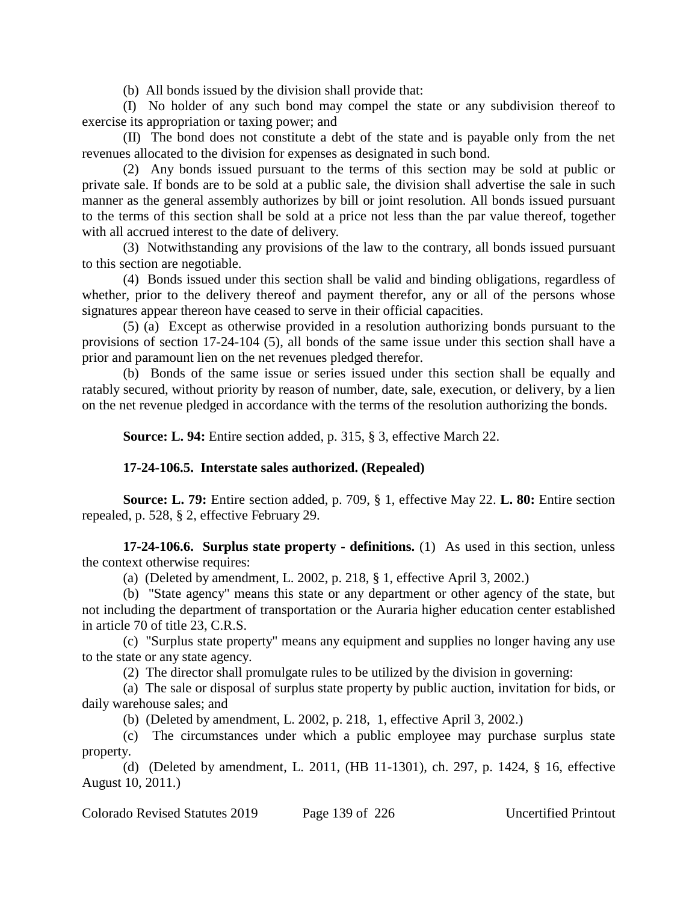(b) All bonds issued by the division shall provide that:

(I) No holder of any such bond may compel the state or any subdivision thereof to exercise its appropriation or taxing power; and

(II) The bond does not constitute a debt of the state and is payable only from the net revenues allocated to the division for expenses as designated in such bond.

(2) Any bonds issued pursuant to the terms of this section may be sold at public or private sale. If bonds are to be sold at a public sale, the division shall advertise the sale in such manner as the general assembly authorizes by bill or joint resolution. All bonds issued pursuant to the terms of this section shall be sold at a price not less than the par value thereof, together with all accrued interest to the date of delivery.

(3) Notwithstanding any provisions of the law to the contrary, all bonds issued pursuant to this section are negotiable.

(4) Bonds issued under this section shall be valid and binding obligations, regardless of whether, prior to the delivery thereof and payment therefor, any or all of the persons whose signatures appear thereon have ceased to serve in their official capacities.

(5) (a) Except as otherwise provided in a resolution authorizing bonds pursuant to the provisions of section 17-24-104 (5), all bonds of the same issue under this section shall have a prior and paramount lien on the net revenues pledged therefor.

(b) Bonds of the same issue or series issued under this section shall be equally and ratably secured, without priority by reason of number, date, sale, execution, or delivery, by a lien on the net revenue pledged in accordance with the terms of the resolution authorizing the bonds.

**Source: L. 94:** Entire section added, p. 315, § 3, effective March 22.

**17-24-106.5. Interstate sales authorized. (Repealed)**

**Source: L. 79:** Entire section added, p. 709, § 1, effective May 22. **L. 80:** Entire section repealed, p. 528, § 2, effective February 29.

**17-24-106.6. Surplus state property - definitions.** (1) As used in this section, unless the context otherwise requires:

(a) (Deleted by amendment, L. 2002, p. 218, § 1, effective April 3, 2002.)

(b) "State agency" means this state or any department or other agency of the state, but not including the department of transportation or the Auraria higher education center established in article 70 of title 23, C.R.S.

(c) "Surplus state property" means any equipment and supplies no longer having any use to the state or any state agency.

(2) The director shall promulgate rules to be utilized by the division in governing:

(a) The sale or disposal of surplus state property by public auction, invitation for bids, or daily warehouse sales; and

(b) (Deleted by amendment, L. 2002, p. 218, 1, effective April 3, 2002.)

(c) The circumstances under which a public employee may purchase surplus state property.

(d) (Deleted by amendment, L. 2011, (HB 11-1301), ch. 297, p. 1424, § 16, effective August 10, 2011.)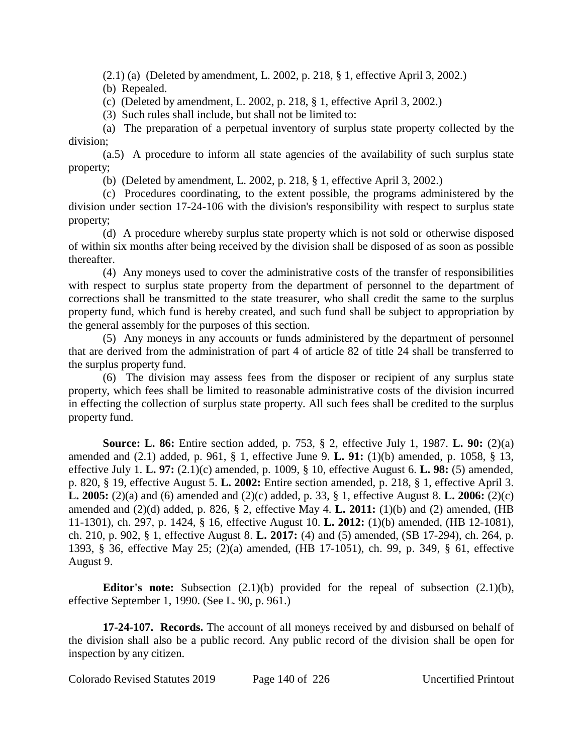(2.1) (a) (Deleted by amendment, L. 2002, p. 218, § 1, effective April 3, 2002.)

(b) Repealed.

(c) (Deleted by amendment, L. 2002, p. 218, § 1, effective April 3, 2002.)

(3) Such rules shall include, but shall not be limited to:

(a) The preparation of a perpetual inventory of surplus state property collected by the division;

(a.5) A procedure to inform all state agencies of the availability of such surplus state property;

(b) (Deleted by amendment, L. 2002, p. 218, § 1, effective April 3, 2002.)

(c) Procedures coordinating, to the extent possible, the programs administered by the division under section 17-24-106 with the division's responsibility with respect to surplus state property;

(d) A procedure whereby surplus state property which is not sold or otherwise disposed of within six months after being received by the division shall be disposed of as soon as possible thereafter.

(4) Any moneys used to cover the administrative costs of the transfer of responsibilities with respect to surplus state property from the department of personnel to the department of corrections shall be transmitted to the state treasurer, who shall credit the same to the surplus property fund, which fund is hereby created, and such fund shall be subject to appropriation by the general assembly for the purposes of this section.

(5) Any moneys in any accounts or funds administered by the department of personnel that are derived from the administration of part 4 of article 82 of title 24 shall be transferred to the surplus property fund.

(6) The division may assess fees from the disposer or recipient of any surplus state property, which fees shall be limited to reasonable administrative costs of the division incurred in effecting the collection of surplus state property. All such fees shall be credited to the surplus property fund.

**Source: L. 86:** Entire section added, p. 753, § 2, effective July 1, 1987. **L. 90:** (2)(a) amended and (2.1) added, p. 961, § 1, effective June 9. **L. 91:** (1)(b) amended, p. 1058, § 13, effective July 1. **L. 97:** (2.1)(c) amended, p. 1009, § 10, effective August 6. **L. 98:** (5) amended, p. 820, § 19, effective August 5. **L. 2002:** Entire section amended, p. 218, § 1, effective April 3. **L. 2005:** (2)(a) and (6) amended and (2)(c) added, p. 33, § 1, effective August 8. **L. 2006:** (2)(c) amended and (2)(d) added, p. 826, § 2, effective May 4. **L. 2011:** (1)(b) and (2) amended, (HB 11-1301), ch. 297, p. 1424, § 16, effective August 10. **L. 2012:** (1)(b) amended, (HB 12-1081), ch. 210, p. 902, § 1, effective August 8. **L. 2017:** (4) and (5) amended, (SB 17-294), ch. 264, p. 1393, § 36, effective May 25; (2)(a) amended, (HB 17-1051), ch. 99, p. 349, § 61, effective August 9.

**Editor's note:** Subsection (2.1)(b) provided for the repeal of subsection (2.1)(b), effective September 1, 1990. (See L. 90, p. 961.)

**17-24-107. Records.** The account of all moneys received by and disbursed on behalf of the division shall also be a public record. Any public record of the division shall be open for inspection by any citizen.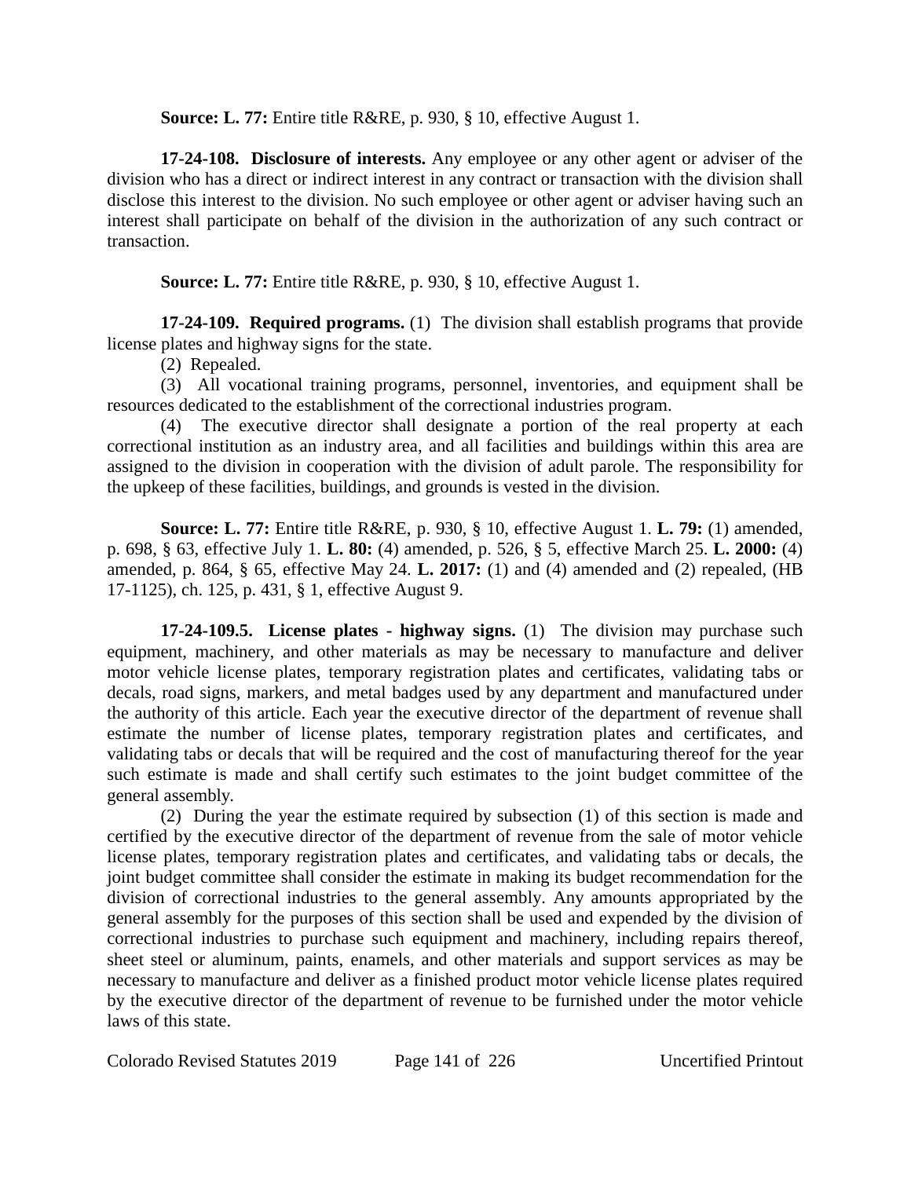**Source: L. 77:** Entire title R&RE, p. 930, § 10, effective August 1.

**17-24-108. Disclosure of interests.** Any employee or any other agent or adviser of the division who has a direct or indirect interest in any contract or transaction with the division shall disclose this interest to the division. No such employee or other agent or adviser having such an interest shall participate on behalf of the division in the authorization of any such contract or transaction.

**Source: L. 77:** Entire title R&RE, p. 930, § 10, effective August 1.

**17-24-109. Required programs.** (1) The division shall establish programs that provide license plates and highway signs for the state.

(2) Repealed.

(3) All vocational training programs, personnel, inventories, and equipment shall be resources dedicated to the establishment of the correctional industries program.

(4) The executive director shall designate a portion of the real property at each correctional institution as an industry area, and all facilities and buildings within this area are assigned to the division in cooperation with the division of adult parole. The responsibility for the upkeep of these facilities, buildings, and grounds is vested in the division.

**Source: L. 77:** Entire title R&RE, p. 930, § 10, effective August 1. **L. 79:** (1) amended, p. 698, § 63, effective July 1. **L. 80:** (4) amended, p. 526, § 5, effective March 25. **L. 2000:** (4) amended, p. 864, § 65, effective May 24. **L. 2017:** (1) and (4) amended and (2) repealed, (HB 17-1125), ch. 125, p. 431, § 1, effective August 9.

**17-24-109.5. License plates - highway signs.** (1) The division may purchase such equipment, machinery, and other materials as may be necessary to manufacture and deliver motor vehicle license plates, temporary registration plates and certificates, validating tabs or decals, road signs, markers, and metal badges used by any department and manufactured under the authority of this article. Each year the executive director of the department of revenue shall estimate the number of license plates, temporary registration plates and certificates, and validating tabs or decals that will be required and the cost of manufacturing thereof for the year such estimate is made and shall certify such estimates to the joint budget committee of the general assembly.

(2) During the year the estimate required by subsection (1) of this section is made and certified by the executive director of the department of revenue from the sale of motor vehicle license plates, temporary registration plates and certificates, and validating tabs or decals, the joint budget committee shall consider the estimate in making its budget recommendation for the division of correctional industries to the general assembly. Any amounts appropriated by the general assembly for the purposes of this section shall be used and expended by the division of correctional industries to purchase such equipment and machinery, including repairs thereof, sheet steel or aluminum, paints, enamels, and other materials and support services as may be necessary to manufacture and deliver as a finished product motor vehicle license plates required by the executive director of the department of revenue to be furnished under the motor vehicle laws of this state.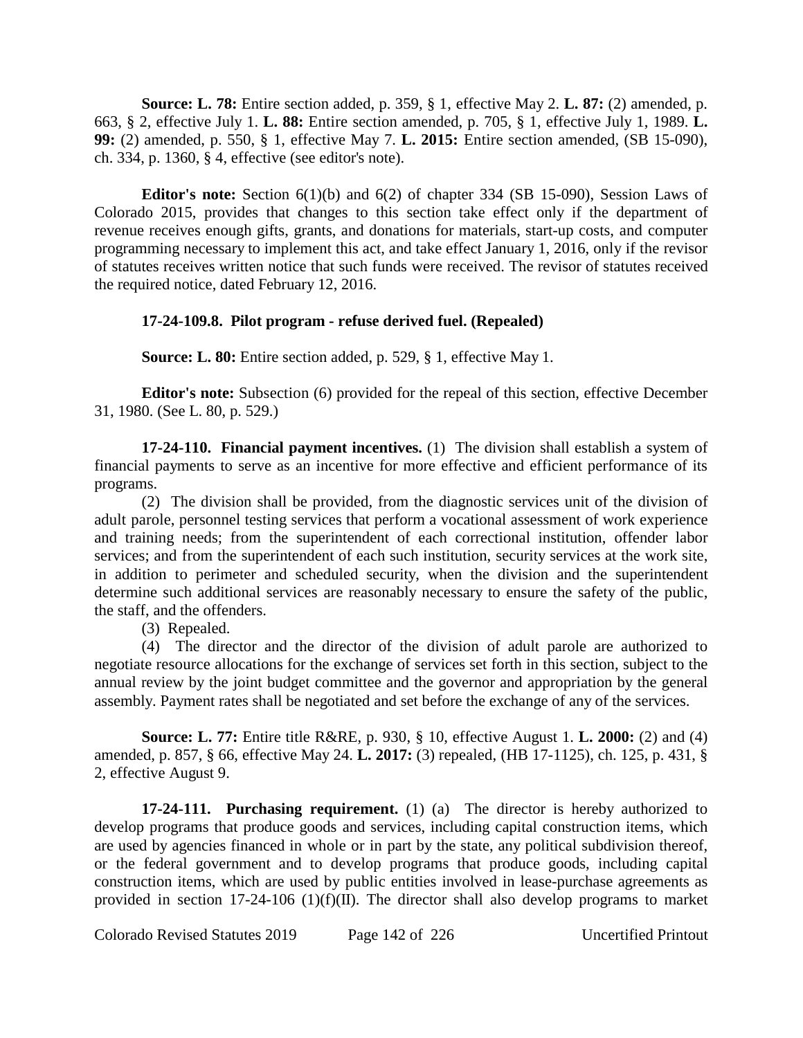**Source: L. 78:** Entire section added, p. 359, § 1, effective May 2. **L. 87:** (2) amended, p. 663, § 2, effective July 1. **L. 88:** Entire section amended, p. 705, § 1, effective July 1, 1989. **L. 99:** (2) amended, p. 550, § 1, effective May 7. **L. 2015:** Entire section amended, (SB 15-090), ch. 334, p. 1360, § 4, effective (see editor's note).

**Editor's note:** Section 6(1)(b) and 6(2) of chapter 334 (SB 15-090), Session Laws of Colorado 2015, provides that changes to this section take effect only if the department of revenue receives enough gifts, grants, and donations for materials, start-up costs, and computer programming necessary to implement this act, and take effect January 1, 2016, only if the revisor of statutes receives written notice that such funds were received. The revisor of statutes received the required notice, dated February 12, 2016.

**17-24-109.8. Pilot program - refuse derived fuel. (Repealed)**

**Source: L. 80:** Entire section added, p. 529, § 1, effective May 1.

**Editor's note:** Subsection (6) provided for the repeal of this section, effective December 31, 1980. (See L. 80, p. 529.)

**17-24-110. Financial payment incentives.** (1) The division shall establish a system of financial payments to serve as an incentive for more effective and efficient performance of its programs.

(2) The division shall be provided, from the diagnostic services unit of the division of adult parole, personnel testing services that perform a vocational assessment of work experience and training needs; from the superintendent of each correctional institution, offender labor services; and from the superintendent of each such institution, security services at the work site, in addition to perimeter and scheduled security, when the division and the superintendent determine such additional services are reasonably necessary to ensure the safety of the public, the staff, and the offenders.

(3) Repealed.

(4) The director and the director of the division of adult parole are authorized to negotiate resource allocations for the exchange of services set forth in this section, subject to the annual review by the joint budget committee and the governor and appropriation by the general assembly. Payment rates shall be negotiated and set before the exchange of any of the services.

**Source: L. 77:** Entire title R&RE, p. 930, § 10, effective August 1. **L. 2000:** (2) and (4) amended, p. 857, § 66, effective May 24. **L. 2017:** (3) repealed, (HB 17-1125), ch. 125, p. 431, § 2, effective August 9.

**17-24-111. Purchasing requirement.** (1) (a) The director is hereby authorized to develop programs that produce goods and services, including capital construction items, which are used by agencies financed in whole or in part by the state, any political subdivision thereof, or the federal government and to develop programs that produce goods, including capital construction items, which are used by public entities involved in lease-purchase agreements as provided in section 17-24-106 (1)(f)(II). The director shall also develop programs to market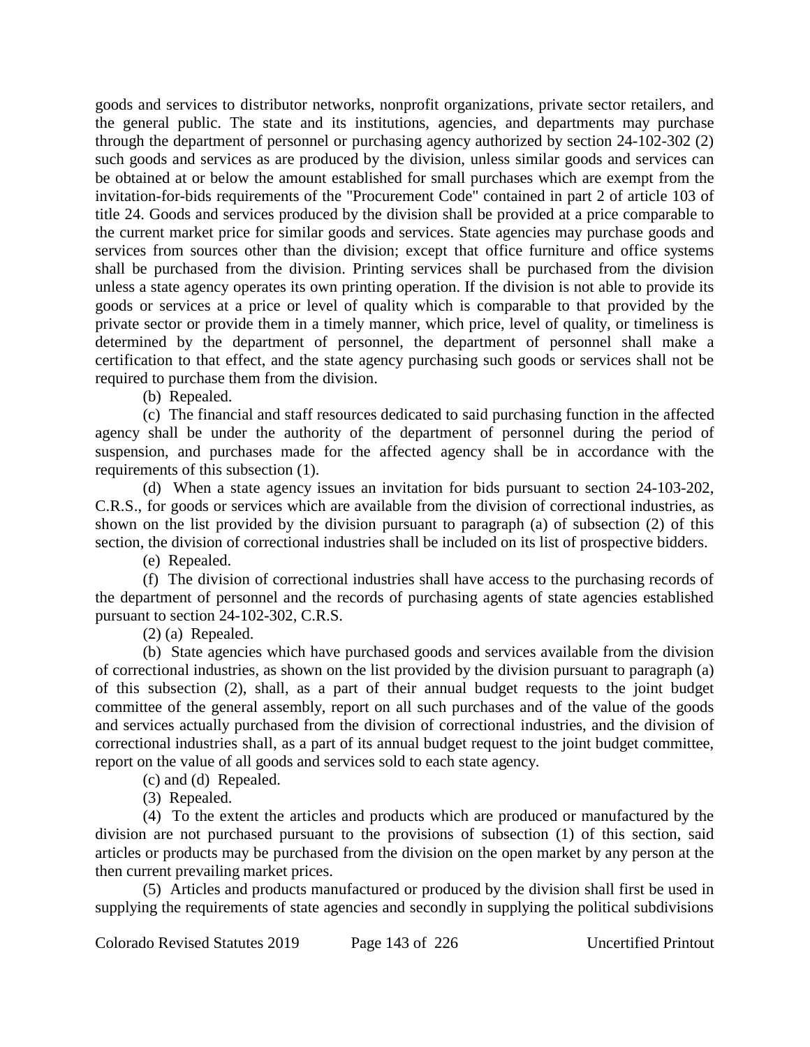goods and services to distributor networks, nonprofit organizations, private sector retailers, and the general public. The state and its institutions, agencies, and departments may purchase through the department of personnel or purchasing agency authorized by section 24-102-302 (2) such goods and services as are produced by the division, unless similar goods and services can be obtained at or below the amount established for small purchases which are exempt from the invitation-for-bids requirements of the "Procurement Code" contained in part 2 of article 103 of title 24. Goods and services produced by the division shall be provided at a price comparable to the current market price for similar goods and services. State agencies may purchase goods and services from sources other than the division; except that office furniture and office systems shall be purchased from the division. Printing services shall be purchased from the division unless a state agency operates its own printing operation. If the division is not able to provide its goods or services at a price or level of quality which is comparable to that provided by the private sector or provide them in a timely manner, which price, level of quality, or timeliness is determined by the department of personnel, the department of personnel shall make a certification to that effect, and the state agency purchasing such goods or services shall not be required to purchase them from the division.

(b) Repealed.

(c) The financial and staff resources dedicated to said purchasing function in the affected agency shall be under the authority of the department of personnel during the period of suspension, and purchases made for the affected agency shall be in accordance with the requirements of this subsection (1).

(d) When a state agency issues an invitation for bids pursuant to section 24-103-202, C.R.S., for goods or services which are available from the division of correctional industries, as shown on the list provided by the division pursuant to paragraph (a) of subsection (2) of this section, the division of correctional industries shall be included on its list of prospective bidders.

(e) Repealed.

(f) The division of correctional industries shall have access to the purchasing records of the department of personnel and the records of purchasing agents of state agencies established pursuant to section 24-102-302, C.R.S.

(2) (a) Repealed.

(b) State agencies which have purchased goods and services available from the division of correctional industries, as shown on the list provided by the division pursuant to paragraph (a) of this subsection (2), shall, as a part of their annual budget requests to the joint budget committee of the general assembly, report on all such purchases and of the value of the goods and services actually purchased from the division of correctional industries, and the division of correctional industries shall, as a part of its annual budget request to the joint budget committee, report on the value of all goods and services sold to each state agency.

(c) and (d) Repealed.

(3) Repealed.

(4) To the extent the articles and products which are produced or manufactured by the division are not purchased pursuant to the provisions of subsection (1) of this section, said articles or products may be purchased from the division on the open market by any person at the then current prevailing market prices.

(5) Articles and products manufactured or produced by the division shall first be used in supplying the requirements of state agencies and secondly in supplying the political subdivisions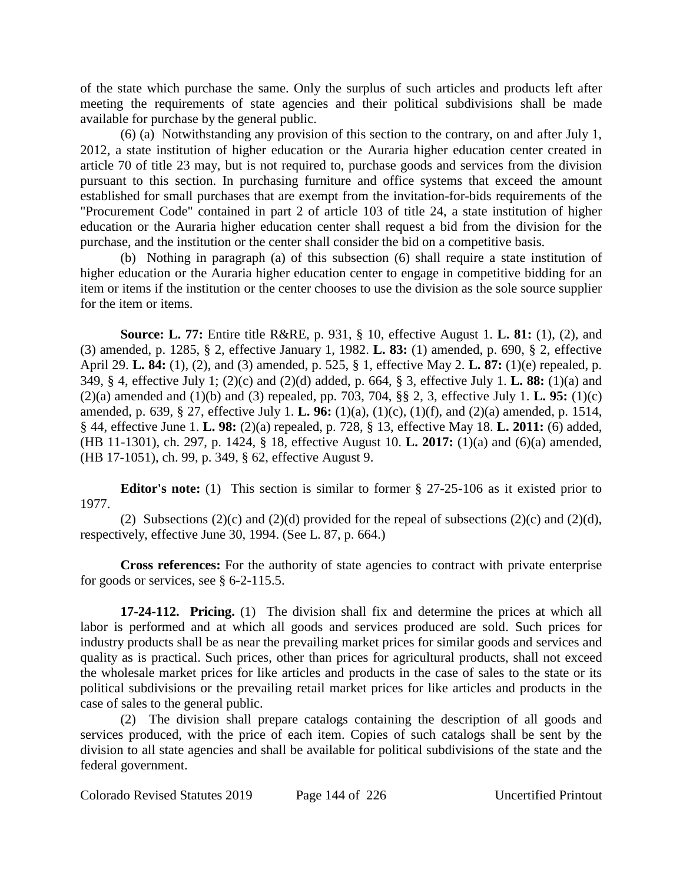of the state which purchase the same. Only the surplus of such articles and products left after meeting the requirements of state agencies and their political subdivisions shall be made available for purchase by the general public.

(6) (a) Notwithstanding any provision of this section to the contrary, on and after July 1, 2012, a state institution of higher education or the Auraria higher education center created in article 70 of title 23 may, but is not required to, purchase goods and services from the division pursuant to this section. In purchasing furniture and office systems that exceed the amount established for small purchases that are exempt from the invitation-for-bids requirements of the "Procurement Code" contained in part 2 of article 103 of title 24, a state institution of higher education or the Auraria higher education center shall request a bid from the division for the purchase, and the institution or the center shall consider the bid on a competitive basis.

(b) Nothing in paragraph (a) of this subsection (6) shall require a state institution of higher education or the Auraria higher education center to engage in competitive bidding for an item or items if the institution or the center chooses to use the division as the sole source supplier for the item or items.

**Source: L. 77:** Entire title R&RE, p. 931, § 10, effective August 1. **L. 81:** (1), (2), and (3) amended, p. 1285, § 2, effective January 1, 1982. **L. 83:** (1) amended, p. 690, § 2, effective April 29. **L. 84:** (1), (2), and (3) amended, p. 525, § 1, effective May 2. **L. 87:** (1)(e) repealed, p. 349, § 4, effective July 1; (2)(c) and (2)(d) added, p. 664, § 3, effective July 1. **L. 88:** (1)(a) and (2)(a) amended and (1)(b) and (3) repealed, pp. 703, 704, §§ 2, 3, effective July 1. **L. 95:** (1)(c) amended, p. 639, § 27, effective July 1. **L. 96:** (1)(a), (1)(c), (1)(f), and (2)(a) amended, p. 1514, § 44, effective June 1. **L. 98:** (2)(a) repealed, p. 728, § 13, effective May 18. **L. 2011:** (6) added, (HB 11-1301), ch. 297, p. 1424, § 18, effective August 10. **L. 2017:** (1)(a) and (6)(a) amended, (HB 17-1051), ch. 99, p. 349, § 62, effective August 9.

**Editor's note:** (1) This section is similar to former § 27-25-106 as it existed prior to 1977.

(2) Subsections (2)(c) and (2)(d) provided for the repeal of subsections (2)(c) and (2)(d), respectively, effective June 30, 1994. (See L. 87, p. 664.)

**Cross references:** For the authority of state agencies to contract with private enterprise for goods or services, see § 6-2-115.5.

**17-24-112. Pricing.** (1) The division shall fix and determine the prices at which all labor is performed and at which all goods and services produced are sold. Such prices for industry products shall be as near the prevailing market prices for similar goods and services and quality as is practical. Such prices, other than prices for agricultural products, shall not exceed the wholesale market prices for like articles and products in the case of sales to the state or its political subdivisions or the prevailing retail market prices for like articles and products in the case of sales to the general public.

(2) The division shall prepare catalogs containing the description of all goods and services produced, with the price of each item. Copies of such catalogs shall be sent by the division to all state agencies and shall be available for political subdivisions of the state and the federal government.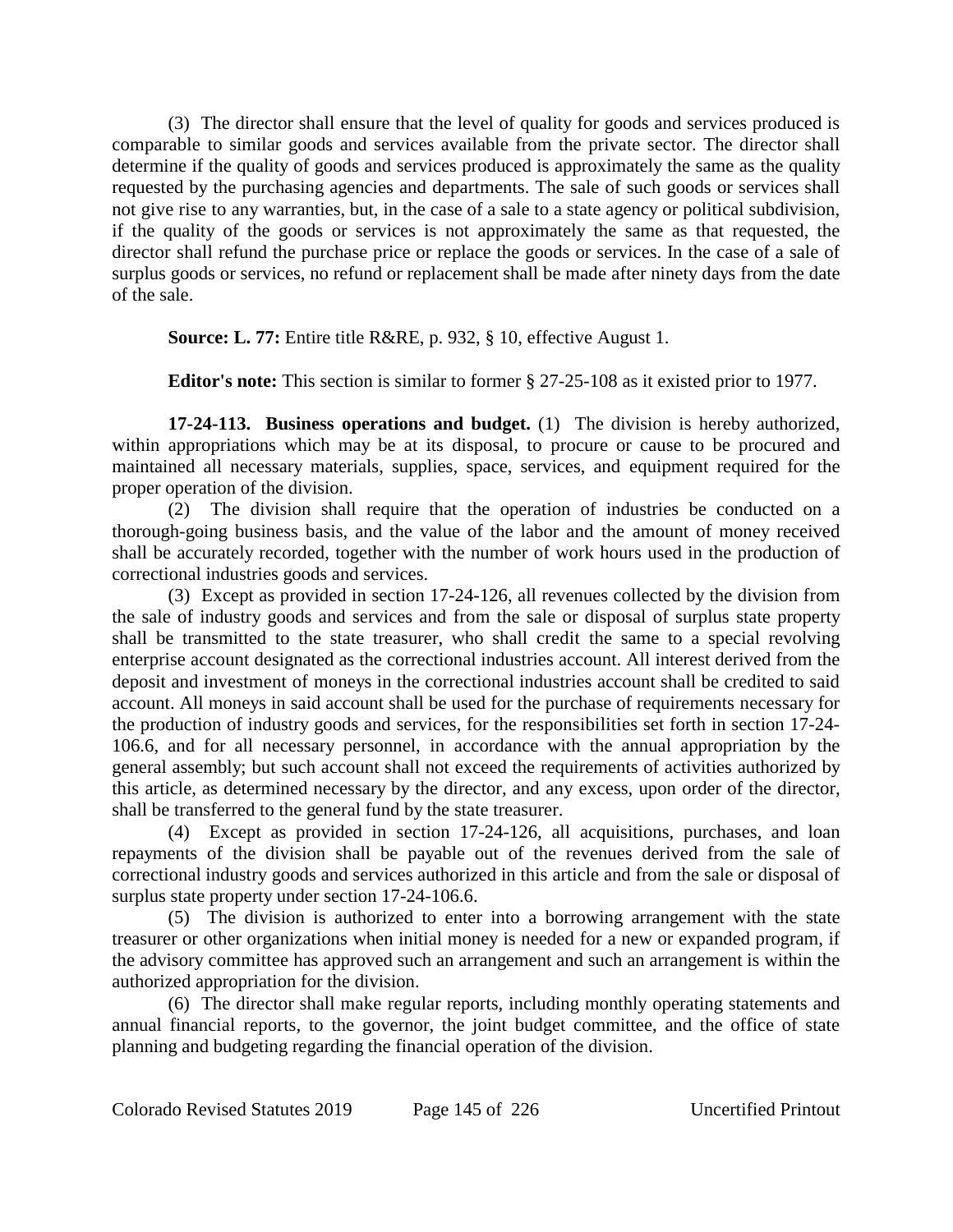(3) The director shall ensure that the level of quality for goods and services produced is comparable to similar goods and services available from the private sector. The director shall determine if the quality of goods and services produced is approximately the same as the quality requested by the purchasing agencies and departments. The sale of such goods or services shall not give rise to any warranties, but, in the case of a sale to a state agency or political subdivision, if the quality of the goods or services is not approximately the same as that requested, the director shall refund the purchase price or replace the goods or services. In the case of a sale of surplus goods or services, no refund or replacement shall be made after ninety days from the date of the sale.

**Source: L. 77:** Entire title R&RE, p. 932, § 10, effective August 1.

**Editor's note:** This section is similar to former § 27-25-108 as it existed prior to 1977.

**17-24-113. Business operations and budget.** (1) The division is hereby authorized, within appropriations which may be at its disposal, to procure or cause to be procured and maintained all necessary materials, supplies, space, services, and equipment required for the proper operation of the division.

(2) The division shall require that the operation of industries be conducted on a thorough-going business basis, and the value of the labor and the amount of money received shall be accurately recorded, together with the number of work hours used in the production of correctional industries goods and services.

(3) Except as provided in section 17-24-126, all revenues collected by the division from the sale of industry goods and services and from the sale or disposal of surplus state property shall be transmitted to the state treasurer, who shall credit the same to a special revolving enterprise account designated as the correctional industries account. All interest derived from the deposit and investment of moneys in the correctional industries account shall be credited to said account. All moneys in said account shall be used for the purchase of requirements necessary for the production of industry goods and services, for the responsibilities set forth in section 17-24-106.6, and for all necessary personnel, in accordance with the annual appropriation by the general assembly; but such account shall not exceed the requirements of activities authorized by this article, as determined necessary by the director, and any excess, upon order of the director, shall be transferred to the general fund by the state treasurer.

(4) Except as provided in section 17-24-126, all acquisitions, purchases, and loan repayments of the division shall be payable out of the revenues derived from the sale of correctional industry goods and services authorized in this article and from the sale or disposal of surplus state property under section 17-24-106.6.

(5) The division is authorized to enter into a borrowing arrangement with the state treasurer or other organizations when initial money is needed for a new or expanded program, if the advisory committee has approved such an arrangement and such an arrangement is within the authorized appropriation for the division.

(6) The director shall make regular reports, including monthly operating statements and annual financial reports, to the governor, the joint budget committee, and the office of state planning and budgeting regarding the financial operation of the division.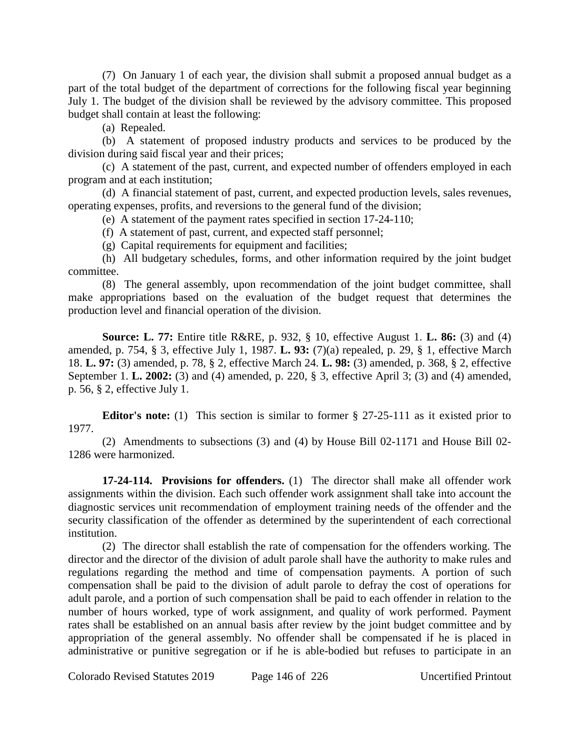(7) On January 1 of each year, the division shall submit a proposed annual budget as a part of the total budget of the department of corrections for the following fiscal year beginning July 1. The budget of the division shall be reviewed by the advisory committee. This proposed budget shall contain at least the following:

(a) Repealed.

(b) A statement of proposed industry products and services to be produced by the division during said fiscal year and their prices;

(c) A statement of the past, current, and expected number of offenders employed in each program and at each institution;

(d) A financial statement of past, current, and expected production levels, sales revenues, operating expenses, profits, and reversions to the general fund of the division;

(e) A statement of the payment rates specified in section 17-24-110;

(f) A statement of past, current, and expected staff personnel;

(g) Capital requirements for equipment and facilities;

(h) All budgetary schedules, forms, and other information required by the joint budget committee.

(8) The general assembly, upon recommendation of the joint budget committee, shall make appropriations based on the evaluation of the budget request that determines the production level and financial operation of the division.

**Source: L. 77:** Entire title R&RE, p. 932, § 10, effective August 1. **L. 86:** (3) and (4) amended, p. 754, § 3, effective July 1, 1987. **L. 93:** (7)(a) repealed, p. 29, § 1, effective March 18. **L. 97:** (3) amended, p. 78, § 2, effective March 24. **L. 98:** (3) amended, p. 368, § 2, effective September 1. **L. 2002:** (3) and (4) amended, p. 220, § 3, effective April 3; (3) and (4) amended, p. 56, § 2, effective July 1.

**Editor's note:** (1) This section is similar to former § 27-25-111 as it existed prior to 1977.

(2) Amendments to subsections (3) and (4) by House Bill 02-1171 and House Bill 02-1286 were harmonized.

**17-24-114. Provisions for offenders.** (1) The director shall make all offender work assignments within the division. Each such offender work assignment shall take into account the diagnostic services unit recommendation of employment training needs of the offender and the security classification of the offender as determined by the superintendent of each correctional institution.

(2) The director shall establish the rate of compensation for the offenders working. The director and the director of the division of adult parole shall have the authority to make rules and regulations regarding the method and time of compensation payments. A portion of such compensation shall be paid to the division of adult parole to defray the cost of operations for adult parole, and a portion of such compensation shall be paid to each offender in relation to the number of hours worked, type of work assignment, and quality of work performed. Payment rates shall be established on an annual basis after review by the joint budget committee and by appropriation of the general assembly. No offender shall be compensated if he is placed in administrative or punitive segregation or if he is able-bodied but refuses to participate in an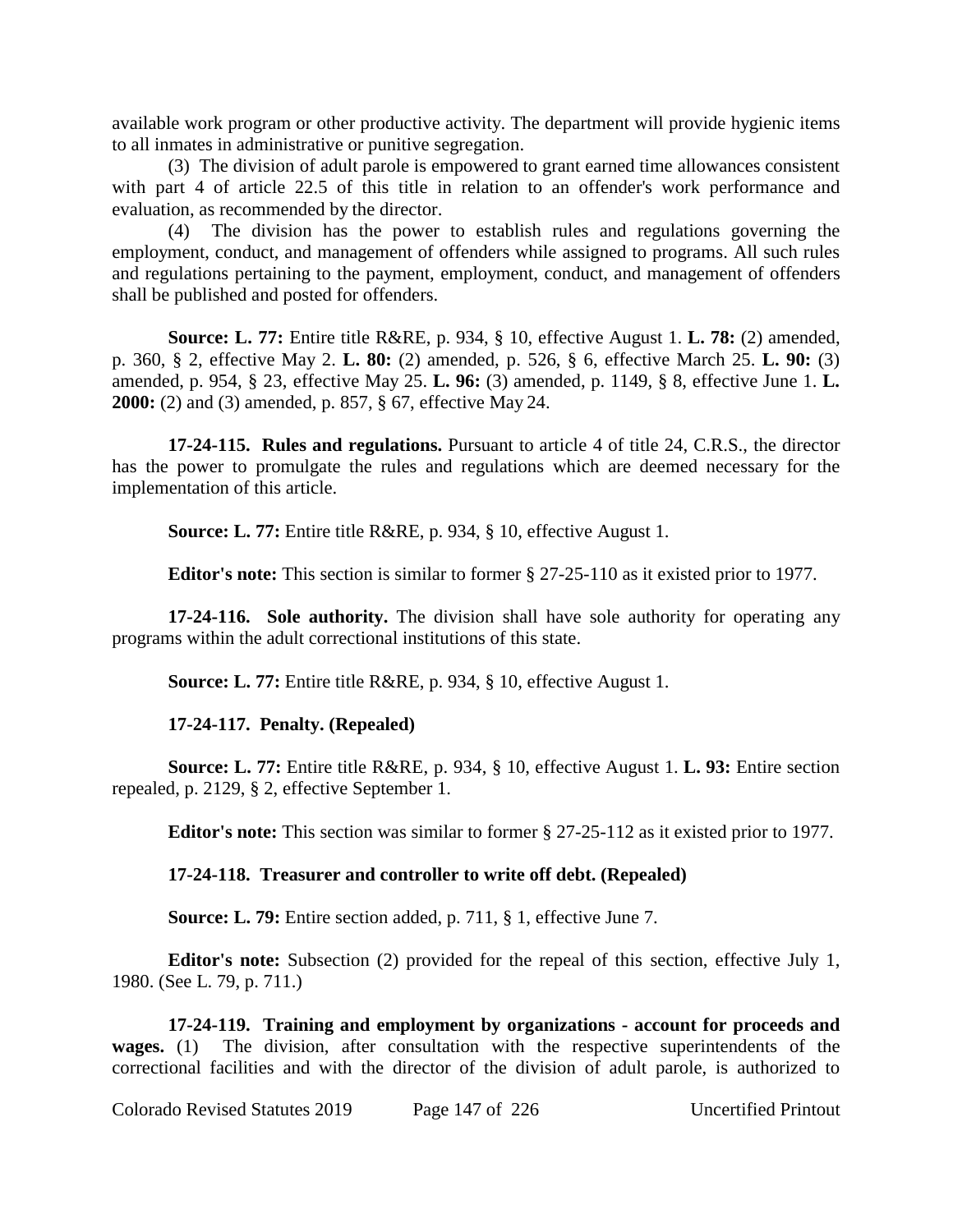available work program or other productive activity. The department will provide hygienic items to all inmates in administrative or punitive segregation.

(3) The division of adult parole is empowered to grant earned time allowances consistent with part 4 of article 22.5 of this title in relation to an offender's work performance and evaluation, as recommended by the director.

(4) The division has the power to establish rules and regulations governing the employment, conduct, and management of offenders while assigned to programs. All such rules and regulations pertaining to the payment, employment, conduct, and management of offenders shall be published and posted for offenders.

**Source: L. 77:** Entire title R&RE, p. 934, § 10, effective August 1. **L. 78:** (2) amended, p. 360, § 2, effective May 2. **L. 80:** (2) amended, p. 526, § 6, effective March 25. **L. 90:** (3) amended, p. 954, § 23, effective May 25. **L. 96:** (3) amended, p. 1149, § 8, effective June 1. **L. 2000:** (2) and (3) amended, p. 857, § 67, effective May 24.

**17-24-115. Rules and regulations.** Pursuant to article 4 of title 24, C.R.S., the director has the power to promulgate the rules and regulations which are deemed necessary for the implementation of this article.

**Source: L. 77:** Entire title R&RE, p. 934, § 10, effective August 1.

**Editor's note:** This section is similar to former § 27-25-110 as it existed prior to 1977.

**17-24-116. Sole authority.** The division shall have sole authority for operating any programs within the adult correctional institutions of this state.

**Source: L. 77:** Entire title R&RE, p. 934, § 10, effective August 1.

**17-24-117. Penalty. (Repealed)**

**Source: L. 77:** Entire title R&RE, p. 934, § 10, effective August 1. **L. 93:** Entire section repealed, p. 2129, § 2, effective September 1.

**Editor's note:** This section was similar to former § 27-25-112 as it existed prior to 1977.

**17-24-118. Treasurer and controller to write off debt. (Repealed)**

**Source: L. 79:** Entire section added, p. 711, § 1, effective June 7.

**Editor's note:** Subsection (2) provided for the repeal of this section, effective July 1, 1980. (See L. 79, p. 711.)

**17-24-119. Training and employment by organizations - account for proceeds and wages.** (1) The division, after consultation with the respective superintendents of the correctional facilities and with the director of the division of adult parole, is authorized to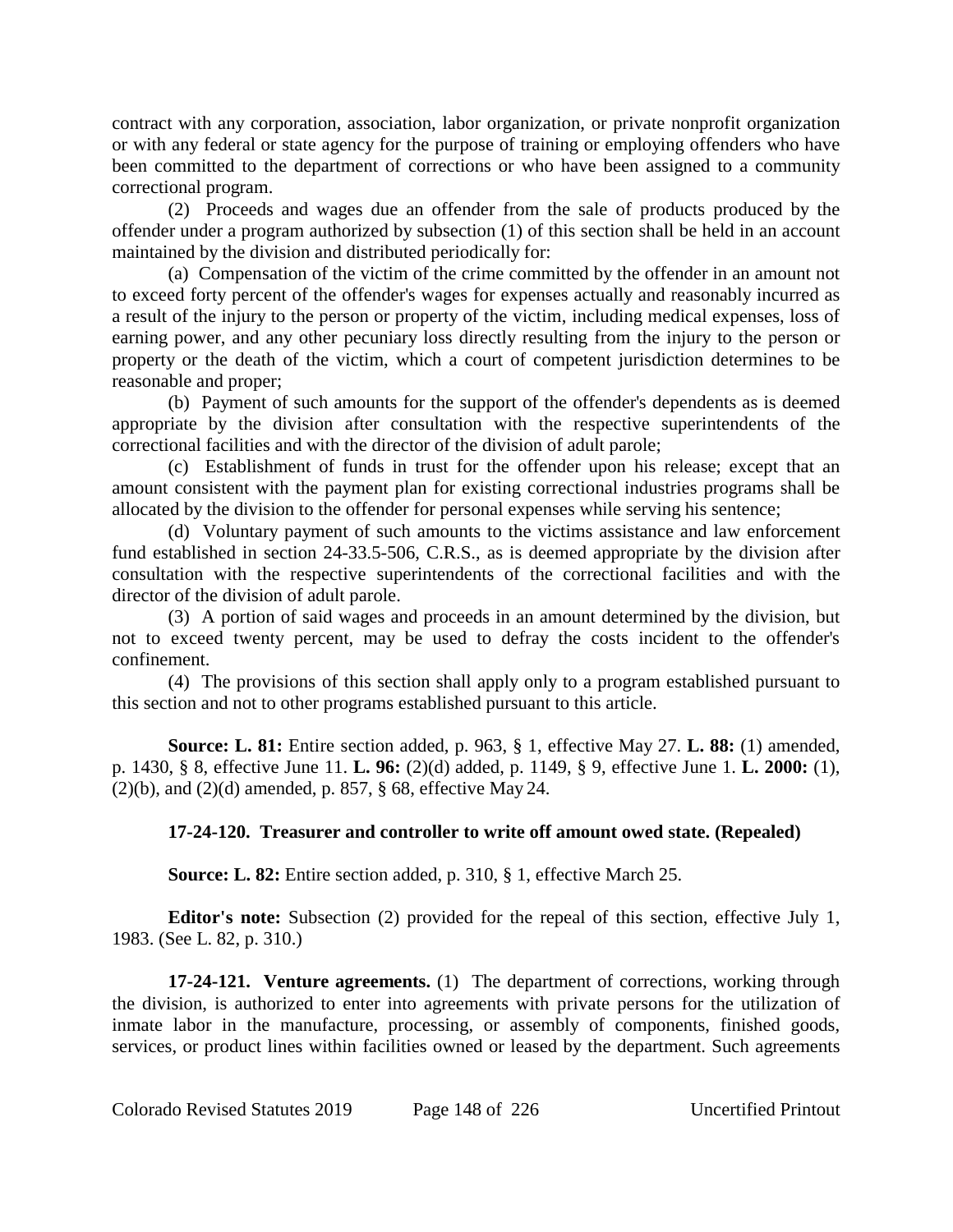contract with any corporation, association, labor organization, or private nonprofit organization or with any federal or state agency for the purpose of training or employing offenders who have been committed to the department of corrections or who have been assigned to a community correctional program.

(2) Proceeds and wages due an offender from the sale of products produced by the offender under a program authorized by subsection (1) of this section shall be held in an account maintained by the division and distributed periodically for:

(a) Compensation of the victim of the crime committed by the offender in an amount not to exceed forty percent of the offender's wages for expenses actually and reasonably incurred as a result of the injury to the person or property of the victim, including medical expenses, loss of earning power, and any other pecuniary loss directly resulting from the injury to the person or property or the death of the victim, which a court of competent jurisdiction determines to be reasonable and proper;

(b) Payment of such amounts for the support of the offender's dependents as is deemed appropriate by the division after consultation with the respective superintendents of the correctional facilities and with the director of the division of adult parole;

(c) Establishment of funds in trust for the offender upon his release; except that an amount consistent with the payment plan for existing correctional industries programs shall be allocated by the division to the offender for personal expenses while serving his sentence;

(d) Voluntary payment of such amounts to the victims assistance and law enforcement fund established in section 24-33.5-506, C.R.S., as is deemed appropriate by the division after consultation with the respective superintendents of the correctional facilities and with the director of the division of adult parole.

(3) A portion of said wages and proceeds in an amount determined by the division, but not to exceed twenty percent, may be used to defray the costs incident to the offender's confinement.

(4) The provisions of this section shall apply only to a program established pursuant to this section and not to other programs established pursuant to this article.

**Source: L. 81:** Entire section added, p. 963, § 1, effective May 27. **L. 88:** (1) amended, p. 1430, § 8, effective June 11. **L. 96:** (2)(d) added, p. 1149, § 9, effective June 1. **L. 2000:** (1), (2)(b), and (2)(d) amended, p. 857, § 68, effective May 24.

**17-24-120. Treasurer and controller to write off amount owed state. (Repealed)**

**Source: L. 82:** Entire section added, p. 310, § 1, effective March 25.

**Editor's note:** Subsection (2) provided for the repeal of this section, effective July 1, 1983. (See L. 82, p. 310.)

**17-24-121. Venture agreements.** (1) The department of corrections, working through the division, is authorized to enter into agreements with private persons for the utilization of inmate labor in the manufacture, processing, or assembly of components, finished goods, services, or product lines within facilities owned or leased by the department. Such agreements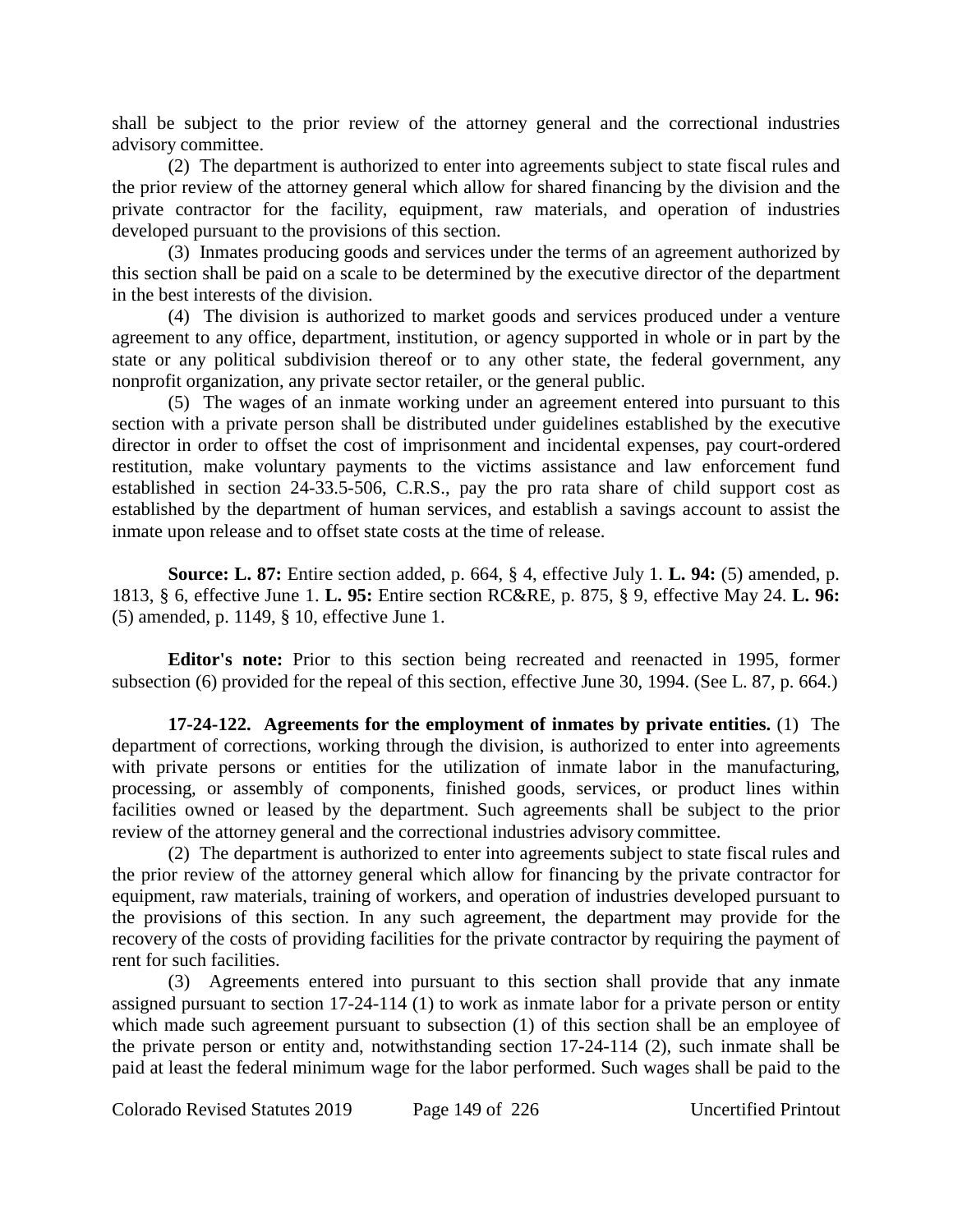shall be subject to the prior review of the attorney general and the correctional industries advisory committee.

(2) The department is authorized to enter into agreements subject to state fiscal rules and the prior review of the attorney general which allow for shared financing by the division and the private contractor for the facility, equipment, raw materials, and operation of industries developed pursuant to the provisions of this section.

(3) Inmates producing goods and services under the terms of an agreement authorized by this section shall be paid on a scale to be determined by the executive director of the department in the best interests of the division.

(4) The division is authorized to market goods and services produced under a venture agreement to any office, department, institution, or agency supported in whole or in part by the state or any political subdivision thereof or to any other state, the federal government, any nonprofit organization, any private sector retailer, or the general public.

(5) The wages of an inmate working under an agreement entered into pursuant to this section with a private person shall be distributed under guidelines established by the executive director in order to offset the cost of imprisonment and incidental expenses, pay court-ordered restitution, make voluntary payments to the victims assistance and law enforcement fund established in section 24-33.5-506, C.R.S., pay the pro rata share of child support cost as established by the department of human services, and establish a savings account to assist the inmate upon release and to offset state costs at the time of release.

**Source: L. 87:** Entire section added, p. 664, § 4, effective July 1. **L. 94:** (5) amended, p. 1813, § 6, effective June 1. **L. 95:** Entire section RC&RE, p. 875, § 9, effective May 24. **L. 96:** (5) amended, p. 1149, § 10, effective June 1.

**Editor's note:** Prior to this section being recreated and reenacted in 1995, former subsection (6) provided for the repeal of this section, effective June 30, 1994. (See L. 87, p. 664.)

**17-24-122. Agreements for the employment of inmates by private entities.** (1) The department of corrections, working through the division, is authorized to enter into agreements with private persons or entities for the utilization of inmate labor in the manufacturing, processing, or assembly of components, finished goods, services, or product lines within facilities owned or leased by the department. Such agreements shall be subject to the prior review of the attorney general and the correctional industries advisory committee.

(2) The department is authorized to enter into agreements subject to state fiscal rules and the prior review of the attorney general which allow for financing by the private contractor for equipment, raw materials, training of workers, and operation of industries developed pursuant to the provisions of this section. In any such agreement, the department may provide for the recovery of the costs of providing facilities for the private contractor by requiring the payment of rent for such facilities.

(3) Agreements entered into pursuant to this section shall provide that any inmate assigned pursuant to section 17-24-114 (1) to work as inmate labor for a private person or entity which made such agreement pursuant to subsection (1) of this section shall be an employee of the private person or entity and, notwithstanding section 17-24-114 (2), such inmate shall be paid at least the federal minimum wage for the labor performed. Such wages shall be paid to the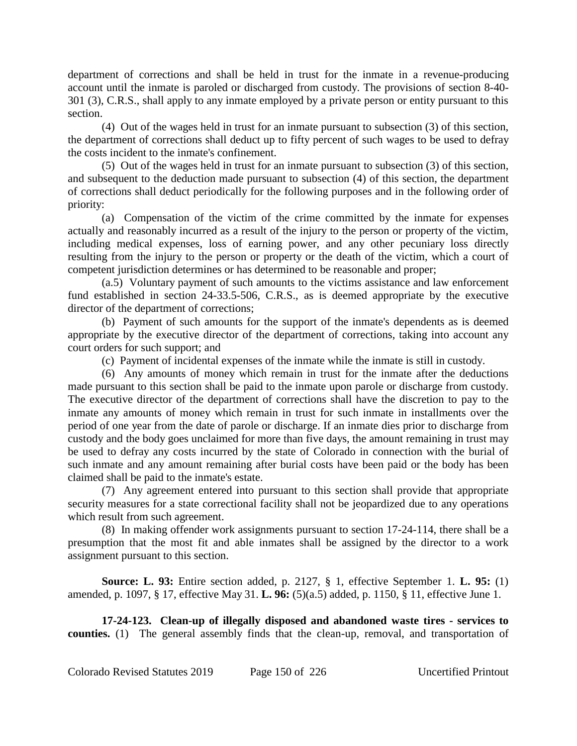department of corrections and shall be held in trust for the inmate in a revenue-producing account until the inmate is paroled or discharged from custody. The provisions of section 8-40-301 (3), C.R.S., shall apply to any inmate employed by a private person or entity pursuant to this section.

(4) Out of the wages held in trust for an inmate pursuant to subsection (3) of this section, the department of corrections shall deduct up to fifty percent of such wages to be used to defray the costs incident to the inmate's confinement.

(5) Out of the wages held in trust for an inmate pursuant to subsection (3) of this section, and subsequent to the deduction made pursuant to subsection (4) of this section, the department of corrections shall deduct periodically for the following purposes and in the following order of priority:

(a) Compensation of the victim of the crime committed by the inmate for expenses actually and reasonably incurred as a result of the injury to the person or property of the victim, including medical expenses, loss of earning power, and any other pecuniary loss directly resulting from the injury to the person or property or the death of the victim, which a court of competent jurisdiction determines or has determined to be reasonable and proper;

(a.5) Voluntary payment of such amounts to the victims assistance and law enforcement fund established in section 24-33.5-506, C.R.S., as is deemed appropriate by the executive director of the department of corrections;

(b) Payment of such amounts for the support of the inmate's dependents as is deemed appropriate by the executive director of the department of corrections, taking into account any court orders for such support; and

(c) Payment of incidental expenses of the inmate while the inmate is still in custody.

(6) Any amounts of money which remain in trust for the inmate after the deductions made pursuant to this section shall be paid to the inmate upon parole or discharge from custody. The executive director of the department of corrections shall have the discretion to pay to the inmate any amounts of money which remain in trust for such inmate in installments over the period of one year from the date of parole or discharge. If an inmate dies prior to discharge from custody and the body goes unclaimed for more than five days, the amount remaining in trust may be used to defray any costs incurred by the state of Colorado in connection with the burial of such inmate and any amount remaining after burial costs have been paid or the body has been claimed shall be paid to the inmate's estate.

(7) Any agreement entered into pursuant to this section shall provide that appropriate security measures for a state correctional facility shall not be jeopardized due to any operations which result from such agreement.

(8) In making offender work assignments pursuant to section 17-24-114, there shall be a presumption that the most fit and able inmates shall be assigned by the director to a work assignment pursuant to this section.

**Source: L. 93:** Entire section added, p. 2127, § 1, effective September 1. **L. 95:** (1) amended, p. 1097, § 17, effective May 31. **L. 96:** (5)(a.5) added, p. 1150, § 11, effective June 1.

**17-24-123. Clean-up of illegally disposed and abandoned waste tires - services to counties.** (1) The general assembly finds that the clean-up, removal, and transportation of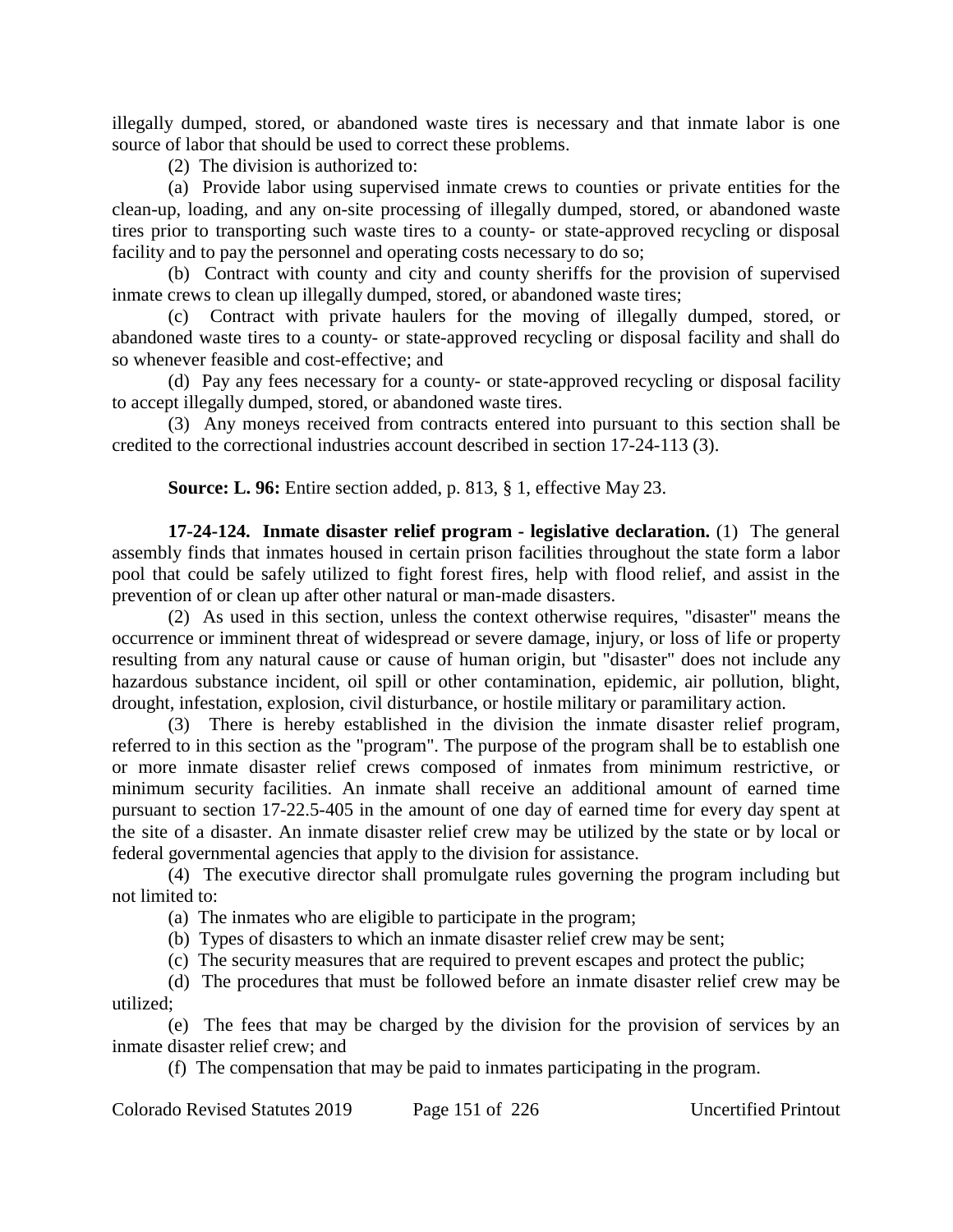illegally dumped, stored, or abandoned waste tires is necessary and that inmate labor is one source of labor that should be used to correct these problems.

(2) The division is authorized to:

(a) Provide labor using supervised inmate crews to counties or private entities for the clean-up, loading, and any on-site processing of illegally dumped, stored, or abandoned waste tires prior to transporting such waste tires to a county- or state-approved recycling or disposal facility and to pay the personnel and operating costs necessary to do so;

(b) Contract with county and city and county sheriffs for the provision of supervised inmate crews to clean up illegally dumped, stored, or abandoned waste tires;

(c) Contract with private haulers for the moving of illegally dumped, stored, or abandoned waste tires to a county- or state-approved recycling or disposal facility and shall do so whenever feasible and cost-effective; and

(d) Pay any fees necessary for a county- or state-approved recycling or disposal facility to accept illegally dumped, stored, or abandoned waste tires.

(3) Any moneys received from contracts entered into pursuant to this section shall be credited to the correctional industries account described in section 17-24-113 (3).

**Source: L. 96:** Entire section added, p. 813, § 1, effective May 23.

**17-24-124. Inmate disaster relief program - legislative declaration.** (1) The general assembly finds that inmates housed in certain prison facilities throughout the state form a labor pool that could be safely utilized to fight forest fires, help with flood relief, and assist in the prevention of or clean up after other natural or man-made disasters.

(2) As used in this section, unless the context otherwise requires, "disaster" means the occurrence or imminent threat of widespread or severe damage, injury, or loss of life or property resulting from any natural cause or cause of human origin, but "disaster" does not include any hazardous substance incident, oil spill or other contamination, epidemic, air pollution, blight, drought, infestation, explosion, civil disturbance, or hostile military or paramilitary action.

(3) There is hereby established in the division the inmate disaster relief program, referred to in this section as the "program". The purpose of the program shall be to establish one or more inmate disaster relief crews composed of inmates from minimum restrictive, or minimum security facilities. An inmate shall receive an additional amount of earned time pursuant to section 17-22.5-405 in the amount of one day of earned time for every day spent at the site of a disaster. An inmate disaster relief crew may be utilized by the state or by local or federal governmental agencies that apply to the division for assistance.

(4) The executive director shall promulgate rules governing the program including but not limited to:

(a) The inmates who are eligible to participate in the program;

(b) Types of disasters to which an inmate disaster relief crew may be sent;

(c) The security measures that are required to prevent escapes and protect the public;

(d) The procedures that must be followed before an inmate disaster relief crew may be utilized;

(e) The fees that may be charged by the division for the provision of services by an inmate disaster relief crew; and

(f) The compensation that may be paid to inmates participating in the program.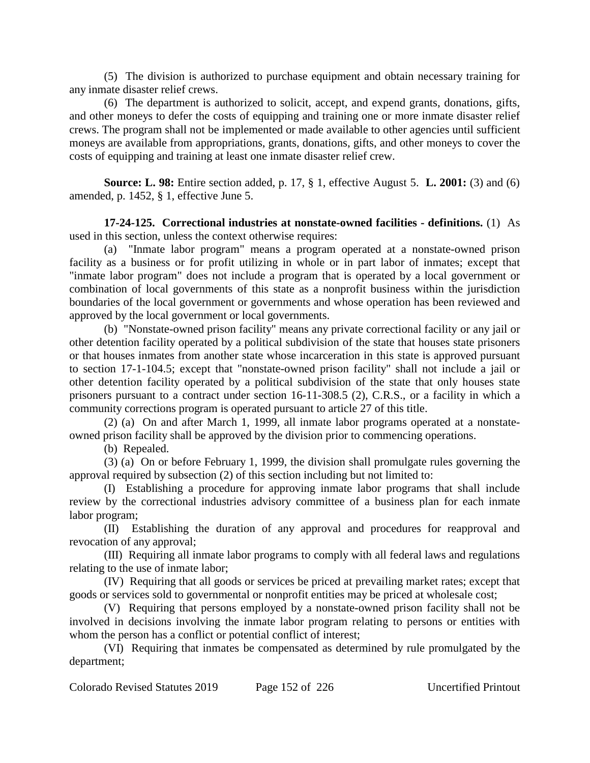(5) The division is authorized to purchase equipment and obtain necessary training for any inmate disaster relief crews.

(6) The department is authorized to solicit, accept, and expend grants, donations, gifts, and other moneys to defer the costs of equipping and training one or more inmate disaster relief crews. The program shall not be implemented or made available to other agencies until sufficient moneys are available from appropriations, grants, donations, gifts, and other moneys to cover the costs of equipping and training at least one inmate disaster relief crew.

**Source: L. 98:** Entire section added, p. 17, § 1, effective August 5. **L. 2001:** (3) and (6) amended, p. 1452, § 1, effective June 5.

**17-24-125. Correctional industries at nonstate-owned facilities - definitions.** (1) As used in this section, unless the context otherwise requires:

(a) "Inmate labor program" means a program operated at a nonstate-owned prison facility as a business or for profit utilizing in whole or in part labor of inmates; except that "inmate labor program" does not include a program that is operated by a local government or combination of local governments of this state as a nonprofit business within the jurisdiction boundaries of the local government or governments and whose operation has been reviewed and approved by the local government or local governments.

(b) "Nonstate-owned prison facility" means any private correctional facility or any jail or other detention facility operated by a political subdivision of the state that houses state prisoners or that houses inmates from another state whose incarceration in this state is approved pursuant to section 17-1-104.5; except that "nonstate-owned prison facility" shall not include a jail or other detention facility operated by a political subdivision of the state that only houses state prisoners pursuant to a contract under section 16-11-308.5 (2), C.R.S., or a facility in which a community corrections program is operated pursuant to article 27 of this title.

(2) (a) On and after March 1, 1999, all inmate labor programs operated at a nonstate-owned prison facility shall be approved by the division prior to commencing operations.

(b) Repealed.

(3) (a) On or before February 1, 1999, the division shall promulgate rules governing the approval required by subsection (2) of this section including but not limited to:

(I) Establishing a procedure for approving inmate labor programs that shall include review by the correctional industries advisory committee of a business plan for each inmate labor program;

(II) Establishing the duration of any approval and procedures for reapproval and revocation of any approval;

(III) Requiring all inmate labor programs to comply with all federal laws and regulations relating to the use of inmate labor;

(IV) Requiring that all goods or services be priced at prevailing market rates; except that goods or services sold to governmental or nonprofit entities may be priced at wholesale cost;

(V) Requiring that persons employed by a nonstate-owned prison facility shall not be involved in decisions involving the inmate labor program relating to persons or entities with whom the person has a conflict or potential conflict of interest;

(VI) Requiring that inmates be compensated as determined by rule promulgated by the department;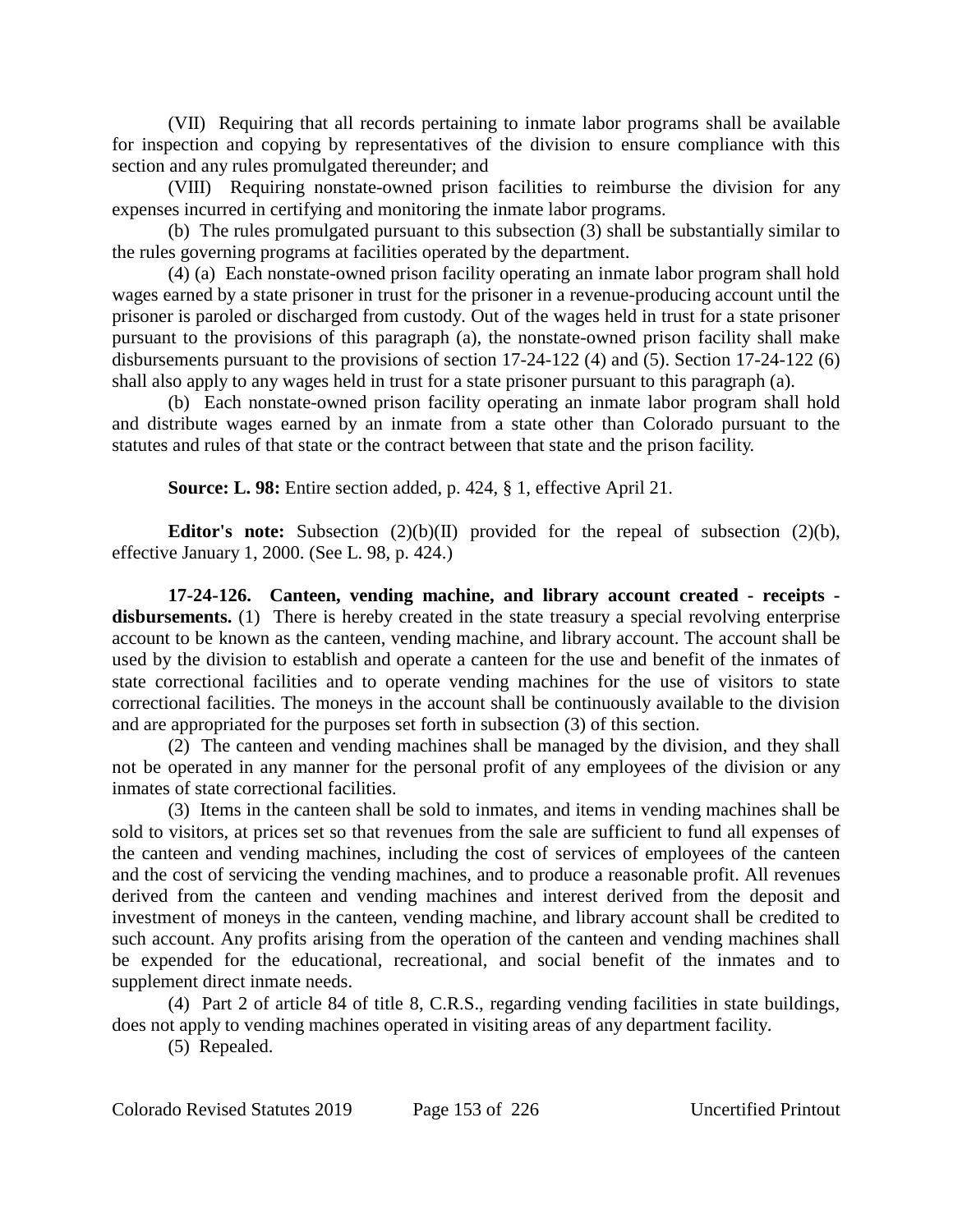(VII) Requiring that all records pertaining to inmate labor programs shall be available for inspection and copying by representatives of the division to ensure compliance with this section and any rules promulgated thereunder; and

(VIII) Requiring nonstate-owned prison facilities to reimburse the division for any expenses incurred in certifying and monitoring the inmate labor programs.

(b) The rules promulgated pursuant to this subsection (3) shall be substantially similar to the rules governing programs at facilities operated by the department.

(4) (a) Each nonstate-owned prison facility operating an inmate labor program shall hold wages earned by a state prisoner in trust for the prisoner in a revenue-producing account until the prisoner is paroled or discharged from custody. Out of the wages held in trust for a state prisoner pursuant to the provisions of this paragraph (a), the nonstate-owned prison facility shall make disbursements pursuant to the provisions of section 17-24-122 (4) and (5). Section 17-24-122 (6) shall also apply to any wages held in trust for a state prisoner pursuant to this paragraph (a).

(b) Each nonstate-owned prison facility operating an inmate labor program shall hold and distribute wages earned by an inmate from a state other than Colorado pursuant to the statutes and rules of that state or the contract between that state and the prison facility.

**Source: L. 98:** Entire section added, p. 424, § 1, effective April 21.

**Editor's note:** Subsection (2)(b)(II) provided for the repeal of subsection (2)(b), effective January 1, 2000. (See L. 98, p. 424.)

**17-24-126. Canteen, vending machine, and library account created - receipts - disbursements.** (1) There is hereby created in the state treasury a special revolving enterprise account to be known as the canteen, vending machine, and library account. The account shall be used by the division to establish and operate a canteen for the use and benefit of the inmates of state correctional facilities and to operate vending machines for the use of visitors to state correctional facilities. The moneys in the account shall be continuously available to the division and are appropriated for the purposes set forth in subsection (3) of this section.

(2) The canteen and vending machines shall be managed by the division, and they shall not be operated in any manner for the personal profit of any employees of the division or any inmates of state correctional facilities.

(3) Items in the canteen shall be sold to inmates, and items in vending machines shall be sold to visitors, at prices set so that revenues from the sale are sufficient to fund all expenses of the canteen and vending machines, including the cost of services of employees of the canteen and the cost of servicing the vending machines, and to produce a reasonable profit. All revenues derived from the canteen and vending machines and interest derived from the deposit and investment of moneys in the canteen, vending machine, and library account shall be credited to such account. Any profits arising from the operation of the canteen and vending machines shall be expended for the educational, recreational, and social benefit of the inmates and to supplement direct inmate needs.

(4) Part 2 of article 84 of title 8, C.R.S., regarding vending facilities in state buildings, does not apply to vending machines operated in visiting areas of any department facility.

(5) Repealed.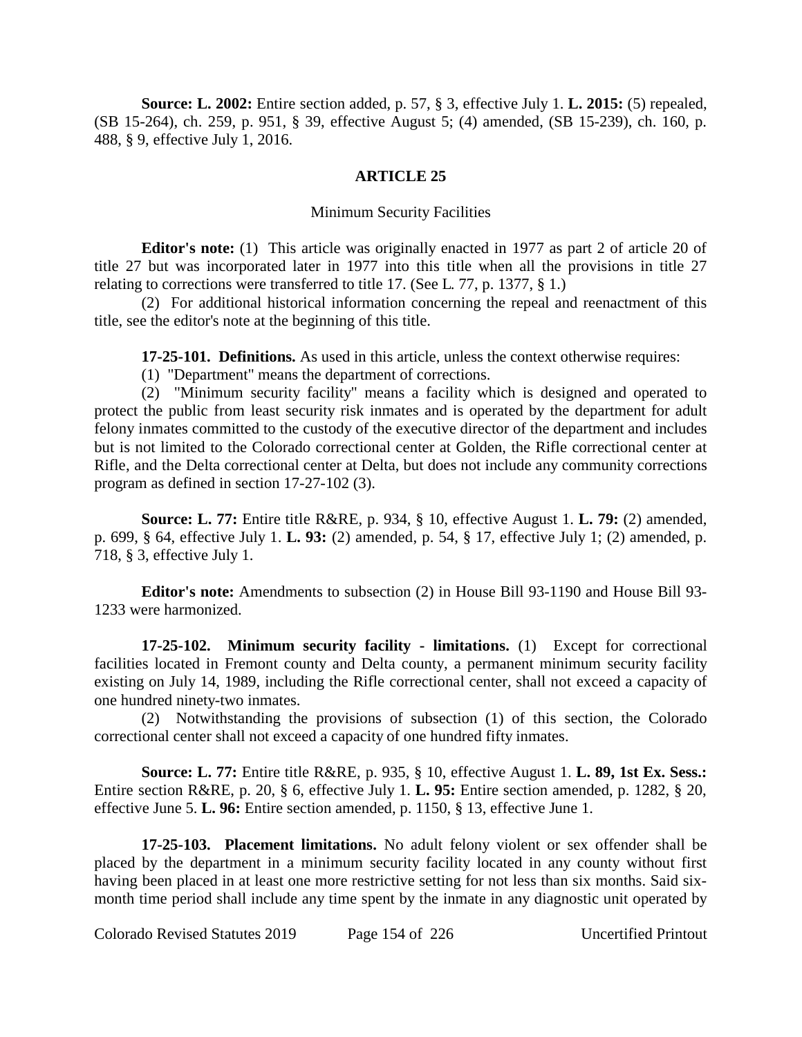**Source: L. 2002:** Entire section added, p. 57, § 3, effective July 1. **L. 2015:** (5) repealed, (SB 15-264), ch. 259, p. 951, § 39, effective August 5; (4) amended, (SB 15-239), ch. 160, p. 488, § 9, effective July 1, 2016.

## ARTICLE 25

### Minimum Security Facilities

**Editor's note:** (1) This article was originally enacted in 1977 as part 2 of article 20 of title 27 but was incorporated later in 1977 into this title when all the provisions in title 27 relating to corrections were transferred to title 17. (See L. 77, p. 1377, § 1.)

(2) For additional historical information concerning the repeal and reenactment of this title, see the editor's note at the beginning of this title.

**17-25-101. Definitions.** As used in this article, unless the context otherwise requires:

(1) "Department" means the department of corrections.

(2) "Minimum security facility" means a facility which is designed and operated to protect the public from least security risk inmates and is operated by the department for adult felony inmates committed to the custody of the executive director of the department and includes but is not limited to the Colorado correctional center at Golden, the Rifle correctional center at Rifle, and the Delta correctional center at Delta, but does not include any community corrections program as defined in section 17-27-102 (3).

**Source: L. 77:** Entire title R&RE, p. 934, § 10, effective August 1. **L. 79:** (2) amended, p. 699, § 64, effective July 1. **L. 93:** (2) amended, p. 54, § 17, effective July 1; (2) amended, p. 718, § 3, effective July 1.

**Editor's note:** Amendments to subsection (2) in House Bill 93-1190 and House Bill 93-1233 were harmonized.

**17-25-102. Minimum security facility - limitations.** (1) Except for correctional facilities located in Fremont county and Delta county, a permanent minimum security facility existing on July 14, 1989, including the Rifle correctional center, shall not exceed a capacity of one hundred ninety-two inmates.

(2) Notwithstanding the provisions of subsection (1) of this section, the Colorado correctional center shall not exceed a capacity of one hundred fifty inmates.

**Source: L. 77:** Entire title R&RE, p. 935, § 10, effective August 1. **L. 89, 1st Ex. Sess.:** Entire section R&RE, p. 20, § 6, effective July 1. **L. 95:** Entire section amended, p. 1282, § 20, effective June 5. **L. 96:** Entire section amended, p. 1150, § 13, effective June 1.

**17-25-103. Placement limitations.** No adult felony violent or sex offender shall be placed by the department in a minimum security facility located in any county without first having been placed in at least one more restrictive setting for not less than six months. Said six-month time period shall include any time spent by the inmate in any diagnostic unit operated by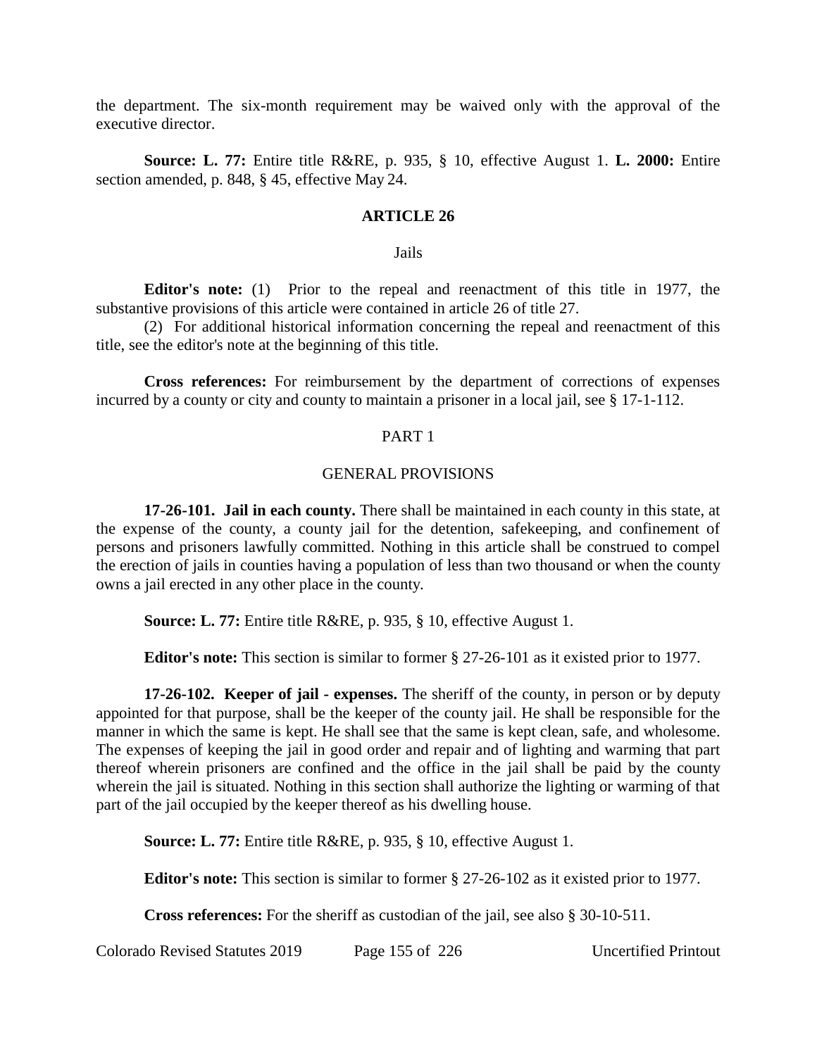the department. The six-month requirement may be waived only with the approval of the executive director.

**Source: L. 77:** Entire title R&RE, p. 935, § 10, effective August 1. **L. 2000:** Entire section amended, p. 848, § 45, effective May 24.

## ARTICLE 26

### Jails

**Editor's note:** (1) Prior to the repeal and reenactment of this title in 1977, the substantive provisions of this article were contained in article 26 of title 27.

(2) For additional historical information concerning the repeal and reenactment of this title, see the editor's note at the beginning of this title.

**Cross references:** For reimbursement by the department of corrections of expenses incurred by a county or city and county to maintain a prisoner in a local jail, see § 17-1-112.

### PART 1

### GENERAL PROVISIONS

**17-26-101. Jail in each county.** There shall be maintained in each county in this state, at the expense of the county, a county jail for the detention, safekeeping, and confinement of persons and prisoners lawfully committed. Nothing in this article shall be construed to compel the erection of jails in counties having a population of less than two thousand or when the county owns a jail erected in any other place in the county.

**Source: L. 77:** Entire title R&RE, p. 935, § 10, effective August 1.

**Editor's note:** This section is similar to former § 27-26-101 as it existed prior to 1977.

**17-26-102. Keeper of jail - expenses.** The sheriff of the county, in person or by deputy appointed for that purpose, shall be the keeper of the county jail. He shall be responsible for the manner in which the same is kept. He shall see that the same is kept clean, safe, and wholesome. The expenses of keeping the jail in good order and repair and of lighting and warming that part thereof wherein prisoners are confined and the office in the jail shall be paid by the county wherein the jail is situated. Nothing in this section shall authorize the lighting or warming of that part of the jail occupied by the keeper thereof as his dwelling house.

**Source: L. 77:** Entire title R&RE, p. 935, § 10, effective August 1.

**Editor's note:** This section is similar to former § 27-26-102 as it existed prior to 1977.

**Cross references:** For the sheriff as custodian of the jail, see also § 30-10-511.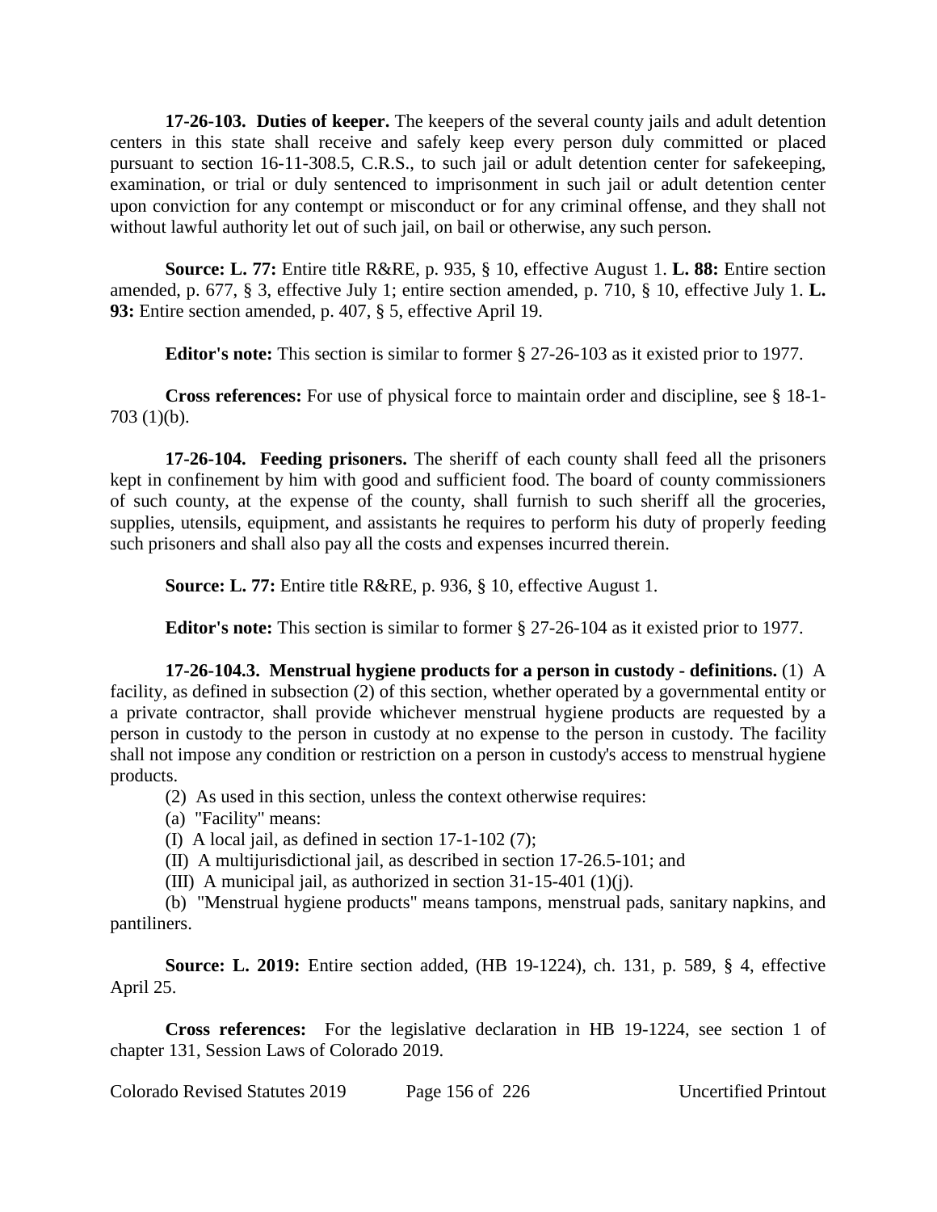**17-26-103. Duties of keeper.** The keepers of the several county jails and adult detention centers in this state shall receive and safely keep every person duly committed or placed pursuant to section 16-11-308.5, C.R.S., to such jail or adult detention center for safekeeping, examination, or trial or duly sentenced to imprisonment in such jail or adult detention center upon conviction for any contempt or misconduct or for any criminal offense, and they shall not without lawful authority let out of such jail, on bail or otherwise, any such person.

**Source: L. 77:** Entire title R&RE, p. 935, § 10, effective August 1. **L. 88:** Entire section amended, p. 677, § 3, effective July 1; entire section amended, p. 710, § 10, effective July 1. **L. 93:** Entire section amended, p. 407, § 5, effective April 19.

**Editor's note:** This section is similar to former § 27-26-103 as it existed prior to 1977.

**Cross references:** For use of physical force to maintain order and discipline, see § 18-1-703 (1)(b).

**17-26-104. Feeding prisoners.** The sheriff of each county shall feed all the prisoners kept in confinement by him with good and sufficient food. The board of county commissioners of such county, at the expense of the county, shall furnish to such sheriff all the groceries, supplies, utensils, equipment, and assistants he requires to perform his duty of properly feeding such prisoners and shall also pay all the costs and expenses incurred therein.

**Source: L. 77:** Entire title R&RE, p. 936, § 10, effective August 1.

**Editor's note:** This section is similar to former § 27-26-104 as it existed prior to 1977.

**17-26-104.3. Menstrual hygiene products for a person in custody - definitions.** (1) A facility, as defined in subsection (2) of this section, whether operated by a governmental entity or a private contractor, shall provide whichever menstrual hygiene products are requested by a person in custody to the person in custody at no expense to the person in custody. The facility shall not impose any condition or restriction on a person in custody's access to menstrual hygiene products.

(2) As used in this section, unless the context otherwise requires:

(a) "Facility" means:

(I) A local jail, as defined in section 17-1-102 (7);

(II) A multijurisdictional jail, as described in section 17-26.5-101; and

(III) A municipal jail, as authorized in section 31-15-401 (1)(j).

(b) "Menstrual hygiene products" means tampons, menstrual pads, sanitary napkins, and pantiliners.

**Source: L. 2019:** Entire section added, (HB 19-1224), ch. 131, p. 589, § 4, effective April 25.

**Cross references:** For the legislative declaration in HB 19-1224, see section 1 of chapter 131, Session Laws of Colorado 2019.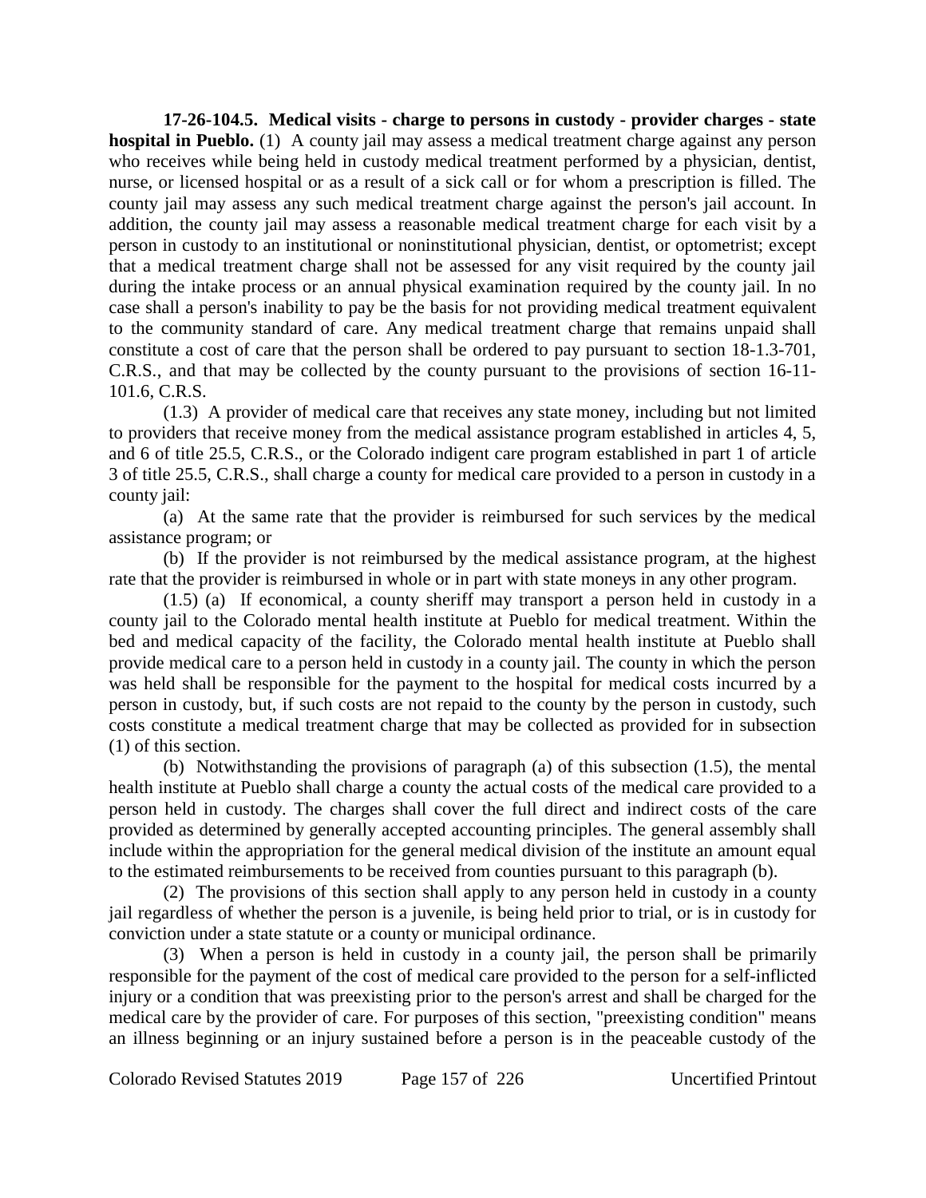**17-26-104.5. Medical visits - charge to persons in custody - provider charges - state hospital in Pueblo.** (1) A county jail may assess a medical treatment charge against any person who receives while being held in custody medical treatment performed by a physician, dentist, nurse, or licensed hospital or as a result of a sick call or for whom a prescription is filled. The county jail may assess any such medical treatment charge against the person's jail account. In addition, the county jail may assess a reasonable medical treatment charge for each visit by a person in custody to an institutional or noninstitutional physician, dentist, or optometrist; except that a medical treatment charge shall not be assessed for any visit required by the county jail during the intake process or an annual physical examination required by the county jail. In no case shall a person's inability to pay be the basis for not providing medical treatment equivalent to the community standard of care. Any medical treatment charge that remains unpaid shall constitute a cost of care that the person shall be ordered to pay pursuant to section 18-1.3-701, C.R.S., and that may be collected by the county pursuant to the provisions of section 16-11-101.6, C.R.S.

(1.3) A provider of medical care that receives any state money, including but not limited to providers that receive money from the medical assistance program established in articles 4, 5, and 6 of title 25.5, C.R.S., or the Colorado indigent care program established in part 1 of article 3 of title 25.5, C.R.S., shall charge a county for medical care provided to a person in custody in a county jail:

(a) At the same rate that the provider is reimbursed for such services by the medical assistance program; or

(b) If the provider is not reimbursed by the medical assistance program, at the highest rate that the provider is reimbursed in whole or in part with state moneys in any other program.

(1.5) (a) If economical, a county sheriff may transport a person held in custody in a county jail to the Colorado mental health institute at Pueblo for medical treatment. Within the bed and medical capacity of the facility, the Colorado mental health institute at Pueblo shall provide medical care to a person held in custody in a county jail. The county in which the person was held shall be responsible for the payment to the hospital for medical costs incurred by a person in custody, but, if such costs are not repaid to the county by the person in custody, such costs constitute a medical treatment charge that may be collected as provided for in subsection (1) of this section.

(b) Notwithstanding the provisions of paragraph (a) of this subsection (1.5), the mental health institute at Pueblo shall charge a county the actual costs of the medical care provided to a person held in custody. The charges shall cover the full direct and indirect costs of the care provided as determined by generally accepted accounting principles. The general assembly shall include within the appropriation for the general medical division of the institute an amount equal to the estimated reimbursements to be received from counties pursuant to this paragraph (b).

(2) The provisions of this section shall apply to any person held in custody in a county jail regardless of whether the person is a juvenile, is being held prior to trial, or is in custody for conviction under a state statute or a county or municipal ordinance.

(3) When a person is held in custody in a county jail, the person shall be primarily responsible for the payment of the cost of medical care provided to the person for a self-inflicted injury or a condition that was preexisting prior to the person's arrest and shall be charged for the medical care by the provider of care. For purposes of this section, "preexisting condition" means an illness beginning or an injury sustained before a person is in the peaceable custody of the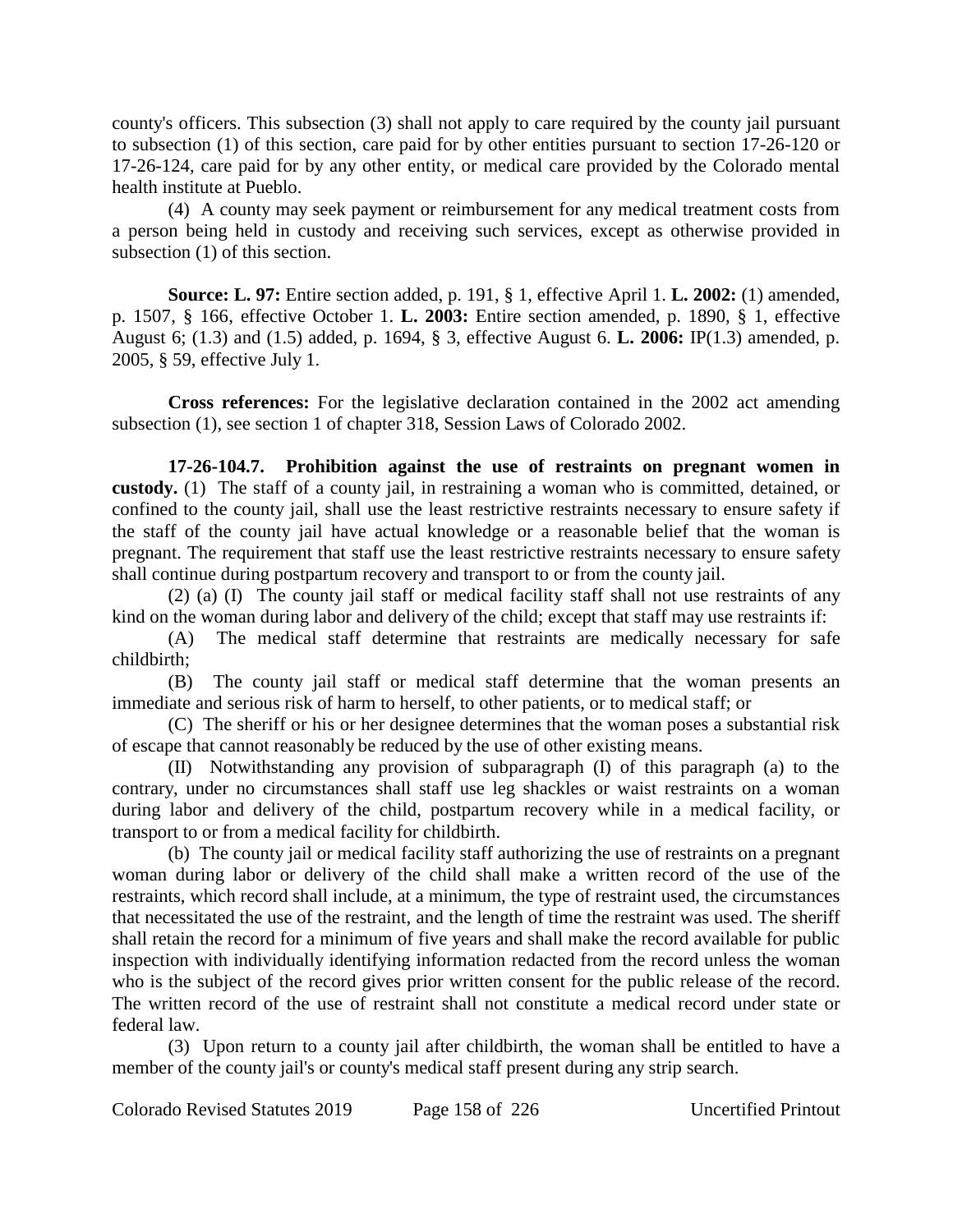county's officers. This subsection (3) shall not apply to care required by the county jail pursuant to subsection (1) of this section, care paid for by other entities pursuant to section 17-26-120 or 17-26-124, care paid for by any other entity, or medical care provided by the Colorado mental health institute at Pueblo.

(4) A county may seek payment or reimbursement for any medical treatment costs from a person being held in custody and receiving such services, except as otherwise provided in subsection (1) of this section.

**Source: L. 97:** Entire section added, p. 191, § 1, effective April 1. **L. 2002:** (1) amended, p. 1507, § 166, effective October 1. **L. 2003:** Entire section amended, p. 1890, § 1, effective August 6; (1.3) and (1.5) added, p. 1694, § 3, effective August 6. **L. 2006:** IP(1.3) amended, p. 2005, § 59, effective July 1.

**Cross references:** For the legislative declaration contained in the 2002 act amending subsection (1), see section 1 of chapter 318, Session Laws of Colorado 2002.

**17-26-104.7. Prohibition against the use of restraints on pregnant women in custody.** (1) The staff of a county jail, in restraining a woman who is committed, detained, or confined to the county jail, shall use the least restrictive restraints necessary to ensure safety if the staff of the county jail have actual knowledge or a reasonable belief that the woman is pregnant. The requirement that staff use the least restrictive restraints necessary to ensure safety shall continue during postpartum recovery and transport to or from the county jail.

(2) (a) (I) The county jail staff or medical facility staff shall not use restraints of any kind on the woman during labor and delivery of the child; except that staff may use restraints if:

(A) The medical staff determine that restraints are medically necessary for safe childbirth;

(B) The county jail staff or medical staff determine that the woman presents an immediate and serious risk of harm to herself, to other patients, or to medical staff; or

(C) The sheriff or his or her designee determines that the woman poses a substantial risk of escape that cannot reasonably be reduced by the use of other existing means.

(II) Notwithstanding any provision of subparagraph (I) of this paragraph (a) to the contrary, under no circumstances shall staff use leg shackles or waist restraints on a woman during labor and delivery of the child, postpartum recovery while in a medical facility, or transport to or from a medical facility for childbirth.

(b) The county jail or medical facility staff authorizing the use of restraints on a pregnant woman during labor or delivery of the child shall make a written record of the use of the restraints, which record shall include, at a minimum, the type of restraint used, the circumstances that necessitated the use of the restraint, and the length of time the restraint was used. The sheriff shall retain the record for a minimum of five years and shall make the record available for public inspection with individually identifying information redacted from the record unless the woman who is the subject of the record gives prior written consent for the public release of the record. The written record of the use of restraint shall not constitute a medical record under state or federal law.

(3) Upon return to a county jail after childbirth, the woman shall be entitled to have a member of the county jail's or county's medical staff present during any strip search.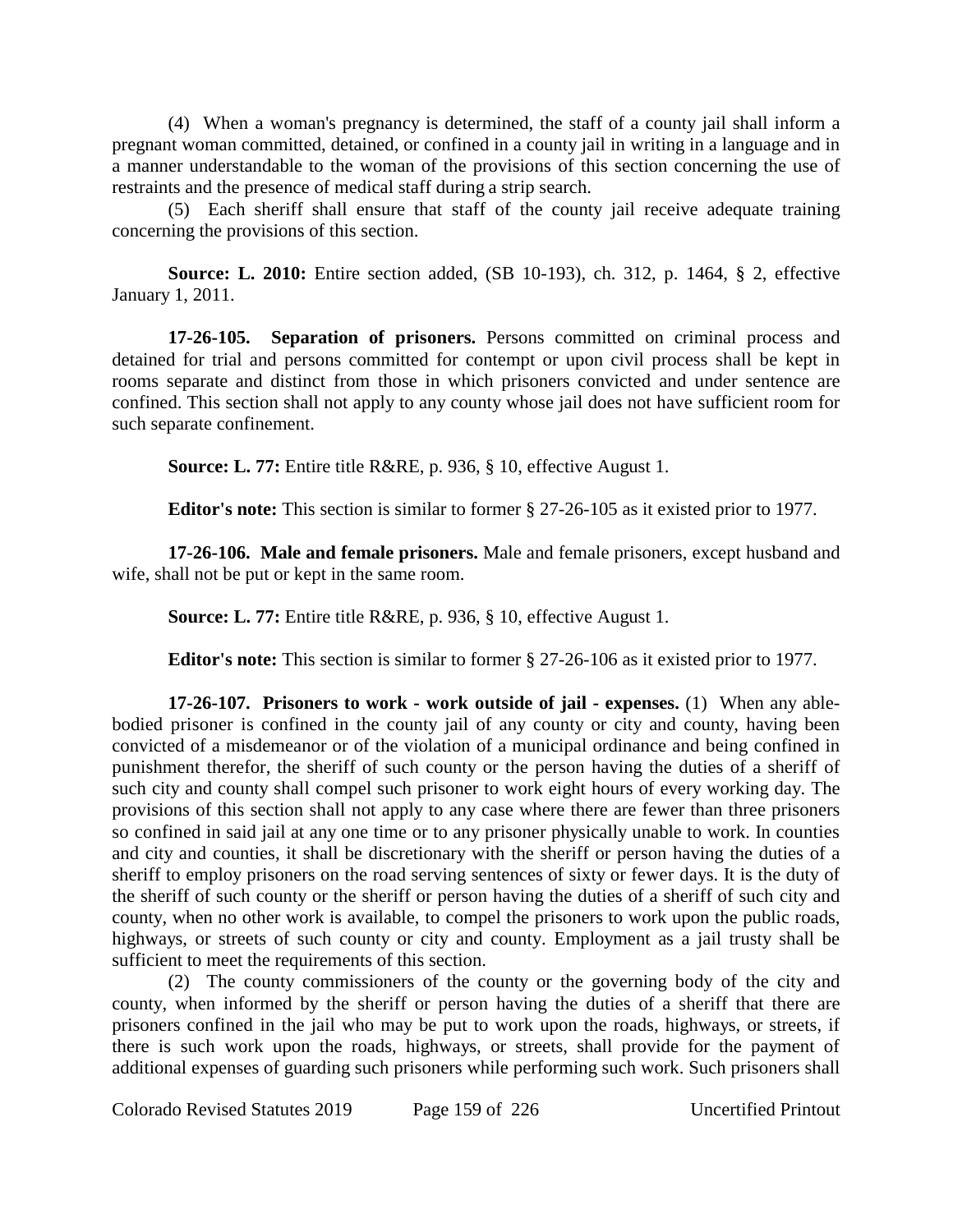(4) When a woman's pregnancy is determined, the staff of a county jail shall inform a pregnant woman committed, detained, or confined in a county jail in writing in a language and in a manner understandable to the woman of the provisions of this section concerning the use of restraints and the presence of medical staff during a strip search.

(5) Each sheriff shall ensure that staff of the county jail receive adequate training concerning the provisions of this section.

**Source: L. 2010:** Entire section added, (SB 10-193), ch. 312, p. 1464, § 2, effective January 1, 2011.

**17-26-105. Separation of prisoners.** Persons committed on criminal process and detained for trial and persons committed for contempt or upon civil process shall be kept in rooms separate and distinct from those in which prisoners convicted and under sentence are confined. This section shall not apply to any county whose jail does not have sufficient room for such separate confinement.

**Source: L. 77:** Entire title R&RE, p. 936, § 10, effective August 1.

**Editor's note:** This section is similar to former § 27-26-105 as it existed prior to 1977.

**17-26-106. Male and female prisoners.** Male and female prisoners, except husband and wife, shall not be put or kept in the same room.

**Source: L. 77:** Entire title R&RE, p. 936, § 10, effective August 1.

**Editor's note:** This section is similar to former § 27-26-106 as it existed prior to 1977.

**17-26-107. Prisoners to work - work outside of jail - expenses.** (1) When any able-bodied prisoner is confined in the county jail of any county or city and county, having been convicted of a misdemeanor or of the violation of a municipal ordinance and being confined in punishment therefor, the sheriff of such county or the person having the duties of a sheriff of such city and county shall compel such prisoner to work eight hours of every working day. The provisions of this section shall not apply to any case where there are fewer than three prisoners so confined in said jail at any one time or to any prisoner physically unable to work. In counties and city and counties, it shall be discretionary with the sheriff or person having the duties of a sheriff to employ prisoners on the road serving sentences of sixty or fewer days. It is the duty of the sheriff of such county or the sheriff or person having the duties of a sheriff of such city and county, when no other work is available, to compel the prisoners to work upon the public roads, highways, or streets of such county or city and county. Employment as a jail trusty shall be sufficient to meet the requirements of this section.

(2) The county commissioners of the county or the governing body of the city and county, when informed by the sheriff or person having the duties of a sheriff that there are prisoners confined in the jail who may be put to work upon the roads, highways, or streets, if there is such work upon the roads, highways, or streets, shall provide for the payment of additional expenses of guarding such prisoners while performing such work. Such prisoners shall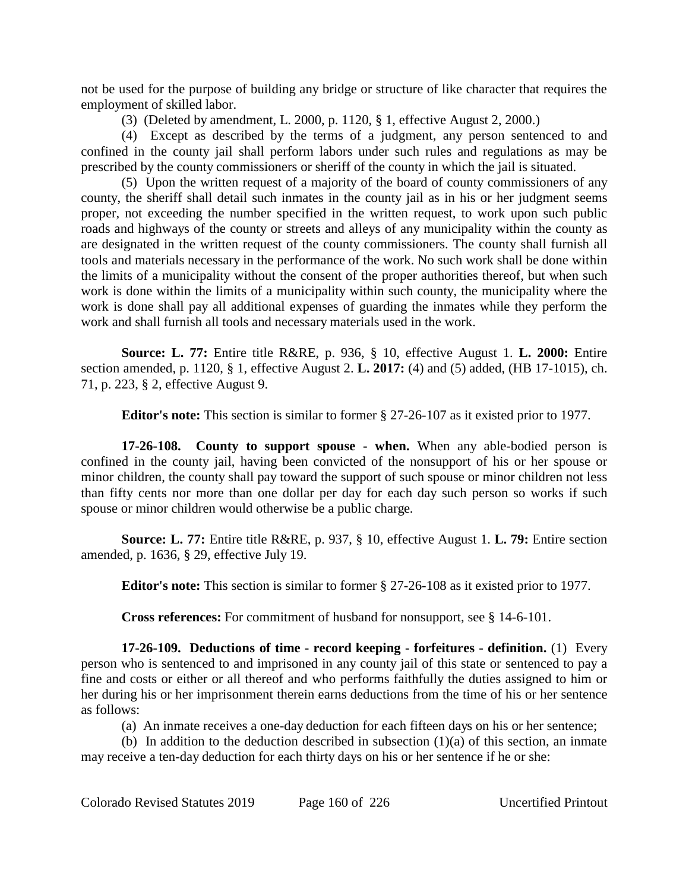not be used for the purpose of building any bridge or structure of like character that requires the employment of skilled labor.

(3) (Deleted by amendment, L. 2000, p. 1120, § 1, effective August 2, 2000.)

(4) Except as described by the terms of a judgment, any person sentenced to and confined in the county jail shall perform labors under such rules and regulations as may be prescribed by the county commissioners or sheriff of the county in which the jail is situated.

(5) Upon the written request of a majority of the board of county commissioners of any county, the sheriff shall detail such inmates in the county jail as in his or her judgment seems proper, not exceeding the number specified in the written request, to work upon such public roads and highways of the county or streets and alleys of any municipality within the county as are designated in the written request of the county commissioners. The county shall furnish all tools and materials necessary in the performance of the work. No such work shall be done within the limits of a municipality without the consent of the proper authorities thereof, but when such work is done within the limits of a municipality within such county, the municipality where the work is done shall pay all additional expenses of guarding the inmates while they perform the work and shall furnish all tools and necessary materials used in the work.

**Source: L. 77:** Entire title R&RE, p. 936, § 10, effective August 1. **L. 2000:** Entire section amended, p. 1120, § 1, effective August 2. **L. 2017:** (4) and (5) added, (HB 17-1015), ch. 71, p. 223, § 2, effective August 9.

**Editor's note:** This section is similar to former § 27-26-107 as it existed prior to 1977.

**17-26-108. County to support spouse - when.** When any able-bodied person is confined in the county jail, having been convicted of the nonsupport of his or her spouse or minor children, the county shall pay toward the support of such spouse or minor children not less than fifty cents nor more than one dollar per day for each day such person so works if such spouse or minor children would otherwise be a public charge.

**Source: L. 77:** Entire title R&RE, p. 937, § 10, effective August 1. **L. 79:** Entire section amended, p. 1636, § 29, effective July 19.

**Editor's note:** This section is similar to former § 27-26-108 as it existed prior to 1977.

**Cross references:** For commitment of husband for nonsupport, see § 14-6-101.

**17-26-109. Deductions of time - record keeping - forfeitures - definition.** (1) Every person who is sentenced to and imprisoned in any county jail of this state or sentenced to pay a fine and costs or either or all thereof and who performs faithfully the duties assigned to him or her during his or her imprisonment therein earns deductions from the time of his or her sentence as follows:

(a) An inmate receives a one-day deduction for each fifteen days on his or her sentence;

(b) In addition to the deduction described in subsection (1)(a) of this section, an inmate may receive a ten-day deduction for each thirty days on his or her sentence if he or she: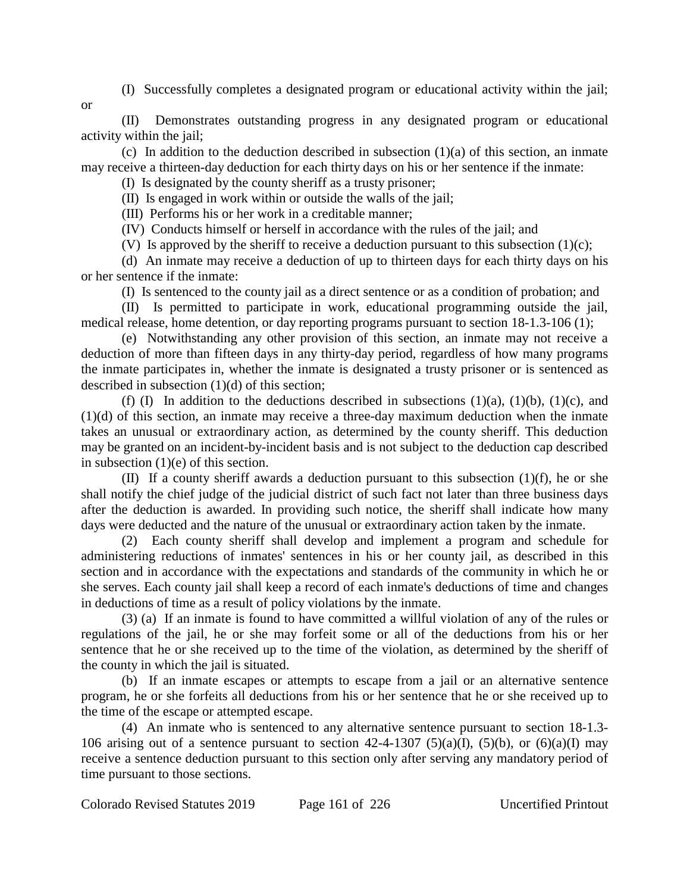(I) Successfully completes a designated program or educational activity within the jail; or

(II) Demonstrates outstanding progress in any designated program or educational activity within the jail;

(c) In addition to the deduction described in subsection (1)(a) of this section, an inmate may receive a thirteen-day deduction for each thirty days on his or her sentence if the inmate:

(I) Is designated by the county sheriff as a trusty prisoner;

(II) Is engaged in work within or outside the walls of the jail;

(III) Performs his or her work in a creditable manner;

(IV) Conducts himself or herself in accordance with the rules of the jail; and

(V) Is approved by the sheriff to receive a deduction pursuant to this subsection (1)(c);

(d) An inmate may receive a deduction of up to thirteen days for each thirty days on his or her sentence if the inmate:

(I) Is sentenced to the county jail as a direct sentence or as a condition of probation; and

(II) Is permitted to participate in work, educational programming outside the jail, medical release, home detention, or day reporting programs pursuant to section 18-1.3-106 (1);

(e) Notwithstanding any other provision of this section, an inmate may not receive a deduction of more than fifteen days in any thirty-day period, regardless of how many programs the inmate participates in, whether the inmate is designated a trusty prisoner or is sentenced as described in subsection (1)(d) of this section;

(f) (I) In addition to the deductions described in subsections (1)(a), (1)(b), (1)(c), and (1)(d) of this section, an inmate may receive a three-day maximum deduction when the inmate takes an unusual or extraordinary action, as determined by the county sheriff. This deduction may be granted on an incident-by-incident basis and is not subject to the deduction cap described in subsection (1)(e) of this section.

(II) If a county sheriff awards a deduction pursuant to this subsection (1)(f), he or she shall notify the chief judge of the judicial district of such fact not later than three business days after the deduction is awarded. In providing such notice, the sheriff shall indicate how many days were deducted and the nature of the unusual or extraordinary action taken by the inmate.

(2) Each county sheriff shall develop and implement a program and schedule for administering reductions of inmates' sentences in his or her county jail, as described in this section and in accordance with the expectations and standards of the community in which he or she serves. Each county jail shall keep a record of each inmate's deductions of time and changes in deductions of time as a result of policy violations by the inmate.

(3) (a) If an inmate is found to have committed a willful violation of any of the rules or regulations of the jail, he or she may forfeit some or all of the deductions from his or her sentence that he or she received up to the time of the violation, as determined by the sheriff of the county in which the jail is situated.

(b) If an inmate escapes or attempts to escape from a jail or an alternative sentence program, he or she forfeits all deductions from his or her sentence that he or she received up to the time of the escape or attempted escape.

(4) An inmate who is sentenced to any alternative sentence pursuant to section 18-1.3-106 arising out of a sentence pursuant to section 42-4-1307 (5)(a)(I), (5)(b), or (6)(a)(I) may receive a sentence deduction pursuant to this section only after serving any mandatory period of time pursuant to those sections.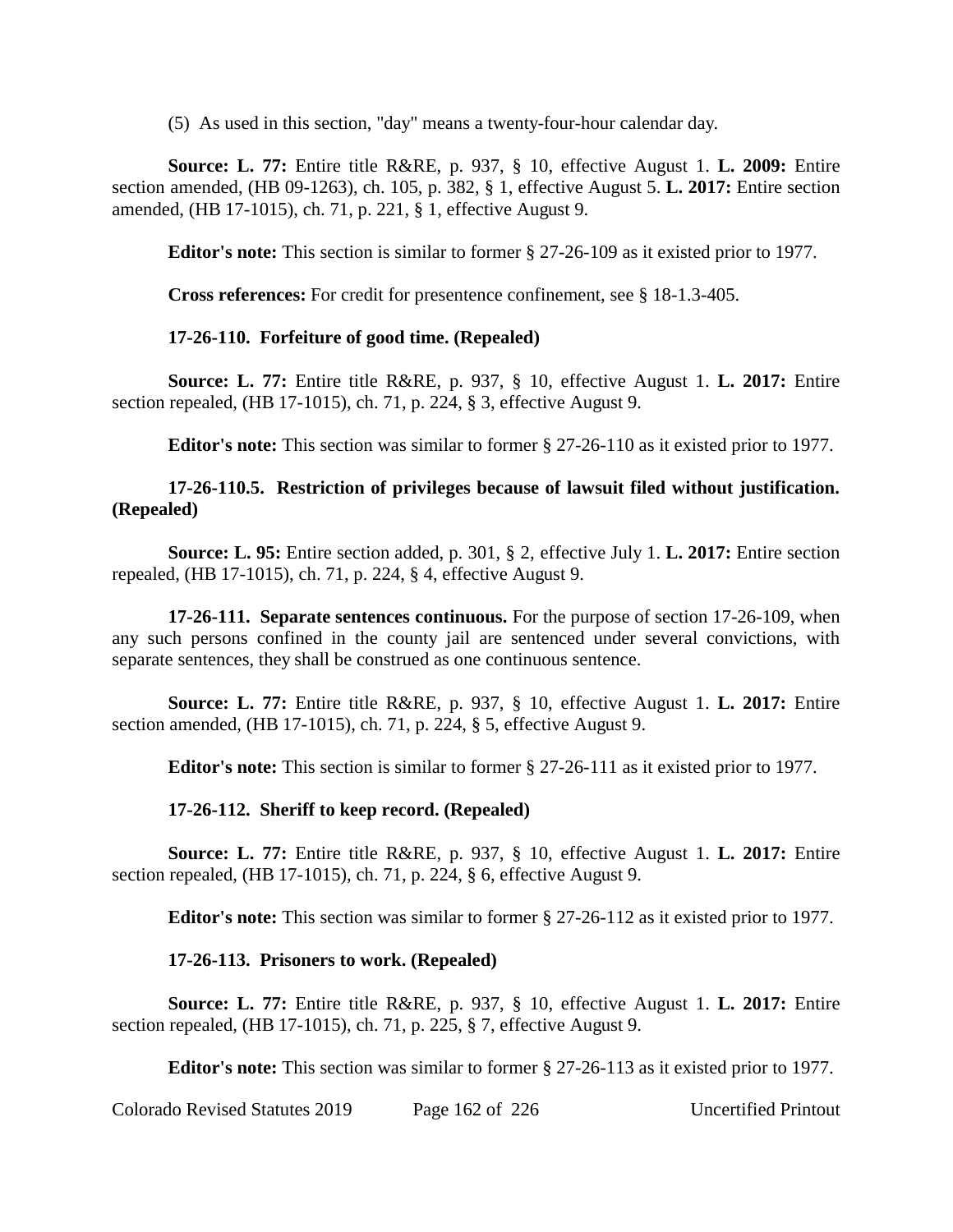(5) As used in this section, "day" means a twenty-four-hour calendar day.

**Source: L. 77:** Entire title R&RE, p. 937, § 10, effective August 1. **L. 2009:** Entire section amended, (HB 09-1263), ch. 105, p. 382, § 1, effective August 5. **L. 2017:** Entire section amended, (HB 17-1015), ch. 71, p. 221, § 1, effective August 9.

**Editor's note:** This section is similar to former § 27-26-109 as it existed prior to 1977.

**Cross references:** For credit for presentence confinement, see § 18-1.3-405.

**17-26-110. Forfeiture of good time. (Repealed)**

**Source: L. 77:** Entire title R&RE, p. 937, § 10, effective August 1. **L. 2017:** Entire section repealed, (HB 17-1015), ch. 71, p. 224, § 3, effective August 9.

**Editor's note:** This section was similar to former § 27-26-110 as it existed prior to 1977.

**17-26-110.5. Restriction of privileges because of lawsuit filed without justification. (Repealed)**

**Source: L. 95:** Entire section added, p. 301, § 2, effective July 1. **L. 2017:** Entire section repealed, (HB 17-1015), ch. 71, p. 224, § 4, effective August 9.

**17-26-111. Separate sentences continuous.** For the purpose of section 17-26-109, when any such persons confined in the county jail are sentenced under several convictions, with separate sentences, they shall be construed as one continuous sentence.

**Source: L. 77:** Entire title R&RE, p. 937, § 10, effective August 1. **L. 2017:** Entire section amended, (HB 17-1015), ch. 71, p. 224, § 5, effective August 9.

**Editor's note:** This section is similar to former § 27-26-111 as it existed prior to 1977.

**17-26-112. Sheriff to keep record. (Repealed)**

**Source: L. 77:** Entire title R&RE, p. 937, § 10, effective August 1. **L. 2017:** Entire section repealed, (HB 17-1015), ch. 71, p. 224, § 6, effective August 9.

**Editor's note:** This section was similar to former § 27-26-112 as it existed prior to 1977.

**17-26-113. Prisoners to work. (Repealed)**

**Source: L. 77:** Entire title R&RE, p. 937, § 10, effective August 1. **L. 2017:** Entire section repealed, (HB 17-1015), ch. 71, p. 225, § 7, effective August 9.

**Editor's note:** This section was similar to former § 27-26-113 as it existed prior to 1977.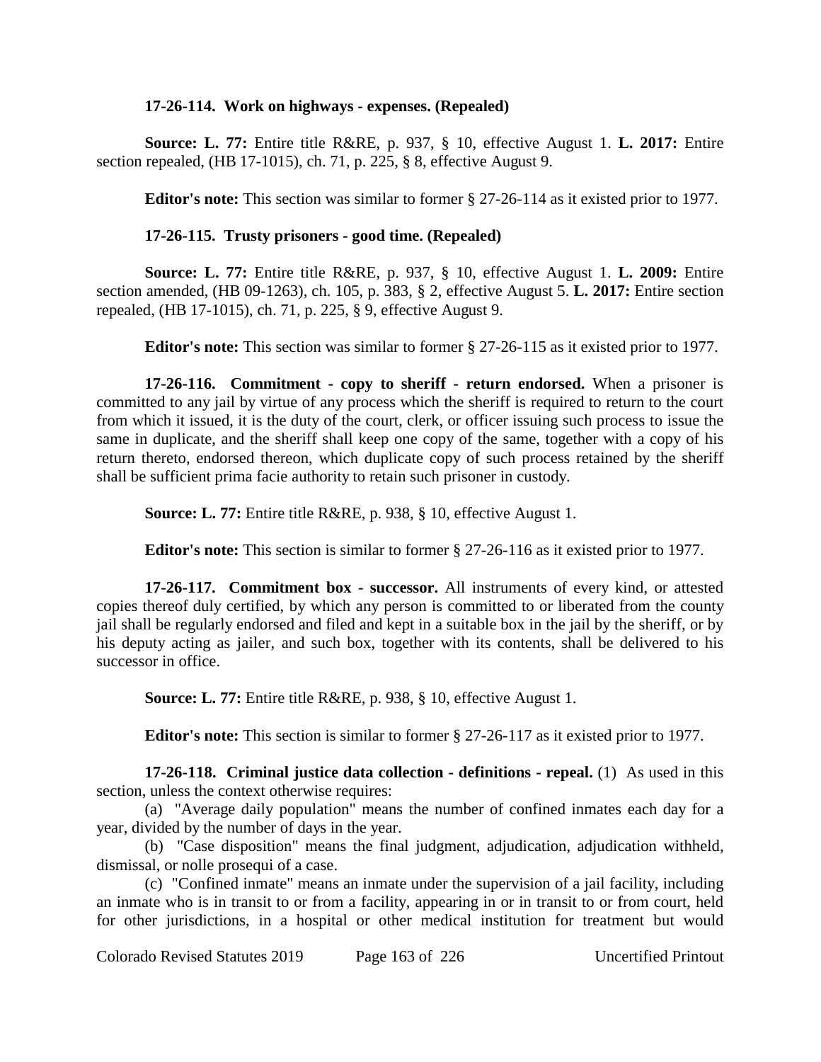**17-26-114. Work on highways - expenses. (Repealed)**

**Source: L. 77:** Entire title R&RE, p. 937, § 10, effective August 1. **L. 2017:** Entire section repealed, (HB 17-1015), ch. 71, p. 225, § 8, effective August 9.

**Editor's note:** This section was similar to former § 27-26-114 as it existed prior to 1977.

**17-26-115. Trusty prisoners - good time. (Repealed)**

**Source: L. 77:** Entire title R&RE, p. 937, § 10, effective August 1. **L. 2009:** Entire section amended, (HB 09-1263), ch. 105, p. 383, § 2, effective August 5. **L. 2017:** Entire section repealed, (HB 17-1015), ch. 71, p. 225, § 9, effective August 9.

**Editor's note:** This section was similar to former § 27-26-115 as it existed prior to 1977.

**17-26-116. Commitment - copy to sheriff - return endorsed.** When a prisoner is committed to any jail by virtue of any process which the sheriff is required to return to the court from which it issued, it is the duty of the court, clerk, or officer issuing such process to issue the same in duplicate, and the sheriff shall keep one copy of the same, together with a copy of his return thereto, endorsed thereon, which duplicate copy of such process retained by the sheriff shall be sufficient prima facie authority to retain such prisoner in custody.

**Source: L. 77:** Entire title R&RE, p. 938, § 10, effective August 1.

**Editor's note:** This section is similar to former § 27-26-116 as it existed prior to 1977.

**17-26-117. Commitment box - successor.** All instruments of every kind, or attested copies thereof duly certified, by which any person is committed to or liberated from the county jail shall be regularly endorsed and filed and kept in a suitable box in the jail by the sheriff, or by his deputy acting as jailer, and such box, together with its contents, shall be delivered to his successor in office.

**Source: L. 77:** Entire title R&RE, p. 938, § 10, effective August 1.

**Editor's note:** This section is similar to former § 27-26-117 as it existed prior to 1977.

**17-26-118. Criminal justice data collection - definitions - repeal.** (1) As used in this section, unless the context otherwise requires:

(a) "Average daily population" means the number of confined inmates each day for a year, divided by the number of days in the year.

(b) "Case disposition" means the final judgment, adjudication, adjudication withheld, dismissal, or nolle prosequi of a case.

(c) "Confined inmate" means an inmate under the supervision of a jail facility, including an inmate who is in transit to or from a facility, appearing in or in transit to or from court, held for other jurisdictions, in a hospital or other medical institution for treatment but would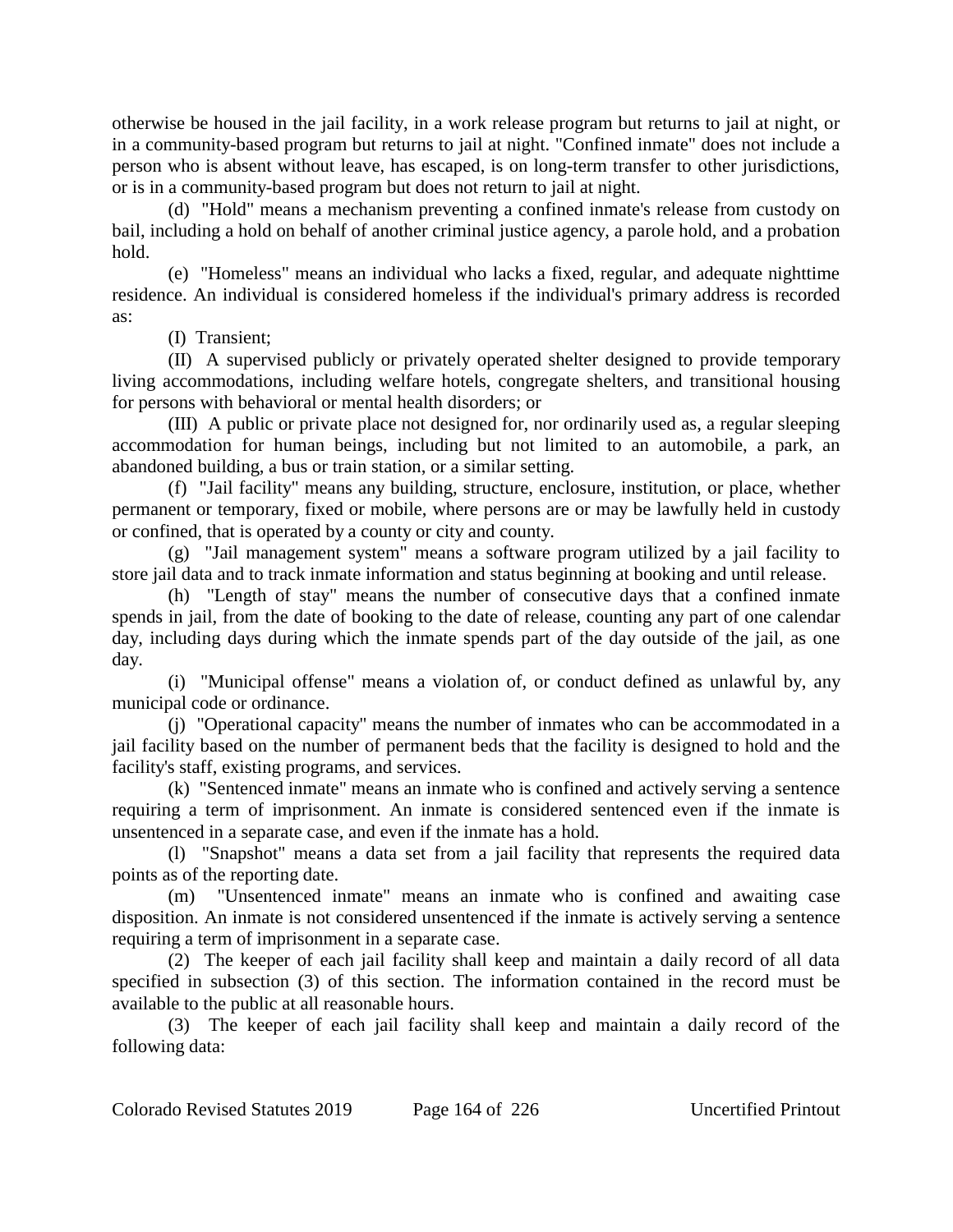otherwise be housed in the jail facility, in a work release program but returns to jail at night, or in a community-based program but returns to jail at night. "Confined inmate" does not include a person who is absent without leave, has escaped, is on long-term transfer to other jurisdictions, or is in a community-based program but does not return to jail at night.

(d) "Hold" means a mechanism preventing a confined inmate's release from custody on bail, including a hold on behalf of another criminal justice agency, a parole hold, and a probation hold.

(e) "Homeless" means an individual who lacks a fixed, regular, and adequate nighttime residence. An individual is considered homeless if the individual's primary address is recorded as:

(I) Transient;

(II) A supervised publicly or privately operated shelter designed to provide temporary living accommodations, including welfare hotels, congregate shelters, and transitional housing for persons with behavioral or mental health disorders; or

(III) A public or private place not designed for, nor ordinarily used as, a regular sleeping accommodation for human beings, including but not limited to an automobile, a park, an abandoned building, a bus or train station, or a similar setting.

(f) "Jail facility" means any building, structure, enclosure, institution, or place, whether permanent or temporary, fixed or mobile, where persons are or may be lawfully held in custody or confined, that is operated by a county or city and county.

(g) "Jail management system" means a software program utilized by a jail facility to store jail data and to track inmate information and status beginning at booking and until release.

(h) "Length of stay" means the number of consecutive days that a confined inmate spends in jail, from the date of booking to the date of release, counting any part of one calendar day, including days during which the inmate spends part of the day outside of the jail, as one day.

(i) "Municipal offense" means a violation of, or conduct defined as unlawful by, any municipal code or ordinance.

(j) "Operational capacity" means the number of inmates who can be accommodated in a jail facility based on the number of permanent beds that the facility is designed to hold and the facility's staff, existing programs, and services.

(k) "Sentenced inmate" means an inmate who is confined and actively serving a sentence requiring a term of imprisonment. An inmate is considered sentenced even if the inmate is unsentenced in a separate case, and even if the inmate has a hold.

(l) "Snapshot" means a data set from a jail facility that represents the required data points as of the reporting date.

(m) "Unsentenced inmate" means an inmate who is confined and awaiting case disposition. An inmate is not considered unsentenced if the inmate is actively serving a sentence requiring a term of imprisonment in a separate case.

(2) The keeper of each jail facility shall keep and maintain a daily record of all data specified in subsection (3) of this section. The information contained in the record must be available to the public at all reasonable hours.

(3) The keeper of each jail facility shall keep and maintain a daily record of the following data: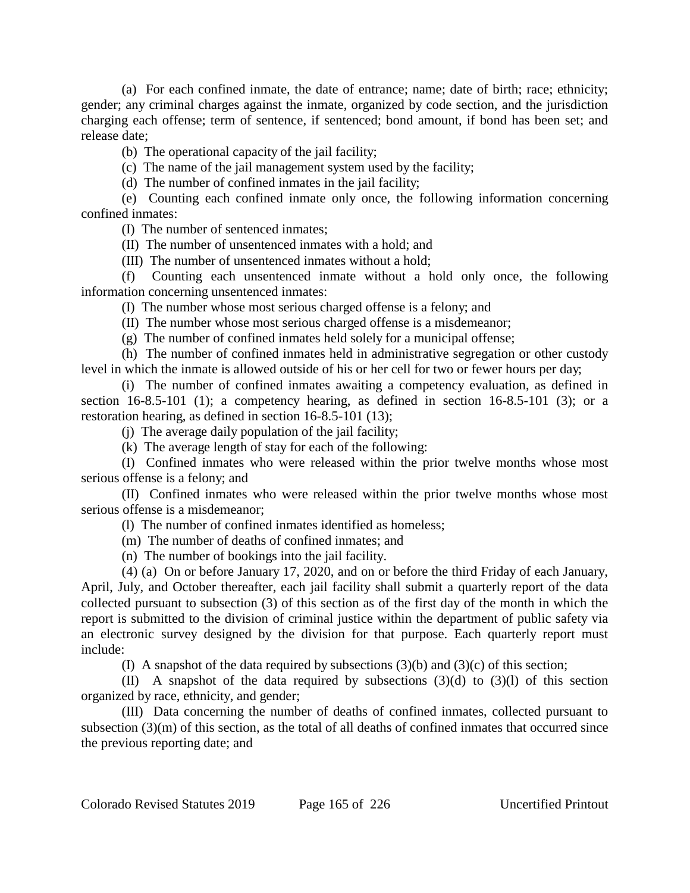(a) For each confined inmate, the date of entrance; name; date of birth; race; ethnicity; gender; any criminal charges against the inmate, organized by code section, and the jurisdiction charging each offense; term of sentence, if sentenced; bond amount, if bond has been set; and release date;

(b) The operational capacity of the jail facility;

(c) The name of the jail management system used by the facility;

(d) The number of confined inmates in the jail facility;

(e) Counting each confined inmate only once, the following information concerning confined inmates:

(I) The number of sentenced inmates;

(II) The number of unsentenced inmates with a hold; and

(III) The number of unsentenced inmates without a hold;

(f) Counting each unsentenced inmate without a hold only once, the following information concerning unsentenced inmates:

(I) The number whose most serious charged offense is a felony; and

(II) The number whose most serious charged offense is a misdemeanor;

(g) The number of confined inmates held solely for a municipal offense;

(h) The number of confined inmates held in administrative segregation or other custody level in which the inmate is allowed outside of his or her cell for two or fewer hours per day;

(i) The number of confined inmates awaiting a competency evaluation, as defined in section 16-8.5-101 (1); a competency hearing, as defined in section 16-8.5-101 (3); or a restoration hearing, as defined in section 16-8.5-101 (13);

(j) The average daily population of the jail facility;

(k) The average length of stay for each of the following:

(I) Confined inmates who were released within the prior twelve months whose most serious offense is a felony; and

(II) Confined inmates who were released within the prior twelve months whose most serious offense is a misdemeanor;

(l) The number of confined inmates identified as homeless;

(m) The number of deaths of confined inmates; and

(n) The number of bookings into the jail facility.

(4) (a) On or before January 17, 2020, and on or before the third Friday of each January, April, July, and October thereafter, each jail facility shall submit a quarterly report of the data collected pursuant to subsection (3) of this section as of the first day of the month in which the report is submitted to the division of criminal justice within the department of public safety via an electronic survey designed by the division for that purpose. Each quarterly report must include:

(I) A snapshot of the data required by subsections (3)(b) and (3)(c) of this section;

(II) A snapshot of the data required by subsections (3)(d) to (3)(l) of this section organized by race, ethnicity, and gender;

(III) Data concerning the number of deaths of confined inmates, collected pursuant to subsection (3)(m) of this section, as the total of all deaths of confined inmates that occurred since the previous reporting date; and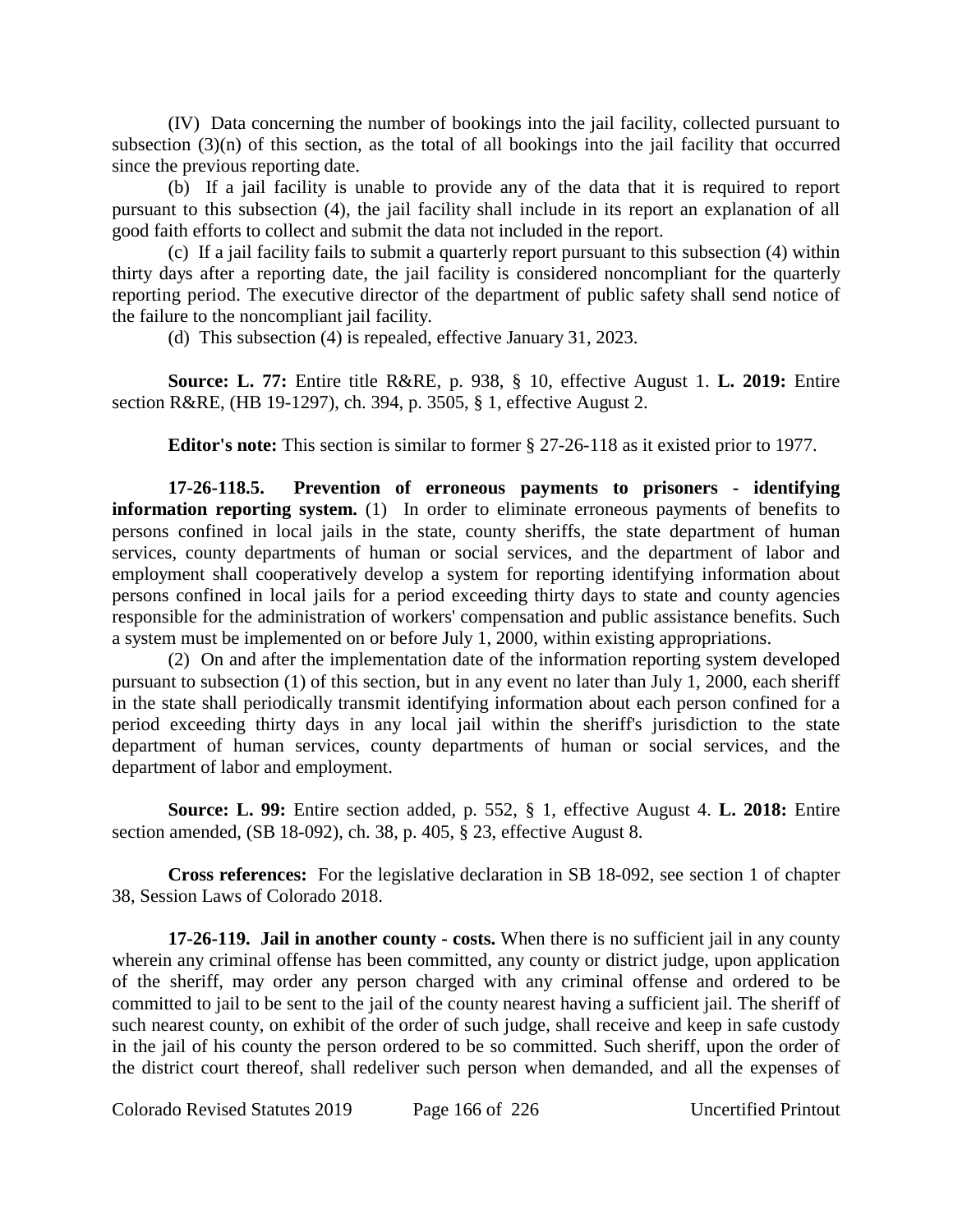(IV) Data concerning the number of bookings into the jail facility, collected pursuant to subsection (3)(n) of this section, as the total of all bookings into the jail facility that occurred since the previous reporting date.

(b) If a jail facility is unable to provide any of the data that it is required to report pursuant to this subsection (4), the jail facility shall include in its report an explanation of all good faith efforts to collect and submit the data not included in the report.

(c) If a jail facility fails to submit a quarterly report pursuant to this subsection (4) within thirty days after a reporting date, the jail facility is considered noncompliant for the quarterly reporting period. The executive director of the department of public safety shall send notice of the failure to the noncompliant jail facility.

(d) This subsection (4) is repealed, effective January 31, 2023.

**Source: L. 77:** Entire title R&RE, p. 938, § 10, effective August 1. **L. 2019:** Entire section R&RE, (HB 19-1297), ch. 394, p. 3505, § 1, effective August 2.

**Editor's note:** This section is similar to former § 27-26-118 as it existed prior to 1977.

**17-26-118.5. Prevention of erroneous payments to prisoners - identifying information reporting system.** (1) In order to eliminate erroneous payments of benefits to persons confined in local jails in the state, county sheriffs, the state department of human services, county departments of human or social services, and the department of labor and employment shall cooperatively develop a system for reporting identifying information about persons confined in local jails for a period exceeding thirty days to state and county agencies responsible for the administration of workers' compensation and public assistance benefits. Such a system must be implemented on or before July 1, 2000, within existing appropriations.

(2) On and after the implementation date of the information reporting system developed pursuant to subsection (1) of this section, but in any event no later than July 1, 2000, each sheriff in the state shall periodically transmit identifying information about each person confined for a period exceeding thirty days in any local jail within the sheriff's jurisdiction to the state department of human services, county departments of human or social services, and the department of labor and employment.

**Source: L. 99:** Entire section added, p. 552, § 1, effective August 4. **L. 2018:** Entire section amended, (SB 18-092), ch. 38, p. 405, § 23, effective August 8.

**Cross references:** For the legislative declaration in SB 18-092, see section 1 of chapter 38, Session Laws of Colorado 2018.

**17-26-119. Jail in another county - costs.** When there is no sufficient jail in any county wherein any criminal offense has been committed, any county or district judge, upon application of the sheriff, may order any person charged with any criminal offense and ordered to be committed to jail to be sent to the jail of the county nearest having a sufficient jail. The sheriff of such nearest county, on exhibit of the order of such judge, shall receive and keep in safe custody in the jail of his county the person ordered to be so committed. Such sheriff, upon the order of the district court thereof, shall redeliver such person when demanded, and all the expenses of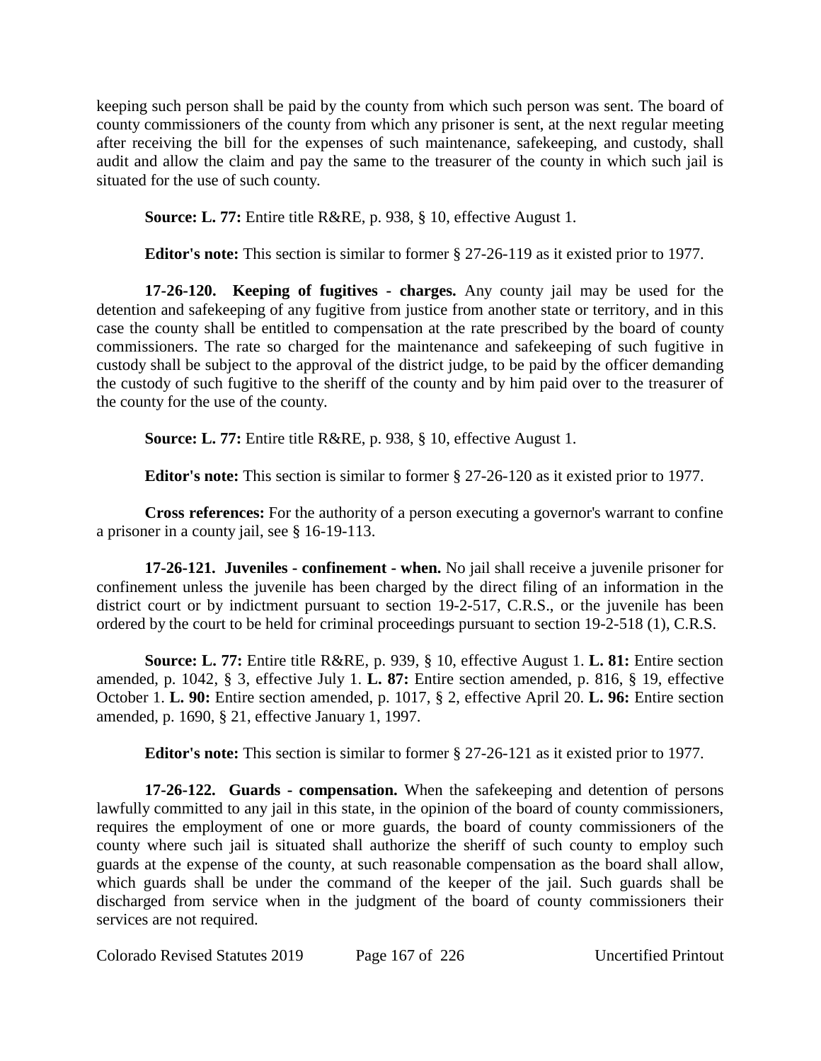keeping such person shall be paid by the county from which such person was sent. The board of county commissioners of the county from which any prisoner is sent, at the next regular meeting after receiving the bill for the expenses of such maintenance, safekeeping, and custody, shall audit and allow the claim and pay the same to the treasurer of the county in which such jail is situated for the use of such county.

**Source: L. 77:** Entire title R&RE, p. 938, § 10, effective August 1.

**Editor's note:** This section is similar to former § 27-26-119 as it existed prior to 1977.

**17-26-120. Keeping of fugitives - charges.** Any county jail may be used for the detention and safekeeping of any fugitive from justice from another state or territory, and in this case the county shall be entitled to compensation at the rate prescribed by the board of county commissioners. The rate so charged for the maintenance and safekeeping of such fugitive in custody shall be subject to the approval of the district judge, to be paid by the officer demanding the custody of such fugitive to the sheriff of the county and by him paid over to the treasurer of the county for the use of the county.

**Source: L. 77:** Entire title R&RE, p. 938, § 10, effective August 1.

**Editor's note:** This section is similar to former § 27-26-120 as it existed prior to 1977.

**Cross references:** For the authority of a person executing a governor's warrant to confine a prisoner in a county jail, see § 16-19-113.

**17-26-121. Juveniles - confinement - when.** No jail shall receive a juvenile prisoner for confinement unless the juvenile has been charged by the direct filing of an information in the district court or by indictment pursuant to section 19-2-517, C.R.S., or the juvenile has been ordered by the court to be held for criminal proceedings pursuant to section 19-2-518 (1), C.R.S.

**Source: L. 77:** Entire title R&RE, p. 939, § 10, effective August 1. **L. 81:** Entire section amended, p. 1042, § 3, effective July 1. **L. 87:** Entire section amended, p. 816, § 19, effective October 1. **L. 90:** Entire section amended, p. 1017, § 2, effective April 20. **L. 96:** Entire section amended, p. 1690, § 21, effective January 1, 1997.

**Editor's note:** This section is similar to former § 27-26-121 as it existed prior to 1977.

**17-26-122. Guards - compensation.** When the safekeeping and detention of persons lawfully committed to any jail in this state, in the opinion of the board of county commissioners, requires the employment of one or more guards, the board of county commissioners of the county where such jail is situated shall authorize the sheriff of such county to employ such guards at the expense of the county, at such reasonable compensation as the board shall allow, which guards shall be under the command of the keeper of the jail. Such guards shall be discharged from service when in the judgment of the board of county commissioners their services are not required.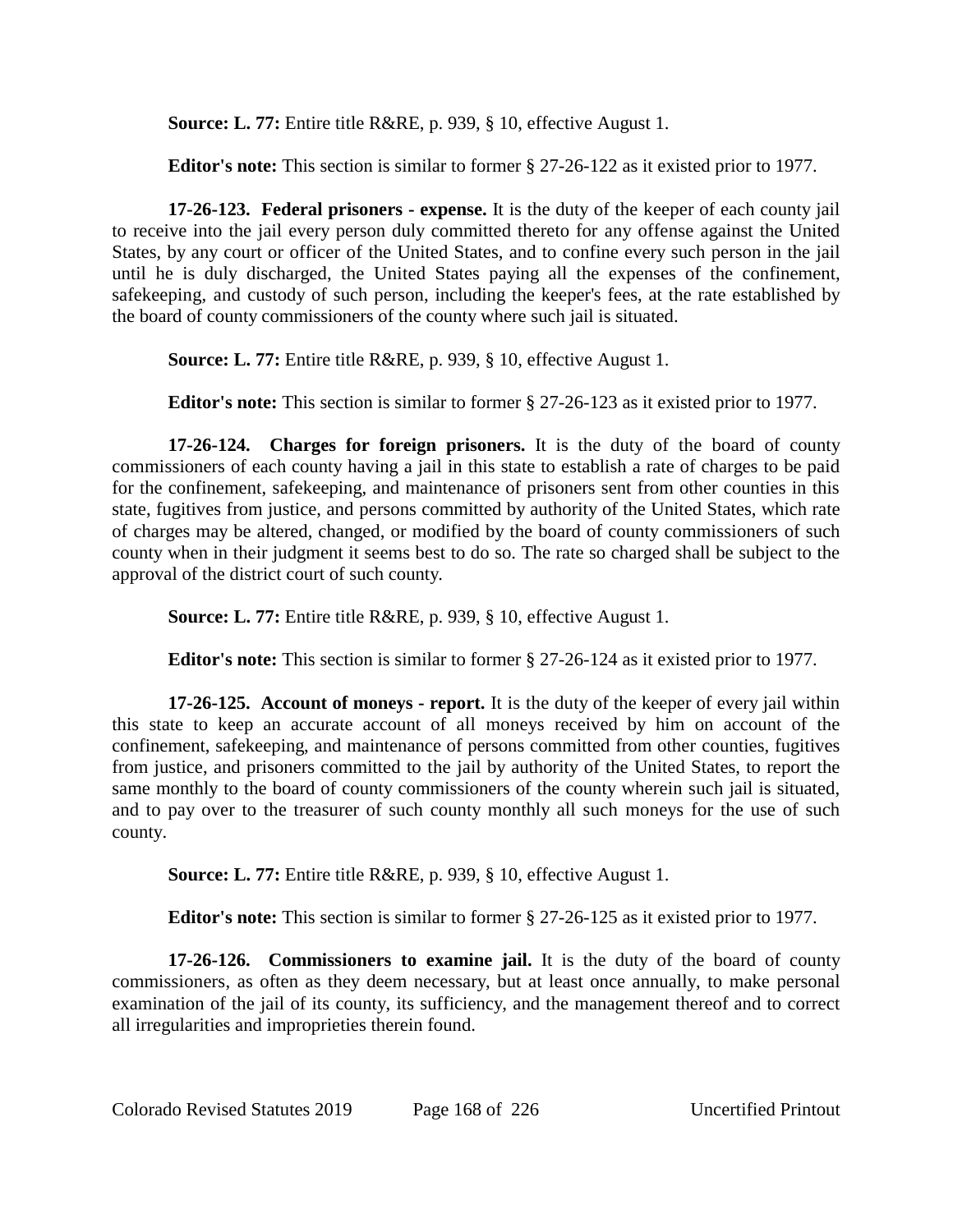**Source: L. 77:** Entire title R&RE, p. 939, § 10, effective August 1.

**Editor's note:** This section is similar to former § 27-26-122 as it existed prior to 1977.

**17-26-123. Federal prisoners - expense.** It is the duty of the keeper of each county jail to receive into the jail every person duly committed thereto for any offense against the United States, by any court or officer of the United States, and to confine every such person in the jail until he is duly discharged, the United States paying all the expenses of the confinement, safekeeping, and custody of such person, including the keeper's fees, at the rate established by the board of county commissioners of the county where such jail is situated.

**Source: L. 77:** Entire title R&RE, p. 939, § 10, effective August 1.

**Editor's note:** This section is similar to former § 27-26-123 as it existed prior to 1977.

**17-26-124. Charges for foreign prisoners.** It is the duty of the board of county commissioners of each county having a jail in this state to establish a rate of charges to be paid for the confinement, safekeeping, and maintenance of prisoners sent from other counties in this state, fugitives from justice, and persons committed by authority of the United States, which rate of charges may be altered, changed, or modified by the board of county commissioners of such county when in their judgment it seems best to do so. The rate so charged shall be subject to the approval of the district court of such county.

**Source: L. 77:** Entire title R&RE, p. 939, § 10, effective August 1.

**Editor's note:** This section is similar to former § 27-26-124 as it existed prior to 1977.

**17-26-125. Account of moneys - report.** It is the duty of the keeper of every jail within this state to keep an accurate account of all moneys received by him on account of the confinement, safekeeping, and maintenance of persons committed from other counties, fugitives from justice, and prisoners committed to the jail by authority of the United States, to report the same monthly to the board of county commissioners of the county wherein such jail is situated, and to pay over to the treasurer of such county monthly all such moneys for the use of such county.

**Source: L. 77:** Entire title R&RE, p. 939, § 10, effective August 1.

**Editor's note:** This section is similar to former § 27-26-125 as it existed prior to 1977.

**17-26-126. Commissioners to examine jail.** It is the duty of the board of county commissioners, as often as they deem necessary, but at least once annually, to make personal examination of the jail of its county, its sufficiency, and the management thereof and to correct all irregularities and improprieties therein found.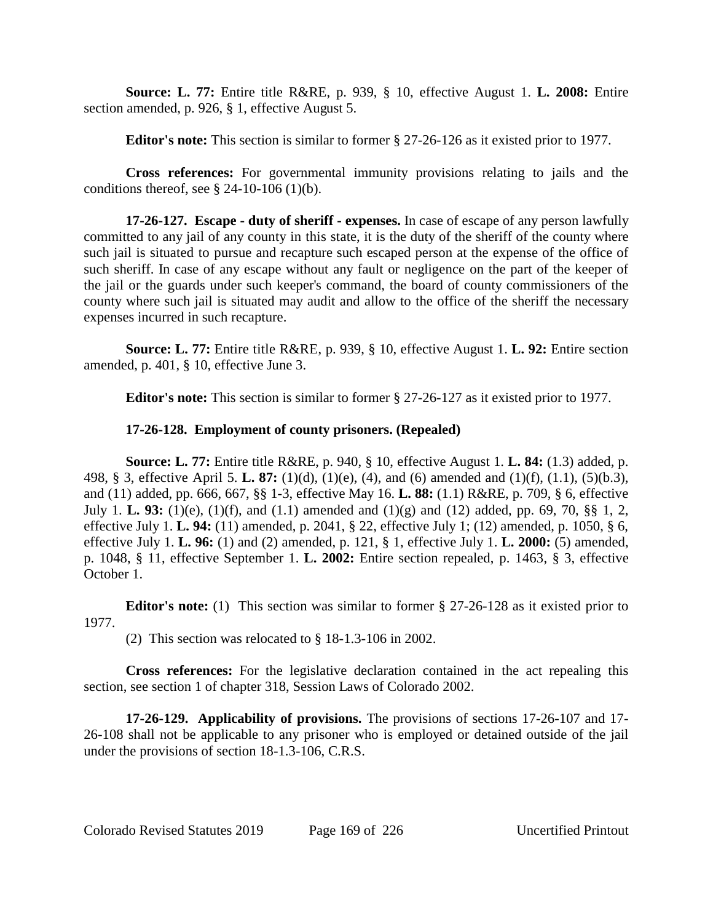**Source: L. 77:** Entire title R&RE, p. 939, § 10, effective August 1. **L. 2008:** Entire section amended, p. 926, § 1, effective August 5.

**Editor's note:** This section is similar to former § 27-26-126 as it existed prior to 1977.

**Cross references:** For governmental immunity provisions relating to jails and the conditions thereof, see § 24-10-106 (1)(b).

**17-26-127. Escape - duty of sheriff - expenses.** In case of escape of any person lawfully committed to any jail of any county in this state, it is the duty of the sheriff of the county where such jail is situated to pursue and recapture such escaped person at the expense of the office of such sheriff. In case of any escape without any fault or negligence on the part of the keeper of the jail or the guards under such keeper's command, the board of county commissioners of the county where such jail is situated may audit and allow to the office of the sheriff the necessary expenses incurred in such recapture.

**Source: L. 77:** Entire title R&RE, p. 939, § 10, effective August 1. **L. 92:** Entire section amended, p. 401, § 10, effective June 3.

**Editor's note:** This section is similar to former § 27-26-127 as it existed prior to 1977.

**17-26-128. Employment of county prisoners. (Repealed)**

**Source: L. 77:** Entire title R&RE, p. 940, § 10, effective August 1. **L. 84:** (1.3) added, p. 498, § 3, effective April 5. **L. 87:** (1)(d), (1)(e), (4), and (6) amended and (1)(f), (1.1), (5)(b.3), and (11) added, pp. 666, 667, §§ 1-3, effective May 16. **L. 88:** (1.1) R&RE, p. 709, § 6, effective July 1. **L. 93:** (1)(e), (1)(f), and (1.1) amended and (1)(g) and (12) added, pp. 69, 70, §§ 1, 2, effective July 1. **L. 94:** (11) amended, p. 2041, § 22, effective July 1; (12) amended, p. 1050, § 6, effective July 1. **L. 96:** (1) and (2) amended, p. 121, § 1, effective July 1. **L. 2000:** (5) amended, p. 1048, § 11, effective September 1. **L. 2002:** Entire section repealed, p. 1463, § 3, effective October 1.

**Editor's note:** (1) This section was similar to former § 27-26-128 as it existed prior to 1977.

(2) This section was relocated to § 18-1.3-106 in 2002.

**Cross references:** For the legislative declaration contained in the act repealing this section, see section 1 of chapter 318, Session Laws of Colorado 2002.

**17-26-129. Applicability of provisions.** The provisions of sections 17-26-107 and 17-26-108 shall not be applicable to any prisoner who is employed or detained outside of the jail under the provisions of section 18-1.3-106, C.R.S.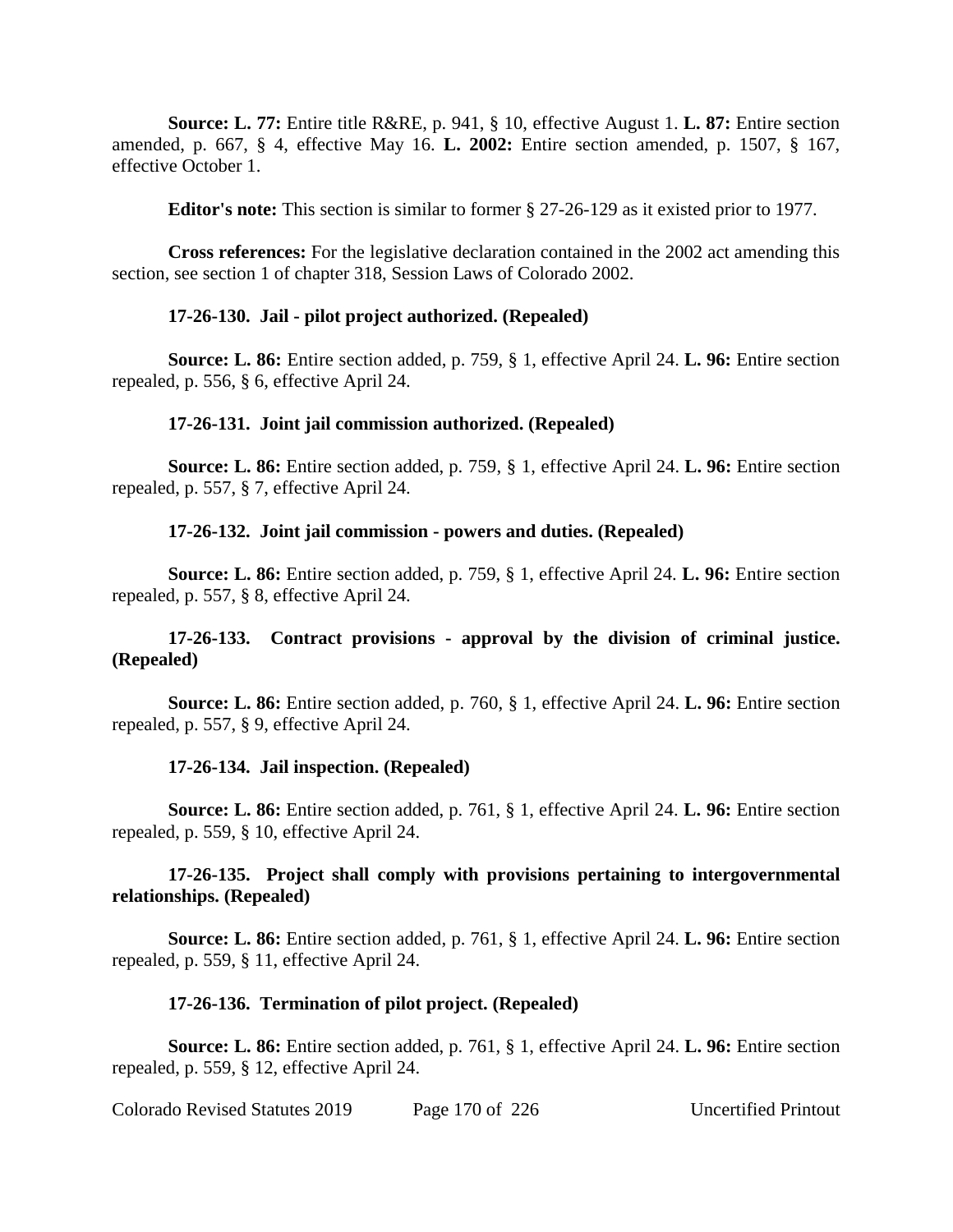**Source: L. 77:** Entire title R&RE, p. 941, § 10, effective August 1. **L. 87:** Entire section amended, p. 667, § 4, effective May 16. **L. 2002:** Entire section amended, p. 1507, § 167, effective October 1.

**Editor's note:** This section is similar to former § 27-26-129 as it existed prior to 1977.

**Cross references:** For the legislative declaration contained in the 2002 act amending this section, see section 1 of chapter 318, Session Laws of Colorado 2002.

**17-26-130. Jail - pilot project authorized. (Repealed)**

**Source: L. 86:** Entire section added, p. 759, § 1, effective April 24. **L. 96:** Entire section repealed, p. 556, § 6, effective April 24.

**17-26-131. Joint jail commission authorized. (Repealed)**

**Source: L. 86:** Entire section added, p. 759, § 1, effective April 24. **L. 96:** Entire section repealed, p. 557, § 7, effective April 24.

**17-26-132. Joint jail commission - powers and duties. (Repealed)**

**Source: L. 86:** Entire section added, p. 759, § 1, effective April 24. **L. 96:** Entire section repealed, p. 557, § 8, effective April 24.

**17-26-133. Contract provisions - approval by the division of criminal justice. (Repealed)**

**Source: L. 86:** Entire section added, p. 760, § 1, effective April 24. **L. 96:** Entire section repealed, p. 557, § 9, effective April 24.

**17-26-134. Jail inspection. (Repealed)**

**Source: L. 86:** Entire section added, p. 761, § 1, effective April 24. **L. 96:** Entire section repealed, p. 559, § 10, effective April 24.

**17-26-135. Project shall comply with provisions pertaining to intergovernmental relationships. (Repealed)**

**Source: L. 86:** Entire section added, p. 761, § 1, effective April 24. **L. 96:** Entire section repealed, p. 559, § 11, effective April 24.

**17-26-136. Termination of pilot project. (Repealed)**

**Source: L. 86:** Entire section added, p. 761, § 1, effective April 24. **L. 96:** Entire section repealed, p. 559, § 12, effective April 24.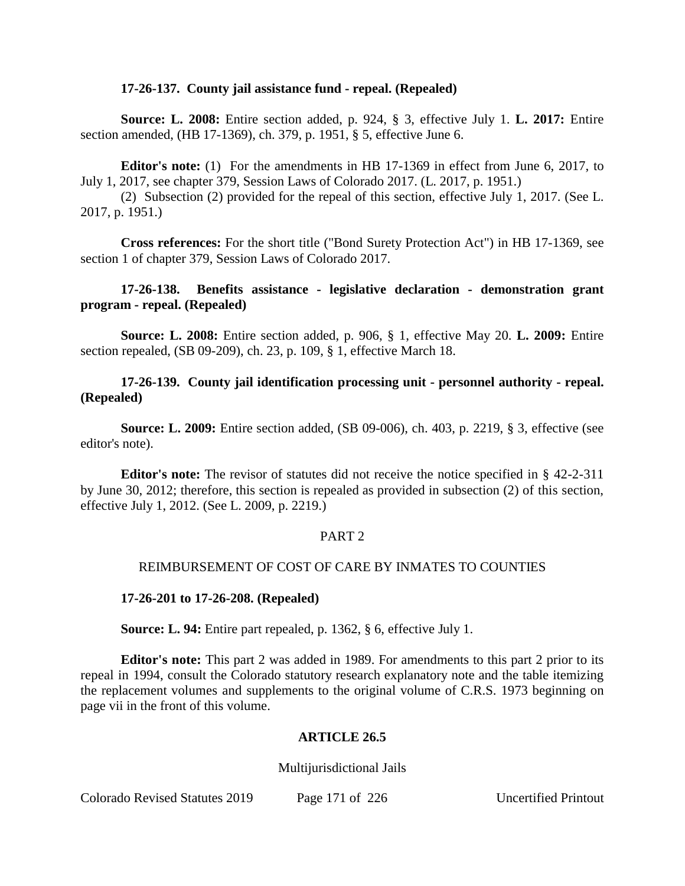**17-26-137. County jail assistance fund - repeal. (Repealed)**

**Source: L. 2008:** Entire section added, p. 924, § 3, effective July 1. **L. 2017:** Entire section amended, (HB 17-1369), ch. 379, p. 1951, § 5, effective June 6.

**Editor's note:** (1) For the amendments in HB 17-1369 in effect from June 6, 2017, to July 1, 2017, see chapter 379, Session Laws of Colorado 2017. (L. 2017, p. 1951.)

(2) Subsection (2) provided for the repeal of this section, effective July 1, 2017. (See L. 2017, p. 1951.)

**Cross references:** For the short title ("Bond Surety Protection Act") in HB 17-1369, see section 1 of chapter 379, Session Laws of Colorado 2017.

**17-26-138. Benefits assistance - legislative declaration - demonstration grant program - repeal. (Repealed)**

**Source: L. 2008:** Entire section added, p. 906, § 1, effective May 20. **L. 2009:** Entire section repealed, (SB 09-209), ch. 23, p. 109, § 1, effective March 18.

**17-26-139. County jail identification processing unit - personnel authority - repeal. (Repealed)**

**Source: L. 2009:** Entire section added, (SB 09-006), ch. 403, p. 2219, § 3, effective (see editor's note).

**Editor's note:** The revisor of statutes did not receive the notice specified in § 42-2-311 by June 30, 2012; therefore, this section is repealed as provided in subsection (2) of this section, effective July 1, 2012. (See L. 2009, p. 2219.)

## PART 2

## REIMBURSEMENT OF COST OF CARE BY INMATES TO COUNTIES

**17-26-201 to 17-26-208. (Repealed)**

**Source: L. 94:** Entire part repealed, p. 1362, § 6, effective July 1.

**Editor's note:** This part 2 was added in 1989. For amendments to this part 2 prior to its repeal in 1994, consult the Colorado statutory research explanatory note and the table itemizing the replacement volumes and supplements to the original volume of C.R.S. 1973 beginning on page vii in the front of this volume.

# ARTICLE 26.5

## Multijurisdictional Jails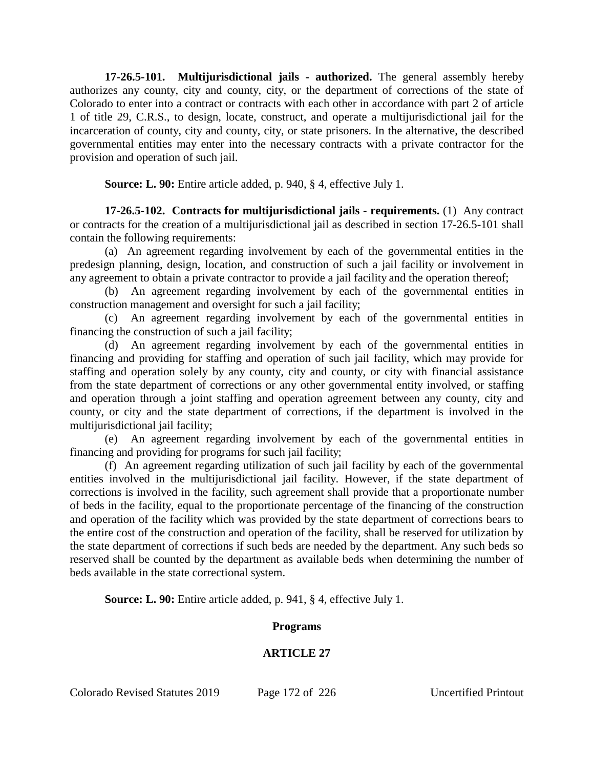**17-26.5-101. Multijurisdictional jails - authorized.** The general assembly hereby authorizes any county, city and county, city, or the department of corrections of the state of Colorado to enter into a contract or contracts with each other in accordance with part 2 of article 1 of title 29, C.R.S., to design, locate, construct, and operate a multijurisdictional jail for the incarceration of county, city and county, city, or state prisoners. In the alternative, the described governmental entities may enter into the necessary contracts with a private contractor for the provision and operation of such jail.

**Source: L. 90:** Entire article added, p. 940, § 4, effective July 1.

**17-26.5-102. Contracts for multijurisdictional jails - requirements.** (1) Any contract or contracts for the creation of a multijurisdictional jail as described in section 17-26.5-101 shall contain the following requirements:

(a) An agreement regarding involvement by each of the governmental entities in the predesign planning, design, location, and construction of such a jail facility or involvement in any agreement to obtain a private contractor to provide a jail facility and the operation thereof;

(b) An agreement regarding involvement by each of the governmental entities in construction management and oversight for such a jail facility;

(c) An agreement regarding involvement by each of the governmental entities in financing the construction of such a jail facility;

(d) An agreement regarding involvement by each of the governmental entities in financing and providing for staffing and operation of such jail facility, which may provide for staffing and operation solely by any county, city and county, or city with financial assistance from the state department of corrections or any other governmental entity involved, or staffing and operation through a joint staffing and operation agreement between any county, city and county, or city and the state department of corrections, if the department is involved in the multijurisdictional jail facility;

(e) An agreement regarding involvement by each of the governmental entities in financing and providing for programs for such jail facility;

(f) An agreement regarding utilization of such jail facility by each of the governmental entities involved in the multijurisdictional jail facility. However, if the state department of corrections is involved in the facility, such agreement shall provide that a proportionate number of beds in the facility, equal to the proportionate percentage of the financing of the construction and operation of the facility which was provided by the state department of corrections bears to the entire cost of the construction and operation of the facility, shall be reserved for utilization by the state department of corrections if such beds are needed by the department. Any such beds so reserved shall be counted by the department as available beds when determining the number of beds available in the state correctional system.

**Source: L. 90:** Entire article added, p. 941, § 4, effective July 1.

## Programs

## ARTICLE 27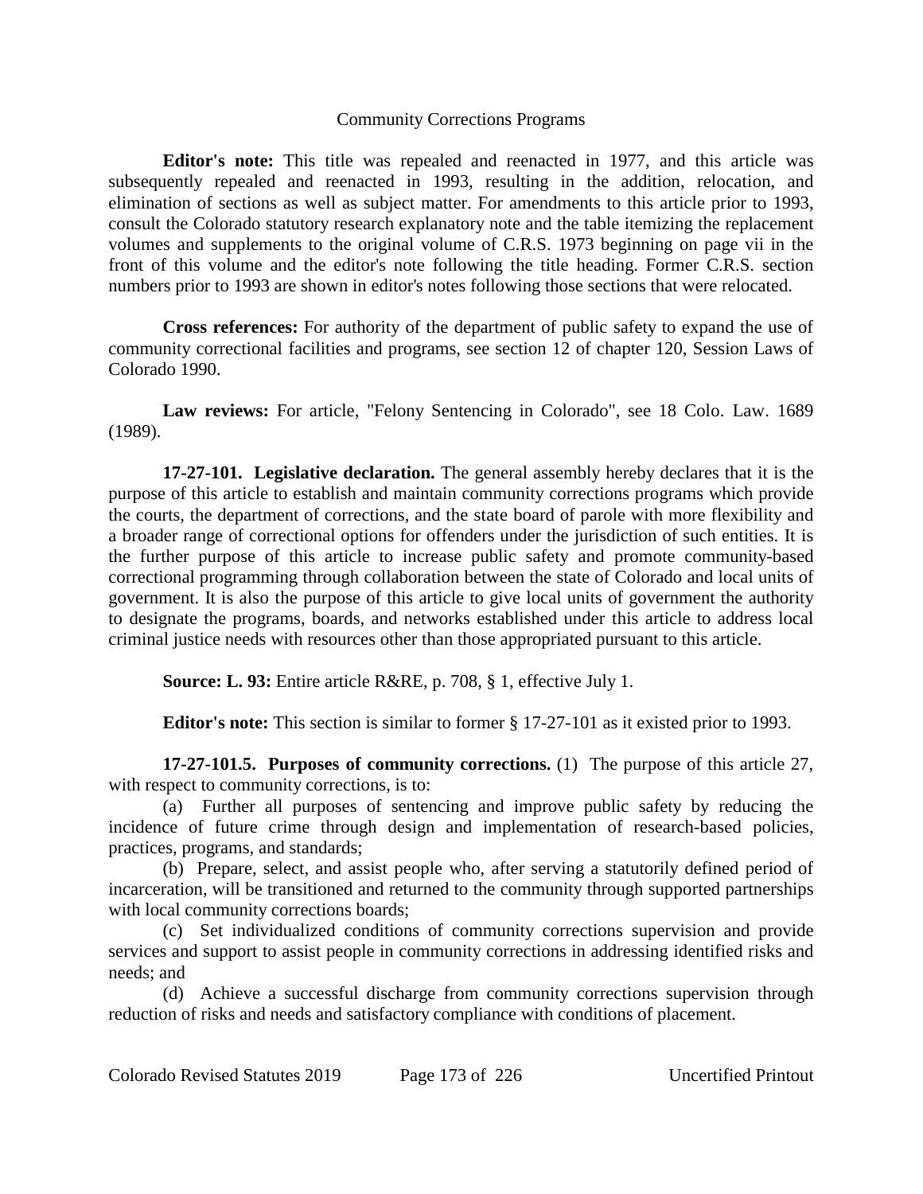## Community Corrections Programs

**Editor's note:** This title was repealed and reenacted in 1977, and this article was subsequently repealed and reenacted in 1993, resulting in the addition, relocation, and elimination of sections as well as subject matter. For amendments to this article prior to 1993, consult the Colorado statutory research explanatory note and the table itemizing the replacement volumes and supplements to the original volume of C.R.S. 1973 beginning on page vii in the front of this volume and the editor's note following the title heading. Former C.R.S. section numbers prior to 1993 are shown in editor's notes following those sections that were relocated.

**Cross references:** For authority of the department of public safety to expand the use of community correctional facilities and programs, see section 12 of chapter 120, Session Laws of Colorado 1990.

**Law reviews:** For article, "Felony Sentencing in Colorado", see 18 Colo. Law. 1689 (1989).

**17-27-101. Legislative declaration.** The general assembly hereby declares that it is the purpose of this article to establish and maintain community corrections programs which provide the courts, the department of corrections, and the state board of parole with more flexibility and a broader range of correctional options for offenders under the jurisdiction of such entities. It is the further purpose of this article to increase public safety and promote community-based correctional programming through collaboration between the state of Colorado and local units of government. It is also the purpose of this article to give local units of government the authority to designate the programs, boards, and networks established under this article to address local criminal justice needs with resources other than those appropriated pursuant to this article.

**Source: L. 93:** Entire article R&RE, p. 708, § 1, effective July 1.

**Editor's note:** This section is similar to former § 17-27-101 as it existed prior to 1993.

**17-27-101.5. Purposes of community corrections.** (1) The purpose of this article 27, with respect to community corrections, is to:

(a) Further all purposes of sentencing and improve public safety by reducing the incidence of future crime through design and implementation of research-based policies, practices, programs, and standards;

(b) Prepare, select, and assist people who, after serving a statutorily defined period of incarceration, will be transitioned and returned to the community through supported partnerships with local community corrections boards;

(c) Set individualized conditions of community corrections supervision and provide services and support to assist people in community corrections in addressing identified risks and needs; and

(d) Achieve a successful discharge from community corrections supervision through reduction of risks and needs and satisfactory compliance with conditions of placement.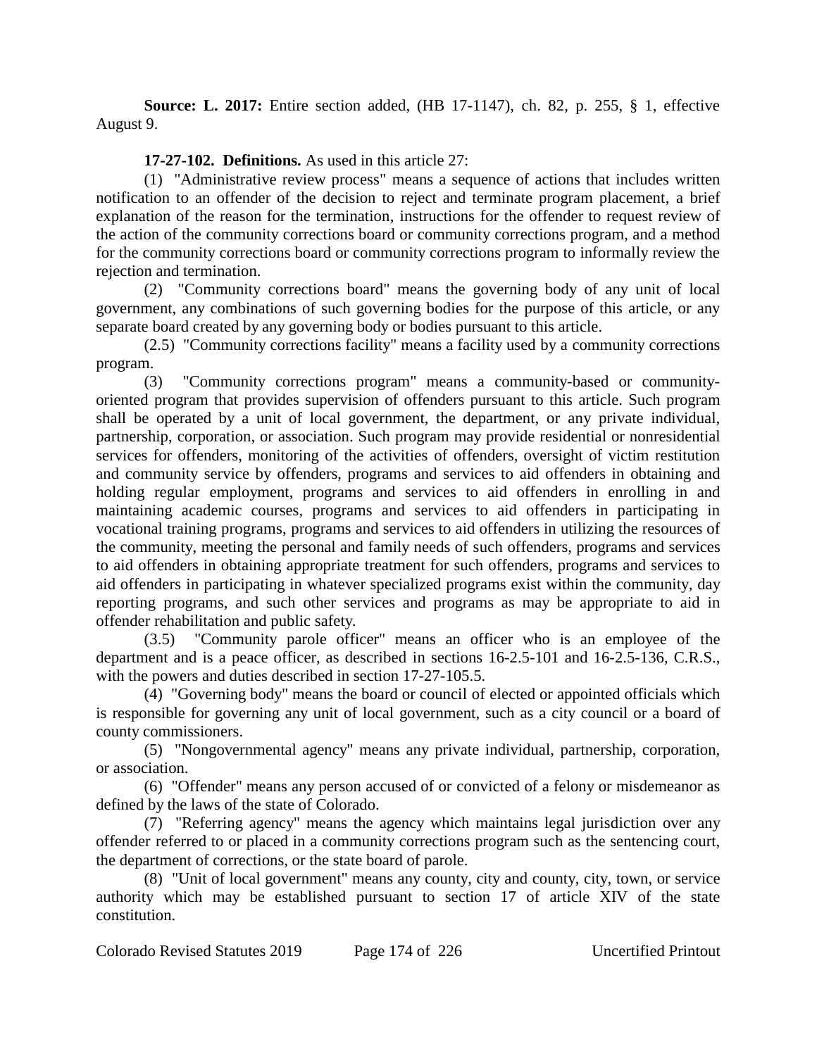**Source: L. 2017:** Entire section added, (HB 17-1147), ch. 82, p. 255, § 1, effective August 9.

**17-27-102. Definitions.** As used in this article 27:

(1) "Administrative review process" means a sequence of actions that includes written notification to an offender of the decision to reject and terminate program placement, a brief explanation of the reason for the termination, instructions for the offender to request review of the action of the community corrections board or community corrections program, and a method for the community corrections board or community corrections program to informally review the rejection and termination.

(2) "Community corrections board" means the governing body of any unit of local government, any combinations of such governing bodies for the purpose of this article, or any separate board created by any governing body or bodies pursuant to this article.

(2.5) "Community corrections facility" means a facility used by a community corrections program.

(3) "Community corrections program" means a community-based or community-oriented program that provides supervision of offenders pursuant to this article. Such program shall be operated by a unit of local government, the department, or any private individual, partnership, corporation, or association. Such program may provide residential or nonresidential services for offenders, monitoring of the activities of offenders, oversight of victim restitution and community service by offenders, programs and services to aid offenders in obtaining and holding regular employment, programs and services to aid offenders in enrolling in and maintaining academic courses, programs and services to aid offenders in participating in vocational training programs, programs and services to aid offenders in utilizing the resources of the community, meeting the personal and family needs of such offenders, programs and services to aid offenders in obtaining appropriate treatment for such offenders, programs and services to aid offenders in participating in whatever specialized programs exist within the community, day reporting programs, and such other services and programs as may be appropriate to aid in offender rehabilitation and public safety.

(3.5) "Community parole officer" means an officer who is an employee of the department and is a peace officer, as described in sections 16-2.5-101 and 16-2.5-136, C.R.S., with the powers and duties described in section 17-27-105.5.

(4) "Governing body" means the board or council of elected or appointed officials which is responsible for governing any unit of local government, such as a city council or a board of county commissioners.

(5) "Nongovernmental agency" means any private individual, partnership, corporation, or association.

(6) "Offender" means any person accused of or convicted of a felony or misdemeanor as defined by the laws of the state of Colorado.

(7) "Referring agency" means the agency which maintains legal jurisdiction over any offender referred to or placed in a community corrections program such as the sentencing court, the department of corrections, or the state board of parole.

(8) "Unit of local government" means any county, city and county, city, town, or service authority which may be established pursuant to section 17 of article XIV of the state constitution.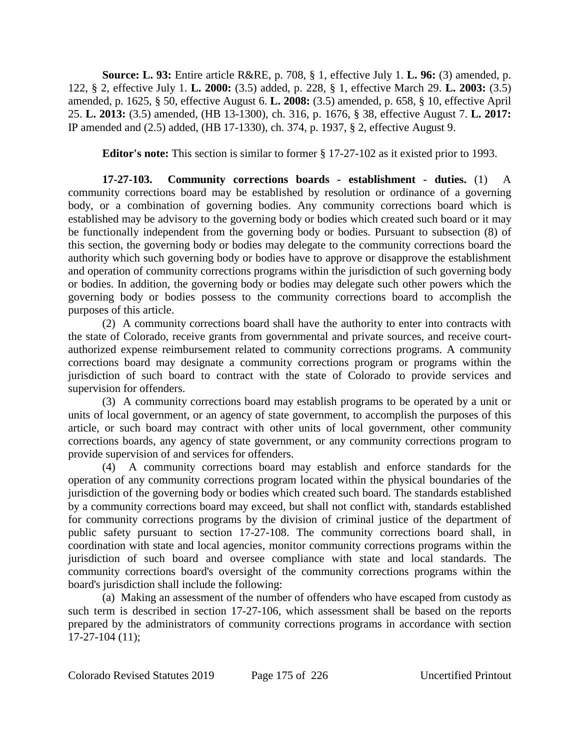**Source: L. 93:** Entire article R&RE, p. 708, § 1, effective July 1. **L. 96:** (3) amended, p. 122, § 2, effective July 1. **L. 2000:** (3.5) added, p. 228, § 1, effective March 29. **L. 2003:** (3.5) amended, p. 1625, § 50, effective August 6. **L. 2008:** (3.5) amended, p. 658, § 10, effective April 25. **L. 2013:** (3.5) amended, (HB 13-1300), ch. 316, p. 1676, § 38, effective August 7. **L. 2017:** IP amended and (2.5) added, (HB 17-1330), ch. 374, p. 1937, § 2, effective August 9.

**Editor's note:** This section is similar to former § 17-27-102 as it existed prior to 1993.

**17-27-103. Community corrections boards - establishment - duties.** (1) A community corrections board may be established by resolution or ordinance of a governing body, or a combination of governing bodies. Any community corrections board which is established may be advisory to the governing body or bodies which created such board or it may be functionally independent from the governing body or bodies. Pursuant to subsection (8) of this section, the governing body or bodies may delegate to the community corrections board the authority which such governing body or bodies have to approve or disapprove the establishment and operation of community corrections programs within the jurisdiction of such governing body or bodies. In addition, the governing body or bodies may delegate such other powers which the governing body or bodies possess to the community corrections board to accomplish the purposes of this article.

(2) A community corrections board shall have the authority to enter into contracts with the state of Colorado, receive grants from governmental and private sources, and receive court-authorized expense reimbursement related to community corrections programs. A community corrections board may designate a community corrections program or programs within the jurisdiction of such board to contract with the state of Colorado to provide services and supervision for offenders.

(3) A community corrections board may establish programs to be operated by a unit or units of local government, or an agency of state government, to accomplish the purposes of this article, or such board may contract with other units of local government, other community corrections boards, any agency of state government, or any community corrections program to provide supervision of and services for offenders.

(4) A community corrections board may establish and enforce standards for the operation of any community corrections program located within the physical boundaries of the jurisdiction of the governing body or bodies which created such board. The standards established by a community corrections board may exceed, but shall not conflict with, standards established for community corrections programs by the division of criminal justice of the department of public safety pursuant to section 17-27-108. The community corrections board shall, in coordination with state and local agencies, monitor community corrections programs within the jurisdiction of such board and oversee compliance with state and local standards. The community corrections board's oversight of the community corrections programs within the board's jurisdiction shall include the following:

(a) Making an assessment of the number of offenders who have escaped from custody as such term is described in section 17-27-106, which assessment shall be based on the reports prepared by the administrators of community corrections programs in accordance with section 17-27-104 (11);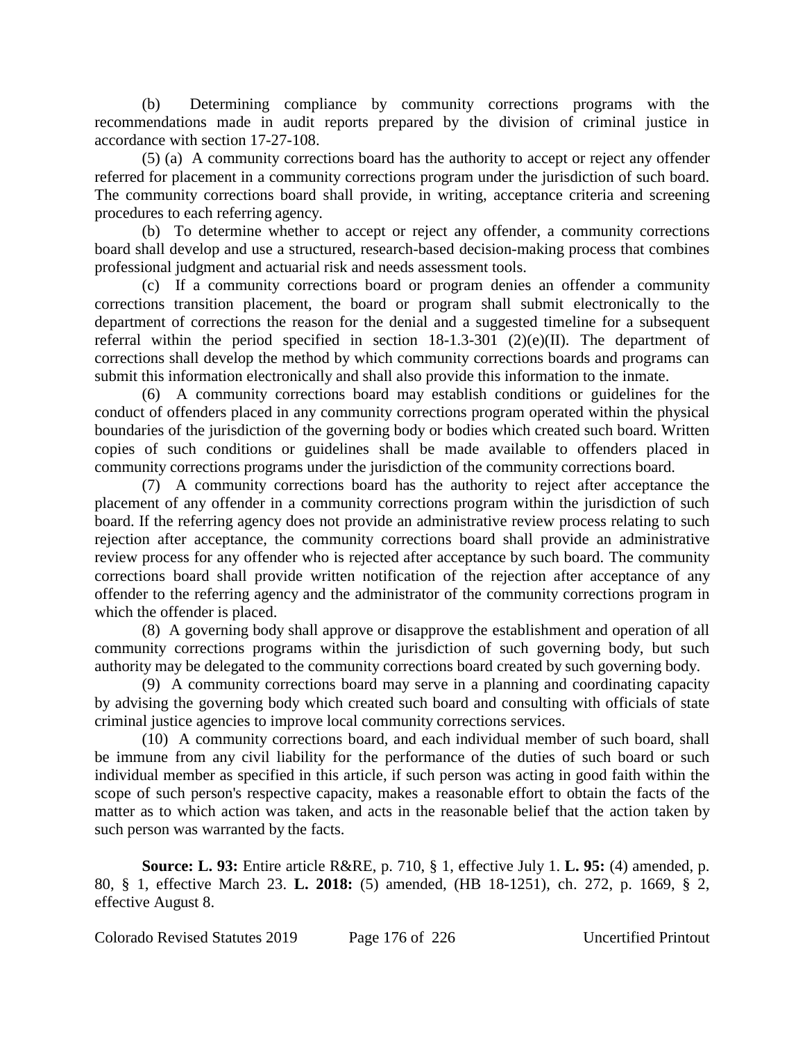(b) Determining compliance by community corrections programs with the recommendations made in audit reports prepared by the division of criminal justice in accordance with section 17-27-108.

(5) (a) A community corrections board has the authority to accept or reject any offender referred for placement in a community corrections program under the jurisdiction of such board. The community corrections board shall provide, in writing, acceptance criteria and screening procedures to each referring agency.

(b) To determine whether to accept or reject any offender, a community corrections board shall develop and use a structured, research-based decision-making process that combines professional judgment and actuarial risk and needs assessment tools.

(c) If a community corrections board or program denies an offender a community corrections transition placement, the board or program shall submit electronically to the department of corrections the reason for the denial and a suggested timeline for a subsequent referral within the period specified in section 18-1.3-301 (2)(e)(II). The department of corrections shall develop the method by which community corrections boards and programs can submit this information electronically and shall also provide this information to the inmate.

(6) A community corrections board may establish conditions or guidelines for the conduct of offenders placed in any community corrections program operated within the physical boundaries of the jurisdiction of the governing body or bodies which created such board. Written copies of such conditions or guidelines shall be made available to offenders placed in community corrections programs under the jurisdiction of the community corrections board.

(7) A community corrections board has the authority to reject after acceptance the placement of any offender in a community corrections program within the jurisdiction of such board. If the referring agency does not provide an administrative review process relating to such rejection after acceptance, the community corrections board shall provide an administrative review process for any offender who is rejected after acceptance by such board. The community corrections board shall provide written notification of the rejection after acceptance of any offender to the referring agency and the administrator of the community corrections program in which the offender is placed.

(8) A governing body shall approve or disapprove the establishment and operation of all community corrections programs within the jurisdiction of such governing body, but such authority may be delegated to the community corrections board created by such governing body.

(9) A community corrections board may serve in a planning and coordinating capacity by advising the governing body which created such board and consulting with officials of state criminal justice agencies to improve local community corrections services.

(10) A community corrections board, and each individual member of such board, shall be immune from any civil liability for the performance of the duties of such board or such individual member as specified in this article, if such person was acting in good faith within the scope of such person's respective capacity, makes a reasonable effort to obtain the facts of the matter as to which action was taken, and acts in the reasonable belief that the action taken by such person was warranted by the facts.

**Source: L. 93:** Entire article R&RE, p. 710, § 1, effective July 1. **L. 95:** (4) amended, p. 80, § 1, effective March 23. **L. 2018:** (5) amended, (HB 18-1251), ch. 272, p. 1669, § 2, effective August 8.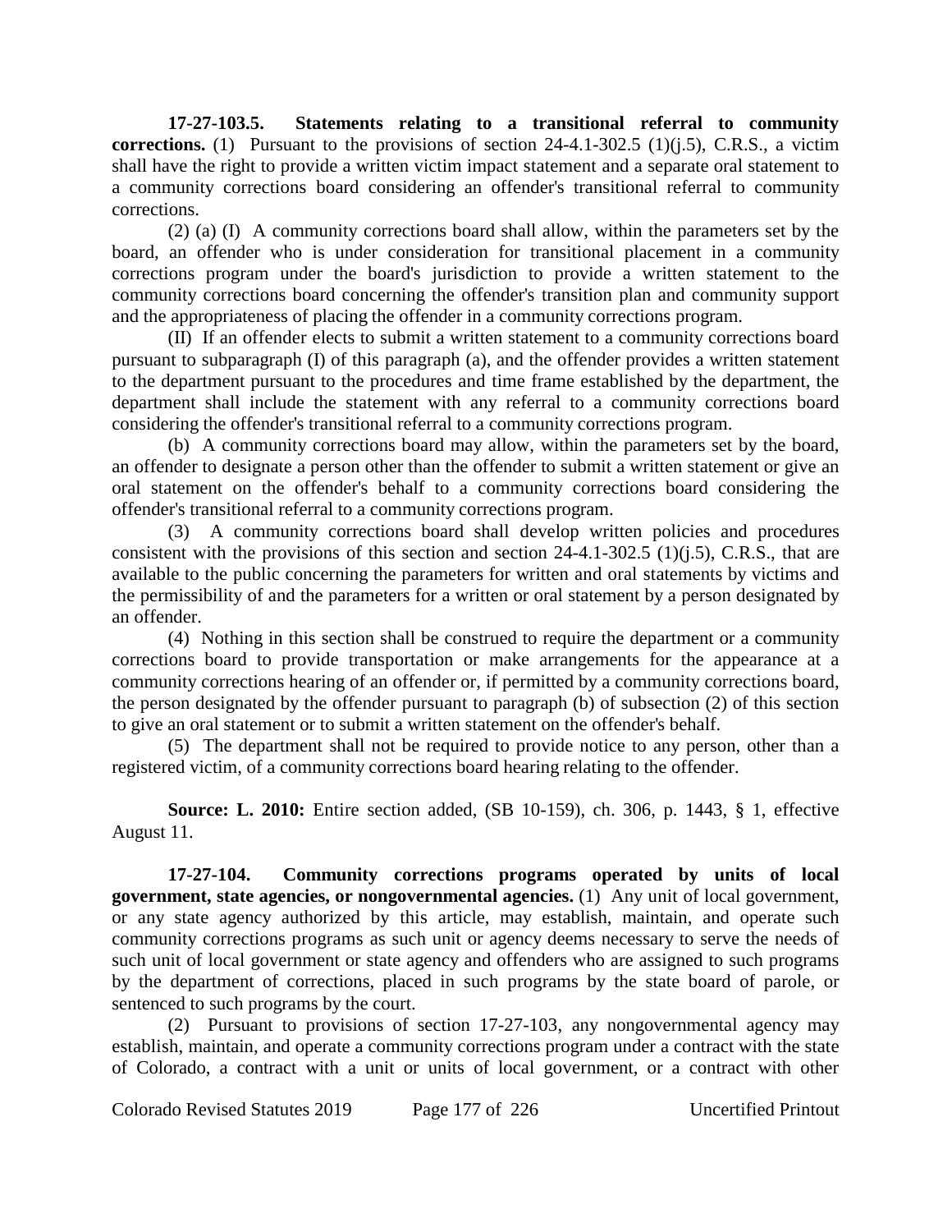**17-27-103.5. Statements relating to a transitional referral to community corrections.** (1) Pursuant to the provisions of section 24-4.1-302.5 (1)(j.5), C.R.S., a victim shall have the right to provide a written victim impact statement and a separate oral statement to a community corrections board considering an offender's transitional referral to community corrections.

(2) (a) (I) A community corrections board shall allow, within the parameters set by the board, an offender who is under consideration for transitional placement in a community corrections program under the board's jurisdiction to provide a written statement to the community corrections board concerning the offender's transition plan and community support and the appropriateness of placing the offender in a community corrections program.

(II) If an offender elects to submit a written statement to a community corrections board pursuant to subparagraph (I) of this paragraph (a), and the offender provides a written statement to the department pursuant to the procedures and time frame established by the department, the department shall include the statement with any referral to a community corrections board considering the offender's transitional referral to a community corrections program.

(b) A community corrections board may allow, within the parameters set by the board, an offender to designate a person other than the offender to submit a written statement or give an oral statement on the offender's behalf to a community corrections board considering the offender's transitional referral to a community corrections program.

(3) A community corrections board shall develop written policies and procedures consistent with the provisions of this section and section 24-4.1-302.5 (1)(j.5), C.R.S., that are available to the public concerning the parameters for written and oral statements by victims and the permissibility of and the parameters for a written or oral statement by a person designated by an offender.

(4) Nothing in this section shall be construed to require the department or a community corrections board to provide transportation or make arrangements for the appearance at a community corrections hearing of an offender or, if permitted by a community corrections board, the person designated by the offender pursuant to paragraph (b) of subsection (2) of this section to give an oral statement or to submit a written statement on the offender's behalf.

(5) The department shall not be required to provide notice to any person, other than a registered victim, of a community corrections board hearing relating to the offender.

**Source: L. 2010:** Entire section added, (SB 10-159), ch. 306, p. 1443, § 1, effective August 11.

**17-27-104. Community corrections programs operated by units of local government, state agencies, or nongovernmental agencies.** (1) Any unit of local government, or any state agency authorized by this article, may establish, maintain, and operate such community corrections programs as such unit or agency deems necessary to serve the needs of such unit of local government or state agency and offenders who are assigned to such programs by the department of corrections, placed in such programs by the state board of parole, or sentenced to such programs by the court.

(2) Pursuant to provisions of section 17-27-103, any nongovernmental agency may establish, maintain, and operate a community corrections program under a contract with the state of Colorado, a contract with a unit or units of local government, or a contract with other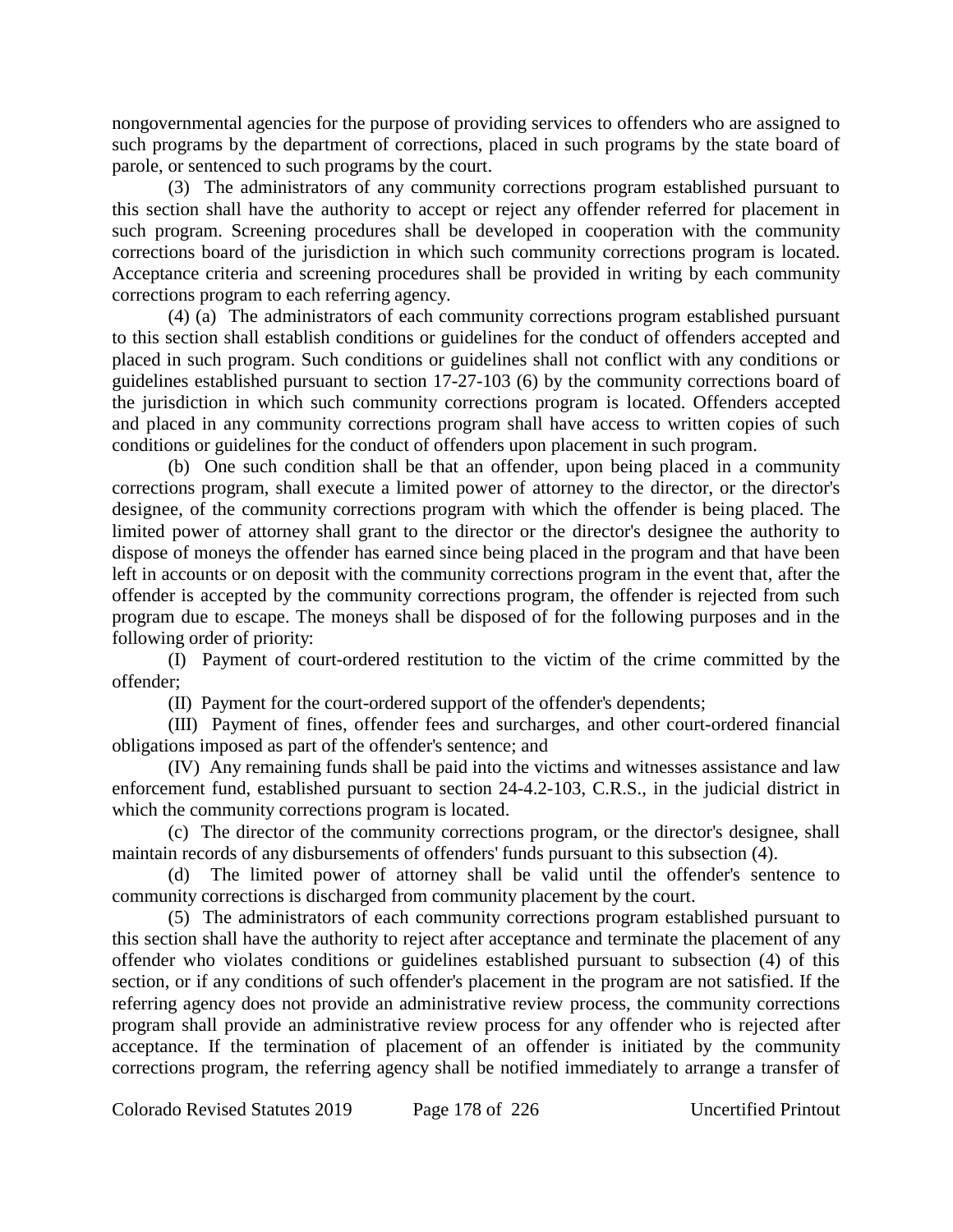nongovernmental agencies for the purpose of providing services to offenders who are assigned to such programs by the department of corrections, placed in such programs by the state board of parole, or sentenced to such programs by the court.

(3) The administrators of any community corrections program established pursuant to this section shall have the authority to accept or reject any offender referred for placement in such program. Screening procedures shall be developed in cooperation with the community corrections board of the jurisdiction in which such community corrections program is located. Acceptance criteria and screening procedures shall be provided in writing by each community corrections program to each referring agency.

(4) (a) The administrators of each community corrections program established pursuant to this section shall establish conditions or guidelines for the conduct of offenders accepted and placed in such program. Such conditions or guidelines shall not conflict with any conditions or guidelines established pursuant to section 17-27-103 (6) by the community corrections board of the jurisdiction in which such community corrections program is located. Offenders accepted and placed in any community corrections program shall have access to written copies of such conditions or guidelines for the conduct of offenders upon placement in such program.

(b) One such condition shall be that an offender, upon being placed in a community corrections program, shall execute a limited power of attorney to the director, or the director's designee, of the community corrections program with which the offender is being placed. The limited power of attorney shall grant to the director or the director's designee the authority to dispose of moneys the offender has earned since being placed in the program and that have been left in accounts or on deposit with the community corrections program in the event that, after the offender is accepted by the community corrections program, the offender is rejected from such program due to escape. The moneys shall be disposed of for the following purposes and in the following order of priority:

(I) Payment of court-ordered restitution to the victim of the crime committed by the offender;

(II) Payment for the court-ordered support of the offender's dependents;

(III) Payment of fines, offender fees and surcharges, and other court-ordered financial obligations imposed as part of the offender's sentence; and

(IV) Any remaining funds shall be paid into the victims and witnesses assistance and law enforcement fund, established pursuant to section 24-4.2-103, C.R.S., in the judicial district in which the community corrections program is located.

(c) The director of the community corrections program, or the director's designee, shall maintain records of any disbursements of offenders' funds pursuant to this subsection (4).

(d) The limited power of attorney shall be valid until the offender's sentence to community corrections is discharged from community placement by the court.

(5) The administrators of each community corrections program established pursuant to this section shall have the authority to reject after acceptance and terminate the placement of any offender who violates conditions or guidelines established pursuant to subsection (4) of this section, or if any conditions of such offender's placement in the program are not satisfied. If the referring agency does not provide an administrative review process, the community corrections program shall provide an administrative review process for any offender who is rejected after acceptance. If the termination of placement of an offender is initiated by the community corrections program, the referring agency shall be notified immediately to arrange a transfer of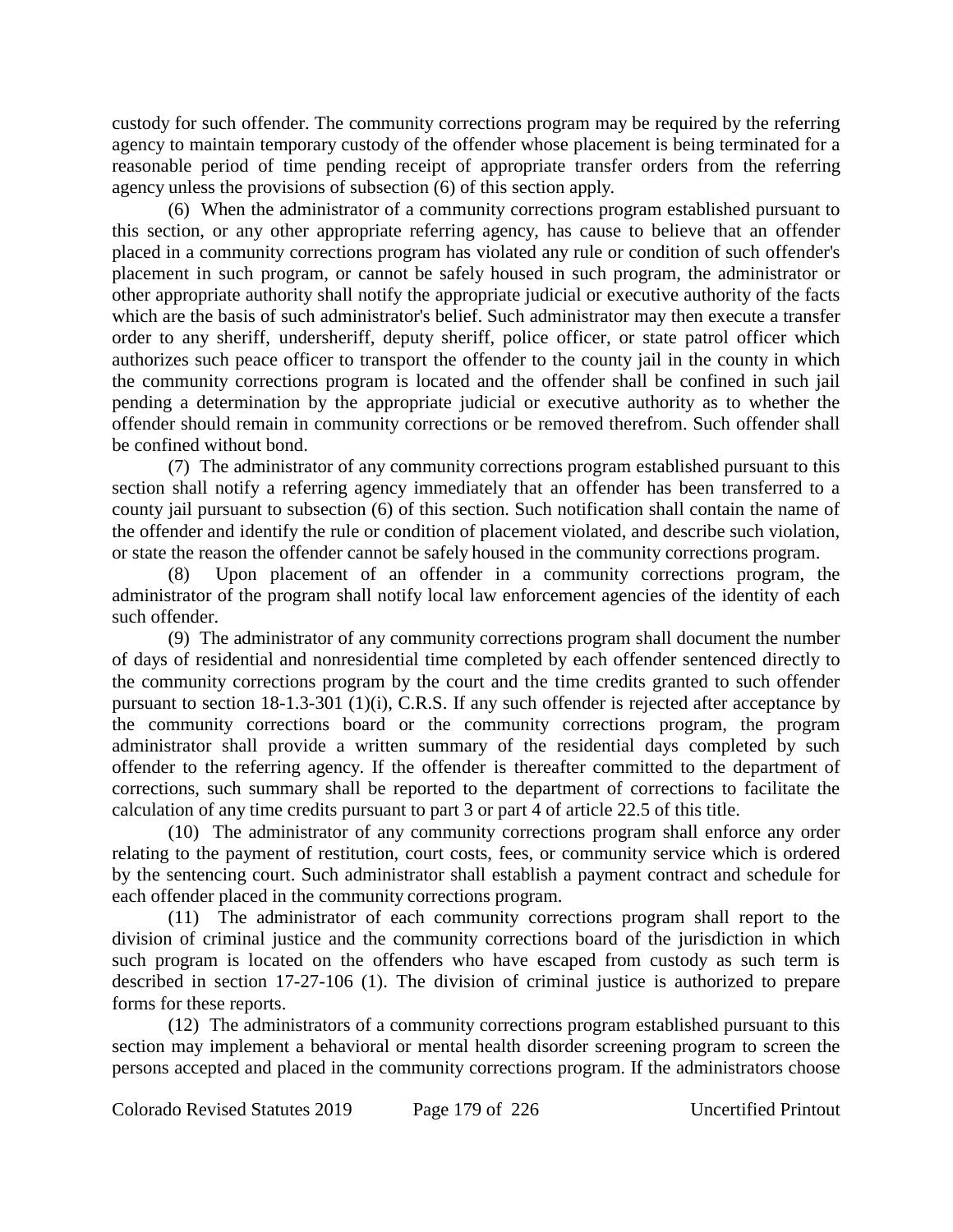custody for such offender. The community corrections program may be required by the referring agency to maintain temporary custody of the offender whose placement is being terminated for a reasonable period of time pending receipt of appropriate transfer orders from the referring agency unless the provisions of subsection (6) of this section apply.

(6) When the administrator of a community corrections program established pursuant to this section, or any other appropriate referring agency, has cause to believe that an offender placed in a community corrections program has violated any rule or condition of such offender's placement in such program, or cannot be safely housed in such program, the administrator or other appropriate authority shall notify the appropriate judicial or executive authority of the facts which are the basis of such administrator's belief. Such administrator may then execute a transfer order to any sheriff, undersheriff, deputy sheriff, police officer, or state patrol officer which authorizes such peace officer to transport the offender to the county jail in the county in which the community corrections program is located and the offender shall be confined in such jail pending a determination by the appropriate judicial or executive authority as to whether the offender should remain in community corrections or be removed therefrom. Such offender shall be confined without bond.

(7) The administrator of any community corrections program established pursuant to this section shall notify a referring agency immediately that an offender has been transferred to a county jail pursuant to subsection (6) of this section. Such notification shall contain the name of the offender and identify the rule or condition of placement violated, and describe such violation, or state the reason the offender cannot be safely housed in the community corrections program.

(8) Upon placement of an offender in a community corrections program, the administrator of the program shall notify local law enforcement agencies of the identity of each such offender.

(9) The administrator of any community corrections program shall document the number of days of residential and nonresidential time completed by each offender sentenced directly to the community corrections program by the court and the time credits granted to such offender pursuant to section 18-1.3-301 (1)(i), C.R.S. If any such offender is rejected after acceptance by the community corrections board or the community corrections program, the program administrator shall provide a written summary of the residential days completed by such offender to the referring agency. If the offender is thereafter committed to the department of corrections, such summary shall be reported to the department of corrections to facilitate the calculation of any time credits pursuant to part 3 or part 4 of article 22.5 of this title.

(10) The administrator of any community corrections program shall enforce any order relating to the payment of restitution, court costs, fees, or community service which is ordered by the sentencing court. Such administrator shall establish a payment contract and schedule for each offender placed in the community corrections program.

(11) The administrator of each community corrections program shall report to the division of criminal justice and the community corrections board of the jurisdiction in which such program is located on the offenders who have escaped from custody as such term is described in section 17-27-106 (1). The division of criminal justice is authorized to prepare forms for these reports.

(12) The administrators of a community corrections program established pursuant to this section may implement a behavioral or mental health disorder screening program to screen the persons accepted and placed in the community corrections program. If the administrators choose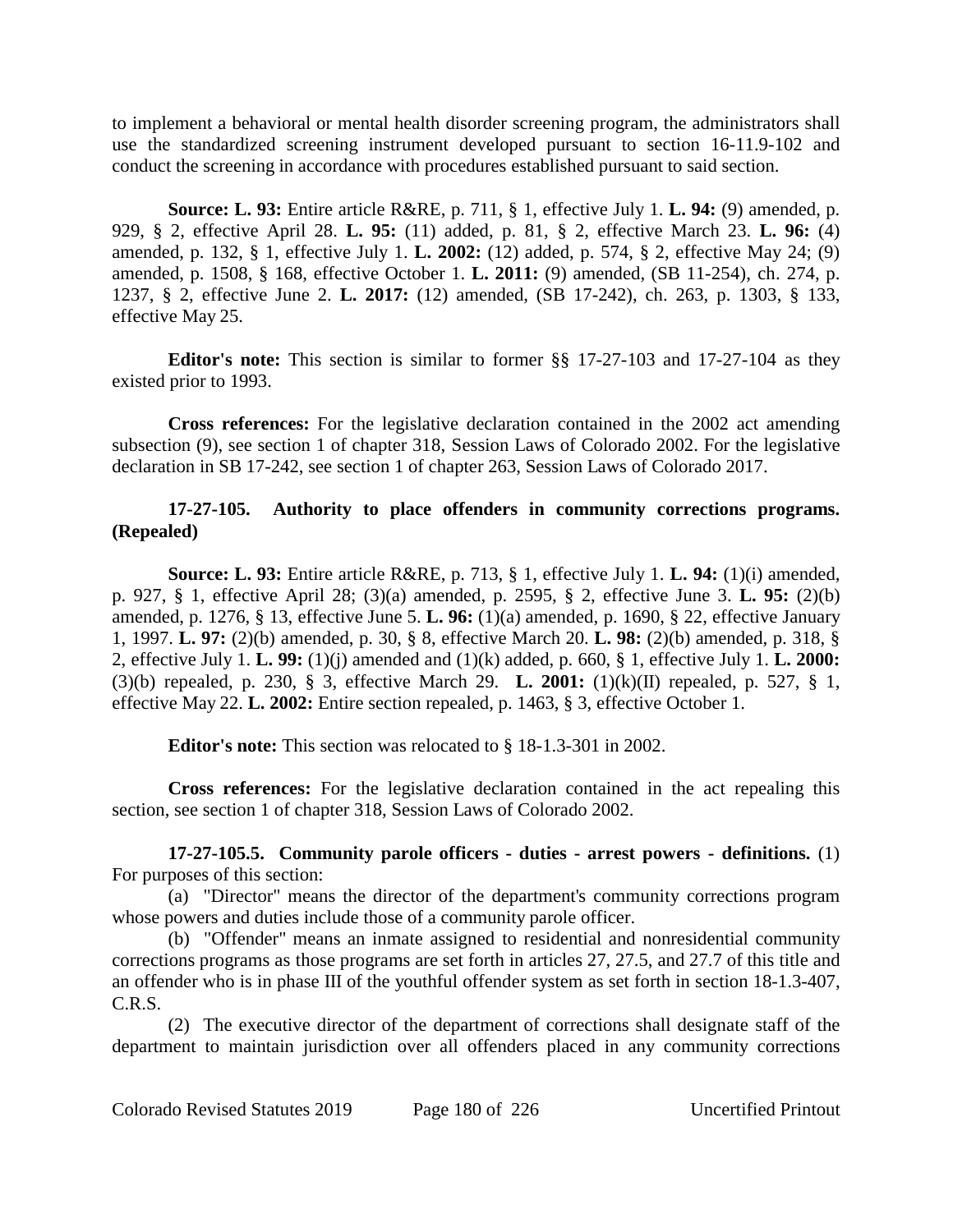to implement a behavioral or mental health disorder screening program, the administrators shall use the standardized screening instrument developed pursuant to section 16-11.9-102 and conduct the screening in accordance with procedures established pursuant to said section.

**Source: L. 93:** Entire article R&RE, p. 711, § 1, effective July 1. **L. 94:** (9) amended, p. 929, § 2, effective April 28. **L. 95:** (11) added, p. 81, § 2, effective March 23. **L. 96:** (4) amended, p. 132, § 1, effective July 1. **L. 2002:** (12) added, p. 574, § 2, effective May 24; (9) amended, p. 1508, § 168, effective October 1. **L. 2011:** (9) amended, (SB 11-254), ch. 274, p. 1237, § 2, effective June 2. **L. 2017:** (12) amended, (SB 17-242), ch. 263, p. 1303, § 133, effective May 25.

**Editor's note:** This section is similar to former §§ 17-27-103 and 17-27-104 as they existed prior to 1993.

**Cross references:** For the legislative declaration contained in the 2002 act amending subsection (9), see section 1 of chapter 318, Session Laws of Colorado 2002. For the legislative declaration in SB 17-242, see section 1 of chapter 263, Session Laws of Colorado 2017.

**17-27-105. Authority to place offenders in community corrections programs. (Repealed)**

**Source: L. 93:** Entire article R&RE, p. 713, § 1, effective July 1. **L. 94:** (1)(i) amended, p. 927, § 1, effective April 28; (3)(a) amended, p. 2595, § 2, effective June 3. **L. 95:** (2)(b) amended, p. 1276, § 13, effective June 5. **L. 96:** (1)(a) amended, p. 1690, § 22, effective January 1, 1997. **L. 97:** (2)(b) amended, p. 30, § 8, effective March 20. **L. 98:** (2)(b) amended, p. 318, § 2, effective July 1. **L. 99:** (1)(j) amended and (1)(k) added, p. 660, § 1, effective July 1. **L. 2000:** (3)(b) repealed, p. 230, § 3, effective March 29. **L. 2001:** (1)(k)(II) repealed, p. 527, § 1, effective May 22. **L. 2002:** Entire section repealed, p. 1463, § 3, effective October 1.

**Editor's note:** This section was relocated to § 18-1.3-301 in 2002.

**Cross references:** For the legislative declaration contained in the act repealing this section, see section 1 of chapter 318, Session Laws of Colorado 2002.

**17-27-105.5. Community parole officers - duties - arrest powers - definitions.** (1) For purposes of this section:

(a) "Director" means the director of the department's community corrections program whose powers and duties include those of a community parole officer.

(b) "Offender" means an inmate assigned to residential and nonresidential community corrections programs as those programs are set forth in articles 27, 27.5, and 27.7 of this title and an offender who is in phase III of the youthful offender system as set forth in section 18-1.3-407, C.R.S.

(2) The executive director of the department of corrections shall designate staff of the department to maintain jurisdiction over all offenders placed in any community corrections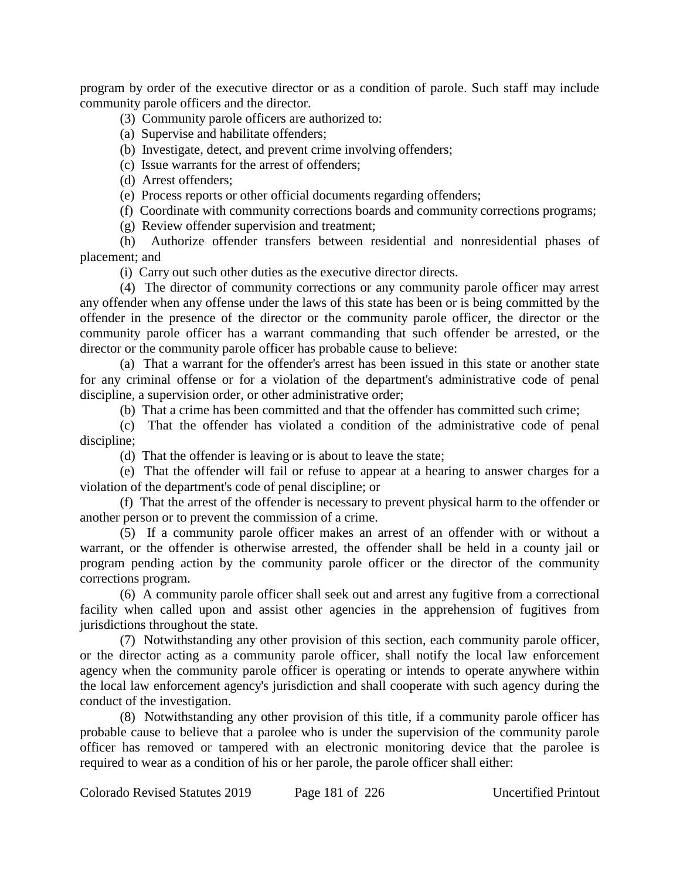program by order of the executive director or as a condition of parole. Such staff may include community parole officers and the director.

(3) Community parole officers are authorized to:

(a) Supervise and habilitate offenders;

(b) Investigate, detect, and prevent crime involving offenders;

(c) Issue warrants for the arrest of offenders;

(d) Arrest offenders;

(e) Process reports or other official documents regarding offenders;

(f) Coordinate with community corrections boards and community corrections programs;

(g) Review offender supervision and treatment;

(h) Authorize offender transfers between residential and nonresidential phases of placement; and

(i) Carry out such other duties as the executive director directs.

(4) The director of community corrections or any community parole officer may arrest any offender when any offense under the laws of this state has been or is being committed by the offender in the presence of the director or the community parole officer, the director or the community parole officer has a warrant commanding that such offender be arrested, or the director or the community parole officer has probable cause to believe:

(a) That a warrant for the offender's arrest has been issued in this state or another state for any criminal offense or for a violation of the department's administrative code of penal discipline, a supervision order, or other administrative order;

(b) That a crime has been committed and that the offender has committed such crime;

(c) That the offender has violated a condition of the administrative code of penal discipline;

(d) That the offender is leaving or is about to leave the state;

(e) That the offender will fail or refuse to appear at a hearing to answer charges for a violation of the department's code of penal discipline; or

(f) That the arrest of the offender is necessary to prevent physical harm to the offender or another person or to prevent the commission of a crime.

(5) If a community parole officer makes an arrest of an offender with or without a warrant, or the offender is otherwise arrested, the offender shall be held in a county jail or program pending action by the community parole officer or the director of the community corrections program.

(6) A community parole officer shall seek out and arrest any fugitive from a correctional facility when called upon and assist other agencies in the apprehension of fugitives from jurisdictions throughout the state.

(7) Notwithstanding any other provision of this section, each community parole officer, or the director acting as a community parole officer, shall notify the local law enforcement agency when the community parole officer is operating or intends to operate anywhere within the local law enforcement agency's jurisdiction and shall cooperate with such agency during the conduct of the investigation.

(8) Notwithstanding any other provision of this title, if a community parole officer has probable cause to believe that a parolee who is under the supervision of the community parole officer has removed or tampered with an electronic monitoring device that the parolee is required to wear as a condition of his or her parole, the parole officer shall either: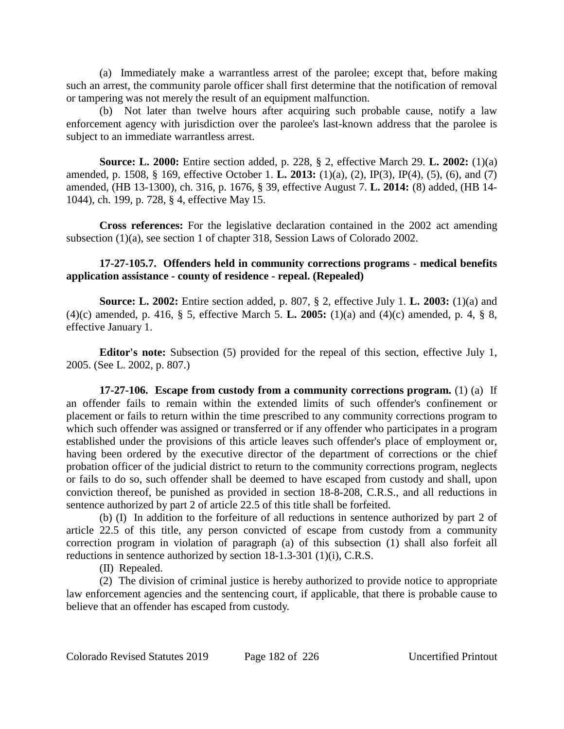(a) Immediately make a warrantless arrest of the parolee; except that, before making such an arrest, the community parole officer shall first determine that the notification of removal or tampering was not merely the result of an equipment malfunction.

(b) Not later than twelve hours after acquiring such probable cause, notify a law enforcement agency with jurisdiction over the parolee's last-known address that the parolee is subject to an immediate warrantless arrest.

**Source: L. 2000:** Entire section added, p. 228, § 2, effective March 29. **L. 2002:** (1)(a) amended, p. 1508, § 169, effective October 1. **L. 2013:** (1)(a), (2), IP(3), IP(4), (5), (6), and (7) amended, (HB 13-1300), ch. 316, p. 1676, § 39, effective August 7. **L. 2014:** (8) added, (HB 14-1044), ch. 199, p. 728, § 4, effective May 15.

**Cross references:** For the legislative declaration contained in the 2002 act amending subsection (1)(a), see section 1 of chapter 318, Session Laws of Colorado 2002.

**17-27-105.7. Offenders held in community corrections programs - medical benefits application assistance - county of residence - repeal. (Repealed)**

**Source: L. 2002:** Entire section added, p. 807, § 2, effective July 1. **L. 2003:** (1)(a) and (4)(c) amended, p. 416, § 5, effective March 5. **L. 2005:** (1)(a) and (4)(c) amended, p. 4, § 8, effective January 1.

**Editor's note:** Subsection (5) provided for the repeal of this section, effective July 1, 2005. (See L. 2002, p. 807.)

**17-27-106. Escape from custody from a community corrections program.** (1) (a) If an offender fails to remain within the extended limits of such offender's confinement or placement or fails to return within the time prescribed to any community corrections program to which such offender was assigned or transferred or if any offender who participates in a program established under the provisions of this article leaves such offender's place of employment or, having been ordered by the executive director of the department of corrections or the chief probation officer of the judicial district to return to the community corrections program, neglects or fails to do so, such offender shall be deemed to have escaped from custody and shall, upon conviction thereof, be punished as provided in section 18-8-208, C.R.S., and all reductions in sentence authorized by part 2 of article 22.5 of this title shall be forfeited.

(b) (I) In addition to the forfeiture of all reductions in sentence authorized by part 2 of article 22.5 of this title, any person convicted of escape from custody from a community correction program in violation of paragraph (a) of this subsection (1) shall also forfeit all reductions in sentence authorized by section 18-1.3-301 (1)(i), C.R.S.

(II) Repealed.

(2) The division of criminal justice is hereby authorized to provide notice to appropriate law enforcement agencies and the sentencing court, if applicable, that there is probable cause to believe that an offender has escaped from custody.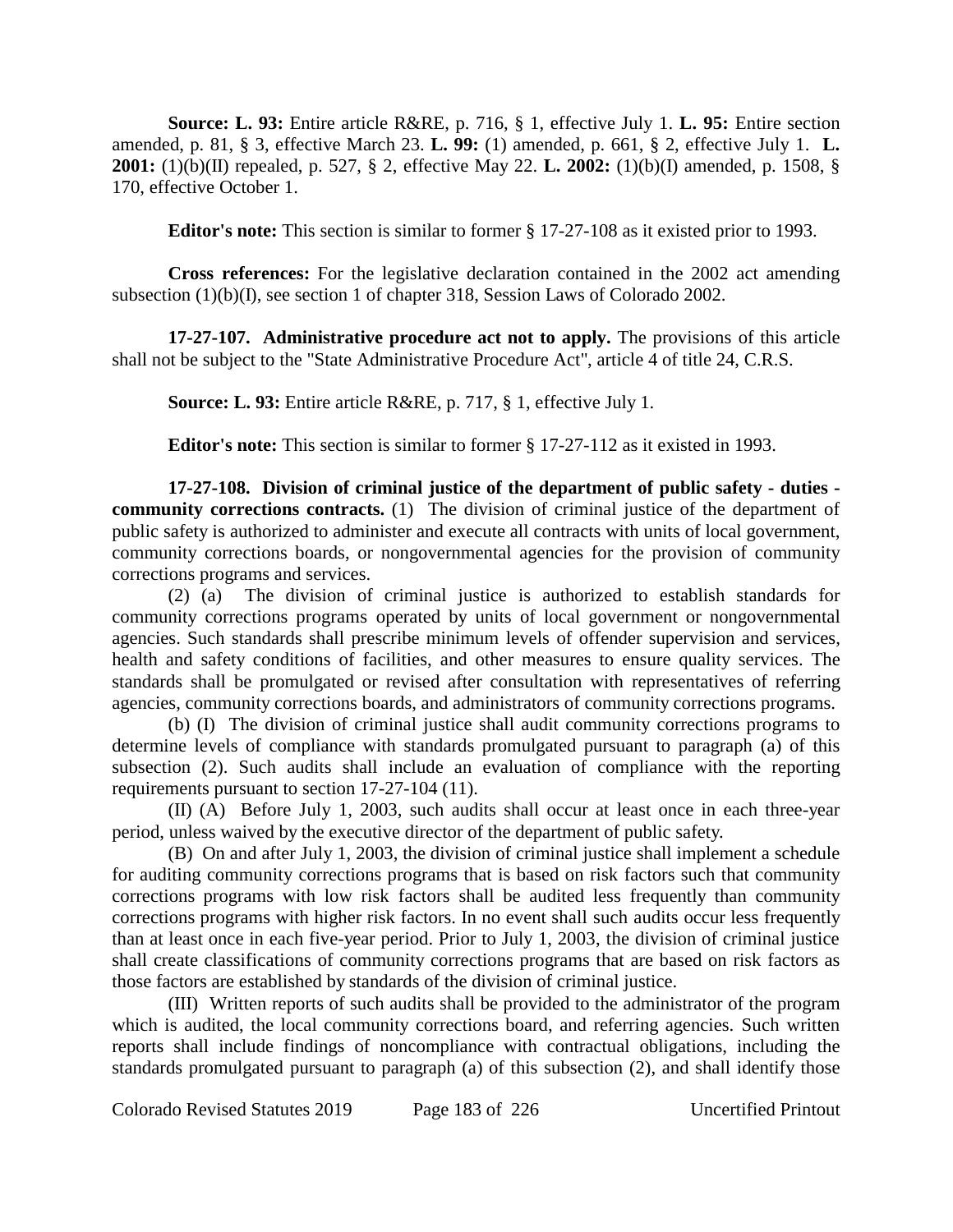**Source: L. 93:** Entire article R&RE, p. 716, § 1, effective July 1. **L. 95:** Entire section amended, p. 81, § 3, effective March 23. **L. 99:** (1) amended, p. 661, § 2, effective July 1. **L. 2001:** (1)(b)(II) repealed, p. 527, § 2, effective May 22. **L. 2002:** (1)(b)(I) amended, p. 1508, § 170, effective October 1.

**Editor's note:** This section is similar to former § 17-27-108 as it existed prior to 1993.

**Cross references:** For the legislative declaration contained in the 2002 act amending subsection (1)(b)(I), see section 1 of chapter 318, Session Laws of Colorado 2002.

**17-27-107. Administrative procedure act not to apply.** The provisions of this article shall not be subject to the "State Administrative Procedure Act", article 4 of title 24, C.R.S.

**Source: L. 93:** Entire article R&RE, p. 717, § 1, effective July 1.

**Editor's note:** This section is similar to former § 17-27-112 as it existed in 1993.

**17-27-108. Division of criminal justice of the department of public safety - duties - community corrections contracts.** (1) The division of criminal justice of the department of public safety is authorized to administer and execute all contracts with units of local government, community corrections boards, or nongovernmental agencies for the provision of community corrections programs and services.

(2) (a) The division of criminal justice is authorized to establish standards for community corrections programs operated by units of local government or nongovernmental agencies. Such standards shall prescribe minimum levels of offender supervision and services, health and safety conditions of facilities, and other measures to ensure quality services. The standards shall be promulgated or revised after consultation with representatives of referring agencies, community corrections boards, and administrators of community corrections programs.

(b) (I) The division of criminal justice shall audit community corrections programs to determine levels of compliance with standards promulgated pursuant to paragraph (a) of this subsection (2). Such audits shall include an evaluation of compliance with the reporting requirements pursuant to section 17-27-104 (11).

(II) (A) Before July 1, 2003, such audits shall occur at least once in each three-year period, unless waived by the executive director of the department of public safety.

(B) On and after July 1, 2003, the division of criminal justice shall implement a schedule for auditing community corrections programs that is based on risk factors such that community corrections programs with low risk factors shall be audited less frequently than community corrections programs with higher risk factors. In no event shall such audits occur less frequently than at least once in each five-year period. Prior to July 1, 2003, the division of criminal justice shall create classifications of community corrections programs that are based on risk factors as those factors are established by standards of the division of criminal justice.

(III) Written reports of such audits shall be provided to the administrator of the program which is audited, the local community corrections board, and referring agencies. Such written reports shall include findings of noncompliance with contractual obligations, including the standards promulgated pursuant to paragraph (a) of this subsection (2), and shall identify those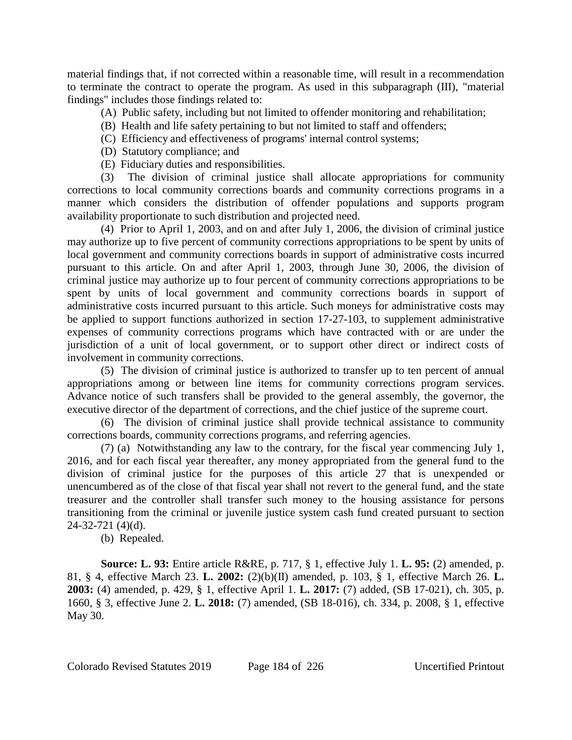material findings that, if not corrected within a reasonable time, will result in a recommendation to terminate the contract to operate the program. As used in this subparagraph (III), "material findings" includes those findings related to:

(A) Public safety, including but not limited to offender monitoring and rehabilitation;

(B) Health and life safety pertaining to but not limited to staff and offenders;

(C) Efficiency and effectiveness of programs' internal control systems;

(D) Statutory compliance; and

(E) Fiduciary duties and responsibilities.

(3) The division of criminal justice shall allocate appropriations for community corrections to local community corrections boards and community corrections programs in a manner which considers the distribution of offender populations and supports program availability proportionate to such distribution and projected need.

(4) Prior to April 1, 2003, and on and after July 1, 2006, the division of criminal justice may authorize up to five percent of community corrections appropriations to be spent by units of local government and community corrections boards in support of administrative costs incurred pursuant to this article. On and after April 1, 2003, through June 30, 2006, the division of criminal justice may authorize up to four percent of community corrections appropriations to be spent by units of local government and community corrections boards in support of administrative costs incurred pursuant to this article. Such moneys for administrative costs may be applied to support functions authorized in section 17-27-103, to supplement administrative expenses of community corrections programs which have contracted with or are under the jurisdiction of a unit of local government, or to support other direct or indirect costs of involvement in community corrections.

(5) The division of criminal justice is authorized to transfer up to ten percent of annual appropriations among or between line items for community corrections program services. Advance notice of such transfers shall be provided to the general assembly, the governor, the executive director of the department of corrections, and the chief justice of the supreme court.

(6) The division of criminal justice shall provide technical assistance to community corrections boards, community corrections programs, and referring agencies.

(7) (a) Notwithstanding any law to the contrary, for the fiscal year commencing July 1, 2016, and for each fiscal year thereafter, any money appropriated from the general fund to the division of criminal justice for the purposes of this article 27 that is unexpended or unencumbered as of the close of that fiscal year shall not revert to the general fund, and the state treasurer and the controller shall transfer such money to the housing assistance for persons transitioning from the criminal or juvenile justice system cash fund created pursuant to section 24-32-721 (4)(d).

(b) Repealed.

**Source: L. 93:** Entire article R&RE, p. 717, § 1, effective July 1. **L. 95:** (2) amended, p. 81, § 4, effective March 23. **L. 2002:** (2)(b)(II) amended, p. 103, § 1, effective March 26. **L. 2003:** (4) amended, p. 429, § 1, effective April 1. **L. 2017:** (7) added, (SB 17-021), ch. 305, p. 1660, § 3, effective June 2. **L. 2018:** (7) amended, (SB 18-016), ch. 334, p. 2008, § 1, effective May 30.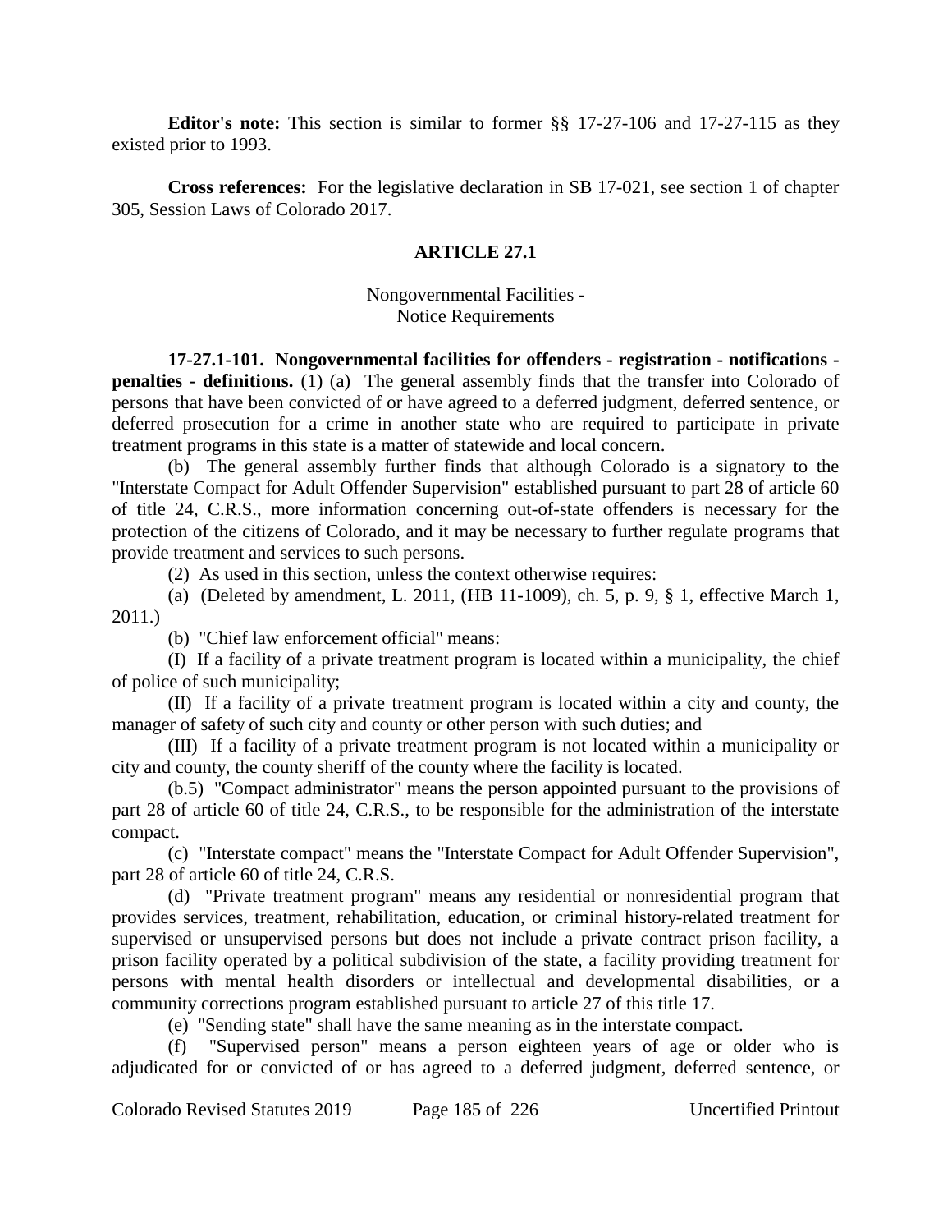**Editor's note:** This section is similar to former §§ 17-27-106 and 17-27-115 as they existed prior to 1993.

**Cross references:** For the legislative declaration in SB 17-021, see section 1 of chapter 305, Session Laws of Colorado 2017.

## ARTICLE 27.1

### Nongovernmental Facilities - Notice Requirements

**17-27.1-101. Nongovernmental facilities for offenders - registration - notifications - penalties - definitions.** (1) (a) The general assembly finds that the transfer into Colorado of persons that have been convicted of or have agreed to a deferred judgment, deferred sentence, or deferred prosecution for a crime in another state who are required to participate in private treatment programs in this state is a matter of statewide and local concern.

(b) The general assembly further finds that although Colorado is a signatory to the "Interstate Compact for Adult Offender Supervision" established pursuant to part 28 of article 60 of title 24, C.R.S., more information concerning out-of-state offenders is necessary for the protection of the citizens of Colorado, and it may be necessary to further regulate programs that provide treatment and services to such persons.

(2) As used in this section, unless the context otherwise requires:

(a) (Deleted by amendment, L. 2011, (HB 11-1009), ch. 5, p. 9, § 1, effective March 1, 2011.)

(b) "Chief law enforcement official" means:

(I) If a facility of a private treatment program is located within a municipality, the chief of police of such municipality;

(II) If a facility of a private treatment program is located within a city and county, the manager of safety of such city and county or other person with such duties; and

(III) If a facility of a private treatment program is not located within a municipality or city and county, the county sheriff of the county where the facility is located.

(b.5) "Compact administrator" means the person appointed pursuant to the provisions of part 28 of article 60 of title 24, C.R.S., to be responsible for the administration of the interstate compact.

(c) "Interstate compact" means the "Interstate Compact for Adult Offender Supervision", part 28 of article 60 of title 24, C.R.S.

(d) "Private treatment program" means any residential or nonresidential program that provides services, treatment, rehabilitation, education, or criminal history-related treatment for supervised or unsupervised persons but does not include a private contract prison facility, a prison facility operated by a political subdivision of the state, a facility providing treatment for persons with mental health disorders or intellectual and developmental disabilities, or a community corrections program established pursuant to article 27 of this title 17.

(e) "Sending state" shall have the same meaning as in the interstate compact.

(f) "Supervised person" means a person eighteen years of age or older who is adjudicated for or convicted of or has agreed to a deferred judgment, deferred sentence, or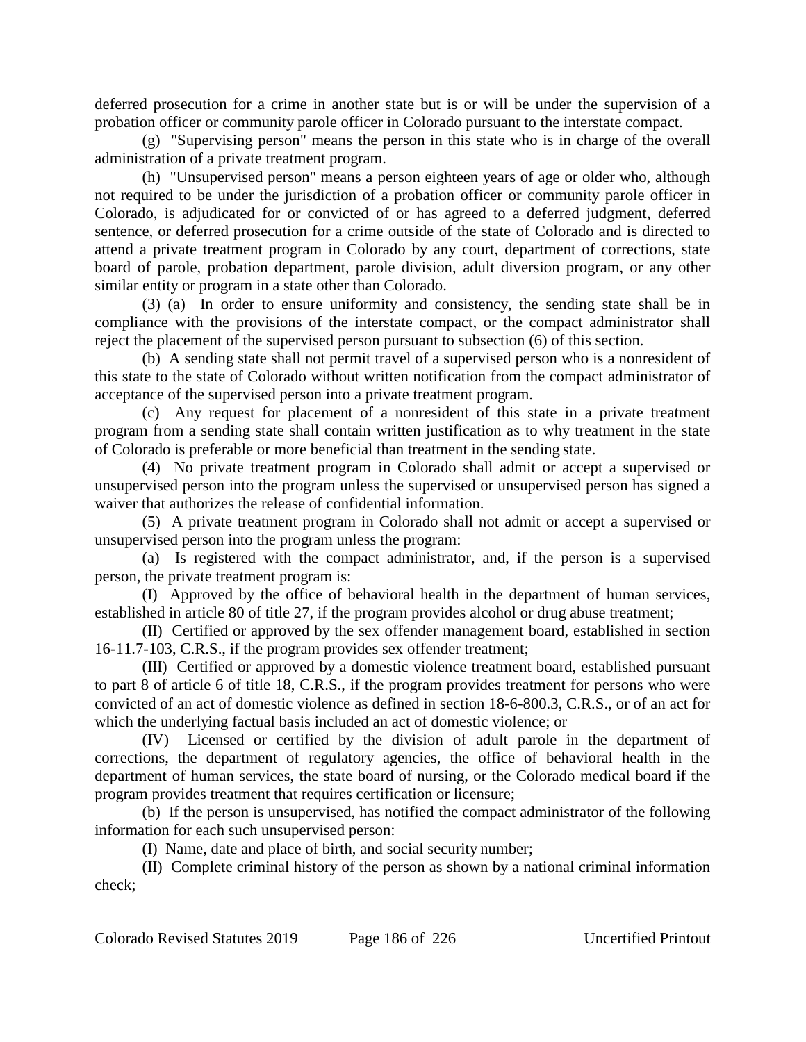deferred prosecution for a crime in another state but is or will be under the supervision of a probation officer or community parole officer in Colorado pursuant to the interstate compact.

(g) "Supervising person" means the person in this state who is in charge of the overall administration of a private treatment program.

(h) "Unsupervised person" means a person eighteen years of age or older who, although not required to be under the jurisdiction of a probation officer or community parole officer in Colorado, is adjudicated for or convicted of or has agreed to a deferred judgment, deferred sentence, or deferred prosecution for a crime outside of the state of Colorado and is directed to attend a private treatment program in Colorado by any court, department of corrections, state board of parole, probation department, parole division, adult diversion program, or any other similar entity or program in a state other than Colorado.

(3) (a) In order to ensure uniformity and consistency, the sending state shall be in compliance with the provisions of the interstate compact, or the compact administrator shall reject the placement of the supervised person pursuant to subsection (6) of this section.

(b) A sending state shall not permit travel of a supervised person who is a nonresident of this state to the state of Colorado without written notification from the compact administrator of acceptance of the supervised person into a private treatment program.

(c) Any request for placement of a nonresident of this state in a private treatment program from a sending state shall contain written justification as to why treatment in the state of Colorado is preferable or more beneficial than treatment in the sending state.

(4) No private treatment program in Colorado shall admit or accept a supervised or unsupervised person into the program unless the supervised or unsupervised person has signed a waiver that authorizes the release of confidential information.

(5) A private treatment program in Colorado shall not admit or accept a supervised or unsupervised person into the program unless the program:

(a) Is registered with the compact administrator, and, if the person is a supervised person, the private treatment program is:

(I) Approved by the office of behavioral health in the department of human services, established in article 80 of title 27, if the program provides alcohol or drug abuse treatment;

(II) Certified or approved by the sex offender management board, established in section 16-11.7-103, C.R.S., if the program provides sex offender treatment;

(III) Certified or approved by a domestic violence treatment board, established pursuant to part 8 of article 6 of title 18, C.R.S., if the program provides treatment for persons who were convicted of an act of domestic violence as defined in section 18-6-800.3, C.R.S., or of an act for which the underlying factual basis included an act of domestic violence; or

(IV) Licensed or certified by the division of adult parole in the department of corrections, the department of regulatory agencies, the office of behavioral health in the department of human services, the state board of nursing, or the Colorado medical board if the program provides treatment that requires certification or licensure;

(b) If the person is unsupervised, has notified the compact administrator of the following information for each such unsupervised person:

(I) Name, date and place of birth, and social security number;

(II) Complete criminal history of the person as shown by a national criminal information check;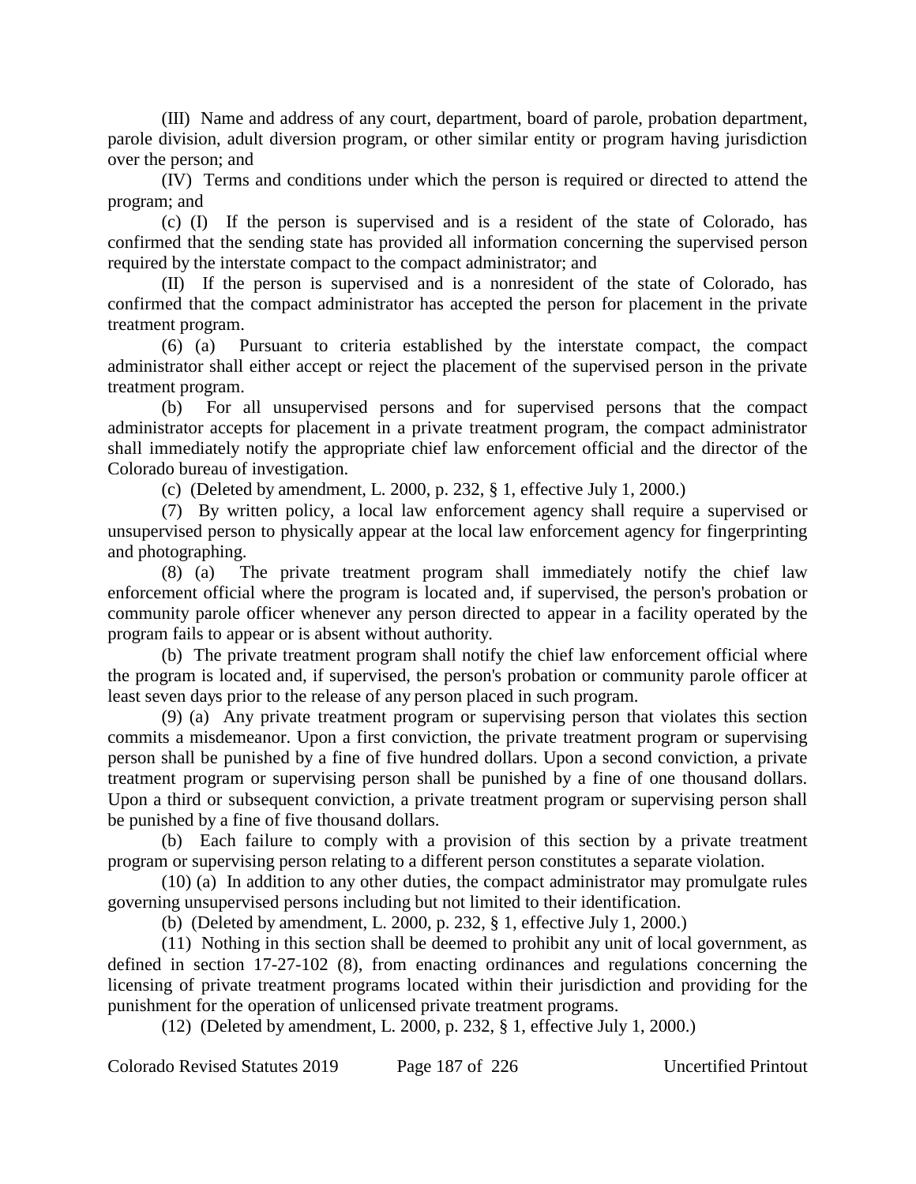(III) Name and address of any court, department, board of parole, probation department, parole division, adult diversion program, or other similar entity or program having jurisdiction over the person; and

(IV) Terms and conditions under which the person is required or directed to attend the program; and

(c) (I) If the person is supervised and is a resident of the state of Colorado, has confirmed that the sending state has provided all information concerning the supervised person required by the interstate compact to the compact administrator; and

(II) If the person is supervised and is a nonresident of the state of Colorado, has confirmed that the compact administrator has accepted the person for placement in the private treatment program.

(6) (a) Pursuant to criteria established by the interstate compact, the compact administrator shall either accept or reject the placement of the supervised person in the private treatment program.

(b) For all unsupervised persons and for supervised persons that the compact administrator accepts for placement in a private treatment program, the compact administrator shall immediately notify the appropriate chief law enforcement official and the director of the Colorado bureau of investigation.

(c) (Deleted by amendment, L. 2000, p. 232, § 1, effective July 1, 2000.)

(7) By written policy, a local law enforcement agency shall require a supervised or unsupervised person to physically appear at the local law enforcement agency for fingerprinting and photographing.

(8) (a) The private treatment program shall immediately notify the chief law enforcement official where the program is located and, if supervised, the person's probation or community parole officer whenever any person directed to appear in a facility operated by the program fails to appear or is absent without authority.

(b) The private treatment program shall notify the chief law enforcement official where the program is located and, if supervised, the person's probation or community parole officer at least seven days prior to the release of any person placed in such program.

(9) (a) Any private treatment program or supervising person that violates this section commits a misdemeanor. Upon a first conviction, the private treatment program or supervising person shall be punished by a fine of five hundred dollars. Upon a second conviction, a private treatment program or supervising person shall be punished by a fine of one thousand dollars. Upon a third or subsequent conviction, a private treatment program or supervising person shall be punished by a fine of five thousand dollars.

(b) Each failure to comply with a provision of this section by a private treatment program or supervising person relating to a different person constitutes a separate violation.

(10) (a) In addition to any other duties, the compact administrator may promulgate rules governing unsupervised persons including but not limited to their identification.

(b) (Deleted by amendment, L. 2000, p. 232, § 1, effective July 1, 2000.)

(11) Nothing in this section shall be deemed to prohibit any unit of local government, as defined in section 17-27-102 (8), from enacting ordinances and regulations concerning the licensing of private treatment programs located within their jurisdiction and providing for the punishment for the operation of unlicensed private treatment programs.

(12) (Deleted by amendment, L. 2000, p. 232, § 1, effective July 1, 2000.)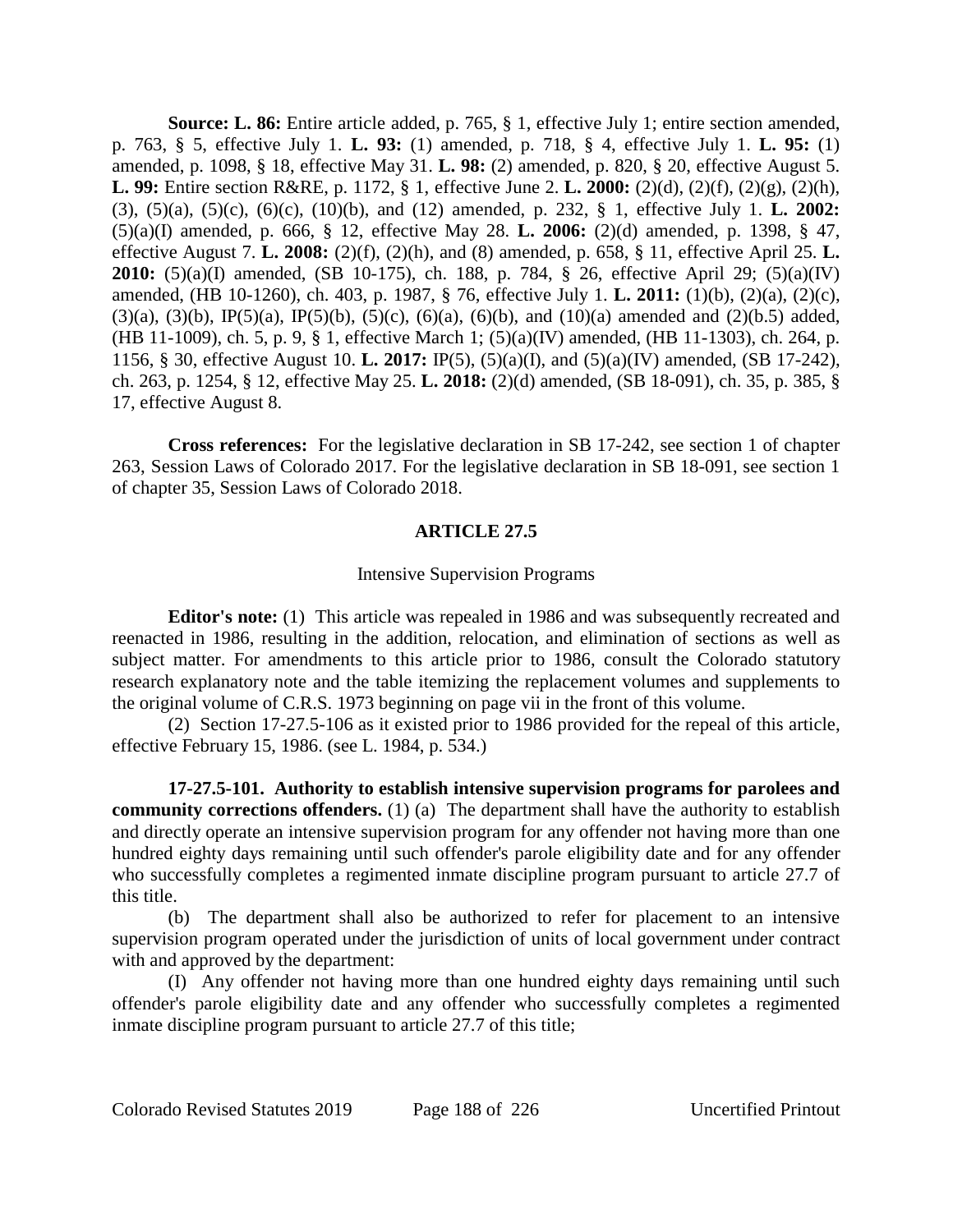**Source: L. 86:** Entire article added, p. 765, § 1, effective July 1; entire section amended, p. 763, § 5, effective July 1. **L. 93:** (1) amended, p. 718, § 4, effective July 1. **L. 95:** (1) amended, p. 1098, § 18, effective May 31. **L. 98:** (2) amended, p. 820, § 20, effective August 5. **L. 99:** Entire section R&RE, p. 1172, § 1, effective June 2. **L. 2000:** (2)(d), (2)(f), (2)(g), (2)(h), (3), (5)(a), (5)(c), (6)(c), (10)(b), and (12) amended, p. 232, § 1, effective July 1. **L. 2002:** (5)(a)(I) amended, p. 666, § 12, effective May 28. **L. 2006:** (2)(d) amended, p. 1398, § 47, effective August 7. **L. 2008:** (2)(f), (2)(h), and (8) amended, p. 658, § 11, effective April 25. **L. 2010:** (5)(a)(I) amended, (SB 10-175), ch. 188, p. 784, § 26, effective April 29; (5)(a)(IV) amended, (HB 10-1260), ch. 403, p. 1987, § 76, effective July 1. **L. 2011:** (1)(b), (2)(a), (2)(c), (3)(a), (3)(b), IP(5)(a), IP(5)(b), (5)(c), (6)(a), (6)(b), and (10)(a) amended and (2)(b.5) added, (HB 11-1009), ch. 5, p. 9, § 1, effective March 1; (5)(a)(IV) amended, (HB 11-1303), ch. 264, p. 1156, § 30, effective August 10. **L. 2017:** IP(5), (5)(a)(I), and (5)(a)(IV) amended, (SB 17-242), ch. 263, p. 1254, § 12, effective May 25. **L. 2018:** (2)(d) amended, (SB 18-091), ch. 35, p. 385, § 17, effective August 8.

**Cross references:** For the legislative declaration in SB 17-242, see section 1 of chapter 263, Session Laws of Colorado 2017. For the legislative declaration in SB 18-091, see section 1 of chapter 35, Session Laws of Colorado 2018.

## ARTICLE 27.5

### Intensive Supervision Programs

**Editor's note:** (1) This article was repealed in 1986 and was subsequently recreated and reenacted in 1986, resulting in the addition, relocation, and elimination of sections as well as subject matter. For amendments to this article prior to 1986, consult the Colorado statutory research explanatory note and the table itemizing the replacement volumes and supplements to the original volume of C.R.S. 1973 beginning on page vii in the front of this volume.

(2) Section 17-27.5-106 as it existed prior to 1986 provided for the repeal of this article, effective February 15, 1986. (see L. 1984, p. 534.)

**17-27.5-101. Authority to establish intensive supervision programs for parolees and community corrections offenders.** (1) (a) The department shall have the authority to establish and directly operate an intensive supervision program for any offender not having more than one hundred eighty days remaining until such offender's parole eligibility date and for any offender who successfully completes a regimented inmate discipline program pursuant to article 27.7 of this title.

(b) The department shall also be authorized to refer for placement to an intensive supervision program operated under the jurisdiction of units of local government under contract with and approved by the department:

(I) Any offender not having more than one hundred eighty days remaining until such offender's parole eligibility date and any offender who successfully completes a regimented inmate discipline program pursuant to article 27.7 of this title;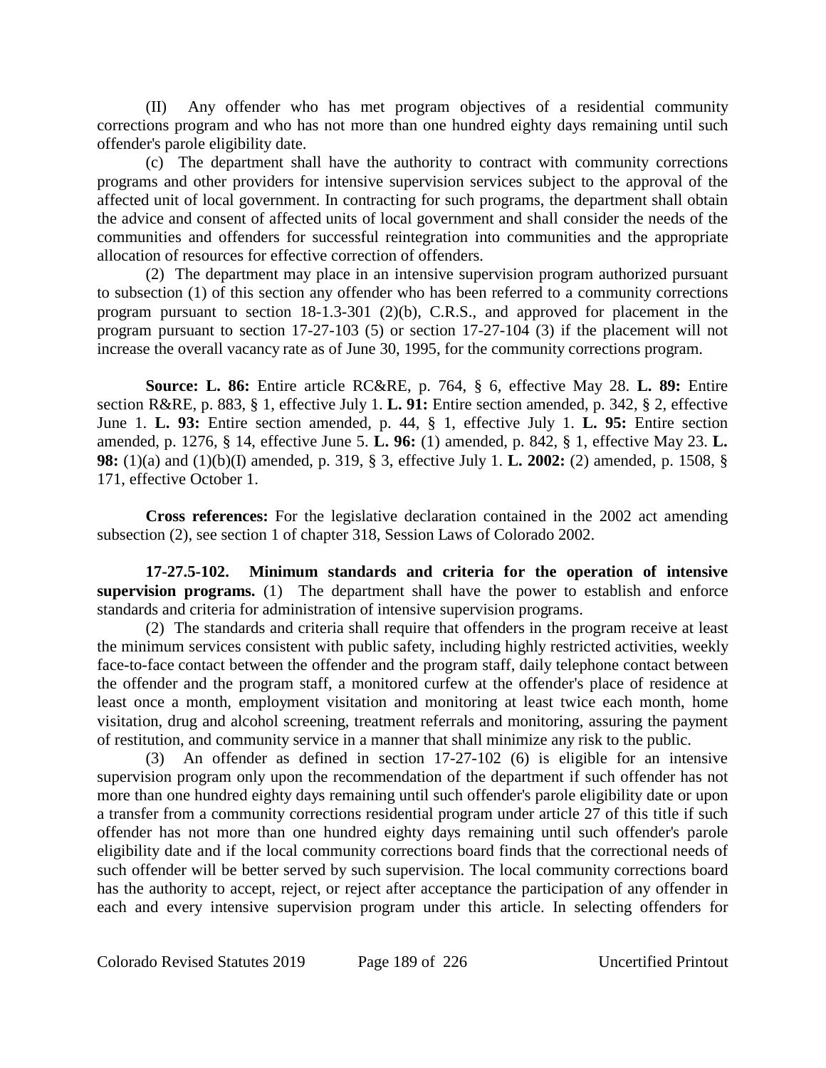(II) Any offender who has met program objectives of a residential community corrections program and who has not more than one hundred eighty days remaining until such offender's parole eligibility date.

(c) The department shall have the authority to contract with community corrections programs and other providers for intensive supervision services subject to the approval of the affected unit of local government. In contracting for such programs, the department shall obtain the advice and consent of affected units of local government and shall consider the needs of the communities and offenders for successful reintegration into communities and the appropriate allocation of resources for effective correction of offenders.

(2) The department may place in an intensive supervision program authorized pursuant to subsection (1) of this section any offender who has been referred to a community corrections program pursuant to section 18-1.3-301 (2)(b), C.R.S., and approved for placement in the program pursuant to section 17-27-103 (5) or section 17-27-104 (3) if the placement will not increase the overall vacancy rate as of June 30, 1995, for the community corrections program.

**Source: L. 86:** Entire article RC&RE, p. 764, § 6, effective May 28. **L. 89:** Entire section R&RE, p. 883, § 1, effective July 1. **L. 91:** Entire section amended, p. 342, § 2, effective June 1. **L. 93:** Entire section amended, p. 44, § 1, effective July 1. **L. 95:** Entire section amended, p. 1276, § 14, effective June 5. **L. 96:** (1) amended, p. 842, § 1, effective May 23. **L. 98:** (1)(a) and (1)(b)(I) amended, p. 319, § 3, effective July 1. **L. 2002:** (2) amended, p. 1508, § 171, effective October 1.

**Cross references:** For the legislative declaration contained in the 2002 act amending subsection (2), see section 1 of chapter 318, Session Laws of Colorado 2002.

**17-27.5-102. Minimum standards and criteria for the operation of intensive supervision programs.** (1) The department shall have the power to establish and enforce standards and criteria for administration of intensive supervision programs.

(2) The standards and criteria shall require that offenders in the program receive at least the minimum services consistent with public safety, including highly restricted activities, weekly face-to-face contact between the offender and the program staff, daily telephone contact between the offender and the program staff, a monitored curfew at the offender's place of residence at least once a month, employment visitation and monitoring at least twice each month, home visitation, drug and alcohol screening, treatment referrals and monitoring, assuring the payment of restitution, and community service in a manner that shall minimize any risk to the public.

(3) An offender as defined in section 17-27-102 (6) is eligible for an intensive supervision program only upon the recommendation of the department if such offender has not more than one hundred eighty days remaining until such offender's parole eligibility date or upon a transfer from a community corrections residential program under article 27 of this title if such offender has not more than one hundred eighty days remaining until such offender's parole eligibility date and if the local community corrections board finds that the correctional needs of such offender will be better served by such supervision. The local community corrections board has the authority to accept, reject, or reject after acceptance the participation of any offender in each and every intensive supervision program under this article. In selecting offenders for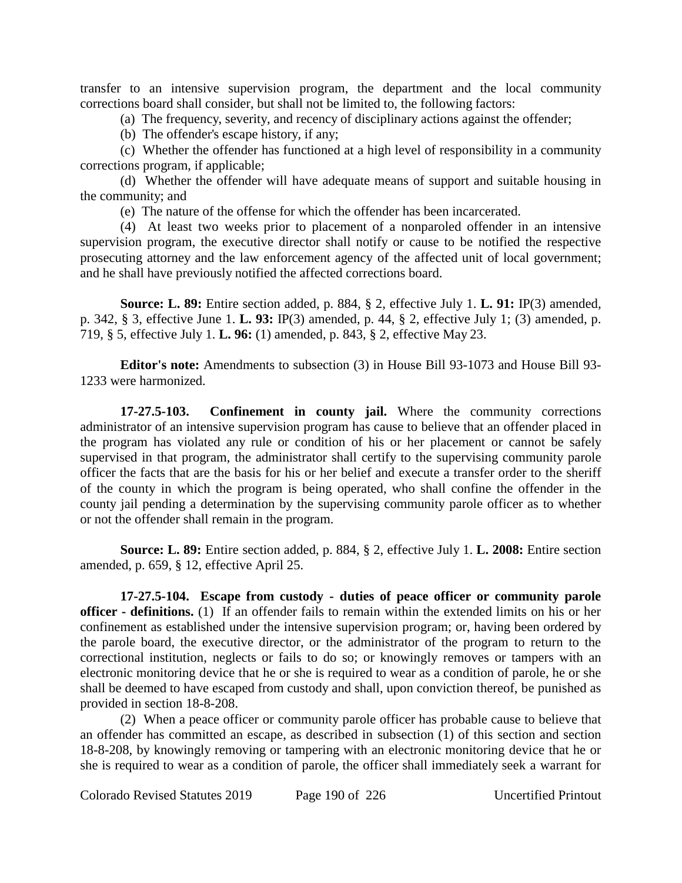transfer to an intensive supervision program, the department and the local community corrections board shall consider, but shall not be limited to, the following factors:

(a) The frequency, severity, and recency of disciplinary actions against the offender;

(b) The offender's escape history, if any;

(c) Whether the offender has functioned at a high level of responsibility in a community corrections program, if applicable;

(d) Whether the offender will have adequate means of support and suitable housing in the community; and

(e) The nature of the offense for which the offender has been incarcerated.

(4) At least two weeks prior to placement of a nonparoled offender in an intensive supervision program, the executive director shall notify or cause to be notified the respective prosecuting attorney and the law enforcement agency of the affected unit of local government; and he shall have previously notified the affected corrections board.

**Source: L. 89:** Entire section added, p. 884, § 2, effective July 1. **L. 91:** IP(3) amended, p. 342, § 3, effective June 1. **L. 93:** IP(3) amended, p. 44, § 2, effective July 1; (3) amended, p. 719, § 5, effective July 1. **L. 96:** (1) amended, p. 843, § 2, effective May 23.

**Editor's note:** Amendments to subsection (3) in House Bill 93-1073 and House Bill 93-1233 were harmonized.

**17-27.5-103. Confinement in county jail.** Where the community corrections administrator of an intensive supervision program has cause to believe that an offender placed in the program has violated any rule or condition of his or her placement or cannot be safely supervised in that program, the administrator shall certify to the supervising community parole officer the facts that are the basis for his or her belief and execute a transfer order to the sheriff of the county in which the program is being operated, who shall confine the offender in the county jail pending a determination by the supervising community parole officer as to whether or not the offender shall remain in the program.

**Source: L. 89:** Entire section added, p. 884, § 2, effective July 1. **L. 2008:** Entire section amended, p. 659, § 12, effective April 25.

**17-27.5-104. Escape from custody - duties of peace officer or community parole officer - definitions.** (1) If an offender fails to remain within the extended limits on his or her confinement as established under the intensive supervision program; or, having been ordered by the parole board, the executive director, or the administrator of the program to return to the correctional institution, neglects or fails to do so; or knowingly removes or tampers with an electronic monitoring device that he or she is required to wear as a condition of parole, he or she shall be deemed to have escaped from custody and shall, upon conviction thereof, be punished as provided in section 18-8-208.

(2) When a peace officer or community parole officer has probable cause to believe that an offender has committed an escape, as described in subsection (1) of this section and section 18-8-208, by knowingly removing or tampering with an electronic monitoring device that he or she is required to wear as a condition of parole, the officer shall immediately seek a warrant for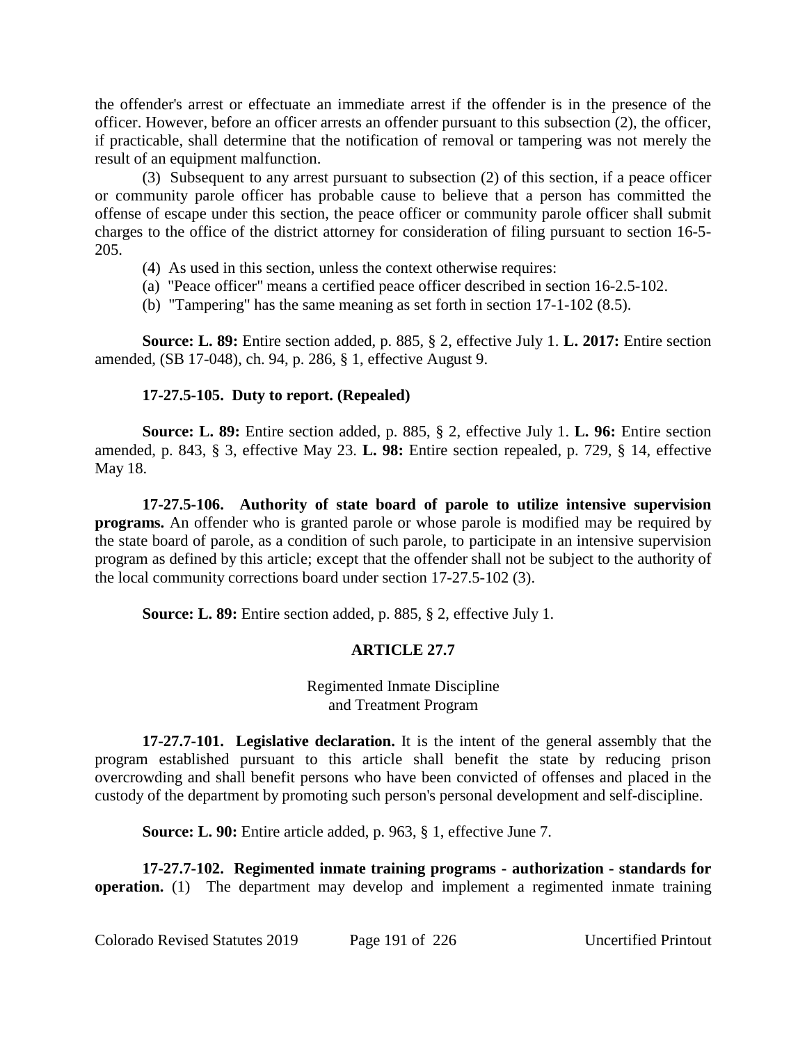the offender's arrest or effectuate an immediate arrest if the offender is in the presence of the officer. However, before an officer arrests an offender pursuant to this subsection (2), the officer, if practicable, shall determine that the notification of removal or tampering was not merely the result of an equipment malfunction.

(3) Subsequent to any arrest pursuant to subsection (2) of this section, if a peace officer or community parole officer has probable cause to believe that a person has committed the offense of escape under this section, the peace officer or community parole officer shall submit charges to the office of the district attorney for consideration of filing pursuant to section 16-5-205.

(4) As used in this section, unless the context otherwise requires:

(a) "Peace officer" means a certified peace officer described in section 16-2.5-102.

(b) "Tampering" has the same meaning as set forth in section 17-1-102 (8.5).

**Source: L. 89:** Entire section added, p. 885, § 2, effective July 1. **L. 2017:** Entire section amended, (SB 17-048), ch. 94, p. 286, § 1, effective August 9.

**17-27.5-105. Duty to report. (Repealed)**

**Source: L. 89:** Entire section added, p. 885, § 2, effective July 1. **L. 96:** Entire section amended, p. 843, § 3, effective May 23. **L. 98:** Entire section repealed, p. 729, § 14, effective May 18.

**17-27.5-106. Authority of state board of parole to utilize intensive supervision programs.** An offender who is granted parole or whose parole is modified may be required by the state board of parole, as a condition of such parole, to participate in an intensive supervision program as defined by this article; except that the offender shall not be subject to the authority of the local community corrections board under section 17-27.5-102 (3).

**Source: L. 89:** Entire section added, p. 885, § 2, effective July 1.

## ARTICLE 27.7

### Regimented Inmate Discipline and Treatment Program

**17-27.7-101. Legislative declaration.** It is the intent of the general assembly that the program established pursuant to this article shall benefit the state by reducing prison overcrowding and shall benefit persons who have been convicted of offenses and placed in the custody of the department by promoting such person's personal development and self-discipline.

**Source: L. 90:** Entire article added, p. 963, § 1, effective June 7.

**17-27.7-102. Regimented inmate training programs - authorization - standards for operation.** (1) The department may develop and implement a regimented inmate training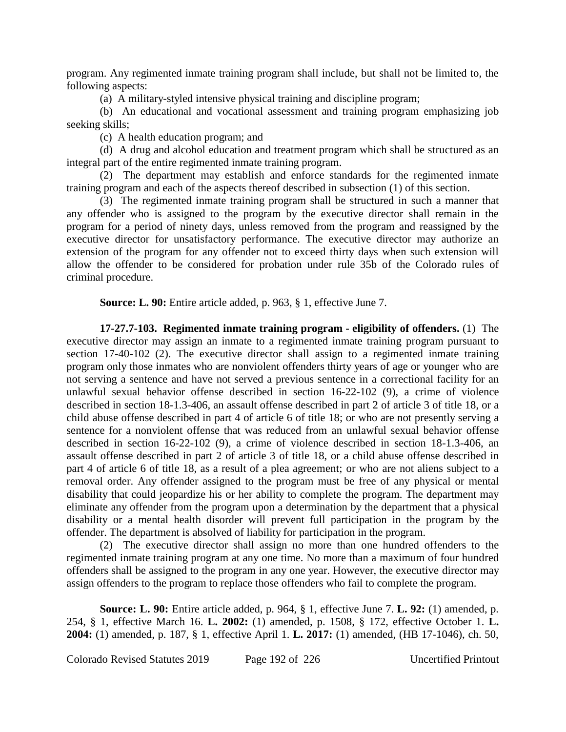program. Any regimented inmate training program shall include, but shall not be limited to, the following aspects:

(a) A military-styled intensive physical training and discipline program;

(b) An educational and vocational assessment and training program emphasizing job seeking skills;

(c) A health education program; and

(d) A drug and alcohol education and treatment program which shall be structured as an integral part of the entire regimented inmate training program.

(2) The department may establish and enforce standards for the regimented inmate training program and each of the aspects thereof described in subsection (1) of this section.

(3) The regimented inmate training program shall be structured in such a manner that any offender who is assigned to the program by the executive director shall remain in the program for a period of ninety days, unless removed from the program and reassigned by the executive director for unsatisfactory performance. The executive director may authorize an extension of the program for any offender not to exceed thirty days when such extension will allow the offender to be considered for probation under rule 35b of the Colorado rules of criminal procedure.

**Source: L. 90:** Entire article added, p. 963, § 1, effective June 7.

**17-27.7-103. Regimented inmate training program - eligibility of offenders.** (1) The executive director may assign an inmate to a regimented inmate training program pursuant to section 17-40-102 (2). The executive director shall assign to a regimented inmate training program only those inmates who are nonviolent offenders thirty years of age or younger who are not serving a sentence and have not served a previous sentence in a correctional facility for an unlawful sexual behavior offense described in section 16-22-102 (9), a crime of violence described in section 18-1.3-406, an assault offense described in part 2 of article 3 of title 18, or a child abuse offense described in part 4 of article 6 of title 18; or who are not presently serving a sentence for a nonviolent offense that was reduced from an unlawful sexual behavior offense described in section 16-22-102 (9), a crime of violence described in section 18-1.3-406, an assault offense described in part 2 of article 3 of title 18, or a child abuse offense described in part 4 of article 6 of title 18, as a result of a plea agreement; or who are not aliens subject to a removal order. Any offender assigned to the program must be free of any physical or mental disability that could jeopardize his or her ability to complete the program. The department may eliminate any offender from the program upon a determination by the department that a physical disability or a mental health disorder will prevent full participation in the program by the offender. The department is absolved of liability for participation in the program.

(2) The executive director shall assign no more than one hundred offenders to the regimented inmate training program at any one time. No more than a maximum of four hundred offenders shall be assigned to the program in any one year. However, the executive director may assign offenders to the program to replace those offenders who fail to complete the program.

**Source: L. 90:** Entire article added, p. 964, § 1, effective June 7. **L. 92:** (1) amended, p. 254, § 1, effective March 16. **L. 2002:** (1) amended, p. 1508, § 172, effective October 1. **L. 2004:** (1) amended, p. 187, § 1, effective April 1. **L. 2017:** (1) amended, (HB 17-1046), ch. 50,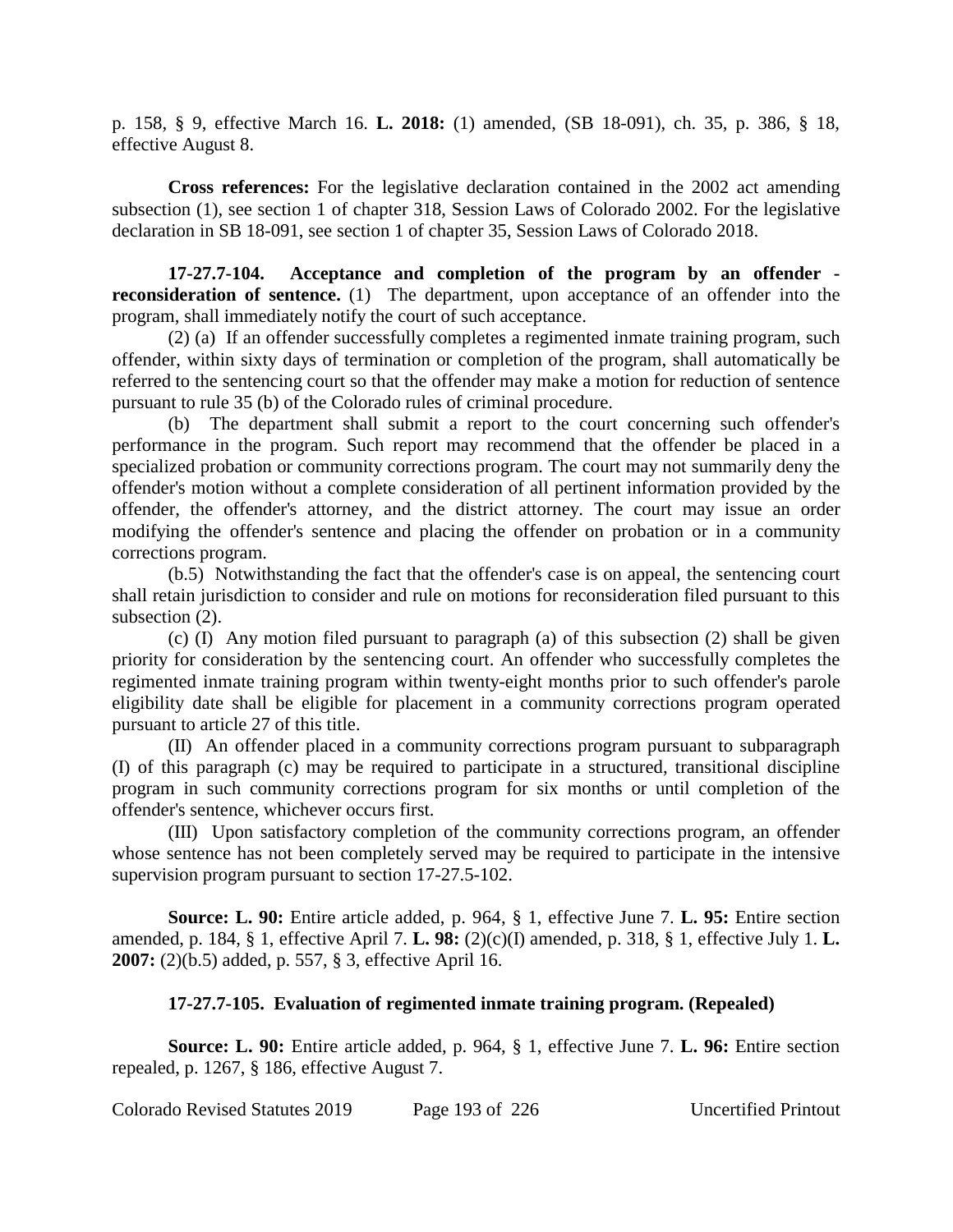p. 158, § 9, effective March 16. **L. 2018:** (1) amended, (SB 18-091), ch. 35, p. 386, § 18, effective August 8.

**Cross references:** For the legislative declaration contained in the 2002 act amending subsection (1), see section 1 of chapter 318, Session Laws of Colorado 2002. For the legislative declaration in SB 18-091, see section 1 of chapter 35, Session Laws of Colorado 2018.

**17-27.7-104. Acceptance and completion of the program by an offender - reconsideration of sentence.** (1) The department, upon acceptance of an offender into the program, shall immediately notify the court of such acceptance.

(2) (a) If an offender successfully completes a regimented inmate training program, such offender, within sixty days of termination or completion of the program, shall automatically be referred to the sentencing court so that the offender may make a motion for reduction of sentence pursuant to rule 35 (b) of the Colorado rules of criminal procedure.

(b) The department shall submit a report to the court concerning such offender's performance in the program. Such report may recommend that the offender be placed in a specialized probation or community corrections program. The court may not summarily deny the offender's motion without a complete consideration of all pertinent information provided by the offender, the offender's attorney, and the district attorney. The court may issue an order modifying the offender's sentence and placing the offender on probation or in a community corrections program.

(b.5) Notwithstanding the fact that the offender's case is on appeal, the sentencing court shall retain jurisdiction to consider and rule on motions for reconsideration filed pursuant to this subsection (2).

(c) (I) Any motion filed pursuant to paragraph (a) of this subsection (2) shall be given priority for consideration by the sentencing court. An offender who successfully completes the regimented inmate training program within twenty-eight months prior to such offender's parole eligibility date shall be eligible for placement in a community corrections program operated pursuant to article 27 of this title.

(II) An offender placed in a community corrections program pursuant to subparagraph (I) of this paragraph (c) may be required to participate in a structured, transitional discipline program in such community corrections program for six months or until completion of the offender's sentence, whichever occurs first.

(III) Upon satisfactory completion of the community corrections program, an offender whose sentence has not been completely served may be required to participate in the intensive supervision program pursuant to section 17-27.5-102.

**Source: L. 90:** Entire article added, p. 964, § 1, effective June 7. **L. 95:** Entire section amended, p. 184, § 1, effective April 7. **L. 98:** (2)(c)(I) amended, p. 318, § 1, effective July 1. **L. 2007:** (2)(b.5) added, p. 557, § 3, effective April 16.

**17-27.7-105. Evaluation of regimented inmate training program. (Repealed)**

**Source: L. 90:** Entire article added, p. 964, § 1, effective June 7. **L. 96:** Entire section repealed, p. 1267, § 186, effective August 7.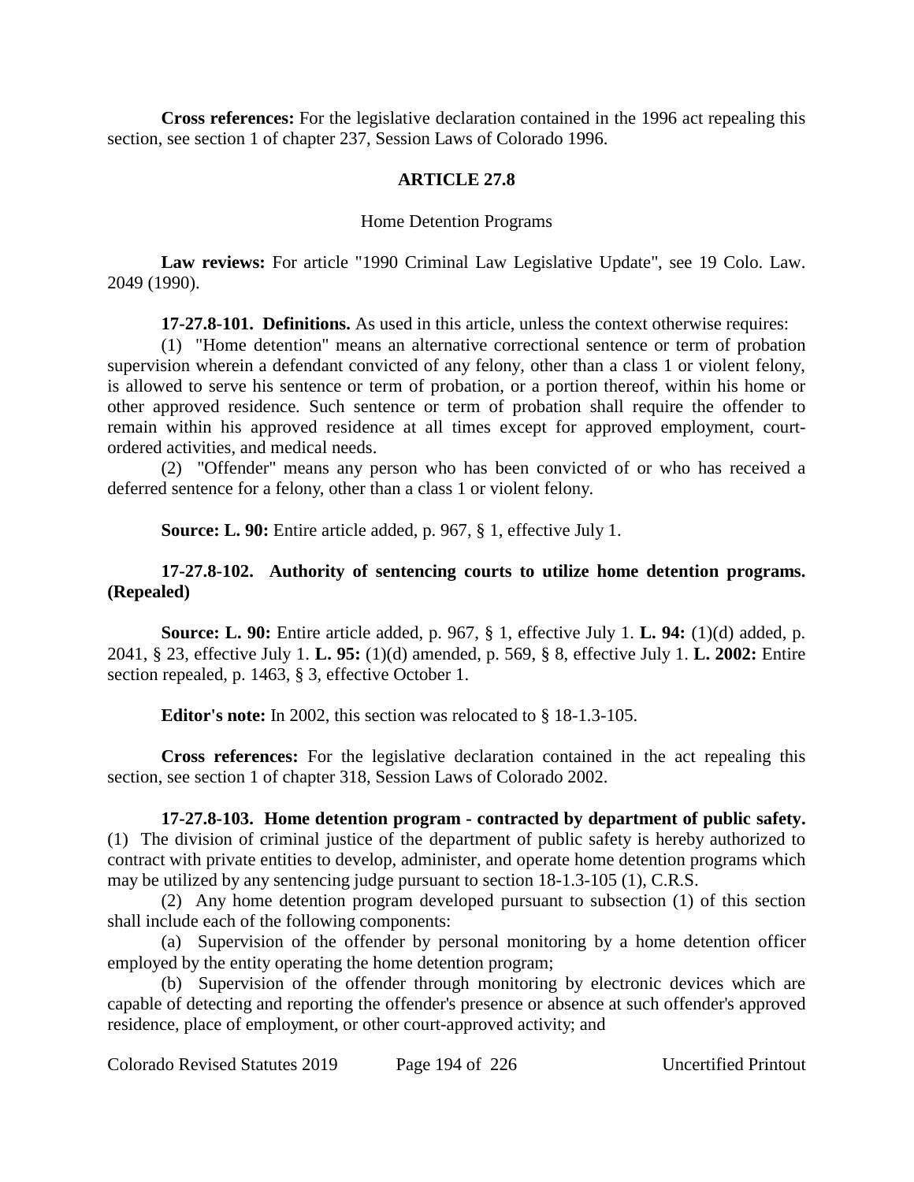**Cross references:** For the legislative declaration contained in the 1996 act repealing this section, see section 1 of chapter 237, Session Laws of Colorado 1996.

## ARTICLE 27.8

### Home Detention Programs

**Law reviews:** For article "1990 Criminal Law Legislative Update", see 19 Colo. Law. 2049 (1990).

**17-27.8-101. Definitions.** As used in this article, unless the context otherwise requires:

(1) "Home detention" means an alternative correctional sentence or term of probation supervision wherein a defendant convicted of any felony, other than a class 1 or violent felony, is allowed to serve his sentence or term of probation, or a portion thereof, within his home or other approved residence. Such sentence or term of probation shall require the offender to remain within his approved residence at all times except for approved employment, court-ordered activities, and medical needs.

(2) "Offender" means any person who has been convicted of or who has received a deferred sentence for a felony, other than a class 1 or violent felony.

**Source: L. 90:** Entire article added, p. 967, § 1, effective July 1.

**17-27.8-102. Authority of sentencing courts to utilize home detention programs. (Repealed)**

**Source: L. 90:** Entire article added, p. 967, § 1, effective July 1. **L. 94:** (1)(d) added, p. 2041, § 23, effective July 1. **L. 95:** (1)(d) amended, p. 569, § 8, effective July 1. **L. 2002:** Entire section repealed, p. 1463, § 3, effective October 1.

**Editor's note:** In 2002, this section was relocated to § 18-1.3-105.

**Cross references:** For the legislative declaration contained in the act repealing this section, see section 1 of chapter 318, Session Laws of Colorado 2002.

**17-27.8-103. Home detention program - contracted by department of public safety.** (1) The division of criminal justice of the department of public safety is hereby authorized to contract with private entities to develop, administer, and operate home detention programs which may be utilized by any sentencing judge pursuant to section 18-1.3-105 (1), C.R.S.

(2) Any home detention program developed pursuant to subsection (1) of this section shall include each of the following components:

(a) Supervision of the offender by personal monitoring by a home detention officer employed by the entity operating the home detention program;

(b) Supervision of the offender through monitoring by electronic devices which are capable of detecting and reporting the offender's presence or absence at such offender's approved residence, place of employment, or other court-approved activity; and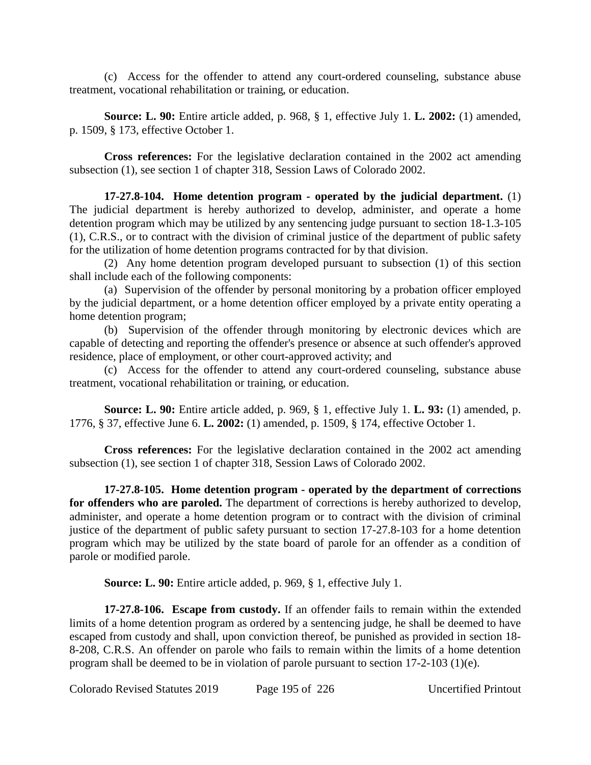(c) Access for the offender to attend any court-ordered counseling, substance abuse treatment, vocational rehabilitation or training, or education.

**Source: L. 90:** Entire article added, p. 968, § 1, effective July 1. **L. 2002:** (1) amended, p. 1509, § 173, effective October 1.

**Cross references:** For the legislative declaration contained in the 2002 act amending subsection (1), see section 1 of chapter 318, Session Laws of Colorado 2002.

**17-27.8-104. Home detention program - operated by the judicial department.** (1) The judicial department is hereby authorized to develop, administer, and operate a home detention program which may be utilized by any sentencing judge pursuant to section 18-1.3-105 (1), C.R.S., or to contract with the division of criminal justice of the department of public safety for the utilization of home detention programs contracted for by that division.

(2) Any home detention program developed pursuant to subsection (1) of this section shall include each of the following components:

(a) Supervision of the offender by personal monitoring by a probation officer employed by the judicial department, or a home detention officer employed by a private entity operating a home detention program;

(b) Supervision of the offender through monitoring by electronic devices which are capable of detecting and reporting the offender's presence or absence at such offender's approved residence, place of employment, or other court-approved activity; and

(c) Access for the offender to attend any court-ordered counseling, substance abuse treatment, vocational rehabilitation or training, or education.

**Source: L. 90:** Entire article added, p. 969, § 1, effective July 1. **L. 93:** (1) amended, p. 1776, § 37, effective June 6. **L. 2002:** (1) amended, p. 1509, § 174, effective October 1.

**Cross references:** For the legislative declaration contained in the 2002 act amending subsection (1), see section 1 of chapter 318, Session Laws of Colorado 2002.

**17-27.8-105. Home detention program - operated by the department of corrections for offenders who are paroled.** The department of corrections is hereby authorized to develop, administer, and operate a home detention program or to contract with the division of criminal justice of the department of public safety pursuant to section 17-27.8-103 for a home detention program which may be utilized by the state board of parole for an offender as a condition of parole or modified parole.

**Source: L. 90:** Entire article added, p. 969, § 1, effective July 1.

**17-27.8-106. Escape from custody.** If an offender fails to remain within the extended limits of a home detention program as ordered by a sentencing judge, he shall be deemed to have escaped from custody and shall, upon conviction thereof, be punished as provided in section 18-8-208, C.R.S. An offender on parole who fails to remain within the limits of a home detention program shall be deemed to be in violation of parole pursuant to section 17-2-103 (1)(e).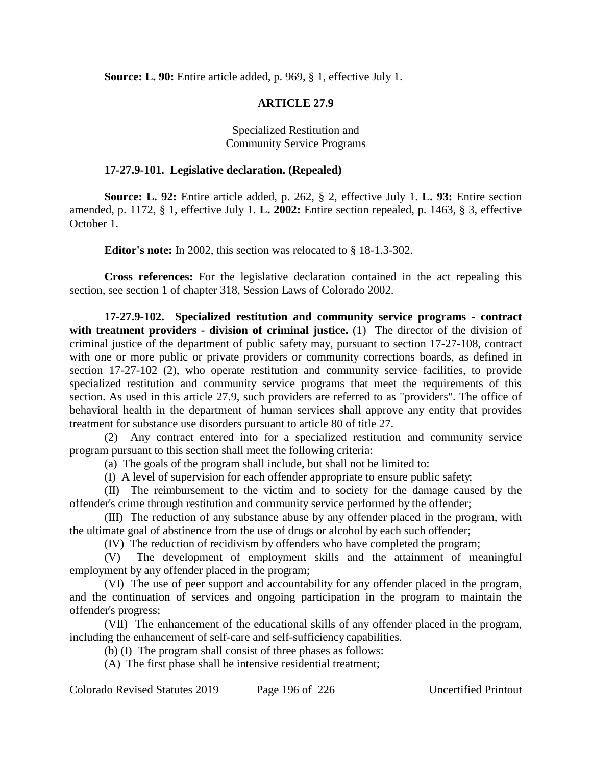**Source: L. 90:** Entire article added, p. 969, § 1, effective July 1.

## ARTICLE 27.9

### Specialized Restitution and Community Service Programs

**17-27.9-101. Legislative declaration. (Repealed)**

**Source: L. 92:** Entire article added, p. 262, § 2, effective July 1. **L. 93:** Entire section amended, p. 1172, § 1, effective July 1. **L. 2002:** Entire section repealed, p. 1463, § 3, effective October 1.

**Editor's note:** In 2002, this section was relocated to § 18-1.3-302.

**Cross references:** For the legislative declaration contained in the act repealing this section, see section 1 of chapter 318, Session Laws of Colorado 2002.

**17-27.9-102. Specialized restitution and community service programs - contract with treatment providers - division of criminal justice.** (1) The director of the division of criminal justice of the department of public safety may, pursuant to section 17-27-108, contract with one or more public or private providers or community corrections boards, as defined in section 17-27-102 (2), who operate restitution and community service facilities, to provide specialized restitution and community service programs that meet the requirements of this section. As used in this article 27.9, such providers are referred to as "providers". The office of behavioral health in the department of human services shall approve any entity that provides treatment for substance use disorders pursuant to article 80 of title 27.

(2) Any contract entered into for a specialized restitution and community service program pursuant to this section shall meet the following criteria:

(a) The goals of the program shall include, but shall not be limited to:

(I) A level of supervision for each offender appropriate to ensure public safety;

(II) The reimbursement to the victim and to society for the damage caused by the offender's crime through restitution and community service performed by the offender;

(III) The reduction of any substance abuse by any offender placed in the program, with the ultimate goal of abstinence from the use of drugs or alcohol by each such offender;

(IV) The reduction of recidivism by offenders who have completed the program;

(V) The development of employment skills and the attainment of meaningful employment by any offender placed in the program;

(VI) The use of peer support and accountability for any offender placed in the program, and the continuation of services and ongoing participation in the program to maintain the offender's progress;

(VII) The enhancement of the educational skills of any offender placed in the program, including the enhancement of self-care and self-sufficiency capabilities.

(b) (I) The program shall consist of three phases as follows:

(A) The first phase shall be intensive residential treatment;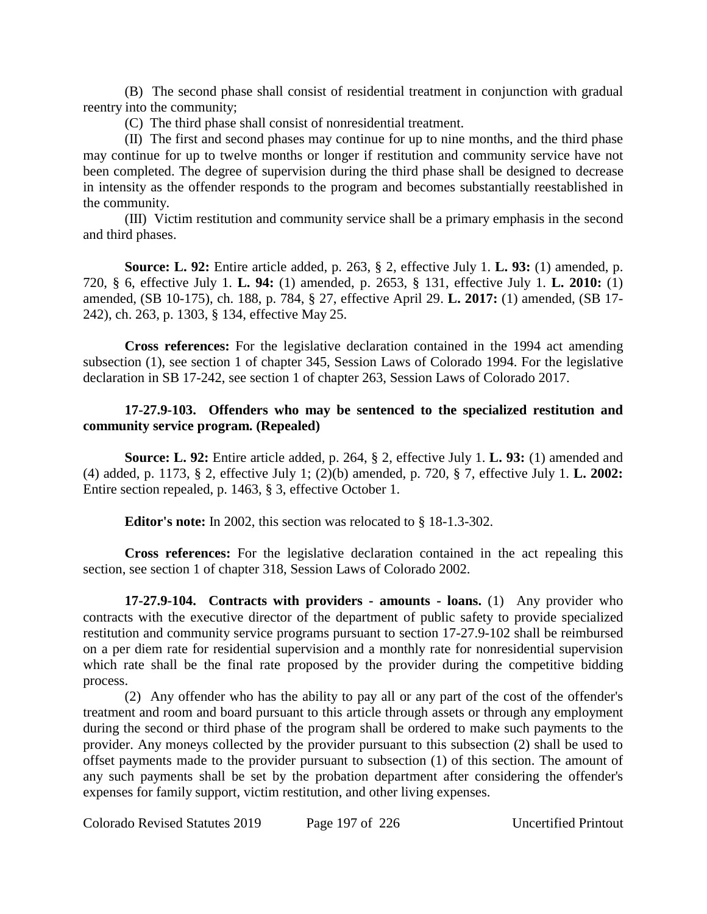(B) The second phase shall consist of residential treatment in conjunction with gradual reentry into the community;

(C) The third phase shall consist of nonresidential treatment.

(II) The first and second phases may continue for up to nine months, and the third phase may continue for up to twelve months or longer if restitution and community service have not been completed. The degree of supervision during the third phase shall be designed to decrease in intensity as the offender responds to the program and becomes substantially reestablished in the community.

(III) Victim restitution and community service shall be a primary emphasis in the second and third phases.

**Source: L. 92:** Entire article added, p. 263, § 2, effective July 1. **L. 93:** (1) amended, p. 720, § 6, effective July 1. **L. 94:** (1) amended, p. 2653, § 131, effective July 1. **L. 2010:** (1) amended, (SB 10-175), ch. 188, p. 784, § 27, effective April 29. **L. 2017:** (1) amended, (SB 17-242), ch. 263, p. 1303, § 134, effective May 25.

**Cross references:** For the legislative declaration contained in the 1994 act amending subsection (1), see section 1 of chapter 345, Session Laws of Colorado 1994. For the legislative declaration in SB 17-242, see section 1 of chapter 263, Session Laws of Colorado 2017.

**17-27.9-103. Offenders who may be sentenced to the specialized restitution and community service program. (Repealed)**

**Source: L. 92:** Entire article added, p. 264, § 2, effective July 1. **L. 93:** (1) amended and (4) added, p. 1173, § 2, effective July 1; (2)(b) amended, p. 720, § 7, effective July 1. **L. 2002:** Entire section repealed, p. 1463, § 3, effective October 1.

**Editor's note:** In 2002, this section was relocated to § 18-1.3-302.

**Cross references:** For the legislative declaration contained in the act repealing this section, see section 1 of chapter 318, Session Laws of Colorado 2002.

**17-27.9-104. Contracts with providers - amounts - loans.** (1) Any provider who contracts with the executive director of the department of public safety to provide specialized restitution and community service programs pursuant to section 17-27.9-102 shall be reimbursed on a per diem rate for residential supervision and a monthly rate for nonresidential supervision which rate shall be the final rate proposed by the provider during the competitive bidding process.

(2) Any offender who has the ability to pay all or any part of the cost of the offender's treatment and room and board pursuant to this article through assets or through any employment during the second or third phase of the program shall be ordered to make such payments to the provider. Any moneys collected by the provider pursuant to this subsection (2) shall be used to offset payments made to the provider pursuant to subsection (1) of this section. The amount of any such payments shall be set by the probation department after considering the offender's expenses for family support, victim restitution, and other living expenses.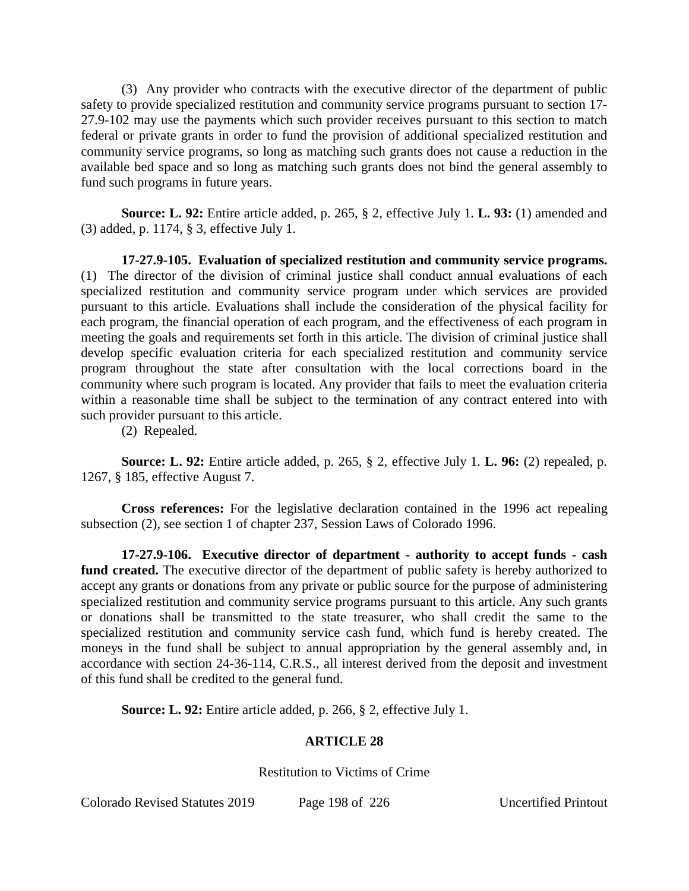(3) Any provider who contracts with the executive director of the department of public safety to provide specialized restitution and community service programs pursuant to section 17-27.9-102 may use the payments which such provider receives pursuant to this section to match federal or private grants in order to fund the provision of additional specialized restitution and community service programs, so long as matching such grants does not cause a reduction in the available bed space and so long as matching such grants does not bind the general assembly to fund such programs in future years.

**Source: L. 92:** Entire article added, p. 265, § 2, effective July 1. **L. 93:** (1) amended and (3) added, p. 1174, § 3, effective July 1.

**17-27.9-105. Evaluation of specialized restitution and community service programs.** (1) The director of the division of criminal justice shall conduct annual evaluations of each specialized restitution and community service program under which services are provided pursuant to this article. Evaluations shall include the consideration of the physical facility for each program, the financial operation of each program, and the effectiveness of each program in meeting the goals and requirements set forth in this article. The division of criminal justice shall develop specific evaluation criteria for each specialized restitution and community service program throughout the state after consultation with the local corrections board in the community where such program is located. Any provider that fails to meet the evaluation criteria within a reasonable time shall be subject to the termination of any contract entered into with such provider pursuant to this article.

(2) Repealed.

**Source: L. 92:** Entire article added, p. 265, § 2, effective July 1. **L. 96:** (2) repealed, p. 1267, § 185, effective August 7.

**Cross references:** For the legislative declaration contained in the 1996 act repealing subsection (2), see section 1 of chapter 237, Session Laws of Colorado 1996.

**17-27.9-106. Executive director of department - authority to accept funds - cash fund created.** The executive director of the department of public safety is hereby authorized to accept any grants or donations from any private or public source for the purpose of administering specialized restitution and community service programs pursuant to this article. Any such grants or donations shall be transmitted to the state treasurer, who shall credit the same to the specialized restitution and community service cash fund, which fund is hereby created. The moneys in the fund shall be subject to annual appropriation by the general assembly and, in accordance with section 24-36-114, C.R.S., all interest derived from the deposit and investment of this fund shall be credited to the general fund.

**Source: L. 92:** Entire article added, p. 266, § 2, effective July 1.

## ARTICLE 28

### Restitution to Victims of Crime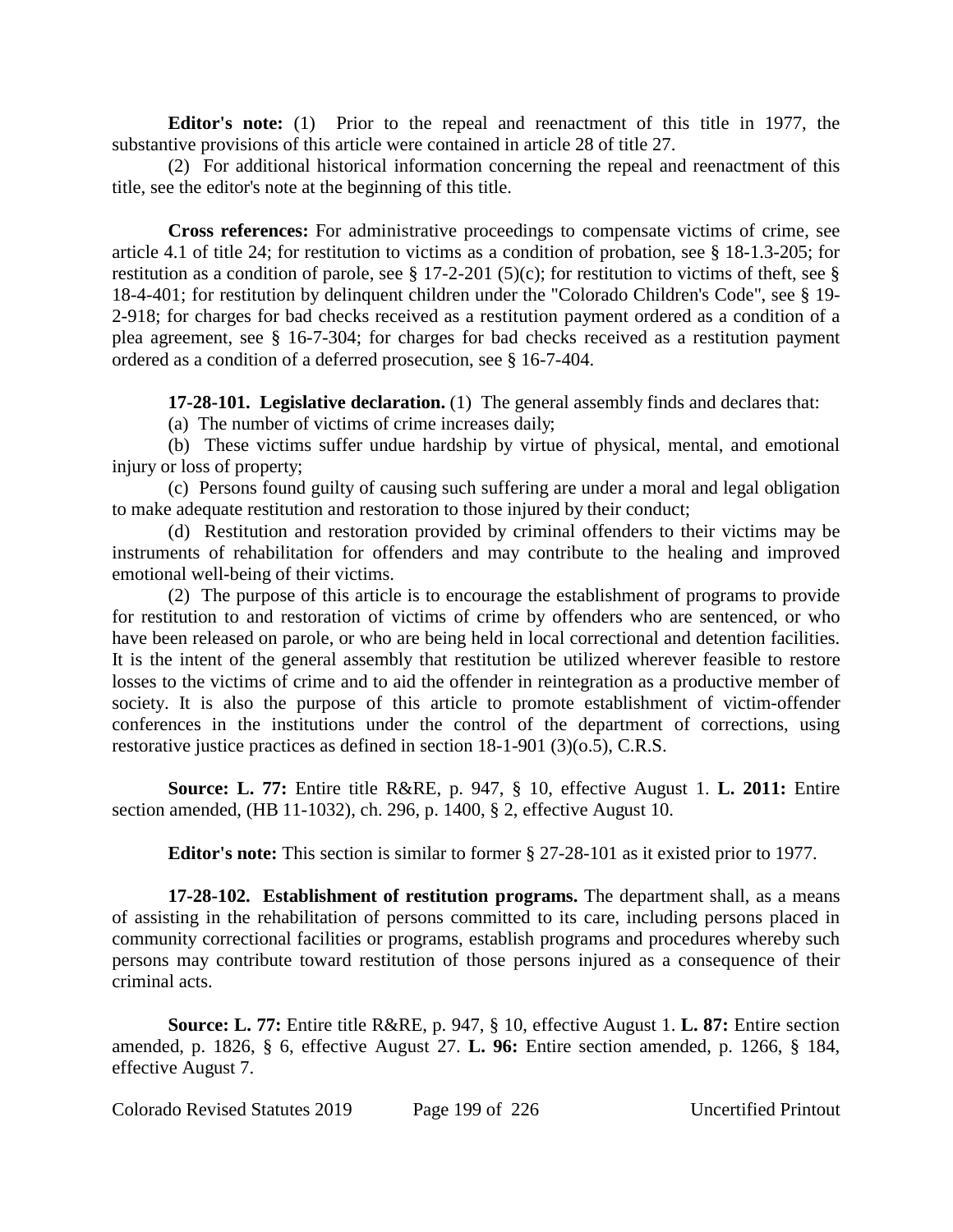**Editor's note:** (1) Prior to the repeal and reenactment of this title in 1977, the substantive provisions of this article were contained in article 28 of title 27.

(2) For additional historical information concerning the repeal and reenactment of this title, see the editor's note at the beginning of this title.

**Cross references:** For administrative proceedings to compensate victims of crime, see article 4.1 of title 24; for restitution to victims as a condition of probation, see § 18-1.3-205; for restitution as a condition of parole, see § 17-2-201 (5)(c); for restitution to victims of theft, see § 18-4-401; for restitution by delinquent children under the "Colorado Children's Code", see § 19-2-918; for charges for bad checks received as a restitution payment ordered as a condition of a plea agreement, see § 16-7-304; for charges for bad checks received as a restitution payment ordered as a condition of a deferred prosecution, see § 16-7-404.

**17-28-101. Legislative declaration.** (1) The general assembly finds and declares that:

(a) The number of victims of crime increases daily;

(b) These victims suffer undue hardship by virtue of physical, mental, and emotional injury or loss of property;

(c) Persons found guilty of causing such suffering are under a moral and legal obligation to make adequate restitution and restoration to those injured by their conduct;

(d) Restitution and restoration provided by criminal offenders to their victims may be instruments of rehabilitation for offenders and may contribute to the healing and improved emotional well-being of their victims.

(2) The purpose of this article is to encourage the establishment of programs to provide for restitution to and restoration of victims of crime by offenders who are sentenced, or who have been released on parole, or who are being held in local correctional and detention facilities. It is the intent of the general assembly that restitution be utilized wherever feasible to restore losses to the victims of crime and to aid the offender in reintegration as a productive member of society. It is also the purpose of this article to promote establishment of victim-offender conferences in the institutions under the control of the department of corrections, using restorative justice practices as defined in section 18-1-901 (3)(o.5), C.R.S.

**Source: L. 77:** Entire title R&RE, p. 947, § 10, effective August 1. **L. 2011:** Entire section amended, (HB 11-1032), ch. 296, p. 1400, § 2, effective August 10.

**Editor's note:** This section is similar to former § 27-28-101 as it existed prior to 1977.

**17-28-102. Establishment of restitution programs.** The department shall, as a means of assisting in the rehabilitation of persons committed to its care, including persons placed in community correctional facilities or programs, establish programs and procedures whereby such persons may contribute toward restitution of those persons injured as a consequence of their criminal acts.

**Source: L. 77:** Entire title R&RE, p. 947, § 10, effective August 1. **L. 87:** Entire section amended, p. 1826, § 6, effective August 27. **L. 96:** Entire section amended, p. 1266, § 184, effective August 7.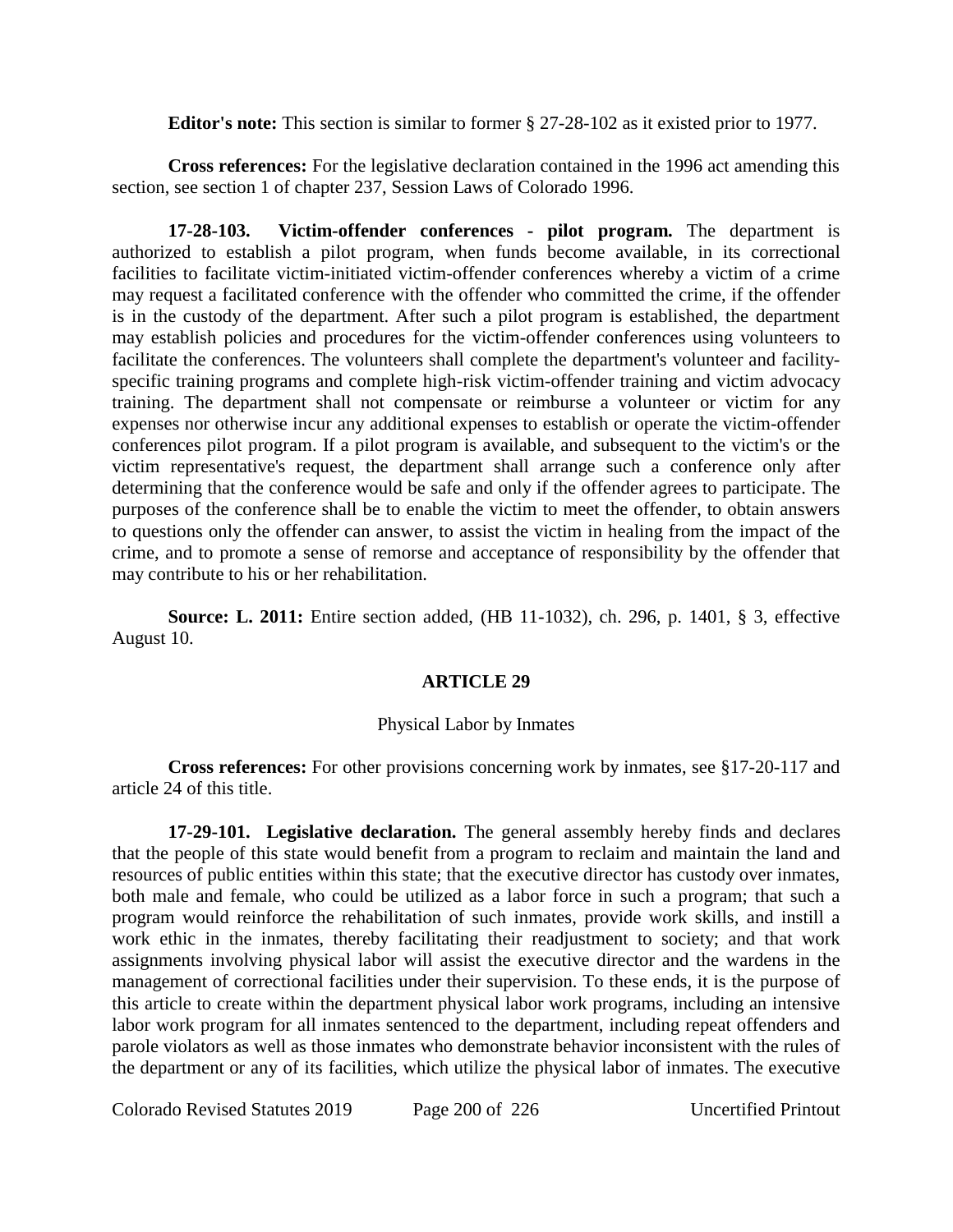**Editor's note:** This section is similar to former § 27-28-102 as it existed prior to 1977.

**Cross references:** For the legislative declaration contained in the 1996 act amending this section, see section 1 of chapter 237, Session Laws of Colorado 1996.

**17-28-103. Victim-offender conferences - pilot program.** The department is authorized to establish a pilot program, when funds become available, in its correctional facilities to facilitate victim-initiated victim-offender conferences whereby a victim of a crime may request a facilitated conference with the offender who committed the crime, if the offender is in the custody of the department. After such a pilot program is established, the department may establish policies and procedures for the victim-offender conferences using volunteers to facilitate the conferences. The volunteers shall complete the department's volunteer and facility-specific training programs and complete high-risk victim-offender training and victim advocacy training. The department shall not compensate or reimburse a volunteer or victim for any expenses nor otherwise incur any additional expenses to establish or operate the victim-offender conferences pilot program. If a pilot program is available, and subsequent to the victim's or the victim representative's request, the department shall arrange such a conference only after determining that the conference would be safe and only if the offender agrees to participate. The purposes of the conference shall be to enable the victim to meet the offender, to obtain answers to questions only the offender can answer, to assist the victim in healing from the impact of the crime, and to promote a sense of remorse and acceptance of responsibility by the offender that may contribute to his or her rehabilitation.

**Source: L. 2011:** Entire section added, (HB 11-1032), ch. 296, p. 1401, § 3, effective August 10.

## ARTICLE 29

### Physical Labor by Inmates

**Cross references:** For other provisions concerning work by inmates, see §17-20-117 and article 24 of this title.

**17-29-101. Legislative declaration.** The general assembly hereby finds and declares that the people of this state would benefit from a program to reclaim and maintain the land and resources of public entities within this state; that the executive director has custody over inmates, both male and female, who could be utilized as a labor force in such a program; that such a program would reinforce the rehabilitation of such inmates, provide work skills, and instill a work ethic in the inmates, thereby facilitating their readjustment to society; and that work assignments involving physical labor will assist the executive director and the wardens in the management of correctional facilities under their supervision. To these ends, it is the purpose of this article to create within the department physical labor work programs, including an intensive labor work program for all inmates sentenced to the department, including repeat offenders and parole violators as well as those inmates who demonstrate behavior inconsistent with the rules of the department or any of its facilities, which utilize the physical labor of inmates. The executive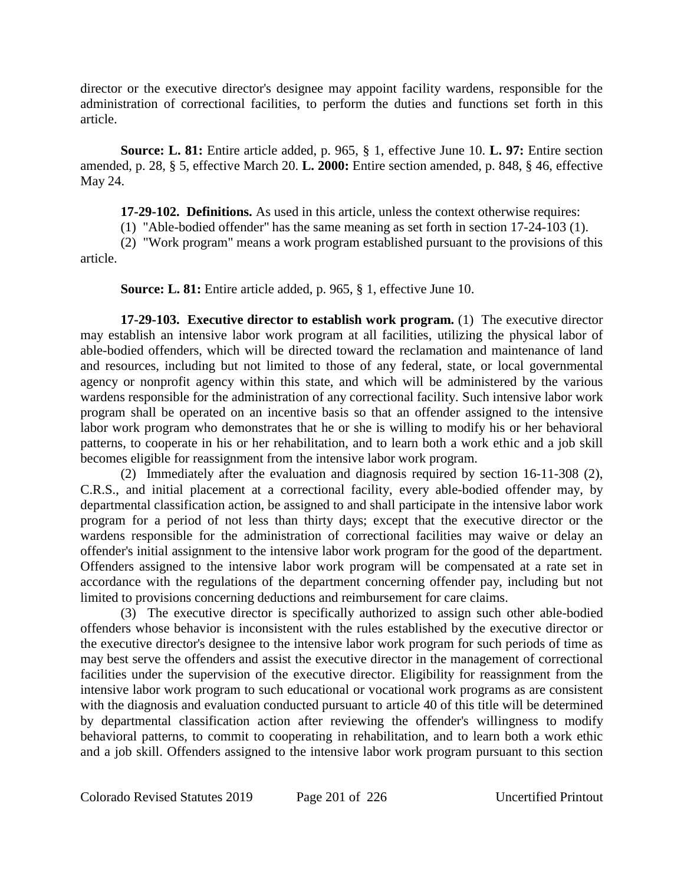director or the executive director's designee may appoint facility wardens, responsible for the administration of correctional facilities, to perform the duties and functions set forth in this article.

**Source: L. 81:** Entire article added, p. 965, § 1, effective June 10. **L. 97:** Entire section amended, p. 28, § 5, effective March 20. **L. 2000:** Entire section amended, p. 848, § 46, effective May 24.

**17-29-102. Definitions.** As used in this article, unless the context otherwise requires:

(1) "Able-bodied offender" has the same meaning as set forth in section 17-24-103 (1).

(2) "Work program" means a work program established pursuant to the provisions of this article.

**Source: L. 81:** Entire article added, p. 965, § 1, effective June 10.

**17-29-103. Executive director to establish work program.** (1) The executive director may establish an intensive labor work program at all facilities, utilizing the physical labor of able-bodied offenders, which will be directed toward the reclamation and maintenance of land and resources, including but not limited to those of any federal, state, or local governmental agency or nonprofit agency within this state, and which will be administered by the various wardens responsible for the administration of any correctional facility. Such intensive labor work program shall be operated on an incentive basis so that an offender assigned to the intensive labor work program who demonstrates that he or she is willing to modify his or her behavioral patterns, to cooperate in his or her rehabilitation, and to learn both a work ethic and a job skill becomes eligible for reassignment from the intensive labor work program.

(2) Immediately after the evaluation and diagnosis required by section 16-11-308 (2), C.R.S., and initial placement at a correctional facility, every able-bodied offender may, by departmental classification action, be assigned to and shall participate in the intensive labor work program for a period of not less than thirty days; except that the executive director or the wardens responsible for the administration of correctional facilities may waive or delay an offender's initial assignment to the intensive labor work program for the good of the department. Offenders assigned to the intensive labor work program will be compensated at a rate set in accordance with the regulations of the department concerning offender pay, including but not limited to provisions concerning deductions and reimbursement for care claims.

(3) The executive director is specifically authorized to assign such other able-bodied offenders whose behavior is inconsistent with the rules established by the executive director or the executive director's designee to the intensive labor work program for such periods of time as may best serve the offenders and assist the executive director in the management of correctional facilities under the supervision of the executive director. Eligibility for reassignment from the intensive labor work program to such educational or vocational work programs as are consistent with the diagnosis and evaluation conducted pursuant to article 40 of this title will be determined by departmental classification action after reviewing the offender's willingness to modify behavioral patterns, to commit to cooperating in rehabilitation, and to learn both a work ethic and a job skill. Offenders assigned to the intensive labor work program pursuant to this section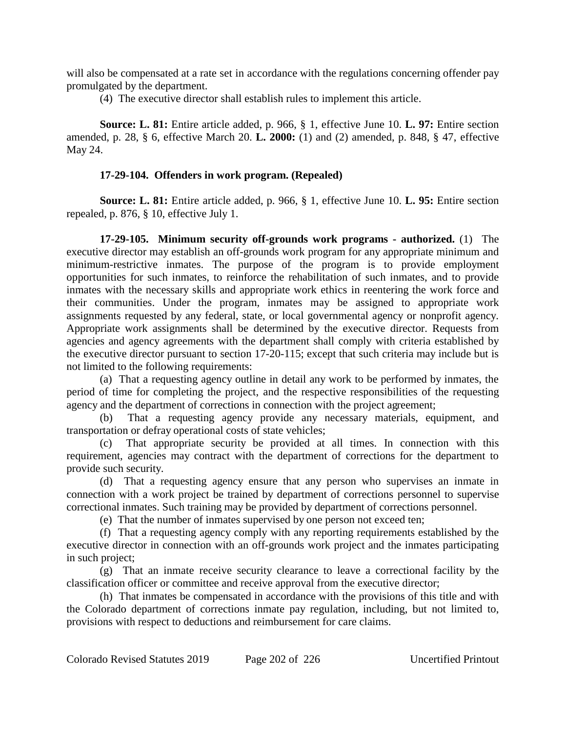will also be compensated at a rate set in accordance with the regulations concerning offender pay promulgated by the department.

(4) The executive director shall establish rules to implement this article.

**Source: L. 81:** Entire article added, p. 966, § 1, effective June 10. **L. 97:** Entire section amended, p. 28, § 6, effective March 20. **L. 2000:** (1) and (2) amended, p. 848, § 47, effective May 24.

**17-29-104. Offenders in work program. (Repealed)**

**Source: L. 81:** Entire article added, p. 966, § 1, effective June 10. **L. 95:** Entire section repealed, p. 876, § 10, effective July 1.

**17-29-105. Minimum security off-grounds work programs - authorized.** (1) The executive director may establish an off-grounds work program for any appropriate minimum and minimum-restrictive inmates. The purpose of the program is to provide employment opportunities for such inmates, to reinforce the rehabilitation of such inmates, and to provide inmates with the necessary skills and appropriate work ethics in reentering the work force and their communities. Under the program, inmates may be assigned to appropriate work assignments requested by any federal, state, or local governmental agency or nonprofit agency. Appropriate work assignments shall be determined by the executive director. Requests from agencies and agency agreements with the department shall comply with criteria established by the executive director pursuant to section 17-20-115; except that such criteria may include but is not limited to the following requirements:

(a) That a requesting agency outline in detail any work to be performed by inmates, the period of time for completing the project, and the respective responsibilities of the requesting agency and the department of corrections in connection with the project agreement;

(b) That a requesting agency provide any necessary materials, equipment, and transportation or defray operational costs of state vehicles;

(c) That appropriate security be provided at all times. In connection with this requirement, agencies may contract with the department of corrections for the department to provide such security.

(d) That a requesting agency ensure that any person who supervises an inmate in connection with a work project be trained by department of corrections personnel to supervise correctional inmates. Such training may be provided by department of corrections personnel.

(e) That the number of inmates supervised by one person not exceed ten;

(f) That a requesting agency comply with any reporting requirements established by the executive director in connection with an off-grounds work project and the inmates participating in such project;

(g) That an inmate receive security clearance to leave a correctional facility by the classification officer or committee and receive approval from the executive director;

(h) That inmates be compensated in accordance with the provisions of this title and with the Colorado department of corrections inmate pay regulation, including, but not limited to, provisions with respect to deductions and reimbursement for care claims.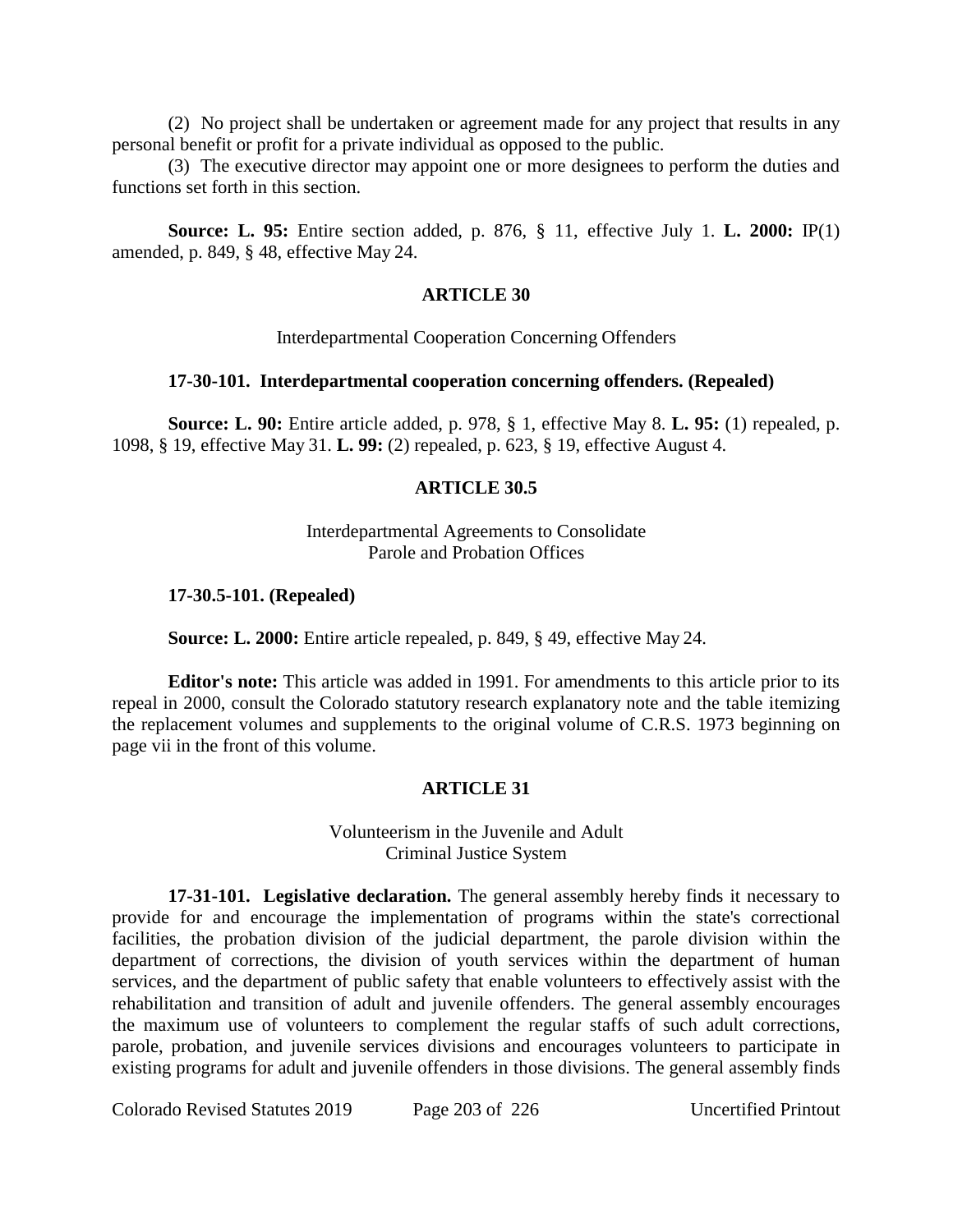(2) No project shall be undertaken or agreement made for any project that results in any personal benefit or profit for a private individual as opposed to the public.

(3) The executive director may appoint one or more designees to perform the duties and functions set forth in this section.

**Source: L. 95:** Entire section added, p. 876, § 11, effective July 1. **L. 2000:** IP(1) amended, p. 849, § 48, effective May 24.

## ARTICLE 30

Interdepartmental Cooperation Concerning Offenders

**17-30-101. Interdepartmental cooperation concerning offenders. (Repealed)**

**Source: L. 90:** Entire article added, p. 978, § 1, effective May 8. **L. 95:** (1) repealed, p. 1098, § 19, effective May 31. **L. 99:** (2) repealed, p. 623, § 19, effective August 4.

## ARTICLE 30.5

Interdepartmental Agreements to Consolidate Parole and Probation Offices

**17-30.5-101. (Repealed)**

**Source: L. 2000:** Entire article repealed, p. 849, § 49, effective May 24.

**Editor's note:** This article was added in 1991. For amendments to this article prior to its repeal in 2000, consult the Colorado statutory research explanatory note and the table itemizing the replacement volumes and supplements to the original volume of C.R.S. 1973 beginning on page vii in the front of this volume.

## ARTICLE 31

Volunteerism in the Juvenile and Adult Criminal Justice System

**17-31-101. Legislative declaration.** The general assembly hereby finds it necessary to provide for and encourage the implementation of programs within the state's correctional facilities, the probation division of the judicial department, the parole division within the department of corrections, the division of youth services within the department of human services, and the department of public safety that enable volunteers to effectively assist with the rehabilitation and transition of adult and juvenile offenders. The general assembly encourages the maximum use of volunteers to complement the regular staffs of such adult corrections, parole, probation, and juvenile services divisions and encourages volunteers to participate in existing programs for adult and juvenile offenders in those divisions. The general assembly finds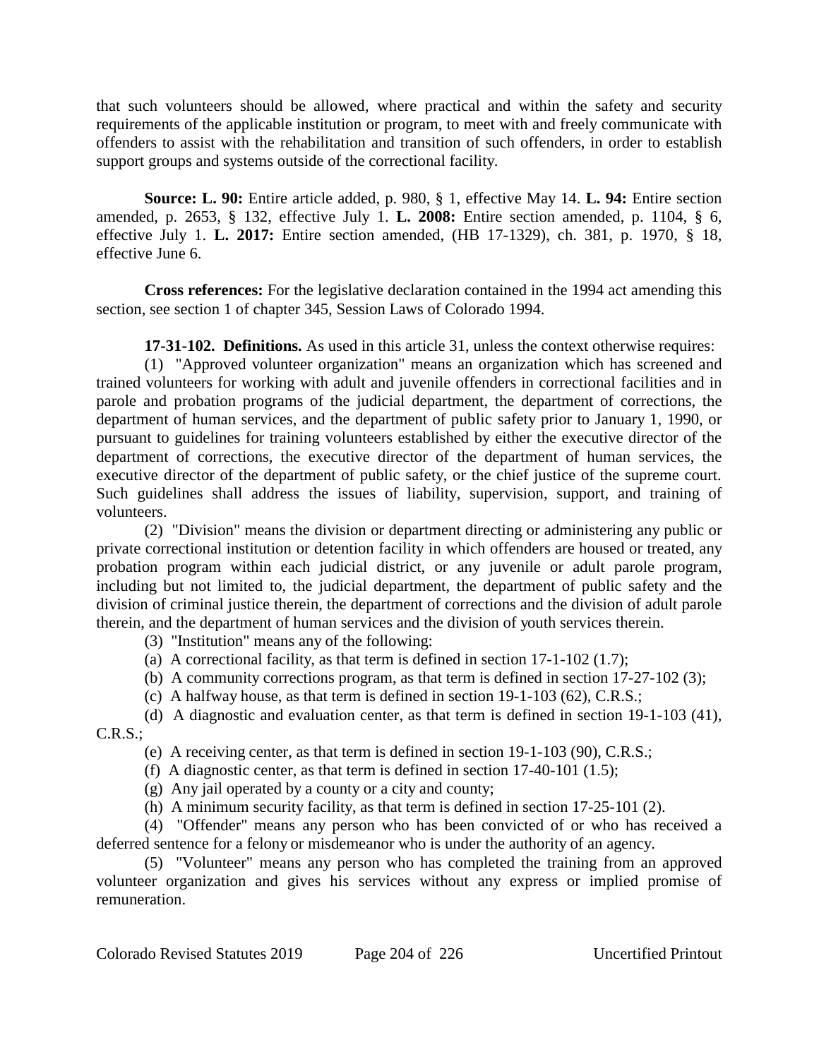that such volunteers should be allowed, where practical and within the safety and security requirements of the applicable institution or program, to meet with and freely communicate with offenders to assist with the rehabilitation and transition of such offenders, in order to establish support groups and systems outside of the correctional facility.

**Source: L. 90:** Entire article added, p. 980, § 1, effective May 14. **L. 94:** Entire section amended, p. 2653, § 132, effective July 1. **L. 2008:** Entire section amended, p. 1104, § 6, effective July 1. **L. 2017:** Entire section amended, (HB 17-1329), ch. 381, p. 1970, § 18, effective June 6.

**Cross references:** For the legislative declaration contained in the 1994 act amending this section, see section 1 of chapter 345, Session Laws of Colorado 1994.

**17-31-102. Definitions.** As used in this article 31, unless the context otherwise requires:

(1) "Approved volunteer organization" means an organization which has screened and trained volunteers for working with adult and juvenile offenders in correctional facilities and in parole and probation programs of the judicial department, the department of corrections, the department of human services, and the department of public safety prior to January 1, 1990, or pursuant to guidelines for training volunteers established by either the executive director of the department of corrections, the executive director of the department of human services, the executive director of the department of public safety, or the chief justice of the supreme court. Such guidelines shall address the issues of liability, supervision, support, and training of volunteers.

(2) "Division" means the division or department directing or administering any public or private correctional institution or detention facility in which offenders are housed or treated, any probation program within each judicial district, or any juvenile or adult parole program, including but not limited to, the judicial department, the department of public safety and the division of criminal justice therein, the department of corrections and the division of adult parole therein, and the department of human services and the division of youth services therein.

(3) "Institution" means any of the following:

(a) A correctional facility, as that term is defined in section 17-1-102 (1.7);

(b) A community corrections program, as that term is defined in section 17-27-102 (3);

(c) A halfway house, as that term is defined in section 19-1-103 (62), C.R.S.;

(d) A diagnostic and evaluation center, as that term is defined in section 19-1-103 (41), C.R.S.;

(e) A receiving center, as that term is defined in section 19-1-103 (90), C.R.S.;

(f) A diagnostic center, as that term is defined in section 17-40-101 (1.5);

(g) Any jail operated by a county or a city and county;

(h) A minimum security facility, as that term is defined in section 17-25-101 (2).

(4) "Offender" means any person who has been convicted of or who has received a deferred sentence for a felony or misdemeanor who is under the authority of an agency.

(5) "Volunteer" means any person who has completed the training from an approved volunteer organization and gives his services without any express or implied promise of remuneration.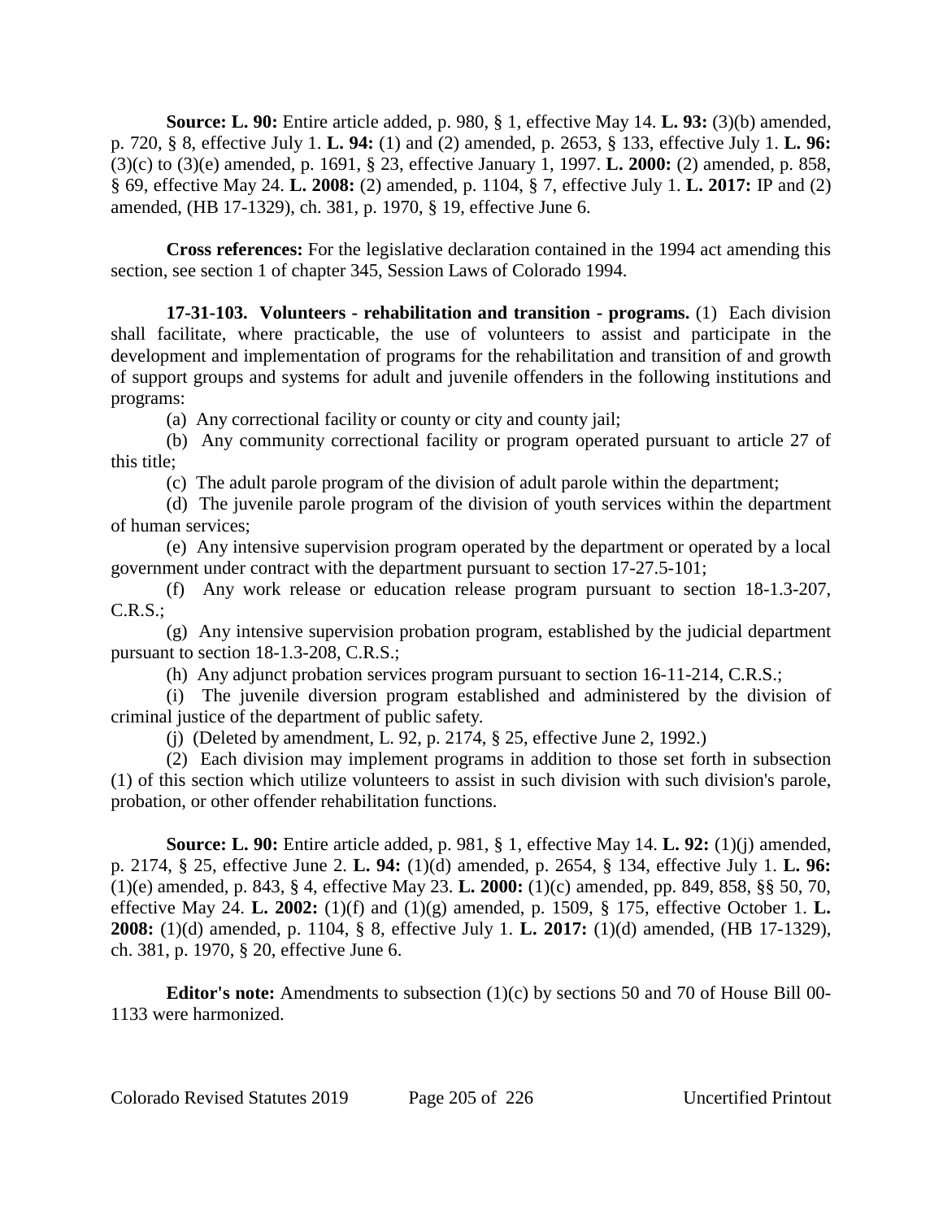**Source: L. 90:** Entire article added, p. 980, § 1, effective May 14. **L. 93:** (3)(b) amended, p. 720, § 8, effective July 1. **L. 94:** (1) and (2) amended, p. 2653, § 133, effective July 1. **L. 96:** (3)(c) to (3)(e) amended, p. 1691, § 23, effective January 1, 1997. **L. 2000:** (2) amended, p. 858, § 69, effective May 24. **L. 2008:** (2) amended, p. 1104, § 7, effective July 1. **L. 2017:** IP and (2) amended, (HB 17-1329), ch. 381, p. 1970, § 19, effective June 6.

**Cross references:** For the legislative declaration contained in the 1994 act amending this section, see section 1 of chapter 345, Session Laws of Colorado 1994.

**17-31-103. Volunteers - rehabilitation and transition - programs.** (1) Each division shall facilitate, where practicable, the use of volunteers to assist and participate in the development and implementation of programs for the rehabilitation and transition of and growth of support groups and systems for adult and juvenile offenders in the following institutions and programs:

(a) Any correctional facility or county or city and county jail;

(b) Any community correctional facility or program operated pursuant to article 27 of this title;

(c) The adult parole program of the division of adult parole within the department;

(d) The juvenile parole program of the division of youth services within the department of human services;

(e) Any intensive supervision program operated by the department or operated by a local government under contract with the department pursuant to section 17-27.5-101;

(f) Any work release or education release program pursuant to section 18-1.3-207, C.R.S.;

(g) Any intensive supervision probation program, established by the judicial department pursuant to section 18-1.3-208, C.R.S.;

(h) Any adjunct probation services program pursuant to section 16-11-214, C.R.S.;

(i) The juvenile diversion program established and administered by the division of criminal justice of the department of public safety.

(j) (Deleted by amendment, L. 92, p. 2174, § 25, effective June 2, 1992.)

(2) Each division may implement programs in addition to those set forth in subsection (1) of this section which utilize volunteers to assist in such division with such division's parole, probation, or other offender rehabilitation functions.

**Source: L. 90:** Entire article added, p. 981, § 1, effective May 14. **L. 92:** (1)(j) amended, p. 2174, § 25, effective June 2. **L. 94:** (1)(d) amended, p. 2654, § 134, effective July 1. **L. 96:** (1)(e) amended, p. 843, § 4, effective May 23. **L. 2000:** (1)(c) amended, pp. 849, 858, §§ 50, 70, effective May 24. **L. 2002:** (1)(f) and (1)(g) amended, p. 1509, § 175, effective October 1. **L. 2008:** (1)(d) amended, p. 1104, § 8, effective July 1. **L. 2017:** (1)(d) amended, (HB 17-1329), ch. 381, p. 1970, § 20, effective June 6.

**Editor's note:** Amendments to subsection (1)(c) by sections 50 and 70 of House Bill 00-1133 were harmonized.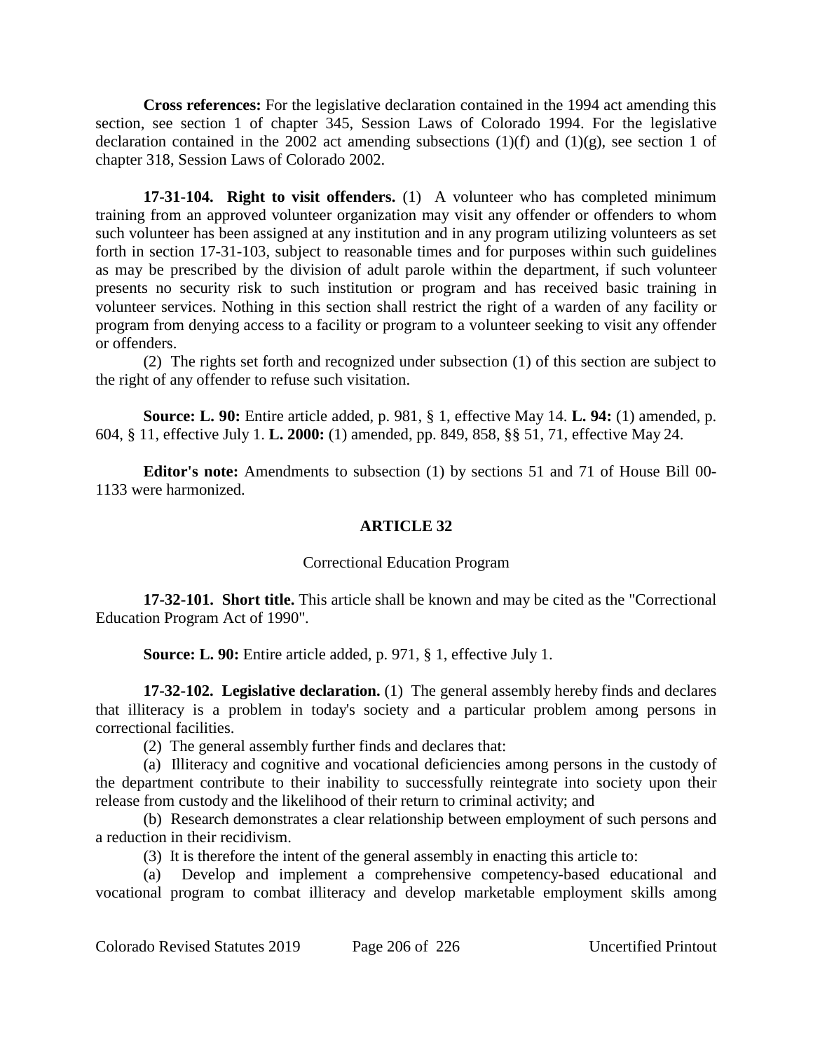**Cross references:** For the legislative declaration contained in the 1994 act amending this section, see section 1 of chapter 345, Session Laws of Colorado 1994. For the legislative declaration contained in the 2002 act amending subsections (1)(f) and (1)(g), see section 1 of chapter 318, Session Laws of Colorado 2002.

**17-31-104. Right to visit offenders.** (1) A volunteer who has completed minimum training from an approved volunteer organization may visit any offender or offenders to whom such volunteer has been assigned at any institution and in any program utilizing volunteers as set forth in section 17-31-103, subject to reasonable times and for purposes within such guidelines as may be prescribed by the division of adult parole within the department, if such volunteer presents no security risk to such institution or program and has received basic training in volunteer services. Nothing in this section shall restrict the right of a warden of any facility or program from denying access to a facility or program to a volunteer seeking to visit any offender or offenders.

(2) The rights set forth and recognized under subsection (1) of this section are subject to the right of any offender to refuse such visitation.

**Source: L. 90:** Entire article added, p. 981, § 1, effective May 14. **L. 94:** (1) amended, p. 604, § 11, effective July 1. **L. 2000:** (1) amended, pp. 849, 858, §§ 51, 71, effective May 24.

**Editor's note:** Amendments to subsection (1) by sections 51 and 71 of House Bill 00-1133 were harmonized.

## ARTICLE 32

### Correctional Education Program

**17-32-101. Short title.** This article shall be known and may be cited as the "Correctional Education Program Act of 1990".

**Source: L. 90:** Entire article added, p. 971, § 1, effective July 1.

**17-32-102. Legislative declaration.** (1) The general assembly hereby finds and declares that illiteracy is a problem in today's society and a particular problem among persons in correctional facilities.

(2) The general assembly further finds and declares that:

(a) Illiteracy and cognitive and vocational deficiencies among persons in the custody of the department contribute to their inability to successfully reintegrate into society upon their release from custody and the likelihood of their return to criminal activity; and

(b) Research demonstrates a clear relationship between employment of such persons and a reduction in their recidivism.

(3) It is therefore the intent of the general assembly in enacting this article to:

(a) Develop and implement a comprehensive competency-based educational and vocational program to combat illiteracy and develop marketable employment skills among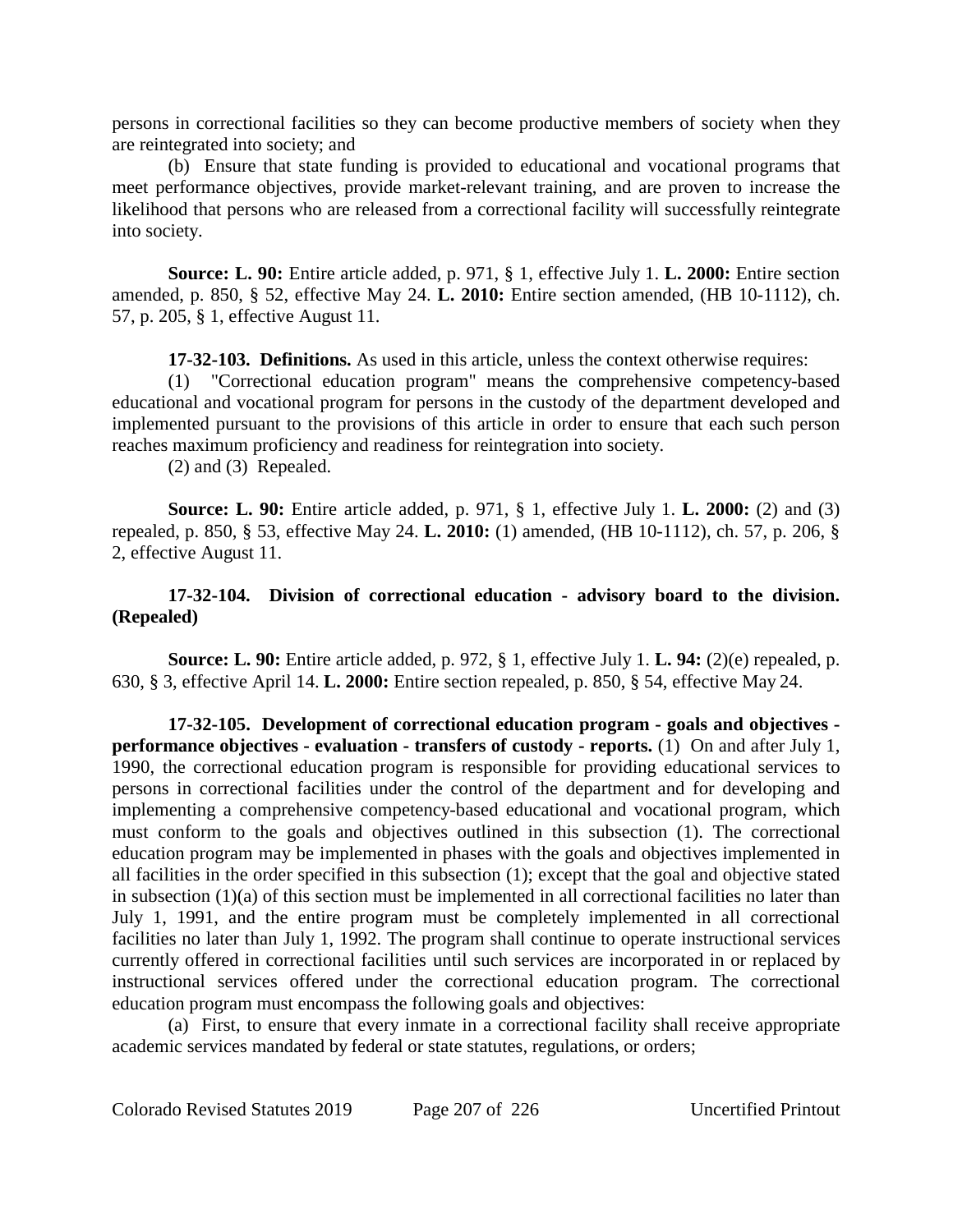persons in correctional facilities so they can become productive members of society when they are reintegrated into society; and

(b) Ensure that state funding is provided to educational and vocational programs that meet performance objectives, provide market-relevant training, and are proven to increase the likelihood that persons who are released from a correctional facility will successfully reintegrate into society.

**Source: L. 90:** Entire article added, p. 971, § 1, effective July 1. **L. 2000:** Entire section amended, p. 850, § 52, effective May 24. **L. 2010:** Entire section amended, (HB 10-1112), ch. 57, p. 205, § 1, effective August 11.

**17-32-103. Definitions.** As used in this article, unless the context otherwise requires:

(1) "Correctional education program" means the comprehensive competency-based educational and vocational program for persons in the custody of the department developed and implemented pursuant to the provisions of this article in order to ensure that each such person reaches maximum proficiency and readiness for reintegration into society.

(2) and (3) Repealed.

**Source: L. 90:** Entire article added, p. 971, § 1, effective July 1. **L. 2000:** (2) and (3) repealed, p. 850, § 53, effective May 24. **L. 2010:** (1) amended, (HB 10-1112), ch. 57, p. 206, § 2, effective August 11.

**17-32-104. Division of correctional education - advisory board to the division. (Repealed)**

**Source: L. 90:** Entire article added, p. 972, § 1, effective July 1. **L. 94:** (2)(e) repealed, p. 630, § 3, effective April 14. **L. 2000:** Entire section repealed, p. 850, § 54, effective May 24.

**17-32-105. Development of correctional education program - goals and objectives - performance objectives - evaluation - transfers of custody - reports.** (1) On and after July 1, 1990, the correctional education program is responsible for providing educational services to persons in correctional facilities under the control of the department and for developing and implementing a comprehensive competency-based educational and vocational program, which must conform to the goals and objectives outlined in this subsection (1). The correctional education program may be implemented in phases with the goals and objectives implemented in all facilities in the order specified in this subsection (1); except that the goal and objective stated in subsection (1)(a) of this section must be implemented in all correctional facilities no later than July 1, 1991, and the entire program must be completely implemented in all correctional facilities no later than July 1, 1992. The program shall continue to operate instructional services currently offered in correctional facilities until such services are incorporated in or replaced by instructional services offered under the correctional education program. The correctional education program must encompass the following goals and objectives:

(a) First, to ensure that every inmate in a correctional facility shall receive appropriate academic services mandated by federal or state statutes, regulations, or orders;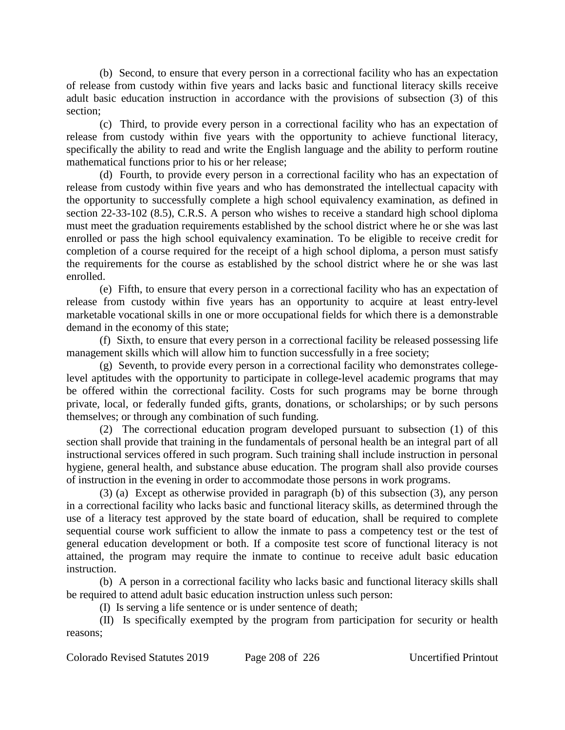(b) Second, to ensure that every person in a correctional facility who has an expectation of release from custody within five years and lacks basic and functional literacy skills receive adult basic education instruction in accordance with the provisions of subsection (3) of this section;

(c) Third, to provide every person in a correctional facility who has an expectation of release from custody within five years with the opportunity to achieve functional literacy, specifically the ability to read and write the English language and the ability to perform routine mathematical functions prior to his or her release;

(d) Fourth, to provide every person in a correctional facility who has an expectation of release from custody within five years and who has demonstrated the intellectual capacity with the opportunity to successfully complete a high school equivalency examination, as defined in section 22-33-102 (8.5), C.R.S. A person who wishes to receive a standard high school diploma must meet the graduation requirements established by the school district where he or she was last enrolled or pass the high school equivalency examination. To be eligible to receive credit for completion of a course required for the receipt of a high school diploma, a person must satisfy the requirements for the course as established by the school district where he or she was last enrolled.

(e) Fifth, to ensure that every person in a correctional facility who has an expectation of release from custody within five years has an opportunity to acquire at least entry-level marketable vocational skills in one or more occupational fields for which there is a demonstrable demand in the economy of this state;

(f) Sixth, to ensure that every person in a correctional facility be released possessing life management skills which will allow him to function successfully in a free society;

(g) Seventh, to provide every person in a correctional facility who demonstrates college-level aptitudes with the opportunity to participate in college-level academic programs that may be offered within the correctional facility. Costs for such programs may be borne through private, local, or federally funded gifts, grants, donations, or scholarships; or by such persons themselves; or through any combination of such funding.

(2) The correctional education program developed pursuant to subsection (1) of this section shall provide that training in the fundamentals of personal health be an integral part of all instructional services offered in such program. Such training shall include instruction in personal hygiene, general health, and substance abuse education. The program shall also provide courses of instruction in the evening in order to accommodate those persons in work programs.

(3) (a) Except as otherwise provided in paragraph (b) of this subsection (3), any person in a correctional facility who lacks basic and functional literacy skills, as determined through the use of a literacy test approved by the state board of education, shall be required to complete sequential course work sufficient to allow the inmate to pass a competency test or the test of general education development or both. If a composite test score of functional literacy is not attained, the program may require the inmate to continue to receive adult basic education instruction.

(b) A person in a correctional facility who lacks basic and functional literacy skills shall be required to attend adult basic education instruction unless such person:

(I) Is serving a life sentence or is under sentence of death;

(II) Is specifically exempted by the program from participation for security or health reasons;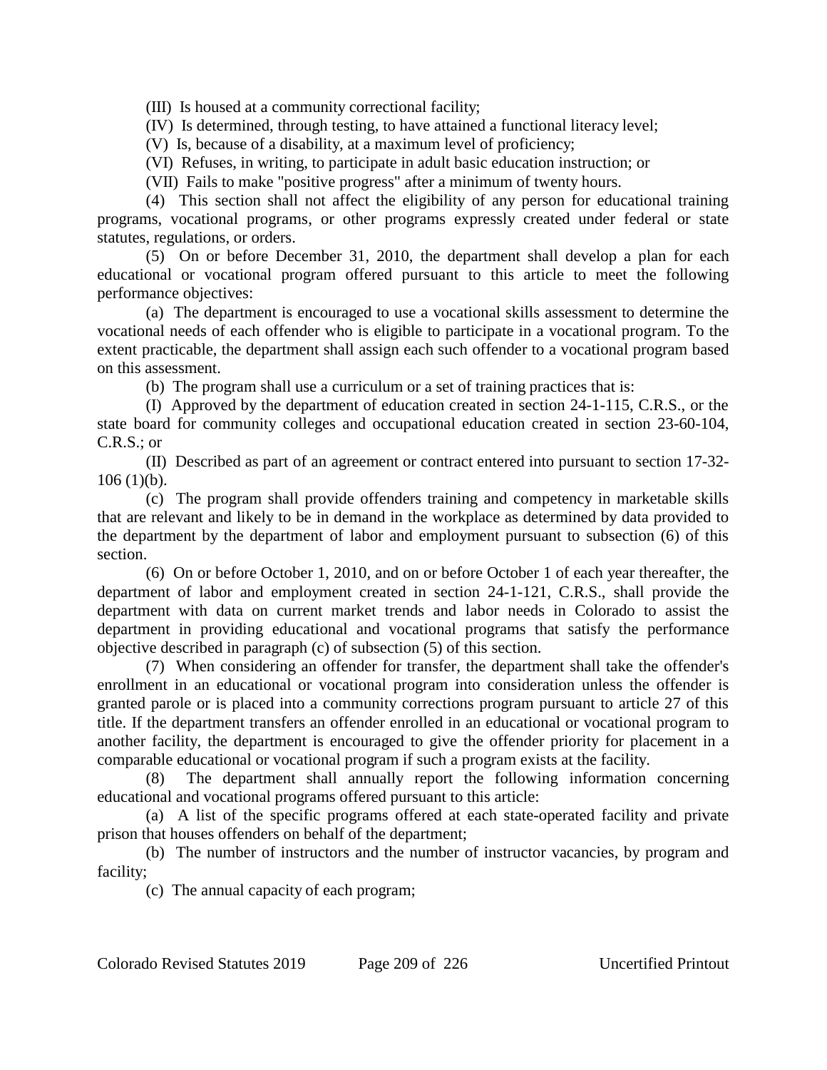(III) Is housed at a community correctional facility;

(IV) Is determined, through testing, to have attained a functional literacy level;

(V) Is, because of a disability, at a maximum level of proficiency;

(VI) Refuses, in writing, to participate in adult basic education instruction; or

(VII) Fails to make "positive progress" after a minimum of twenty hours.

(4) This section shall not affect the eligibility of any person for educational training programs, vocational programs, or other programs expressly created under federal or state statutes, regulations, or orders.

(5) On or before December 31, 2010, the department shall develop a plan for each educational or vocational program offered pursuant to this article to meet the following performance objectives:

(a) The department is encouraged to use a vocational skills assessment to determine the vocational needs of each offender who is eligible to participate in a vocational program. To the extent practicable, the department shall assign each such offender to a vocational program based on this assessment.

(b) The program shall use a curriculum or a set of training practices that is:

(I) Approved by the department of education created in section 24-1-115, C.R.S., or the state board for community colleges and occupational education created in section 23-60-104, C.R.S.; or

(II) Described as part of an agreement or contract entered into pursuant to section 17-32-106 (1)(b).

(c) The program shall provide offenders training and competency in marketable skills that are relevant and likely to be in demand in the workplace as determined by data provided to the department by the department of labor and employment pursuant to subsection (6) of this section.

(6) On or before October 1, 2010, and on or before October 1 of each year thereafter, the department of labor and employment created in section 24-1-121, C.R.S., shall provide the department with data on current market trends and labor needs in Colorado to assist the department in providing educational and vocational programs that satisfy the performance objective described in paragraph (c) of subsection (5) of this section.

(7) When considering an offender for transfer, the department shall take the offender's enrollment in an educational or vocational program into consideration unless the offender is granted parole or is placed into a community corrections program pursuant to article 27 of this title. If the department transfers an offender enrolled in an educational or vocational program to another facility, the department is encouraged to give the offender priority for placement in a comparable educational or vocational program if such a program exists at the facility.

(8) The department shall annually report the following information concerning educational and vocational programs offered pursuant to this article:

(a) A list of the specific programs offered at each state-operated facility and private prison that houses offenders on behalf of the department;

(b) The number of instructors and the number of instructor vacancies, by program and facility;

(c) The annual capacity of each program;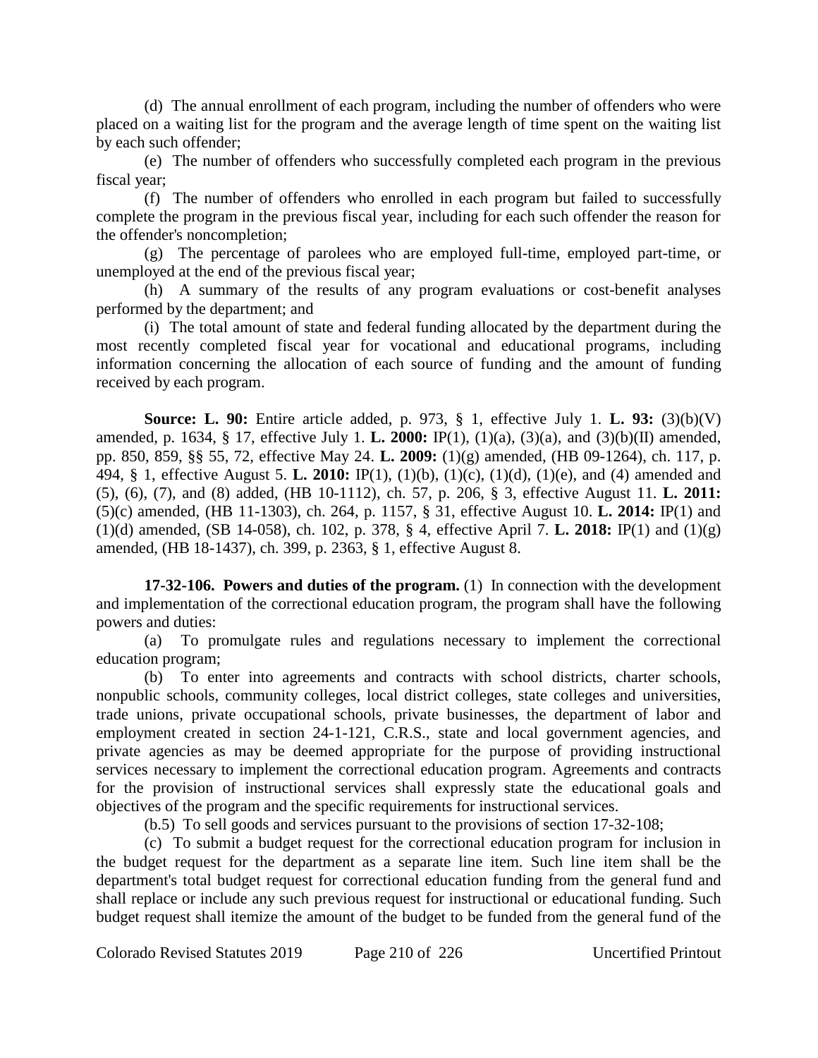(d) The annual enrollment of each program, including the number of offenders who were placed on a waiting list for the program and the average length of time spent on the waiting list by each such offender;

(e) The number of offenders who successfully completed each program in the previous fiscal year;

(f) The number of offenders who enrolled in each program but failed to successfully complete the program in the previous fiscal year, including for each such offender the reason for the offender's noncompletion;

(g) The percentage of parolees who are employed full-time, employed part-time, or unemployed at the end of the previous fiscal year;

(h) A summary of the results of any program evaluations or cost-benefit analyses performed by the department; and

(i) The total amount of state and federal funding allocated by the department during the most recently completed fiscal year for vocational and educational programs, including information concerning the allocation of each source of funding and the amount of funding received by each program.

**Source: L. 90:** Entire article added, p. 973, § 1, effective July 1. **L. 93:** (3)(b)(V) amended, p. 1634, § 17, effective July 1. **L. 2000:** IP(1), (1)(a), (3)(a), and (3)(b)(II) amended, pp. 850, 859, §§ 55, 72, effective May 24. **L. 2009:** (1)(g) amended, (HB 09-1264), ch. 117, p. 494, § 1, effective August 5. **L. 2010:** IP(1), (1)(b), (1)(c), (1)(d), (1)(e), and (4) amended and (5), (6), (7), and (8) added, (HB 10-1112), ch. 57, p. 206, § 3, effective August 11. **L. 2011:** (5)(c) amended, (HB 11-1303), ch. 264, p. 1157, § 31, effective August 10. **L. 2014:** IP(1) and (1)(d) amended, (SB 14-058), ch. 102, p. 378, § 4, effective April 7. **L. 2018:** IP(1) and (1)(g) amended, (HB 18-1437), ch. 399, p. 2363, § 1, effective August 8.

**17-32-106. Powers and duties of the program.** (1) In connection with the development and implementation of the correctional education program, the program shall have the following powers and duties:

(a) To promulgate rules and regulations necessary to implement the correctional education program;

(b) To enter into agreements and contracts with school districts, charter schools, nonpublic schools, community colleges, local district colleges, state colleges and universities, trade unions, private occupational schools, private businesses, the department of labor and employment created in section 24-1-121, C.R.S., state and local government agencies, and private agencies as may be deemed appropriate for the purpose of providing instructional services necessary to implement the correctional education program. Agreements and contracts for the provision of instructional services shall expressly state the educational goals and objectives of the program and the specific requirements for instructional services.

(b.5) To sell goods and services pursuant to the provisions of section 17-32-108;

(c) To submit a budget request for the correctional education program for inclusion in the budget request for the department as a separate line item. Such line item shall be the department's total budget request for correctional education funding from the general fund and shall replace or include any such previous request for instructional or educational funding. Such budget request shall itemize the amount of the budget to be funded from the general fund of the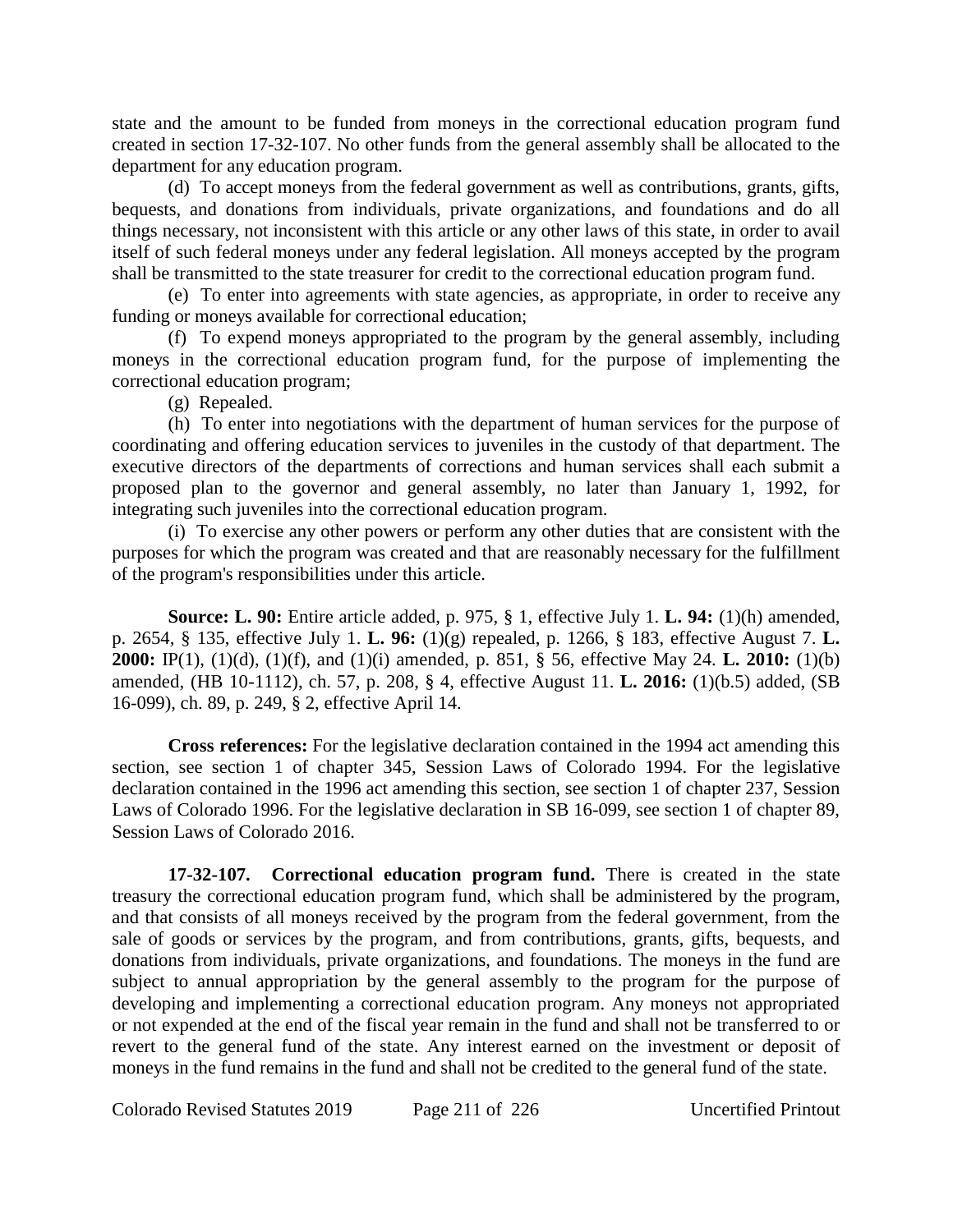state and the amount to be funded from moneys in the correctional education program fund created in section 17-32-107. No other funds from the general assembly shall be allocated to the department for any education program.

(d) To accept moneys from the federal government as well as contributions, grants, gifts, bequests, and donations from individuals, private organizations, and foundations and do all things necessary, not inconsistent with this article or any other laws of this state, in order to avail itself of such federal moneys under any federal legislation. All moneys accepted by the program shall be transmitted to the state treasurer for credit to the correctional education program fund.

(e) To enter into agreements with state agencies, as appropriate, in order to receive any funding or moneys available for correctional education;

(f) To expend moneys appropriated to the program by the general assembly, including moneys in the correctional education program fund, for the purpose of implementing the correctional education program;

(g) Repealed.

(h) To enter into negotiations with the department of human services for the purpose of coordinating and offering education services to juveniles in the custody of that department. The executive directors of the departments of corrections and human services shall each submit a proposed plan to the governor and general assembly, no later than January 1, 1992, for integrating such juveniles into the correctional education program.

(i) To exercise any other powers or perform any other duties that are consistent with the purposes for which the program was created and that are reasonably necessary for the fulfillment of the program's responsibilities under this article.

**Source: L. 90:** Entire article added, p. 975, § 1, effective July 1. **L. 94:** (1)(h) amended, p. 2654, § 135, effective July 1. **L. 96:** (1)(g) repealed, p. 1266, § 183, effective August 7. **L. 2000:** IP(1), (1)(d), (1)(f), and (1)(i) amended, p. 851, § 56, effective May 24. **L. 2010:** (1)(b) amended, (HB 10-1112), ch. 57, p. 208, § 4, effective August 11. **L. 2016:** (1)(b.5) added, (SB 16-099), ch. 89, p. 249, § 2, effective April 14.

**Cross references:** For the legislative declaration contained in the 1994 act amending this section, see section 1 of chapter 345, Session Laws of Colorado 1994. For the legislative declaration contained in the 1996 act amending this section, see section 1 of chapter 237, Session Laws of Colorado 1996. For the legislative declaration in SB 16-099, see section 1 of chapter 89, Session Laws of Colorado 2016.

**17-32-107. Correctional education program fund.** There is created in the state treasury the correctional education program fund, which shall be administered by the program, and that consists of all moneys received by the program from the federal government, from the sale of goods or services by the program, and from contributions, grants, gifts, bequests, and donations from individuals, private organizations, and foundations. The moneys in the fund are subject to annual appropriation by the general assembly to the program for the purpose of developing and implementing a correctional education program. Any moneys not appropriated or not expended at the end of the fiscal year remain in the fund and shall not be transferred to or revert to the general fund of the state. Any interest earned on the investment or deposit of moneys in the fund remains in the fund and shall not be credited to the general fund of the state.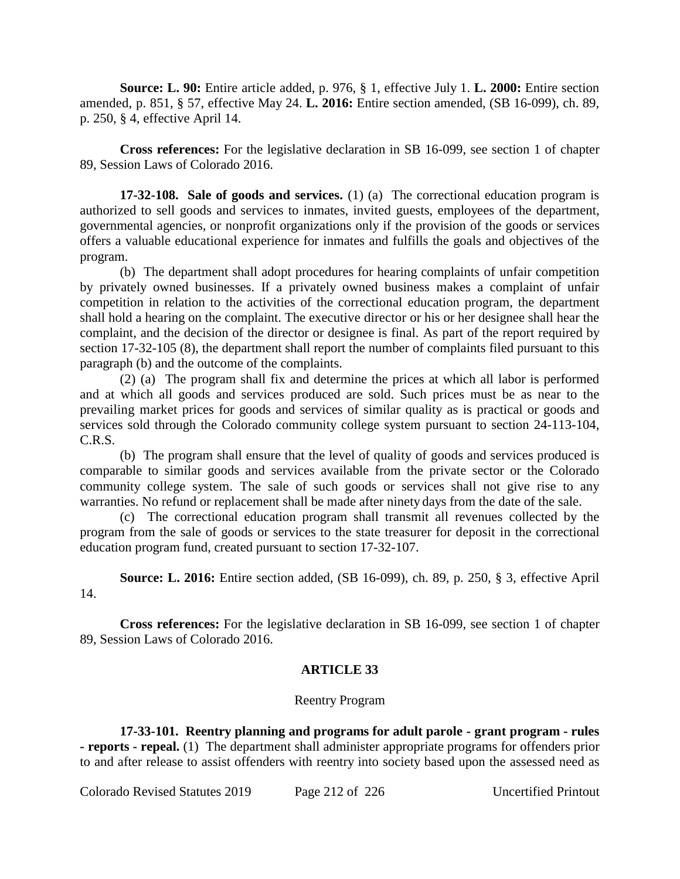**Source: L. 90:** Entire article added, p. 976, § 1, effective July 1. **L. 2000:** Entire section amended, p. 851, § 57, effective May 24. **L. 2016:** Entire section amended, (SB 16-099), ch. 89, p. 250, § 4, effective April 14.

**Cross references:** For the legislative declaration in SB 16-099, see section 1 of chapter 89, Session Laws of Colorado 2016.

**17-32-108. Sale of goods and services.** (1) (a) The correctional education program is authorized to sell goods and services to inmates, invited guests, employees of the department, governmental agencies, or nonprofit organizations only if the provision of the goods or services offers a valuable educational experience for inmates and fulfills the goals and objectives of the program.

(b) The department shall adopt procedures for hearing complaints of unfair competition by privately owned businesses. If a privately owned business makes a complaint of unfair competition in relation to the activities of the correctional education program, the department shall hold a hearing on the complaint. The executive director or his or her designee shall hear the complaint, and the decision of the director or designee is final. As part of the report required by section 17-32-105 (8), the department shall report the number of complaints filed pursuant to this paragraph (b) and the outcome of the complaints.

(2) (a) The program shall fix and determine the prices at which all labor is performed and at which all goods and services produced are sold. Such prices must be as near to the prevailing market prices for goods and services of similar quality as is practical or goods and services sold through the Colorado community college system pursuant to section 24-113-104, C.R.S.

(b) The program shall ensure that the level of quality of goods and services produced is comparable to similar goods and services available from the private sector or the Colorado community college system. The sale of such goods or services shall not give rise to any warranties. No refund or replacement shall be made after ninety days from the date of the sale.

(c) The correctional education program shall transmit all revenues collected by the program from the sale of goods or services to the state treasurer for deposit in the correctional education program fund, created pursuant to section 17-32-107.

**Source: L. 2016:** Entire section added, (SB 16-099), ch. 89, p. 250, § 3, effective April 14.

**Cross references:** For the legislative declaration in SB 16-099, see section 1 of chapter 89, Session Laws of Colorado 2016.

## ARTICLE 33

### Reentry Program

**17-33-101. Reentry planning and programs for adult parole - grant program - rules - reports - repeal.** (1) The department shall administer appropriate programs for offenders prior to and after release to assist offenders with reentry into society based upon the assessed need as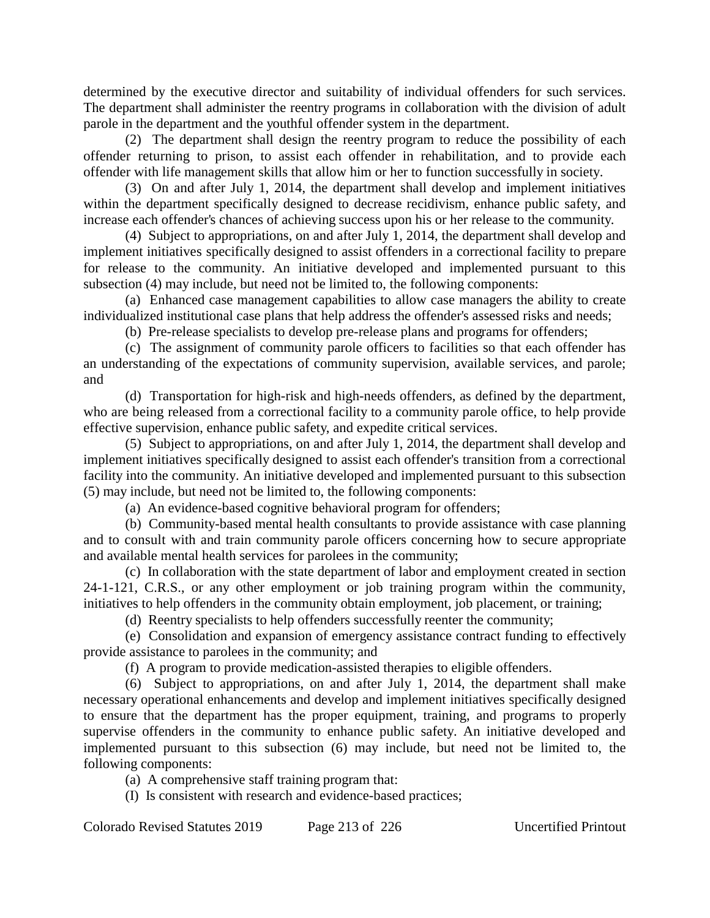determined by the executive director and suitability of individual offenders for such services. The department shall administer the reentry programs in collaboration with the division of adult parole in the department and the youthful offender system in the department.

(2) The department shall design the reentry program to reduce the possibility of each offender returning to prison, to assist each offender in rehabilitation, and to provide each offender with life management skills that allow him or her to function successfully in society.

(3) On and after July 1, 2014, the department shall develop and implement initiatives within the department specifically designed to decrease recidivism, enhance public safety, and increase each offender's chances of achieving success upon his or her release to the community.

(4) Subject to appropriations, on and after July 1, 2014, the department shall develop and implement initiatives specifically designed to assist offenders in a correctional facility to prepare for release to the community. An initiative developed and implemented pursuant to this subsection (4) may include, but need not be limited to, the following components:

(a) Enhanced case management capabilities to allow case managers the ability to create individualized institutional case plans that help address the offender's assessed risks and needs;

(b) Pre-release specialists to develop pre-release plans and programs for offenders;

(c) The assignment of community parole officers to facilities so that each offender has an understanding of the expectations of community supervision, available services, and parole; and

(d) Transportation for high-risk and high-needs offenders, as defined by the department, who are being released from a correctional facility to a community parole office, to help provide effective supervision, enhance public safety, and expedite critical services.

(5) Subject to appropriations, on and after July 1, 2014, the department shall develop and implement initiatives specifically designed to assist each offender's transition from a correctional facility into the community. An initiative developed and implemented pursuant to this subsection (5) may include, but need not be limited to, the following components:

(a) An evidence-based cognitive behavioral program for offenders;

(b) Community-based mental health consultants to provide assistance with case planning and to consult with and train community parole officers concerning how to secure appropriate and available mental health services for parolees in the community;

(c) In collaboration with the state department of labor and employment created in section 24-1-121, C.R.S., or any other employment or job training program within the community, initiatives to help offenders in the community obtain employment, job placement, or training;

(d) Reentry specialists to help offenders successfully reenter the community;

(e) Consolidation and expansion of emergency assistance contract funding to effectively provide assistance to parolees in the community; and

(f) A program to provide medication-assisted therapies to eligible offenders.

(6) Subject to appropriations, on and after July 1, 2014, the department shall make necessary operational enhancements and develop and implement initiatives specifically designed to ensure that the department has the proper equipment, training, and programs to properly supervise offenders in the community to enhance public safety. An initiative developed and implemented pursuant to this subsection (6) may include, but need not be limited to, the following components:

(a) A comprehensive staff training program that:

(I) Is consistent with research and evidence-based practices;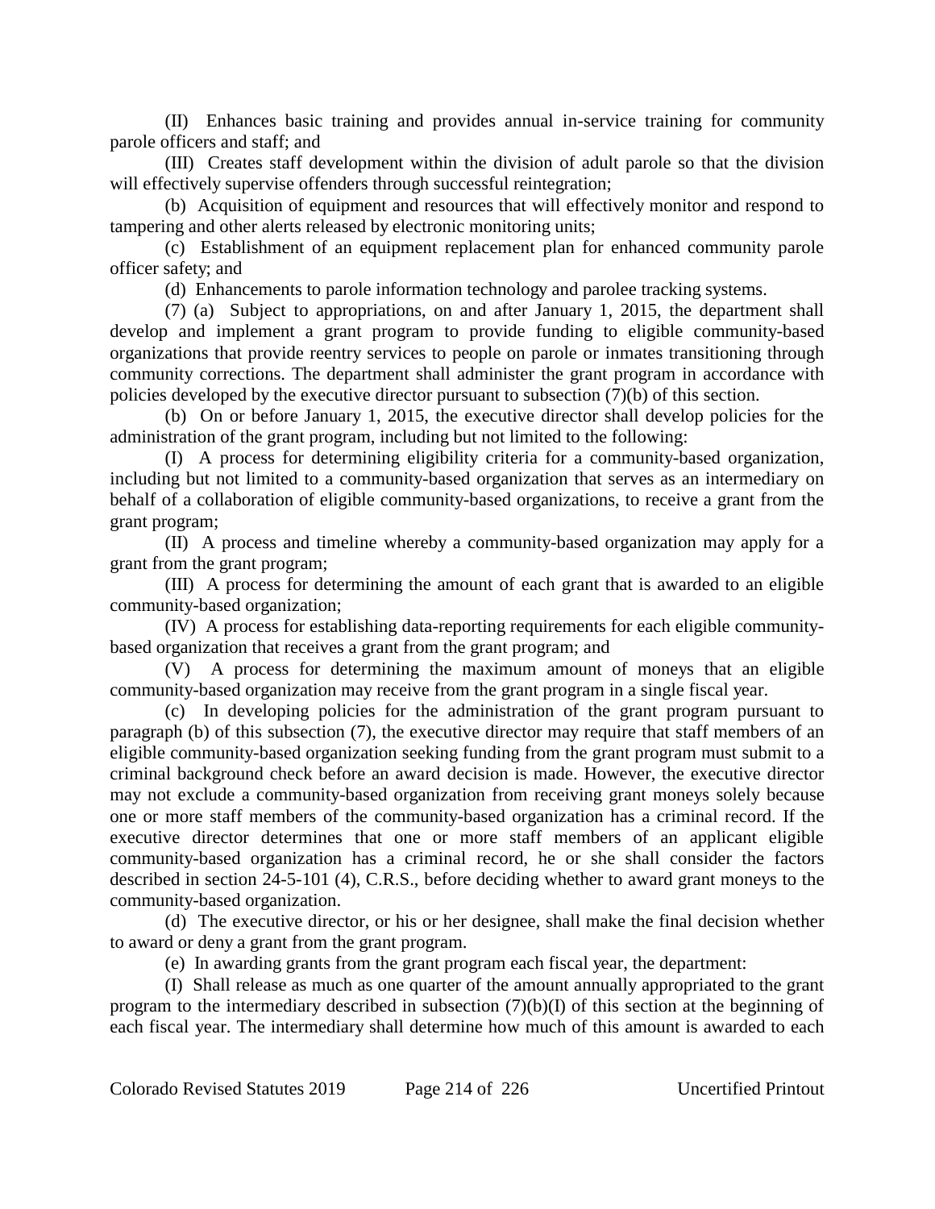(II) Enhances basic training and provides annual in-service training for community parole officers and staff; and

(III) Creates staff development within the division of adult parole so that the division will effectively supervise offenders through successful reintegration;

(b) Acquisition of equipment and resources that will effectively monitor and respond to tampering and other alerts released by electronic monitoring units;

(c) Establishment of an equipment replacement plan for enhanced community parole officer safety; and

(d) Enhancements to parole information technology and parolee tracking systems.

(7) (a) Subject to appropriations, on and after January 1, 2015, the department shall develop and implement a grant program to provide funding to eligible community-based organizations that provide reentry services to people on parole or inmates transitioning through community corrections. The department shall administer the grant program in accordance with policies developed by the executive director pursuant to subsection (7)(b) of this section.

(b) On or before January 1, 2015, the executive director shall develop policies for the administration of the grant program, including but not limited to the following:

(I) A process for determining eligibility criteria for a community-based organization, including but not limited to a community-based organization that serves as an intermediary on behalf of a collaboration of eligible community-based organizations, to receive a grant from the grant program;

(II) A process and timeline whereby a community-based organization may apply for a grant from the grant program;

(III) A process for determining the amount of each grant that is awarded to an eligible community-based organization;

(IV) A process for establishing data-reporting requirements for each eligible community-based organization that receives a grant from the grant program; and

(V) A process for determining the maximum amount of moneys that an eligible community-based organization may receive from the grant program in a single fiscal year.

(c) In developing policies for the administration of the grant program pursuant to paragraph (b) of this subsection (7), the executive director may require that staff members of an eligible community-based organization seeking funding from the grant program must submit to a criminal background check before an award decision is made. However, the executive director may not exclude a community-based organization from receiving grant moneys solely because one or more staff members of the community-based organization has a criminal record. If the executive director determines that one or more staff members of an applicant eligible community-based organization has a criminal record, he or she shall consider the factors described in section 24-5-101 (4), C.R.S., before deciding whether to award grant moneys to the community-based organization.

(d) The executive director, or his or her designee, shall make the final decision whether to award or deny a grant from the grant program.

(e) In awarding grants from the grant program each fiscal year, the department:

(I) Shall release as much as one quarter of the amount annually appropriated to the grant program to the intermediary described in subsection (7)(b)(I) of this section at the beginning of each fiscal year. The intermediary shall determine how much of this amount is awarded to each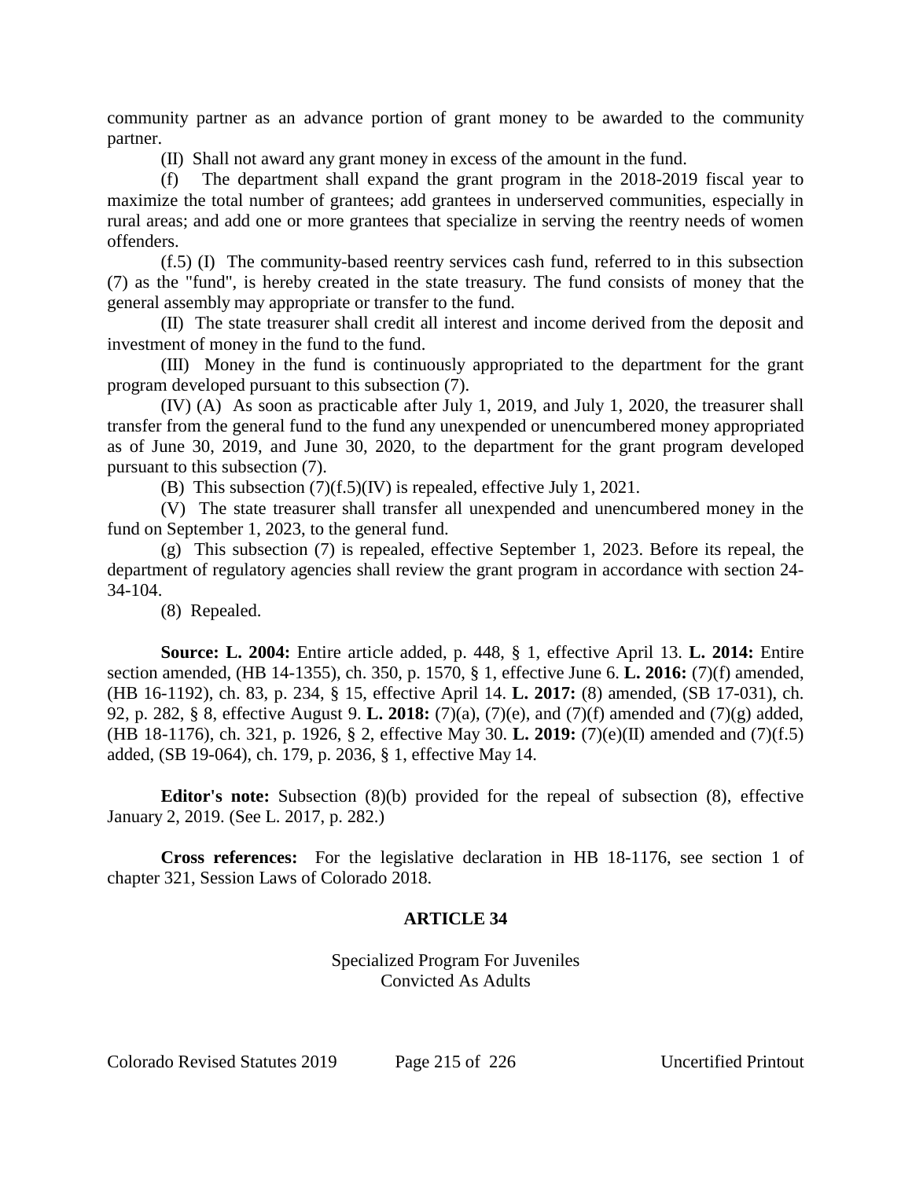community partner as an advance portion of grant money to be awarded to the community partner.

(II) Shall not award any grant money in excess of the amount in the fund.

(f) The department shall expand the grant program in the 2018-2019 fiscal year to maximize the total number of grantees; add grantees in underserved communities, especially in rural areas; and add one or more grantees that specialize in serving the reentry needs of women offenders.

(f.5) (I) The community-based reentry services cash fund, referred to in this subsection (7) as the "fund", is hereby created in the state treasury. The fund consists of money that the general assembly may appropriate or transfer to the fund.

(II) The state treasurer shall credit all interest and income derived from the deposit and investment of money in the fund to the fund.

(III) Money in the fund is continuously appropriated to the department for the grant program developed pursuant to this subsection (7).

(IV) (A) As soon as practicable after July 1, 2019, and July 1, 2020, the treasurer shall transfer from the general fund to the fund any unexpended or unencumbered money appropriated as of June 30, 2019, and June 30, 2020, to the department for the grant program developed pursuant to this subsection (7).

(B) This subsection (7)(f.5)(IV) is repealed, effective July 1, 2021.

(V) The state treasurer shall transfer all unexpended and unencumbered money in the fund on September 1, 2023, to the general fund.

(g) This subsection (7) is repealed, effective September 1, 2023. Before its repeal, the department of regulatory agencies shall review the grant program in accordance with section 24-34-104.

(8) Repealed.

**Source: L. 2004:** Entire article added, p. 448, § 1, effective April 13. **L. 2014:** Entire section amended, (HB 14-1355), ch. 350, p. 1570, § 1, effective June 6. **L. 2016:** (7)(f) amended, (HB 16-1192), ch. 83, p. 234, § 15, effective April 14. **L. 2017:** (8) amended, (SB 17-031), ch. 92, p. 282, § 8, effective August 9. **L. 2018:** (7)(a), (7)(e), and (7)(f) amended and (7)(g) added, (HB 18-1176), ch. 321, p. 1926, § 2, effective May 30. **L. 2019:** (7)(e)(II) amended and (7)(f.5) added, (SB 19-064), ch. 179, p. 2036, § 1, effective May 14.

**Editor's note:** Subsection (8)(b) provided for the repeal of subsection (8), effective January 2, 2019. (See L. 2017, p. 282.)

**Cross references:** For the legislative declaration in HB 18-1176, see section 1 of chapter 321, Session Laws of Colorado 2018.

## ARTICLE 34

Specialized Program For Juveniles Convicted As Adults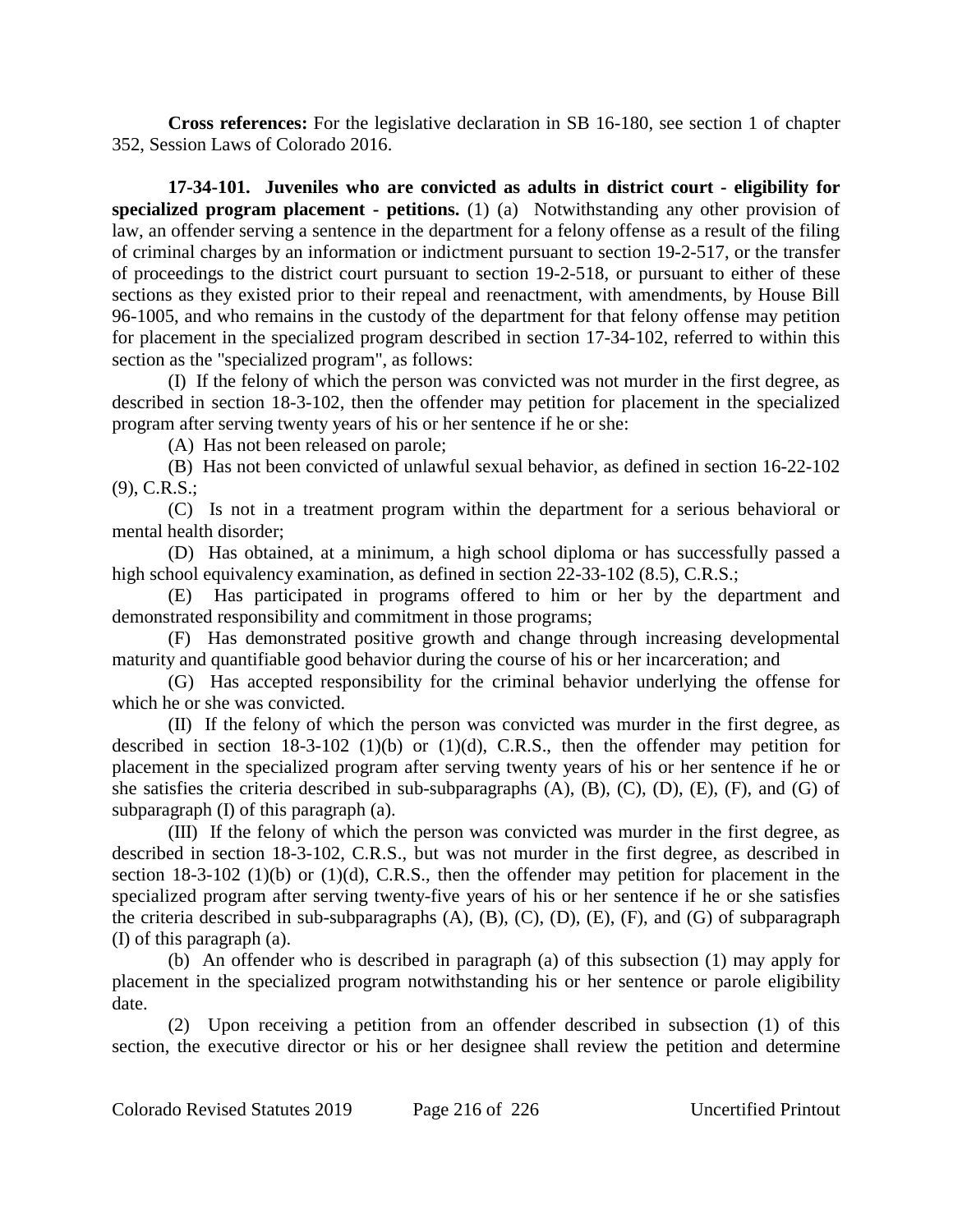**Cross references:** For the legislative declaration in SB 16-180, see section 1 of chapter 352, Session Laws of Colorado 2016.

**17-34-101. Juveniles who are convicted as adults in district court - eligibility for specialized program placement - petitions.** (1) (a) Notwithstanding any other provision of law, an offender serving a sentence in the department for a felony offense as a result of the filing of criminal charges by an information or indictment pursuant to section 19-2-517, or the transfer of proceedings to the district court pursuant to section 19-2-518, or pursuant to either of these sections as they existed prior to their repeal and reenactment, with amendments, by House Bill 96-1005, and who remains in the custody of the department for that felony offense may petition for placement in the specialized program described in section 17-34-102, referred to within this section as the "specialized program", as follows:

(I) If the felony of which the person was convicted was not murder in the first degree, as described in section 18-3-102, then the offender may petition for placement in the specialized program after serving twenty years of his or her sentence if he or she:

(A) Has not been released on parole;

(B) Has not been convicted of unlawful sexual behavior, as defined in section 16-22-102 (9), C.R.S.;

(C) Is not in a treatment program within the department for a serious behavioral or mental health disorder;

(D) Has obtained, at a minimum, a high school diploma or has successfully passed a high school equivalency examination, as defined in section 22-33-102 (8.5), C.R.S.;

(E) Has participated in programs offered to him or her by the department and demonstrated responsibility and commitment in those programs;

(F) Has demonstrated positive growth and change through increasing developmental maturity and quantifiable good behavior during the course of his or her incarceration; and

(G) Has accepted responsibility for the criminal behavior underlying the offense for which he or she was convicted.

(II) If the felony of which the person was convicted was murder in the first degree, as described in section 18-3-102 (1)(b) or (1)(d), C.R.S., then the offender may petition for placement in the specialized program after serving twenty years of his or her sentence if he or she satisfies the criteria described in sub-subparagraphs (A), (B), (C), (D), (E), (F), and (G) of subparagraph (I) of this paragraph (a).

(III) If the felony of which the person was convicted was murder in the first degree, as described in section 18-3-102, C.R.S., but was not murder in the first degree, as described in section 18-3-102 (1)(b) or (1)(d), C.R.S., then the offender may petition for placement in the specialized program after serving twenty-five years of his or her sentence if he or she satisfies the criteria described in sub-subparagraphs (A), (B), (C), (D), (E), (F), and (G) of subparagraph (I) of this paragraph (a).

(b) An offender who is described in paragraph (a) of this subsection (1) may apply for placement in the specialized program notwithstanding his or her sentence or parole eligibility date.

(2) Upon receiving a petition from an offender described in subsection (1) of this section, the executive director or his or her designee shall review the petition and determine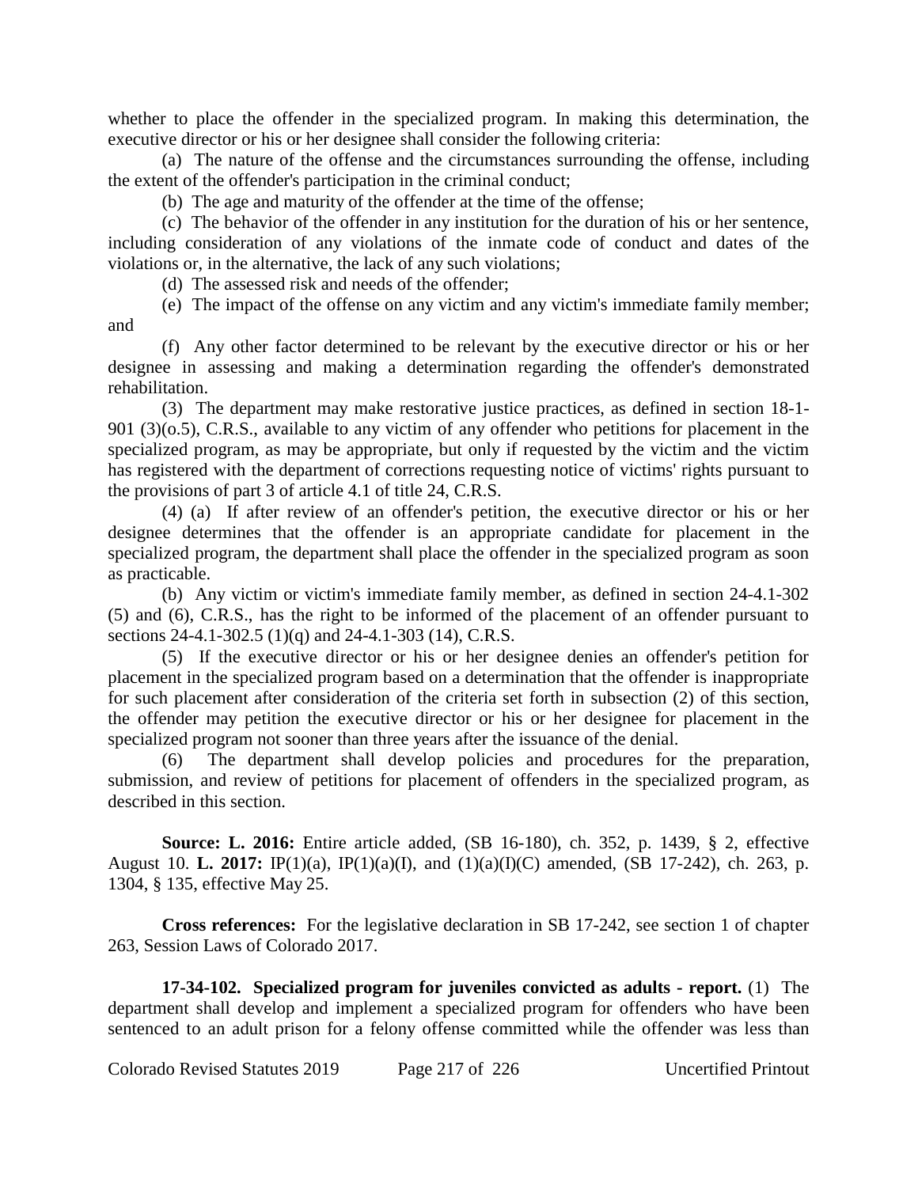whether to place the offender in the specialized program. In making this determination, the executive director or his or her designee shall consider the following criteria:

(a) The nature of the offense and the circumstances surrounding the offense, including the extent of the offender's participation in the criminal conduct;

(b) The age and maturity of the offender at the time of the offense;

(c) The behavior of the offender in any institution for the duration of his or her sentence, including consideration of any violations of the inmate code of conduct and dates of the violations or, in the alternative, the lack of any such violations;

(d) The assessed risk and needs of the offender;

(e) The impact of the offense on any victim and any victim's immediate family member; and

(f) Any other factor determined to be relevant by the executive director or his or her designee in assessing and making a determination regarding the offender's demonstrated rehabilitation.

(3) The department may make restorative justice practices, as defined in section 18-1-901 (3)(o.5), C.R.S., available to any victim of any offender who petitions for placement in the specialized program, as may be appropriate, but only if requested by the victim and the victim has registered with the department of corrections requesting notice of victims' rights pursuant to the provisions of part 3 of article 4.1 of title 24, C.R.S.

(4) (a) If after review of an offender's petition, the executive director or his or her designee determines that the offender is an appropriate candidate for placement in the specialized program, the department shall place the offender in the specialized program as soon as practicable.

(b) Any victim or victim's immediate family member, as defined in section 24-4.1-302 (5) and (6), C.R.S., has the right to be informed of the placement of an offender pursuant to sections 24-4.1-302.5 (1)(q) and 24-4.1-303 (14), C.R.S.

(5) If the executive director or his or her designee denies an offender's petition for placement in the specialized program based on a determination that the offender is inappropriate for such placement after consideration of the criteria set forth in subsection (2) of this section, the offender may petition the executive director or his or her designee for placement in the specialized program not sooner than three years after the issuance of the denial.

(6) The department shall develop policies and procedures for the preparation, submission, and review of petitions for placement of offenders in the specialized program, as described in this section.

**Source: L. 2016:** Entire article added, (SB 16-180), ch. 352, p. 1439, § 2, effective August 10. **L. 2017:** IP(1)(a), IP(1)(a)(I), and (1)(a)(I)(C) amended, (SB 17-242), ch. 263, p. 1304, § 135, effective May 25.

**Cross references:** For the legislative declaration in SB 17-242, see section 1 of chapter 263, Session Laws of Colorado 2017.

**17-34-102. Specialized program for juveniles convicted as adults - report.** (1) The department shall develop and implement a specialized program for offenders who have been sentenced to an adult prison for a felony offense committed while the offender was less than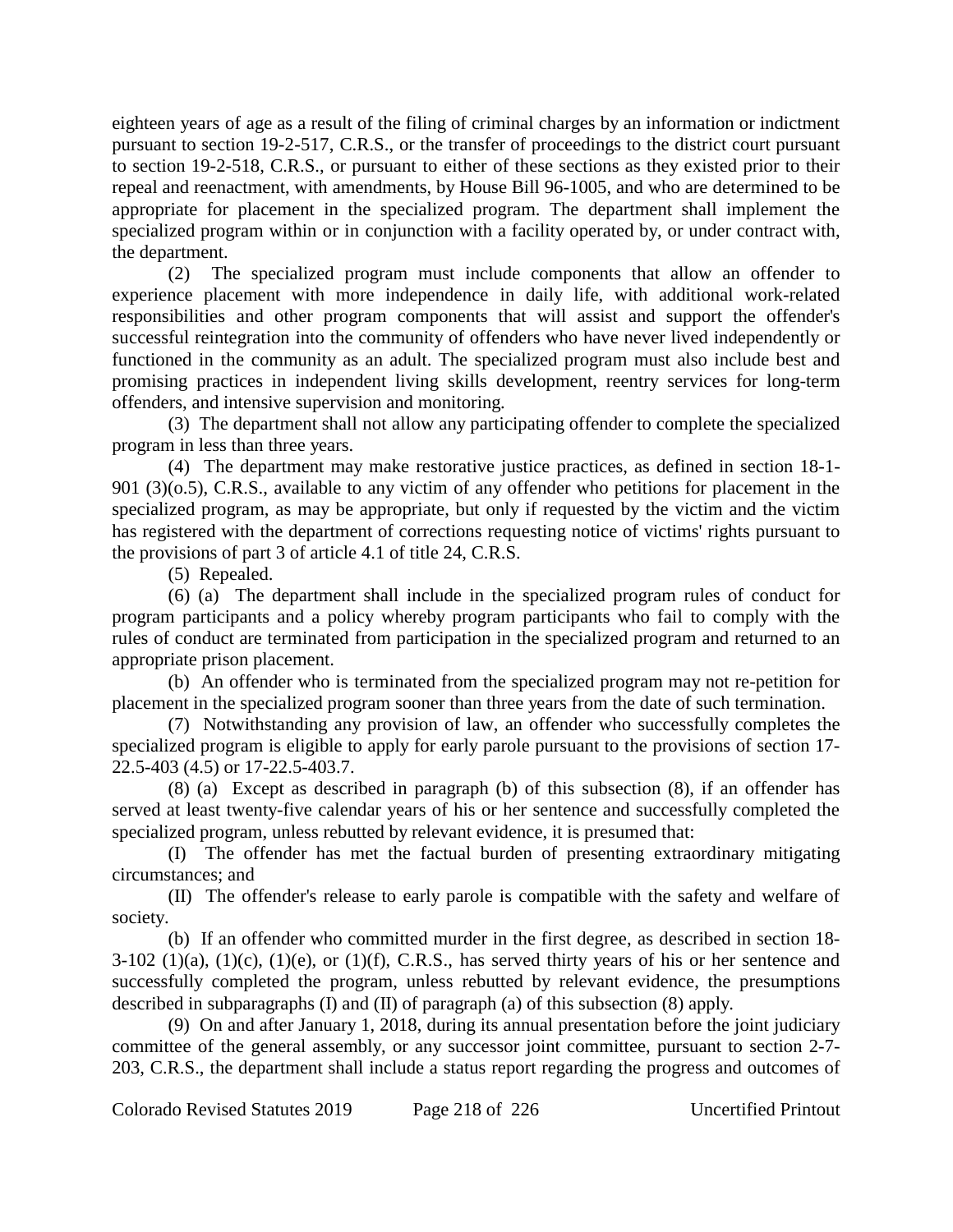eighteen years of age as a result of the filing of criminal charges by an information or indictment pursuant to section 19-2-517, C.R.S., or the transfer of proceedings to the district court pursuant to section 19-2-518, C.R.S., or pursuant to either of these sections as they existed prior to their repeal and reenactment, with amendments, by House Bill 96-1005, and who are determined to be appropriate for placement in the specialized program. The department shall implement the specialized program within or in conjunction with a facility operated by, or under contract with, the department.

(2) The specialized program must include components that allow an offender to experience placement with more independence in daily life, with additional work-related responsibilities and other program components that will assist and support the offender's successful reintegration into the community of offenders who have never lived independently or functioned in the community as an adult. The specialized program must also include best and promising practices in independent living skills development, reentry services for long-term offenders, and intensive supervision and monitoring.

(3) The department shall not allow any participating offender to complete the specialized program in less than three years.

(4) The department may make restorative justice practices, as defined in section 18-1-901 (3)(o.5), C.R.S., available to any victim of any offender who petitions for placement in the specialized program, as may be appropriate, but only if requested by the victim and the victim has registered with the department of corrections requesting notice of victims' rights pursuant to the provisions of part 3 of article 4.1 of title 24, C.R.S.

(5) Repealed.

(6) (a) The department shall include in the specialized program rules of conduct for program participants and a policy whereby program participants who fail to comply with the rules of conduct are terminated from participation in the specialized program and returned to an appropriate prison placement.

(b) An offender who is terminated from the specialized program may not re-petition for placement in the specialized program sooner than three years from the date of such termination.

(7) Notwithstanding any provision of law, an offender who successfully completes the specialized program is eligible to apply for early parole pursuant to the provisions of section 17-22.5-403 (4.5) or 17-22.5-403.7.

(8) (a) Except as described in paragraph (b) of this subsection (8), if an offender has served at least twenty-five calendar years of his or her sentence and successfully completed the specialized program, unless rebutted by relevant evidence, it is presumed that:

(I) The offender has met the factual burden of presenting extraordinary mitigating circumstances; and

(II) The offender's release to early parole is compatible with the safety and welfare of society.

(b) If an offender who committed murder in the first degree, as described in section 18-3-102 (1)(a), (1)(c), (1)(e), or (1)(f), C.R.S., has served thirty years of his or her sentence and successfully completed the program, unless rebutted by relevant evidence, the presumptions described in subparagraphs (I) and (II) of paragraph (a) of this subsection (8) apply.

(9) On and after January 1, 2018, during its annual presentation before the joint judiciary committee of the general assembly, or any successor joint committee, pursuant to section 2-7-203, C.R.S., the department shall include a status report regarding the progress and outcomes of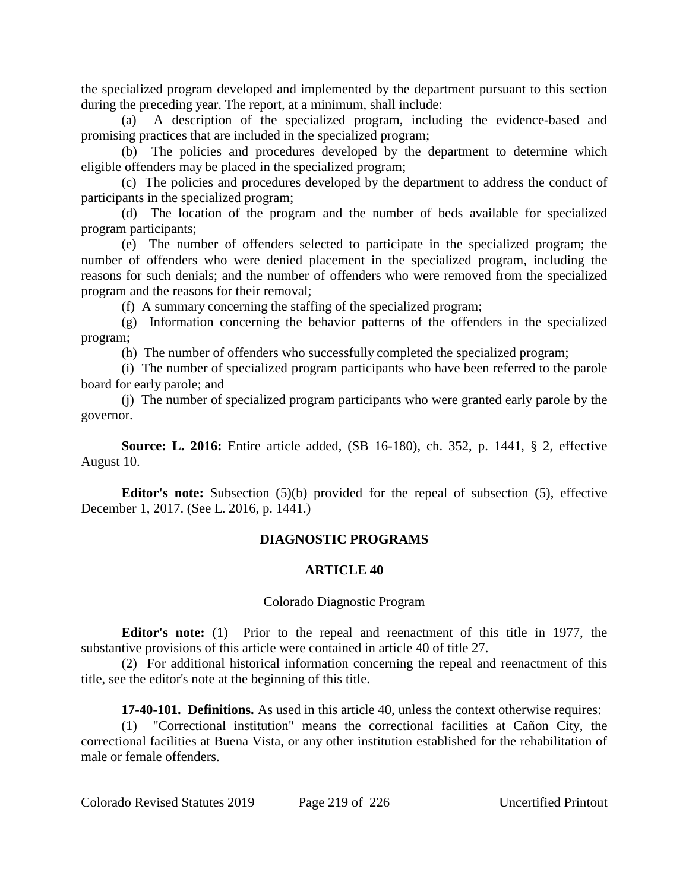the specialized program developed and implemented by the department pursuant to this section during the preceding year. The report, at a minimum, shall include:

(a) A description of the specialized program, including the evidence-based and promising practices that are included in the specialized program;

(b) The policies and procedures developed by the department to determine which eligible offenders may be placed in the specialized program;

(c) The policies and procedures developed by the department to address the conduct of participants in the specialized program;

(d) The location of the program and the number of beds available for specialized program participants;

(e) The number of offenders selected to participate in the specialized program; the number of offenders who were denied placement in the specialized program, including the reasons for such denials; and the number of offenders who were removed from the specialized program and the reasons for their removal;

(f) A summary concerning the staffing of the specialized program;

(g) Information concerning the behavior patterns of the offenders in the specialized program;

(h) The number of offenders who successfully completed the specialized program;

(i) The number of specialized program participants who have been referred to the parole board for early parole; and

(j) The number of specialized program participants who were granted early parole by the governor.

**Source: L. 2016:** Entire article added, (SB 16-180), ch. 352, p. 1441, § 2, effective August 10.

**Editor's note:** Subsection (5)(b) provided for the repeal of subsection (5), effective December 1, 2017. (See L. 2016, p. 1441.)

## DIAGNOSTIC PROGRAMS

## ARTICLE 40

### Colorado Diagnostic Program

**Editor's note:** (1) Prior to the repeal and reenactment of this title in 1977, the substantive provisions of this article were contained in article 40 of title 27.

(2) For additional historical information concerning the repeal and reenactment of this title, see the editor's note at the beginning of this title.

**17-40-101. Definitions.** As used in this article 40, unless the context otherwise requires:

(1) "Correctional institution" means the correctional facilities at Cañon City, the correctional facilities at Buena Vista, or any other institution established for the rehabilitation of male or female offenders.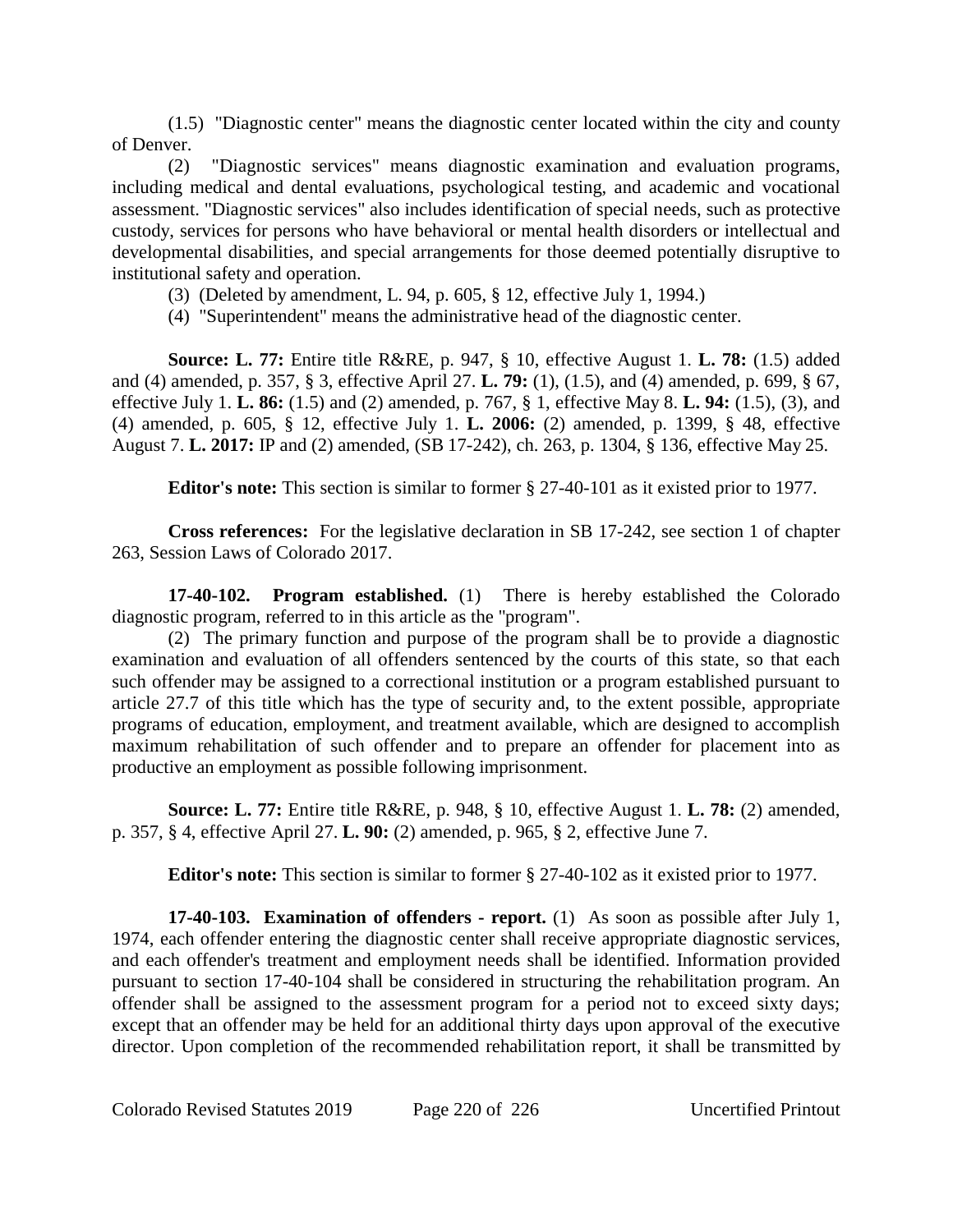(1.5) "Diagnostic center" means the diagnostic center located within the city and county of Denver.

(2) "Diagnostic services" means diagnostic examination and evaluation programs, including medical and dental evaluations, psychological testing, and academic and vocational assessment. "Diagnostic services" also includes identification of special needs, such as protective custody, services for persons who have behavioral or mental health disorders or intellectual and developmental disabilities, and special arrangements for those deemed potentially disruptive to institutional safety and operation.

(3) (Deleted by amendment, L. 94, p. 605, § 12, effective July 1, 1994.)

(4) "Superintendent" means the administrative head of the diagnostic center.

**Source: L. 77:** Entire title R&RE, p. 947, § 10, effective August 1. **L. 78:** (1.5) added and (4) amended, p. 357, § 3, effective April 27. **L. 79:** (1), (1.5), and (4) amended, p. 699, § 67, effective July 1. **L. 86:** (1.5) and (2) amended, p. 767, § 1, effective May 8. **L. 94:** (1.5), (3), and (4) amended, p. 605, § 12, effective July 1. **L. 2006:** (2) amended, p. 1399, § 48, effective August 7. **L. 2017:** IP and (2) amended, (SB 17-242), ch. 263, p. 1304, § 136, effective May 25.

**Editor's note:** This section is similar to former § 27-40-101 as it existed prior to 1977.

**Cross references:** For the legislative declaration in SB 17-242, see section 1 of chapter 263, Session Laws of Colorado 2017.

**17-40-102. Program established.** (1) There is hereby established the Colorado diagnostic program, referred to in this article as the "program".

(2) The primary function and purpose of the program shall be to provide a diagnostic examination and evaluation of all offenders sentenced by the courts of this state, so that each such offender may be assigned to a correctional institution or a program established pursuant to article 27.7 of this title which has the type of security and, to the extent possible, appropriate programs of education, employment, and treatment available, which are designed to accomplish maximum rehabilitation of such offender and to prepare an offender for placement into as productive an employment as possible following imprisonment.

**Source: L. 77:** Entire title R&RE, p. 948, § 10, effective August 1. **L. 78:** (2) amended, p. 357, § 4, effective April 27. **L. 90:** (2) amended, p. 965, § 2, effective June 7.

**Editor's note:** This section is similar to former § 27-40-102 as it existed prior to 1977.

**17-40-103. Examination of offenders - report.** (1) As soon as possible after July 1, 1974, each offender entering the diagnostic center shall receive appropriate diagnostic services, and each offender's treatment and employment needs shall be identified. Information provided pursuant to section 17-40-104 shall be considered in structuring the rehabilitation program. An offender shall be assigned to the assessment program for a period not to exceed sixty days; except that an offender may be held for an additional thirty days upon approval of the executive director. Upon completion of the recommended rehabilitation report, it shall be transmitted by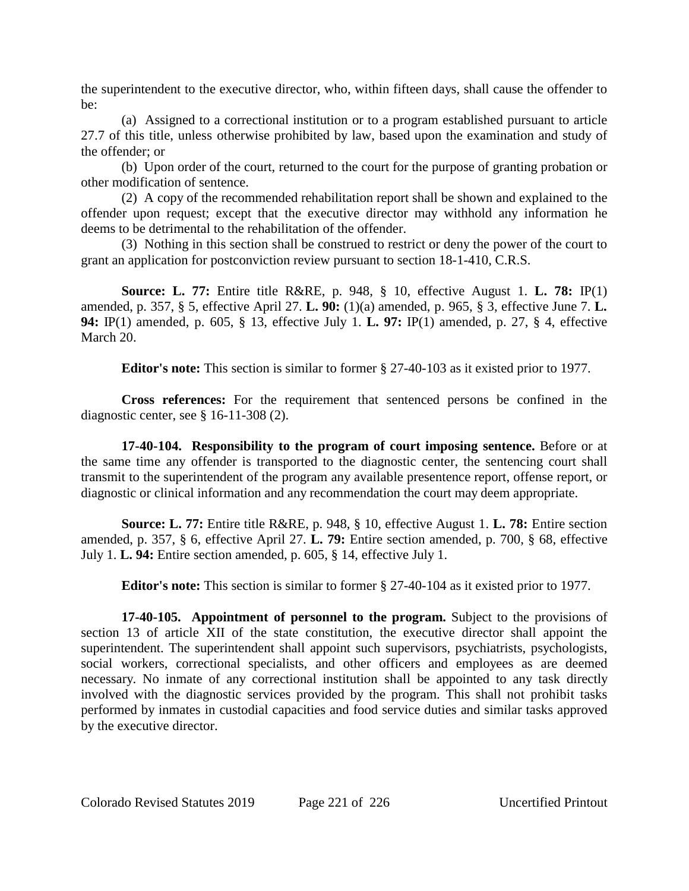the superintendent to the executive director, who, within fifteen days, shall cause the offender to be:

(a) Assigned to a correctional institution or to a program established pursuant to article 27.7 of this title, unless otherwise prohibited by law, based upon the examination and study of the offender; or

(b) Upon order of the court, returned to the court for the purpose of granting probation or other modification of sentence.

(2) A copy of the recommended rehabilitation report shall be shown and explained to the offender upon request; except that the executive director may withhold any information he deems to be detrimental to the rehabilitation of the offender.

(3) Nothing in this section shall be construed to restrict or deny the power of the court to grant an application for postconviction review pursuant to section 18-1-410, C.R.S.

**Source: L. 77:** Entire title R&RE, p. 948, § 10, effective August 1. **L. 78:** IP(1) amended, p. 357, § 5, effective April 27. **L. 90:** (1)(a) amended, p. 965, § 3, effective June 7. **L. 94:** IP(1) amended, p. 605, § 13, effective July 1. **L. 97:** IP(1) amended, p. 27, § 4, effective March 20.

**Editor's note:** This section is similar to former § 27-40-103 as it existed prior to 1977.

**Cross references:** For the requirement that sentenced persons be confined in the diagnostic center, see § 16-11-308 (2).

**17-40-104. Responsibility to the program of court imposing sentence.** Before or at the same time any offender is transported to the diagnostic center, the sentencing court shall transmit to the superintendent of the program any available presentence report, offense report, or diagnostic or clinical information and any recommendation the court may deem appropriate.

**Source: L. 77:** Entire title R&RE, p. 948, § 10, effective August 1. **L. 78:** Entire section amended, p. 357, § 6, effective April 27. **L. 79:** Entire section amended, p. 700, § 68, effective July 1. **L. 94:** Entire section amended, p. 605, § 14, effective July 1.

**Editor's note:** This section is similar to former § 27-40-104 as it existed prior to 1977.

**17-40-105. Appointment of personnel to the program.** Subject to the provisions of section 13 of article XII of the state constitution, the executive director shall appoint the superintendent. The superintendent shall appoint such supervisors, psychiatrists, psychologists, social workers, correctional specialists, and other officers and employees as are deemed necessary. No inmate of any correctional institution shall be appointed to any task directly involved with the diagnostic services provided by the program. This shall not prohibit tasks performed by inmates in custodial capacities and food service duties and similar tasks approved by the executive director.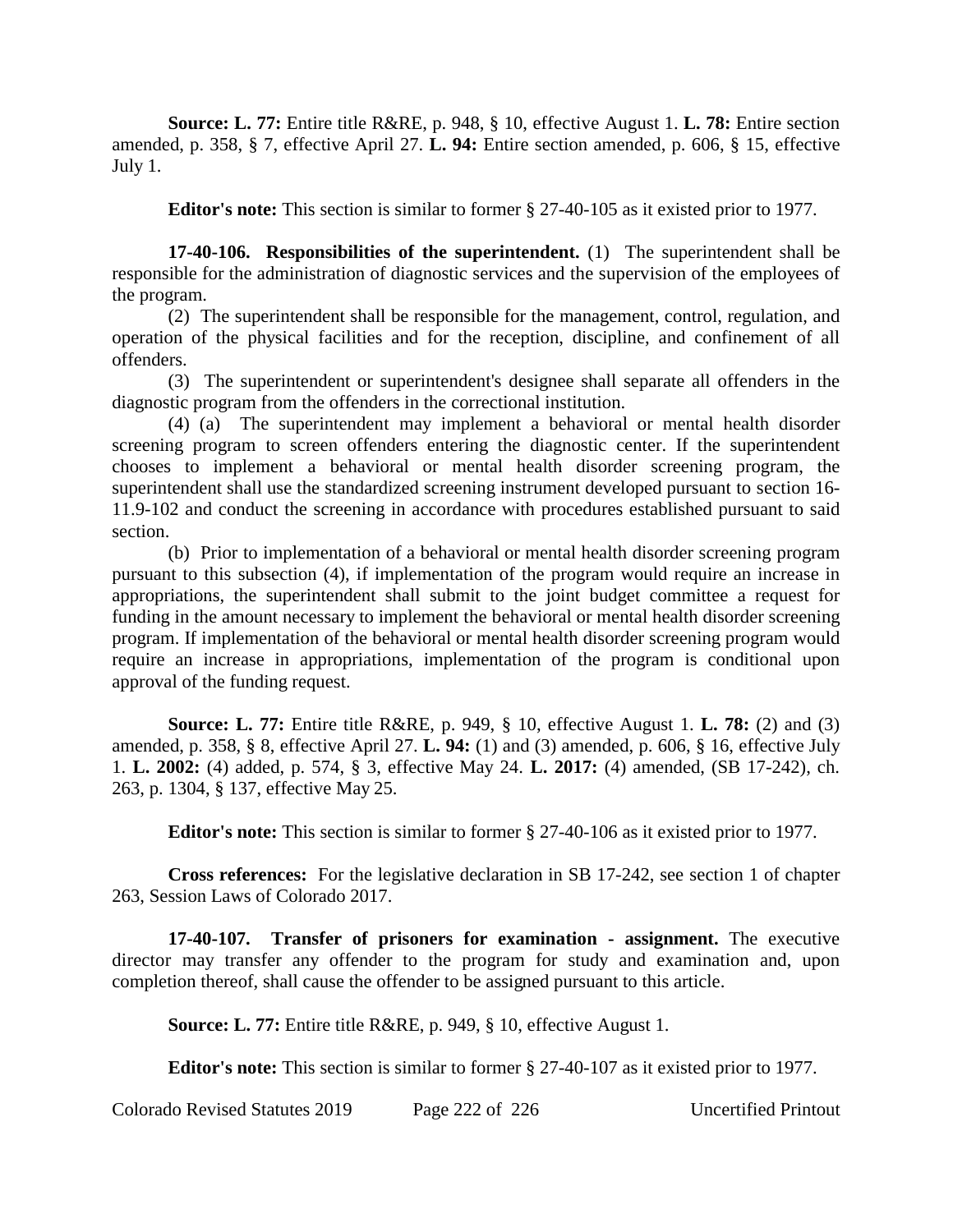**Source: L. 77:** Entire title R&RE, p. 948, § 10, effective August 1. **L. 78:** Entire section amended, p. 358, § 7, effective April 27. **L. 94:** Entire section amended, p. 606, § 15, effective July 1.

**Editor's note:** This section is similar to former § 27-40-105 as it existed prior to 1977.

**17-40-106. Responsibilities of the superintendent.** (1) The superintendent shall be responsible for the administration of diagnostic services and the supervision of the employees of the program.

(2) The superintendent shall be responsible for the management, control, regulation, and operation of the physical facilities and for the reception, discipline, and confinement of all offenders.

(3) The superintendent or superintendent's designee shall separate all offenders in the diagnostic program from the offenders in the correctional institution.

(4) (a) The superintendent may implement a behavioral or mental health disorder screening program to screen offenders entering the diagnostic center. If the superintendent chooses to implement a behavioral or mental health disorder screening program, the superintendent shall use the standardized screening instrument developed pursuant to section 16-11.9-102 and conduct the screening in accordance with procedures established pursuant to said section.

(b) Prior to implementation of a behavioral or mental health disorder screening program pursuant to this subsection (4), if implementation of the program would require an increase in appropriations, the superintendent shall submit to the joint budget committee a request for funding in the amount necessary to implement the behavioral or mental health disorder screening program. If implementation of the behavioral or mental health disorder screening program would require an increase in appropriations, implementation of the program is conditional upon approval of the funding request.

**Source: L. 77:** Entire title R&RE, p. 949, § 10, effective August 1. **L. 78:** (2) and (3) amended, p. 358, § 8, effective April 27. **L. 94:** (1) and (3) amended, p. 606, § 16, effective July 1. **L. 2002:** (4) added, p. 574, § 3, effective May 24. **L. 2017:** (4) amended, (SB 17-242), ch. 263, p. 1304, § 137, effective May 25.

**Editor's note:** This section is similar to former § 27-40-106 as it existed prior to 1977.

**Cross references:** For the legislative declaration in SB 17-242, see section 1 of chapter 263, Session Laws of Colorado 2017.

**17-40-107. Transfer of prisoners for examination - assignment.** The executive director may transfer any offender to the program for study and examination and, upon completion thereof, shall cause the offender to be assigned pursuant to this article.

**Source: L. 77:** Entire title R&RE, p. 949, § 10, effective August 1.

**Editor's note:** This section is similar to former § 27-40-107 as it existed prior to 1977.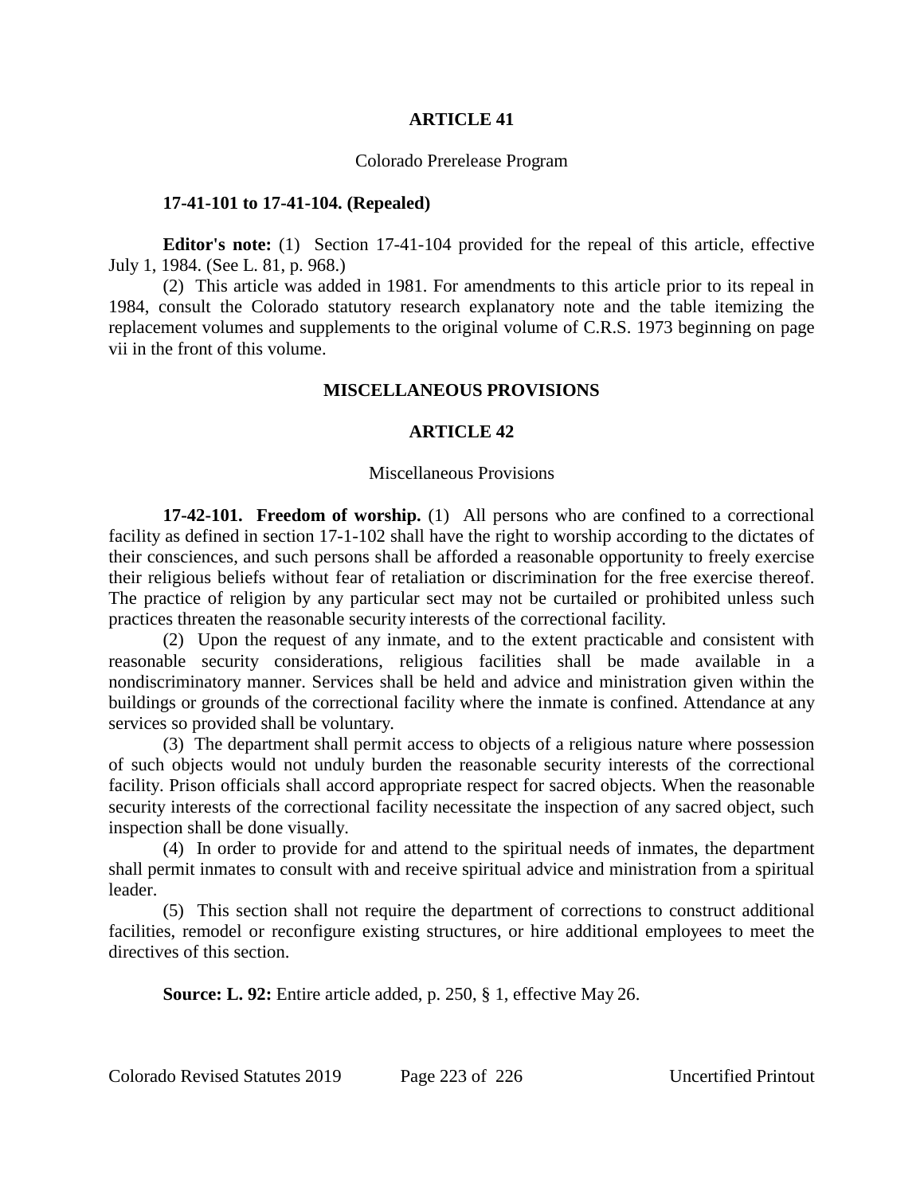## ARTICLE 41

Colorado Prerelease Program

**17-41-101 to 17-41-104. (Repealed)**

**Editor's note:** (1) Section 17-41-104 provided for the repeal of this article, effective July 1, 1984. (See L. 81, p. 968.)

(2) This article was added in 1981. For amendments to this article prior to its repeal in 1984, consult the Colorado statutory research explanatory note and the table itemizing the replacement volumes and supplements to the original volume of C.R.S. 1973 beginning on page vii in the front of this volume.

# MISCELLANEOUS PROVISIONS

## ARTICLE 42

Miscellaneous Provisions

**17-42-101. Freedom of worship.** (1) All persons who are confined to a correctional facility as defined in section 17-1-102 shall have the right to worship according to the dictates of their consciences, and such persons shall be afforded a reasonable opportunity to freely exercise their religious beliefs without fear of retaliation or discrimination for the free exercise thereof. The practice of religion by any particular sect may not be curtailed or prohibited unless such practices threaten the reasonable security interests of the correctional facility.

(2) Upon the request of any inmate, and to the extent practicable and consistent with reasonable security considerations, religious facilities shall be made available in a nondiscriminatory manner. Services shall be held and advice and ministration given within the buildings or grounds of the correctional facility where the inmate is confined. Attendance at any services so provided shall be voluntary.

(3) The department shall permit access to objects of a religious nature where possession of such objects would not unduly burden the reasonable security interests of the correctional facility. Prison officials shall accord appropriate respect for sacred objects. When the reasonable security interests of the correctional facility necessitate the inspection of any sacred object, such inspection shall be done visually.

(4) In order to provide for and attend to the spiritual needs of inmates, the department shall permit inmates to consult with and receive spiritual advice and ministration from a spiritual leader.

(5) This section shall not require the department of corrections to construct additional facilities, remodel or reconfigure existing structures, or hire additional employees to meet the directives of this section.

**Source: L. 92:** Entire article added, p. 250, § 1, effective May 26.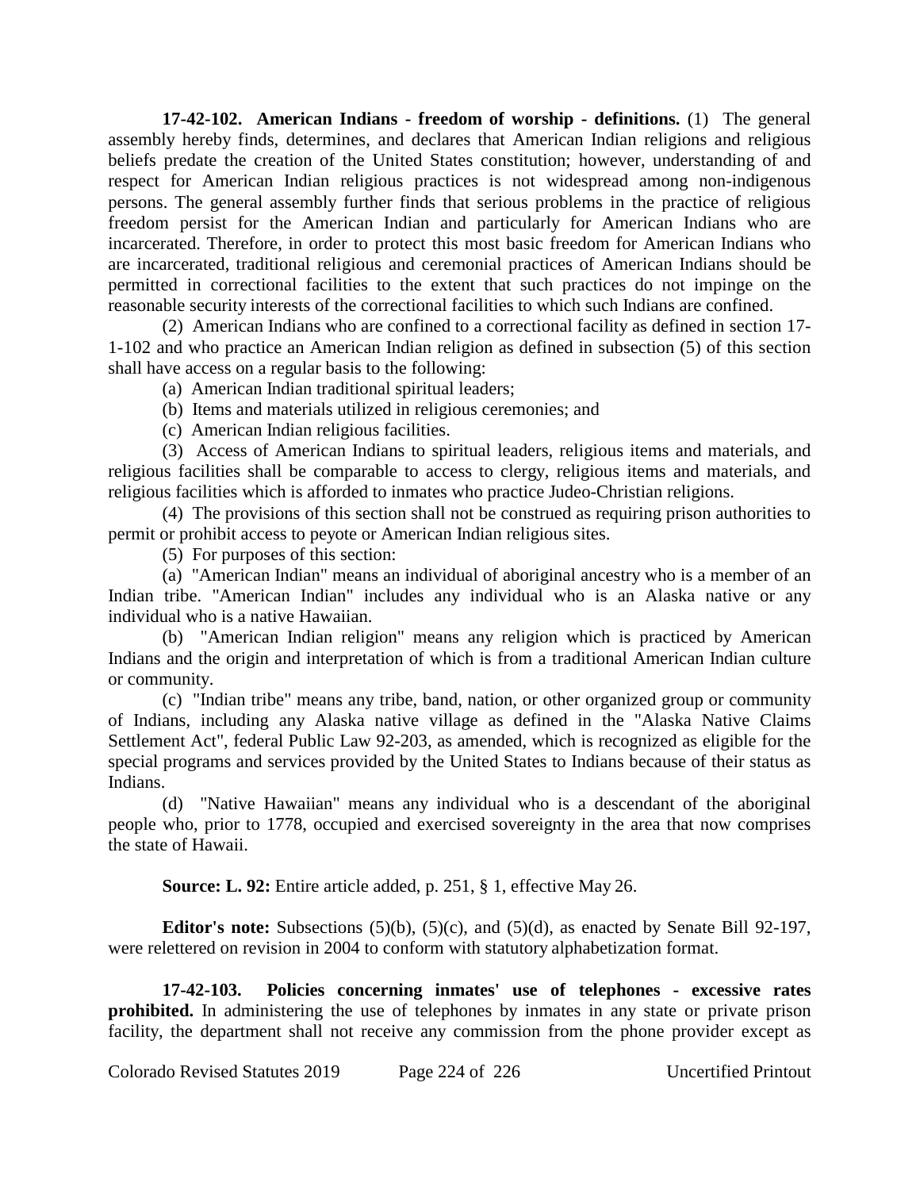**17-42-102. American Indians - freedom of worship - definitions.** (1) The general assembly hereby finds, determines, and declares that American Indian religions and religious beliefs predate the creation of the United States constitution; however, understanding of and respect for American Indian religious practices is not widespread among non-indigenous persons. The general assembly further finds that serious problems in the practice of religious freedom persist for the American Indian and particularly for American Indians who are incarcerated. Therefore, in order to protect this most basic freedom for American Indians who are incarcerated, traditional religious and ceremonial practices of American Indians should be permitted in correctional facilities to the extent that such practices do not impinge on the reasonable security interests of the correctional facilities to which such Indians are confined.

(2) American Indians who are confined to a correctional facility as defined in section 17-1-102 and who practice an American Indian religion as defined in subsection (5) of this section shall have access on a regular basis to the following:

(a) American Indian traditional spiritual leaders;

(b) Items and materials utilized in religious ceremonies; and

(c) American Indian religious facilities.

(3) Access of American Indians to spiritual leaders, religious items and materials, and religious facilities shall be comparable to access to clergy, religious items and materials, and religious facilities which is afforded to inmates who practice Judeo-Christian religions.

(4) The provisions of this section shall not be construed as requiring prison authorities to permit or prohibit access to peyote or American Indian religious sites.

(5) For purposes of this section:

(a) "American Indian" means an individual of aboriginal ancestry who is a member of an Indian tribe. "American Indian" includes any individual who is an Alaska native or any individual who is a native Hawaiian.

(b) "American Indian religion" means any religion which is practiced by American Indians and the origin and interpretation of which is from a traditional American Indian culture or community.

(c) "Indian tribe" means any tribe, band, nation, or other organized group or community of Indians, including any Alaska native village as defined in the "Alaska Native Claims Settlement Act", federal Public Law 92-203, as amended, which is recognized as eligible for the special programs and services provided by the United States to Indians because of their status as Indians.

(d) "Native Hawaiian" means any individual who is a descendant of the aboriginal people who, prior to 1778, occupied and exercised sovereignty in the area that now comprises the state of Hawaii.

**Source: L. 92:** Entire article added, p. 251, § 1, effective May 26.

**Editor's note:** Subsections (5)(b), (5)(c), and (5)(d), as enacted by Senate Bill 92-197, were relettered on revision in 2004 to conform with statutory alphabetization format.

**17-42-103. Policies concerning inmates' use of telephones - excessive rates prohibited.** In administering the use of telephones by inmates in any state or private prison facility, the department shall not receive any commission from the phone provider except as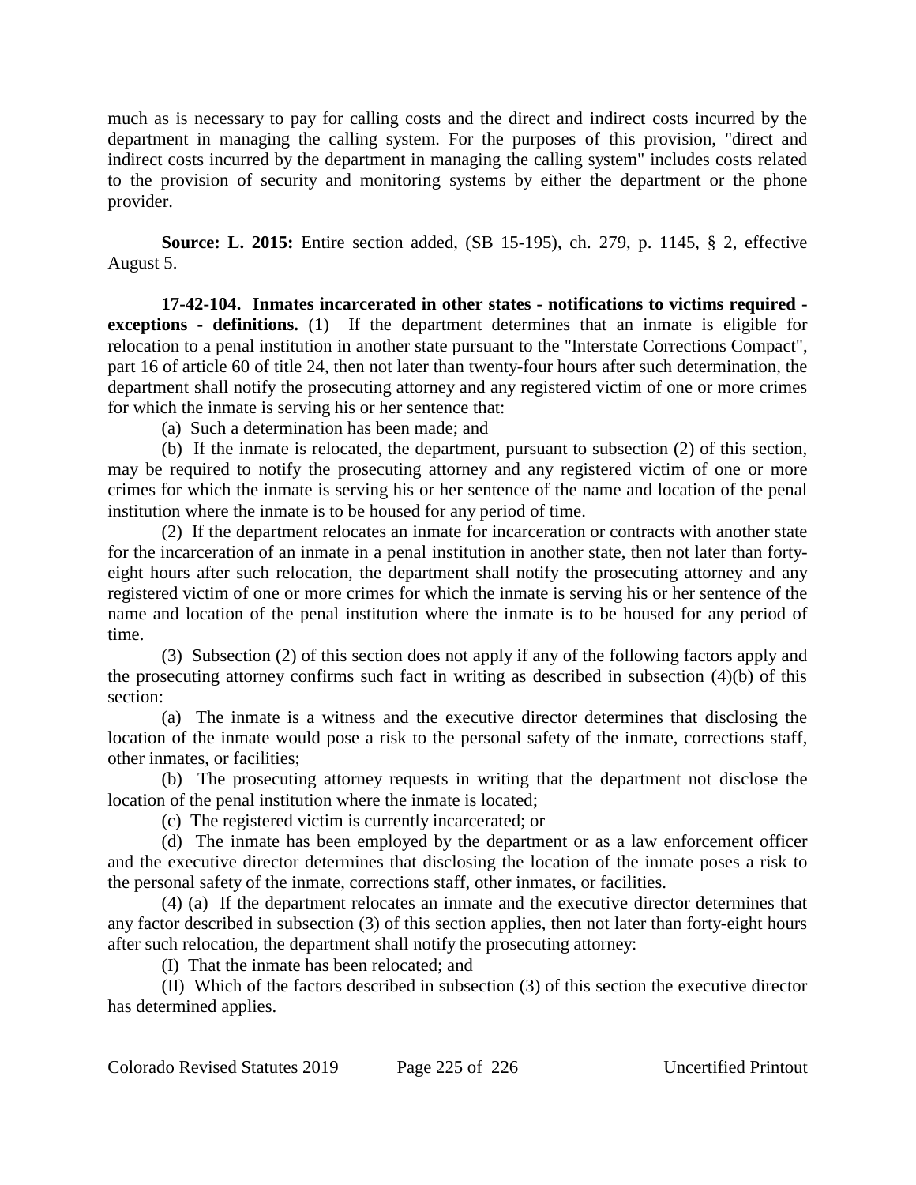much as is necessary to pay for calling costs and the direct and indirect costs incurred by the department in managing the calling system. For the purposes of this provision, "direct and indirect costs incurred by the department in managing the calling system" includes costs related to the provision of security and monitoring systems by either the department or the phone provider.

**Source: L. 2015:** Entire section added, (SB 15-195), ch. 279, p. 1145, § 2, effective August 5.

**17-42-104. Inmates incarcerated in other states - notifications to victims required - exceptions - definitions.** (1) If the department determines that an inmate is eligible for relocation to a penal institution in another state pursuant to the "Interstate Corrections Compact", part 16 of article 60 of title 24, then not later than twenty-four hours after such determination, the department shall notify the prosecuting attorney and any registered victim of one or more crimes for which the inmate is serving his or her sentence that:

(a) Such a determination has been made; and

(b) If the inmate is relocated, the department, pursuant to subsection (2) of this section, may be required to notify the prosecuting attorney and any registered victim of one or more crimes for which the inmate is serving his or her sentence of the name and location of the penal institution where the inmate is to be housed for any period of time.

(2) If the department relocates an inmate for incarceration or contracts with another state for the incarceration of an inmate in a penal institution in another state, then not later than forty-eight hours after such relocation, the department shall notify the prosecuting attorney and any registered victim of one or more crimes for which the inmate is serving his or her sentence of the name and location of the penal institution where the inmate is to be housed for any period of time.

(3) Subsection (2) of this section does not apply if any of the following factors apply and the prosecuting attorney confirms such fact in writing as described in subsection (4)(b) of this section:

(a) The inmate is a witness and the executive director determines that disclosing the location of the inmate would pose a risk to the personal safety of the inmate, corrections staff, other inmates, or facilities;

(b) The prosecuting attorney requests in writing that the department not disclose the location of the penal institution where the inmate is located;

(c) The registered victim is currently incarcerated; or

(d) The inmate has been employed by the department or as a law enforcement officer and the executive director determines that disclosing the location of the inmate poses a risk to the personal safety of the inmate, corrections staff, other inmates, or facilities.

(4) (a) If the department relocates an inmate and the executive director determines that any factor described in subsection (3) of this section applies, then not later than forty-eight hours after such relocation, the department shall notify the prosecuting attorney:

(I) That the inmate has been relocated; and

(II) Which of the factors described in subsection (3) of this section the executive director has determined applies.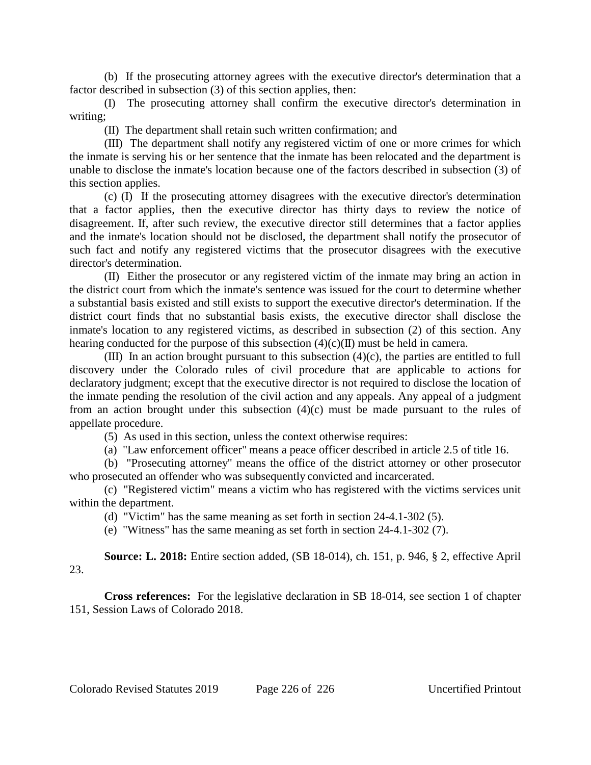(b) If the prosecuting attorney agrees with the executive director's determination that a factor described in subsection (3) of this section applies, then:

(I) The prosecuting attorney shall confirm the executive director's determination in writing;

(II) The department shall retain such written confirmation; and

(III) The department shall notify any registered victim of one or more crimes for which the inmate is serving his or her sentence that the inmate has been relocated and the department is unable to disclose the inmate's location because one of the factors described in subsection (3) of this section applies.

(c) (I) If the prosecuting attorney disagrees with the executive director's determination that a factor applies, then the executive director has thirty days to review the notice of disagreement. If, after such review, the executive director still determines that a factor applies and the inmate's location should not be disclosed, the department shall notify the prosecutor of such fact and notify any registered victims that the prosecutor disagrees with the executive director's determination.

(II) Either the prosecutor or any registered victim of the inmate may bring an action in the district court from which the inmate's sentence was issued for the court to determine whether a substantial basis existed and still exists to support the executive director's determination. If the district court finds that no substantial basis exists, the executive director shall disclose the inmate's location to any registered victims, as described in subsection (2) of this section. Any hearing conducted for the purpose of this subsection (4)(c)(II) must be held in camera.

(III) In an action brought pursuant to this subsection (4)(c), the parties are entitled to full discovery under the Colorado rules of civil procedure that are applicable to actions for declaratory judgment; except that the executive director is not required to disclose the location of the inmate pending the resolution of the civil action and any appeals. Any appeal of a judgment from an action brought under this subsection (4)(c) must be made pursuant to the rules of appellate procedure.

(5) As used in this section, unless the context otherwise requires:

(a) "Law enforcement officer" means a peace officer described in article 2.5 of title 16.

(b) "Prosecuting attorney" means the office of the district attorney or other prosecutor who prosecuted an offender who was subsequently convicted and incarcerated.

(c) "Registered victim" means a victim who has registered with the victims services unit within the department.

(d) "Victim" has the same meaning as set forth in section 24-4.1-302 (5).

(e) "Witness" has the same meaning as set forth in section 24-4.1-302 (7).

**Source: L. 2018:** Entire section added, (SB 18-014), ch. 151, p. 946, § 2, effective April 23.

**Cross references:** For the legislative declaration in SB 18-014, see section 1 of chapter 151, Session Laws of Colorado 2018.